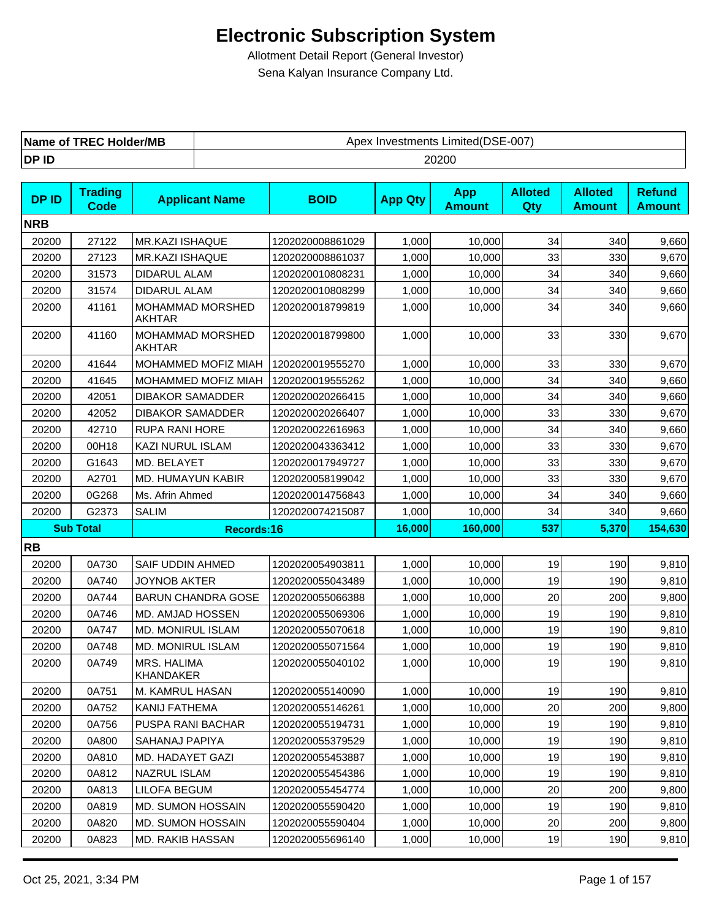# Electronic Subscription System

Allotment Detail Report (General Investor)

Sena Kalyan Insurance Company Ltd.

| Name of TREC Holder/MB | Apex Investments Limited(DSE-007) |
|---|---|
| DP ID | 20200 |

| DP ID | Trading Code | Applicant Name | BOID | App Qty | App Amount | Alloted Qty | Alloted Amount | Refund Amount |
|---|---|---|---|---|---|---|---|---|
| **NRB** | | | | | | | | |
| 20200 | 27122 | MR.KAZI ISHAQUE | 1202020008861029 | 1,000 | 10,000 | 34 | 340 | 9,660 |
| 20200 | 27123 | MR.KAZI ISHAQUE | 1202020008861037 | 1,000 | 10,000 | 33 | 330 | 9,670 |
| 20200 | 31573 | DIDARUL ALAM | 1202020010808231 | 1,000 | 10,000 | 34 | 340 | 9,660 |
| 20200 | 31574 | DIDARUL ALAM | 1202020010808299 | 1,000 | 10,000 | 34 | 340 | 9,660 |
| 20200 | 41161 | MOHAMMAD MORSHED AKHTAR | 1202020018799819 | 1,000 | 10,000 | 34 | 340 | 9,660 |
| 20200 | 41160 | MOHAMMAD MORSHED AKHTAR | 1202020018799800 | 1,000 | 10,000 | 33 | 330 | 9,670 |
| 20200 | 41644 | MOHAMMED MOFIZ MIAH | 1202020019555270 | 1,000 | 10,000 | 33 | 330 | 9,670 |
| 20200 | 41645 | MOHAMMED MOFIZ MIAH | 1202020019555262 | 1,000 | 10,000 | 34 | 340 | 9,660 |
| 20200 | 42051 | DIBAKOR SAMADDER | 1202020020266415 | 1,000 | 10,000 | 34 | 340 | 9,660 |
| 20200 | 42052 | DIBAKOR SAMADDER | 1202020020266407 | 1,000 | 10,000 | 33 | 330 | 9,670 |
| 20200 | 42710 | RUPA RANI HORE | 1202020022616963 | 1,000 | 10,000 | 34 | 340 | 9,660 |
| 20200 | 00H18 | KAZI NURUL ISLAM | 1202020043363412 | 1,000 | 10,000 | 33 | 330 | 9,670 |
| 20200 | G1643 | MD. BELAYET | 1202020017949727 | 1,000 | 10,000 | 33 | 330 | 9,670 |
| 20200 | A2701 | MD. HUMAYUN KABIR | 1202020058199042 | 1,000 | 10,000 | 33 | 330 | 9,670 |
| 20200 | 0G268 | Ms. Afrin Ahmed | 1202020014756843 | 1,000 | 10,000 | 34 | 340 | 9,660 |
| 20200 | G2373 | SALIM | 1202020074215087 | 1,000 | 10,000 | 34 | 340 | 9,660 |
| **Sub Total** | | **Records:16** | | **16,000** | **160,000** | **537** | **5,370** | **154,630** |
| **RB** | | | | | | | | |
| 20200 | 0A730 | SAIF UDDIN AHMED | 1202020054903811 | 1,000 | 10,000 | 19 | 190 | 9,810 |
| 20200 | 0A740 | JOYNOB AKTER | 1202020055043489 | 1,000 | 10,000 | 19 | 190 | 9,810 |
| 20200 | 0A744 | BARUN CHANDRA GOSE | 1202020055066388 | 1,000 | 10,000 | 20 | 200 | 9,800 |
| 20200 | 0A746 | MD. AMJAD HOSSEN | 1202020055069306 | 1,000 | 10,000 | 19 | 190 | 9,810 |
| 20200 | 0A747 | MD. MONIRUL ISLAM | 1202020055070618 | 1,000 | 10,000 | 19 | 190 | 9,810 |
| 20200 | 0A748 | MD. MONIRUL ISLAM | 1202020055071564 | 1,000 | 10,000 | 19 | 190 | 9,810 |
| 20200 | 0A749 | MRS. HALIMA KHANDAKER | 1202020055040102 | 1,000 | 10,000 | 19 | 190 | 9,810 |
| 20200 | 0A751 | M. KAMRUL HASAN | 1202020055140090 | 1,000 | 10,000 | 19 | 190 | 9,810 |
| 20200 | 0A752 | KANIJ FATHEMA | 1202020055146261 | 1,000 | 10,000 | 20 | 200 | 9,800 |
| 20200 | 0A756 | PUSPA RANI BACHAR | 1202020055194731 | 1,000 | 10,000 | 19 | 190 | 9,810 |
| 20200 | 0A800 | SAHANAJ PAPIYA | 1202020055379529 | 1,000 | 10,000 | 19 | 190 | 9,810 |
| 20200 | 0A810 | MD. HADAYET GAZI | 1202020055453887 | 1,000 | 10,000 | 19 | 190 | 9,810 |
| 20200 | 0A812 | NAZRUL ISLAM | 1202020055454386 | 1,000 | 10,000 | 19 | 190 | 9,810 |
| 20200 | 0A813 | LILOFA BEGUM | 1202020055454774 | 1,000 | 10,000 | 20 | 200 | 9,800 |
| 20200 | 0A819 | MD. SUMON HOSSAIN | 1202020055590420 | 1,000 | 10,000 | 19 | 190 | 9,810 |
| 20200 | 0A820 | MD. SUMON HOSSAIN | 1202020055590404 | 1,000 | 10,000 | 20 | 200 | 9,800 |
| 20200 | 0A823 | MD. RAKIB HASSAN | 1202020055696140 | 1,000 | 10,000 | 19 | 190 | 9,810 |

Oct 25, 2021, 3:34 PM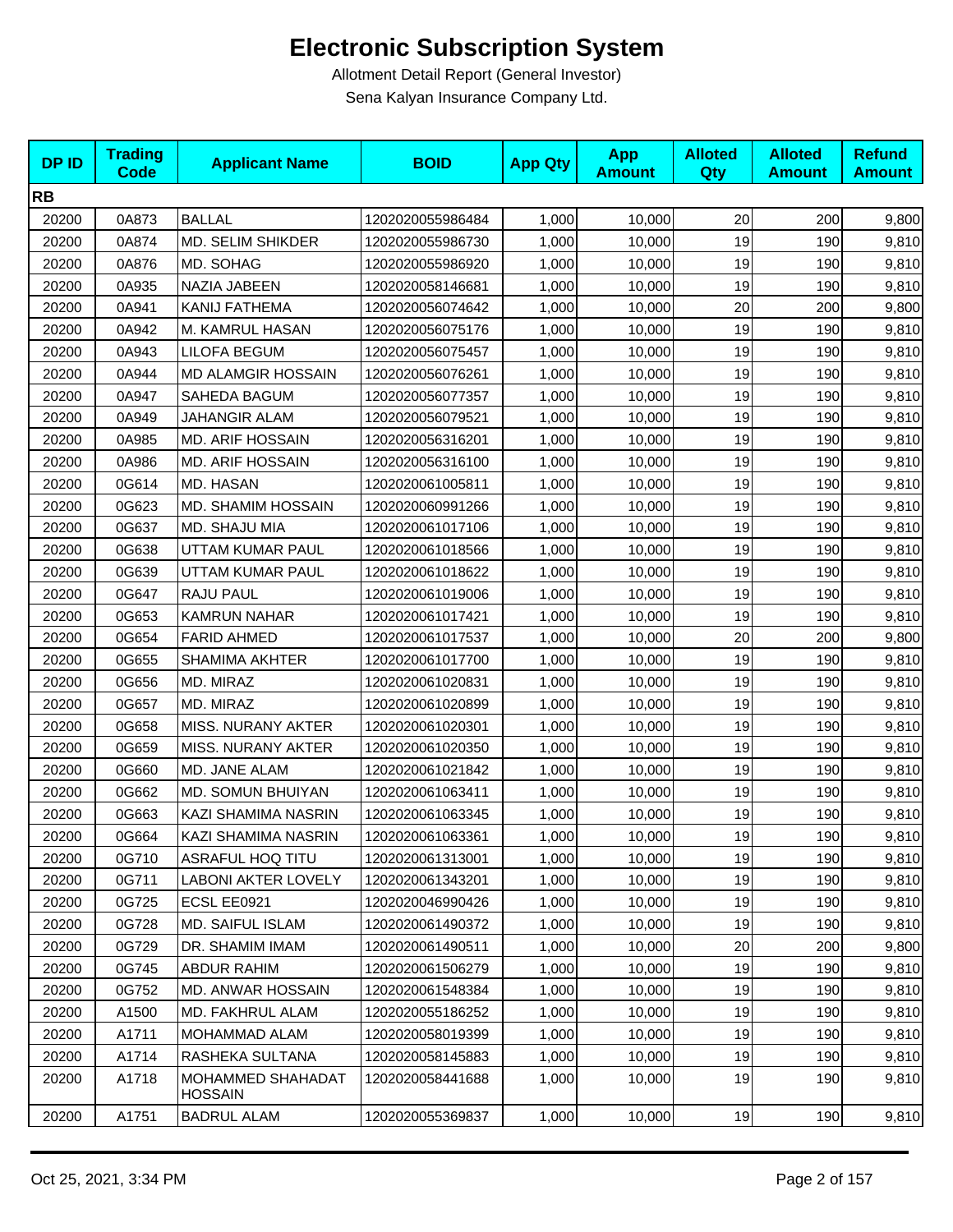# Electronic Subscription System

Allotment Detail Report (General Investor)

Sena Kalyan Insurance Company Ltd.

| DP ID | Trading Code | Applicant Name | BOID | App Qty | App Amount | Alloted Qty | Alloted Amount | Refund Amount |
|---|---|---|---|---|---|---|---|---|
| **RB** | | | | | | | | |
| 20200 | 0A873 | BALLAL | 1202020055986484 | 1,000 | 10,000 | 20 | 200 | 9,800 |
| 20200 | 0A874 | MD. SELIM SHIKDER | 1202020055986730 | 1,000 | 10,000 | 19 | 190 | 9,810 |
| 20200 | 0A876 | MD. SOHAG | 1202020055986920 | 1,000 | 10,000 | 19 | 190 | 9,810 |
| 20200 | 0A935 | NAZIA JABEEN | 1202020058146681 | 1,000 | 10,000 | 19 | 190 | 9,810 |
| 20200 | 0A941 | KANIJ FATHEMA | 1202020056074642 | 1,000 | 10,000 | 20 | 200 | 9,800 |
| 20200 | 0A942 | M. KAMRUL HASAN | 1202020056075176 | 1,000 | 10,000 | 19 | 190 | 9,810 |
| 20200 | 0A943 | LILOFA BEGUM | 1202020056075457 | 1,000 | 10,000 | 19 | 190 | 9,810 |
| 20200 | 0A944 | MD ALAMGIR HOSSAIN | 1202020056076261 | 1,000 | 10,000 | 19 | 190 | 9,810 |
| 20200 | 0A947 | SAHEDA BAGUM | 1202020056077357 | 1,000 | 10,000 | 19 | 190 | 9,810 |
| 20200 | 0A949 | JAHANGIR ALAM | 1202020056079521 | 1,000 | 10,000 | 19 | 190 | 9,810 |
| 20200 | 0A985 | MD. ARIF HOSSAIN | 1202020056316201 | 1,000 | 10,000 | 19 | 190 | 9,810 |
| 20200 | 0A986 | MD. ARIF HOSSAIN | 1202020056316100 | 1,000 | 10,000 | 19 | 190 | 9,810 |
| 20200 | 0G614 | MD. HASAN | 1202020061005811 | 1,000 | 10,000 | 19 | 190 | 9,810 |
| 20200 | 0G623 | MD. SHAMIM HOSSAIN | 1202020060991266 | 1,000 | 10,000 | 19 | 190 | 9,810 |
| 20200 | 0G637 | MD. SHAJU MIA | 1202020061017106 | 1,000 | 10,000 | 19 | 190 | 9,810 |
| 20200 | 0G638 | UTTAM KUMAR PAUL | 1202020061018566 | 1,000 | 10,000 | 19 | 190 | 9,810 |
| 20200 | 0G639 | UTTAM KUMAR PAUL | 1202020061018622 | 1,000 | 10,000 | 19 | 190 | 9,810 |
| 20200 | 0G647 | RAJU PAUL | 1202020061019006 | 1,000 | 10,000 | 19 | 190 | 9,810 |
| 20200 | 0G653 | KAMRUN NAHAR | 1202020061017421 | 1,000 | 10,000 | 19 | 190 | 9,810 |
| 20200 | 0G654 | FARID AHMED | 1202020061017537 | 1,000 | 10,000 | 20 | 200 | 9,800 |
| 20200 | 0G655 | SHAMIMA AKHTER | 1202020061017700 | 1,000 | 10,000 | 19 | 190 | 9,810 |
| 20200 | 0G656 | MD. MIRAZ | 1202020061020831 | 1,000 | 10,000 | 19 | 190 | 9,810 |
| 20200 | 0G657 | MD. MIRAZ | 1202020061020899 | 1,000 | 10,000 | 19 | 190 | 9,810 |
| 20200 | 0G658 | MISS. NURANY AKTER | 1202020061020301 | 1,000 | 10,000 | 19 | 190 | 9,810 |
| 20200 | 0G659 | MISS. NURANY AKTER | 1202020061020350 | 1,000 | 10,000 | 19 | 190 | 9,810 |
| 20200 | 0G660 | MD. JANE ALAM | 1202020061021842 | 1,000 | 10,000 | 19 | 190 | 9,810 |
| 20200 | 0G662 | MD. SOMUN BHUIYAN | 1202020061063411 | 1,000 | 10,000 | 19 | 190 | 9,810 |
| 20200 | 0G663 | KAZI SHAMIMA NASRIN | 1202020061063345 | 1,000 | 10,000 | 19 | 190 | 9,810 |
| 20200 | 0G664 | KAZI SHAMIMA NASRIN | 1202020061063361 | 1,000 | 10,000 | 19 | 190 | 9,810 |
| 20200 | 0G710 | ASRAFUL HOQ TITU | 1202020061313001 | 1,000 | 10,000 | 19 | 190 | 9,810 |
| 20200 | 0G711 | LABONI AKTER LOVELY | 1202020061343201 | 1,000 | 10,000 | 19 | 190 | 9,810 |
| 20200 | 0G725 | ECSL EE0921 | 1202020046990426 | 1,000 | 10,000 | 19 | 190 | 9,810 |
| 20200 | 0G728 | MD. SAIFUL ISLAM | 1202020061490372 | 1,000 | 10,000 | 19 | 190 | 9,810 |
| 20200 | 0G729 | DR. SHAMIM IMAM | 1202020061490511 | 1,000 | 10,000 | 20 | 200 | 9,800 |
| 20200 | 0G745 | ABDUR RAHIM | 1202020061506279 | 1,000 | 10,000 | 19 | 190 | 9,810 |
| 20200 | 0G752 | MD. ANWAR HOSSAIN | 1202020061548384 | 1,000 | 10,000 | 19 | 190 | 9,810 |
| 20200 | A1500 | MD. FAKHRUL ALAM | 1202020055186252 | 1,000 | 10,000 | 19 | 190 | 9,810 |
| 20200 | A1711 | MOHAMMAD ALAM | 1202020058019399 | 1,000 | 10,000 | 19 | 190 | 9,810 |
| 20200 | A1714 | RASHEKA SULTANA | 1202020058145883 | 1,000 | 10,000 | 19 | 190 | 9,810 |
| 20200 | A1718 | MOHAMMED SHAHADAT HOSSAIN | 1202020058441688 | 1,000 | 10,000 | 19 | 190 | 9,810 |
| 20200 | A1751 | BADRUL ALAM | 1202020055369837 | 1,000 | 10,000 | 19 | 190 | 9,810 |

Oct 25, 2021, 3:34 PM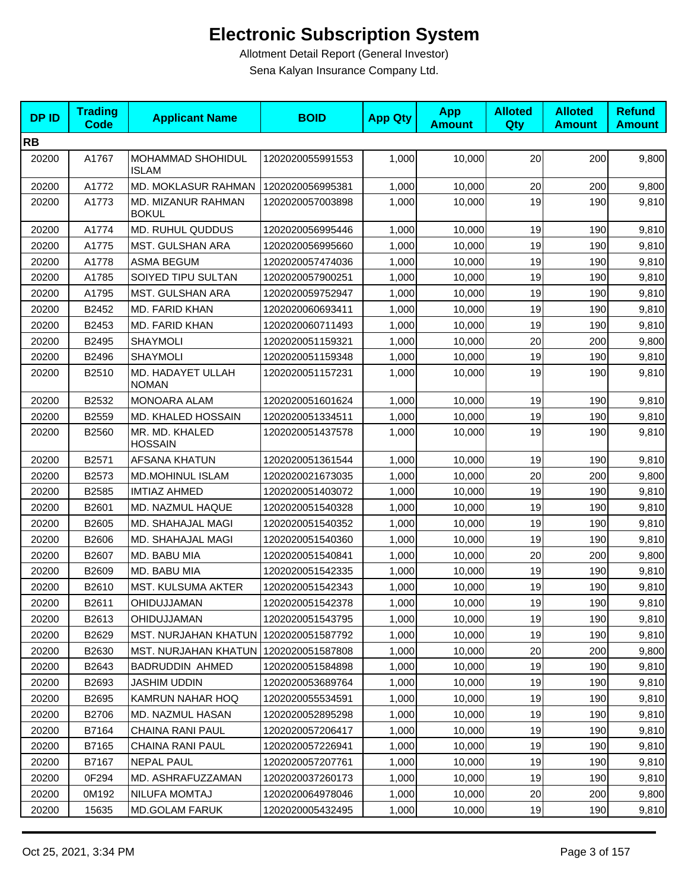# Electronic Subscription System

Allotment Detail Report (General Investor)

Sena Kalyan Insurance Company Ltd.

| DP ID | Trading Code | Applicant Name | BOID | App Qty | App Amount | Alloted Qty | Alloted Amount | Refund Amount |
|---|---|---|---|---|---|---|---|---|
| **RB** | | | | | | | | |
| 20200 | A1767 | MOHAMMAD SHOHIDUL ISLAM | 1202020055991553 | 1,000 | 10,000 | 20 | 200 | 9,800 |
| 20200 | A1772 | MD. MOKLASUR RAHMAN | 1202020056995381 | 1,000 | 10,000 | 20 | 200 | 9,800 |
| 20200 | A1773 | MD. MIZANUR RAHMAN BOKUL | 1202020057003898 | 1,000 | 10,000 | 19 | 190 | 9,810 |
| 20200 | A1774 | MD. RUHUL QUDDUS | 1202020056995446 | 1,000 | 10,000 | 19 | 190 | 9,810 |
| 20200 | A1775 | MST. GULSHAN ARA | 1202020056995660 | 1,000 | 10,000 | 19 | 190 | 9,810 |
| 20200 | A1778 | ASMA BEGUM | 1202020057474036 | 1,000 | 10,000 | 19 | 190 | 9,810 |
| 20200 | A1785 | SOIYED TIPU SULTAN | 1202020057900251 | 1,000 | 10,000 | 19 | 190 | 9,810 |
| 20200 | A1795 | MST. GULSHAN ARA | 1202020059752947 | 1,000 | 10,000 | 19 | 190 | 9,810 |
| 20200 | B2452 | MD. FARID KHAN | 1202020060693411 | 1,000 | 10,000 | 19 | 190 | 9,810 |
| 20200 | B2453 | MD. FARID KHAN | 1202020060711493 | 1,000 | 10,000 | 19 | 190 | 9,810 |
| 20200 | B2495 | SHAYMOLI | 1202020051159321 | 1,000 | 10,000 | 20 | 200 | 9,800 |
| 20200 | B2496 | SHAYMOLI | 1202020051159348 | 1,000 | 10,000 | 19 | 190 | 9,810 |
| 20200 | B2510 | MD. HADAYET ULLAH NOMAN | 1202020051157231 | 1,000 | 10,000 | 19 | 190 | 9,810 |
| 20200 | B2532 | MONOARA ALAM | 1202020051601624 | 1,000 | 10,000 | 19 | 190 | 9,810 |
| 20200 | B2559 | MD. KHALED HOSSAIN | 1202020051334511 | 1,000 | 10,000 | 19 | 190 | 9,810 |
| 20200 | B2560 | MR. MD. KHALED HOSSAIN | 1202020051437578 | 1,000 | 10,000 | 19 | 190 | 9,810 |
| 20200 | B2571 | AFSANA KHATUN | 1202020051361544 | 1,000 | 10,000 | 19 | 190 | 9,810 |
| 20200 | B2573 | MD.MOHINUL ISLAM | 1202020021673035 | 1,000 | 10,000 | 20 | 200 | 9,800 |
| 20200 | B2585 | IMTIAZ AHMED | 1202020051403072 | 1,000 | 10,000 | 19 | 190 | 9,810 |
| 20200 | B2601 | MD. NAZMUL HAQUE | 1202020051540328 | 1,000 | 10,000 | 19 | 190 | 9,810 |
| 20200 | B2605 | MD. SHAHAJAL MAGI | 1202020051540352 | 1,000 | 10,000 | 19 | 190 | 9,810 |
| 20200 | B2606 | MD. SHAHAJAL MAGI | 1202020051540360 | 1,000 | 10,000 | 19 | 190 | 9,810 |
| 20200 | B2607 | MD. BABU MIA | 1202020051540841 | 1,000 | 10,000 | 20 | 200 | 9,800 |
| 20200 | B2609 | MD. BABU MIA | 1202020051542335 | 1,000 | 10,000 | 19 | 190 | 9,810 |
| 20200 | B2610 | MST. KULSUMA AKTER | 1202020051542343 | 1,000 | 10,000 | 19 | 190 | 9,810 |
| 20200 | B2611 | OHIDUJJAMAN | 1202020051542378 | 1,000 | 10,000 | 19 | 190 | 9,810 |
| 20200 | B2613 | OHIDUJJAMAN | 1202020051543795 | 1,000 | 10,000 | 19 | 190 | 9,810 |
| 20200 | B2629 | MST. NURJAHAN KHATUN | 1202020051587792 | 1,000 | 10,000 | 19 | 190 | 9,810 |
| 20200 | B2630 | MST. NURJAHAN KHATUN | 1202020051587808 | 1,000 | 10,000 | 20 | 200 | 9,800 |
| 20200 | B2643 | BADRUDDIN AHMED | 1202020051584898 | 1,000 | 10,000 | 19 | 190 | 9,810 |
| 20200 | B2693 | JASHIM UDDIN | 1202020053689764 | 1,000 | 10,000 | 19 | 190 | 9,810 |
| 20200 | B2695 | KAMRUN NAHAR HOQ | 1202020055534591 | 1,000 | 10,000 | 19 | 190 | 9,810 |
| 20200 | B2706 | MD. NAZMUL HASAN | 1202020052895298 | 1,000 | 10,000 | 19 | 190 | 9,810 |
| 20200 | B7164 | CHAINA RANI PAUL | 1202020057206417 | 1,000 | 10,000 | 19 | 190 | 9,810 |
| 20200 | B7165 | CHAINA RANI PAUL | 1202020057226941 | 1,000 | 10,000 | 19 | 190 | 9,810 |
| 20200 | B7167 | NEPAL PAUL | 1202020057207761 | 1,000 | 10,000 | 19 | 190 | 9,810 |
| 20200 | 0F294 | MD. ASHRAFUZZAMAN | 1202020037260173 | 1,000 | 10,000 | 19 | 190 | 9,810 |
| 20200 | 0M192 | NILUFA MOMTAJ | 1202020064978046 | 1,000 | 10,000 | 20 | 200 | 9,800 |
| 20200 | 15635 | MD.GOLAM FARUK | 1202020005432495 | 1,000 | 10,000 | 19 | 190 | 9,810 |

Oct 25, 2021, 3:34 PM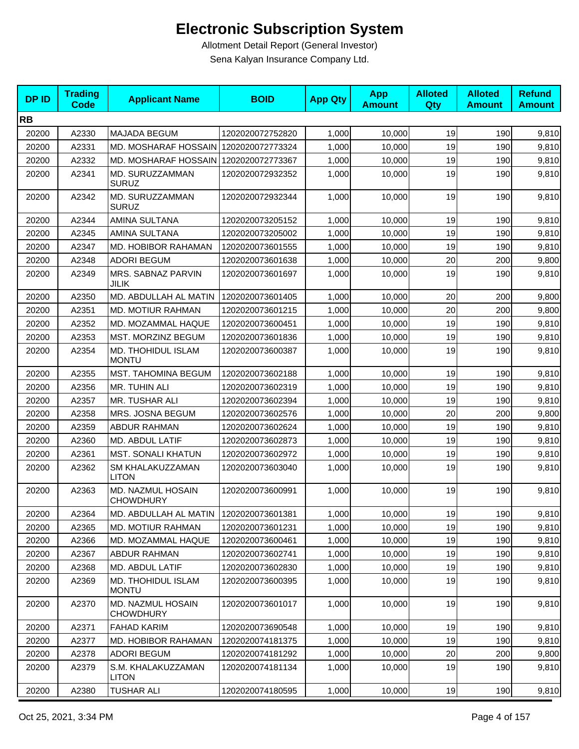# Electronic Subscription System

Allotment Detail Report (General Investor)

Sena Kalyan Insurance Company Ltd.

| DP ID | Trading Code | Applicant Name | BOID | App Qty | App Amount | Alloted Qty | Alloted Amount | Refund Amount |
|---|---|---|---|---|---|---|---|---|
| **RB** | | | | | | | | |
| 20200 | A2330 | MAJADA BEGUM | 1202020072752820 | 1,000 | 10,000 | 19 | 190 | 9,810 |
| 20200 | A2331 | MD. MOSHARAF HOSSAIN | 1202020072773324 | 1,000 | 10,000 | 19 | 190 | 9,810 |
| 20200 | A2332 | MD. MOSHARAF HOSSAIN | 1202020072773367 | 1,000 | 10,000 | 19 | 190 | 9,810 |
| 20200 | A2341 | MD. SURUZZAMMAN SURUZ | 1202020072932352 | 1,000 | 10,000 | 19 | 190 | 9,810 |
| 20200 | A2342 | MD. SURUZZAMMAN SURUZ | 1202020072932344 | 1,000 | 10,000 | 19 | 190 | 9,810 |
| 20200 | A2344 | AMINA SULTANA | 1202020073205152 | 1,000 | 10,000 | 19 | 190 | 9,810 |
| 20200 | A2345 | AMINA SULTANA | 1202020073205002 | 1,000 | 10,000 | 19 | 190 | 9,810 |
| 20200 | A2347 | MD. HOBIBOR RAHAMAN | 1202020073601555 | 1,000 | 10,000 | 19 | 190 | 9,810 |
| 20200 | A2348 | ADORI BEGUM | 1202020073601638 | 1,000 | 10,000 | 20 | 200 | 9,800 |
| 20200 | A2349 | MRS. SABNAZ PARVIN JILIK | 1202020073601697 | 1,000 | 10,000 | 19 | 190 | 9,810 |
| 20200 | A2350 | MD. ABDULLAH AL MATIN | 1202020073601405 | 1,000 | 10,000 | 20 | 200 | 9,800 |
| 20200 | A2351 | MD. MOTIUR RAHMAN | 1202020073601215 | 1,000 | 10,000 | 20 | 200 | 9,800 |
| 20200 | A2352 | MD. MOZAMMAL HAQUE | 1202020073600451 | 1,000 | 10,000 | 19 | 190 | 9,810 |
| 20200 | A2353 | MST. MORZINZ BEGUM | 1202020073601836 | 1,000 | 10,000 | 19 | 190 | 9,810 |
| 20200 | A2354 | MD. THOHIDUL ISLAM MONTU | 1202020073600387 | 1,000 | 10,000 | 19 | 190 | 9,810 |
| 20200 | A2355 | MST. TAHOMINA BEGUM | 1202020073602188 | 1,000 | 10,000 | 19 | 190 | 9,810 |
| 20200 | A2356 | MR. TUHIN ALI | 1202020073602319 | 1,000 | 10,000 | 19 | 190 | 9,810 |
| 20200 | A2357 | MR. TUSHAR ALI | 1202020073602394 | 1,000 | 10,000 | 19 | 190 | 9,810 |
| 20200 | A2358 | MRS. JOSNA BEGUM | 1202020073602576 | 1,000 | 10,000 | 20 | 200 | 9,800 |
| 20200 | A2359 | ABDUR RAHMAN | 1202020073602624 | 1,000 | 10,000 | 19 | 190 | 9,810 |
| 20200 | A2360 | MD. ABDUL LATIF | 1202020073602873 | 1,000 | 10,000 | 19 | 190 | 9,810 |
| 20200 | A2361 | MST. SONALI KHATUN | 1202020073602972 | 1,000 | 10,000 | 19 | 190 | 9,810 |
| 20200 | A2362 | SM KHALAKUZZAMAN LITON | 1202020073603040 | 1,000 | 10,000 | 19 | 190 | 9,810 |
| 20200 | A2363 | MD. NAZMUL HOSAIN CHOWDHURY | 1202020073600991 | 1,000 | 10,000 | 19 | 190 | 9,810 |
| 20200 | A2364 | MD. ABDULLAH AL MATIN | 1202020073601381 | 1,000 | 10,000 | 19 | 190 | 9,810 |
| 20200 | A2365 | MD. MOTIUR RAHMAN | 1202020073601231 | 1,000 | 10,000 | 19 | 190 | 9,810 |
| 20200 | A2366 | MD. MOZAMMAL HAQUE | 1202020073600461 | 1,000 | 10,000 | 19 | 190 | 9,810 |
| 20200 | A2367 | ABDUR RAHMAN | 1202020073602741 | 1,000 | 10,000 | 19 | 190 | 9,810 |
| 20200 | A2368 | MD. ABDUL LATIF | 1202020073602830 | 1,000 | 10,000 | 19 | 190 | 9,810 |
| 20200 | A2369 | MD. THOHIDUL ISLAM MONTU | 1202020073600395 | 1,000 | 10,000 | 19 | 190 | 9,810 |
| 20200 | A2370 | MD. NAZMUL HOSAIN CHOWDHURY | 1202020073601017 | 1,000 | 10,000 | 19 | 190 | 9,810 |
| 20200 | A2371 | FAHAD KARIM | 1202020073690548 | 1,000 | 10,000 | 19 | 190 | 9,810 |
| 20200 | A2377 | MD. HOBIBOR RAHAMAN | 1202020074181375 | 1,000 | 10,000 | 19 | 190 | 9,810 |
| 20200 | A2378 | ADORI BEGUM | 1202020074181292 | 1,000 | 10,000 | 20 | 200 | 9,800 |
| 20200 | A2379 | S.M. KHALAKUZZAMAN LITON | 1202020074181134 | 1,000 | 10,000 | 19 | 190 | 9,810 |
| 20200 | A2380 | TUSHAR ALI | 1202020074180595 | 1,000 | 10,000 | 19 | 190 | 9,810 |

Oct 25, 2021, 3:34 PM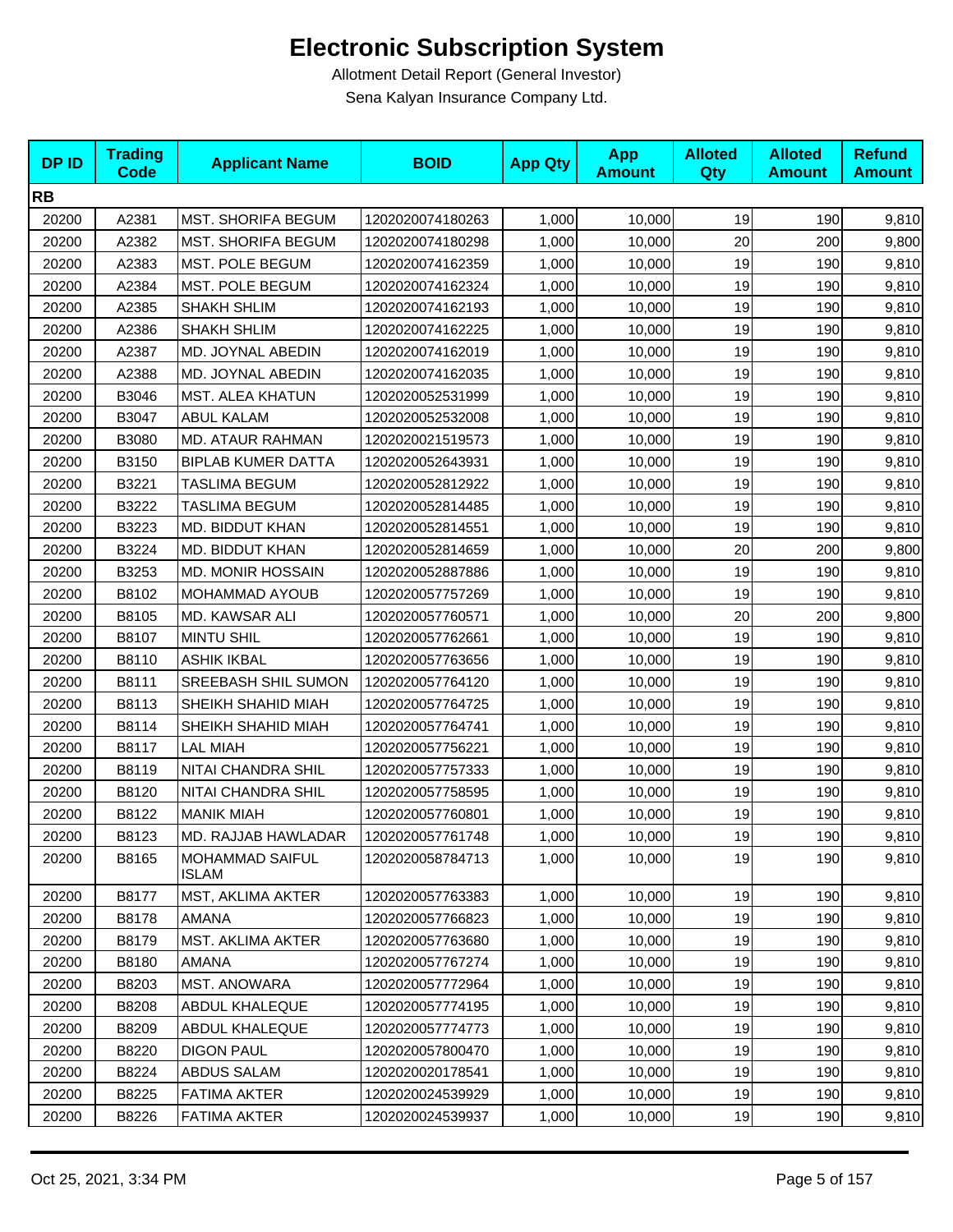# Electronic Subscription System

Allotment Detail Report (General Investor)

Sena Kalyan Insurance Company Ltd.

| DP ID | Trading Code | Applicant Name | BOID | App Qty | App Amount | Alloted Qty | Alloted Amount | Refund Amount |
|---|---|---|---|---|---|---|---|---|
| **RB** | | | | | | | | |
| 20200 | A2381 | MST. SHORIFA BEGUM | 1202020074180263 | 1,000 | 10,000 | 19 | 190 | 9,810 |
| 20200 | A2382 | MST. SHORIFA BEGUM | 1202020074180298 | 1,000 | 10,000 | 20 | 200 | 9,800 |
| 20200 | A2383 | MST. POLE BEGUM | 1202020074162359 | 1,000 | 10,000 | 19 | 190 | 9,810 |
| 20200 | A2384 | MST. POLE BEGUM | 1202020074162324 | 1,000 | 10,000 | 19 | 190 | 9,810 |
| 20200 | A2385 | SHAKH SHLIM | 1202020074162193 | 1,000 | 10,000 | 19 | 190 | 9,810 |
| 20200 | A2386 | SHAKH SHLIM | 1202020074162225 | 1,000 | 10,000 | 19 | 190 | 9,810 |
| 20200 | A2387 | MD. JOYNAL ABEDIN | 1202020074162019 | 1,000 | 10,000 | 19 | 190 | 9,810 |
| 20200 | A2388 | MD. JOYNAL ABEDIN | 1202020074162035 | 1,000 | 10,000 | 19 | 190 | 9,810 |
| 20200 | B3046 | MST. ALEA KHATUN | 1202020052531999 | 1,000 | 10,000 | 19 | 190 | 9,810 |
| 20200 | B3047 | ABUL KALAM | 1202020052532008 | 1,000 | 10,000 | 19 | 190 | 9,810 |
| 20200 | B3080 | MD. ATAUR RAHMAN | 1202020021519573 | 1,000 | 10,000 | 19 | 190 | 9,810 |
| 20200 | B3150 | BIPLAB KUMER DATTA | 1202020052643931 | 1,000 | 10,000 | 19 | 190 | 9,810 |
| 20200 | B3221 | TASLIMA BEGUM | 1202020052812922 | 1,000 | 10,000 | 19 | 190 | 9,810 |
| 20200 | B3222 | TASLIMA BEGUM | 1202020052814485 | 1,000 | 10,000 | 19 | 190 | 9,810 |
| 20200 | B3223 | MD. BIDDUT KHAN | 1202020052814551 | 1,000 | 10,000 | 19 | 190 | 9,810 |
| 20200 | B3224 | MD. BIDDUT KHAN | 1202020052814659 | 1,000 | 10,000 | 20 | 200 | 9,800 |
| 20200 | B3253 | MD. MONIR HOSSAIN | 1202020052887886 | 1,000 | 10,000 | 19 | 190 | 9,810 |
| 20200 | B8102 | MOHAMMAD AYOUB | 1202020057757269 | 1,000 | 10,000 | 19 | 190 | 9,810 |
| 20200 | B8105 | MD. KAWSAR ALI | 1202020057760571 | 1,000 | 10,000 | 20 | 200 | 9,800 |
| 20200 | B8107 | MINTU SHIL | 1202020057762661 | 1,000 | 10,000 | 19 | 190 | 9,810 |
| 20200 | B8110 | ASHIK IKBAL | 1202020057763656 | 1,000 | 10,000 | 19 | 190 | 9,810 |
| 20200 | B8111 | SREEBASH SHIL SUMON | 1202020057764120 | 1,000 | 10,000 | 19 | 190 | 9,810 |
| 20200 | B8113 | SHEIKH SHAHID MIAH | 1202020057764725 | 1,000 | 10,000 | 19 | 190 | 9,810 |
| 20200 | B8114 | SHEIKH SHAHID MIAH | 1202020057764741 | 1,000 | 10,000 | 19 | 190 | 9,810 |
| 20200 | B8117 | LAL MIAH | 1202020057756221 | 1,000 | 10,000 | 19 | 190 | 9,810 |
| 20200 | B8119 | NITAI CHANDRA SHIL | 1202020057757333 | 1,000 | 10,000 | 19 | 190 | 9,810 |
| 20200 | B8120 | NITAI CHANDRA SHIL | 1202020057758595 | 1,000 | 10,000 | 19 | 190 | 9,810 |
| 20200 | B8122 | MANIK MIAH | 1202020057760801 | 1,000 | 10,000 | 19 | 190 | 9,810 |
| 20200 | B8123 | MD. RAJJAB HAWLADAR | 1202020057761748 | 1,000 | 10,000 | 19 | 190 | 9,810 |
| 20200 | B8165 | MOHAMMAD SAIFUL ISLAM | 1202020058784713 | 1,000 | 10,000 | 19 | 190 | 9,810 |
| 20200 | B8177 | MST, AKLIMA AKTER | 1202020057763383 | 1,000 | 10,000 | 19 | 190 | 9,810 |
| 20200 | B8178 | AMANA | 1202020057766823 | 1,000 | 10,000 | 19 | 190 | 9,810 |
| 20200 | B8179 | MST. AKLIMA AKTER | 1202020057763680 | 1,000 | 10,000 | 19 | 190 | 9,810 |
| 20200 | B8180 | AMANA | 1202020057767274 | 1,000 | 10,000 | 19 | 190 | 9,810 |
| 20200 | B8203 | MST. ANOWARA | 1202020057772964 | 1,000 | 10,000 | 19 | 190 | 9,810 |
| 20200 | B8208 | ABDUL KHALEQUE | 1202020057774195 | 1,000 | 10,000 | 19 | 190 | 9,810 |
| 20200 | B8209 | ABDUL KHALEQUE | 1202020057774773 | 1,000 | 10,000 | 19 | 190 | 9,810 |
| 20200 | B8220 | DIGON PAUL | 1202020057800470 | 1,000 | 10,000 | 19 | 190 | 9,810 |
| 20200 | B8224 | ABDUS SALAM | 1202020020178541 | 1,000 | 10,000 | 19 | 190 | 9,810 |
| 20200 | B8225 | FATIMA AKTER | 1202020024539929 | 1,000 | 10,000 | 19 | 190 | 9,810 |
| 20200 | B8226 | FATIMA AKTER | 1202020024539937 | 1,000 | 10,000 | 19 | 190 | 9,810 |

Oct 25, 2021, 3:34 PM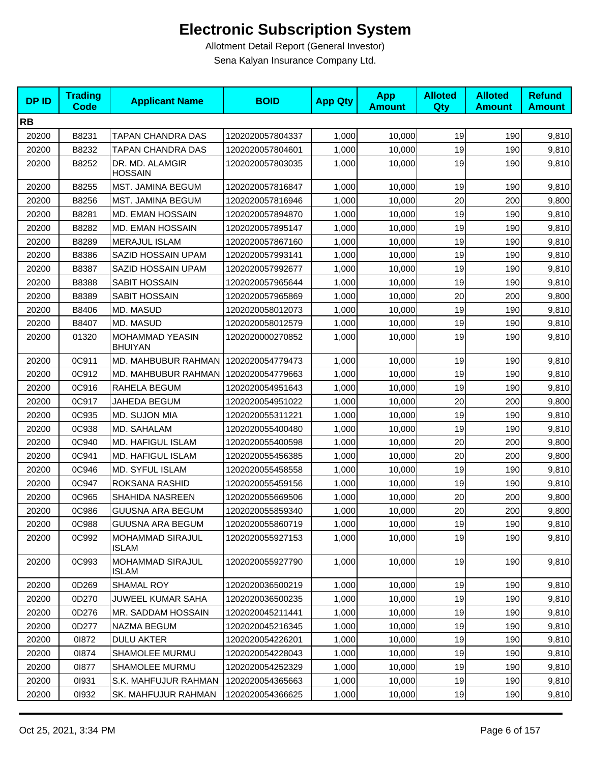# Electronic Subscription System

Allotment Detail Report (General Investor)

Sena Kalyan Insurance Company Ltd.

| DP ID | Trading Code | Applicant Name | BOID | App Qty | App Amount | Alloted Qty | Alloted Amount | Refund Amount |
|---|---|---|---|---|---|---|---|---|
| **RB** | | | | | | | | |
| 20200 | B8231 | TAPAN CHANDRA DAS | 1202020057804337 | 1,000 | 10,000 | 19 | 190 | 9,810 |
| 20200 | B8232 | TAPAN CHANDRA DAS | 1202020057804601 | 1,000 | 10,000 | 19 | 190 | 9,810 |
| 20200 | B8252 | DR. MD. ALAMGIR HOSSAIN | 1202020057803035 | 1,000 | 10,000 | 19 | 190 | 9,810 |
| 20200 | B8255 | MST. JAMINA BEGUM | 1202020057816847 | 1,000 | 10,000 | 19 | 190 | 9,810 |
| 20200 | B8256 | MST. JAMINA BEGUM | 1202020057816946 | 1,000 | 10,000 | 20 | 200 | 9,800 |
| 20200 | B8281 | MD. EMAN HOSSAIN | 1202020057894870 | 1,000 | 10,000 | 19 | 190 | 9,810 |
| 20200 | B8282 | MD. EMAN HOSSAIN | 1202020057895147 | 1,000 | 10,000 | 19 | 190 | 9,810 |
| 20200 | B8289 | MERAJUL ISLAM | 1202020057867160 | 1,000 | 10,000 | 19 | 190 | 9,810 |
| 20200 | B8386 | SAZID HOSSAIN UPAM | 1202020057993141 | 1,000 | 10,000 | 19 | 190 | 9,810 |
| 20200 | B8387 | SAZID HOSSAIN UPAM | 1202020057992677 | 1,000 | 10,000 | 19 | 190 | 9,810 |
| 20200 | B8388 | SABIT HOSSAIN | 1202020057965644 | 1,000 | 10,000 | 19 | 190 | 9,810 |
| 20200 | B8389 | SABIT HOSSAIN | 1202020057965869 | 1,000 | 10,000 | 20 | 200 | 9,800 |
| 20200 | B8406 | MD. MASUD | 1202020058012073 | 1,000 | 10,000 | 19 | 190 | 9,810 |
| 20200 | B8407 | MD. MASUD | 1202020058012579 | 1,000 | 10,000 | 19 | 190 | 9,810 |
| 20200 | 01320 | MOHAMMAD YEASIN BHUIYAN | 1202020000270852 | 1,000 | 10,000 | 19 | 190 | 9,810 |
| 20200 | 0C911 | MD. MAHBUBUR RAHMAN | 1202020054779473 | 1,000 | 10,000 | 19 | 190 | 9,810 |
| 20200 | 0C912 | MD. MAHBUBUR RAHMAN | 1202020054779663 | 1,000 | 10,000 | 19 | 190 | 9,810 |
| 20200 | 0C916 | RAHELA BEGUM | 1202020054951643 | 1,000 | 10,000 | 19 | 190 | 9,810 |
| 20200 | 0C917 | JAHEDA BEGUM | 1202020054951022 | 1,000 | 10,000 | 20 | 200 | 9,800 |
| 20200 | 0C935 | MD. SUJON MIA | 1202020055311221 | 1,000 | 10,000 | 19 | 190 | 9,810 |
| 20200 | 0C938 | MD. SAHALAM | 1202020055400480 | 1,000 | 10,000 | 19 | 190 | 9,810 |
| 20200 | 0C940 | MD. HAFIGUL ISLAM | 1202020055400598 | 1,000 | 10,000 | 20 | 200 | 9,800 |
| 20200 | 0C941 | MD. HAFIGUL ISLAM | 1202020055456385 | 1,000 | 10,000 | 20 | 200 | 9,800 |
| 20200 | 0C946 | MD. SYFUL ISLAM | 1202020055458558 | 1,000 | 10,000 | 19 | 190 | 9,810 |
| 20200 | 0C947 | ROKSANA RASHID | 1202020055459156 | 1,000 | 10,000 | 19 | 190 | 9,810 |
| 20200 | 0C965 | SHAHIDA NASREEN | 1202020055669506 | 1,000 | 10,000 | 20 | 200 | 9,800 |
| 20200 | 0C986 | GUUSNA ARA BEGUM | 1202020055859340 | 1,000 | 10,000 | 20 | 200 | 9,800 |
| 20200 | 0C988 | GUUSNA ARA BEGUM | 1202020055860719 | 1,000 | 10,000 | 19 | 190 | 9,810 |
| 20200 | 0C992 | MOHAMMAD SIRAJUL ISLAM | 1202020055927153 | 1,000 | 10,000 | 19 | 190 | 9,810 |
| 20200 | 0C993 | MOHAMMAD SIRAJUL ISLAM | 1202020055927790 | 1,000 | 10,000 | 19 | 190 | 9,810 |
| 20200 | 0D269 | SHAMAL ROY | 1202020036500219 | 1,000 | 10,000 | 19 | 190 | 9,810 |
| 20200 | 0D270 | JUWEEL KUMAR SAHA | 1202020036500235 | 1,000 | 10,000 | 19 | 190 | 9,810 |
| 20200 | 0D276 | MR. SADDAM HOSSAIN | 1202020045211441 | 1,000 | 10,000 | 19 | 190 | 9,810 |
| 20200 | 0D277 | NAZMA BEGUM | 1202020045216345 | 1,000 | 10,000 | 19 | 190 | 9,810 |
| 20200 | 0I872 | DULU AKTER | 1202020054226201 | 1,000 | 10,000 | 19 | 190 | 9,810 |
| 20200 | 0I874 | SHAMOLEE MURMU | 1202020054228043 | 1,000 | 10,000 | 19 | 190 | 9,810 |
| 20200 | 0I877 | SHAMOLEE MURMU | 1202020054252329 | 1,000 | 10,000 | 19 | 190 | 9,810 |
| 20200 | 0I931 | S.K. MAHFUJUR RAHMAN | 1202020054365663 | 1,000 | 10,000 | 19 | 190 | 9,810 |
| 20200 | 0I932 | SK. MAHFUJUR RAHMAN | 1202020054366625 | 1,000 | 10,000 | 19 | 190 | 9,810 |

Oct 25, 2021, 3:34 PM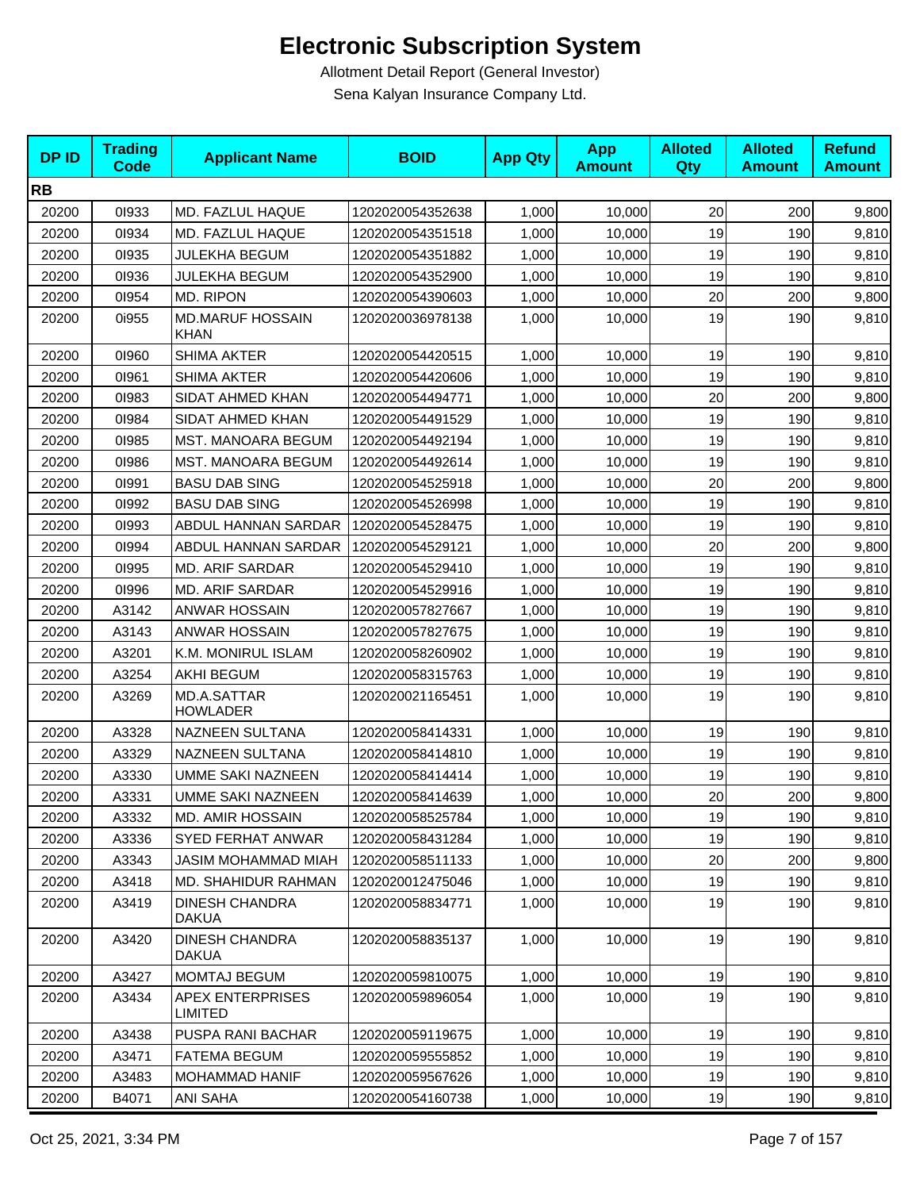# Electronic Subscription System

Allotment Detail Report (General Investor)

Sena Kalyan Insurance Company Ltd.

| DP ID | Trading Code | Applicant Name | BOID | App Qty | App Amount | Alloted Qty | Alloted Amount | Refund Amount |
|---|---|---|---|---|---|---|---|---|
| **RB** | | | | | | | | |
| 20200 | 0I933 | MD. FAZLUL HAQUE | 1202020054352638 | 1,000 | 10,000 | 20 | 200 | 9,800 |
| 20200 | 0I934 | MD. FAZLUL HAQUE | 1202020054351518 | 1,000 | 10,000 | 19 | 190 | 9,810 |
| 20200 | 0I935 | JULEKHA BEGUM | 1202020054351882 | 1,000 | 10,000 | 19 | 190 | 9,810 |
| 20200 | 0I936 | JULEKHA BEGUM | 1202020054352900 | 1,000 | 10,000 | 19 | 190 | 9,810 |
| 20200 | 0I954 | MD. RIPON | 1202020054390603 | 1,000 | 10,000 | 20 | 200 | 9,800 |
| 20200 | 0i955 | MD.MARUF HOSSAIN KHAN | 1202020036978138 | 1,000 | 10,000 | 19 | 190 | 9,810 |
| 20200 | 0I960 | SHIMA AKTER | 1202020054420515 | 1,000 | 10,000 | 19 | 190 | 9,810 |
| 20200 | 0I961 | SHIMA AKTER | 1202020054420606 | 1,000 | 10,000 | 19 | 190 | 9,810 |
| 20200 | 0I983 | SIDAT AHMED KHAN | 1202020054494771 | 1,000 | 10,000 | 20 | 200 | 9,800 |
| 20200 | 0I984 | SIDAT AHMED KHAN | 1202020054491529 | 1,000 | 10,000 | 19 | 190 | 9,810 |
| 20200 | 0I985 | MST. MANOARA BEGUM | 1202020054492194 | 1,000 | 10,000 | 19 | 190 | 9,810 |
| 20200 | 0I986 | MST. MANOARA BEGUM | 1202020054492614 | 1,000 | 10,000 | 19 | 190 | 9,810 |
| 20200 | 0I991 | BASU DAB SING | 1202020054525918 | 1,000 | 10,000 | 20 | 200 | 9,800 |
| 20200 | 0I992 | BASU DAB SING | 1202020054526998 | 1,000 | 10,000 | 19 | 190 | 9,810 |
| 20200 | 0I993 | ABDUL HANNAN SARDAR | 1202020054528475 | 1,000 | 10,000 | 19 | 190 | 9,810 |
| 20200 | 0I994 | ABDUL HANNAN SARDAR | 1202020054529121 | 1,000 | 10,000 | 20 | 200 | 9,800 |
| 20200 | 0I995 | MD. ARIF SARDAR | 1202020054529410 | 1,000 | 10,000 | 19 | 190 | 9,810 |
| 20200 | 0I996 | MD. ARIF SARDAR | 1202020054529916 | 1,000 | 10,000 | 19 | 190 | 9,810 |
| 20200 | A3142 | ANWAR HOSSAIN | 1202020057827667 | 1,000 | 10,000 | 19 | 190 | 9,810 |
| 20200 | A3143 | ANWAR HOSSAIN | 1202020057827675 | 1,000 | 10,000 | 19 | 190 | 9,810 |
| 20200 | A3201 | K.M. MONIRUL ISLAM | 1202020058260902 | 1,000 | 10,000 | 19 | 190 | 9,810 |
| 20200 | A3254 | AKHI BEGUM | 1202020058315763 | 1,000 | 10,000 | 19 | 190 | 9,810 |
| 20200 | A3269 | MD.A.SATTAR HOWLADER | 1202020021165451 | 1,000 | 10,000 | 19 | 190 | 9,810 |
| 20200 | A3328 | NAZNEEN SULTANA | 1202020058414331 | 1,000 | 10,000 | 19 | 190 | 9,810 |
| 20200 | A3329 | NAZNEEN SULTANA | 1202020058414810 | 1,000 | 10,000 | 19 | 190 | 9,810 |
| 20200 | A3330 | UMME SAKI NAZNEEN | 1202020058414414 | 1,000 | 10,000 | 19 | 190 | 9,810 |
| 20200 | A3331 | UMME SAKI NAZNEEN | 1202020058414639 | 1,000 | 10,000 | 20 | 200 | 9,800 |
| 20200 | A3332 | MD. AMIR HOSSAIN | 1202020058525784 | 1,000 | 10,000 | 19 | 190 | 9,810 |
| 20200 | A3336 | SYED FERHAT ANWAR | 1202020058431284 | 1,000 | 10,000 | 19 | 190 | 9,810 |
| 20200 | A3343 | JASIM MOHAMMAD MIAH | 1202020058511133 | 1,000 | 10,000 | 20 | 200 | 9,800 |
| 20200 | A3418 | MD. SHAHIDUR RAHMAN | 1202020012475046 | 1,000 | 10,000 | 19 | 190 | 9,810 |
| 20200 | A3419 | DINESH CHANDRA DAKUA | 1202020058834771 | 1,000 | 10,000 | 19 | 190 | 9,810 |
| 20200 | A3420 | DINESH CHANDRA DAKUA | 1202020058835137 | 1,000 | 10,000 | 19 | 190 | 9,810 |
| 20200 | A3427 | MOMTAJ BEGUM | 1202020059810075 | 1,000 | 10,000 | 19 | 190 | 9,810 |
| 20200 | A3434 | APEX ENTERPRISES LIMITED | 1202020059896054 | 1,000 | 10,000 | 19 | 190 | 9,810 |
| 20200 | A3438 | PUSPA RANI BACHAR | 1202020059119675 | 1,000 | 10,000 | 19 | 190 | 9,810 |
| 20200 | A3471 | FATEMA BEGUM | 1202020059555852 | 1,000 | 10,000 | 19 | 190 | 9,810 |
| 20200 | A3483 | MOHAMMAD HANIF | 1202020059567626 | 1,000 | 10,000 | 19 | 190 | 9,810 |
| 20200 | B4071 | ANI SAHA | 1202020054160738 | 1,000 | 10,000 | 19 | 190 | 9,810 |

Oct 25, 2021, 3:34 PM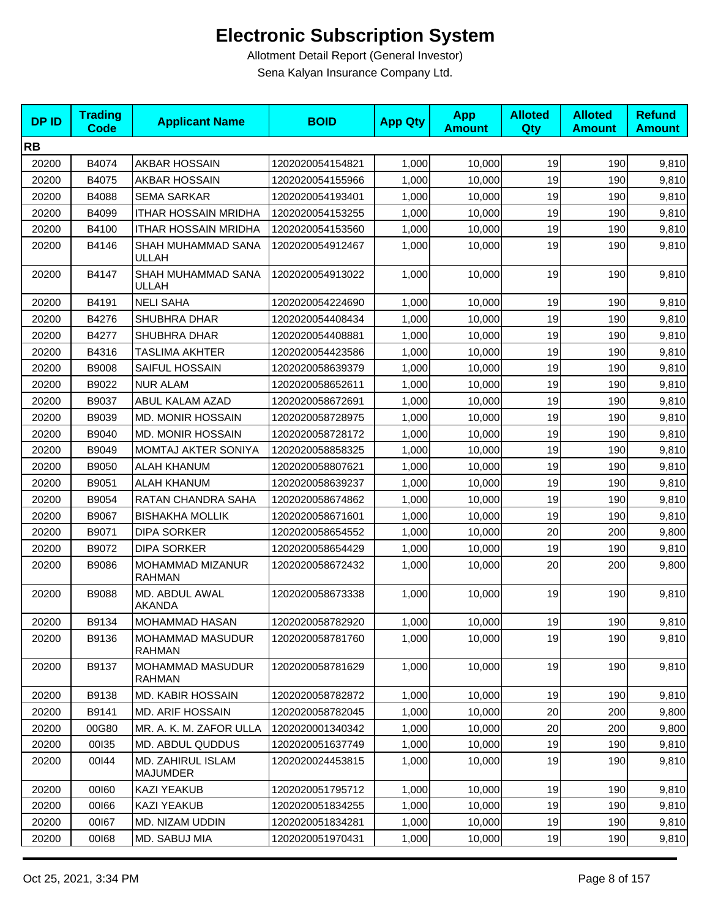# Electronic Subscription System

Allotment Detail Report (General Investor)

Sena Kalyan Insurance Company Ltd.

| DP ID | Trading Code | Applicant Name | BOID | App Qty | App Amount | Alloted Qty | Alloted Amount | Refund Amount |
|---|---|---|---|---|---|---|---|---|
| **RB** | | | | | | | | |
| 20200 | B4074 | AKBAR HOSSAIN | 1202020054154821 | 1,000 | 10,000 | 19 | 190 | 9,810 |
| 20200 | B4075 | AKBAR HOSSAIN | 1202020054155966 | 1,000 | 10,000 | 19 | 190 | 9,810 |
| 20200 | B4088 | SEMA SARKAR | 1202020054193401 | 1,000 | 10,000 | 19 | 190 | 9,810 |
| 20200 | B4099 | ITHAR HOSSAIN MRIDHA | 1202020054153255 | 1,000 | 10,000 | 19 | 190 | 9,810 |
| 20200 | B4100 | ITHAR HOSSAIN MRIDHA | 1202020054153560 | 1,000 | 10,000 | 19 | 190 | 9,810 |
| 20200 | B4146 | SHAH MUHAMMAD SANA ULLAH | 1202020054912467 | 1,000 | 10,000 | 19 | 190 | 9,810 |
| 20200 | B4147 | SHAH MUHAMMAD SANA ULLAH | 1202020054913022 | 1,000 | 10,000 | 19 | 190 | 9,810 |
| 20200 | B4191 | NELI SAHA | 1202020054224690 | 1,000 | 10,000 | 19 | 190 | 9,810 |
| 20200 | B4276 | SHUBHRA DHAR | 1202020054408434 | 1,000 | 10,000 | 19 | 190 | 9,810 |
| 20200 | B4277 | SHUBHRA DHAR | 1202020054408881 | 1,000 | 10,000 | 19 | 190 | 9,810 |
| 20200 | B4316 | TASLIMA AKHTER | 1202020054423586 | 1,000 | 10,000 | 19 | 190 | 9,810 |
| 20200 | B9008 | SAIFUL HOSSAIN | 1202020058639379 | 1,000 | 10,000 | 19 | 190 | 9,810 |
| 20200 | B9022 | NUR ALAM | 1202020058652611 | 1,000 | 10,000 | 19 | 190 | 9,810 |
| 20200 | B9037 | ABUL KALAM AZAD | 1202020058672691 | 1,000 | 10,000 | 19 | 190 | 9,810 |
| 20200 | B9039 | MD. MONIR HOSSAIN | 1202020058728975 | 1,000 | 10,000 | 19 | 190 | 9,810 |
| 20200 | B9040 | MD. MONIR HOSSAIN | 1202020058728172 | 1,000 | 10,000 | 19 | 190 | 9,810 |
| 20200 | B9049 | MOMTAJ AKTER SONIYA | 1202020058858325 | 1,000 | 10,000 | 19 | 190 | 9,810 |
| 20200 | B9050 | ALAH KHANUM | 1202020058807621 | 1,000 | 10,000 | 19 | 190 | 9,810 |
| 20200 | B9051 | ALAH KHANUM | 1202020058639237 | 1,000 | 10,000 | 19 | 190 | 9,810 |
| 20200 | B9054 | RATAN CHANDRA SAHA | 1202020058674862 | 1,000 | 10,000 | 19 | 190 | 9,810 |
| 20200 | B9067 | BISHAKHA MOLLIK | 1202020058671601 | 1,000 | 10,000 | 19 | 190 | 9,810 |
| 20200 | B9071 | DIPA SORKER | 1202020058654552 | 1,000 | 10,000 | 20 | 200 | 9,800 |
| 20200 | B9072 | DIPA SORKER | 1202020058654429 | 1,000 | 10,000 | 19 | 190 | 9,810 |
| 20200 | B9086 | MOHAMMAD MIZANUR RAHMAN | 1202020058672432 | 1,000 | 10,000 | 20 | 200 | 9,800 |
| 20200 | B9088 | MD. ABDUL AWAL AKANDA | 1202020058673338 | 1,000 | 10,000 | 19 | 190 | 9,810 |
| 20200 | B9134 | MOHAMMAD HASAN | 1202020058782920 | 1,000 | 10,000 | 19 | 190 | 9,810 |
| 20200 | B9136 | MOHAMMAD MASUDUR RAHMAN | 1202020058781760 | 1,000 | 10,000 | 19 | 190 | 9,810 |
| 20200 | B9137 | MOHAMMAD MASUDUR RAHMAN | 1202020058781629 | 1,000 | 10,000 | 19 | 190 | 9,810 |
| 20200 | B9138 | MD. KABIR HOSSAIN | 1202020058782872 | 1,000 | 10,000 | 19 | 190 | 9,810 |
| 20200 | B9141 | MD. ARIF HOSSAIN | 1202020058782045 | 1,000 | 10,000 | 20 | 200 | 9,800 |
| 20200 | 00G80 | MR. A. K. M. ZAFOR ULLA | 1202020001340342 | 1,000 | 10,000 | 20 | 200 | 9,800 |
| 20200 | 00I35 | MD. ABDUL QUDDUS | 1202020051637749 | 1,000 | 10,000 | 19 | 190 | 9,810 |
| 20200 | 00I44 | MD. ZAHIRUL ISLAM MAJUMDER | 1202020024453815 | 1,000 | 10,000 | 19 | 190 | 9,810 |
| 20200 | 00I60 | KAZI YEAKUB | 1202020051795712 | 1,000 | 10,000 | 19 | 190 | 9,810 |
| 20200 | 00I66 | KAZI YEAKUB | 1202020051834255 | 1,000 | 10,000 | 19 | 190 | 9,810 |
| 20200 | 00I67 | MD. NIZAM UDDIN | 1202020051834281 | 1,000 | 10,000 | 19 | 190 | 9,810 |
| 20200 | 00I68 | MD. SABUJ MIA | 1202020051970431 | 1,000 | 10,000 | 19 | 190 | 9,810 |

Oct 25, 2021, 3:34 PM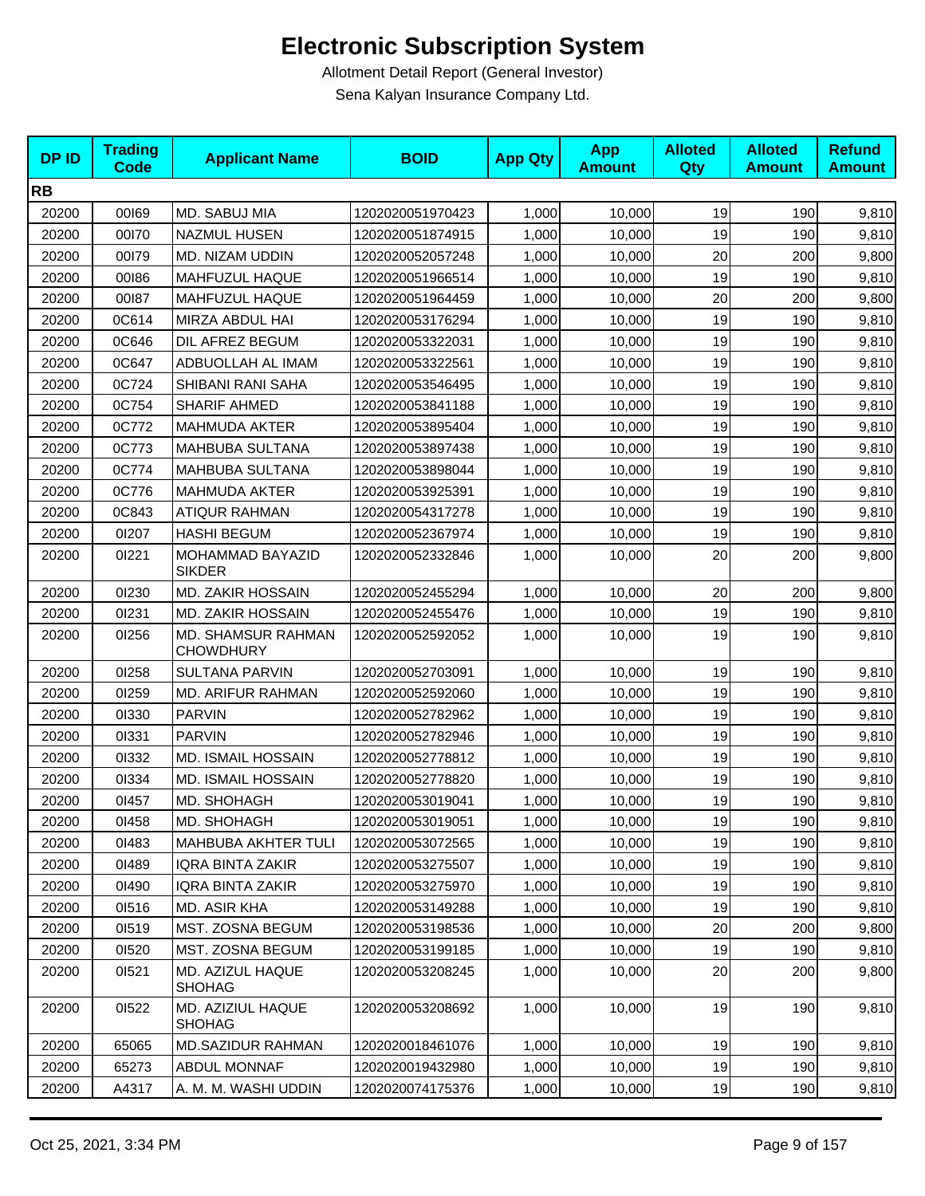# Electronic Subscription System

Allotment Detail Report (General Investor)

Sena Kalyan Insurance Company Ltd.

| DP ID | Trading Code | Applicant Name | BOID | App Qty | App Amount | Alloted Qty | Alloted Amount | Refund Amount |
|---|---|---|---|---|---|---|---|---|
| **RB** | | | | | | | | |
| 20200 | 00I69 | MD. SABUJ MIA | 1202020051970423 | 1,000 | 10,000 | 19 | 190 | 9,810 |
| 20200 | 00I70 | NAZMUL HUSEN | 1202020051874915 | 1,000 | 10,000 | 19 | 190 | 9,810 |
| 20200 | 00I79 | MD. NIZAM UDDIN | 1202020052057248 | 1,000 | 10,000 | 20 | 200 | 9,800 |
| 20200 | 00I86 | MAHFUZUL HAQUE | 1202020051966514 | 1,000 | 10,000 | 19 | 190 | 9,810 |
| 20200 | 00I87 | MAHFUZUL HAQUE | 1202020051964459 | 1,000 | 10,000 | 20 | 200 | 9,800 |
| 20200 | 0C614 | MIRZA ABDUL HAI | 1202020053176294 | 1,000 | 10,000 | 19 | 190 | 9,810 |
| 20200 | 0C646 | DIL AFREZ BEGUM | 1202020053322031 | 1,000 | 10,000 | 19 | 190 | 9,810 |
| 20200 | 0C647 | ADBUOLLAH AL IMAM | 1202020053322561 | 1,000 | 10,000 | 19 | 190 | 9,810 |
| 20200 | 0C724 | SHIBANI RANI SAHA | 1202020053546495 | 1,000 | 10,000 | 19 | 190 | 9,810 |
| 20200 | 0C754 | SHARIF AHMED | 1202020053841188 | 1,000 | 10,000 | 19 | 190 | 9,810 |
| 20200 | 0C772 | MAHMUDA AKTER | 1202020053895404 | 1,000 | 10,000 | 19 | 190 | 9,810 |
| 20200 | 0C773 | MAHBUBA SULTANA | 1202020053897438 | 1,000 | 10,000 | 19 | 190 | 9,810 |
| 20200 | 0C774 | MAHBUBA SULTANA | 1202020053898044 | 1,000 | 10,000 | 19 | 190 | 9,810 |
| 20200 | 0C776 | MAHMUDA AKTER | 1202020053925391 | 1,000 | 10,000 | 19 | 190 | 9,810 |
| 20200 | 0C843 | ATIQUR RAHMAN | 1202020054317278 | 1,000 | 10,000 | 19 | 190 | 9,810 |
| 20200 | 0I207 | HASHI BEGUM | 1202020052367974 | 1,000 | 10,000 | 19 | 190 | 9,810 |
| 20200 | 0I221 | MOHAMMAD BAYAZID SIKDER | 1202020052332846 | 1,000 | 10,000 | 20 | 200 | 9,800 |
| 20200 | 0I230 | MD. ZAKIR HOSSAIN | 1202020052455294 | 1,000 | 10,000 | 20 | 200 | 9,800 |
| 20200 | 0I231 | MD. ZAKIR HOSSAIN | 1202020052455476 | 1,000 | 10,000 | 19 | 190 | 9,810 |
| 20200 | 0I256 | MD. SHAMSUR RAHMAN CHOWDHURY | 1202020052592052 | 1,000 | 10,000 | 19 | 190 | 9,810 |
| 20200 | 0I258 | SULTANA PARVIN | 1202020052703091 | 1,000 | 10,000 | 19 | 190 | 9,810 |
| 20200 | 0I259 | MD. ARIFUR RAHMAN | 1202020052592060 | 1,000 | 10,000 | 19 | 190 | 9,810 |
| 20200 | 0I330 | PARVIN | 1202020052782962 | 1,000 | 10,000 | 19 | 190 | 9,810 |
| 20200 | 0I331 | PARVIN | 1202020052782946 | 1,000 | 10,000 | 19 | 190 | 9,810 |
| 20200 | 0I332 | MD. ISMAIL HOSSAIN | 1202020052778812 | 1,000 | 10,000 | 19 | 190 | 9,810 |
| 20200 | 0I334 | MD. ISMAIL HOSSAIN | 1202020052778820 | 1,000 | 10,000 | 19 | 190 | 9,810 |
| 20200 | 0I457 | MD. SHOHAGH | 1202020053019041 | 1,000 | 10,000 | 19 | 190 | 9,810 |
| 20200 | 0I458 | MD. SHOHAGH | 1202020053019051 | 1,000 | 10,000 | 19 | 190 | 9,810 |
| 20200 | 0I483 | MAHBUBA AKHTER TULI | 1202020053072565 | 1,000 | 10,000 | 19 | 190 | 9,810 |
| 20200 | 0I489 | IQRA BINTA ZAKIR | 1202020053275507 | 1,000 | 10,000 | 19 | 190 | 9,810 |
| 20200 | 0I490 | IQRA BINTA ZAKIR | 1202020053275970 | 1,000 | 10,000 | 19 | 190 | 9,810 |
| 20200 | 0I516 | MD. ASIR KHA | 1202020053149288 | 1,000 | 10,000 | 19 | 190 | 9,810 |
| 20200 | 0I519 | MST. ZOSNA BEGUM | 1202020053198536 | 1,000 | 10,000 | 20 | 200 | 9,800 |
| 20200 | 0I520 | MST. ZOSNA BEGUM | 1202020053199185 | 1,000 | 10,000 | 19 | 190 | 9,810 |
| 20200 | 0I521 | MD. AZIZUL HAQUE SHOHAG | 1202020053208245 | 1,000 | 10,000 | 20 | 200 | 9,800 |
| 20200 | 0I522 | MD. AZIZIUL HAQUE SHOHAG | 1202020053208692 | 1,000 | 10,000 | 19 | 190 | 9,810 |
| 20200 | 65065 | MD.SAZIDUR RAHMAN | 1202020018461076 | 1,000 | 10,000 | 19 | 190 | 9,810 |
| 20200 | 65273 | ABDUL MONNAF | 1202020019432980 | 1,000 | 10,000 | 19 | 190 | 9,810 |
| 20200 | A4317 | A. M. M. WASHI UDDIN | 1202020074175376 | 1,000 | 10,000 | 19 | 190 | 9,810 |

Oct 25, 2021, 3:34 PM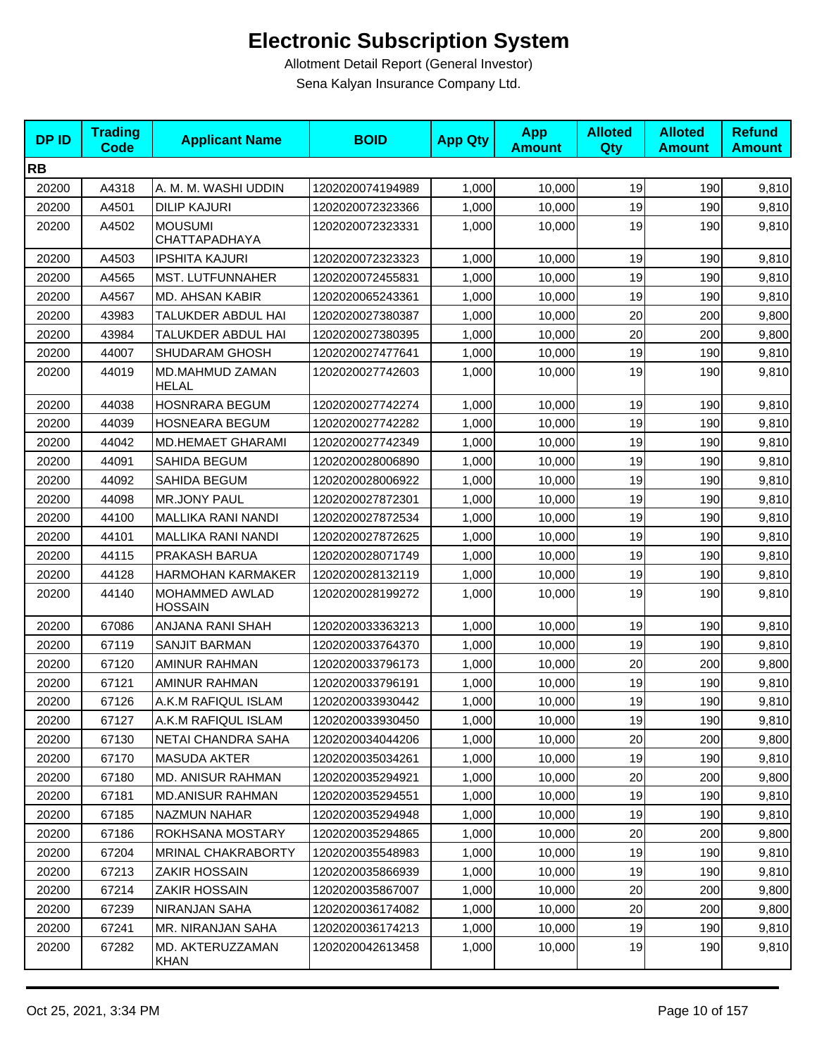# Electronic Subscription System

Allotment Detail Report (General Investor)

Sena Kalyan Insurance Company Ltd.

| DP ID | Trading Code | Applicant Name | BOID | App Qty | App Amount | Alloted Qty | Alloted Amount | Refund Amount |
|---|---|---|---|---|---|---|---|---|
| **RB** | | | | | | | | |
| 20200 | A4318 | A. M. M. WASHI UDDIN | 1202020074194989 | 1,000 | 10,000 | 19 | 190 | 9,810 |
| 20200 | A4501 | DILIP KAJURI | 1202020072323366 | 1,000 | 10,000 | 19 | 190 | 9,810 |
| 20200 | A4502 | MOUSUMI CHATTAPADHAYA | 1202020072323331 | 1,000 | 10,000 | 19 | 190 | 9,810 |
| 20200 | A4503 | IPSHITA KAJURI | 1202020072323323 | 1,000 | 10,000 | 19 | 190 | 9,810 |
| 20200 | A4565 | MST. LUTFUNNAHER | 1202020072455831 | 1,000 | 10,000 | 19 | 190 | 9,810 |
| 20200 | A4567 | MD. AHSAN KABIR | 1202020065243361 | 1,000 | 10,000 | 19 | 190 | 9,810 |
| 20200 | 43983 | TALUKDER ABDUL HAI | 1202020027380387 | 1,000 | 10,000 | 20 | 200 | 9,800 |
| 20200 | 43984 | TALUKDER ABDUL HAI | 1202020027380395 | 1,000 | 10,000 | 20 | 200 | 9,800 |
| 20200 | 44007 | SHUDARAM GHOSH | 1202020027477641 | 1,000 | 10,000 | 19 | 190 | 9,810 |
| 20200 | 44019 | MD.MAHMUD ZAMAN HELAL | 1202020027742603 | 1,000 | 10,000 | 19 | 190 | 9,810 |
| 20200 | 44038 | HOSNRARA BEGUM | 1202020027742274 | 1,000 | 10,000 | 19 | 190 | 9,810 |
| 20200 | 44039 | HOSNEARA BEGUM | 1202020027742282 | 1,000 | 10,000 | 19 | 190 | 9,810 |
| 20200 | 44042 | MD.HEMAET GHARAMI | 1202020027742349 | 1,000 | 10,000 | 19 | 190 | 9,810 |
| 20200 | 44091 | SAHIDA BEGUM | 1202020028006890 | 1,000 | 10,000 | 19 | 190 | 9,810 |
| 20200 | 44092 | SAHIDA BEGUM | 1202020028006922 | 1,000 | 10,000 | 19 | 190 | 9,810 |
| 20200 | 44098 | MR.JONY PAUL | 1202020027872301 | 1,000 | 10,000 | 19 | 190 | 9,810 |
| 20200 | 44100 | MALLIKA RANI NANDI | 1202020027872534 | 1,000 | 10,000 | 19 | 190 | 9,810 |
| 20200 | 44101 | MALLIKA RANI NANDI | 1202020027872625 | 1,000 | 10,000 | 19 | 190 | 9,810 |
| 20200 | 44115 | PRAKASH BARUA | 1202020028071749 | 1,000 | 10,000 | 19 | 190 | 9,810 |
| 20200 | 44128 | HARMOHAN KARMAKER | 1202020028132119 | 1,000 | 10,000 | 19 | 190 | 9,810 |
| 20200 | 44140 | MOHAMMED AWLAD HOSSAIN | 1202020028199272 | 1,000 | 10,000 | 19 | 190 | 9,810 |
| 20200 | 67086 | ANJANA RANI SHAH | 1202020033363213 | 1,000 | 10,000 | 19 | 190 | 9,810 |
| 20200 | 67119 | SANJIT BARMAN | 1202020033764370 | 1,000 | 10,000 | 19 | 190 | 9,810 |
| 20200 | 67120 | AMINUR RAHMAN | 1202020033796173 | 1,000 | 10,000 | 20 | 200 | 9,800 |
| 20200 | 67121 | AMINUR RAHMAN | 1202020033796191 | 1,000 | 10,000 | 19 | 190 | 9,810 |
| 20200 | 67126 | A.K.M RAFIQUL ISLAM | 1202020033930442 | 1,000 | 10,000 | 19 | 190 | 9,810 |
| 20200 | 67127 | A.K.M RAFIQUL ISLAM | 1202020033930450 | 1,000 | 10,000 | 19 | 190 | 9,810 |
| 20200 | 67130 | NETAI CHANDRA SAHA | 1202020034044206 | 1,000 | 10,000 | 20 | 200 | 9,800 |
| 20200 | 67170 | MASUDA AKTER | 1202020035034261 | 1,000 | 10,000 | 19 | 190 | 9,810 |
| 20200 | 67180 | MD. ANISUR RAHMAN | 1202020035294921 | 1,000 | 10,000 | 20 | 200 | 9,800 |
| 20200 | 67181 | MD.ANISUR RAHMAN | 1202020035294551 | 1,000 | 10,000 | 19 | 190 | 9,810 |
| 20200 | 67185 | NAZMUN NAHAR | 1202020035294948 | 1,000 | 10,000 | 19 | 190 | 9,810 |
| 20200 | 67186 | ROKHSANA MOSTARY | 1202020035294865 | 1,000 | 10,000 | 20 | 200 | 9,800 |
| 20200 | 67204 | MRINAL CHAKRABORTY | 1202020035548983 | 1,000 | 10,000 | 19 | 190 | 9,810 |
| 20200 | 67213 | ZAKIR HOSSAIN | 1202020035866939 | 1,000 | 10,000 | 19 | 190 | 9,810 |
| 20200 | 67214 | ZAKIR HOSSAIN | 1202020035867007 | 1,000 | 10,000 | 20 | 200 | 9,800 |
| 20200 | 67239 | NIRANJAN SAHA | 1202020036174082 | 1,000 | 10,000 | 20 | 200 | 9,800 |
| 20200 | 67241 | MR. NIRANJAN SAHA | 1202020036174213 | 1,000 | 10,000 | 19 | 190 | 9,810 |
| 20200 | 67282 | MD. AKTERUZZAMAN KHAN | 1202020042613458 | 1,000 | 10,000 | 19 | 190 | 9,810 |

Oct 25, 2021, 3:34 PM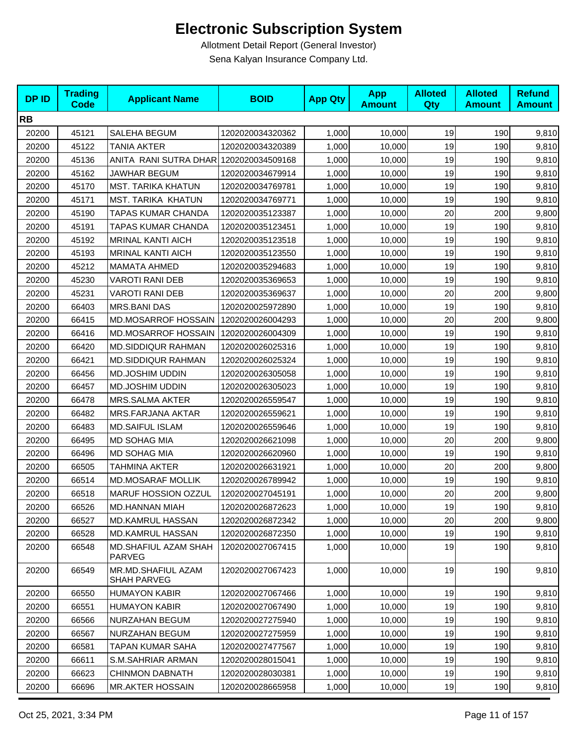# Electronic Subscription System

Allotment Detail Report (General Investor)

Sena Kalyan Insurance Company Ltd.

| DP ID | Trading Code | Applicant Name | BOID | App Qty | App Amount | Alloted Qty | Alloted Amount | Refund Amount |
|---|---|---|---|---|---|---|---|---|
| **RB** | | | | | | | | |
| 20200 | 45121 | SALEHA BEGUM | 1202020034320362 | 1,000 | 10,000 | 19 | 190 | 9,810 |
| 20200 | 45122 | TANIA AKTER | 1202020034320389 | 1,000 | 10,000 | 19 | 190 | 9,810 |
| 20200 | 45136 | ANITA RANI SUTRA DHAR | 1202020034509168 | 1,000 | 10,000 | 19 | 190 | 9,810 |
| 20200 | 45162 | JAWHAR BEGUM | 1202020034679914 | 1,000 | 10,000 | 19 | 190 | 9,810 |
| 20200 | 45170 | MST. TARIKA KHATUN | 1202020034769781 | 1,000 | 10,000 | 19 | 190 | 9,810 |
| 20200 | 45171 | MST. TARIKA KHATUN | 1202020034769771 | 1,000 | 10,000 | 19 | 190 | 9,810 |
| 20200 | 45190 | TAPAS KUMAR CHANDA | 1202020035123387 | 1,000 | 10,000 | 20 | 200 | 9,800 |
| 20200 | 45191 | TAPAS KUMAR CHANDA | 1202020035123451 | 1,000 | 10,000 | 19 | 190 | 9,810 |
| 20200 | 45192 | MRINAL KANTI AICH | 1202020035123518 | 1,000 | 10,000 | 19 | 190 | 9,810 |
| 20200 | 45193 | MRINAL KANTI AICH | 1202020035123550 | 1,000 | 10,000 | 19 | 190 | 9,810 |
| 20200 | 45212 | MAMATA AHMED | 1202020035294683 | 1,000 | 10,000 | 19 | 190 | 9,810 |
| 20200 | 45230 | VAROTI RANI DEB | 1202020035369653 | 1,000 | 10,000 | 19 | 190 | 9,810 |
| 20200 | 45231 | VAROTI RANI DEB | 1202020035369637 | 1,000 | 10,000 | 20 | 200 | 9,800 |
| 20200 | 66403 | MRS.BANI DAS | 1202020025972890 | 1,000 | 10,000 | 19 | 190 | 9,810 |
| 20200 | 66415 | MD.MOSARROF HOSSAIN | 1202020026004293 | 1,000 | 10,000 | 20 | 200 | 9,800 |
| 20200 | 66416 | MD.MOSARROF HOSSAIN | 1202020026004309 | 1,000 | 10,000 | 19 | 190 | 9,810 |
| 20200 | 66420 | MD.SIDDIQUR RAHMAN | 1202020026025316 | 1,000 | 10,000 | 19 | 190 | 9,810 |
| 20200 | 66421 | MD.SIDDIQUR RAHMAN | 1202020026025324 | 1,000 | 10,000 | 19 | 190 | 9,810 |
| 20200 | 66456 | MD.JOSHIM UDDIN | 1202020026305058 | 1,000 | 10,000 | 19 | 190 | 9,810 |
| 20200 | 66457 | MD.JOSHIM UDDIN | 1202020026305023 | 1,000 | 10,000 | 19 | 190 | 9,810 |
| 20200 | 66478 | MRS.SALMA AKTER | 1202020026559547 | 1,000 | 10,000 | 19 | 190 | 9,810 |
| 20200 | 66482 | MRS.FARJANA AKTAR | 1202020026559621 | 1,000 | 10,000 | 19 | 190 | 9,810 |
| 20200 | 66483 | MD.SAIFUL ISLAM | 1202020026559646 | 1,000 | 10,000 | 19 | 190 | 9,810 |
| 20200 | 66495 | MD SOHAG MIA | 1202020026621098 | 1,000 | 10,000 | 20 | 200 | 9,800 |
| 20200 | 66496 | MD SOHAG MIA | 1202020026620960 | 1,000 | 10,000 | 19 | 190 | 9,810 |
| 20200 | 66505 | TAHMINA AKTER | 1202020026631921 | 1,000 | 10,000 | 20 | 200 | 9,800 |
| 20200 | 66514 | MD.MOSARAF MOLLIK | 1202020026789942 | 1,000 | 10,000 | 19 | 190 | 9,810 |
| 20200 | 66518 | MARUF HOSSION OZZUL | 1202020027045191 | 1,000 | 10,000 | 20 | 200 | 9,800 |
| 20200 | 66526 | MD.HANNAN MIAH | 1202020026872623 | 1,000 | 10,000 | 19 | 190 | 9,810 |
| 20200 | 66527 | MD.KAMRUL HASSAN | 1202020026872342 | 1,000 | 10,000 | 20 | 200 | 9,800 |
| 20200 | 66528 | MD.KAMRUL HASSAN | 1202020026872350 | 1,000 | 10,000 | 19 | 190 | 9,810 |
| 20200 | 66548 | MD.SHAFIUL AZAM SHAH PARVEG | 1202020027067415 | 1,000 | 10,000 | 19 | 190 | 9,810 |
| 20200 | 66549 | MR.MD.SHAFIUL AZAM SHAH PARVEG | 1202020027067423 | 1,000 | 10,000 | 19 | 190 | 9,810 |
| 20200 | 66550 | HUMAYON KABIR | 1202020027067466 | 1,000 | 10,000 | 19 | 190 | 9,810 |
| 20200 | 66551 | HUMAYON KABIR | 1202020027067490 | 1,000 | 10,000 | 19 | 190 | 9,810 |
| 20200 | 66566 | NURZAHAN BEGUM | 1202020027275940 | 1,000 | 10,000 | 19 | 190 | 9,810 |
| 20200 | 66567 | NURZAHAN BEGUM | 1202020027275959 | 1,000 | 10,000 | 19 | 190 | 9,810 |
| 20200 | 66581 | TAPAN KUMAR SAHA | 1202020027477567 | 1,000 | 10,000 | 19 | 190 | 9,810 |
| 20200 | 66611 | S.M.SAHRIAR ARMAN | 1202020028015041 | 1,000 | 10,000 | 19 | 190 | 9,810 |
| 20200 | 66623 | CHINMON DABNATH | 1202020028030381 | 1,000 | 10,000 | 19 | 190 | 9,810 |
| 20200 | 66696 | MR.AKTER HOSSAIN | 1202020028665958 | 1,000 | 10,000 | 19 | 190 | 9,810 |

Oct 25, 2021, 3:34 PM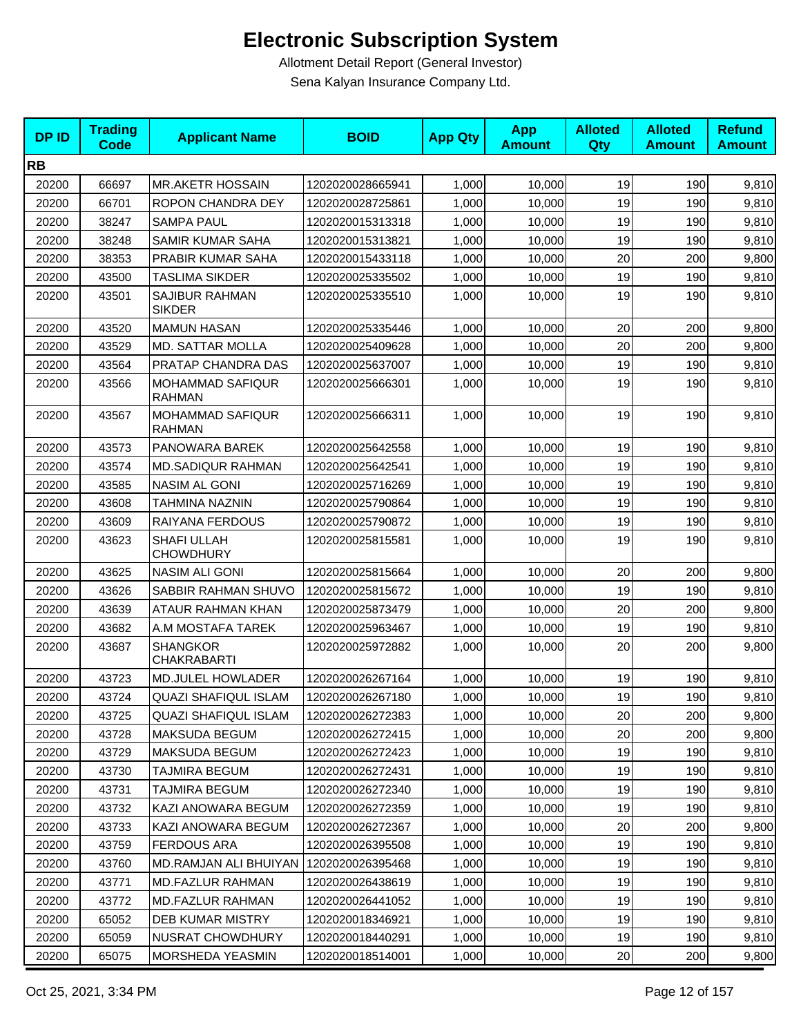# Electronic Subscription System

Allotment Detail Report (General Investor)

Sena Kalyan Insurance Company Ltd.

| DP ID | Trading Code | Applicant Name | BOID | App Qty | App Amount | Alloted Qty | Alloted Amount | Refund Amount |
|---|---|---|---|---|---|---|---|---|
| **RB** | | | | | | | | |
| 20200 | 66697 | MR.AKETR HOSSAIN | 1202020028665941 | 1,000 | 10,000 | 19 | 190 | 9,810 |
| 20200 | 66701 | ROPON CHANDRA DEY | 1202020028725861 | 1,000 | 10,000 | 19 | 190 | 9,810 |
| 20200 | 38247 | SAMPA PAUL | 1202020015313318 | 1,000 | 10,000 | 19 | 190 | 9,810 |
| 20200 | 38248 | SAMIR KUMAR SAHA | 1202020015313821 | 1,000 | 10,000 | 19 | 190 | 9,810 |
| 20200 | 38353 | PRABIR KUMAR SAHA | 1202020015433118 | 1,000 | 10,000 | 20 | 200 | 9,800 |
| 20200 | 43500 | TASLIMA SIKDER | 1202020025335502 | 1,000 | 10,000 | 19 | 190 | 9,810 |
| 20200 | 43501 | SAJIBUR RAHMAN SIKDER | 1202020025335510 | 1,000 | 10,000 | 19 | 190 | 9,810 |
| 20200 | 43520 | MAMUN HASAN | 1202020025335446 | 1,000 | 10,000 | 20 | 200 | 9,800 |
| 20200 | 43529 | MD. SATTAR MOLLA | 1202020025409628 | 1,000 | 10,000 | 20 | 200 | 9,800 |
| 20200 | 43564 | PRATAP CHANDRA DAS | 1202020025637007 | 1,000 | 10,000 | 19 | 190 | 9,810 |
| 20200 | 43566 | MOHAMMAD SAFIQUR RAHMAN | 1202020025666301 | 1,000 | 10,000 | 19 | 190 | 9,810 |
| 20200 | 43567 | MOHAMMAD SAFIQUR RAHMAN | 1202020025666311 | 1,000 | 10,000 | 19 | 190 | 9,810 |
| 20200 | 43573 | PANOWARA BAREK | 1202020025642558 | 1,000 | 10,000 | 19 | 190 | 9,810 |
| 20200 | 43574 | MD.SADIQUR RAHMAN | 1202020025642541 | 1,000 | 10,000 | 19 | 190 | 9,810 |
| 20200 | 43585 | NASIM AL GONI | 1202020025716269 | 1,000 | 10,000 | 19 | 190 | 9,810 |
| 20200 | 43608 | TAHMINA NAZNIN | 1202020025790864 | 1,000 | 10,000 | 19 | 190 | 9,810 |
| 20200 | 43609 | RAIYANA FERDOUS | 1202020025790872 | 1,000 | 10,000 | 19 | 190 | 9,810 |
| 20200 | 43623 | SHAFI ULLAH CHOWDHURY | 1202020025815581 | 1,000 | 10,000 | 19 | 190 | 9,810 |
| 20200 | 43625 | NASIM ALI GONI | 1202020025815664 | 1,000 | 10,000 | 20 | 200 | 9,800 |
| 20200 | 43626 | SABBIR RAHMAN SHUVO | 1202020025815672 | 1,000 | 10,000 | 19 | 190 | 9,810 |
| 20200 | 43639 | ATAUR RAHMAN KHAN | 1202020025873479 | 1,000 | 10,000 | 20 | 200 | 9,800 |
| 20200 | 43682 | A.M MOSTAFA TAREK | 1202020025963467 | 1,000 | 10,000 | 19 | 190 | 9,810 |
| 20200 | 43687 | SHANGKOR CHAKRABARTI | 1202020025972882 | 1,000 | 10,000 | 20 | 200 | 9,800 |
| 20200 | 43723 | MD.JULEL HOWLADER | 1202020026267164 | 1,000 | 10,000 | 19 | 190 | 9,810 |
| 20200 | 43724 | QUAZI SHAFIQUL ISLAM | 1202020026267180 | 1,000 | 10,000 | 19 | 190 | 9,810 |
| 20200 | 43725 | QUAZI SHAFIQUL ISLAM | 1202020026272383 | 1,000 | 10,000 | 20 | 200 | 9,800 |
| 20200 | 43728 | MAKSUDA BEGUM | 1202020026272415 | 1,000 | 10,000 | 20 | 200 | 9,800 |
| 20200 | 43729 | MAKSUDA BEGUM | 1202020026272423 | 1,000 | 10,000 | 19 | 190 | 9,810 |
| 20200 | 43730 | TAJMIRA BEGUM | 1202020026272431 | 1,000 | 10,000 | 19 | 190 | 9,810 |
| 20200 | 43731 | TAJMIRA BEGUM | 1202020026272340 | 1,000 | 10,000 | 19 | 190 | 9,810 |
| 20200 | 43732 | KAZI ANOWARA BEGUM | 1202020026272359 | 1,000 | 10,000 | 19 | 190 | 9,810 |
| 20200 | 43733 | KAZI ANOWARA BEGUM | 1202020026272367 | 1,000 | 10,000 | 20 | 200 | 9,800 |
| 20200 | 43759 | FERDOUS ARA | 1202020026395508 | 1,000 | 10,000 | 19 | 190 | 9,810 |
| 20200 | 43760 | MD.RAMJAN ALI BHUIYAN | 1202020026395468 | 1,000 | 10,000 | 19 | 190 | 9,810 |
| 20200 | 43771 | MD.FAZLUR RAHMAN | 1202020026438619 | 1,000 | 10,000 | 19 | 190 | 9,810 |
| 20200 | 43772 | MD.FAZLUR RAHMAN | 1202020026441052 | 1,000 | 10,000 | 19 | 190 | 9,810 |
| 20200 | 65052 | DEB KUMAR MISTRY | 1202020018346921 | 1,000 | 10,000 | 19 | 190 | 9,810 |
| 20200 | 65059 | NUSRAT CHOWDHURY | 1202020018440291 | 1,000 | 10,000 | 19 | 190 | 9,810 |
| 20200 | 65075 | MORSHEDA YEASMIN | 1202020018514001 | 1,000 | 10,000 | 20 | 200 | 9,800 |

Oct 25, 2021, 3:34 PM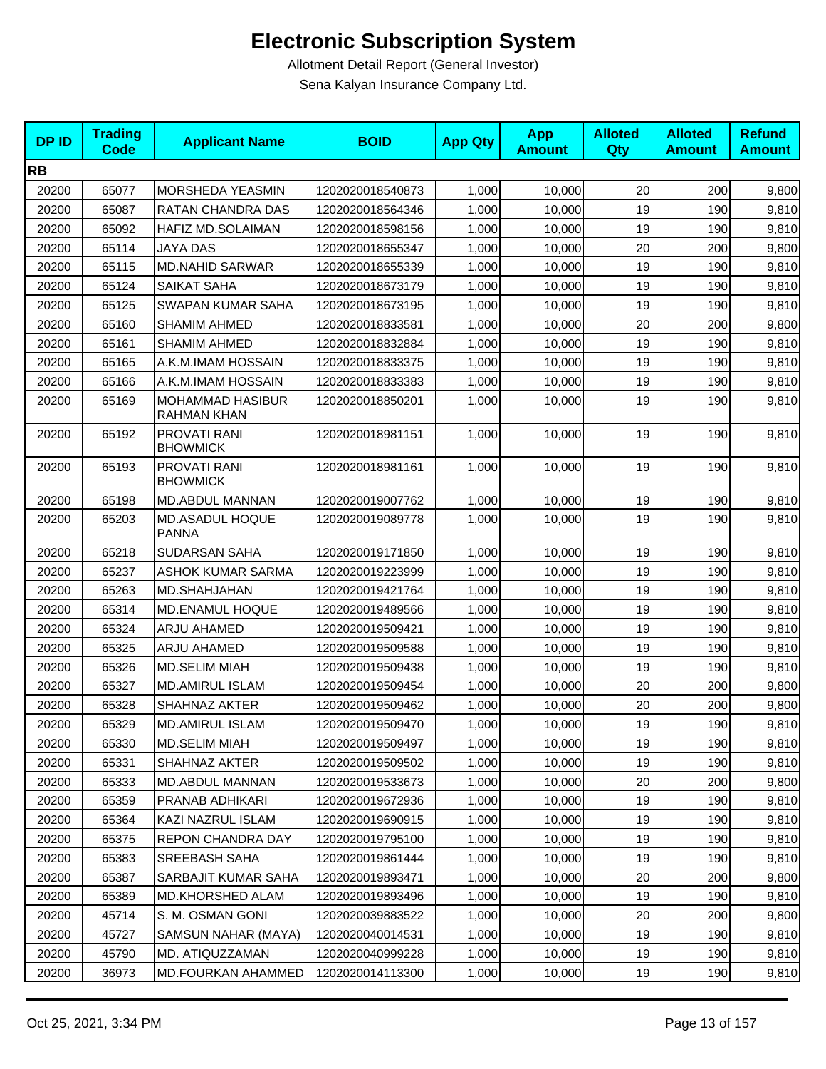# Electronic Subscription System

Allotment Detail Report (General Investor)

Sena Kalyan Insurance Company Ltd.

| DP ID | Trading Code | Applicant Name | BOID | App Qty | App Amount | Alloted Qty | Alloted Amount | Refund Amount |
|---|---|---|---|---|---|---|---|---|
| **RB** | | | | | | | | |
| 20200 | 65077 | MORSHEDA YEASMIN | 1202020018540873 | 1,000 | 10,000 | 20 | 200 | 9,800 |
| 20200 | 65087 | RATAN CHANDRA DAS | 1202020018564346 | 1,000 | 10,000 | 19 | 190 | 9,810 |
| 20200 | 65092 | HAFIZ MD.SOLAIMAN | 1202020018598156 | 1,000 | 10,000 | 19 | 190 | 9,810 |
| 20200 | 65114 | JAYA DAS | 1202020018655347 | 1,000 | 10,000 | 20 | 200 | 9,800 |
| 20200 | 65115 | MD.NAHID SARWAR | 1202020018655339 | 1,000 | 10,000 | 19 | 190 | 9,810 |
| 20200 | 65124 | SAIKAT SAHA | 1202020018673179 | 1,000 | 10,000 | 19 | 190 | 9,810 |
| 20200 | 65125 | SWAPAN KUMAR SAHA | 1202020018673195 | 1,000 | 10,000 | 19 | 190 | 9,810 |
| 20200 | 65160 | SHAMIM AHMED | 1202020018833581 | 1,000 | 10,000 | 20 | 200 | 9,800 |
| 20200 | 65161 | SHAMIM AHMED | 1202020018832884 | 1,000 | 10,000 | 19 | 190 | 9,810 |
| 20200 | 65165 | A.K.M.IMAM HOSSAIN | 1202020018833375 | 1,000 | 10,000 | 19 | 190 | 9,810 |
| 20200 | 65166 | A.K.M.IMAM HOSSAIN | 1202020018833383 | 1,000 | 10,000 | 19 | 190 | 9,810 |
| 20200 | 65169 | MOHAMMAD HASIBUR RAHMAN KHAN | 1202020018850201 | 1,000 | 10,000 | 19 | 190 | 9,810 |
| 20200 | 65192 | PROVATI RANI BHOWMICK | 1202020018981151 | 1,000 | 10,000 | 19 | 190 | 9,810 |
| 20200 | 65193 | PROVATI RANI BHOWMICK | 1202020018981161 | 1,000 | 10,000 | 19 | 190 | 9,810 |
| 20200 | 65198 | MD.ABDUL MANNAN | 1202020019007762 | 1,000 | 10,000 | 19 | 190 | 9,810 |
| 20200 | 65203 | MD.ASADUL HOQUE PANNA | 1202020019089778 | 1,000 | 10,000 | 19 | 190 | 9,810 |
| 20200 | 65218 | SUDARSAN SAHA | 1202020019171850 | 1,000 | 10,000 | 19 | 190 | 9,810 |
| 20200 | 65237 | ASHOK KUMAR SARMA | 1202020019223999 | 1,000 | 10,000 | 19 | 190 | 9,810 |
| 20200 | 65263 | MD.SHAHJAHAN | 1202020019421764 | 1,000 | 10,000 | 19 | 190 | 9,810 |
| 20200 | 65314 | MD.ENAMUL HOQUE | 1202020019489566 | 1,000 | 10,000 | 19 | 190 | 9,810 |
| 20200 | 65324 | ARJU AHAMED | 1202020019509421 | 1,000 | 10,000 | 19 | 190 | 9,810 |
| 20200 | 65325 | ARJU AHAMED | 1202020019509588 | 1,000 | 10,000 | 19 | 190 | 9,810 |
| 20200 | 65326 | MD.SELIM MIAH | 1202020019509438 | 1,000 | 10,000 | 19 | 190 | 9,810 |
| 20200 | 65327 | MD.AMIRUL ISLAM | 1202020019509454 | 1,000 | 10,000 | 20 | 200 | 9,800 |
| 20200 | 65328 | SHAHNAZ AKTER | 1202020019509462 | 1,000 | 10,000 | 20 | 200 | 9,800 |
| 20200 | 65329 | MD.AMIRUL ISLAM | 1202020019509470 | 1,000 | 10,000 | 19 | 190 | 9,810 |
| 20200 | 65330 | MD.SELIM MIAH | 1202020019509497 | 1,000 | 10,000 | 19 | 190 | 9,810 |
| 20200 | 65331 | SHAHNAZ AKTER | 1202020019509502 | 1,000 | 10,000 | 19 | 190 | 9,810 |
| 20200 | 65333 | MD.ABDUL MANNAN | 1202020019533673 | 1,000 | 10,000 | 20 | 200 | 9,800 |
| 20200 | 65359 | PRANAB ADHIKARI | 1202020019672936 | 1,000 | 10,000 | 19 | 190 | 9,810 |
| 20200 | 65364 | KAZI NAZRUL ISLAM | 1202020019690915 | 1,000 | 10,000 | 19 | 190 | 9,810 |
| 20200 | 65375 | REPON CHANDRA DAY | 1202020019795100 | 1,000 | 10,000 | 19 | 190 | 9,810 |
| 20200 | 65383 | SREEBASH SAHA | 1202020019861444 | 1,000 | 10,000 | 19 | 190 | 9,810 |
| 20200 | 65387 | SARBAJIT KUMAR SAHA | 1202020019893471 | 1,000 | 10,000 | 20 | 200 | 9,800 |
| 20200 | 65389 | MD.KHORSHED ALAM | 1202020019893496 | 1,000 | 10,000 | 19 | 190 | 9,810 |
| 20200 | 45714 | S. M. OSMAN GONI | 1202020039883522 | 1,000 | 10,000 | 20 | 200 | 9,800 |
| 20200 | 45727 | SAMSUN NAHAR (MAYA) | 1202020040014531 | 1,000 | 10,000 | 19 | 190 | 9,810 |
| 20200 | 45790 | MD. ATIQUZZAMAN | 1202020040999228 | 1,000 | 10,000 | 19 | 190 | 9,810 |
| 20200 | 36973 | MD.FOURKAN AHAMMED | 1202020014113300 | 1,000 | 10,000 | 19 | 190 | 9,810 |

Oct 25, 2021, 3:34 PM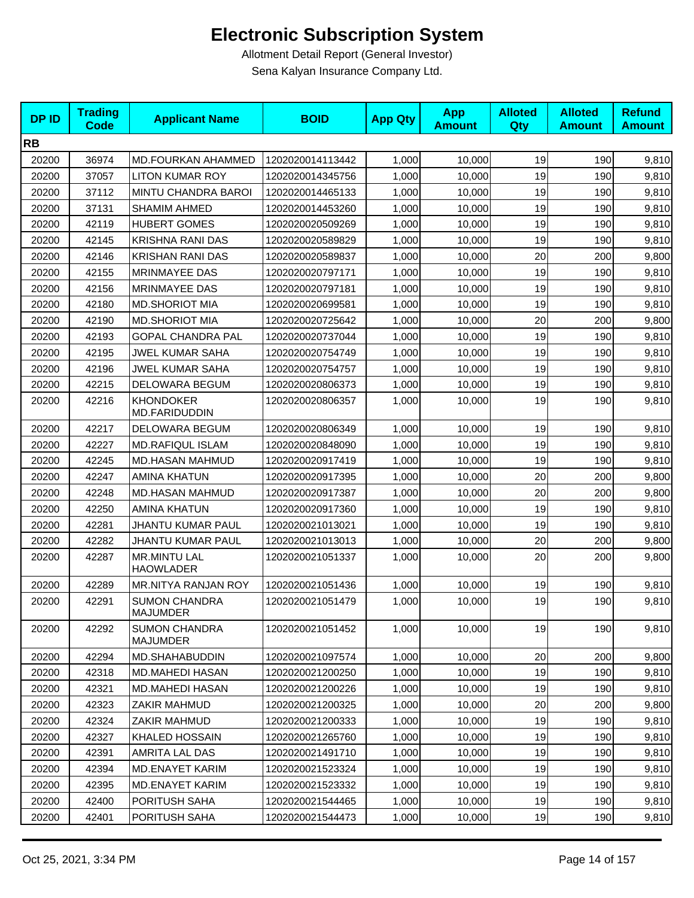# Electronic Subscription System

Allotment Detail Report (General Investor)

Sena Kalyan Insurance Company Ltd.

| DP ID | Trading Code | Applicant Name | BOID | App Qty | App Amount | Alloted Qty | Alloted Amount | Refund Amount |
|---|---|---|---|---|---|---|---|---|
| **RB** | | | | | | | | |
| 20200 | 36974 | MD.FOURKAN AHAMMED | 1202020014113442 | 1,000 | 10,000 | 19 | 190 | 9,810 |
| 20200 | 37057 | LITON KUMAR ROY | 1202020014345756 | 1,000 | 10,000 | 19 | 190 | 9,810 |
| 20200 | 37112 | MINTU CHANDRA BAROI | 1202020014465133 | 1,000 | 10,000 | 19 | 190 | 9,810 |
| 20200 | 37131 | SHAMIM AHMED | 1202020014453260 | 1,000 | 10,000 | 19 | 190 | 9,810 |
| 20200 | 42119 | HUBERT GOMES | 1202020020509269 | 1,000 | 10,000 | 19 | 190 | 9,810 |
| 20200 | 42145 | KRISHNA RANI DAS | 1202020020589829 | 1,000 | 10,000 | 19 | 190 | 9,810 |
| 20200 | 42146 | KRISHAN RANI DAS | 1202020020589837 | 1,000 | 10,000 | 20 | 200 | 9,800 |
| 20200 | 42155 | MRINMAYEE DAS | 1202020020797171 | 1,000 | 10,000 | 19 | 190 | 9,810 |
| 20200 | 42156 | MRINMAYEE DAS | 1202020020797181 | 1,000 | 10,000 | 19 | 190 | 9,810 |
| 20200 | 42180 | MD.SHORIOT MIA | 1202020020699581 | 1,000 | 10,000 | 19 | 190 | 9,810 |
| 20200 | 42190 | MD.SHORIOT MIA | 1202020020725642 | 1,000 | 10,000 | 20 | 200 | 9,800 |
| 20200 | 42193 | GOPAL CHANDRA PAL | 1202020020737044 | 1,000 | 10,000 | 19 | 190 | 9,810 |
| 20200 | 42195 | JWEL KUMAR SAHA | 1202020020754749 | 1,000 | 10,000 | 19 | 190 | 9,810 |
| 20200 | 42196 | JWEL KUMAR SAHA | 1202020020754757 | 1,000 | 10,000 | 19 | 190 | 9,810 |
| 20200 | 42215 | DELOWARA BEGUM | 1202020020806373 | 1,000 | 10,000 | 19 | 190 | 9,810 |
| 20200 | 42216 | KHONDOKER MD.FARIDUDDIN | 1202020020806357 | 1,000 | 10,000 | 19 | 190 | 9,810 |
| 20200 | 42217 | DELOWARA BEGUM | 1202020020806349 | 1,000 | 10,000 | 19 | 190 | 9,810 |
| 20200 | 42227 | MD.RAFIQUL ISLAM | 1202020020848090 | 1,000 | 10,000 | 19 | 190 | 9,810 |
| 20200 | 42245 | MD.HASAN MAHMUD | 1202020020917419 | 1,000 | 10,000 | 19 | 190 | 9,810 |
| 20200 | 42247 | AMINA KHATUN | 1202020020917395 | 1,000 | 10,000 | 20 | 200 | 9,800 |
| 20200 | 42248 | MD.HASAN MAHMUD | 1202020020917387 | 1,000 | 10,000 | 20 | 200 | 9,800 |
| 20200 | 42250 | AMINA KHATUN | 1202020020917360 | 1,000 | 10,000 | 19 | 190 | 9,810 |
| 20200 | 42281 | JHANTU KUMAR PAUL | 1202020021013021 | 1,000 | 10,000 | 19 | 190 | 9,810 |
| 20200 | 42282 | JHANTU KUMAR PAUL | 1202020021013013 | 1,000 | 10,000 | 20 | 200 | 9,800 |
| 20200 | 42287 | MR.MINTU LAL HAOWLADER | 1202020021051337 | 1,000 | 10,000 | 20 | 200 | 9,800 |
| 20200 | 42289 | MR.NITYA RANJAN ROY | 1202020021051436 | 1,000 | 10,000 | 19 | 190 | 9,810 |
| 20200 | 42291 | SUMON CHANDRA MAJUMDER | 1202020021051479 | 1,000 | 10,000 | 19 | 190 | 9,810 |
| 20200 | 42292 | SUMON CHANDRA MAJUMDER | 1202020021051452 | 1,000 | 10,000 | 19 | 190 | 9,810 |
| 20200 | 42294 | MD.SHAHABUDDIN | 1202020021097574 | 1,000 | 10,000 | 20 | 200 | 9,800 |
| 20200 | 42318 | MD.MAHEDI HASAN | 1202020021200250 | 1,000 | 10,000 | 19 | 190 | 9,810 |
| 20200 | 42321 | MD.MAHEDI HASAN | 1202020021200226 | 1,000 | 10,000 | 19 | 190 | 9,810 |
| 20200 | 42323 | ZAKIR MAHMUD | 1202020021200325 | 1,000 | 10,000 | 20 | 200 | 9,800 |
| 20200 | 42324 | ZAKIR MAHMUD | 1202020021200333 | 1,000 | 10,000 | 19 | 190 | 9,810 |
| 20200 | 42327 | KHALED HOSSAIN | 1202020021265760 | 1,000 | 10,000 | 19 | 190 | 9,810 |
| 20200 | 42391 | AMRITA LAL DAS | 1202020021491710 | 1,000 | 10,000 | 19 | 190 | 9,810 |
| 20200 | 42394 | MD.ENAYET KARIM | 1202020021523324 | 1,000 | 10,000 | 19 | 190 | 9,810 |
| 20200 | 42395 | MD.ENAYET KARIM | 1202020021523332 | 1,000 | 10,000 | 19 | 190 | 9,810 |
| 20200 | 42400 | PORITUSH SAHA | 1202020021544465 | 1,000 | 10,000 | 19 | 190 | 9,810 |
| 20200 | 42401 | PORITUSH SAHA | 1202020021544473 | 1,000 | 10,000 | 19 | 190 | 9,810 |

Oct 25, 2021, 3:34 PM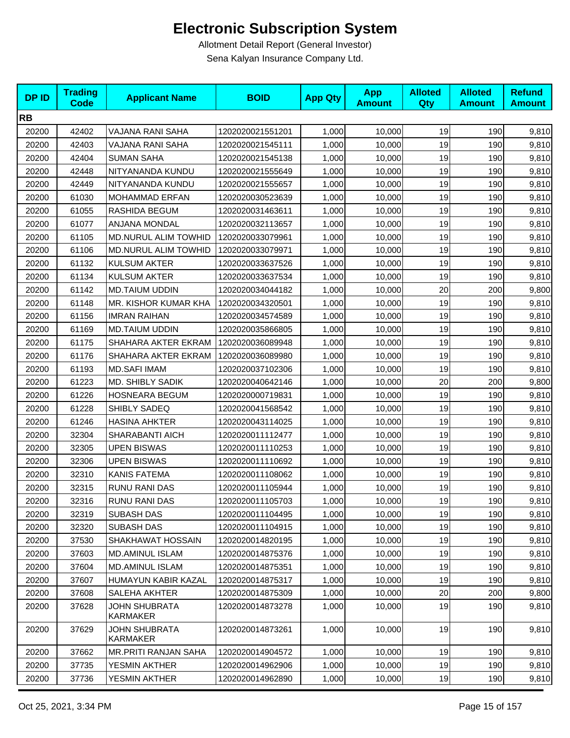# Electronic Subscription System

Allotment Detail Report (General Investor)

Sena Kalyan Insurance Company Ltd.

| DP ID | Trading Code | Applicant Name | BOID | App Qty | App Amount | Alloted Qty | Alloted Amount | Refund Amount |
|---|---|---|---|---|---|---|---|---|
| **RB** | | | | | | | | |
| 20200 | 42402 | VAJANA RANI SAHA | 1202020021551201 | 1,000 | 10,000 | 19 | 190 | 9,810 |
| 20200 | 42403 | VAJANA RANI SAHA | 1202020021545111 | 1,000 | 10,000 | 19 | 190 | 9,810 |
| 20200 | 42404 | SUMAN SAHA | 1202020021545138 | 1,000 | 10,000 | 19 | 190 | 9,810 |
| 20200 | 42448 | NITYANANDA KUNDU | 1202020021555649 | 1,000 | 10,000 | 19 | 190 | 9,810 |
| 20200 | 42449 | NITYANANDA KUNDU | 1202020021555657 | 1,000 | 10,000 | 19 | 190 | 9,810 |
| 20200 | 61030 | MOHAMMAD ERFAN | 1202020030523639 | 1,000 | 10,000 | 19 | 190 | 9,810 |
| 20200 | 61055 | RASHIDA BEGUM | 1202020031463611 | 1,000 | 10,000 | 19 | 190 | 9,810 |
| 20200 | 61077 | ANJANA MONDAL | 1202020032113657 | 1,000 | 10,000 | 19 | 190 | 9,810 |
| 20200 | 61105 | MD.NURUL ALIM TOWHID | 1202020033079961 | 1,000 | 10,000 | 19 | 190 | 9,810 |
| 20200 | 61106 | MD.NURUL ALIM TOWHID | 1202020033079971 | 1,000 | 10,000 | 19 | 190 | 9,810 |
| 20200 | 61132 | KULSUM AKTER | 1202020033637526 | 1,000 | 10,000 | 19 | 190 | 9,810 |
| 20200 | 61134 | KULSUM AKTER | 1202020033637534 | 1,000 | 10,000 | 19 | 190 | 9,810 |
| 20200 | 61142 | MD.TAIUM UDDIN | 1202020034044182 | 1,000 | 10,000 | 20 | 200 | 9,800 |
| 20200 | 61148 | MR. KISHOR KUMAR KHA | 1202020034320501 | 1,000 | 10,000 | 19 | 190 | 9,810 |
| 20200 | 61156 | IMRAN RAIHAN | 1202020034574589 | 1,000 | 10,000 | 19 | 190 | 9,810 |
| 20200 | 61169 | MD.TAIUM UDDIN | 1202020035866805 | 1,000 | 10,000 | 19 | 190 | 9,810 |
| 20200 | 61175 | SHAHARA AKTER EKRAM | 1202020036089948 | 1,000 | 10,000 | 19 | 190 | 9,810 |
| 20200 | 61176 | SHAHARA AKTER EKRAM | 1202020036089980 | 1,000 | 10,000 | 19 | 190 | 9,810 |
| 20200 | 61193 | MD.SAFI IMAM | 1202020037102306 | 1,000 | 10,000 | 19 | 190 | 9,810 |
| 20200 | 61223 | MD. SHIBLY SADIK | 1202020040642146 | 1,000 | 10,000 | 20 | 200 | 9,800 |
| 20200 | 61226 | HOSNEARA BEGUM | 1202020000719831 | 1,000 | 10,000 | 19 | 190 | 9,810 |
| 20200 | 61228 | SHIBLY SADEQ | 1202020041568542 | 1,000 | 10,000 | 19 | 190 | 9,810 |
| 20200 | 61246 | HASINA AHKTER | 1202020043114025 | 1,000 | 10,000 | 19 | 190 | 9,810 |
| 20200 | 32304 | SHARABANTI AICH | 1202020011112477 | 1,000 | 10,000 | 19 | 190 | 9,810 |
| 20200 | 32305 | UPEN BISWAS | 1202020011110253 | 1,000 | 10,000 | 19 | 190 | 9,810 |
| 20200 | 32306 | UPEN BISWAS | 1202020011110692 | 1,000 | 10,000 | 19 | 190 | 9,810 |
| 20200 | 32310 | KANIS FATEMA | 1202020011108062 | 1,000 | 10,000 | 19 | 190 | 9,810 |
| 20200 | 32315 | RUNU RANI DAS | 1202020011105944 | 1,000 | 10,000 | 19 | 190 | 9,810 |
| 20200 | 32316 | RUNU RANI DAS | 1202020011105703 | 1,000 | 10,000 | 19 | 190 | 9,810 |
| 20200 | 32319 | SUBASH DAS | 1202020011104495 | 1,000 | 10,000 | 19 | 190 | 9,810 |
| 20200 | 32320 | SUBASH DAS | 1202020011104915 | 1,000 | 10,000 | 19 | 190 | 9,810 |
| 20200 | 37530 | SHAKHAWAT HOSSAIN | 1202020014820195 | 1,000 | 10,000 | 19 | 190 | 9,810 |
| 20200 | 37603 | MD.AMINUL ISLAM | 1202020014875376 | 1,000 | 10,000 | 19 | 190 | 9,810 |
| 20200 | 37604 | MD.AMINUL ISLAM | 1202020014875351 | 1,000 | 10,000 | 19 | 190 | 9,810 |
| 20200 | 37607 | HUMAYUN KABIR KAZAL | 1202020014875317 | 1,000 | 10,000 | 19 | 190 | 9,810 |
| 20200 | 37608 | SALEHA AKHTER | 1202020014875309 | 1,000 | 10,000 | 20 | 200 | 9,800 |
| 20200 | 37628 | JOHN SHUBRATA KARMAKER | 1202020014873278 | 1,000 | 10,000 | 19 | 190 | 9,810 |
| 20200 | 37629 | JOHN SHUBRATA KARMAKER | 1202020014873261 | 1,000 | 10,000 | 19 | 190 | 9,810 |
| 20200 | 37662 | MR.PRITI RANJAN SAHA | 1202020014904572 | 1,000 | 10,000 | 19 | 190 | 9,810 |
| 20200 | 37735 | YESMIN AKTHER | 1202020014962906 | 1,000 | 10,000 | 19 | 190 | 9,810 |
| 20200 | 37736 | YESMIN AKTHER | 1202020014962890 | 1,000 | 10,000 | 19 | 190 | 9,810 |

Oct 25, 2021, 3:34 PM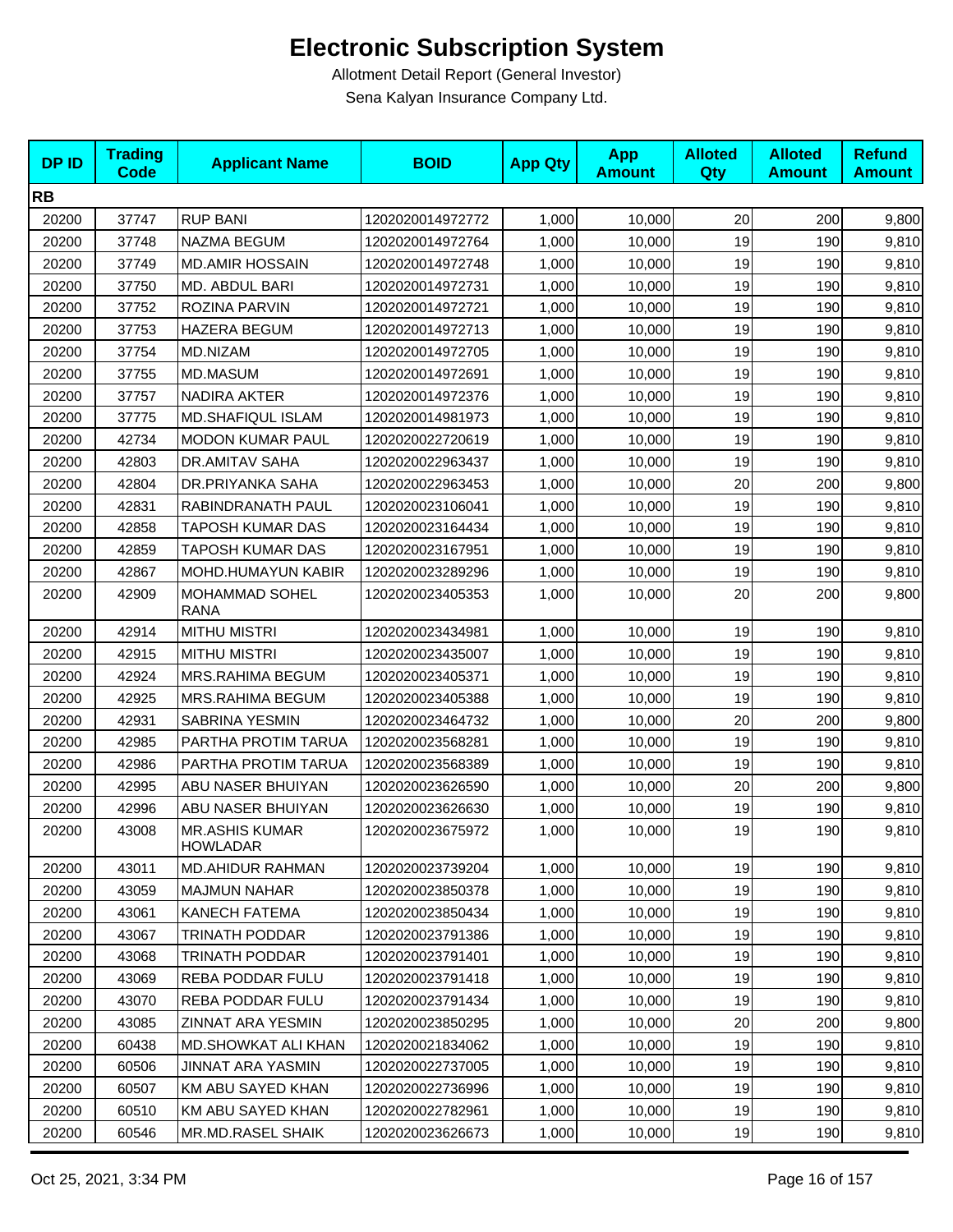# Electronic Subscription System

Allotment Detail Report (General Investor)

Sena Kalyan Insurance Company Ltd.

| DP ID | Trading Code | Applicant Name | BOID | App Qty | App Amount | Alloted Qty | Alloted Amount | Refund Amount |
|---|---|---|---|---|---|---|---|---|
| **RB** | | | | | | | | |
| 20200 | 37747 | RUP BANI | 1202020014972772 | 1,000 | 10,000 | 20 | 200 | 9,800 |
| 20200 | 37748 | NAZMA BEGUM | 1202020014972764 | 1,000 | 10,000 | 19 | 190 | 9,810 |
| 20200 | 37749 | MD.AMIR HOSSAIN | 1202020014972748 | 1,000 | 10,000 | 19 | 190 | 9,810 |
| 20200 | 37750 | MD. ABDUL BARI | 1202020014972731 | 1,000 | 10,000 | 19 | 190 | 9,810 |
| 20200 | 37752 | ROZINA PARVIN | 1202020014972721 | 1,000 | 10,000 | 19 | 190 | 9,810 |
| 20200 | 37753 | HAZERA BEGUM | 1202020014972713 | 1,000 | 10,000 | 19 | 190 | 9,810 |
| 20200 | 37754 | MD.NIZAM | 1202020014972705 | 1,000 | 10,000 | 19 | 190 | 9,810 |
| 20200 | 37755 | MD.MASUM | 1202020014972691 | 1,000 | 10,000 | 19 | 190 | 9,810 |
| 20200 | 37757 | NADIRA AKTER | 1202020014972376 | 1,000 | 10,000 | 19 | 190 | 9,810 |
| 20200 | 37775 | MD.SHAFIQUL ISLAM | 1202020014981973 | 1,000 | 10,000 | 19 | 190 | 9,810 |
| 20200 | 42734 | MODON KUMAR PAUL | 1202020022720619 | 1,000 | 10,000 | 19 | 190 | 9,810 |
| 20200 | 42803 | DR.AMITAV SAHA | 1202020022963437 | 1,000 | 10,000 | 19 | 190 | 9,810 |
| 20200 | 42804 | DR.PRIYANKA SAHA | 1202020022963453 | 1,000 | 10,000 | 20 | 200 | 9,800 |
| 20200 | 42831 | RABINDRANATH PAUL | 1202020023106041 | 1,000 | 10,000 | 19 | 190 | 9,810 |
| 20200 | 42858 | TAPOSH KUMAR DAS | 1202020023164434 | 1,000 | 10,000 | 19 | 190 | 9,810 |
| 20200 | 42859 | TAPOSH KUMAR DAS | 1202020023167951 | 1,000 | 10,000 | 19 | 190 | 9,810 |
| 20200 | 42867 | MOHD.HUMAYUN KABIR | 1202020023289296 | 1,000 | 10,000 | 19 | 190 | 9,810 |
| 20200 | 42909 | MOHAMMAD SOHEL RANA | 1202020023405353 | 1,000 | 10,000 | 20 | 200 | 9,800 |
| 20200 | 42914 | MITHU MISTRI | 1202020023434981 | 1,000 | 10,000 | 19 | 190 | 9,810 |
| 20200 | 42915 | MITHU MISTRI | 1202020023435007 | 1,000 | 10,000 | 19 | 190 | 9,810 |
| 20200 | 42924 | MRS.RAHIMA BEGUM | 1202020023405371 | 1,000 | 10,000 | 19 | 190 | 9,810 |
| 20200 | 42925 | MRS.RAHIMA BEGUM | 1202020023405388 | 1,000 | 10,000 | 19 | 190 | 9,810 |
| 20200 | 42931 | SABRINA YESMIN | 1202020023464732 | 1,000 | 10,000 | 20 | 200 | 9,800 |
| 20200 | 42985 | PARTHA PROTIM TARUA | 1202020023568281 | 1,000 | 10,000 | 19 | 190 | 9,810 |
| 20200 | 42986 | PARTHA PROTIM TARUA | 1202020023568389 | 1,000 | 10,000 | 19 | 190 | 9,810 |
| 20200 | 42995 | ABU NASER BHUIYAN | 1202020023626590 | 1,000 | 10,000 | 20 | 200 | 9,800 |
| 20200 | 42996 | ABU NASER BHUIYAN | 1202020023626630 | 1,000 | 10,000 | 19 | 190 | 9,810 |
| 20200 | 43008 | MR.ASHIS KUMAR HOWLADAR | 1202020023675972 | 1,000 | 10,000 | 19 | 190 | 9,810 |
| 20200 | 43011 | MD.AHIDUR RAHMAN | 1202020023739204 | 1,000 | 10,000 | 19 | 190 | 9,810 |
| 20200 | 43059 | MAJMUN NAHAR | 1202020023850378 | 1,000 | 10,000 | 19 | 190 | 9,810 |
| 20200 | 43061 | KANECH FATEMA | 1202020023850434 | 1,000 | 10,000 | 19 | 190 | 9,810 |
| 20200 | 43067 | TRINATH PODDAR | 1202020023791386 | 1,000 | 10,000 | 19 | 190 | 9,810 |
| 20200 | 43068 | TRINATH PODDAR | 1202020023791401 | 1,000 | 10,000 | 19 | 190 | 9,810 |
| 20200 | 43069 | REBA PODDAR FULU | 1202020023791418 | 1,000 | 10,000 | 19 | 190 | 9,810 |
| 20200 | 43070 | REBA PODDAR FULU | 1202020023791434 | 1,000 | 10,000 | 19 | 190 | 9,810 |
| 20200 | 43085 | ZINNAT ARA YESMIN | 1202020023850295 | 1,000 | 10,000 | 20 | 200 | 9,800 |
| 20200 | 60438 | MD.SHOWKAT ALI KHAN | 1202020021834062 | 1,000 | 10,000 | 19 | 190 | 9,810 |
| 20200 | 60506 | JINNAT ARA YASMIN | 1202020022737005 | 1,000 | 10,000 | 19 | 190 | 9,810 |
| 20200 | 60507 | KM ABU SAYED KHAN | 1202020022736996 | 1,000 | 10,000 | 19 | 190 | 9,810 |
| 20200 | 60510 | KM ABU SAYED KHAN | 1202020022782961 | 1,000 | 10,000 | 19 | 190 | 9,810 |
| 20200 | 60546 | MR.MD.RASEL SHAIK | 1202020023626673 | 1,000 | 10,000 | 19 | 190 | 9,810 |

Oct 25, 2021, 3:34 PM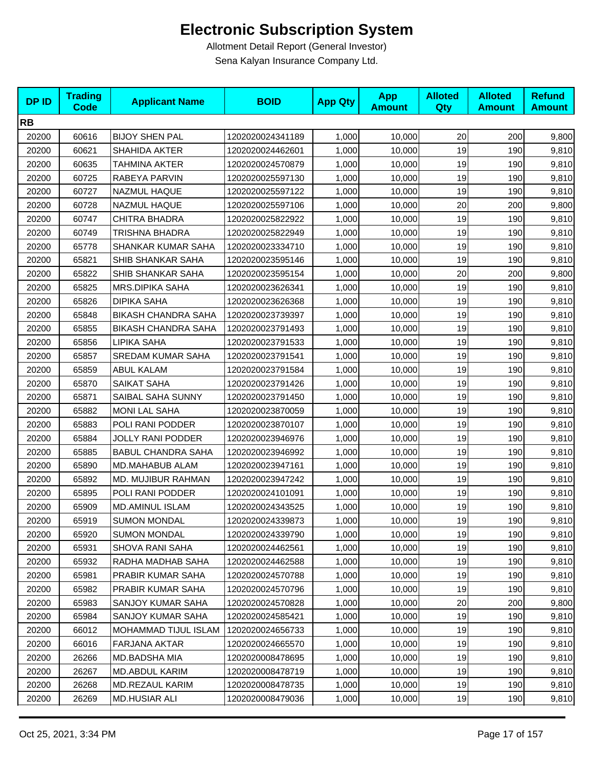# Electronic Subscription System

Allotment Detail Report (General Investor)

Sena Kalyan Insurance Company Ltd.

| DP ID | Trading Code | Applicant Name | BOID | App Qty | App Amount | Alloted Qty | Alloted Amount | Refund Amount |
|---|---|---|---|---|---|---|---|---|
| **RB** | | | | | | | | |
| 20200 | 60616 | BIJOY SHEN PAL | 1202020024341189 | 1,000 | 10,000 | 20 | 200 | 9,800 |
| 20200 | 60621 | SHAHIDA AKTER | 1202020024462601 | 1,000 | 10,000 | 19 | 190 | 9,810 |
| 20200 | 60635 | TAHMINA AKTER | 1202020024570879 | 1,000 | 10,000 | 19 | 190 | 9,810 |
| 20200 | 60725 | RABEYA PARVIN | 1202020025597130 | 1,000 | 10,000 | 19 | 190 | 9,810 |
| 20200 | 60727 | NAZMUL HAQUE | 1202020025597122 | 1,000 | 10,000 | 19 | 190 | 9,810 |
| 20200 | 60728 | NAZMUL HAQUE | 1202020025597106 | 1,000 | 10,000 | 20 | 200 | 9,800 |
| 20200 | 60747 | CHITRA BHADRA | 1202020025822922 | 1,000 | 10,000 | 19 | 190 | 9,810 |
| 20200 | 60749 | TRISHNA BHADRA | 1202020025822949 | 1,000 | 10,000 | 19 | 190 | 9,810 |
| 20200 | 65778 | SHANKAR KUMAR SAHA | 1202020023334710 | 1,000 | 10,000 | 19 | 190 | 9,810 |
| 20200 | 65821 | SHIB SHANKAR SAHA | 1202020023595146 | 1,000 | 10,000 | 19 | 190 | 9,810 |
| 20200 | 65822 | SHIB SHANKAR SAHA | 1202020023595154 | 1,000 | 10,000 | 20 | 200 | 9,800 |
| 20200 | 65825 | MRS.DIPIKA SAHA | 1202020023626341 | 1,000 | 10,000 | 19 | 190 | 9,810 |
| 20200 | 65826 | DIPIKA SAHA | 1202020023626368 | 1,000 | 10,000 | 19 | 190 | 9,810 |
| 20200 | 65848 | BIKASH CHANDRA SAHA | 1202020023739397 | 1,000 | 10,000 | 19 | 190 | 9,810 |
| 20200 | 65855 | BIKASH CHANDRA SAHA | 1202020023791493 | 1,000 | 10,000 | 19 | 190 | 9,810 |
| 20200 | 65856 | LIPIKA SAHA | 1202020023791533 | 1,000 | 10,000 | 19 | 190 | 9,810 |
| 20200 | 65857 | SREDAM KUMAR SAHA | 1202020023791541 | 1,000 | 10,000 | 19 | 190 | 9,810 |
| 20200 | 65859 | ABUL KALAM | 1202020023791584 | 1,000 | 10,000 | 19 | 190 | 9,810 |
| 20200 | 65870 | SAIKAT SAHA | 1202020023791426 | 1,000 | 10,000 | 19 | 190 | 9,810 |
| 20200 | 65871 | SAIBAL SAHA SUNNY | 1202020023791450 | 1,000 | 10,000 | 19 | 190 | 9,810 |
| 20200 | 65882 | MONI LAL SAHA | 1202020023870059 | 1,000 | 10,000 | 19 | 190 | 9,810 |
| 20200 | 65883 | POLI RANI PODDER | 1202020023870107 | 1,000 | 10,000 | 19 | 190 | 9,810 |
| 20200 | 65884 | JOLLY RANI PODDER | 1202020023946976 | 1,000 | 10,000 | 19 | 190 | 9,810 |
| 20200 | 65885 | BABUL CHANDRA SAHA | 1202020023946992 | 1,000 | 10,000 | 19 | 190 | 9,810 |
| 20200 | 65890 | MD.MAHABUB ALAM | 1202020023947161 | 1,000 | 10,000 | 19 | 190 | 9,810 |
| 20200 | 65892 | MD. MUJIBUR RAHMAN | 1202020023947242 | 1,000 | 10,000 | 19 | 190 | 9,810 |
| 20200 | 65895 | POLI RANI PODDER | 1202020024101091 | 1,000 | 10,000 | 19 | 190 | 9,810 |
| 20200 | 65909 | MD.AMINUL ISLAM | 1202020024343525 | 1,000 | 10,000 | 19 | 190 | 9,810 |
| 20200 | 65919 | SUMON MONDAL | 1202020024339873 | 1,000 | 10,000 | 19 | 190 | 9,810 |
| 20200 | 65920 | SUMON MONDAL | 1202020024339790 | 1,000 | 10,000 | 19 | 190 | 9,810 |
| 20200 | 65931 | SHOVA RANI SAHA | 1202020024462561 | 1,000 | 10,000 | 19 | 190 | 9,810 |
| 20200 | 65932 | RADHA MADHAB SAHA | 1202020024462588 | 1,000 | 10,000 | 19 | 190 | 9,810 |
| 20200 | 65981 | PRABIR KUMAR SAHA | 1202020024570788 | 1,000 | 10,000 | 19 | 190 | 9,810 |
| 20200 | 65982 | PRABIR KUMAR SAHA | 1202020024570796 | 1,000 | 10,000 | 19 | 190 | 9,810 |
| 20200 | 65983 | SANJOY KUMAR SAHA | 1202020024570828 | 1,000 | 10,000 | 20 | 200 | 9,800 |
| 20200 | 65984 | SANJOY KUMAR SAHA | 1202020024585421 | 1,000 | 10,000 | 19 | 190 | 9,810 |
| 20200 | 66012 | MOHAMMAD TIJUL ISLAM | 1202020024656733 | 1,000 | 10,000 | 19 | 190 | 9,810 |
| 20200 | 66016 | FARJANA AKTAR | 1202020024665570 | 1,000 | 10,000 | 19 | 190 | 9,810 |
| 20200 | 26266 | MD.BADSHA MIA | 1202020008478695 | 1,000 | 10,000 | 19 | 190 | 9,810 |
| 20200 | 26267 | MD.ABDUL KARIM | 1202020008478719 | 1,000 | 10,000 | 19 | 190 | 9,810 |
| 20200 | 26268 | MD.REZAUL KARIM | 1202020008478735 | 1,000 | 10,000 | 19 | 190 | 9,810 |
| 20200 | 26269 | MD.HUSIAR ALI | 1202020008479036 | 1,000 | 10,000 | 19 | 190 | 9,810 |

Oct 25, 2021, 3:34 PM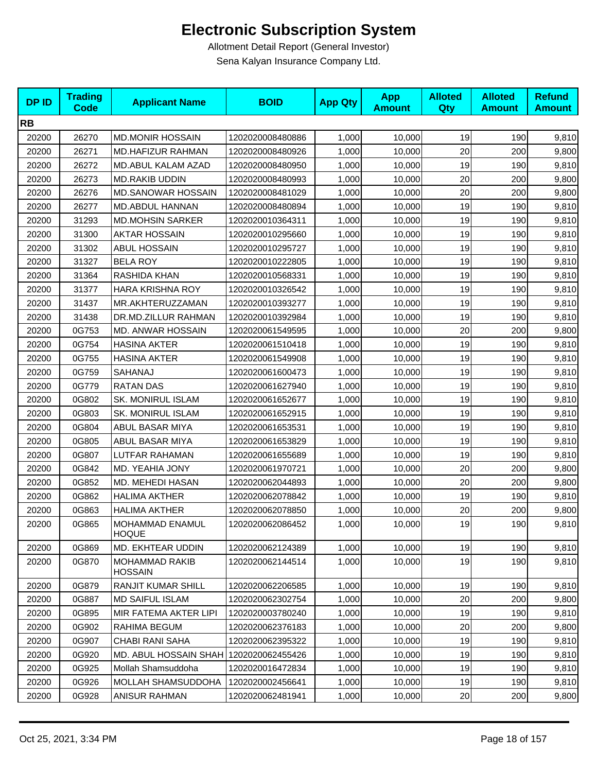# Electronic Subscription System

Allotment Detail Report (General Investor)

Sena Kalyan Insurance Company Ltd.

| DP ID | Trading Code | Applicant Name | BOID | App Qty | App Amount | Alloted Qty | Alloted Amount | Refund Amount |
|---|---|---|---|---|---|---|---|---|
| **RB** | | | | | | | | |
| 20200 | 26270 | MD.MONIR HOSSAIN | 1202020008480886 | 1,000 | 10,000 | 19 | 190 | 9,810 |
| 20200 | 26271 | MD.HAFIZUR RAHMAN | 1202020008480926 | 1,000 | 10,000 | 20 | 200 | 9,800 |
| 20200 | 26272 | MD.ABUL KALAM AZAD | 1202020008480950 | 1,000 | 10,000 | 19 | 190 | 9,810 |
| 20200 | 26273 | MD.RAKIB UDDIN | 1202020008480993 | 1,000 | 10,000 | 20 | 200 | 9,800 |
| 20200 | 26276 | MD.SANOWAR HOSSAIN | 1202020008481029 | 1,000 | 10,000 | 20 | 200 | 9,800 |
| 20200 | 26277 | MD.ABDUL HANNAN | 1202020008480894 | 1,000 | 10,000 | 19 | 190 | 9,810 |
| 20200 | 31293 | MD.MOHSIN SARKER | 1202020010364311 | 1,000 | 10,000 | 19 | 190 | 9,810 |
| 20200 | 31300 | AKTAR HOSSAIN | 1202020010295660 | 1,000 | 10,000 | 19 | 190 | 9,810 |
| 20200 | 31302 | ABUL HOSSAIN | 1202020010295727 | 1,000 | 10,000 | 19 | 190 | 9,810 |
| 20200 | 31327 | BELA ROY | 1202020010222805 | 1,000 | 10,000 | 19 | 190 | 9,810 |
| 20200 | 31364 | RASHIDA KHAN | 1202020010568331 | 1,000 | 10,000 | 19 | 190 | 9,810 |
| 20200 | 31377 | HARA KRISHNA ROY | 1202020010326542 | 1,000 | 10,000 | 19 | 190 | 9,810 |
| 20200 | 31437 | MR.AKHTERUZZAMAN | 1202020010393277 | 1,000 | 10,000 | 19 | 190 | 9,810 |
| 20200 | 31438 | DR.MD.ZILLUR RAHMAN | 1202020010392984 | 1,000 | 10,000 | 19 | 190 | 9,810 |
| 20200 | 0G753 | MD. ANWAR HOSSAIN | 1202020061549595 | 1,000 | 10,000 | 20 | 200 | 9,800 |
| 20200 | 0G754 | HASINA AKTER | 1202020061510418 | 1,000 | 10,000 | 19 | 190 | 9,810 |
| 20200 | 0G755 | HASINA AKTER | 1202020061549908 | 1,000 | 10,000 | 19 | 190 | 9,810 |
| 20200 | 0G759 | SAHANAJ | 1202020061600473 | 1,000 | 10,000 | 19 | 190 | 9,810 |
| 20200 | 0G779 | RATAN DAS | 1202020061627940 | 1,000 | 10,000 | 19 | 190 | 9,810 |
| 20200 | 0G802 | SK. MONIRUL ISLAM | 1202020061652677 | 1,000 | 10,000 | 19 | 190 | 9,810 |
| 20200 | 0G803 | SK. MONIRUL ISLAM | 1202020061652915 | 1,000 | 10,000 | 19 | 190 | 9,810 |
| 20200 | 0G804 | ABUL BASAR MIYA | 1202020061653531 | 1,000 | 10,000 | 19 | 190 | 9,810 |
| 20200 | 0G805 | ABUL BASAR MIYA | 1202020061653829 | 1,000 | 10,000 | 19 | 190 | 9,810 |
| 20200 | 0G807 | LUTFAR RAHAMAN | 1202020061655689 | 1,000 | 10,000 | 19 | 190 | 9,810 |
| 20200 | 0G842 | MD. YEAHIA JONY | 1202020061970721 | 1,000 | 10,000 | 20 | 200 | 9,800 |
| 20200 | 0G852 | MD. MEHEDI HASAN | 1202020062044893 | 1,000 | 10,000 | 20 | 200 | 9,800 |
| 20200 | 0G862 | HALIMA AKTHER | 1202020062078842 | 1,000 | 10,000 | 19 | 190 | 9,810 |
| 20200 | 0G863 | HALIMA AKTHER | 1202020062078850 | 1,000 | 10,000 | 20 | 200 | 9,800 |
| 20200 | 0G865 | MOHAMMAD ENAMUL HOQUE | 1202020062086452 | 1,000 | 10,000 | 19 | 190 | 9,810 |
| 20200 | 0G869 | MD. EKHTEAR UDDIN | 1202020062124389 | 1,000 | 10,000 | 19 | 190 | 9,810 |
| 20200 | 0G870 | MOHAMMAD RAKIB HOSSAIN | 1202020062144514 | 1,000 | 10,000 | 19 | 190 | 9,810 |
| 20200 | 0G879 | RANJIT KUMAR SHILL | 1202020062206585 | 1,000 | 10,000 | 19 | 190 | 9,810 |
| 20200 | 0G887 | MD SAIFUL ISLAM | 1202020062302754 | 1,000 | 10,000 | 20 | 200 | 9,800 |
| 20200 | 0G895 | MIR FATEMA AKTER LIPI | 1202020003780240 | 1,000 | 10,000 | 19 | 190 | 9,810 |
| 20200 | 0G902 | RAHIMA BEGUM | 1202020062376183 | 1,000 | 10,000 | 20 | 200 | 9,800 |
| 20200 | 0G907 | CHABI RANI SAHA | 1202020062395322 | 1,000 | 10,000 | 19 | 190 | 9,810 |
| 20200 | 0G920 | MD. ABUL HOSSAIN SHAH | 1202020062455426 | 1,000 | 10,000 | 19 | 190 | 9,810 |
| 20200 | 0G925 | Mollah Shamsuddoha | 1202020016472834 | 1,000 | 10,000 | 19 | 190 | 9,810 |
| 20200 | 0G926 | MOLLAH SHAMSUDDOHA | 1202020002456641 | 1,000 | 10,000 | 19 | 190 | 9,810 |
| 20200 | 0G928 | ANISUR RAHMAN | 1202020062481941 | 1,000 | 10,000 | 20 | 200 | 9,800 |

Oct 25, 2021, 3:34 PM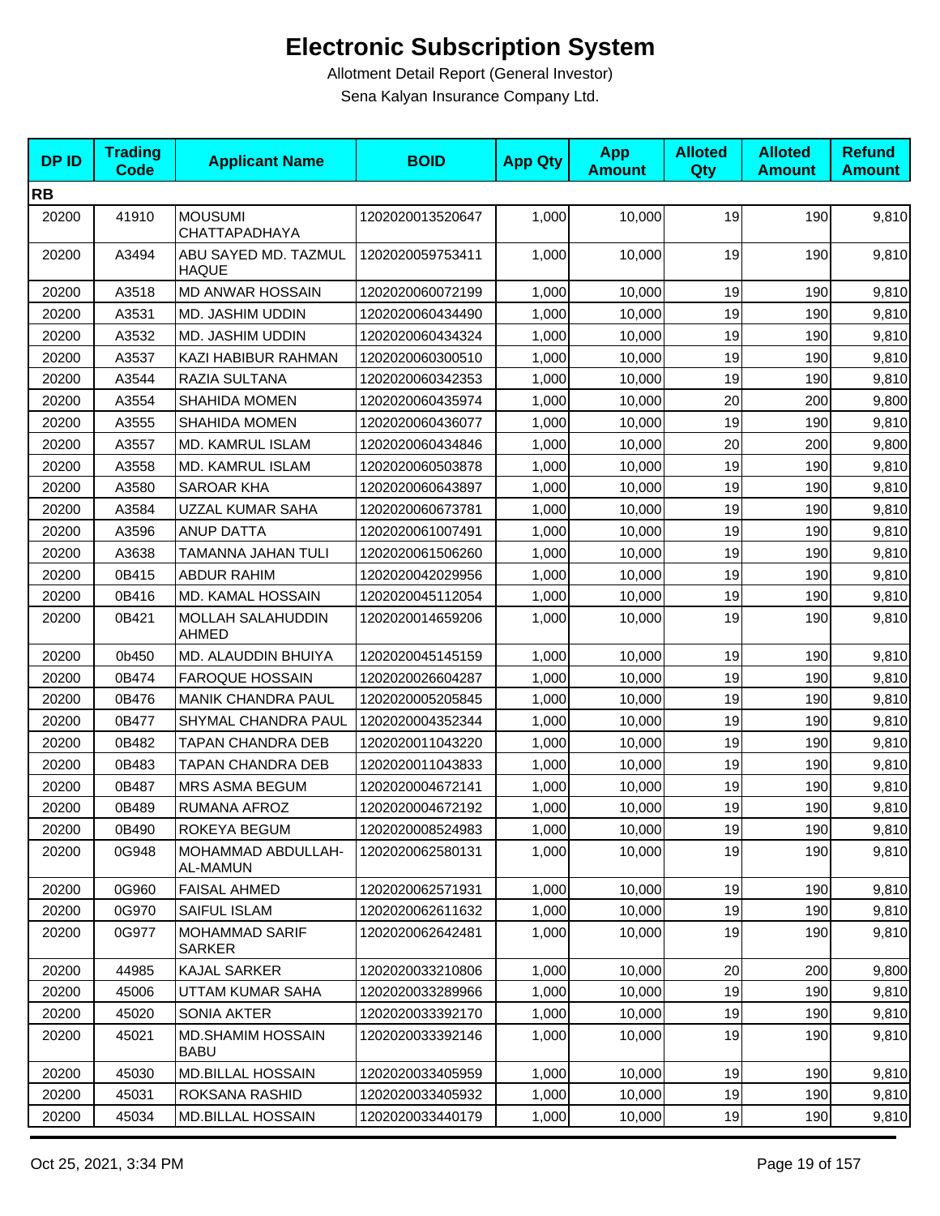# Electronic Subscription System

Allotment Detail Report (General Investor)

Sena Kalyan Insurance Company Ltd.

| DP ID | Trading Code | Applicant Name | BOID | App Qty | App Amount | Alloted Qty | Alloted Amount | Refund Amount |
|---|---|---|---|---|---|---|---|---|
| **RB** | | | | | | | | |
| 20200 | 41910 | MOUSUMI CHATTAPADHAYA | 1202020013520647 | 1,000 | 10,000 | 19 | 190 | 9,810 |
| 20200 | A3494 | ABU SAYED MD. TAZMUL HAQUE | 1202020059753411 | 1,000 | 10,000 | 19 | 190 | 9,810 |
| 20200 | A3518 | MD ANWAR HOSSAIN | 1202020060072199 | 1,000 | 10,000 | 19 | 190 | 9,810 |
| 20200 | A3531 | MD. JASHIM UDDIN | 1202020060434490 | 1,000 | 10,000 | 19 | 190 | 9,810 |
| 20200 | A3532 | MD. JASHIM UDDIN | 1202020060434324 | 1,000 | 10,000 | 19 | 190 | 9,810 |
| 20200 | A3537 | KAZI HABIBUR RAHMAN | 1202020060300510 | 1,000 | 10,000 | 19 | 190 | 9,810 |
| 20200 | A3544 | RAZIA SULTANA | 1202020060342353 | 1,000 | 10,000 | 19 | 190 | 9,810 |
| 20200 | A3554 | SHAHIDA MOMEN | 1202020060435974 | 1,000 | 10,000 | 20 | 200 | 9,800 |
| 20200 | A3555 | SHAHIDA MOMEN | 1202020060436077 | 1,000 | 10,000 | 19 | 190 | 9,810 |
| 20200 | A3557 | MD. KAMRUL ISLAM | 1202020060434846 | 1,000 | 10,000 | 20 | 200 | 9,800 |
| 20200 | A3558 | MD. KAMRUL ISLAM | 1202020060503878 | 1,000 | 10,000 | 19 | 190 | 9,810 |
| 20200 | A3580 | SAROAR KHA | 1202020060643897 | 1,000 | 10,000 | 19 | 190 | 9,810 |
| 20200 | A3584 | UZZAL KUMAR SAHA | 1202020060673781 | 1,000 | 10,000 | 19 | 190 | 9,810 |
| 20200 | A3596 | ANUP DATTA | 1202020061007491 | 1,000 | 10,000 | 19 | 190 | 9,810 |
| 20200 | A3638 | TAMANNA JAHAN TULI | 1202020061506260 | 1,000 | 10,000 | 19 | 190 | 9,810 |
| 20200 | 0B415 | ABDUR RAHIM | 1202020042029956 | 1,000 | 10,000 | 19 | 190 | 9,810 |
| 20200 | 0B416 | MD. KAMAL HOSSAIN | 1202020045112054 | 1,000 | 10,000 | 19 | 190 | 9,810 |
| 20200 | 0B421 | MOLLAH SALAHUDDIN AHMED | 1202020014659206 | 1,000 | 10,000 | 19 | 190 | 9,810 |
| 20200 | 0b450 | MD. ALAUDDIN BHUIYA | 1202020045145159 | 1,000 | 10,000 | 19 | 190 | 9,810 |
| 20200 | 0B474 | FAROQUE HOSSAIN | 1202020026604287 | 1,000 | 10,000 | 19 | 190 | 9,810 |
| 20200 | 0B476 | MANIK CHANDRA PAUL | 1202020005205845 | 1,000 | 10,000 | 19 | 190 | 9,810 |
| 20200 | 0B477 | SHYMAL CHANDRA PAUL | 1202020004352344 | 1,000 | 10,000 | 19 | 190 | 9,810 |
| 20200 | 0B482 | TAPAN CHANDRA DEB | 1202020011043220 | 1,000 | 10,000 | 19 | 190 | 9,810 |
| 20200 | 0B483 | TAPAN CHANDRA DEB | 1202020011043833 | 1,000 | 10,000 | 19 | 190 | 9,810 |
| 20200 | 0B487 | MRS ASMA BEGUM | 1202020004672141 | 1,000 | 10,000 | 19 | 190 | 9,810 |
| 20200 | 0B489 | RUMANA AFROZ | 1202020004672192 | 1,000 | 10,000 | 19 | 190 | 9,810 |
| 20200 | 0B490 | ROKEYA BEGUM | 1202020008524983 | 1,000 | 10,000 | 19 | 190 | 9,810 |
| 20200 | 0G948 | MOHAMMAD ABDULLAH-AL-MAMUN | 1202020062580131 | 1,000 | 10,000 | 19 | 190 | 9,810 |
| 20200 | 0G960 | FAISAL AHMED | 1202020062571931 | 1,000 | 10,000 | 19 | 190 | 9,810 |
| 20200 | 0G970 | SAIFUL ISLAM | 1202020062611632 | 1,000 | 10,000 | 19 | 190 | 9,810 |
| 20200 | 0G977 | MOHAMMAD SARIF SARKER | 1202020062642481 | 1,000 | 10,000 | 19 | 190 | 9,810 |
| 20200 | 44985 | KAJAL SARKER | 1202020033210806 | 1,000 | 10,000 | 20 | 200 | 9,800 |
| 20200 | 45006 | UTTAM KUMAR SAHA | 1202020033289966 | 1,000 | 10,000 | 19 | 190 | 9,810 |
| 20200 | 45020 | SONIA AKTER | 1202020033392170 | 1,000 | 10,000 | 19 | 190 | 9,810 |
| 20200 | 45021 | MD.SHAMIM HOSSAIN BABU | 1202020033392146 | 1,000 | 10,000 | 19 | 190 | 9,810 |
| 20200 | 45030 | MD.BILLAL HOSSAIN | 1202020033405959 | 1,000 | 10,000 | 19 | 190 | 9,810 |
| 20200 | 45031 | ROKSANA RASHID | 1202020033405932 | 1,000 | 10,000 | 19 | 190 | 9,810 |
| 20200 | 45034 | MD.BILLAL HOSSAIN | 1202020033440179 | 1,000 | 10,000 | 19 | 190 | 9,810 |

Oct 25, 2021, 3:34 PM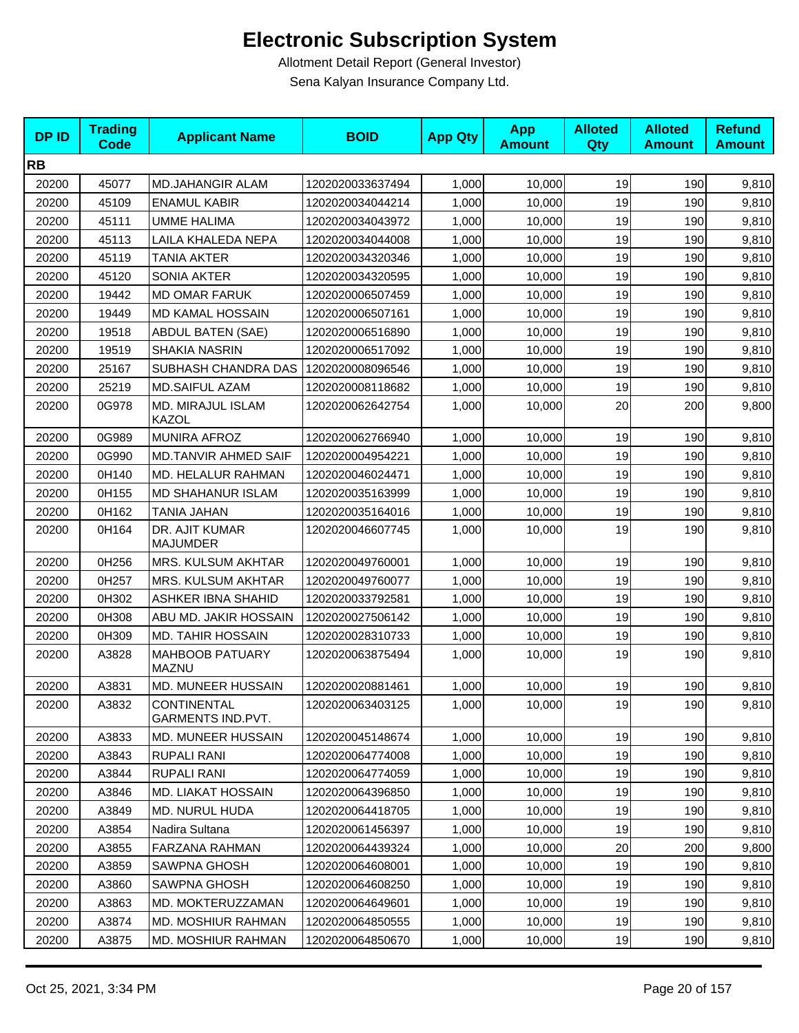# Electronic Subscription System

Allotment Detail Report (General Investor)

Sena Kalyan Insurance Company Ltd.

| DP ID | Trading Code | Applicant Name | BOID | App Qty | App Amount | Alloted Qty | Alloted Amount | Refund Amount |
|---|---|---|---|---|---|---|---|---|
| **RB** | | | | | | | | |
| 20200 | 45077 | MD.JAHANGIR ALAM | 1202020033637494 | 1,000 | 10,000 | 19 | 190 | 9,810 |
| 20200 | 45109 | ENAMUL KABIR | 1202020034044214 | 1,000 | 10,000 | 19 | 190 | 9,810 |
| 20200 | 45111 | UMME HALIMA | 1202020034043972 | 1,000 | 10,000 | 19 | 190 | 9,810 |
| 20200 | 45113 | LAILA KHALEDA NEPA | 1202020034044008 | 1,000 | 10,000 | 19 | 190 | 9,810 |
| 20200 | 45119 | TANIA AKTER | 1202020034320346 | 1,000 | 10,000 | 19 | 190 | 9,810 |
| 20200 | 45120 | SONIA AKTER | 1202020034320595 | 1,000 | 10,000 | 19 | 190 | 9,810 |
| 20200 | 19442 | MD OMAR FARUK | 1202020006507459 | 1,000 | 10,000 | 19 | 190 | 9,810 |
| 20200 | 19449 | MD KAMAL HOSSAIN | 1202020006507161 | 1,000 | 10,000 | 19 | 190 | 9,810 |
| 20200 | 19518 | ABDUL BATEN (SAE) | 1202020006516890 | 1,000 | 10,000 | 19 | 190 | 9,810 |
| 20200 | 19519 | SHAKIA NASRIN | 1202020006517092 | 1,000 | 10,000 | 19 | 190 | 9,810 |
| 20200 | 25167 | SUBHASH CHANDRA DAS | 1202020008096546 | 1,000 | 10,000 | 19 | 190 | 9,810 |
| 20200 | 25219 | MD.SAIFUL AZAM | 1202020008118682 | 1,000 | 10,000 | 19 | 190 | 9,810 |
| 20200 | 0G978 | MD. MIRAJUL ISLAM KAZOL | 1202020062642754 | 1,000 | 10,000 | 20 | 200 | 9,800 |
| 20200 | 0G989 | MUNIRA AFROZ | 1202020062766940 | 1,000 | 10,000 | 19 | 190 | 9,810 |
| 20200 | 0G990 | MD.TANVIR AHMED SAIF | 1202020004954221 | 1,000 | 10,000 | 19 | 190 | 9,810 |
| 20200 | 0H140 | MD. HELALUR RAHMAN | 1202020046024471 | 1,000 | 10,000 | 19 | 190 | 9,810 |
| 20200 | 0H155 | MD SHAHANUR ISLAM | 1202020035163999 | 1,000 | 10,000 | 19 | 190 | 9,810 |
| 20200 | 0H162 | TANIA JAHAN | 1202020035164016 | 1,000 | 10,000 | 19 | 190 | 9,810 |
| 20200 | 0H164 | DR. AJIT KUMAR MAJUMDER | 1202020046607745 | 1,000 | 10,000 | 19 | 190 | 9,810 |
| 20200 | 0H256 | MRS. KULSUM AKHTAR | 1202020049760001 | 1,000 | 10,000 | 19 | 190 | 9,810 |
| 20200 | 0H257 | MRS. KULSUM AKHTAR | 1202020049760077 | 1,000 | 10,000 | 19 | 190 | 9,810 |
| 20200 | 0H302 | ASHKER IBNA SHAHID | 1202020033792581 | 1,000 | 10,000 | 19 | 190 | 9,810 |
| 20200 | 0H308 | ABU MD. JAKIR HOSSAIN | 1202020027506142 | 1,000 | 10,000 | 19 | 190 | 9,810 |
| 20200 | 0H309 | MD. TAHIR HOSSAIN | 1202020028310733 | 1,000 | 10,000 | 19 | 190 | 9,810 |
| 20200 | A3828 | MAHBOOB PATUARY MAZNU | 1202020063875494 | 1,000 | 10,000 | 19 | 190 | 9,810 |
| 20200 | A3831 | MD. MUNEER HUSSAIN | 1202020020881461 | 1,000 | 10,000 | 19 | 190 | 9,810 |
| 20200 | A3832 | CONTINENTAL GARMENTS IND.PVT. | 1202020063403125 | 1,000 | 10,000 | 19 | 190 | 9,810 |
| 20200 | A3833 | MD. MUNEER HUSSAIN | 1202020045148674 | 1,000 | 10,000 | 19 | 190 | 9,810 |
| 20200 | A3843 | RUPALI RANI | 1202020064774008 | 1,000 | 10,000 | 19 | 190 | 9,810 |
| 20200 | A3844 | RUPALI RANI | 1202020064774059 | 1,000 | 10,000 | 19 | 190 | 9,810 |
| 20200 | A3846 | MD. LIAKAT HOSSAIN | 1202020064396850 | 1,000 | 10,000 | 19 | 190 | 9,810 |
| 20200 | A3849 | MD. NURUL HUDA | 1202020064418705 | 1,000 | 10,000 | 19 | 190 | 9,810 |
| 20200 | A3854 | Nadira Sultana | 1202020061456397 | 1,000 | 10,000 | 19 | 190 | 9,810 |
| 20200 | A3855 | FARZANA RAHMAN | 1202020064439324 | 1,000 | 10,000 | 20 | 200 | 9,800 |
| 20200 | A3859 | SAWPNA GHOSH | 1202020064608001 | 1,000 | 10,000 | 19 | 190 | 9,810 |
| 20200 | A3860 | SAWPNA GHOSH | 1202020064608250 | 1,000 | 10,000 | 19 | 190 | 9,810 |
| 20200 | A3863 | MD. MOKTERUZZAMAN | 1202020064649601 | 1,000 | 10,000 | 19 | 190 | 9,810 |
| 20200 | A3874 | MD. MOSHIUR RAHMAN | 1202020064850555 | 1,000 | 10,000 | 19 | 190 | 9,810 |
| 20200 | A3875 | MD. MOSHIUR RAHMAN | 1202020064850670 | 1,000 | 10,000 | 19 | 190 | 9,810 |

Oct 25, 2021, 3:34 PM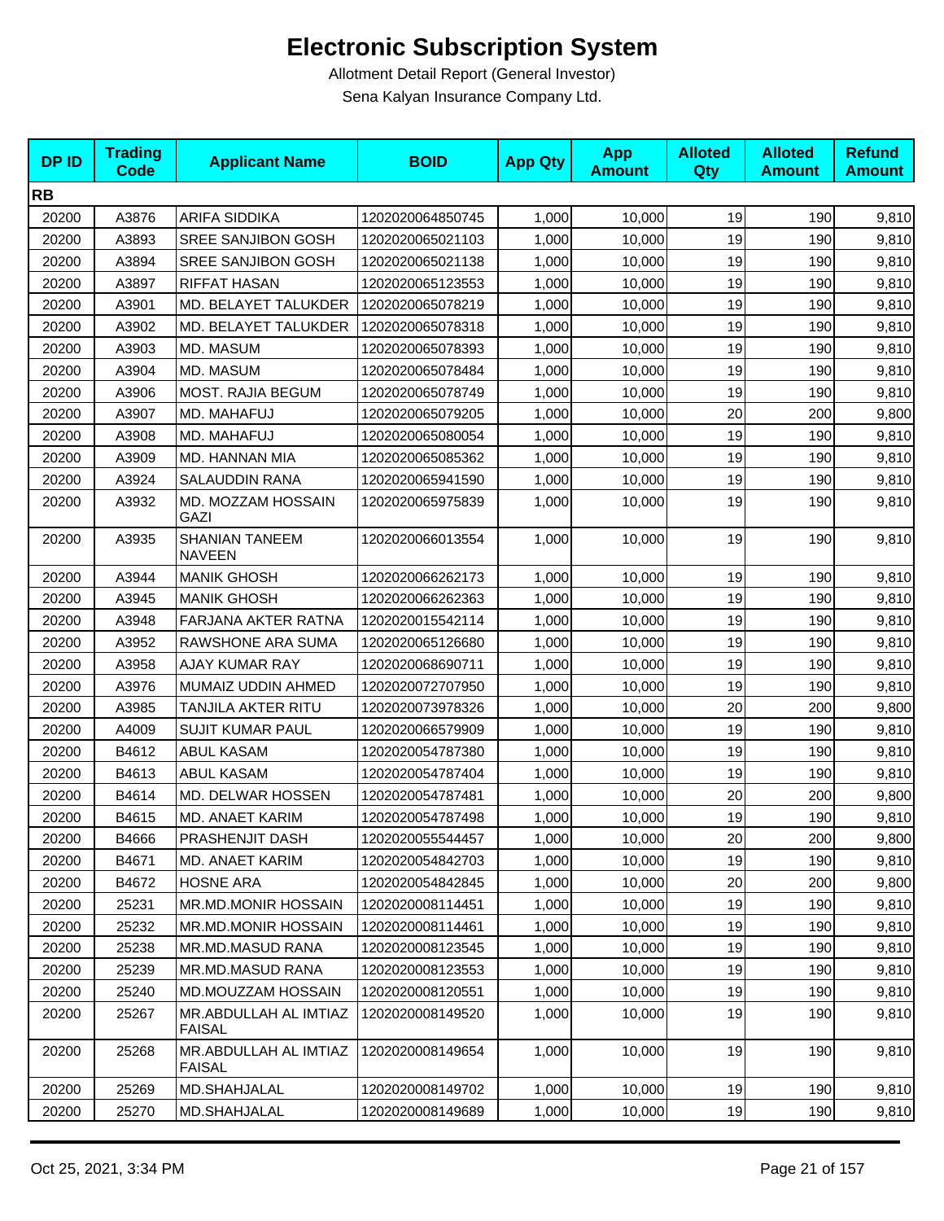# Electronic Subscription System

Allotment Detail Report (General Investor)

Sena Kalyan Insurance Company Ltd.

| DP ID | Trading Code | Applicant Name | BOID | App Qty | App Amount | Alloted Qty | Alloted Amount | Refund Amount |
|---|---|---|---|---|---|---|---|---|
| **RB** | | | | | | | | |
| 20200 | A3876 | ARIFA SIDDIKA | 1202020064850745 | 1,000 | 10,000 | 19 | 190 | 9,810 |
| 20200 | A3893 | SREE SANJIBON GOSH | 1202020065021103 | 1,000 | 10,000 | 19 | 190 | 9,810 |
| 20200 | A3894 | SREE SANJIBON GOSH | 1202020065021138 | 1,000 | 10,000 | 19 | 190 | 9,810 |
| 20200 | A3897 | RIFFAT HASAN | 1202020065123553 | 1,000 | 10,000 | 19 | 190 | 9,810 |
| 20200 | A3901 | MD. BELAYET TALUKDER | 1202020065078219 | 1,000 | 10,000 | 19 | 190 | 9,810 |
| 20200 | A3902 | MD. BELAYET TALUKDER | 1202020065078318 | 1,000 | 10,000 | 19 | 190 | 9,810 |
| 20200 | A3903 | MD. MASUM | 1202020065078393 | 1,000 | 10,000 | 19 | 190 | 9,810 |
| 20200 | A3904 | MD. MASUM | 1202020065078484 | 1,000 | 10,000 | 19 | 190 | 9,810 |
| 20200 | A3906 | MOST. RAJIA BEGUM | 1202020065078749 | 1,000 | 10,000 | 19 | 190 | 9,810 |
| 20200 | A3907 | MD. MAHAFUJ | 1202020065079205 | 1,000 | 10,000 | 20 | 200 | 9,800 |
| 20200 | A3908 | MD. MAHAFUJ | 1202020065080054 | 1,000 | 10,000 | 19 | 190 | 9,810 |
| 20200 | A3909 | MD. HANNAN MIA | 1202020065085362 | 1,000 | 10,000 | 19 | 190 | 9,810 |
| 20200 | A3924 | SALAUDDIN RANA | 1202020065941590 | 1,000 | 10,000 | 19 | 190 | 9,810 |
| 20200 | A3932 | MD. MOZZAM HOSSAIN GAZI | 1202020065975839 | 1,000 | 10,000 | 19 | 190 | 9,810 |
| 20200 | A3935 | SHANIAN TANEEM NAVEEN | 1202020066013554 | 1,000 | 10,000 | 19 | 190 | 9,810 |
| 20200 | A3944 | MANIK GHOSH | 1202020066262173 | 1,000 | 10,000 | 19 | 190 | 9,810 |
| 20200 | A3945 | MANIK GHOSH | 1202020066262363 | 1,000 | 10,000 | 19 | 190 | 9,810 |
| 20200 | A3948 | FARJANA AKTER RATNA | 1202020015542114 | 1,000 | 10,000 | 19 | 190 | 9,810 |
| 20200 | A3952 | RAWSHONE ARA SUMA | 1202020065126680 | 1,000 | 10,000 | 19 | 190 | 9,810 |
| 20200 | A3958 | AJAY KUMAR RAY | 1202020068690711 | 1,000 | 10,000 | 19 | 190 | 9,810 |
| 20200 | A3976 | MUMAIZ UDDIN AHMED | 1202020072707950 | 1,000 | 10,000 | 19 | 190 | 9,810 |
| 20200 | A3985 | TANJILA AKTER RITU | 1202020073978326 | 1,000 | 10,000 | 20 | 200 | 9,800 |
| 20200 | A4009 | SUJIT KUMAR PAUL | 1202020066579909 | 1,000 | 10,000 | 19 | 190 | 9,810 |
| 20200 | B4612 | ABUL KASAM | 1202020054787380 | 1,000 | 10,000 | 19 | 190 | 9,810 |
| 20200 | B4613 | ABUL KASAM | 1202020054787404 | 1,000 | 10,000 | 19 | 190 | 9,810 |
| 20200 | B4614 | MD. DELWAR HOSSEN | 1202020054787481 | 1,000 | 10,000 | 20 | 200 | 9,800 |
| 20200 | B4615 | MD. ANAET KARIM | 1202020054787498 | 1,000 | 10,000 | 19 | 190 | 9,810 |
| 20200 | B4666 | PRASHENJIT DASH | 1202020055544457 | 1,000 | 10,000 | 20 | 200 | 9,800 |
| 20200 | B4671 | MD. ANAET KARIM | 1202020054842703 | 1,000 | 10,000 | 19 | 190 | 9,810 |
| 20200 | B4672 | HOSNE ARA | 1202020054842845 | 1,000 | 10,000 | 20 | 200 | 9,800 |
| 20200 | 25231 | MR.MD.MONIR HOSSAIN | 1202020008114451 | 1,000 | 10,000 | 19 | 190 | 9,810 |
| 20200 | 25232 | MR.MD.MONIR HOSSAIN | 1202020008114461 | 1,000 | 10,000 | 19 | 190 | 9,810 |
| 20200 | 25238 | MR.MD.MASUD RANA | 1202020008123545 | 1,000 | 10,000 | 19 | 190 | 9,810 |
| 20200 | 25239 | MR.MD.MASUD RANA | 1202020008123553 | 1,000 | 10,000 | 19 | 190 | 9,810 |
| 20200 | 25240 | MD.MOUZZAM HOSSAIN | 1202020008120551 | 1,000 | 10,000 | 19 | 190 | 9,810 |
| 20200 | 25267 | MR.ABDULLAH AL IMTIAZ FAISAL | 1202020008149520 | 1,000 | 10,000 | 19 | 190 | 9,810 |
| 20200 | 25268 | MR.ABDULLAH AL IMTIAZ FAISAL | 1202020008149654 | 1,000 | 10,000 | 19 | 190 | 9,810 |
| 20200 | 25269 | MD.SHAHJALAL | 1202020008149702 | 1,000 | 10,000 | 19 | 190 | 9,810 |
| 20200 | 25270 | MD.SHAHJALAL | 1202020008149689 | 1,000 | 10,000 | 19 | 190 | 9,810 |

Oct 25, 2021, 3:34 PM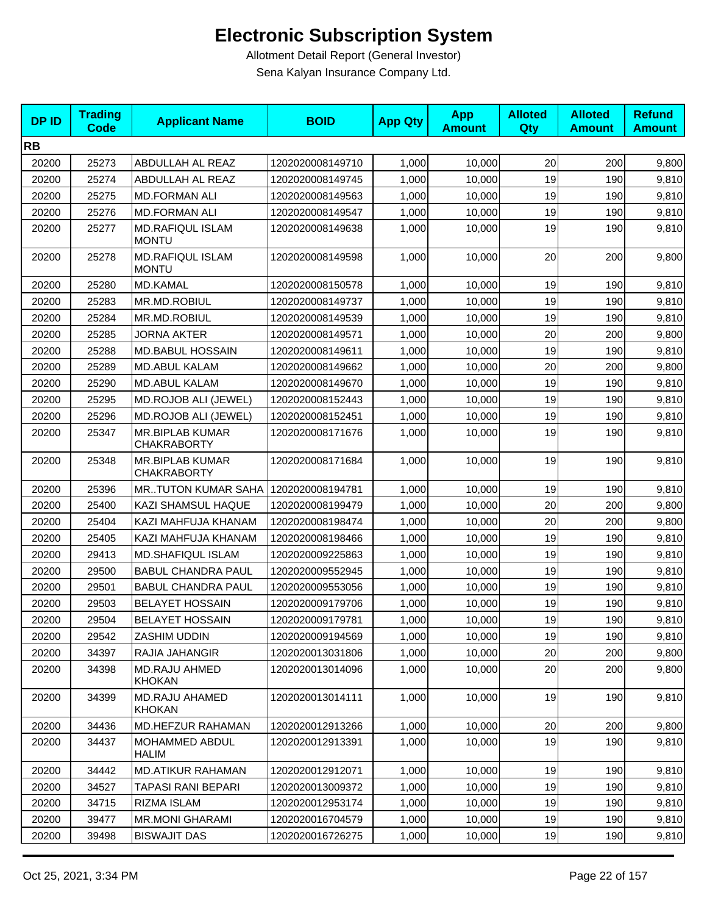# Electronic Subscription System

Allotment Detail Report (General Investor)

Sena Kalyan Insurance Company Ltd.

| DP ID | Trading Code | Applicant Name | BOID | App Qty | App Amount | Alloted Qty | Alloted Amount | Refund Amount |
|---|---|---|---|---|---|---|---|---|
| **RB** | | | | | | | | |
| 20200 | 25273 | ABDULLAH AL REAZ | 1202020008149710 | 1,000 | 10,000 | 20 | 200 | 9,800 |
| 20200 | 25274 | ABDULLAH AL REAZ | 1202020008149745 | 1,000 | 10,000 | 19 | 190 | 9,810 |
| 20200 | 25275 | MD.FORMAN ALI | 1202020008149563 | 1,000 | 10,000 | 19 | 190 | 9,810 |
| 20200 | 25276 | MD.FORMAN ALI | 1202020008149547 | 1,000 | 10,000 | 19 | 190 | 9,810 |
| 20200 | 25277 | MD.RAFIQUL ISLAM MONTU | 1202020008149638 | 1,000 | 10,000 | 19 | 190 | 9,810 |
| 20200 | 25278 | MD.RAFIQUL ISLAM MONTU | 1202020008149598 | 1,000 | 10,000 | 20 | 200 | 9,800 |
| 20200 | 25280 | MD.KAMAL | 1202020008150578 | 1,000 | 10,000 | 19 | 190 | 9,810 |
| 20200 | 25283 | MR.MD.ROBIUL | 1202020008149737 | 1,000 | 10,000 | 19 | 190 | 9,810 |
| 20200 | 25284 | MR.MD.ROBIUL | 1202020008149539 | 1,000 | 10,000 | 19 | 190 | 9,810 |
| 20200 | 25285 | JORNA AKTER | 1202020008149571 | 1,000 | 10,000 | 20 | 200 | 9,800 |
| 20200 | 25288 | MD.BABUL HOSSAIN | 1202020008149611 | 1,000 | 10,000 | 19 | 190 | 9,810 |
| 20200 | 25289 | MD.ABUL KALAM | 1202020008149662 | 1,000 | 10,000 | 20 | 200 | 9,800 |
| 20200 | 25290 | MD.ABUL KALAM | 1202020008149670 | 1,000 | 10,000 | 19 | 190 | 9,810 |
| 20200 | 25295 | MD.ROJOB ALI (JEWEL) | 1202020008152443 | 1,000 | 10,000 | 19 | 190 | 9,810 |
| 20200 | 25296 | MD.ROJOB ALI (JEWEL) | 1202020008152451 | 1,000 | 10,000 | 19 | 190 | 9,810 |
| 20200 | 25347 | MR.BIPLAB KUMAR CHAKRABORTY | 1202020008171676 | 1,000 | 10,000 | 19 | 190 | 9,810 |
| 20200 | 25348 | MR.BIPLAB KUMAR CHAKRABORTY | 1202020008171684 | 1,000 | 10,000 | 19 | 190 | 9,810 |
| 20200 | 25396 | MR..TUTON KUMAR SAHA | 1202020008194781 | 1,000 | 10,000 | 19 | 190 | 9,810 |
| 20200 | 25400 | KAZI SHAMSUL HAQUE | 1202020008199479 | 1,000 | 10,000 | 20 | 200 | 9,800 |
| 20200 | 25404 | KAZI MAHFUJA KHANAM | 1202020008198474 | 1,000 | 10,000 | 20 | 200 | 9,800 |
| 20200 | 25405 | KAZI MAHFUJA KHANAM | 1202020008198466 | 1,000 | 10,000 | 19 | 190 | 9,810 |
| 20200 | 29413 | MD.SHAFIQUL ISLAM | 1202020009225863 | 1,000 | 10,000 | 19 | 190 | 9,810 |
| 20200 | 29500 | BABUL CHANDRA PAUL | 1202020009552945 | 1,000 | 10,000 | 19 | 190 | 9,810 |
| 20200 | 29501 | BABUL CHANDRA PAUL | 1202020009553056 | 1,000 | 10,000 | 19 | 190 | 9,810 |
| 20200 | 29503 | BELAYET HOSSAIN | 1202020009179706 | 1,000 | 10,000 | 19 | 190 | 9,810 |
| 20200 | 29504 | BELAYET HOSSAIN | 1202020009179781 | 1,000 | 10,000 | 19 | 190 | 9,810 |
| 20200 | 29542 | ZASHIM UDDIN | 1202020009194569 | 1,000 | 10,000 | 19 | 190 | 9,810 |
| 20200 | 34397 | RAJIA JAHANGIR | 1202020013031806 | 1,000 | 10,000 | 20 | 200 | 9,800 |
| 20200 | 34398 | MD.RAJU AHMED KHOKAN | 1202020013014096 | 1,000 | 10,000 | 20 | 200 | 9,800 |
| 20200 | 34399 | MD.RAJU AHAMED KHOKAN | 1202020013014111 | 1,000 | 10,000 | 19 | 190 | 9,810 |
| 20200 | 34436 | MD.HEFZUR RAHAMAN | 1202020012913266 | 1,000 | 10,000 | 20 | 200 | 9,800 |
| 20200 | 34437 | MOHAMMED ABDUL HALIM | 1202020012913391 | 1,000 | 10,000 | 19 | 190 | 9,810 |
| 20200 | 34442 | MD.ATIKUR RAHAMAN | 1202020012912071 | 1,000 | 10,000 | 19 | 190 | 9,810 |
| 20200 | 34527 | TAPASI RANI BEPARI | 1202020013009372 | 1,000 | 10,000 | 19 | 190 | 9,810 |
| 20200 | 34715 | RIZMA ISLAM | 1202020012953174 | 1,000 | 10,000 | 19 | 190 | 9,810 |
| 20200 | 39477 | MR.MONI GHARAMI | 1202020016704579 | 1,000 | 10,000 | 19 | 190 | 9,810 |
| 20200 | 39498 | BISWAJIT DAS | 1202020016726275 | 1,000 | 10,000 | 19 | 190 | 9,810 |

Oct 25, 2021, 3:34 PM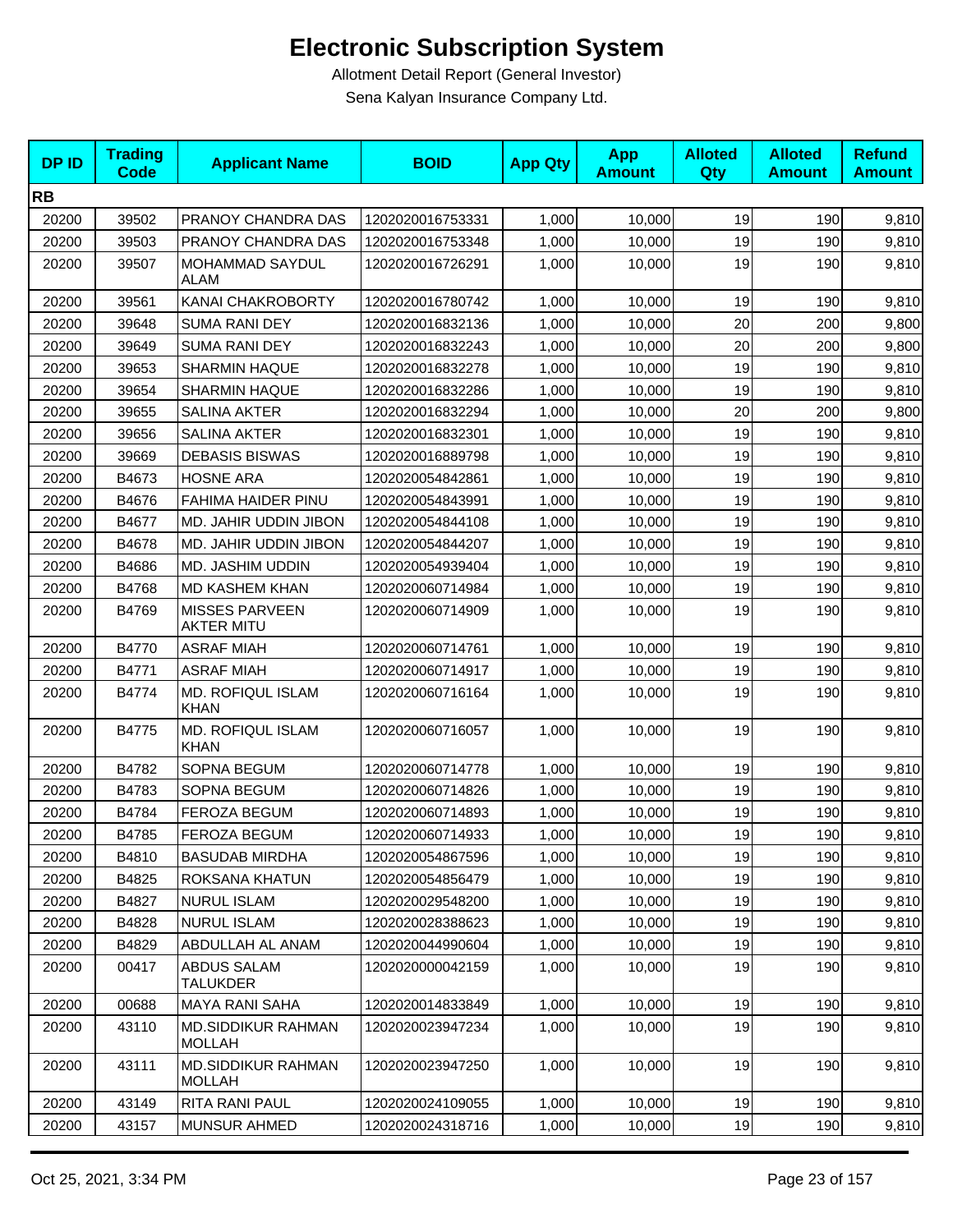# Electronic Subscription System

Allotment Detail Report (General Investor)

Sena Kalyan Insurance Company Ltd.

| DP ID | Trading Code | Applicant Name | BOID | App Qty | App Amount | Alloted Qty | Alloted Amount | Refund Amount |
|---|---|---|---|---|---|---|---|---|
| **RB** | | | | | | | | |
| 20200 | 39502 | PRANOY CHANDRA DAS | 1202020016753331 | 1,000 | 10,000 | 19 | 190 | 9,810 |
| 20200 | 39503 | PRANOY CHANDRA DAS | 1202020016753348 | 1,000 | 10,000 | 19 | 190 | 9,810 |
| 20200 | 39507 | MOHAMMAD SAYDUL ALAM | 1202020016726291 | 1,000 | 10,000 | 19 | 190 | 9,810 |
| 20200 | 39561 | KANAI CHAKROBORTY | 1202020016780742 | 1,000 | 10,000 | 19 | 190 | 9,810 |
| 20200 | 39648 | SUMA RANI DEY | 1202020016832136 | 1,000 | 10,000 | 20 | 200 | 9,800 |
| 20200 | 39649 | SUMA RANI DEY | 1202020016832243 | 1,000 | 10,000 | 20 | 200 | 9,800 |
| 20200 | 39653 | SHARMIN HAQUE | 1202020016832278 | 1,000 | 10,000 | 19 | 190 | 9,810 |
| 20200 | 39654 | SHARMIN HAQUE | 1202020016832286 | 1,000 | 10,000 | 19 | 190 | 9,810 |
| 20200 | 39655 | SALINA AKTER | 1202020016832294 | 1,000 | 10,000 | 20 | 200 | 9,800 |
| 20200 | 39656 | SALINA AKTER | 1202020016832301 | 1,000 | 10,000 | 19 | 190 | 9,810 |
| 20200 | 39669 | DEBASIS BISWAS | 1202020016889798 | 1,000 | 10,000 | 19 | 190 | 9,810 |
| 20200 | B4673 | HOSNE ARA | 1202020054842861 | 1,000 | 10,000 | 19 | 190 | 9,810 |
| 20200 | B4676 | FAHIMA HAIDER PINU | 1202020054843991 | 1,000 | 10,000 | 19 | 190 | 9,810 |
| 20200 | B4677 | MD. JAHIR UDDIN JIBON | 1202020054844108 | 1,000 | 10,000 | 19 | 190 | 9,810 |
| 20200 | B4678 | MD. JAHIR UDDIN JIBON | 1202020054844207 | 1,000 | 10,000 | 19 | 190 | 9,810 |
| 20200 | B4686 | MD. JASHIM UDDIN | 1202020054939404 | 1,000 | 10,000 | 19 | 190 | 9,810 |
| 20200 | B4768 | MD KASHEM KHAN | 1202020060714984 | 1,000 | 10,000 | 19 | 190 | 9,810 |
| 20200 | B4769 | MISSES PARVEEN AKTER MITU | 1202020060714909 | 1,000 | 10,000 | 19 | 190 | 9,810 |
| 20200 | B4770 | ASRAF MIAH | 1202020060714761 | 1,000 | 10,000 | 19 | 190 | 9,810 |
| 20200 | B4771 | ASRAF MIAH | 1202020060714917 | 1,000 | 10,000 | 19 | 190 | 9,810 |
| 20200 | B4774 | MD. ROFIQUL ISLAM KHAN | 1202020060716164 | 1,000 | 10,000 | 19 | 190 | 9,810 |
| 20200 | B4775 | MD. ROFIQUL ISLAM KHAN | 1202020060716057 | 1,000 | 10,000 | 19 | 190 | 9,810 |
| 20200 | B4782 | SOPNA BEGUM | 1202020060714778 | 1,000 | 10,000 | 19 | 190 | 9,810 |
| 20200 | B4783 | SOPNA BEGUM | 1202020060714826 | 1,000 | 10,000 | 19 | 190 | 9,810 |
| 20200 | B4784 | FEROZA BEGUM | 1202020060714893 | 1,000 | 10,000 | 19 | 190 | 9,810 |
| 20200 | B4785 | FEROZA BEGUM | 1202020060714933 | 1,000 | 10,000 | 19 | 190 | 9,810 |
| 20200 | B4810 | BASUDAB MIRDHA | 1202020054867596 | 1,000 | 10,000 | 19 | 190 | 9,810 |
| 20200 | B4825 | ROKSANA KHATUN | 1202020054856479 | 1,000 | 10,000 | 19 | 190 | 9,810 |
| 20200 | B4827 | NURUL ISLAM | 1202020029548200 | 1,000 | 10,000 | 19 | 190 | 9,810 |
| 20200 | B4828 | NURUL ISLAM | 1202020028388623 | 1,000 | 10,000 | 19 | 190 | 9,810 |
| 20200 | B4829 | ABDULLAH AL ANAM | 1202020044990604 | 1,000 | 10,000 | 19 | 190 | 9,810 |
| 20200 | 00417 | ABDUS SALAM TALUKDER | 1202020000042159 | 1,000 | 10,000 | 19 | 190 | 9,810 |
| 20200 | 00688 | MAYA RANI SAHA | 1202020014833849 | 1,000 | 10,000 | 19 | 190 | 9,810 |
| 20200 | 43110 | MD.SIDDIKUR RAHMAN MOLLAH | 1202020023947234 | 1,000 | 10,000 | 19 | 190 | 9,810 |
| 20200 | 43111 | MD.SIDDIKUR RAHMAN MOLLAH | 1202020023947250 | 1,000 | 10,000 | 19 | 190 | 9,810 |
| 20200 | 43149 | RITA RANI PAUL | 1202020024109055 | 1,000 | 10,000 | 19 | 190 | 9,810 |
| 20200 | 43157 | MUNSUR AHMED | 1202020024318716 | 1,000 | 10,000 | 19 | 190 | 9,810 |

Oct 25, 2021, 3:34 PM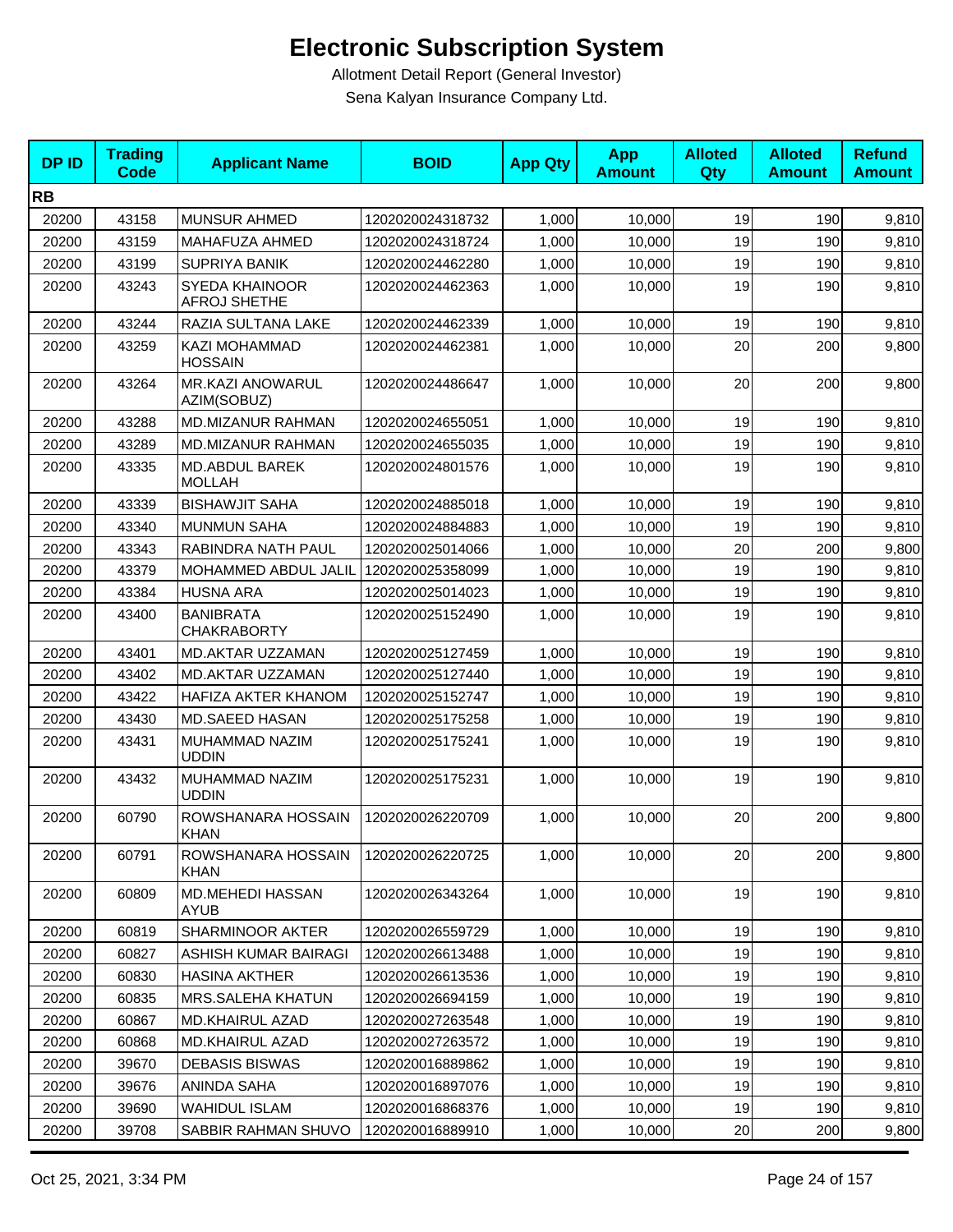# Electronic Subscription System

Allotment Detail Report (General Investor)

Sena Kalyan Insurance Company Ltd.

| DP ID | Trading Code | Applicant Name | BOID | App Qty | App Amount | Alloted Qty | Alloted Amount | Refund Amount |
|---|---|---|---|---|---|---|---|---|
| **RB** | | | | | | | | |
| 20200 | 43158 | MUNSUR AHMED | 1202020024318732 | 1,000 | 10,000 | 19 | 190 | 9,810 |
| 20200 | 43159 | MAHAFUZA AHMED | 1202020024318724 | 1,000 | 10,000 | 19 | 190 | 9,810 |
| 20200 | 43199 | SUPRIYA BANIK | 1202020024462280 | 1,000 | 10,000 | 19 | 190 | 9,810 |
| 20200 | 43243 | SYEDA KHAINOOR AFROJ SHETHE | 1202020024462363 | 1,000 | 10,000 | 19 | 190 | 9,810 |
| 20200 | 43244 | RAZIA SULTANA LAKE | 1202020024462339 | 1,000 | 10,000 | 19 | 190 | 9,810 |
| 20200 | 43259 | KAZI MOHAMMAD HOSSAIN | 1202020024462381 | 1,000 | 10,000 | 20 | 200 | 9,800 |
| 20200 | 43264 | MR.KAZI ANOWARUL AZIM(SOBUZ) | 1202020024486647 | 1,000 | 10,000 | 20 | 200 | 9,800 |
| 20200 | 43288 | MD.MIZANUR RAHMAN | 1202020024655051 | 1,000 | 10,000 | 19 | 190 | 9,810 |
| 20200 | 43289 | MD.MIZANUR RAHMAN | 1202020024655035 | 1,000 | 10,000 | 19 | 190 | 9,810 |
| 20200 | 43335 | MD.ABDUL BAREK MOLLAH | 1202020024801576 | 1,000 | 10,000 | 19 | 190 | 9,810 |
| 20200 | 43339 | BISHAWJIT SAHA | 1202020024885018 | 1,000 | 10,000 | 19 | 190 | 9,810 |
| 20200 | 43340 | MUNMUN SAHA | 1202020024884883 | 1,000 | 10,000 | 19 | 190 | 9,810 |
| 20200 | 43343 | RABINDRA NATH PAUL | 1202020025014066 | 1,000 | 10,000 | 20 | 200 | 9,800 |
| 20200 | 43379 | MOHAMMED ABDUL JALIL | 1202020025358099 | 1,000 | 10,000 | 19 | 190 | 9,810 |
| 20200 | 43384 | HUSNA ARA | 1202020025014023 | 1,000 | 10,000 | 19 | 190 | 9,810 |
| 20200 | 43400 | BANIBRATA CHAKRABORTY | 1202020025152490 | 1,000 | 10,000 | 19 | 190 | 9,810 |
| 20200 | 43401 | MD.AKTAR UZZAMAN | 1202020025127459 | 1,000 | 10,000 | 19 | 190 | 9,810 |
| 20200 | 43402 | MD.AKTAR UZZAMAN | 1202020025127440 | 1,000 | 10,000 | 19 | 190 | 9,810 |
| 20200 | 43422 | HAFIZA AKTER KHANOM | 1202020025152747 | 1,000 | 10,000 | 19 | 190 | 9,810 |
| 20200 | 43430 | MD.SAEED HASAN | 1202020025175258 | 1,000 | 10,000 | 19 | 190 | 9,810 |
| 20200 | 43431 | MUHAMMAD NAZIM UDDIN | 1202020025175241 | 1,000 | 10,000 | 19 | 190 | 9,810 |
| 20200 | 43432 | MUHAMMAD NAZIM UDDIN | 1202020025175231 | 1,000 | 10,000 | 19 | 190 | 9,810 |
| 20200 | 60790 | ROWSHANARA HOSSAIN KHAN | 1202020026220709 | 1,000 | 10,000 | 20 | 200 | 9,800 |
| 20200 | 60791 | ROWSHANARA HOSSAIN KHAN | 1202020026220725 | 1,000 | 10,000 | 20 | 200 | 9,800 |
| 20200 | 60809 | MD.MEHEDI HASSAN AYUB | 1202020026343264 | 1,000 | 10,000 | 19 | 190 | 9,810 |
| 20200 | 60819 | SHARMINOOR AKTER | 1202020026559729 | 1,000 | 10,000 | 19 | 190 | 9,810 |
| 20200 | 60827 | ASHISH KUMAR BAIRAGI | 1202020026613488 | 1,000 | 10,000 | 19 | 190 | 9,810 |
| 20200 | 60830 | HASINA AKTHER | 1202020026613536 | 1,000 | 10,000 | 19 | 190 | 9,810 |
| 20200 | 60835 | MRS.SALEHA KHATUN | 1202020026694159 | 1,000 | 10,000 | 19 | 190 | 9,810 |
| 20200 | 60867 | MD.KHAIRUL AZAD | 1202020027263548 | 1,000 | 10,000 | 19 | 190 | 9,810 |
| 20200 | 60868 | MD.KHAIRUL AZAD | 1202020027263572 | 1,000 | 10,000 | 19 | 190 | 9,810 |
| 20200 | 39670 | DEBASIS BISWAS | 1202020016889862 | 1,000 | 10,000 | 19 | 190 | 9,810 |
| 20200 | 39676 | ANINDA SAHA | 1202020016897076 | 1,000 | 10,000 | 19 | 190 | 9,810 |
| 20200 | 39690 | WAHIDUL ISLAM | 1202020016868376 | 1,000 | 10,000 | 19 | 190 | 9,810 |
| 20200 | 39708 | SABBIR RAHMAN SHUVO | 1202020016889910 | 1,000 | 10,000 | 20 | 200 | 9,800 |

Oct 25, 2021, 3:34 PM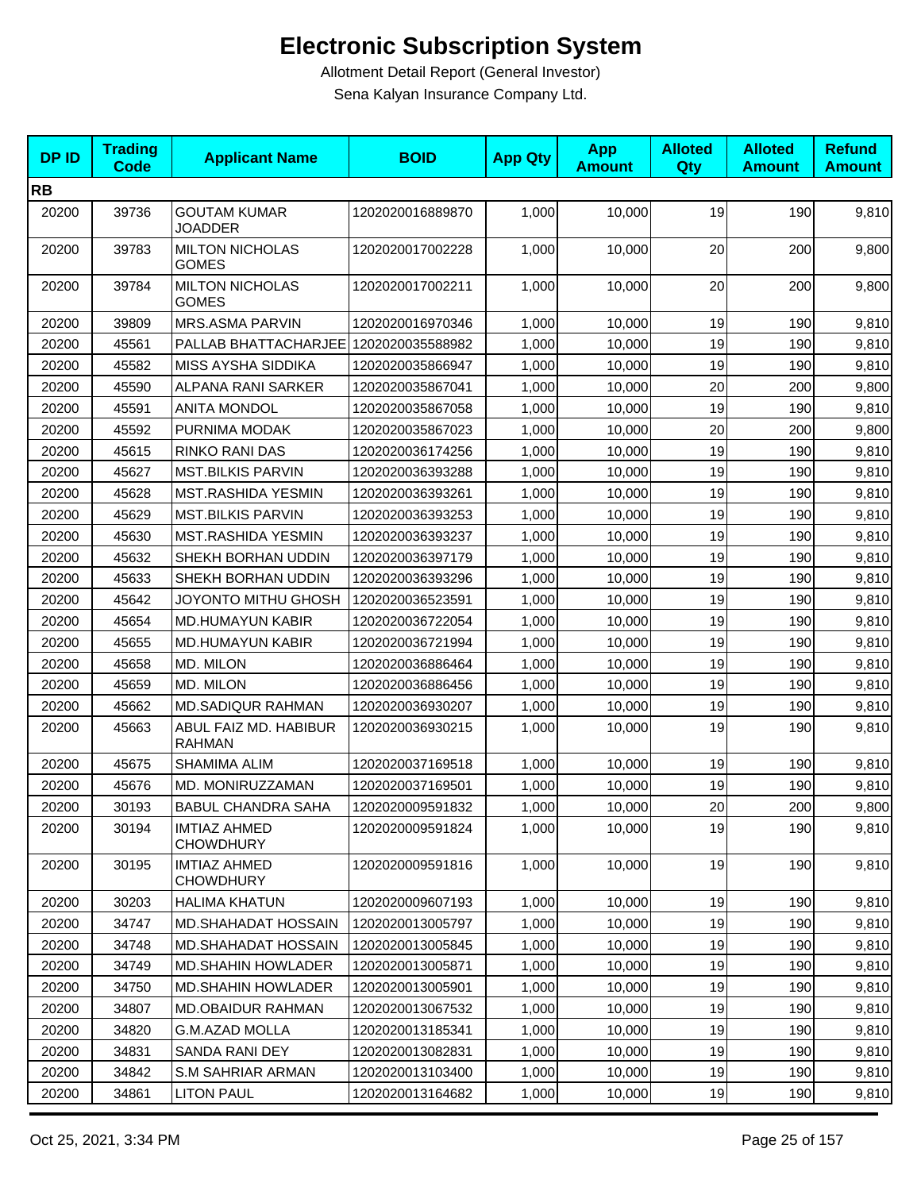# Electronic Subscription System

Allotment Detail Report (General Investor)

Sena Kalyan Insurance Company Ltd.

| DP ID | Trading Code | Applicant Name | BOID | App Qty | App Amount | Alloted Qty | Alloted Amount | Refund Amount |
|---|---|---|---|---|---|---|---|---|
| **RB** | | | | | | | | |
| 20200 | 39736 | GOUTAM KUMAR JOADDER | 1202020016889870 | 1,000 | 10,000 | 19 | 190 | 9,810 |
| 20200 | 39783 | MILTON NICHOLAS GOMES | 1202020017002228 | 1,000 | 10,000 | 20 | 200 | 9,800 |
| 20200 | 39784 | MILTON NICHOLAS GOMES | 1202020017002211 | 1,000 | 10,000 | 20 | 200 | 9,800 |
| 20200 | 39809 | MRS.ASMA PARVIN | 1202020016970346 | 1,000 | 10,000 | 19 | 190 | 9,810 |
| 20200 | 45561 | PALLAB BHATTACHARJEE | 1202020035588982 | 1,000 | 10,000 | 19 | 190 | 9,810 |
| 20200 | 45582 | MISS AYSHA SIDDIKA | 1202020035866947 | 1,000 | 10,000 | 19 | 190 | 9,810 |
| 20200 | 45590 | ALPANA RANI SARKER | 1202020035867041 | 1,000 | 10,000 | 20 | 200 | 9,800 |
| 20200 | 45591 | ANITA MONDOL | 1202020035867058 | 1,000 | 10,000 | 19 | 190 | 9,810 |
| 20200 | 45592 | PURNIMA MODAK | 1202020035867023 | 1,000 | 10,000 | 20 | 200 | 9,800 |
| 20200 | 45615 | RINKO RANI DAS | 1202020036174256 | 1,000 | 10,000 | 19 | 190 | 9,810 |
| 20200 | 45627 | MST.BILKIS PARVIN | 1202020036393288 | 1,000 | 10,000 | 19 | 190 | 9,810 |
| 20200 | 45628 | MST.RASHIDA YESMIN | 1202020036393261 | 1,000 | 10,000 | 19 | 190 | 9,810 |
| 20200 | 45629 | MST.BILKIS PARVIN | 1202020036393253 | 1,000 | 10,000 | 19 | 190 | 9,810 |
| 20200 | 45630 | MST.RASHIDA YESMIN | 1202020036393237 | 1,000 | 10,000 | 19 | 190 | 9,810 |
| 20200 | 45632 | SHEKH BORHAN UDDIN | 1202020036397179 | 1,000 | 10,000 | 19 | 190 | 9,810 |
| 20200 | 45633 | SHEKH BORHAN UDDIN | 1202020036393296 | 1,000 | 10,000 | 19 | 190 | 9,810 |
| 20200 | 45642 | JOYONTO MITHU GHOSH | 1202020036523591 | 1,000 | 10,000 | 19 | 190 | 9,810 |
| 20200 | 45654 | MD.HUMAYUN KABIR | 1202020036722054 | 1,000 | 10,000 | 19 | 190 | 9,810 |
| 20200 | 45655 | MD.HUMAYUN KABIR | 1202020036721994 | 1,000 | 10,000 | 19 | 190 | 9,810 |
| 20200 | 45658 | MD. MILON | 1202020036886464 | 1,000 | 10,000 | 19 | 190 | 9,810 |
| 20200 | 45659 | MD. MILON | 1202020036886456 | 1,000 | 10,000 | 19 | 190 | 9,810 |
| 20200 | 45662 | MD.SADIQUR RAHMAN | 1202020036930207 | 1,000 | 10,000 | 19 | 190 | 9,810 |
| 20200 | 45663 | ABUL FAIZ MD. HABIBUR RAHMAN | 1202020036930215 | 1,000 | 10,000 | 19 | 190 | 9,810 |
| 20200 | 45675 | SHAMIMA ALIM | 1202020037169518 | 1,000 | 10,000 | 19 | 190 | 9,810 |
| 20200 | 45676 | MD. MONIRUZZAMAN | 1202020037169501 | 1,000 | 10,000 | 19 | 190 | 9,810 |
| 20200 | 30193 | BABUL CHANDRA SAHA | 1202020009591832 | 1,000 | 10,000 | 20 | 200 | 9,800 |
| 20200 | 30194 | IMTIAZ AHMED CHOWDHURY | 1202020009591824 | 1,000 | 10,000 | 19 | 190 | 9,810 |
| 20200 | 30195 | IMTIAZ AHMED CHOWDHURY | 1202020009591816 | 1,000 | 10,000 | 19 | 190 | 9,810 |
| 20200 | 30203 | HALIMA KHATUN | 1202020009607193 | 1,000 | 10,000 | 19 | 190 | 9,810 |
| 20200 | 34747 | MD.SHAHADAT HOSSAIN | 1202020013005797 | 1,000 | 10,000 | 19 | 190 | 9,810 |
| 20200 | 34748 | MD.SHAHADAT HOSSAIN | 1202020013005845 | 1,000 | 10,000 | 19 | 190 | 9,810 |
| 20200 | 34749 | MD.SHAHIN HOWLADER | 1202020013005871 | 1,000 | 10,000 | 19 | 190 | 9,810 |
| 20200 | 34750 | MD.SHAHIN HOWLADER | 1202020013005901 | 1,000 | 10,000 | 19 | 190 | 9,810 |
| 20200 | 34807 | MD.OBAIDUR RAHMAN | 1202020013067532 | 1,000 | 10,000 | 19 | 190 | 9,810 |
| 20200 | 34820 | G.M.AZAD MOLLA | 1202020013185341 | 1,000 | 10,000 | 19 | 190 | 9,810 |
| 20200 | 34831 | SANDA RANI DEY | 1202020013082831 | 1,000 | 10,000 | 19 | 190 | 9,810 |
| 20200 | 34842 | S.M SAHRIAR ARMAN | 1202020013103400 | 1,000 | 10,000 | 19 | 190 | 9,810 |
| 20200 | 34861 | LITON PAUL | 1202020013164682 | 1,000 | 10,000 | 19 | 190 | 9,810 |

Oct 25, 2021, 3:34 PM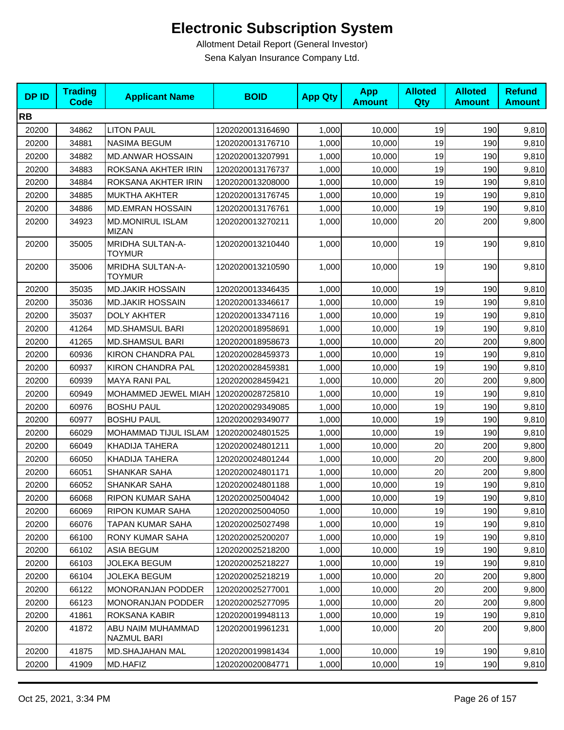# Electronic Subscription System

Allotment Detail Report (General Investor)

Sena Kalyan Insurance Company Ltd.

| DP ID | Trading Code | Applicant Name | BOID | App Qty | App Amount | Alloted Qty | Alloted Amount | Refund Amount |
|---|---|---|---|---|---|---|---|---|
| **RB** | | | | | | | | |
| 20200 | 34862 | LITON PAUL | 1202020013164690 | 1,000 | 10,000 | 19 | 190 | 9,810 |
| 20200 | 34881 | NASIMA BEGUM | 1202020013176710 | 1,000 | 10,000 | 19 | 190 | 9,810 |
| 20200 | 34882 | MD.ANWAR HOSSAIN | 1202020013207991 | 1,000 | 10,000 | 19 | 190 | 9,810 |
| 20200 | 34883 | ROKSANA AKHTER IRIN | 1202020013176737 | 1,000 | 10,000 | 19 | 190 | 9,810 |
| 20200 | 34884 | ROKSANA AKHTER IRIN | 1202020013208000 | 1,000 | 10,000 | 19 | 190 | 9,810 |
| 20200 | 34885 | MUKTHA AKHTER | 1202020013176745 | 1,000 | 10,000 | 19 | 190 | 9,810 |
| 20200 | 34886 | MD.EMRAN HOSSAIN | 1202020013176761 | 1,000 | 10,000 | 19 | 190 | 9,810 |
| 20200 | 34923 | MD.MONIRUL ISLAM MIZAN | 1202020013270211 | 1,000 | 10,000 | 20 | 200 | 9,800 |
| 20200 | 35005 | MRIDHA SULTAN-A-TOYMUR | 1202020013210440 | 1,000 | 10,000 | 19 | 190 | 9,810 |
| 20200 | 35006 | MRIDHA SULTAN-A-TOYMUR | 1202020013210590 | 1,000 | 10,000 | 19 | 190 | 9,810 |
| 20200 | 35035 | MD.JAKIR HOSSAIN | 1202020013346435 | 1,000 | 10,000 | 19 | 190 | 9,810 |
| 20200 | 35036 | MD.JAKIR HOSSAIN | 1202020013346617 | 1,000 | 10,000 | 19 | 190 | 9,810 |
| 20200 | 35037 | DOLY AKHTER | 1202020013347116 | 1,000 | 10,000 | 19 | 190 | 9,810 |
| 20200 | 41264 | MD.SHAMSUL BARI | 1202020018958691 | 1,000 | 10,000 | 19 | 190 | 9,810 |
| 20200 | 41265 | MD.SHAMSUL BARI | 1202020018958673 | 1,000 | 10,000 | 20 | 200 | 9,800 |
| 20200 | 60936 | KIRON CHANDRA PAL | 1202020028459373 | 1,000 | 10,000 | 19 | 190 | 9,810 |
| 20200 | 60937 | KIRON CHANDRA PAL | 1202020028459381 | 1,000 | 10,000 | 19 | 190 | 9,810 |
| 20200 | 60939 | MAYA RANI PAL | 1202020028459421 | 1,000 | 10,000 | 20 | 200 | 9,800 |
| 20200 | 60949 | MOHAMMED JEWEL MIAH | 1202020028725810 | 1,000 | 10,000 | 19 | 190 | 9,810 |
| 20200 | 60976 | BOSHU PAUL | 1202020029349085 | 1,000 | 10,000 | 19 | 190 | 9,810 |
| 20200 | 60977 | BOSHU PAUL | 1202020029349077 | 1,000 | 10,000 | 19 | 190 | 9,810 |
| 20200 | 66029 | MOHAMMAD TIJUL ISLAM | 1202020024801525 | 1,000 | 10,000 | 19 | 190 | 9,810 |
| 20200 | 66049 | KHADIJA TAHERA | 1202020024801211 | 1,000 | 10,000 | 20 | 200 | 9,800 |
| 20200 | 66050 | KHADIJA TAHERA | 1202020024801244 | 1,000 | 10,000 | 20 | 200 | 9,800 |
| 20200 | 66051 | SHANKAR SAHA | 1202020024801171 | 1,000 | 10,000 | 20 | 200 | 9,800 |
| 20200 | 66052 | SHANKAR SAHA | 1202020024801188 | 1,000 | 10,000 | 19 | 190 | 9,810 |
| 20200 | 66068 | RIPON KUMAR SAHA | 1202020025004042 | 1,000 | 10,000 | 19 | 190 | 9,810 |
| 20200 | 66069 | RIPON KUMAR SAHA | 1202020025004050 | 1,000 | 10,000 | 19 | 190 | 9,810 |
| 20200 | 66076 | TAPAN KUMAR SAHA | 1202020025027498 | 1,000 | 10,000 | 19 | 190 | 9,810 |
| 20200 | 66100 | RONY KUMAR SAHA | 1202020025200207 | 1,000 | 10,000 | 19 | 190 | 9,810 |
| 20200 | 66102 | ASIA BEGUM | 1202020025218200 | 1,000 | 10,000 | 19 | 190 | 9,810 |
| 20200 | 66103 | JOLEKA BEGUM | 1202020025218227 | 1,000 | 10,000 | 19 | 190 | 9,810 |
| 20200 | 66104 | JOLEKA BEGUM | 1202020025218219 | 1,000 | 10,000 | 20 | 200 | 9,800 |
| 20200 | 66122 | MONORANJAN PODDER | 1202020025277001 | 1,000 | 10,000 | 20 | 200 | 9,800 |
| 20200 | 66123 | MONORANJAN PODDER | 1202020025277095 | 1,000 | 10,000 | 20 | 200 | 9,800 |
| 20200 | 41861 | ROKSANA KABIR | 1202020019948113 | 1,000 | 10,000 | 19 | 190 | 9,810 |
| 20200 | 41872 | ABU NAIM MUHAMMAD NAZMUL BARI | 1202020019961231 | 1,000 | 10,000 | 20 | 200 | 9,800 |
| 20200 | 41875 | MD.SHAJAHAN MAL | 1202020019981434 | 1,000 | 10,000 | 19 | 190 | 9,810 |
| 20200 | 41909 | MD.HAFIZ | 1202020020084771 | 1,000 | 10,000 | 19 | 190 | 9,810 |

Oct 25, 2021, 3:34 PM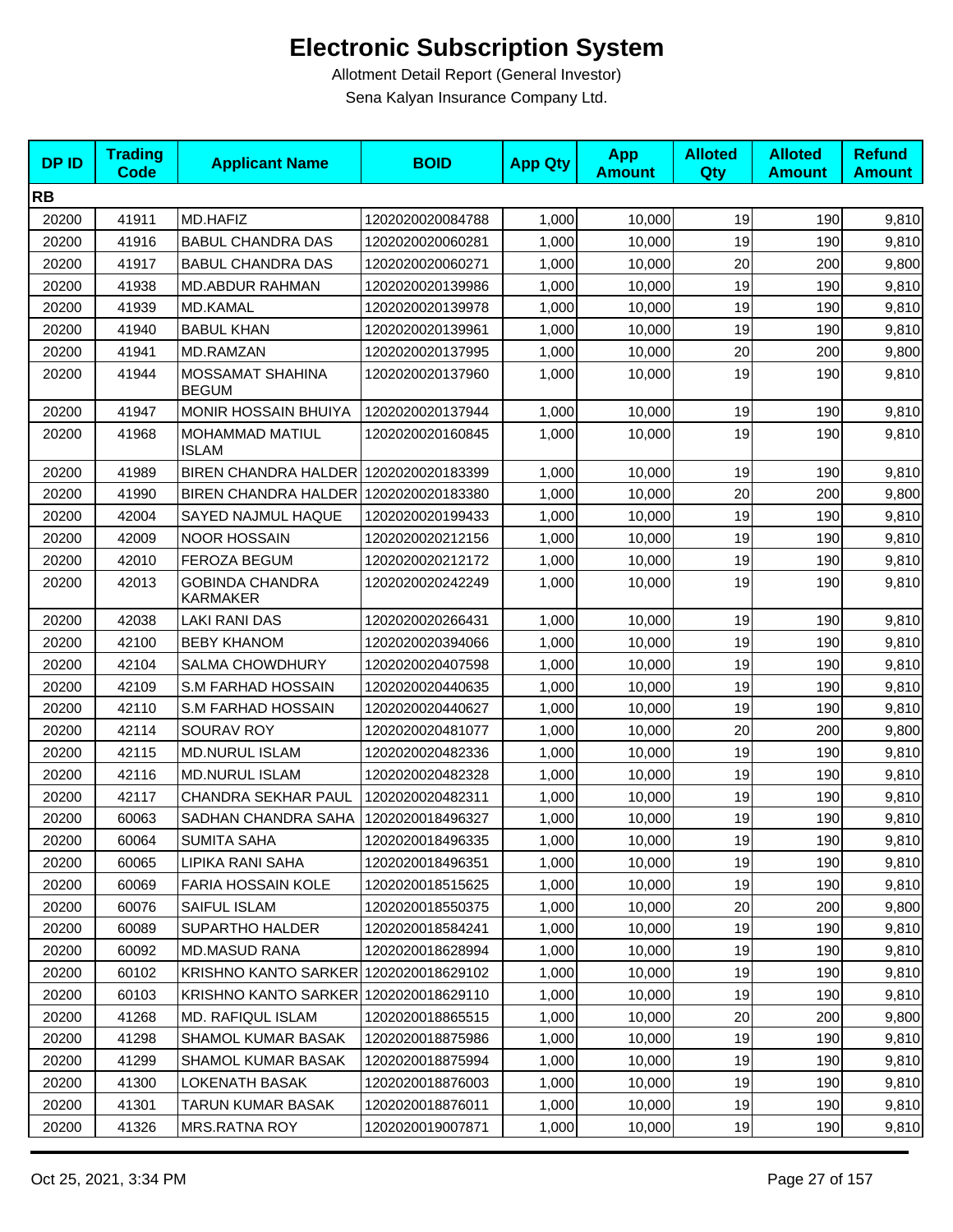# Electronic Subscription System

Allotment Detail Report (General Investor)

Sena Kalyan Insurance Company Ltd.

| DP ID | Trading Code | Applicant Name | BOID | App Qty | App Amount | Alloted Qty | Alloted Amount | Refund Amount |
|---|---|---|---|---|---|---|---|---|
| **RB** | | | | | | | | |
| 20200 | 41911 | MD.HAFIZ | 1202020020084788 | 1,000 | 10,000 | 19 | 190 | 9,810 |
| 20200 | 41916 | BABUL CHANDRA DAS | 1202020020060281 | 1,000 | 10,000 | 19 | 190 | 9,810 |
| 20200 | 41917 | BABUL CHANDRA DAS | 1202020020060271 | 1,000 | 10,000 | 20 | 200 | 9,800 |
| 20200 | 41938 | MD.ABDUR RAHMAN | 1202020020139986 | 1,000 | 10,000 | 19 | 190 | 9,810 |
| 20200 | 41939 | MD.KAMAL | 1202020020139978 | 1,000 | 10,000 | 19 | 190 | 9,810 |
| 20200 | 41940 | BABUL KHAN | 1202020020139961 | 1,000 | 10,000 | 19 | 190 | 9,810 |
| 20200 | 41941 | MD.RAMZAN | 1202020020137995 | 1,000 | 10,000 | 20 | 200 | 9,800 |
| 20200 | 41944 | MOSSAMAT SHAHINA BEGUM | 1202020020137960 | 1,000 | 10,000 | 19 | 190 | 9,810 |
| 20200 | 41947 | MONIR HOSSAIN BHUIYA | 1202020020137944 | 1,000 | 10,000 | 19 | 190 | 9,810 |
| 20200 | 41968 | MOHAMMAD MATIUL ISLAM | 1202020020160845 | 1,000 | 10,000 | 19 | 190 | 9,810 |
| 20200 | 41989 | BIREN CHANDRA HALDER | 1202020020183399 | 1,000 | 10,000 | 19 | 190 | 9,810 |
| 20200 | 41990 | BIREN CHANDRA HALDER | 1202020020183380 | 1,000 | 10,000 | 20 | 200 | 9,800 |
| 20200 | 42004 | SAYED NAJMUL HAQUE | 1202020020199433 | 1,000 | 10,000 | 19 | 190 | 9,810 |
| 20200 | 42009 | NOOR HOSSAIN | 1202020020212156 | 1,000 | 10,000 | 19 | 190 | 9,810 |
| 20200 | 42010 | FEROZA BEGUM | 1202020020212172 | 1,000 | 10,000 | 19 | 190 | 9,810 |
| 20200 | 42013 | GOBINDA CHANDRA KARMAKER | 1202020020242249 | 1,000 | 10,000 | 19 | 190 | 9,810 |
| 20200 | 42038 | LAKI RANI DAS | 1202020020266431 | 1,000 | 10,000 | 19 | 190 | 9,810 |
| 20200 | 42100 | BEBY KHANOM | 1202020020394066 | 1,000 | 10,000 | 19 | 190 | 9,810 |
| 20200 | 42104 | SALMA CHOWDHURY | 1202020020407598 | 1,000 | 10,000 | 19 | 190 | 9,810 |
| 20200 | 42109 | S.M FARHAD HOSSAIN | 1202020020440635 | 1,000 | 10,000 | 19 | 190 | 9,810 |
| 20200 | 42110 | S.M FARHAD HOSSAIN | 1202020020440627 | 1,000 | 10,000 | 19 | 190 | 9,810 |
| 20200 | 42114 | SOURAV ROY | 1202020020481077 | 1,000 | 10,000 | 20 | 200 | 9,800 |
| 20200 | 42115 | MD.NURUL ISLAM | 1202020020482336 | 1,000 | 10,000 | 19 | 190 | 9,810 |
| 20200 | 42116 | MD.NURUL ISLAM | 1202020020482328 | 1,000 | 10,000 | 19 | 190 | 9,810 |
| 20200 | 42117 | CHANDRA SEKHAR PAUL | 1202020020482311 | 1,000 | 10,000 | 19 | 190 | 9,810 |
| 20200 | 60063 | SADHAN CHANDRA SAHA | 1202020018496327 | 1,000 | 10,000 | 19 | 190 | 9,810 |
| 20200 | 60064 | SUMITA SAHA | 1202020018496335 | 1,000 | 10,000 | 19 | 190 | 9,810 |
| 20200 | 60065 | LIPIKA RANI SAHA | 1202020018496351 | 1,000 | 10,000 | 19 | 190 | 9,810 |
| 20200 | 60069 | FARIA HOSSAIN KOLE | 1202020018515625 | 1,000 | 10,000 | 19 | 190 | 9,810 |
| 20200 | 60076 | SAIFUL ISLAM | 1202020018550375 | 1,000 | 10,000 | 20 | 200 | 9,800 |
| 20200 | 60089 | SUPARTHO HALDER | 1202020018584241 | 1,000 | 10,000 | 19 | 190 | 9,810 |
| 20200 | 60092 | MD.MASUD RANA | 1202020018628994 | 1,000 | 10,000 | 19 | 190 | 9,810 |
| 20200 | 60102 | KRISHNO KANTO SARKER | 1202020018629102 | 1,000 | 10,000 | 19 | 190 | 9,810 |
| 20200 | 60103 | KRISHNO KANTO SARKER | 1202020018629110 | 1,000 | 10,000 | 19 | 190 | 9,810 |
| 20200 | 41268 | MD. RAFIQUL ISLAM | 1202020018865515 | 1,000 | 10,000 | 20 | 200 | 9,800 |
| 20200 | 41298 | SHAMOL KUMAR BASAK | 1202020018875986 | 1,000 | 10,000 | 19 | 190 | 9,810 |
| 20200 | 41299 | SHAMOL KUMAR BASAK | 1202020018875994 | 1,000 | 10,000 | 19 | 190 | 9,810 |
| 20200 | 41300 | LOKENATH BASAK | 1202020018876003 | 1,000 | 10,000 | 19 | 190 | 9,810 |
| 20200 | 41301 | TARUN KUMAR BASAK | 1202020018876011 | 1,000 | 10,000 | 19 | 190 | 9,810 |
| 20200 | 41326 | MRS.RATNA ROY | 1202020019007871 | 1,000 | 10,000 | 19 | 190 | 9,810 |

Oct 25, 2021, 3:34 PM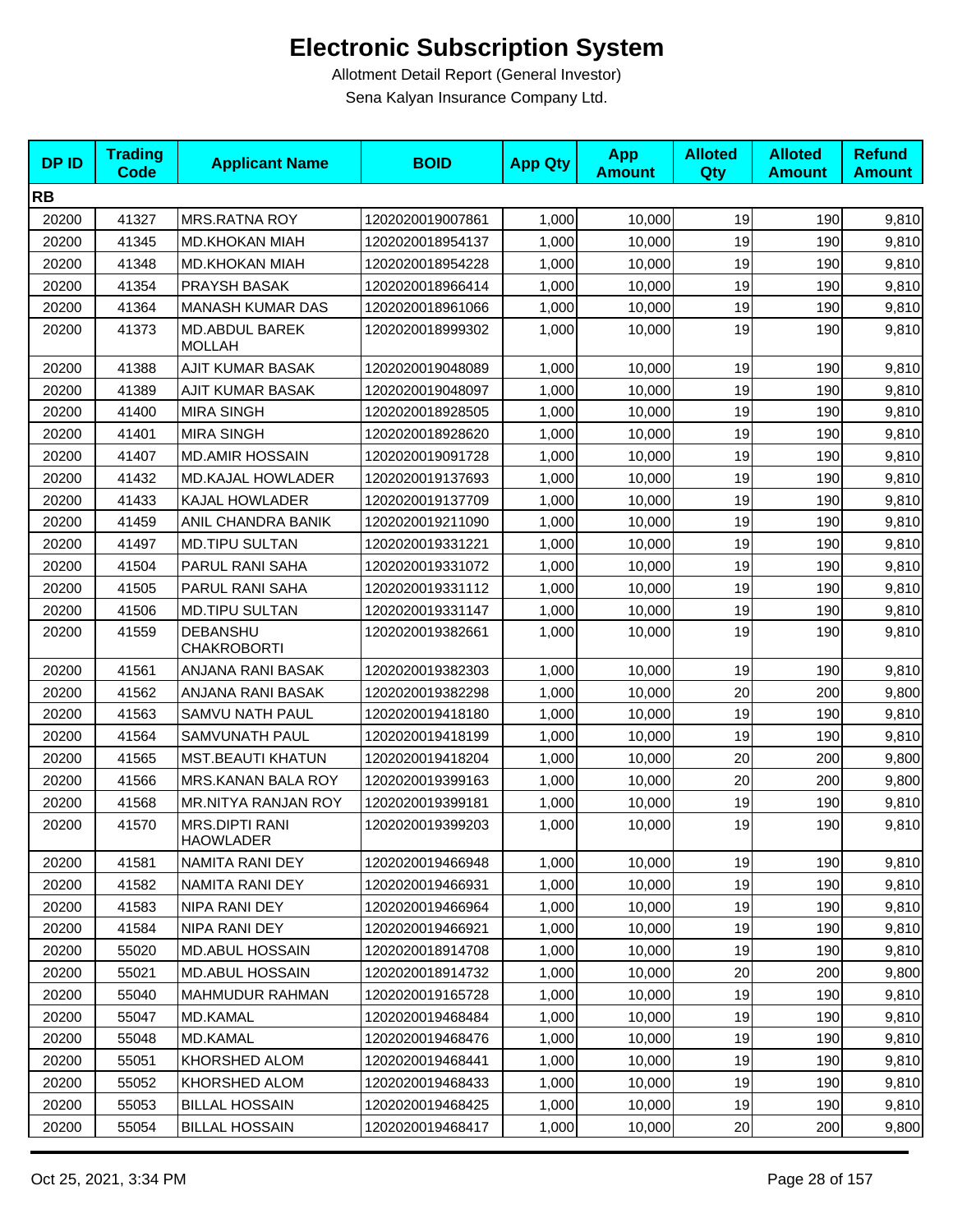# Electronic Subscription System

Allotment Detail Report (General Investor)

Sena Kalyan Insurance Company Ltd.

| DP ID | Trading Code | Applicant Name | BOID | App Qty | App Amount | Alloted Qty | Alloted Amount | Refund Amount |
|---|---|---|---|---|---|---|---|---|
| **RB** | | | | | | | | |
| 20200 | 41327 | MRS.RATNA ROY | 1202020019007861 | 1,000 | 10,000 | 19 | 190 | 9,810 |
| 20200 | 41345 | MD.KHOKAN MIAH | 1202020018954137 | 1,000 | 10,000 | 19 | 190 | 9,810 |
| 20200 | 41348 | MD.KHOKAN MIAH | 1202020018954228 | 1,000 | 10,000 | 19 | 190 | 9,810 |
| 20200 | 41354 | PRAYSH BASAK | 1202020018966414 | 1,000 | 10,000 | 19 | 190 | 9,810 |
| 20200 | 41364 | MANASH KUMAR DAS | 1202020018961066 | 1,000 | 10,000 | 19 | 190 | 9,810 |
| 20200 | 41373 | MD.ABDUL BAREK MOLLAH | 1202020018999302 | 1,000 | 10,000 | 19 | 190 | 9,810 |
| 20200 | 41388 | AJIT KUMAR BASAK | 1202020019048089 | 1,000 | 10,000 | 19 | 190 | 9,810 |
| 20200 | 41389 | AJIT KUMAR BASAK | 1202020019048097 | 1,000 | 10,000 | 19 | 190 | 9,810 |
| 20200 | 41400 | MIRA SINGH | 1202020018928505 | 1,000 | 10,000 | 19 | 190 | 9,810 |
| 20200 | 41401 | MIRA SINGH | 1202020018928620 | 1,000 | 10,000 | 19 | 190 | 9,810 |
| 20200 | 41407 | MD.AMIR HOSSAIN | 1202020019091728 | 1,000 | 10,000 | 19 | 190 | 9,810 |
| 20200 | 41432 | MD.KAJAL HOWLADER | 1202020019137693 | 1,000 | 10,000 | 19 | 190 | 9,810 |
| 20200 | 41433 | KAJAL HOWLADER | 1202020019137709 | 1,000 | 10,000 | 19 | 190 | 9,810 |
| 20200 | 41459 | ANIL CHANDRA BANIK | 1202020019211090 | 1,000 | 10,000 | 19 | 190 | 9,810 |
| 20200 | 41497 | MD.TIPU SULTAN | 1202020019331221 | 1,000 | 10,000 | 19 | 190 | 9,810 |
| 20200 | 41504 | PARUL RANI SAHA | 1202020019331072 | 1,000 | 10,000 | 19 | 190 | 9,810 |
| 20200 | 41505 | PARUL RANI SAHA | 1202020019331112 | 1,000 | 10,000 | 19 | 190 | 9,810 |
| 20200 | 41506 | MD.TIPU SULTAN | 1202020019331147 | 1,000 | 10,000 | 19 | 190 | 9,810 |
| 20200 | 41559 | DEBANSHU CHAKROBORTI | 1202020019382661 | 1,000 | 10,000 | 19 | 190 | 9,810 |
| 20200 | 41561 | ANJANA RANI BASAK | 1202020019382303 | 1,000 | 10,000 | 19 | 190 | 9,810 |
| 20200 | 41562 | ANJANA RANI BASAK | 1202020019382298 | 1,000 | 10,000 | 20 | 200 | 9,800 |
| 20200 | 41563 | SAMVU NATH PAUL | 1202020019418180 | 1,000 | 10,000 | 19 | 190 | 9,810 |
| 20200 | 41564 | SAMVUNATH PAUL | 1202020019418199 | 1,000 | 10,000 | 19 | 190 | 9,810 |
| 20200 | 41565 | MST.BEAUTI KHATUN | 1202020019418204 | 1,000 | 10,000 | 20 | 200 | 9,800 |
| 20200 | 41566 | MRS.KANAN BALA ROY | 1202020019399163 | 1,000 | 10,000 | 20 | 200 | 9,800 |
| 20200 | 41568 | MR.NITYA RANJAN ROY | 1202020019399181 | 1,000 | 10,000 | 19 | 190 | 9,810 |
| 20200 | 41570 | MRS.DIPTI RANI HAOWLADER | 1202020019399203 | 1,000 | 10,000 | 19 | 190 | 9,810 |
| 20200 | 41581 | NAMITA RANI DEY | 1202020019466948 | 1,000 | 10,000 | 19 | 190 | 9,810 |
| 20200 | 41582 | NAMITA RANI DEY | 1202020019466931 | 1,000 | 10,000 | 19 | 190 | 9,810 |
| 20200 | 41583 | NIPA RANI DEY | 1202020019466964 | 1,000 | 10,000 | 19 | 190 | 9,810 |
| 20200 | 41584 | NIPA RANI DEY | 1202020019466921 | 1,000 | 10,000 | 19 | 190 | 9,810 |
| 20200 | 55020 | MD.ABUL HOSSAIN | 1202020018914708 | 1,000 | 10,000 | 19 | 190 | 9,810 |
| 20200 | 55021 | MD.ABUL HOSSAIN | 1202020018914732 | 1,000 | 10,000 | 20 | 200 | 9,800 |
| 20200 | 55040 | MAHMUDUR RAHMAN | 1202020019165728 | 1,000 | 10,000 | 19 | 190 | 9,810 |
| 20200 | 55047 | MD.KAMAL | 1202020019468484 | 1,000 | 10,000 | 19 | 190 | 9,810 |
| 20200 | 55048 | MD.KAMAL | 1202020019468476 | 1,000 | 10,000 | 19 | 190 | 9,810 |
| 20200 | 55051 | KHORSHED ALOM | 1202020019468441 | 1,000 | 10,000 | 19 | 190 | 9,810 |
| 20200 | 55052 | KHORSHED ALOM | 1202020019468433 | 1,000 | 10,000 | 19 | 190 | 9,810 |
| 20200 | 55053 | BILLAL HOSSAIN | 1202020019468425 | 1,000 | 10,000 | 19 | 190 | 9,810 |
| 20200 | 55054 | BILLAL HOSSAIN | 1202020019468417 | 1,000 | 10,000 | 20 | 200 | 9,800 |

Oct 25, 2021, 3:34 PM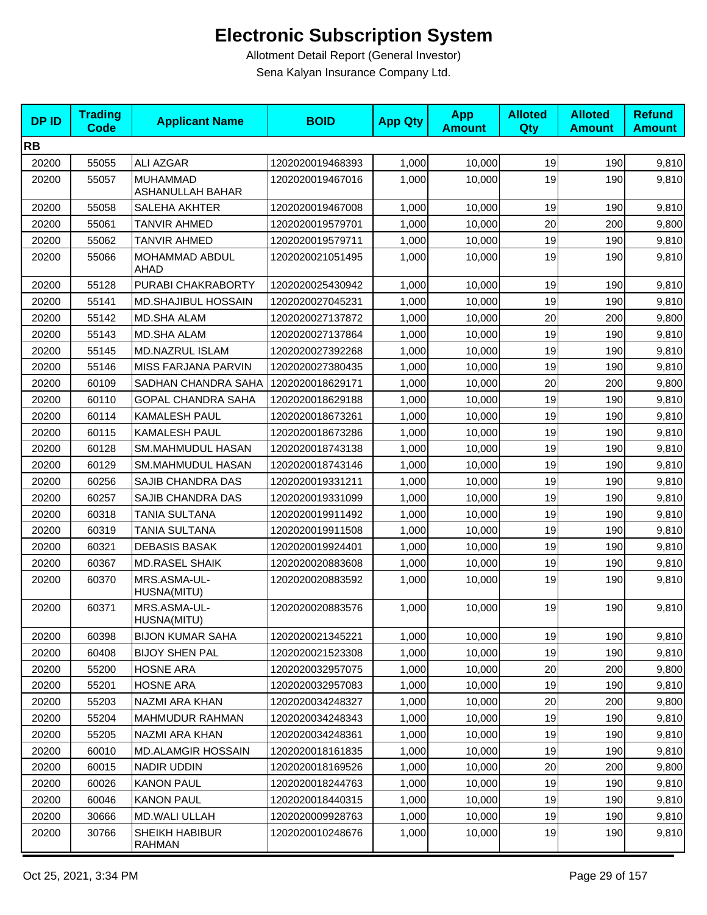# Electronic Subscription System

Allotment Detail Report (General Investor)

Sena Kalyan Insurance Company Ltd.

| DP ID | Trading Code | Applicant Name | BOID | App Qty | App Amount | Alloted Qty | Alloted Amount | Refund Amount |
|---|---|---|---|---|---|---|---|---|
| **RB** | | | | | | | | |
| 20200 | 55055 | ALI AZGAR | 1202020019468393 | 1,000 | 10,000 | 19 | 190 | 9,810 |
| 20200 | 55057 | MUHAMMAD ASHANULLAH BAHAR | 1202020019467016 | 1,000 | 10,000 | 19 | 190 | 9,810 |
| 20200 | 55058 | SALEHA AKHTER | 1202020019467008 | 1,000 | 10,000 | 19 | 190 | 9,810 |
| 20200 | 55061 | TANVIR AHMED | 1202020019579701 | 1,000 | 10,000 | 20 | 200 | 9,800 |
| 20200 | 55062 | TANVIR AHMED | 1202020019579711 | 1,000 | 10,000 | 19 | 190 | 9,810 |
| 20200 | 55066 | MOHAMMAD ABDUL AHAD | 1202020021051495 | 1,000 | 10,000 | 19 | 190 | 9,810 |
| 20200 | 55128 | PURABI CHAKRABORTY | 1202020025430942 | 1,000 | 10,000 | 19 | 190 | 9,810 |
| 20200 | 55141 | MD.SHAJIBUL HOSSAIN | 1202020027045231 | 1,000 | 10,000 | 19 | 190 | 9,810 |
| 20200 | 55142 | MD.SHA ALAM | 1202020027137872 | 1,000 | 10,000 | 20 | 200 | 9,800 |
| 20200 | 55143 | MD.SHA ALAM | 1202020027137864 | 1,000 | 10,000 | 19 | 190 | 9,810 |
| 20200 | 55145 | MD.NAZRUL ISLAM | 1202020027392268 | 1,000 | 10,000 | 19 | 190 | 9,810 |
| 20200 | 55146 | MISS FARJANA PARVIN | 1202020027380435 | 1,000 | 10,000 | 19 | 190 | 9,810 |
| 20200 | 60109 | SADHAN CHANDRA SAHA | 1202020018629171 | 1,000 | 10,000 | 20 | 200 | 9,800 |
| 20200 | 60110 | GOPAL CHANDRA SAHA | 1202020018629188 | 1,000 | 10,000 | 19 | 190 | 9,810 |
| 20200 | 60114 | KAMALESH PAUL | 1202020018673261 | 1,000 | 10,000 | 19 | 190 | 9,810 |
| 20200 | 60115 | KAMALESH PAUL | 1202020018673286 | 1,000 | 10,000 | 19 | 190 | 9,810 |
| 20200 | 60128 | SM.MAHMUDUL HASAN | 1202020018743138 | 1,000 | 10,000 | 19 | 190 | 9,810 |
| 20200 | 60129 | SM.MAHMUDUL HASAN | 1202020018743146 | 1,000 | 10,000 | 19 | 190 | 9,810 |
| 20200 | 60256 | SAJIB CHANDRA DAS | 1202020019331211 | 1,000 | 10,000 | 19 | 190 | 9,810 |
| 20200 | 60257 | SAJIB CHANDRA DAS | 1202020019331099 | 1,000 | 10,000 | 19 | 190 | 9,810 |
| 20200 | 60318 | TANIA SULTANA | 1202020019911492 | 1,000 | 10,000 | 19 | 190 | 9,810 |
| 20200 | 60319 | TANIA SULTANA | 1202020019911508 | 1,000 | 10,000 | 19 | 190 | 9,810 |
| 20200 | 60321 | DEBASIS BASAK | 1202020019924401 | 1,000 | 10,000 | 19 | 190 | 9,810 |
| 20200 | 60367 | MD.RASEL SHAIK | 1202020020883608 | 1,000 | 10,000 | 19 | 190 | 9,810 |
| 20200 | 60370 | MRS.ASMA-UL-HUSNA(MITU) | 1202020020883592 | 1,000 | 10,000 | 19 | 190 | 9,810 |
| 20200 | 60371 | MRS.ASMA-UL-HUSNA(MITU) | 1202020020883576 | 1,000 | 10,000 | 19 | 190 | 9,810 |
| 20200 | 60398 | BIJON KUMAR SAHA | 1202020021345221 | 1,000 | 10,000 | 19 | 190 | 9,810 |
| 20200 | 60408 | BIJOY SHEN PAL | 1202020021523308 | 1,000 | 10,000 | 19 | 190 | 9,810 |
| 20200 | 55200 | HOSNE ARA | 1202020032957075 | 1,000 | 10,000 | 20 | 200 | 9,800 |
| 20200 | 55201 | HOSNE ARA | 1202020032957083 | 1,000 | 10,000 | 19 | 190 | 9,810 |
| 20200 | 55203 | NAZMI ARA KHAN | 1202020034248327 | 1,000 | 10,000 | 20 | 200 | 9,800 |
| 20200 | 55204 | MAHMUDUR RAHMAN | 1202020034248343 | 1,000 | 10,000 | 19 | 190 | 9,810 |
| 20200 | 55205 | NAZMI ARA KHAN | 1202020034248361 | 1,000 | 10,000 | 19 | 190 | 9,810 |
| 20200 | 60010 | MD.ALAMGIR HOSSAIN | 1202020018161835 | 1,000 | 10,000 | 19 | 190 | 9,810 |
| 20200 | 60015 | NADIR UDDIN | 1202020018169526 | 1,000 | 10,000 | 20 | 200 | 9,800 |
| 20200 | 60026 | KANON PAUL | 1202020018244763 | 1,000 | 10,000 | 19 | 190 | 9,810 |
| 20200 | 60046 | KANON PAUL | 1202020018440315 | 1,000 | 10,000 | 19 | 190 | 9,810 |
| 20200 | 30666 | MD.WALI ULLAH | 1202020009928763 | 1,000 | 10,000 | 19 | 190 | 9,810 |
| 20200 | 30766 | SHEIKH HABIBUR RAHMAN | 1202020010248676 | 1,000 | 10,000 | 19 | 190 | 9,810 |

Oct 25, 2021, 3:34 PM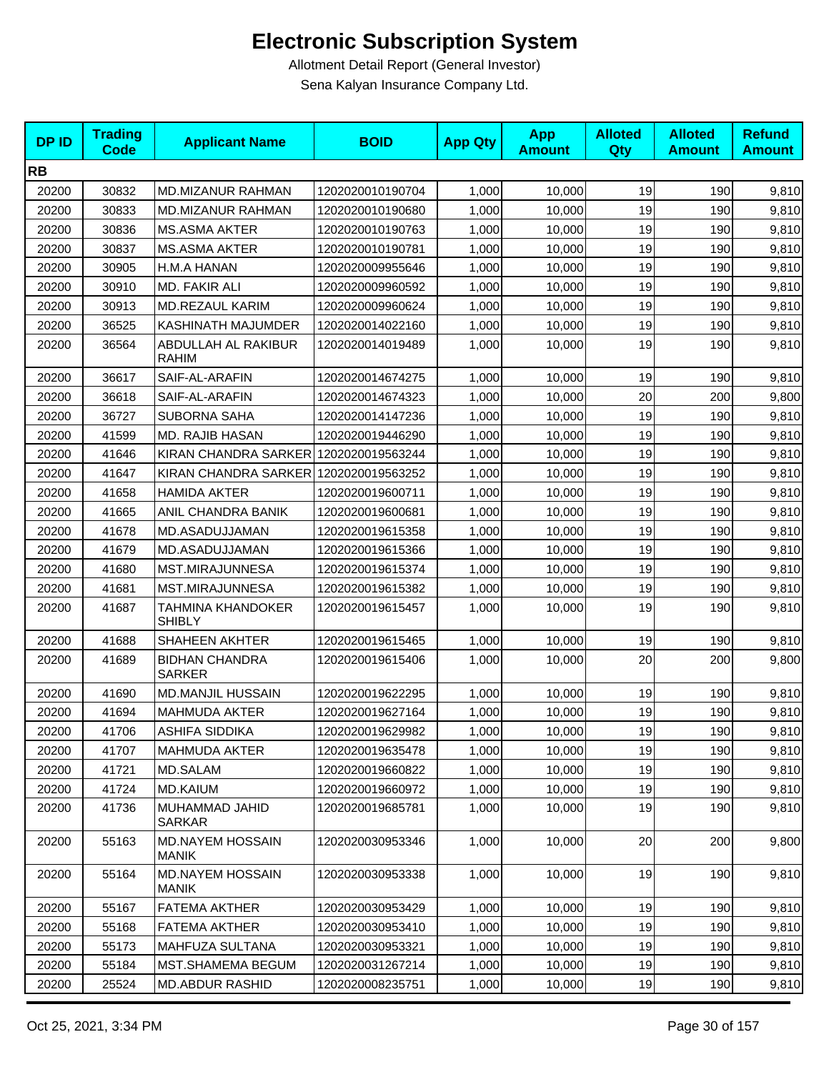# Electronic Subscription System

Allotment Detail Report (General Investor)

Sena Kalyan Insurance Company Ltd.

| DP ID | Trading Code | Applicant Name | BOID | App Qty | App Amount | Alloted Qty | Alloted Amount | Refund Amount |
|---|---|---|---|---|---|---|---|---|
| **RB** | | | | | | | | |
| 20200 | 30832 | MD.MIZANUR RAHMAN | 1202020010190704 | 1,000 | 10,000 | 19 | 190 | 9,810 |
| 20200 | 30833 | MD.MIZANUR RAHMAN | 1202020010190680 | 1,000 | 10,000 | 19 | 190 | 9,810 |
| 20200 | 30836 | MS.ASMA AKTER | 1202020010190763 | 1,000 | 10,000 | 19 | 190 | 9,810 |
| 20200 | 30837 | MS.ASMA AKTER | 1202020010190781 | 1,000 | 10,000 | 19 | 190 | 9,810 |
| 20200 | 30905 | H.M.A HANAN | 1202020009955646 | 1,000 | 10,000 | 19 | 190 | 9,810 |
| 20200 | 30910 | MD. FAKIR ALI | 1202020009960592 | 1,000 | 10,000 | 19 | 190 | 9,810 |
| 20200 | 30913 | MD.REZAUL KARIM | 1202020009960624 | 1,000 | 10,000 | 19 | 190 | 9,810 |
| 20200 | 36525 | KASHINATH MAJUMDER | 1202020014022160 | 1,000 | 10,000 | 19 | 190 | 9,810 |
| 20200 | 36564 | ABDULLAH AL RAKIBUR RAHIM | 1202020014019489 | 1,000 | 10,000 | 19 | 190 | 9,810 |
| 20200 | 36617 | SAIF-AL-ARAFIN | 1202020014674275 | 1,000 | 10,000 | 19 | 190 | 9,810 |
| 20200 | 36618 | SAIF-AL-ARAFIN | 1202020014674323 | 1,000 | 10,000 | 20 | 200 | 9,800 |
| 20200 | 36727 | SUBORNA SAHA | 1202020014147236 | 1,000 | 10,000 | 19 | 190 | 9,810 |
| 20200 | 41599 | MD. RAJIB HASAN | 1202020019446290 | 1,000 | 10,000 | 19 | 190 | 9,810 |
| 20200 | 41646 | KIRAN CHANDRA SARKER | 1202020019563244 | 1,000 | 10,000 | 19 | 190 | 9,810 |
| 20200 | 41647 | KIRAN CHANDRA SARKER | 1202020019563252 | 1,000 | 10,000 | 19 | 190 | 9,810 |
| 20200 | 41658 | HAMIDA AKTER | 1202020019600711 | 1,000 | 10,000 | 19 | 190 | 9,810 |
| 20200 | 41665 | ANIL CHANDRA BANIK | 1202020019600681 | 1,000 | 10,000 | 19 | 190 | 9,810 |
| 20200 | 41678 | MD.ASADUJJAMAN | 1202020019615358 | 1,000 | 10,000 | 19 | 190 | 9,810 |
| 20200 | 41679 | MD.ASADUJJAMAN | 1202020019615366 | 1,000 | 10,000 | 19 | 190 | 9,810 |
| 20200 | 41680 | MST.MIRAJUNNESA | 1202020019615374 | 1,000 | 10,000 | 19 | 190 | 9,810 |
| 20200 | 41681 | MST.MIRAJUNNESA | 1202020019615382 | 1,000 | 10,000 | 19 | 190 | 9,810 |
| 20200 | 41687 | TAHMINA KHANDOKER SHIBLY | 1202020019615457 | 1,000 | 10,000 | 19 | 190 | 9,810 |
| 20200 | 41688 | SHAHEEN AKHTER | 1202020019615465 | 1,000 | 10,000 | 19 | 190 | 9,810 |
| 20200 | 41689 | BIDHAN CHANDRA SARKER | 1202020019615406 | 1,000 | 10,000 | 20 | 200 | 9,800 |
| 20200 | 41690 | MD.MANJIL HUSSAIN | 1202020019622295 | 1,000 | 10,000 | 19 | 190 | 9,810 |
| 20200 | 41694 | MAHMUDA AKTER | 1202020019627164 | 1,000 | 10,000 | 19 | 190 | 9,810 |
| 20200 | 41706 | ASHIFA SIDDIKA | 1202020019629982 | 1,000 | 10,000 | 19 | 190 | 9,810 |
| 20200 | 41707 | MAHMUDA AKTER | 1202020019635478 | 1,000 | 10,000 | 19 | 190 | 9,810 |
| 20200 | 41721 | MD.SALAM | 1202020019660822 | 1,000 | 10,000 | 19 | 190 | 9,810 |
| 20200 | 41724 | MD.KAIUM | 1202020019660972 | 1,000 | 10,000 | 19 | 190 | 9,810 |
| 20200 | 41736 | MUHAMMAD JAHID SARKAR | 1202020019685781 | 1,000 | 10,000 | 19 | 190 | 9,810 |
| 20200 | 55163 | MD.NAYEM HOSSAIN MANIK | 1202020030953346 | 1,000 | 10,000 | 20 | 200 | 9,800 |
| 20200 | 55164 | MD.NAYEM HOSSAIN MANIK | 1202020030953338 | 1,000 | 10,000 | 19 | 190 | 9,810 |
| 20200 | 55167 | FATEMA AKTHER | 1202020030953429 | 1,000 | 10,000 | 19 | 190 | 9,810 |
| 20200 | 55168 | FATEMA AKTHER | 1202020030953410 | 1,000 | 10,000 | 19 | 190 | 9,810 |
| 20200 | 55173 | MAHFUZA SULTANA | 1202020030953321 | 1,000 | 10,000 | 19 | 190 | 9,810 |
| 20200 | 55184 | MST.SHAMEMA BEGUM | 1202020031267214 | 1,000 | 10,000 | 19 | 190 | 9,810 |
| 20200 | 25524 | MD.ABDUR RASHID | 1202020008235751 | 1,000 | 10,000 | 19 | 190 | 9,810 |

Oct 25, 2021, 3:34 PM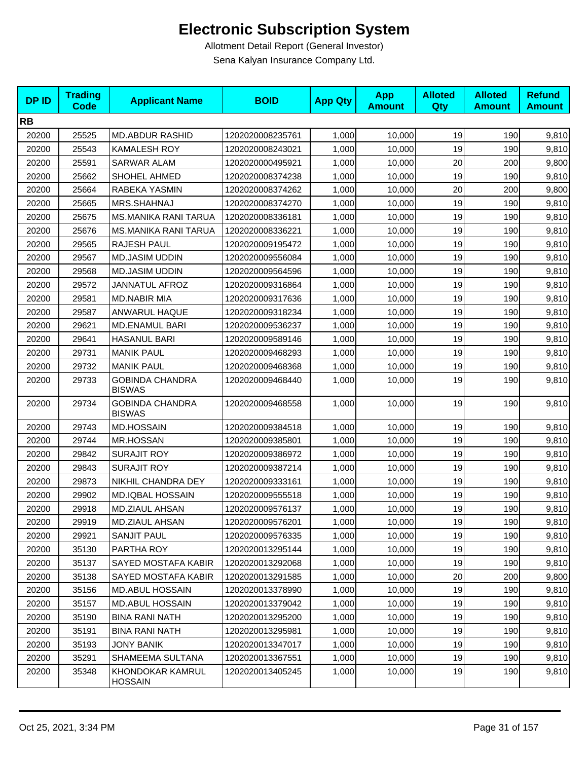# Electronic Subscription System

Allotment Detail Report (General Investor)

Sena Kalyan Insurance Company Ltd.

| DP ID | Trading Code | Applicant Name | BOID | App Qty | App Amount | Alloted Qty | Alloted Amount | Refund Amount |
|---|---|---|---|---|---|---|---|---|
| **RB** | | | | | | | | |
| 20200 | 25525 | MD.ABDUR RASHID | 1202020008235761 | 1,000 | 10,000 | 19 | 190 | 9,810 |
| 20200 | 25543 | KAMALESH ROY | 1202020008243021 | 1,000 | 10,000 | 19 | 190 | 9,810 |
| 20200 | 25591 | SARWAR ALAM | 1202020000495921 | 1,000 | 10,000 | 20 | 200 | 9,800 |
| 20200 | 25662 | SHOHEL AHMED | 1202020008374238 | 1,000 | 10,000 | 19 | 190 | 9,810 |
| 20200 | 25664 | RABEKA YASMIN | 1202020008374262 | 1,000 | 10,000 | 20 | 200 | 9,800 |
| 20200 | 25665 | MRS.SHAHNAJ | 1202020008374270 | 1,000 | 10,000 | 19 | 190 | 9,810 |
| 20200 | 25675 | MS.MANIKA RANI TARUA | 1202020008336181 | 1,000 | 10,000 | 19 | 190 | 9,810 |
| 20200 | 25676 | MS.MANIKA RANI TARUA | 1202020008336221 | 1,000 | 10,000 | 19 | 190 | 9,810 |
| 20200 | 29565 | RAJESH PAUL | 1202020009195472 | 1,000 | 10,000 | 19 | 190 | 9,810 |
| 20200 | 29567 | MD.JASIM UDDIN | 1202020009556084 | 1,000 | 10,000 | 19 | 190 | 9,810 |
| 20200 | 29568 | MD.JASIM UDDIN | 1202020009564596 | 1,000 | 10,000 | 19 | 190 | 9,810 |
| 20200 | 29572 | JANNATUL AFROZ | 1202020009316864 | 1,000 | 10,000 | 19 | 190 | 9,810 |
| 20200 | 29581 | MD.NABIR MIA | 1202020009317636 | 1,000 | 10,000 | 19 | 190 | 9,810 |
| 20200 | 29587 | ANWARUL HAQUE | 1202020009318234 | 1,000 | 10,000 | 19 | 190 | 9,810 |
| 20200 | 29621 | MD.ENAMUL BARI | 1202020009536237 | 1,000 | 10,000 | 19 | 190 | 9,810 |
| 20200 | 29641 | HASANUL BARI | 1202020009589146 | 1,000 | 10,000 | 19 | 190 | 9,810 |
| 20200 | 29731 | MANIK PAUL | 1202020009468293 | 1,000 | 10,000 | 19 | 190 | 9,810 |
| 20200 | 29732 | MANIK PAUL | 1202020009468368 | 1,000 | 10,000 | 19 | 190 | 9,810 |
| 20200 | 29733 | GOBINDA CHANDRA BISWAS | 1202020009468440 | 1,000 | 10,000 | 19 | 190 | 9,810 |
| 20200 | 29734 | GOBINDA CHANDRA BISWAS | 1202020009468558 | 1,000 | 10,000 | 19 | 190 | 9,810 |
| 20200 | 29743 | MD.HOSSAIN | 1202020009384518 | 1,000 | 10,000 | 19 | 190 | 9,810 |
| 20200 | 29744 | MR.HOSSAN | 1202020009385801 | 1,000 | 10,000 | 19 | 190 | 9,810 |
| 20200 | 29842 | SURAJIT ROY | 1202020009386972 | 1,000 | 10,000 | 19 | 190 | 9,810 |
| 20200 | 29843 | SURAJIT ROY | 1202020009387214 | 1,000 | 10,000 | 19 | 190 | 9,810 |
| 20200 | 29873 | NIKHIL CHANDRA DEY | 1202020009333161 | 1,000 | 10,000 | 19 | 190 | 9,810 |
| 20200 | 29902 | MD.IQBAL HOSSAIN | 1202020009555518 | 1,000 | 10,000 | 19 | 190 | 9,810 |
| 20200 | 29918 | MD.ZIAUL AHSAN | 1202020009576137 | 1,000 | 10,000 | 19 | 190 | 9,810 |
| 20200 | 29919 | MD.ZIAUL AHSAN | 1202020009576201 | 1,000 | 10,000 | 19 | 190 | 9,810 |
| 20200 | 29921 | SANJIT PAUL | 1202020009576335 | 1,000 | 10,000 | 19 | 190 | 9,810 |
| 20200 | 35130 | PARTHA ROY | 1202020013295144 | 1,000 | 10,000 | 19 | 190 | 9,810 |
| 20200 | 35137 | SAYED MOSTAFA KABIR | 1202020013292068 | 1,000 | 10,000 | 19 | 190 | 9,810 |
| 20200 | 35138 | SAYED MOSTAFA KABIR | 1202020013291585 | 1,000 | 10,000 | 20 | 200 | 9,800 |
| 20200 | 35156 | MD.ABUL HOSSAIN | 1202020013378990 | 1,000 | 10,000 | 19 | 190 | 9,810 |
| 20200 | 35157 | MD.ABUL HOSSAIN | 1202020013379042 | 1,000 | 10,000 | 19 | 190 | 9,810 |
| 20200 | 35190 | BINA RANI NATH | 1202020013295200 | 1,000 | 10,000 | 19 | 190 | 9,810 |
| 20200 | 35191 | BINA RANI NATH | 1202020013295981 | 1,000 | 10,000 | 19 | 190 | 9,810 |
| 20200 | 35193 | JONY BANIK | 1202020013347017 | 1,000 | 10,000 | 19 | 190 | 9,810 |
| 20200 | 35291 | SHAMEEMA SULTANA | 1202020013367551 | 1,000 | 10,000 | 19 | 190 | 9,810 |
| 20200 | 35348 | KHONDOKAR KAMRUL HOSSAIN | 1202020013405245 | 1,000 | 10,000 | 19 | 190 | 9,810 |

Oct 25, 2021, 3:34 PM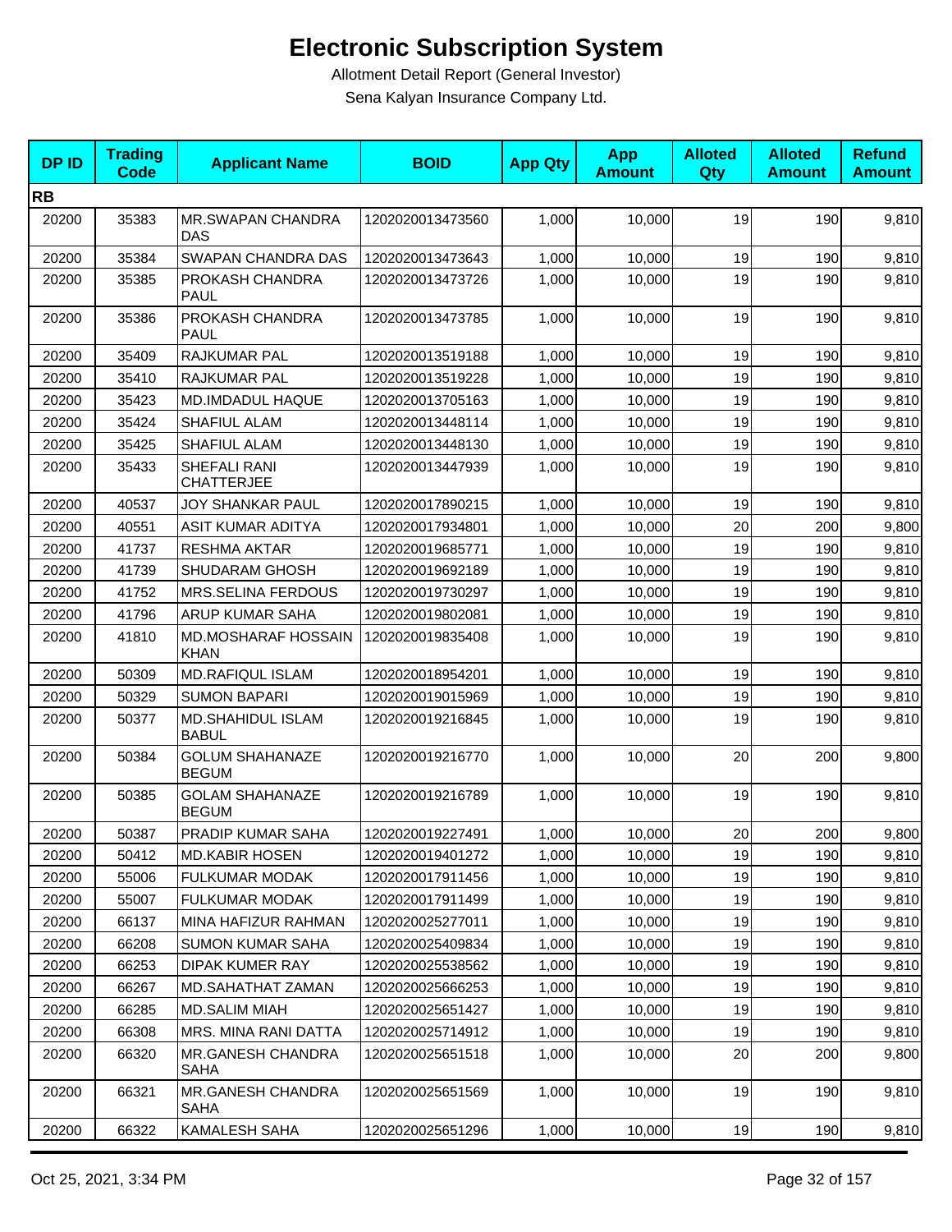# Electronic Subscription System

Allotment Detail Report (General Investor)

Sena Kalyan Insurance Company Ltd.

| DP ID | Trading Code | Applicant Name | BOID | App Qty | App Amount | Alloted Qty | Alloted Amount | Refund Amount |
|---|---|---|---|---|---|---|---|---|
| **RB** | | | | | | | | |
| 20200 | 35383 | MR.SWAPAN CHANDRA DAS | 1202020013473560 | 1,000 | 10,000 | 19 | 190 | 9,810 |
| 20200 | 35384 | SWAPAN CHANDRA DAS | 1202020013473643 | 1,000 | 10,000 | 19 | 190 | 9,810 |
| 20200 | 35385 | PROKASH CHANDRA PAUL | 1202020013473726 | 1,000 | 10,000 | 19 | 190 | 9,810 |
| 20200 | 35386 | PROKASH CHANDRA PAUL | 1202020013473785 | 1,000 | 10,000 | 19 | 190 | 9,810 |
| 20200 | 35409 | RAJKUMAR PAL | 1202020013519188 | 1,000 | 10,000 | 19 | 190 | 9,810 |
| 20200 | 35410 | RAJKUMAR PAL | 1202020013519228 | 1,000 | 10,000 | 19 | 190 | 9,810 |
| 20200 | 35423 | MD.IMDADUL HAQUE | 1202020013705163 | 1,000 | 10,000 | 19 | 190 | 9,810 |
| 20200 | 35424 | SHAFIUL ALAM | 1202020013448114 | 1,000 | 10,000 | 19 | 190 | 9,810 |
| 20200 | 35425 | SHAFIUL ALAM | 1202020013448130 | 1,000 | 10,000 | 19 | 190 | 9,810 |
| 20200 | 35433 | SHEFALI RANI CHATTERJEE | 1202020013447939 | 1,000 | 10,000 | 19 | 190 | 9,810 |
| 20200 | 40537 | JOY SHANKAR PAUL | 1202020017890215 | 1,000 | 10,000 | 19 | 190 | 9,810 |
| 20200 | 40551 | ASIT KUMAR ADITYA | 1202020017934801 | 1,000 | 10,000 | 20 | 200 | 9,800 |
| 20200 | 41737 | RESHMA AKTAR | 1202020019685771 | 1,000 | 10,000 | 19 | 190 | 9,810 |
| 20200 | 41739 | SHUDARAM GHOSH | 1202020019692189 | 1,000 | 10,000 | 19 | 190 | 9,810 |
| 20200 | 41752 | MRS.SELINA FERDOUS | 1202020019730297 | 1,000 | 10,000 | 19 | 190 | 9,810 |
| 20200 | 41796 | ARUP KUMAR SAHA | 1202020019802081 | 1,000 | 10,000 | 19 | 190 | 9,810 |
| 20200 | 41810 | MD.MOSHARAF HOSSAIN KHAN | 1202020019835408 | 1,000 | 10,000 | 19 | 190 | 9,810 |
| 20200 | 50309 | MD.RAFIQUL ISLAM | 1202020018954201 | 1,000 | 10,000 | 19 | 190 | 9,810 |
| 20200 | 50329 | SUMON BAPARI | 1202020019015969 | 1,000 | 10,000 | 19 | 190 | 9,810 |
| 20200 | 50377 | MD.SHAHIDUL ISLAM BABUL | 1202020019216845 | 1,000 | 10,000 | 19 | 190 | 9,810 |
| 20200 | 50384 | GOLUM SHAHANAZE BEGUM | 1202020019216770 | 1,000 | 10,000 | 20 | 200 | 9,800 |
| 20200 | 50385 | GOLAM SHAHANAZE BEGUM | 1202020019216789 | 1,000 | 10,000 | 19 | 190 | 9,810 |
| 20200 | 50387 | PRADIP KUMAR SAHA | 1202020019227491 | 1,000 | 10,000 | 20 | 200 | 9,800 |
| 20200 | 50412 | MD.KABIR HOSEN | 1202020019401272 | 1,000 | 10,000 | 19 | 190 | 9,810 |
| 20200 | 55006 | FULKUMAR MODAK | 1202020017911456 | 1,000 | 10,000 | 19 | 190 | 9,810 |
| 20200 | 55007 | FULKUMAR MODAK | 1202020017911499 | 1,000 | 10,000 | 19 | 190 | 9,810 |
| 20200 | 66137 | MINA HAFIZUR RAHMAN | 1202020025277011 | 1,000 | 10,000 | 19 | 190 | 9,810 |
| 20200 | 66208 | SUMON KUMAR SAHA | 1202020025409834 | 1,000 | 10,000 | 19 | 190 | 9,810 |
| 20200 | 66253 | DIPAK KUMER RAY | 1202020025538562 | 1,000 | 10,000 | 19 | 190 | 9,810 |
| 20200 | 66267 | MD.SAHATHAT ZAMAN | 1202020025666253 | 1,000 | 10,000 | 19 | 190 | 9,810 |
| 20200 | 66285 | MD.SALIM MIAH | 1202020025651427 | 1,000 | 10,000 | 19 | 190 | 9,810 |
| 20200 | 66308 | MRS. MINA RANI DATTA | 1202020025714912 | 1,000 | 10,000 | 19 | 190 | 9,810 |
| 20200 | 66320 | MR.GANESH CHANDRA SAHA | 1202020025651518 | 1,000 | 10,000 | 20 | 200 | 9,800 |
| 20200 | 66321 | MR.GANESH CHANDRA SAHA | 1202020025651569 | 1,000 | 10,000 | 19 | 190 | 9,810 |
| 20200 | 66322 | KAMALESH SAHA | 1202020025651296 | 1,000 | 10,000 | 19 | 190 | 9,810 |

Oct 25, 2021, 3:34 PM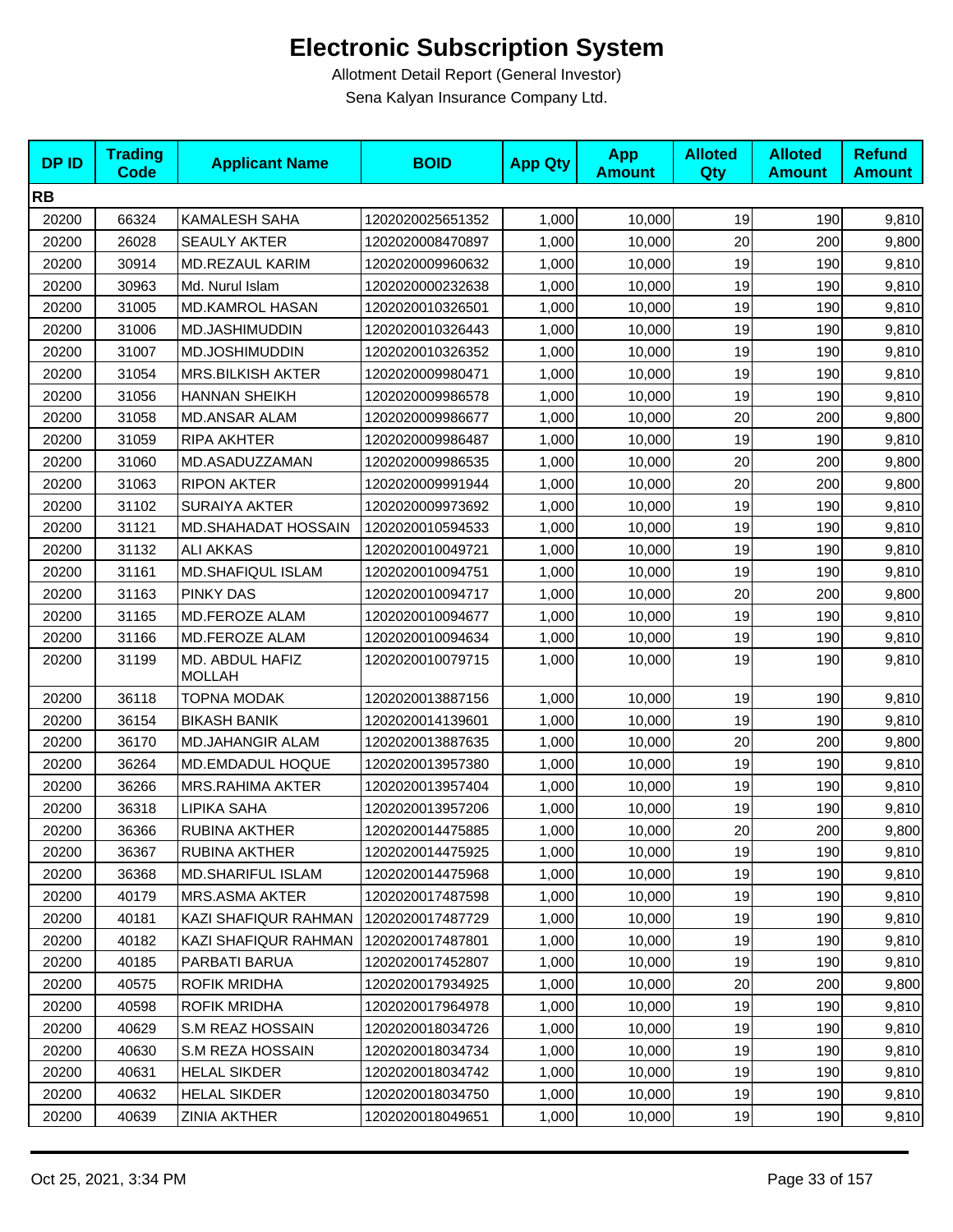# Electronic Subscription System

Allotment Detail Report (General Investor)

Sena Kalyan Insurance Company Ltd.

| DP ID | Trading Code | Applicant Name | BOID | App Qty | App Amount | Alloted Qty | Alloted Amount | Refund Amount |
|---|---|---|---|---|---|---|---|---|
| **RB** | | | | | | | | |
| 20200 | 66324 | KAMALESH SAHA | 1202020025651352 | 1,000 | 10,000 | 19 | 190 | 9,810 |
| 20200 | 26028 | SEAULY AKTER | 1202020008470897 | 1,000 | 10,000 | 20 | 200 | 9,800 |
| 20200 | 30914 | MD.REZAUL KARIM | 1202020009960632 | 1,000 | 10,000 | 19 | 190 | 9,810 |
| 20200 | 30963 | Md. Nurul Islam | 1202020000232638 | 1,000 | 10,000 | 19 | 190 | 9,810 |
| 20200 | 31005 | MD.KAMROL HASAN | 1202020010326501 | 1,000 | 10,000 | 19 | 190 | 9,810 |
| 20200 | 31006 | MD.JASHIMUDDIN | 1202020010326443 | 1,000 | 10,000 | 19 | 190 | 9,810 |
| 20200 | 31007 | MD.JOSHIMUDDIN | 1202020010326352 | 1,000 | 10,000 | 19 | 190 | 9,810 |
| 20200 | 31054 | MRS.BILKISH AKTER | 1202020009980471 | 1,000 | 10,000 | 19 | 190 | 9,810 |
| 20200 | 31056 | HANNAN SHEIKH | 1202020009986578 | 1,000 | 10,000 | 19 | 190 | 9,810 |
| 20200 | 31058 | MD.ANSAR ALAM | 1202020009986677 | 1,000 | 10,000 | 20 | 200 | 9,800 |
| 20200 | 31059 | RIPA AKHTER | 1202020009986487 | 1,000 | 10,000 | 19 | 190 | 9,810 |
| 20200 | 31060 | MD.ASADUZZAMAN | 1202020009986535 | 1,000 | 10,000 | 20 | 200 | 9,800 |
| 20200 | 31063 | RIPON AKTER | 1202020009991944 | 1,000 | 10,000 | 20 | 200 | 9,800 |
| 20200 | 31102 | SURAIYA AKTER | 1202020009973692 | 1,000 | 10,000 | 19 | 190 | 9,810 |
| 20200 | 31121 | MD.SHAHADAT HOSSAIN | 1202020010594533 | 1,000 | 10,000 | 19 | 190 | 9,810 |
| 20200 | 31132 | ALI AKKAS | 1202020010049721 | 1,000 | 10,000 | 19 | 190 | 9,810 |
| 20200 | 31161 | MD.SHAFIQUL ISLAM | 1202020010094751 | 1,000 | 10,000 | 19 | 190 | 9,810 |
| 20200 | 31163 | PINKY DAS | 1202020010094717 | 1,000 | 10,000 | 20 | 200 | 9,800 |
| 20200 | 31165 | MD.FEROZE ALAM | 1202020010094677 | 1,000 | 10,000 | 19 | 190 | 9,810 |
| 20200 | 31166 | MD.FEROZE ALAM | 1202020010094634 | 1,000 | 10,000 | 19 | 190 | 9,810 |
| 20200 | 31199 | MD. ABDUL HAFIZ MOLLAH | 1202020010079715 | 1,000 | 10,000 | 19 | 190 | 9,810 |
| 20200 | 36118 | TOPNA MODAK | 1202020013887156 | 1,000 | 10,000 | 19 | 190 | 9,810 |
| 20200 | 36154 | BIKASH BANIK | 1202020014139601 | 1,000 | 10,000 | 19 | 190 | 9,810 |
| 20200 | 36170 | MD.JAHANGIR ALAM | 1202020013887635 | 1,000 | 10,000 | 20 | 200 | 9,800 |
| 20200 | 36264 | MD.EMDADUL HOQUE | 1202020013957380 | 1,000 | 10,000 | 19 | 190 | 9,810 |
| 20200 | 36266 | MRS.RAHIMA AKTER | 1202020013957404 | 1,000 | 10,000 | 19 | 190 | 9,810 |
| 20200 | 36318 | LIPIKA SAHA | 1202020013957206 | 1,000 | 10,000 | 19 | 190 | 9,810 |
| 20200 | 36366 | RUBINA AKTHER | 1202020014475885 | 1,000 | 10,000 | 20 | 200 | 9,800 |
| 20200 | 36367 | RUBINA AKTHER | 1202020014475925 | 1,000 | 10,000 | 19 | 190 | 9,810 |
| 20200 | 36368 | MD.SHARIFUL ISLAM | 1202020014475968 | 1,000 | 10,000 | 19 | 190 | 9,810 |
| 20200 | 40179 | MRS.ASMA AKTER | 1202020017487598 | 1,000 | 10,000 | 19 | 190 | 9,810 |
| 20200 | 40181 | KAZI SHAFIQUR RAHMAN | 1202020017487729 | 1,000 | 10,000 | 19 | 190 | 9,810 |
| 20200 | 40182 | KAZI SHAFIQUR RAHMAN | 1202020017487801 | 1,000 | 10,000 | 19 | 190 | 9,810 |
| 20200 | 40185 | PARBATI BARUA | 1202020017452807 | 1,000 | 10,000 | 19 | 190 | 9,810 |
| 20200 | 40575 | ROFIK MRIDHA | 1202020017934925 | 1,000 | 10,000 | 20 | 200 | 9,800 |
| 20200 | 40598 | ROFIK MRIDHA | 1202020017964978 | 1,000 | 10,000 | 19 | 190 | 9,810 |
| 20200 | 40629 | S.M REAZ HOSSAIN | 1202020018034726 | 1,000 | 10,000 | 19 | 190 | 9,810 |
| 20200 | 40630 | S.M REZA HOSSAIN | 1202020018034734 | 1,000 | 10,000 | 19 | 190 | 9,810 |
| 20200 | 40631 | HELAL SIKDER | 1202020018034742 | 1,000 | 10,000 | 19 | 190 | 9,810 |
| 20200 | 40632 | HELAL SIKDER | 1202020018034750 | 1,000 | 10,000 | 19 | 190 | 9,810 |
| 20200 | 40639 | ZINIA AKTHER | 1202020018049651 | 1,000 | 10,000 | 19 | 190 | 9,810 |

Oct 25, 2021, 3:34 PM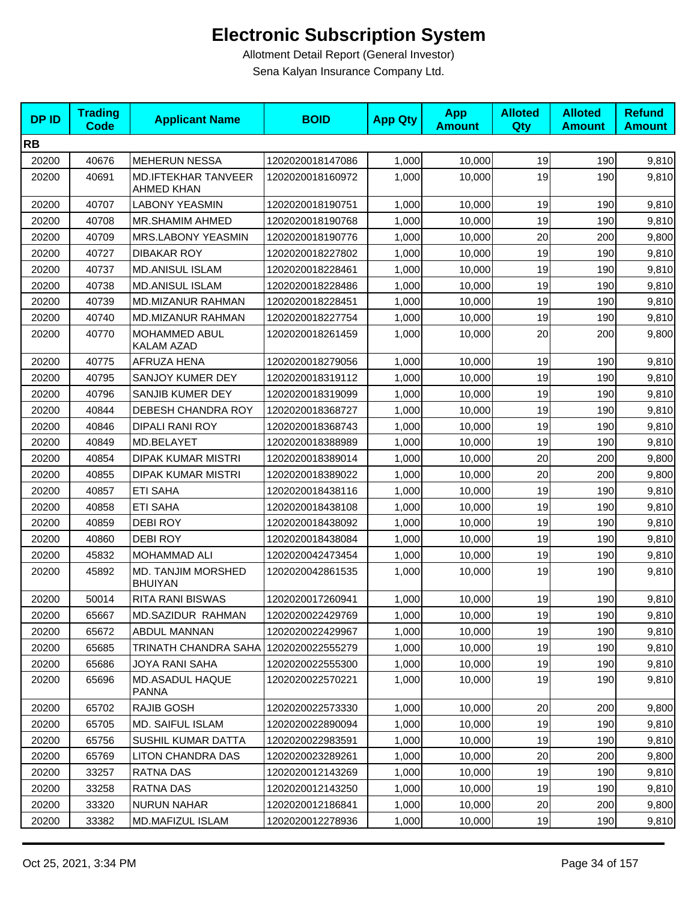# Electronic Subscription System

Allotment Detail Report (General Investor)

Sena Kalyan Insurance Company Ltd.

| DP ID | Trading Code | Applicant Name | BOID | App Qty | App Amount | Alloted Qty | Alloted Amount | Refund Amount |
|---|---|---|---|---|---|---|---|---|
| **RB** | | | | | | | | |
| 20200 | 40676 | MEHERUN NESSA | 1202020018147086 | 1,000 | 10,000 | 19 | 190 | 9,810 |
| 20200 | 40691 | MD.IFTEKHAR TANVEER AHMED KHAN | 1202020018160972 | 1,000 | 10,000 | 19 | 190 | 9,810 |
| 20200 | 40707 | LABONY YEASMIN | 1202020018190751 | 1,000 | 10,000 | 19 | 190 | 9,810 |
| 20200 | 40708 | MR.SHAMIM AHMED | 1202020018190768 | 1,000 | 10,000 | 19 | 190 | 9,810 |
| 20200 | 40709 | MRS.LABONY YEASMIN | 1202020018190776 | 1,000 | 10,000 | 20 | 200 | 9,800 |
| 20200 | 40727 | DIBAKAR ROY | 1202020018227802 | 1,000 | 10,000 | 19 | 190 | 9,810 |
| 20200 | 40737 | MD.ANISUL ISLAM | 1202020018228461 | 1,000 | 10,000 | 19 | 190 | 9,810 |
| 20200 | 40738 | MD.ANISUL ISLAM | 1202020018228486 | 1,000 | 10,000 | 19 | 190 | 9,810 |
| 20200 | 40739 | MD.MIZANUR RAHMAN | 1202020018228451 | 1,000 | 10,000 | 19 | 190 | 9,810 |
| 20200 | 40740 | MD.MIZANUR RAHMAN | 1202020018227754 | 1,000 | 10,000 | 19 | 190 | 9,810 |
| 20200 | 40770 | MOHAMMED ABUL KALAM AZAD | 1202020018261459 | 1,000 | 10,000 | 20 | 200 | 9,800 |
| 20200 | 40775 | AFRUZA HENA | 1202020018279056 | 1,000 | 10,000 | 19 | 190 | 9,810 |
| 20200 | 40795 | SANJOY KUMER DEY | 1202020018319112 | 1,000 | 10,000 | 19 | 190 | 9,810 |
| 20200 | 40796 | SANJIB KUMER DEY | 1202020018319099 | 1,000 | 10,000 | 19 | 190 | 9,810 |
| 20200 | 40844 | DEBESH CHANDRA ROY | 1202020018368727 | 1,000 | 10,000 | 19 | 190 | 9,810 |
| 20200 | 40846 | DIPALI RANI ROY | 1202020018368743 | 1,000 | 10,000 | 19 | 190 | 9,810 |
| 20200 | 40849 | MD.BELAYET | 1202020018388989 | 1,000 | 10,000 | 19 | 190 | 9,810 |
| 20200 | 40854 | DIPAK KUMAR MISTRI | 1202020018389014 | 1,000 | 10,000 | 20 | 200 | 9,800 |
| 20200 | 40855 | DIPAK KUMAR MISTRI | 1202020018389022 | 1,000 | 10,000 | 20 | 200 | 9,800 |
| 20200 | 40857 | ETI SAHA | 1202020018438116 | 1,000 | 10,000 | 19 | 190 | 9,810 |
| 20200 | 40858 | ETI SAHA | 1202020018438108 | 1,000 | 10,000 | 19 | 190 | 9,810 |
| 20200 | 40859 | DEBI ROY | 1202020018438092 | 1,000 | 10,000 | 19 | 190 | 9,810 |
| 20200 | 40860 | DEBI ROY | 1202020018438084 | 1,000 | 10,000 | 19 | 190 | 9,810 |
| 20200 | 45832 | MOHAMMAD ALI | 1202020042473454 | 1,000 | 10,000 | 19 | 190 | 9,810 |
| 20200 | 45892 | MD. TANJIM MORSHED BHUIYAN | 1202020042861535 | 1,000 | 10,000 | 19 | 190 | 9,810 |
| 20200 | 50014 | RITA RANI BISWAS | 1202020017260941 | 1,000 | 10,000 | 19 | 190 | 9,810 |
| 20200 | 65667 | MD.SAZIDUR RAHMAN | 1202020022429769 | 1,000 | 10,000 | 19 | 190 | 9,810 |
| 20200 | 65672 | ABDUL MANNAN | 1202020022429967 | 1,000 | 10,000 | 19 | 190 | 9,810 |
| 20200 | 65685 | TRINATH CHANDRA SAHA | 1202020022555279 | 1,000 | 10,000 | 19 | 190 | 9,810 |
| 20200 | 65686 | JOYA RANI SAHA | 1202020022555300 | 1,000 | 10,000 | 19 | 190 | 9,810 |
| 20200 | 65696 | MD.ASADUL HAQUE PANNA | 1202020022570221 | 1,000 | 10,000 | 19 | 190 | 9,810 |
| 20200 | 65702 | RAJIB GOSH | 1202020022573330 | 1,000 | 10,000 | 20 | 200 | 9,800 |
| 20200 | 65705 | MD. SAIFUL ISLAM | 1202020022890094 | 1,000 | 10,000 | 19 | 190 | 9,810 |
| 20200 | 65756 | SUSHIL KUMAR DATTA | 1202020022983591 | 1,000 | 10,000 | 19 | 190 | 9,810 |
| 20200 | 65769 | LITON CHANDRA DAS | 1202020023289261 | 1,000 | 10,000 | 20 | 200 | 9,800 |
| 20200 | 33257 | RATNA DAS | 1202020012143269 | 1,000 | 10,000 | 19 | 190 | 9,810 |
| 20200 | 33258 | RATNA DAS | 1202020012143250 | 1,000 | 10,000 | 19 | 190 | 9,810 |
| 20200 | 33320 | NURUN NAHAR | 1202020012186841 | 1,000 | 10,000 | 20 | 200 | 9,800 |
| 20200 | 33382 | MD.MAFIZUL ISLAM | 1202020012278936 | 1,000 | 10,000 | 19 | 190 | 9,810 |

Oct 25, 2021, 3:34 PM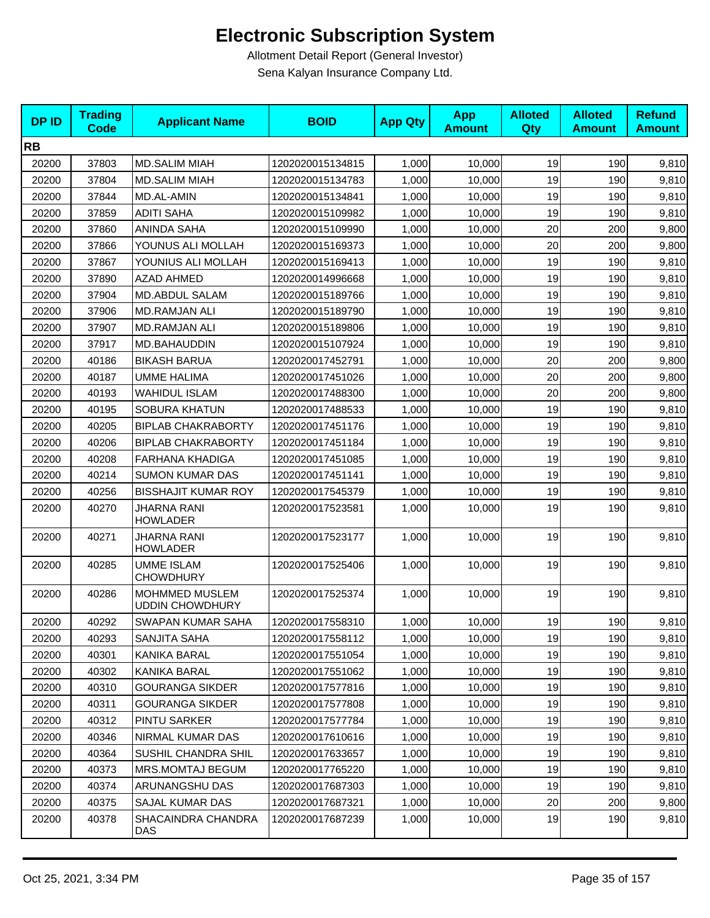# Electronic Subscription System

Allotment Detail Report (General Investor)

Sena Kalyan Insurance Company Ltd.

| DP ID | Trading Code | Applicant Name | BOID | App Qty | App Amount | Alloted Qty | Alloted Amount | Refund Amount |
|---|---|---|---|---|---|---|---|---|
| **RB** | | | | | | | | |
| 20200 | 37803 | MD.SALIM MIAH | 1202020015134815 | 1,000 | 10,000 | 19 | 190 | 9,810 |
| 20200 | 37804 | MD.SALIM MIAH | 1202020015134783 | 1,000 | 10,000 | 19 | 190 | 9,810 |
| 20200 | 37844 | MD.AL-AMIN | 1202020015134841 | 1,000 | 10,000 | 19 | 190 | 9,810 |
| 20200 | 37859 | ADITI SAHA | 1202020015109982 | 1,000 | 10,000 | 19 | 190 | 9,810 |
| 20200 | 37860 | ANINDA SAHA | 1202020015109990 | 1,000 | 10,000 | 20 | 200 | 9,800 |
| 20200 | 37866 | YOUNUS ALI MOLLAH | 1202020015169373 | 1,000 | 10,000 | 20 | 200 | 9,800 |
| 20200 | 37867 | YOUNIUS ALI MOLLAH | 1202020015169413 | 1,000 | 10,000 | 19 | 190 | 9,810 |
| 20200 | 37890 | AZAD AHMED | 1202020014996668 | 1,000 | 10,000 | 19 | 190 | 9,810 |
| 20200 | 37904 | MD.ABDUL SALAM | 1202020015189766 | 1,000 | 10,000 | 19 | 190 | 9,810 |
| 20200 | 37906 | MD.RAMJAN ALI | 1202020015189790 | 1,000 | 10,000 | 19 | 190 | 9,810 |
| 20200 | 37907 | MD.RAMJAN ALI | 1202020015189806 | 1,000 | 10,000 | 19 | 190 | 9,810 |
| 20200 | 37917 | MD.BAHAUDDIN | 1202020015107924 | 1,000 | 10,000 | 19 | 190 | 9,810 |
| 20200 | 40186 | BIKASH BARUA | 1202020017452791 | 1,000 | 10,000 | 20 | 200 | 9,800 |
| 20200 | 40187 | UMME HALIMA | 1202020017451026 | 1,000 | 10,000 | 20 | 200 | 9,800 |
| 20200 | 40193 | WAHIDUL ISLAM | 1202020017488300 | 1,000 | 10,000 | 20 | 200 | 9,800 |
| 20200 | 40195 | SOBURA KHATUN | 1202020017488533 | 1,000 | 10,000 | 19 | 190 | 9,810 |
| 20200 | 40205 | BIPLAB CHAKRABORTY | 1202020017451176 | 1,000 | 10,000 | 19 | 190 | 9,810 |
| 20200 | 40206 | BIPLAB CHAKRABORTY | 1202020017451184 | 1,000 | 10,000 | 19 | 190 | 9,810 |
| 20200 | 40208 | FARHANA KHADIGA | 1202020017451085 | 1,000 | 10,000 | 19 | 190 | 9,810 |
| 20200 | 40214 | SUMON KUMAR DAS | 1202020017451141 | 1,000 | 10,000 | 19 | 190 | 9,810 |
| 20200 | 40256 | BISSHAJIT KUMAR ROY | 1202020017545379 | 1,000 | 10,000 | 19 | 190 | 9,810 |
| 20200 | 40270 | JHARNA RANI HOWLADER | 1202020017523581 | 1,000 | 10,000 | 19 | 190 | 9,810 |
| 20200 | 40271 | JHARNA RANI HOWLADER | 1202020017523177 | 1,000 | 10,000 | 19 | 190 | 9,810 |
| 20200 | 40285 | UMME ISLAM CHOWDHURY | 1202020017525406 | 1,000 | 10,000 | 19 | 190 | 9,810 |
| 20200 | 40286 | MOHMMED MUSLEM UDDIN CHOWDHURY | 1202020017525374 | 1,000 | 10,000 | 19 | 190 | 9,810 |
| 20200 | 40292 | SWAPAN KUMAR SAHA | 1202020017558310 | 1,000 | 10,000 | 19 | 190 | 9,810 |
| 20200 | 40293 | SANJITA SAHA | 1202020017558112 | 1,000 | 10,000 | 19 | 190 | 9,810 |
| 20200 | 40301 | KANIKA BARAL | 1202020017551054 | 1,000 | 10,000 | 19 | 190 | 9,810 |
| 20200 | 40302 | KANIKA BARAL | 1202020017551062 | 1,000 | 10,000 | 19 | 190 | 9,810 |
| 20200 | 40310 | GOURANGA SIKDER | 1202020017577816 | 1,000 | 10,000 | 19 | 190 | 9,810 |
| 20200 | 40311 | GOURANGA SIKDER | 1202020017577808 | 1,000 | 10,000 | 19 | 190 | 9,810 |
| 20200 | 40312 | PINTU SARKER | 1202020017577784 | 1,000 | 10,000 | 19 | 190 | 9,810 |
| 20200 | 40346 | NIRMAL KUMAR DAS | 1202020017610616 | 1,000 | 10,000 | 19 | 190 | 9,810 |
| 20200 | 40364 | SUSHIL CHANDRA SHIL | 1202020017633657 | 1,000 | 10,000 | 19 | 190 | 9,810 |
| 20200 | 40373 | MRS.MOMTAJ BEGUM | 1202020017765220 | 1,000 | 10,000 | 19 | 190 | 9,810 |
| 20200 | 40374 | ARUNANGSHU DAS | 1202020017687303 | 1,000 | 10,000 | 19 | 190 | 9,810 |
| 20200 | 40375 | SAJAL KUMAR DAS | 1202020017687321 | 1,000 | 10,000 | 20 | 200 | 9,800 |
| 20200 | 40378 | SHACAINDRA CHANDRA DAS | 1202020017687239 | 1,000 | 10,000 | 19 | 190 | 9,810 |

Oct 25, 2021, 3:34 PM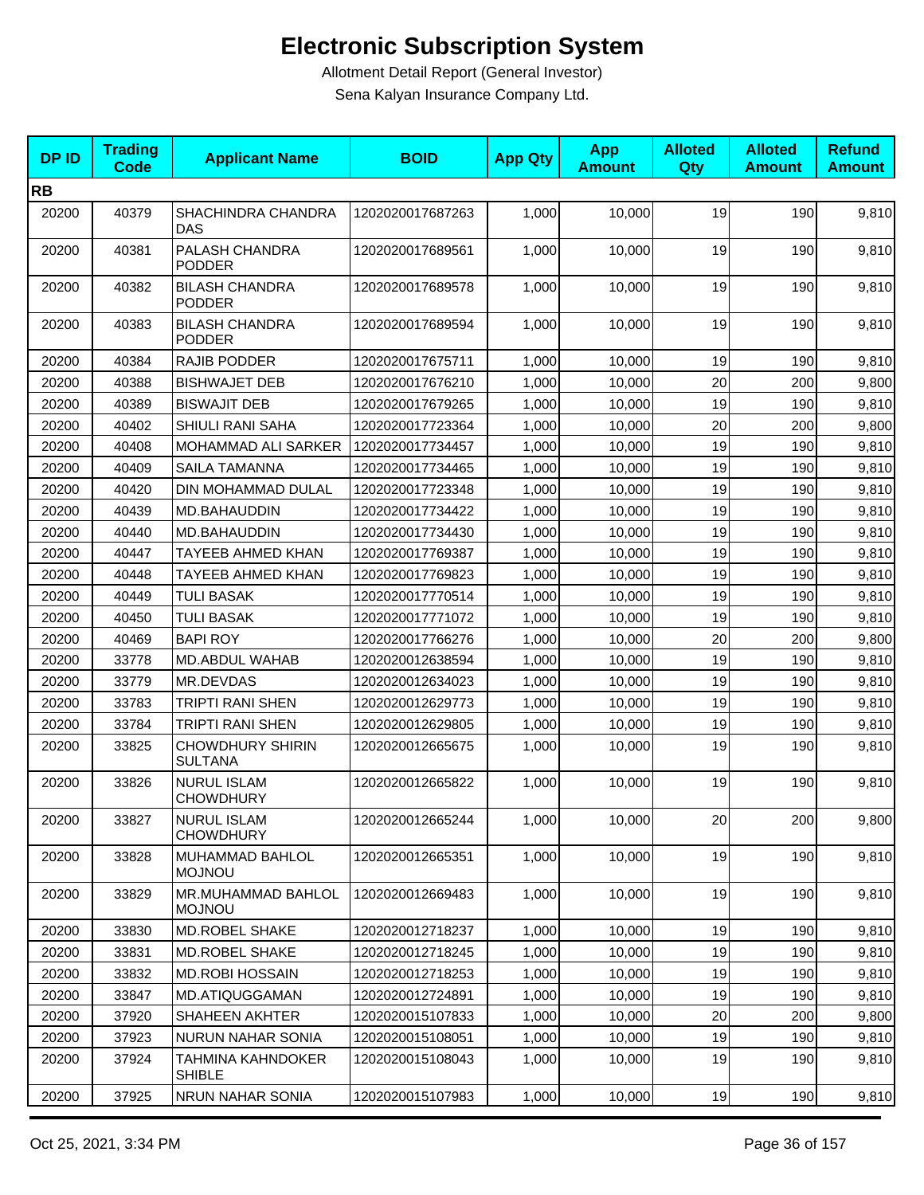# Electronic Subscription System

Allotment Detail Report (General Investor)

Sena Kalyan Insurance Company Ltd.

| DP ID | Trading Code | Applicant Name | BOID | App Qty | App Amount | Alloted Qty | Alloted Amount | Refund Amount |
|---|---|---|---|---|---|---|---|---|
| **RB** | | | | | | | | |
| 20200 | 40379 | SHACHINDRA CHANDRA DAS | 1202020017687263 | 1,000 | 10,000 | 19 | 190 | 9,810 |
| 20200 | 40381 | PALASH CHANDRA PODDER | 1202020017689561 | 1,000 | 10,000 | 19 | 190 | 9,810 |
| 20200 | 40382 | BILASH CHANDRA PODDER | 1202020017689578 | 1,000 | 10,000 | 19 | 190 | 9,810 |
| 20200 | 40383 | BILASH CHANDRA PODDER | 1202020017689594 | 1,000 | 10,000 | 19 | 190 | 9,810 |
| 20200 | 40384 | RAJIB PODDER | 1202020017675711 | 1,000 | 10,000 | 19 | 190 | 9,810 |
| 20200 | 40388 | BISHWAJET DEB | 1202020017676210 | 1,000 | 10,000 | 20 | 200 | 9,800 |
| 20200 | 40389 | BISWAJIT DEB | 1202020017679265 | 1,000 | 10,000 | 19 | 190 | 9,810 |
| 20200 | 40402 | SHIULI RANI SAHA | 1202020017723364 | 1,000 | 10,000 | 20 | 200 | 9,800 |
| 20200 | 40408 | MOHAMMAD ALI SARKER | 1202020017734457 | 1,000 | 10,000 | 19 | 190 | 9,810 |
| 20200 | 40409 | SAILA TAMANNA | 1202020017734465 | 1,000 | 10,000 | 19 | 190 | 9,810 |
| 20200 | 40420 | DIN MOHAMMAD DULAL | 1202020017723348 | 1,000 | 10,000 | 19 | 190 | 9,810 |
| 20200 | 40439 | MD.BAHAUDDIN | 1202020017734422 | 1,000 | 10,000 | 19 | 190 | 9,810 |
| 20200 | 40440 | MD.BAHAUDDIN | 1202020017734430 | 1,000 | 10,000 | 19 | 190 | 9,810 |
| 20200 | 40447 | TAYEEB AHMED KHAN | 1202020017769387 | 1,000 | 10,000 | 19 | 190 | 9,810 |
| 20200 | 40448 | TAYEEB AHMED KHAN | 1202020017769823 | 1,000 | 10,000 | 19 | 190 | 9,810 |
| 20200 | 40449 | TULI BASAK | 1202020017770514 | 1,000 | 10,000 | 19 | 190 | 9,810 |
| 20200 | 40450 | TULI BASAK | 1202020017771072 | 1,000 | 10,000 | 19 | 190 | 9,810 |
| 20200 | 40469 | BAPI ROY | 1202020017766276 | 1,000 | 10,000 | 20 | 200 | 9,800 |
| 20200 | 33778 | MD.ABDUL WAHAB | 1202020012638594 | 1,000 | 10,000 | 19 | 190 | 9,810 |
| 20200 | 33779 | MR.DEVDAS | 1202020012634023 | 1,000 | 10,000 | 19 | 190 | 9,810 |
| 20200 | 33783 | TRIPTI RANI SHEN | 1202020012629773 | 1,000 | 10,000 | 19 | 190 | 9,810 |
| 20200 | 33784 | TRIPTI RANI SHEN | 1202020012629805 | 1,000 | 10,000 | 19 | 190 | 9,810 |
| 20200 | 33825 | CHOWDHURY SHIRIN SULTANA | 1202020012665675 | 1,000 | 10,000 | 19 | 190 | 9,810 |
| 20200 | 33826 | NURUL ISLAM CHOWDHURY | 1202020012665822 | 1,000 | 10,000 | 19 | 190 | 9,810 |
| 20200 | 33827 | NURUL ISLAM CHOWDHURY | 1202020012665244 | 1,000 | 10,000 | 20 | 200 | 9,800 |
| 20200 | 33828 | MUHAMMAD BAHLOL MOJNOU | 1202020012665351 | 1,000 | 10,000 | 19 | 190 | 9,810 |
| 20200 | 33829 | MR.MUHAMMAD BAHLOL MOJNOU | 1202020012669483 | 1,000 | 10,000 | 19 | 190 | 9,810 |
| 20200 | 33830 | MD.ROBEL SHAKE | 1202020012718237 | 1,000 | 10,000 | 19 | 190 | 9,810 |
| 20200 | 33831 | MD.ROBEL SHAKE | 1202020012718245 | 1,000 | 10,000 | 19 | 190 | 9,810 |
| 20200 | 33832 | MD.ROBI HOSSAIN | 1202020012718253 | 1,000 | 10,000 | 19 | 190 | 9,810 |
| 20200 | 33847 | MD.ATIQUGGAMAN | 1202020012724891 | 1,000 | 10,000 | 19 | 190 | 9,810 |
| 20200 | 37920 | SHAHEEN AKHTER | 1202020015107833 | 1,000 | 10,000 | 20 | 200 | 9,800 |
| 20200 | 37923 | NURUN NAHAR SONIA | 1202020015108051 | 1,000 | 10,000 | 19 | 190 | 9,810 |
| 20200 | 37924 | TAHMINA KAHNDOKER SHIBLE | 1202020015108043 | 1,000 | 10,000 | 19 | 190 | 9,810 |
| 20200 | 37925 | NRUN NAHAR SONIA | 1202020015107983 | 1,000 | 10,000 | 19 | 190 | 9,810 |

Oct 25, 2021, 3:34 PM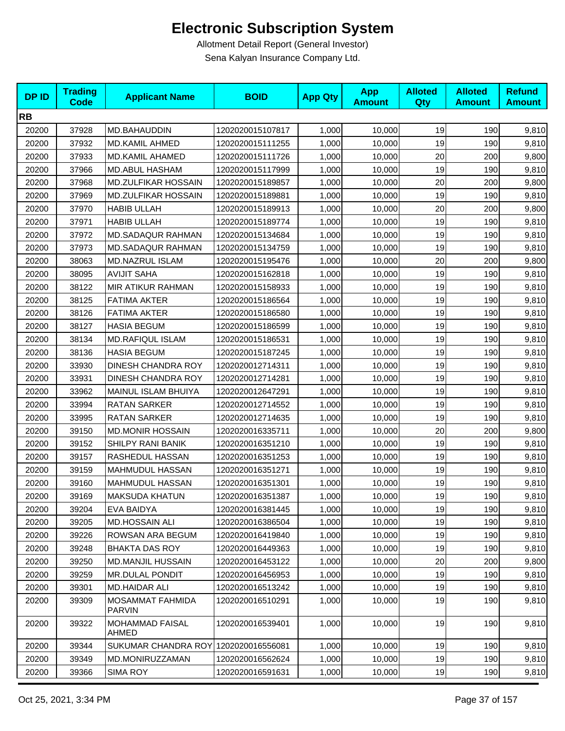# Electronic Subscription System

Allotment Detail Report (General Investor)

Sena Kalyan Insurance Company Ltd.

| DP ID | Trading Code | Applicant Name | BOID | App Qty | App Amount | Alloted Qty | Alloted Amount | Refund Amount |
|---|---|---|---|---|---|---|---|---|
| **RB** | | | | | | | | |
| 20200 | 37928 | MD.BAHAUDDIN | 1202020015107817 | 1,000 | 10,000 | 19 | 190 | 9,810 |
| 20200 | 37932 | MD.KAMIL AHMED | 1202020015111255 | 1,000 | 10,000 | 19 | 190 | 9,810 |
| 20200 | 37933 | MD.KAMIL AHAMED | 1202020015111726 | 1,000 | 10,000 | 20 | 200 | 9,800 |
| 20200 | 37966 | MD.ABUL HASHAM | 1202020015117999 | 1,000 | 10,000 | 19 | 190 | 9,810 |
| 20200 | 37968 | MD.ZULFIKAR HOSSAIN | 1202020015189857 | 1,000 | 10,000 | 20 | 200 | 9,800 |
| 20200 | 37969 | MD.ZULFIKAR HOSSAIN | 1202020015189881 | 1,000 | 10,000 | 19 | 190 | 9,810 |
| 20200 | 37970 | HABIB ULLAH | 1202020015189913 | 1,000 | 10,000 | 20 | 200 | 9,800 |
| 20200 | 37971 | HABIB ULLAH | 1202020015189774 | 1,000 | 10,000 | 19 | 190 | 9,810 |
| 20200 | 37972 | MD.SADAQUR RAHMAN | 1202020015134684 | 1,000 | 10,000 | 19 | 190 | 9,810 |
| 20200 | 37973 | MD.SADAQUR RAHMAN | 1202020015134759 | 1,000 | 10,000 | 19 | 190 | 9,810 |
| 20200 | 38063 | MD.NAZRUL ISLAM | 1202020015195476 | 1,000 | 10,000 | 20 | 200 | 9,800 |
| 20200 | 38095 | AVIJIT SAHA | 1202020015162818 | 1,000 | 10,000 | 19 | 190 | 9,810 |
| 20200 | 38122 | MIR ATIKUR RAHMAN | 1202020015158933 | 1,000 | 10,000 | 19 | 190 | 9,810 |
| 20200 | 38125 | FATIMA AKTER | 1202020015186564 | 1,000 | 10,000 | 19 | 190 | 9,810 |
| 20200 | 38126 | FATIMA AKTER | 1202020015186580 | 1,000 | 10,000 | 19 | 190 | 9,810 |
| 20200 | 38127 | HASIA BEGUM | 1202020015186599 | 1,000 | 10,000 | 19 | 190 | 9,810 |
| 20200 | 38134 | MD.RAFIQUL ISLAM | 1202020015186531 | 1,000 | 10,000 | 19 | 190 | 9,810 |
| 20200 | 38136 | HASIA BEGUM | 1202020015187245 | 1,000 | 10,000 | 19 | 190 | 9,810 |
| 20200 | 33930 | DINESH CHANDRA ROY | 1202020012714311 | 1,000 | 10,000 | 19 | 190 | 9,810 |
| 20200 | 33931 | DINESH CHANDRA ROY | 1202020012714281 | 1,000 | 10,000 | 19 | 190 | 9,810 |
| 20200 | 33962 | MAINUL ISLAM BHUIYA | 1202020012647291 | 1,000 | 10,000 | 19 | 190 | 9,810 |
| 20200 | 33994 | RATAN SARKER | 1202020012714552 | 1,000 | 10,000 | 19 | 190 | 9,810 |
| 20200 | 33995 | RATAN SARKER | 1202020012714635 | 1,000 | 10,000 | 19 | 190 | 9,810 |
| 20200 | 39150 | MD.MONIR HOSSAIN | 1202020016335711 | 1,000 | 10,000 | 20 | 200 | 9,800 |
| 20200 | 39152 | SHILPY RANI BANIK | 1202020016351210 | 1,000 | 10,000 | 19 | 190 | 9,810 |
| 20200 | 39157 | RASHEDUL HASSAN | 1202020016351253 | 1,000 | 10,000 | 19 | 190 | 9,810 |
| 20200 | 39159 | MAHMUDUL HASSAN | 1202020016351271 | 1,000 | 10,000 | 19 | 190 | 9,810 |
| 20200 | 39160 | MAHMUDUL HASSAN | 1202020016351301 | 1,000 | 10,000 | 19 | 190 | 9,810 |
| 20200 | 39169 | MAKSUDA KHATUN | 1202020016351387 | 1,000 | 10,000 | 19 | 190 | 9,810 |
| 20200 | 39204 | EVA BAIDYA | 1202020016381445 | 1,000 | 10,000 | 19 | 190 | 9,810 |
| 20200 | 39205 | MD.HOSSAIN ALI | 1202020016386504 | 1,000 | 10,000 | 19 | 190 | 9,810 |
| 20200 | 39226 | ROWSAN ARA BEGUM | 1202020016419840 | 1,000 | 10,000 | 19 | 190 | 9,810 |
| 20200 | 39248 | BHAKTA DAS ROY | 1202020016449363 | 1,000 | 10,000 | 19 | 190 | 9,810 |
| 20200 | 39250 | MD.MANJIL HUSSAIN | 1202020016453122 | 1,000 | 10,000 | 20 | 200 | 9,800 |
| 20200 | 39259 | MR.DULAL PONDIT | 1202020016456953 | 1,000 | 10,000 | 19 | 190 | 9,810 |
| 20200 | 39301 | MD.HAIDAR ALI | 1202020016513242 | 1,000 | 10,000 | 19 | 190 | 9,810 |
| 20200 | 39309 | MOSAMMAT FAHMIDA PARVIN | 1202020016510291 | 1,000 | 10,000 | 19 | 190 | 9,810 |
| 20200 | 39322 | MOHAMMAD FAISAL AHMED | 1202020016539401 | 1,000 | 10,000 | 19 | 190 | 9,810 |
| 20200 | 39344 | SUKUMAR CHANDRA ROY | 1202020016556081 | 1,000 | 10,000 | 19 | 190 | 9,810 |
| 20200 | 39349 | MD.MONIRUZZAMAN | 1202020016562624 | 1,000 | 10,000 | 19 | 190 | 9,810 |
| 20200 | 39366 | SIMA ROY | 1202020016591631 | 1,000 | 10,000 | 19 | 190 | 9,810 |

Oct 25, 2021, 3:34 PM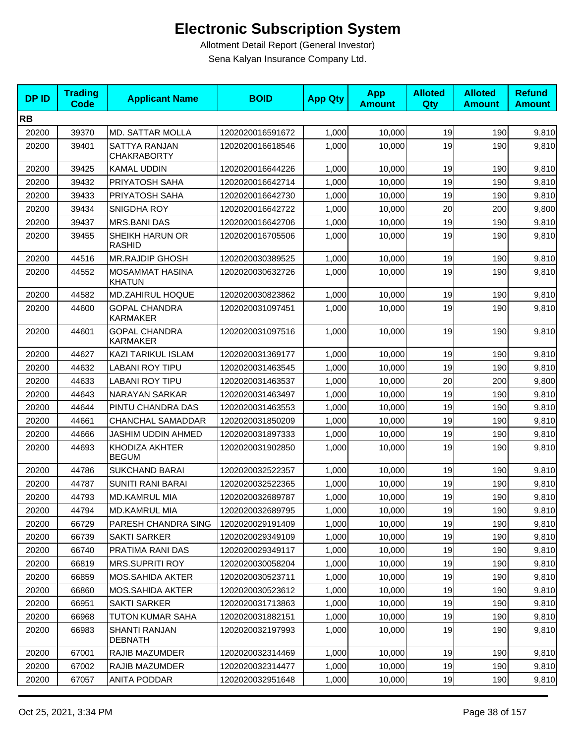# Electronic Subscription System

Allotment Detail Report (General Investor)

Sena Kalyan Insurance Company Ltd.

| DP ID | Trading Code | Applicant Name | BOID | App Qty | App Amount | Alloted Qty | Alloted Amount | Refund Amount |
|---|---|---|---|---|---|---|---|---|
| **RB** | | | | | | | | |
| 20200 | 39370 | MD. SATTAR MOLLA | 1202020016591672 | 1,000 | 10,000 | 19 | 190 | 9,810 |
| 20200 | 39401 | SATTYA RANJAN CHAKRABORTY | 1202020016618546 | 1,000 | 10,000 | 19 | 190 | 9,810 |
| 20200 | 39425 | KAMAL UDDIN | 1202020016644226 | 1,000 | 10,000 | 19 | 190 | 9,810 |
| 20200 | 39432 | PRIYATOSH SAHA | 1202020016642714 | 1,000 | 10,000 | 19 | 190 | 9,810 |
| 20200 | 39433 | PRIYATOSH SAHA | 1202020016642730 | 1,000 | 10,000 | 19 | 190 | 9,810 |
| 20200 | 39434 | SNIGDHA ROY | 1202020016642722 | 1,000 | 10,000 | 20 | 200 | 9,800 |
| 20200 | 39437 | MRS.BANI DAS | 1202020016642706 | 1,000 | 10,000 | 19 | 190 | 9,810 |
| 20200 | 39455 | SHEIKH HARUN OR RASHID | 1202020016705506 | 1,000 | 10,000 | 19 | 190 | 9,810 |
| 20200 | 44516 | MR.RAJDIP GHOSH | 1202020030389525 | 1,000 | 10,000 | 19 | 190 | 9,810 |
| 20200 | 44552 | MOSAMMAT HASINA KHATUN | 1202020030632726 | 1,000 | 10,000 | 19 | 190 | 9,810 |
| 20200 | 44582 | MD.ZAHIRUL HOQUE | 1202020030823862 | 1,000 | 10,000 | 19 | 190 | 9,810 |
| 20200 | 44600 | GOPAL CHANDRA KARMAKER | 1202020031097451 | 1,000 | 10,000 | 19 | 190 | 9,810 |
| 20200 | 44601 | GOPAL CHANDRA KARMAKER | 1202020031097516 | 1,000 | 10,000 | 19 | 190 | 9,810 |
| 20200 | 44627 | KAZI TARIKUL ISLAM | 1202020031369177 | 1,000 | 10,000 | 19 | 190 | 9,810 |
| 20200 | 44632 | LABANI ROY TIPU | 1202020031463545 | 1,000 | 10,000 | 19 | 190 | 9,810 |
| 20200 | 44633 | LABANI ROY TIPU | 1202020031463537 | 1,000 | 10,000 | 20 | 200 | 9,800 |
| 20200 | 44643 | NARAYAN SARKAR | 1202020031463497 | 1,000 | 10,000 | 19 | 190 | 9,810 |
| 20200 | 44644 | PINTU CHANDRA DAS | 1202020031463553 | 1,000 | 10,000 | 19 | 190 | 9,810 |
| 20200 | 44661 | CHANCHAL SAMADDAR | 1202020031850209 | 1,000 | 10,000 | 19 | 190 | 9,810 |
| 20200 | 44666 | JASHIM UDDIN AHMED | 1202020031897333 | 1,000 | 10,000 | 19 | 190 | 9,810 |
| 20200 | 44693 | KHODIZA AKHTER BEGUM | 1202020031902850 | 1,000 | 10,000 | 19 | 190 | 9,810 |
| 20200 | 44786 | SUKCHAND BARAI | 1202020032522357 | 1,000 | 10,000 | 19 | 190 | 9,810 |
| 20200 | 44787 | SUNITI RANI BARAI | 1202020032522365 | 1,000 | 10,000 | 19 | 190 | 9,810 |
| 20200 | 44793 | MD.KAMRUL MIA | 1202020032689787 | 1,000 | 10,000 | 19 | 190 | 9,810 |
| 20200 | 44794 | MD.KAMRUL MIA | 1202020032689795 | 1,000 | 10,000 | 19 | 190 | 9,810 |
| 20200 | 66729 | PARESH CHANDRA SING | 1202020029191409 | 1,000 | 10,000 | 19 | 190 | 9,810 |
| 20200 | 66739 | SAKTI SARKER | 1202020029349109 | 1,000 | 10,000 | 19 | 190 | 9,810 |
| 20200 | 66740 | PRATIMA RANI DAS | 1202020029349117 | 1,000 | 10,000 | 19 | 190 | 9,810 |
| 20200 | 66819 | MRS.SUPRITI ROY | 1202020030058204 | 1,000 | 10,000 | 19 | 190 | 9,810 |
| 20200 | 66859 | MOS.SAHIDA AKTER | 1202020030523711 | 1,000 | 10,000 | 19 | 190 | 9,810 |
| 20200 | 66860 | MOS.SAHIDA AKTER | 1202020030523612 | 1,000 | 10,000 | 19 | 190 | 9,810 |
| 20200 | 66951 | SAKTI SARKER | 1202020031713863 | 1,000 | 10,000 | 19 | 190 | 9,810 |
| 20200 | 66968 | TUTON KUMAR SAHA | 1202020031882151 | 1,000 | 10,000 | 19 | 190 | 9,810 |
| 20200 | 66983 | SHANTI RANJAN DEBNATH | 1202020032197993 | 1,000 | 10,000 | 19 | 190 | 9,810 |
| 20200 | 67001 | RAJIB MAZUMDER | 1202020032314469 | 1,000 | 10,000 | 19 | 190 | 9,810 |
| 20200 | 67002 | RAJIB MAZUMDER | 1202020032314477 | 1,000 | 10,000 | 19 | 190 | 9,810 |
| 20200 | 67057 | ANITA PODDAR | 1202020032951648 | 1,000 | 10,000 | 19 | 190 | 9,810 |

Oct 25, 2021, 3:34 PM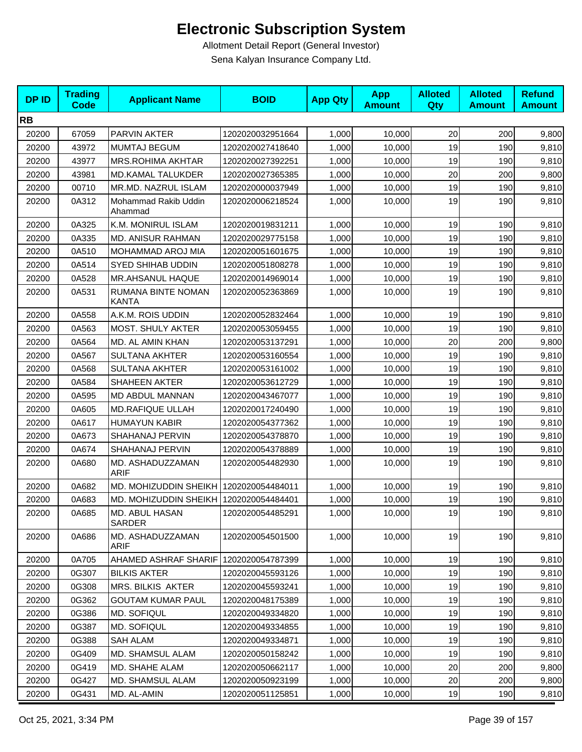# Electronic Subscription System

Allotment Detail Report (General Investor)

Sena Kalyan Insurance Company Ltd.

| DP ID | Trading Code | Applicant Name | BOID | App Qty | App Amount | Alloted Qty | Alloted Amount | Refund Amount |
|---|---|---|---|---|---|---|---|---|
| **RB** | | | | | | | | |
| 20200 | 67059 | PARVIN AKTER | 1202020032951664 | 1,000 | 10,000 | 20 | 200 | 9,800 |
| 20200 | 43972 | MUMTAJ BEGUM | 1202020027418640 | 1,000 | 10,000 | 19 | 190 | 9,810 |
| 20200 | 43977 | MRS.ROHIMA AKHTAR | 1202020027392251 | 1,000 | 10,000 | 19 | 190 | 9,810 |
| 20200 | 43981 | MD.KAMAL TALUKDER | 1202020027365385 | 1,000 | 10,000 | 20 | 200 | 9,800 |
| 20200 | 00710 | MR.MD. NAZRUL ISLAM | 1202020000037949 | 1,000 | 10,000 | 19 | 190 | 9,810 |
| 20200 | 0A312 | Mohammad Rakib Uddin Ahammad | 1202020006218524 | 1,000 | 10,000 | 19 | 190 | 9,810 |
| 20200 | 0A325 | K.M. MONIRUL ISLAM | 1202020019831211 | 1,000 | 10,000 | 19 | 190 | 9,810 |
| 20200 | 0A335 | MD. ANISUR RAHMAN | 1202020029775158 | 1,000 | 10,000 | 19 | 190 | 9,810 |
| 20200 | 0A510 | MOHAMMAD AROJ MIA | 1202020051601675 | 1,000 | 10,000 | 19 | 190 | 9,810 |
| 20200 | 0A514 | SYED SHIHAB UDDIN | 1202020051808278 | 1,000 | 10,000 | 19 | 190 | 9,810 |
| 20200 | 0A528 | MR.AHSANUL HAQUE | 1202020014969014 | 1,000 | 10,000 | 19 | 190 | 9,810 |
| 20200 | 0A531 | RUMANA BINTE NOMAN KANTA | 1202020052363869 | 1,000 | 10,000 | 19 | 190 | 9,810 |
| 20200 | 0A558 | A.K.M. ROIS UDDIN | 1202020052832464 | 1,000 | 10,000 | 19 | 190 | 9,810 |
| 20200 | 0A563 | MOST. SHULY AKTER | 1202020053059455 | 1,000 | 10,000 | 19 | 190 | 9,810 |
| 20200 | 0A564 | MD. AL AMIN KHAN | 1202020053137291 | 1,000 | 10,000 | 20 | 200 | 9,800 |
| 20200 | 0A567 | SULTANA AKHTER | 1202020053160554 | 1,000 | 10,000 | 19 | 190 | 9,810 |
| 20200 | 0A568 | SULTANA AKHTER | 1202020053161002 | 1,000 | 10,000 | 19 | 190 | 9,810 |
| 20200 | 0A584 | SHAHEEN AKTER | 1202020053612729 | 1,000 | 10,000 | 19 | 190 | 9,810 |
| 20200 | 0A595 | MD ABDUL MANNAN | 1202020043467077 | 1,000 | 10,000 | 19 | 190 | 9,810 |
| 20200 | 0A605 | MD.RAFIQUE ULLAH | 1202020017240490 | 1,000 | 10,000 | 19 | 190 | 9,810 |
| 20200 | 0A617 | HUMAYUN KABIR | 1202020054377362 | 1,000 | 10,000 | 19 | 190 | 9,810 |
| 20200 | 0A673 | SHAHANAJ PERVIN | 1202020054378870 | 1,000 | 10,000 | 19 | 190 | 9,810 |
| 20200 | 0A674 | SHAHANAJ PERVIN | 1202020054378889 | 1,000 | 10,000 | 19 | 190 | 9,810 |
| 20200 | 0A680 | MD. ASHADUZZAMAN ARIF | 1202020054482930 | 1,000 | 10,000 | 19 | 190 | 9,810 |
| 20200 | 0A682 | MD. MOHIZUDDIN SHEIKH | 1202020054484011 | 1,000 | 10,000 | 19 | 190 | 9,810 |
| 20200 | 0A683 | MD. MOHIZUDDIN SHEIKH | 1202020054484401 | 1,000 | 10,000 | 19 | 190 | 9,810 |
| 20200 | 0A685 | MD. ABUL HASAN SARDER | 1202020054485291 | 1,000 | 10,000 | 19 | 190 | 9,810 |
| 20200 | 0A686 | MD. ASHADUZZAMAN ARIF | 1202020054501500 | 1,000 | 10,000 | 19 | 190 | 9,810 |
| 20200 | 0A705 | AHAMED ASHRAF SHARIF | 1202020054787399 | 1,000 | 10,000 | 19 | 190 | 9,810 |
| 20200 | 0G307 | BILKIS AKTER | 1202020045593126 | 1,000 | 10,000 | 19 | 190 | 9,810 |
| 20200 | 0G308 | MRS. BILKIS AKTER | 1202020045593241 | 1,000 | 10,000 | 19 | 190 | 9,810 |
| 20200 | 0G362 | GOUTAM KUMAR PAUL | 1202020048175389 | 1,000 | 10,000 | 19 | 190 | 9,810 |
| 20200 | 0G386 | MD. SOFIQUL | 1202020049334820 | 1,000 | 10,000 | 19 | 190 | 9,810 |
| 20200 | 0G387 | MD. SOFIQUL | 1202020049334855 | 1,000 | 10,000 | 19 | 190 | 9,810 |
| 20200 | 0G388 | SAH ALAM | 1202020049334871 | 1,000 | 10,000 | 19 | 190 | 9,810 |
| 20200 | 0G409 | MD. SHAMSUL ALAM | 1202020050158242 | 1,000 | 10,000 | 19 | 190 | 9,810 |
| 20200 | 0G419 | MD. SHAHE ALAM | 1202020050662117 | 1,000 | 10,000 | 20 | 200 | 9,800 |
| 20200 | 0G427 | MD. SHAMSUL ALAM | 1202020050923199 | 1,000 | 10,000 | 20 | 200 | 9,800 |
| 20200 | 0G431 | MD. AL-AMIN | 1202020051125851 | 1,000 | 10,000 | 19 | 190 | 9,810 |

Oct 25, 2021, 3:34 PM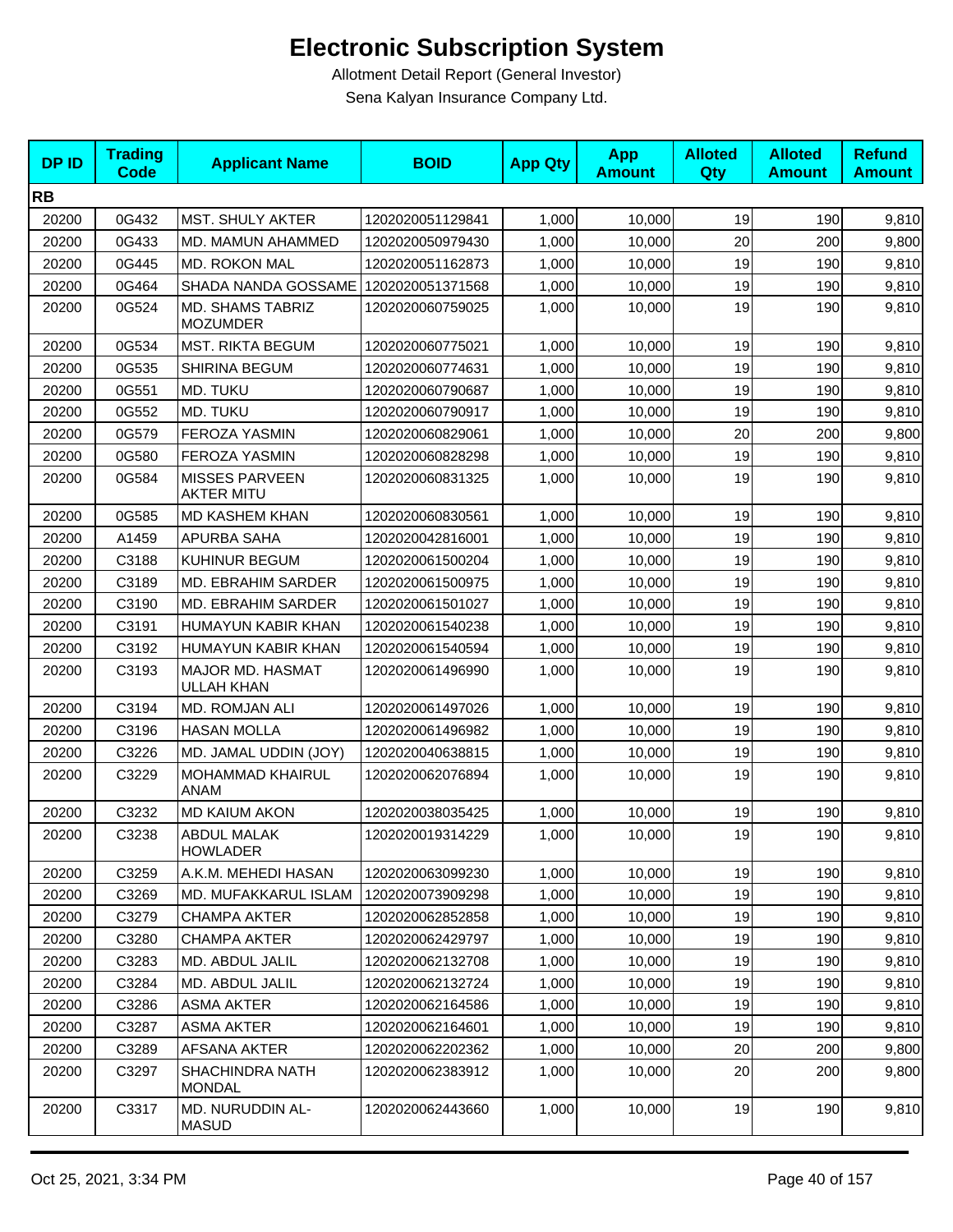# Electronic Subscription System

Allotment Detail Report (General Investor)

Sena Kalyan Insurance Company Ltd.

| DP ID | Trading Code | Applicant Name | BOID | App Qty | App Amount | Alloted Qty | Alloted Amount | Refund Amount |
|---|---|---|---|---|---|---|---|---|
| **RB** | | | | | | | | |
| 20200 | 0G432 | MST. SHULY AKTER | 1202020051129841 | 1,000 | 10,000 | 19 | 190 | 9,810 |
| 20200 | 0G433 | MD. MAMUN AHAMMED | 1202020050979430 | 1,000 | 10,000 | 20 | 200 | 9,800 |
| 20200 | 0G445 | MD. ROKON MAL | 1202020051162873 | 1,000 | 10,000 | 19 | 190 | 9,810 |
| 20200 | 0G464 | SHADA NANDA GOSSAME | 1202020051371568 | 1,000 | 10,000 | 19 | 190 | 9,810 |
| 20200 | 0G524 | MD. SHAMS TABRIZ MOZUMDER | 1202020060759025 | 1,000 | 10,000 | 19 | 190 | 9,810 |
| 20200 | 0G534 | MST. RIKTA BEGUM | 1202020060775021 | 1,000 | 10,000 | 19 | 190 | 9,810 |
| 20200 | 0G535 | SHIRINA BEGUM | 1202020060774631 | 1,000 | 10,000 | 19 | 190 | 9,810 |
| 20200 | 0G551 | MD. TUKU | 1202020060790687 | 1,000 | 10,000 | 19 | 190 | 9,810 |
| 20200 | 0G552 | MD. TUKU | 1202020060790917 | 1,000 | 10,000 | 19 | 190 | 9,810 |
| 20200 | 0G579 | FEROZA YASMIN | 1202020060829061 | 1,000 | 10,000 | 20 | 200 | 9,800 |
| 20200 | 0G580 | FEROZA YASMIN | 1202020060828298 | 1,000 | 10,000 | 19 | 190 | 9,810 |
| 20200 | 0G584 | MISSES PARVEEN AKTER MITU | 1202020060831325 | 1,000 | 10,000 | 19 | 190 | 9,810 |
| 20200 | 0G585 | MD KASHEM KHAN | 1202020060830561 | 1,000 | 10,000 | 19 | 190 | 9,810 |
| 20200 | A1459 | APURBA SAHA | 1202020042816001 | 1,000 | 10,000 | 19 | 190 | 9,810 |
| 20200 | C3188 | KUHINUR BEGUM | 1202020061500204 | 1,000 | 10,000 | 19 | 190 | 9,810 |
| 20200 | C3189 | MD. EBRAHIM SARDER | 1202020061500975 | 1,000 | 10,000 | 19 | 190 | 9,810 |
| 20200 | C3190 | MD. EBRAHIM SARDER | 1202020061501027 | 1,000 | 10,000 | 19 | 190 | 9,810 |
| 20200 | C3191 | HUMAYUN KABIR KHAN | 1202020061540238 | 1,000 | 10,000 | 19 | 190 | 9,810 |
| 20200 | C3192 | HUMAYUN KABIR KHAN | 1202020061540594 | 1,000 | 10,000 | 19 | 190 | 9,810 |
| 20200 | C3193 | MAJOR MD. HASMAT ULLAH KHAN | 1202020061496990 | 1,000 | 10,000 | 19 | 190 | 9,810 |
| 20200 | C3194 | MD. ROMJAN ALI | 1202020061497026 | 1,000 | 10,000 | 19 | 190 | 9,810 |
| 20200 | C3196 | HASAN MOLLA | 1202020061496982 | 1,000 | 10,000 | 19 | 190 | 9,810 |
| 20200 | C3226 | MD. JAMAL UDDIN (JOY) | 1202020040638815 | 1,000 | 10,000 | 19 | 190 | 9,810 |
| 20200 | C3229 | MOHAMMAD KHAIRUL ANAM | 1202020062076894 | 1,000 | 10,000 | 19 | 190 | 9,810 |
| 20200 | C3232 | MD KAIUM AKON | 1202020038035425 | 1,000 | 10,000 | 19 | 190 | 9,810 |
| 20200 | C3238 | ABDUL MALAK HOWLADER | 1202020019314229 | 1,000 | 10,000 | 19 | 190 | 9,810 |
| 20200 | C3259 | A.K.M. MEHEDI HASAN | 1202020063099230 | 1,000 | 10,000 | 19 | 190 | 9,810 |
| 20200 | C3269 | MD. MUFAKKARUL ISLAM | 1202020073909298 | 1,000 | 10,000 | 19 | 190 | 9,810 |
| 20200 | C3279 | CHAMPA AKTER | 1202020062852858 | 1,000 | 10,000 | 19 | 190 | 9,810 |
| 20200 | C3280 | CHAMPA AKTER | 1202020062429797 | 1,000 | 10,000 | 19 | 190 | 9,810 |
| 20200 | C3283 | MD. ABDUL JALIL | 1202020062132708 | 1,000 | 10,000 | 19 | 190 | 9,810 |
| 20200 | C3284 | MD. ABDUL JALIL | 1202020062132724 | 1,000 | 10,000 | 19 | 190 | 9,810 |
| 20200 | C3286 | ASMA AKTER | 1202020062164586 | 1,000 | 10,000 | 19 | 190 | 9,810 |
| 20200 | C3287 | ASMA AKTER | 1202020062164601 | 1,000 | 10,000 | 19 | 190 | 9,810 |
| 20200 | C3289 | AFSANA AKTER | 1202020062202362 | 1,000 | 10,000 | 20 | 200 | 9,800 |
| 20200 | C3297 | SHACHINDRA NATH MONDAL | 1202020062383912 | 1,000 | 10,000 | 20 | 200 | 9,800 |
| 20200 | C3317 | MD. NURUDDIN AL-MASUD | 1202020062443660 | 1,000 | 10,000 | 19 | 190 | 9,810 |

Oct 25, 2021, 3:34 PM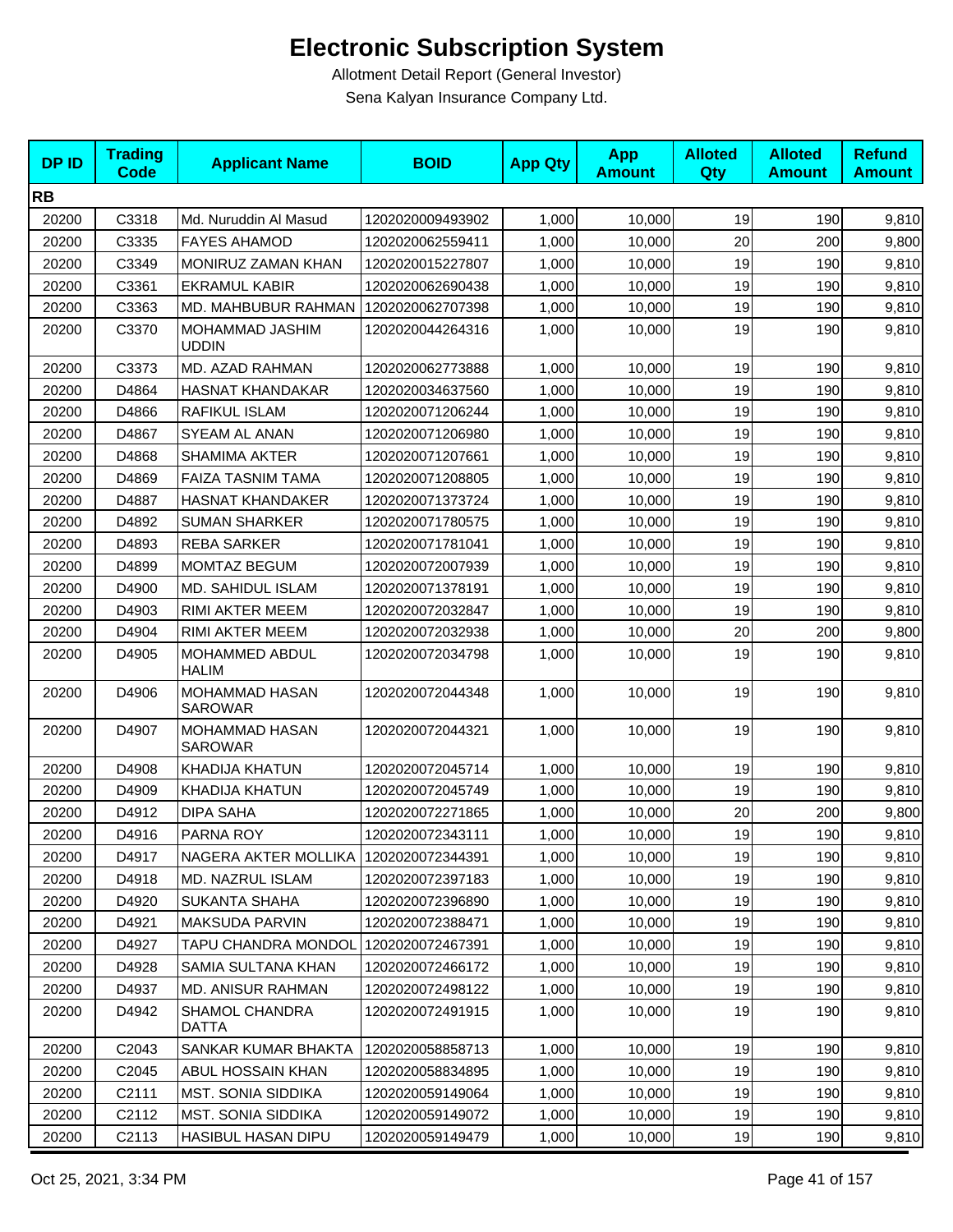# Electronic Subscription System

Allotment Detail Report (General Investor)

Sena Kalyan Insurance Company Ltd.

| DP ID | Trading Code | Applicant Name | BOID | App Qty | App Amount | Alloted Qty | Alloted Amount | Refund Amount |
|---|---|---|---|---|---|---|---|---|
| **RB** | | | | | | | | |
| 20200 | C3318 | Md. Nuruddin Al Masud | 1202020009493902 | 1,000 | 10,000 | 19 | 190 | 9,810 |
| 20200 | C3335 | FAYES AHAMOD | 1202020062559411 | 1,000 | 10,000 | 20 | 200 | 9,800 |
| 20200 | C3349 | MONIRUZ ZAMAN KHAN | 1202020015227807 | 1,000 | 10,000 | 19 | 190 | 9,810 |
| 20200 | C3361 | EKRAMUL KABIR | 1202020062690438 | 1,000 | 10,000 | 19 | 190 | 9,810 |
| 20200 | C3363 | MD. MAHBUBUR RAHMAN | 1202020062707398 | 1,000 | 10,000 | 19 | 190 | 9,810 |
| 20200 | C3370 | MOHAMMAD JASHIM UDDIN | 1202020044264316 | 1,000 | 10,000 | 19 | 190 | 9,810 |
| 20200 | C3373 | MD. AZAD RAHMAN | 1202020062773888 | 1,000 | 10,000 | 19 | 190 | 9,810 |
| 20200 | D4864 | HASNAT KHANDAKAR | 1202020034637560 | 1,000 | 10,000 | 19 | 190 | 9,810 |
| 20200 | D4866 | RAFIKUL ISLAM | 1202020071206244 | 1,000 | 10,000 | 19 | 190 | 9,810 |
| 20200 | D4867 | SYEAM AL ANAN | 1202020071206980 | 1,000 | 10,000 | 19 | 190 | 9,810 |
| 20200 | D4868 | SHAMIMA AKTER | 1202020071207661 | 1,000 | 10,000 | 19 | 190 | 9,810 |
| 20200 | D4869 | FAIZA TASNIM TAMA | 1202020071208805 | 1,000 | 10,000 | 19 | 190 | 9,810 |
| 20200 | D4887 | HASNAT KHANDAKER | 1202020071373724 | 1,000 | 10,000 | 19 | 190 | 9,810 |
| 20200 | D4892 | SUMAN SHARKER | 1202020071780575 | 1,000 | 10,000 | 19 | 190 | 9,810 |
| 20200 | D4893 | REBA SARKER | 1202020071781041 | 1,000 | 10,000 | 19 | 190 | 9,810 |
| 20200 | D4899 | MOMTAZ BEGUM | 1202020072007939 | 1,000 | 10,000 | 19 | 190 | 9,810 |
| 20200 | D4900 | MD. SAHIDUL ISLAM | 1202020071378191 | 1,000 | 10,000 | 19 | 190 | 9,810 |
| 20200 | D4903 | RIMI AKTER MEEM | 1202020072032847 | 1,000 | 10,000 | 19 | 190 | 9,810 |
| 20200 | D4904 | RIMI AKTER MEEM | 1202020072032938 | 1,000 | 10,000 | 20 | 200 | 9,800 |
| 20200 | D4905 | MOHAMMED ABDUL HALIM | 1202020072034798 | 1,000 | 10,000 | 19 | 190 | 9,810 |
| 20200 | D4906 | MOHAMMAD HASAN SAROWAR | 1202020072044348 | 1,000 | 10,000 | 19 | 190 | 9,810 |
| 20200 | D4907 | MOHAMMAD HASAN SAROWAR | 1202020072044321 | 1,000 | 10,000 | 19 | 190 | 9,810 |
| 20200 | D4908 | KHADIJA KHATUN | 1202020072045714 | 1,000 | 10,000 | 19 | 190 | 9,810 |
| 20200 | D4909 | KHADIJA KHATUN | 1202020072045749 | 1,000 | 10,000 | 19 | 190 | 9,810 |
| 20200 | D4912 | DIPA SAHA | 1202020072271865 | 1,000 | 10,000 | 20 | 200 | 9,800 |
| 20200 | D4916 | PARNA ROY | 1202020072343111 | 1,000 | 10,000 | 19 | 190 | 9,810 |
| 20200 | D4917 | NAGERA AKTER MOLLIKA | 1202020072344391 | 1,000 | 10,000 | 19 | 190 | 9,810 |
| 20200 | D4918 | MD. NAZRUL ISLAM | 1202020072397183 | 1,000 | 10,000 | 19 | 190 | 9,810 |
| 20200 | D4920 | SUKANTA SHAHA | 1202020072396890 | 1,000 | 10,000 | 19 | 190 | 9,810 |
| 20200 | D4921 | MAKSUDA PARVIN | 1202020072388471 | 1,000 | 10,000 | 19 | 190 | 9,810 |
| 20200 | D4927 | TAPU CHANDRA MONDOL | 1202020072467391 | 1,000 | 10,000 | 19 | 190 | 9,810 |
| 20200 | D4928 | SAMIA SULTANA KHAN | 1202020072466172 | 1,000 | 10,000 | 19 | 190 | 9,810 |
| 20200 | D4937 | MD. ANISUR RAHMAN | 1202020072498122 | 1,000 | 10,000 | 19 | 190 | 9,810 |
| 20200 | D4942 | SHAMOL CHANDRA DATTA | 1202020072491915 | 1,000 | 10,000 | 19 | 190 | 9,810 |
| 20200 | C2043 | SANKAR KUMAR BHAKTA | 1202020058858713 | 1,000 | 10,000 | 19 | 190 | 9,810 |
| 20200 | C2045 | ABUL HOSSAIN KHAN | 1202020058834895 | 1,000 | 10,000 | 19 | 190 | 9,810 |
| 20200 | C2111 | MST. SONIA SIDDIKA | 1202020059149064 | 1,000 | 10,000 | 19 | 190 | 9,810 |
| 20200 | C2112 | MST. SONIA SIDDIKA | 1202020059149072 | 1,000 | 10,000 | 19 | 190 | 9,810 |
| 20200 | C2113 | HASIBUL HASAN DIPU | 1202020059149479 | 1,000 | 10,000 | 19 | 190 | 9,810 |

Oct 25, 2021, 3:34 PM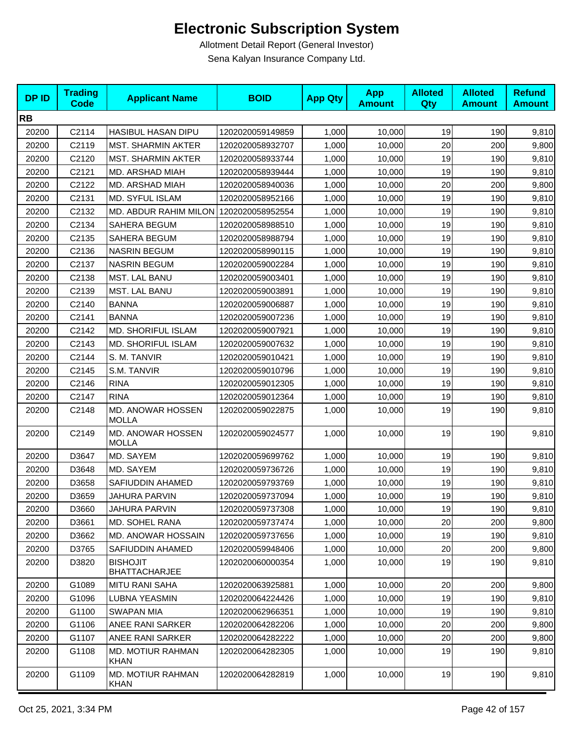# Electronic Subscription System

Allotment Detail Report (General Investor)

Sena Kalyan Insurance Company Ltd.

| DP ID | Trading Code | Applicant Name | BOID | App Qty | App Amount | Alloted Qty | Alloted Amount | Refund Amount |
|---|---|---|---|---|---|---|---|---|
| **RB** | | | | | | | | |
| 20200 | C2114 | HASIBUL HASAN DIPU | 1202020059149859 | 1,000 | 10,000 | 19 | 190 | 9,810 |
| 20200 | C2119 | MST. SHARMIN AKTER | 1202020058932707 | 1,000 | 10,000 | 20 | 200 | 9,800 |
| 20200 | C2120 | MST. SHARMIN AKTER | 1202020058933744 | 1,000 | 10,000 | 19 | 190 | 9,810 |
| 20200 | C2121 | MD. ARSHAD MIAH | 1202020058939444 | 1,000 | 10,000 | 19 | 190 | 9,810 |
| 20200 | C2122 | MD. ARSHAD MIAH | 1202020058940036 | 1,000 | 10,000 | 20 | 200 | 9,800 |
| 20200 | C2131 | MD. SYFUL ISLAM | 1202020058952166 | 1,000 | 10,000 | 19 | 190 | 9,810 |
| 20200 | C2132 | MD. ABDUR RAHIM MILON | 1202020058952554 | 1,000 | 10,000 | 19 | 190 | 9,810 |
| 20200 | C2134 | SAHERA BEGUM | 1202020058988510 | 1,000 | 10,000 | 19 | 190 | 9,810 |
| 20200 | C2135 | SAHERA BEGUM | 1202020058988794 | 1,000 | 10,000 | 19 | 190 | 9,810 |
| 20200 | C2136 | NASRIN BEGUM | 1202020058990115 | 1,000 | 10,000 | 19 | 190 | 9,810 |
| 20200 | C2137 | NASRIN BEGUM | 1202020059002284 | 1,000 | 10,000 | 19 | 190 | 9,810 |
| 20200 | C2138 | MST. LAL BANU | 1202020059003401 | 1,000 | 10,000 | 19 | 190 | 9,810 |
| 20200 | C2139 | MST. LAL BANU | 1202020059003891 | 1,000 | 10,000 | 19 | 190 | 9,810 |
| 20200 | C2140 | BANNA | 1202020059006887 | 1,000 | 10,000 | 19 | 190 | 9,810 |
| 20200 | C2141 | BANNA | 1202020059007236 | 1,000 | 10,000 | 19 | 190 | 9,810 |
| 20200 | C2142 | MD. SHORIFUL ISLAM | 1202020059007921 | 1,000 | 10,000 | 19 | 190 | 9,810 |
| 20200 | C2143 | MD. SHORIFUL ISLAM | 1202020059007632 | 1,000 | 10,000 | 19 | 190 | 9,810 |
| 20200 | C2144 | S. M. TANVIR | 1202020059010421 | 1,000 | 10,000 | 19 | 190 | 9,810 |
| 20200 | C2145 | S.M. TANVIR | 1202020059010796 | 1,000 | 10,000 | 19 | 190 | 9,810 |
| 20200 | C2146 | RINA | 1202020059012305 | 1,000 | 10,000 | 19 | 190 | 9,810 |
| 20200 | C2147 | RINA | 1202020059012364 | 1,000 | 10,000 | 19 | 190 | 9,810 |
| 20200 | C2148 | MD. ANOWAR HOSSEN MOLLA | 1202020059022875 | 1,000 | 10,000 | 19 | 190 | 9,810 |
| 20200 | C2149 | MD. ANOWAR HOSSEN MOLLA | 1202020059024577 | 1,000 | 10,000 | 19 | 190 | 9,810 |
| 20200 | D3647 | MD. SAYEM | 1202020059699762 | 1,000 | 10,000 | 19 | 190 | 9,810 |
| 20200 | D3648 | MD. SAYEM | 1202020059736726 | 1,000 | 10,000 | 19 | 190 | 9,810 |
| 20200 | D3658 | SAFIUDDIN AHAMED | 1202020059793769 | 1,000 | 10,000 | 19 | 190 | 9,810 |
| 20200 | D3659 | JAHURA PARVIN | 1202020059737094 | 1,000 | 10,000 | 19 | 190 | 9,810 |
| 20200 | D3660 | JAHURA PARVIN | 1202020059737308 | 1,000 | 10,000 | 19 | 190 | 9,810 |
| 20200 | D3661 | MD. SOHEL RANA | 1202020059737474 | 1,000 | 10,000 | 20 | 200 | 9,800 |
| 20200 | D3662 | MD. ANOWAR HOSSAIN | 1202020059737656 | 1,000 | 10,000 | 19 | 190 | 9,810 |
| 20200 | D3765 | SAFIUDDIN AHAMED | 1202020059948406 | 1,000 | 10,000 | 20 | 200 | 9,800 |
| 20200 | D3820 | BISHOJIT BHATTACHARJEE | 1202020060000354 | 1,000 | 10,000 | 19 | 190 | 9,810 |
| 20200 | G1089 | MITU RANI SAHA | 1202020063925881 | 1,000 | 10,000 | 20 | 200 | 9,800 |
| 20200 | G1096 | LUBNA YEASMIN | 1202020064224426 | 1,000 | 10,000 | 19 | 190 | 9,810 |
| 20200 | G1100 | SWAPAN MIA | 1202020062966351 | 1,000 | 10,000 | 19 | 190 | 9,810 |
| 20200 | G1106 | ANEE RANI SARKER | 1202020064282206 | 1,000 | 10,000 | 20 | 200 | 9,800 |
| 20200 | G1107 | ANEE RANI SARKER | 1202020064282222 | 1,000 | 10,000 | 20 | 200 | 9,800 |
| 20200 | G1108 | MD. MOTIUR RAHMAN KHAN | 1202020064282305 | 1,000 | 10,000 | 19 | 190 | 9,810 |
| 20200 | G1109 | MD. MOTIUR RAHMAN KHAN | 1202020064282819 | 1,000 | 10,000 | 19 | 190 | 9,810 |

Oct 25, 2021, 3:34 PM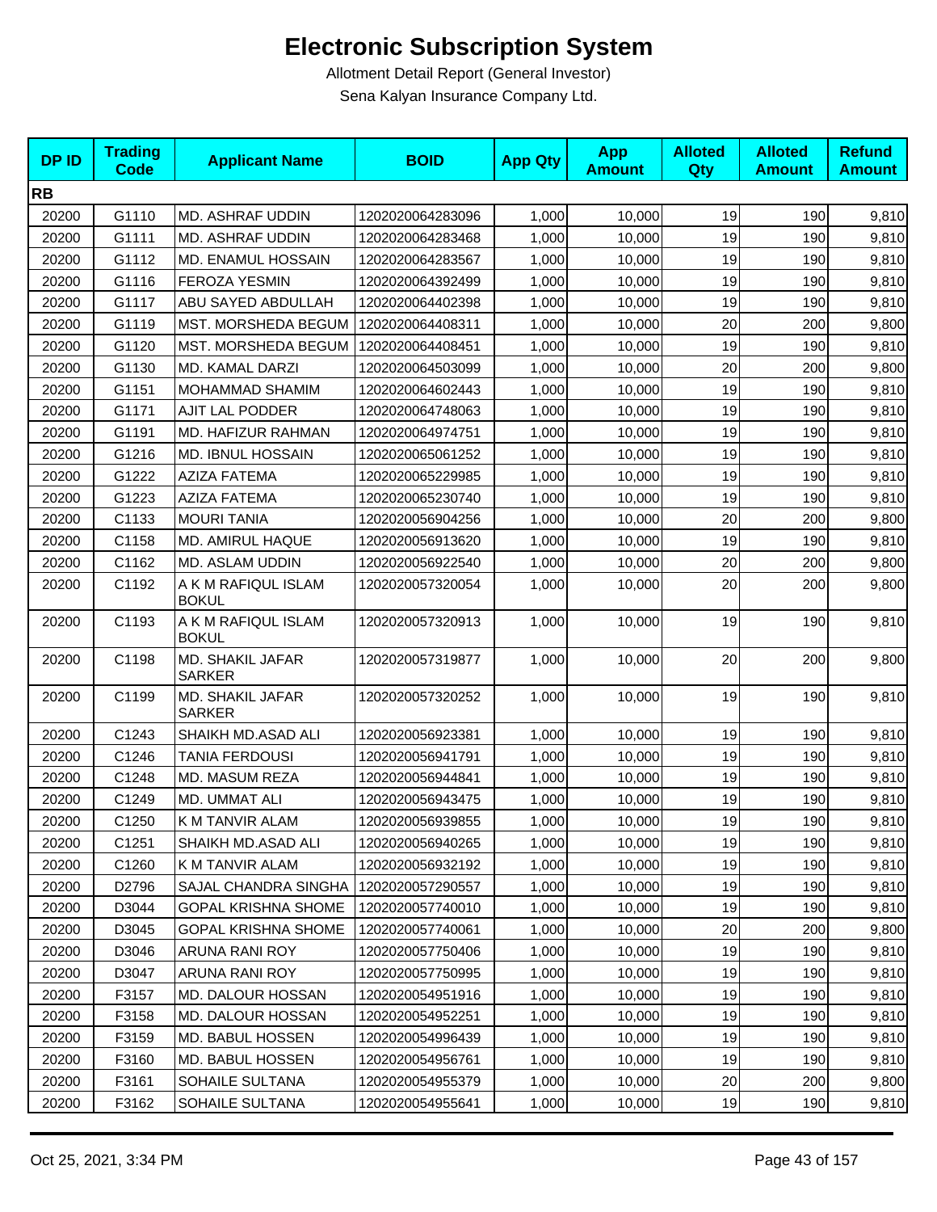# Electronic Subscription System

Allotment Detail Report (General Investor)

Sena Kalyan Insurance Company Ltd.

| DP ID | Trading Code | Applicant Name | BOID | App Qty | App Amount | Alloted Qty | Alloted Amount | Refund Amount |
|---|---|---|---|---|---|---|---|---|
| **RB** | | | | | | | | |
| 20200 | G1110 | MD. ASHRAF UDDIN | 1202020064283096 | 1,000 | 10,000 | 19 | 190 | 9,810 |
| 20200 | G1111 | MD. ASHRAF UDDIN | 1202020064283468 | 1,000 | 10,000 | 19 | 190 | 9,810 |
| 20200 | G1112 | MD. ENAMUL HOSSAIN | 1202020064283567 | 1,000 | 10,000 | 19 | 190 | 9,810 |
| 20200 | G1116 | FEROZA YESMIN | 1202020064392499 | 1,000 | 10,000 | 19 | 190 | 9,810 |
| 20200 | G1117 | ABU SAYED ABDULLAH | 1202020064402398 | 1,000 | 10,000 | 19 | 190 | 9,810 |
| 20200 | G1119 | MST. MORSHEDA BEGUM | 1202020064408311 | 1,000 | 10,000 | 20 | 200 | 9,800 |
| 20200 | G1120 | MST. MORSHEDA BEGUM | 1202020064408451 | 1,000 | 10,000 | 19 | 190 | 9,810 |
| 20200 | G1130 | MD. KAMAL DARZI | 1202020064503099 | 1,000 | 10,000 | 20 | 200 | 9,800 |
| 20200 | G1151 | MOHAMMAD SHAMIM | 1202020064602443 | 1,000 | 10,000 | 19 | 190 | 9,810 |
| 20200 | G1171 | AJIT LAL PODDER | 1202020064748063 | 1,000 | 10,000 | 19 | 190 | 9,810 |
| 20200 | G1191 | MD. HAFIZUR RAHMAN | 1202020064974751 | 1,000 | 10,000 | 19 | 190 | 9,810 |
| 20200 | G1216 | MD. IBNUL HOSSAIN | 1202020065061252 | 1,000 | 10,000 | 19 | 190 | 9,810 |
| 20200 | G1222 | AZIZA FATEMA | 1202020065229985 | 1,000 | 10,000 | 19 | 190 | 9,810 |
| 20200 | G1223 | AZIZA FATEMA | 1202020065230740 | 1,000 | 10,000 | 19 | 190 | 9,810 |
| 20200 | C1133 | MOURI TANIA | 1202020056904256 | 1,000 | 10,000 | 20 | 200 | 9,800 |
| 20200 | C1158 | MD. AMIRUL HAQUE | 1202020056913620 | 1,000 | 10,000 | 19 | 190 | 9,810 |
| 20200 | C1162 | MD. ASLAM UDDIN | 1202020056922540 | 1,000 | 10,000 | 20 | 200 | 9,800 |
| 20200 | C1192 | A K M RAFIQUL ISLAM BOKUL | 1202020057320054 | 1,000 | 10,000 | 20 | 200 | 9,800 |
| 20200 | C1193 | A K M RAFIQUL ISLAM BOKUL | 1202020057320913 | 1,000 | 10,000 | 19 | 190 | 9,810 |
| 20200 | C1198 | MD. SHAKIL JAFAR SARKER | 1202020057319877 | 1,000 | 10,000 | 20 | 200 | 9,800 |
| 20200 | C1199 | MD. SHAKIL JAFAR SARKER | 1202020057320252 | 1,000 | 10,000 | 19 | 190 | 9,810 |
| 20200 | C1243 | SHAIKH MD.ASAD ALI | 1202020056923381 | 1,000 | 10,000 | 19 | 190 | 9,810 |
| 20200 | C1246 | TANIA FERDOUSI | 1202020056941791 | 1,000 | 10,000 | 19 | 190 | 9,810 |
| 20200 | C1248 | MD. MASUM REZA | 1202020056944841 | 1,000 | 10,000 | 19 | 190 | 9,810 |
| 20200 | C1249 | MD. UMMAT ALI | 1202020056943475 | 1,000 | 10,000 | 19 | 190 | 9,810 |
| 20200 | C1250 | K M TANVIR ALAM | 1202020056939855 | 1,000 | 10,000 | 19 | 190 | 9,810 |
| 20200 | C1251 | SHAIKH MD.ASAD ALI | 1202020056940265 | 1,000 | 10,000 | 19 | 190 | 9,810 |
| 20200 | C1260 | K M TANVIR ALAM | 1202020056932192 | 1,000 | 10,000 | 19 | 190 | 9,810 |
| 20200 | D2796 | SAJAL CHANDRA SINGHA | 1202020057290557 | 1,000 | 10,000 | 19 | 190 | 9,810 |
| 20200 | D3044 | GOPAL KRISHNA SHOME | 1202020057740010 | 1,000 | 10,000 | 19 | 190 | 9,810 |
| 20200 | D3045 | GOPAL KRISHNA SHOME | 1202020057740061 | 1,000 | 10,000 | 20 | 200 | 9,800 |
| 20200 | D3046 | ARUNA RANI ROY | 1202020057750406 | 1,000 | 10,000 | 19 | 190 | 9,810 |
| 20200 | D3047 | ARUNA RANI ROY | 1202020057750995 | 1,000 | 10,000 | 19 | 190 | 9,810 |
| 20200 | F3157 | MD. DALOUR HOSSAN | 1202020054951916 | 1,000 | 10,000 | 19 | 190 | 9,810 |
| 20200 | F3158 | MD. DALOUR HOSSAN | 1202020054952251 | 1,000 | 10,000 | 19 | 190 | 9,810 |
| 20200 | F3159 | MD. BABUL HOSSEN | 1202020054996439 | 1,000 | 10,000 | 19 | 190 | 9,810 |
| 20200 | F3160 | MD. BABUL HOSSEN | 1202020054956761 | 1,000 | 10,000 | 19 | 190 | 9,810 |
| 20200 | F3161 | SOHAILE SULTANA | 1202020054955379 | 1,000 | 10,000 | 20 | 200 | 9,800 |
| 20200 | F3162 | SOHAILE SULTANA | 1202020054955641 | 1,000 | 10,000 | 19 | 190 | 9,810 |

Oct 25, 2021, 3:34 PM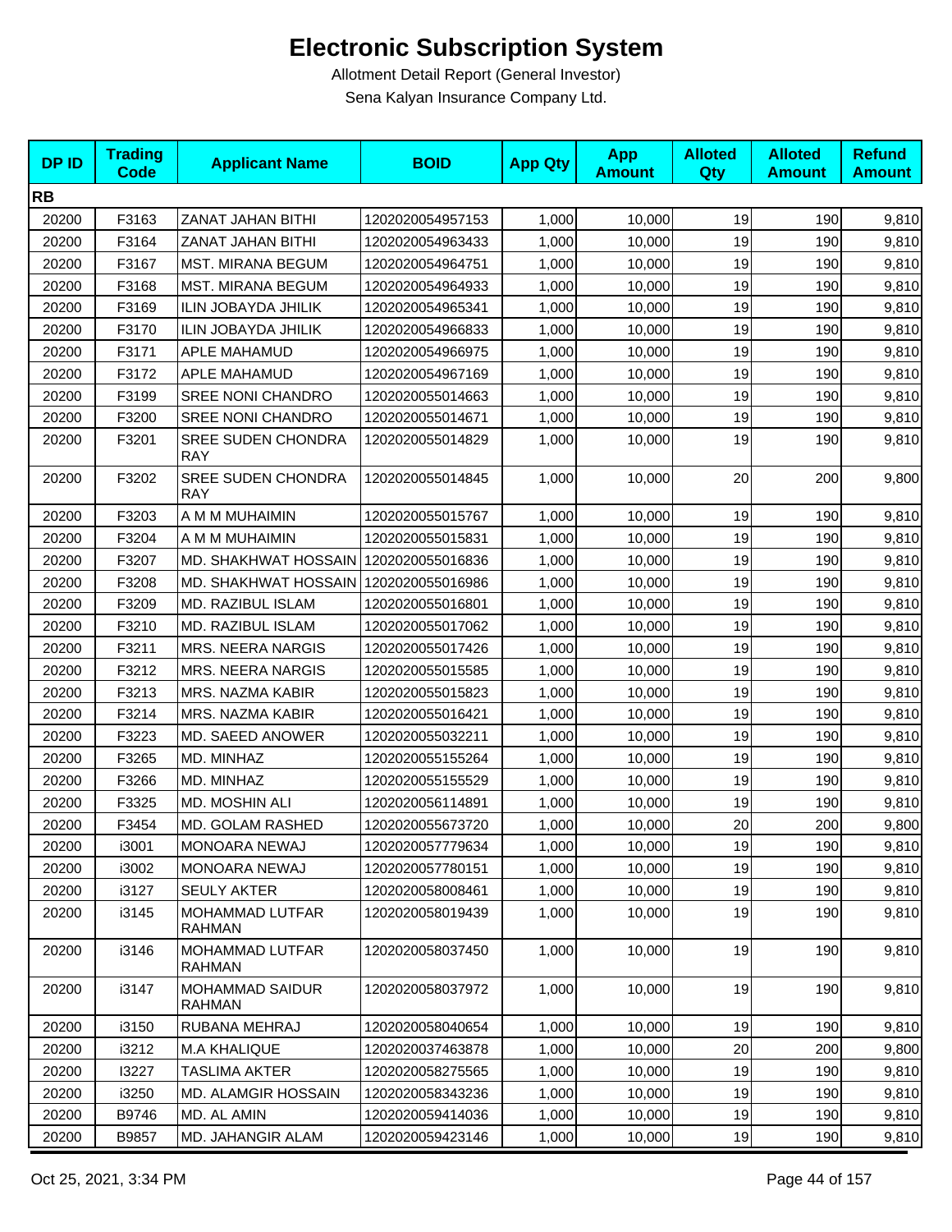# Electronic Subscription System

Allotment Detail Report (General Investor)

Sena Kalyan Insurance Company Ltd.

| DP ID | Trading Code | Applicant Name | BOID | App Qty | App Amount | Alloted Qty | Alloted Amount | Refund Amount |
|---|---|---|---|---|---|---|---|---|
| **RB** | | | | | | | | |
| 20200 | F3163 | ZANAT JAHAN BITHI | 1202020054957153 | 1,000 | 10,000 | 19 | 190 | 9,810 |
| 20200 | F3164 | ZANAT JAHAN BITHI | 1202020054963433 | 1,000 | 10,000 | 19 | 190 | 9,810 |
| 20200 | F3167 | MST. MIRANA BEGUM | 1202020054964751 | 1,000 | 10,000 | 19 | 190 | 9,810 |
| 20200 | F3168 | MST. MIRANA BEGUM | 1202020054964933 | 1,000 | 10,000 | 19 | 190 | 9,810 |
| 20200 | F3169 | ILIN JOBAYDA JHILIK | 1202020054965341 | 1,000 | 10,000 | 19 | 190 | 9,810 |
| 20200 | F3170 | ILIN JOBAYDA JHILIK | 1202020054966833 | 1,000 | 10,000 | 19 | 190 | 9,810 |
| 20200 | F3171 | APLE MAHAMUD | 1202020054966975 | 1,000 | 10,000 | 19 | 190 | 9,810 |
| 20200 | F3172 | APLE MAHAMUD | 1202020054967169 | 1,000 | 10,000 | 19 | 190 | 9,810 |
| 20200 | F3199 | SREE NONI CHANDRO | 1202020055014663 | 1,000 | 10,000 | 19 | 190 | 9,810 |
| 20200 | F3200 | SREE NONI CHANDRO | 1202020055014671 | 1,000 | 10,000 | 19 | 190 | 9,810 |
| 20200 | F3201 | SREE SUDEN CHONDRA RAY | 1202020055014829 | 1,000 | 10,000 | 19 | 190 | 9,810 |
| 20200 | F3202 | SREE SUDEN CHONDRA RAY | 1202020055014845 | 1,000 | 10,000 | 20 | 200 | 9,800 |
| 20200 | F3203 | A M M MUHAIMIN | 1202020055015767 | 1,000 | 10,000 | 19 | 190 | 9,810 |
| 20200 | F3204 | A M M MUHAIMIN | 1202020055015831 | 1,000 | 10,000 | 19 | 190 | 9,810 |
| 20200 | F3207 | MD. SHAKHWAT HOSSAIN | 1202020055016836 | 1,000 | 10,000 | 19 | 190 | 9,810 |
| 20200 | F3208 | MD. SHAKHWAT HOSSAIN | 1202020055016986 | 1,000 | 10,000 | 19 | 190 | 9,810 |
| 20200 | F3209 | MD. RAZIBUL ISLAM | 1202020055016801 | 1,000 | 10,000 | 19 | 190 | 9,810 |
| 20200 | F3210 | MD. RAZIBUL ISLAM | 1202020055017062 | 1,000 | 10,000 | 19 | 190 | 9,810 |
| 20200 | F3211 | MRS. NEERA NARGIS | 1202020055017426 | 1,000 | 10,000 | 19 | 190 | 9,810 |
| 20200 | F3212 | MRS. NEERA NARGIS | 1202020055015585 | 1,000 | 10,000 | 19 | 190 | 9,810 |
| 20200 | F3213 | MRS. NAZMA KABIR | 1202020055015823 | 1,000 | 10,000 | 19 | 190 | 9,810 |
| 20200 | F3214 | MRS. NAZMA KABIR | 1202020055016421 | 1,000 | 10,000 | 19 | 190 | 9,810 |
| 20200 | F3223 | MD. SAEED ANOWER | 1202020055032211 | 1,000 | 10,000 | 19 | 190 | 9,810 |
| 20200 | F3265 | MD. MINHAZ | 1202020055155264 | 1,000 | 10,000 | 19 | 190 | 9,810 |
| 20200 | F3266 | MD. MINHAZ | 1202020055155529 | 1,000 | 10,000 | 19 | 190 | 9,810 |
| 20200 | F3325 | MD. MOSHIN ALI | 1202020056114891 | 1,000 | 10,000 | 19 | 190 | 9,810 |
| 20200 | F3454 | MD. GOLAM RASHED | 1202020055673720 | 1,000 | 10,000 | 20 | 200 | 9,800 |
| 20200 | i3001 | MONOARA NEWAJ | 1202020057779634 | 1,000 | 10,000 | 19 | 190 | 9,810 |
| 20200 | i3002 | MONOARA NEWAJ | 1202020057780151 | 1,000 | 10,000 | 19 | 190 | 9,810 |
| 20200 | i3127 | SEULY AKTER | 1202020058008461 | 1,000 | 10,000 | 19 | 190 | 9,810 |
| 20200 | i3145 | MOHAMMAD LUTFAR RAHMAN | 1202020058019439 | 1,000 | 10,000 | 19 | 190 | 9,810 |
| 20200 | i3146 | MOHAMMAD LUTFAR RAHMAN | 1202020058037450 | 1,000 | 10,000 | 19 | 190 | 9,810 |
| 20200 | i3147 | MOHAMMAD SAIDUR RAHMAN | 1202020058037972 | 1,000 | 10,000 | 19 | 190 | 9,810 |
| 20200 | i3150 | RUBANA MEHRAJ | 1202020058040654 | 1,000 | 10,000 | 19 | 190 | 9,810 |
| 20200 | i3212 | M.A KHALIQUE | 1202020037463878 | 1,000 | 10,000 | 20 | 200 | 9,800 |
| 20200 | I3227 | TASLIMA AKTER | 1202020058275565 | 1,000 | 10,000 | 19 | 190 | 9,810 |
| 20200 | i3250 | MD. ALAMGIR HOSSAIN | 1202020058343236 | 1,000 | 10,000 | 19 | 190 | 9,810 |
| 20200 | B9746 | MD. AL AMIN | 1202020059414036 | 1,000 | 10,000 | 19 | 190 | 9,810 |
| 20200 | B9857 | MD. JAHANGIR ALAM | 1202020059423146 | 1,000 | 10,000 | 19 | 190 | 9,810 |

Oct 25, 2021, 3:34 PM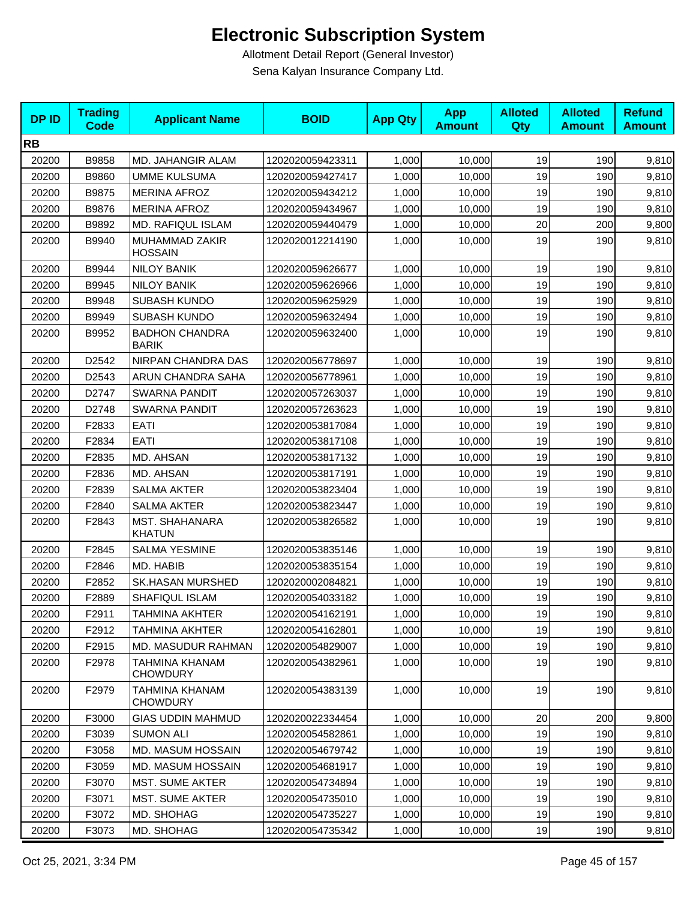# Electronic Subscription System

Allotment Detail Report (General Investor)

Sena Kalyan Insurance Company Ltd.

| DP ID | Trading Code | Applicant Name | BOID | App Qty | App Amount | Alloted Qty | Alloted Amount | Refund Amount |
|---|---|---|---|---|---|---|---|---|
| **RB** | | | | | | | | |
| 20200 | B9858 | MD. JAHANGIR ALAM | 1202020059423311 | 1,000 | 10,000 | 19 | 190 | 9,810 |
| 20200 | B9860 | UMME KULSUMA | 1202020059427417 | 1,000 | 10,000 | 19 | 190 | 9,810 |
| 20200 | B9875 | MERINA AFROZ | 1202020059434212 | 1,000 | 10,000 | 19 | 190 | 9,810 |
| 20200 | B9876 | MERINA AFROZ | 1202020059434967 | 1,000 | 10,000 | 19 | 190 | 9,810 |
| 20200 | B9892 | MD. RAFIQUL ISLAM | 1202020059440479 | 1,000 | 10,000 | 20 | 200 | 9,800 |
| 20200 | B9940 | MUHAMMAD ZAKIR HOSSAIN | 1202020012214190 | 1,000 | 10,000 | 19 | 190 | 9,810 |
| 20200 | B9944 | NILOY BANIK | 1202020059626677 | 1,000 | 10,000 | 19 | 190 | 9,810 |
| 20200 | B9945 | NILOY BANIK | 1202020059626966 | 1,000 | 10,000 | 19 | 190 | 9,810 |
| 20200 | B9948 | SUBASH KUNDO | 1202020059625929 | 1,000 | 10,000 | 19 | 190 | 9,810 |
| 20200 | B9949 | SUBASH KUNDO | 1202020059632494 | 1,000 | 10,000 | 19 | 190 | 9,810 |
| 20200 | B9952 | BADHON CHANDRA BARIK | 1202020059632400 | 1,000 | 10,000 | 19 | 190 | 9,810 |
| 20200 | D2542 | NIRPAN CHANDRA DAS | 1202020056778697 | 1,000 | 10,000 | 19 | 190 | 9,810 |
| 20200 | D2543 | ARUN CHANDRA SAHA | 1202020056778961 | 1,000 | 10,000 | 19 | 190 | 9,810 |
| 20200 | D2747 | SWARNA PANDIT | 1202020057263037 | 1,000 | 10,000 | 19 | 190 | 9,810 |
| 20200 | D2748 | SWARNA PANDIT | 1202020057263623 | 1,000 | 10,000 | 19 | 190 | 9,810 |
| 20200 | F2833 | EATI | 1202020053817084 | 1,000 | 10,000 | 19 | 190 | 9,810 |
| 20200 | F2834 | EATI | 1202020053817108 | 1,000 | 10,000 | 19 | 190 | 9,810 |
| 20200 | F2835 | MD. AHSAN | 1202020053817132 | 1,000 | 10,000 | 19 | 190 | 9,810 |
| 20200 | F2836 | MD. AHSAN | 1202020053817191 | 1,000 | 10,000 | 19 | 190 | 9,810 |
| 20200 | F2839 | SALMA AKTER | 1202020053823404 | 1,000 | 10,000 | 19 | 190 | 9,810 |
| 20200 | F2840 | SALMA AKTER | 1202020053823447 | 1,000 | 10,000 | 19 | 190 | 9,810 |
| 20200 | F2843 | MST. SHAHANARA KHATUN | 1202020053826582 | 1,000 | 10,000 | 19 | 190 | 9,810 |
| 20200 | F2845 | SALMA YESMINE | 1202020053835146 | 1,000 | 10,000 | 19 | 190 | 9,810 |
| 20200 | F2846 | MD. HABIB | 1202020053835154 | 1,000 | 10,000 | 19 | 190 | 9,810 |
| 20200 | F2852 | SK.HASAN MURSHED | 1202020002084821 | 1,000 | 10,000 | 19 | 190 | 9,810 |
| 20200 | F2889 | SHAFIQUL ISLAM | 1202020054033182 | 1,000 | 10,000 | 19 | 190 | 9,810 |
| 20200 | F2911 | TAHMINA AKHTER | 1202020054162191 | 1,000 | 10,000 | 19 | 190 | 9,810 |
| 20200 | F2912 | TAHMINA AKHTER | 1202020054162801 | 1,000 | 10,000 | 19 | 190 | 9,810 |
| 20200 | F2915 | MD. MASUDUR RAHMAN | 1202020054829007 | 1,000 | 10,000 | 19 | 190 | 9,810 |
| 20200 | F2978 | TAHMINA KHANAM CHOWDURY | 1202020054382961 | 1,000 | 10,000 | 19 | 190 | 9,810 |
| 20200 | F2979 | TAHMINA KHANAM CHOWDURY | 1202020054383139 | 1,000 | 10,000 | 19 | 190 | 9,810 |
| 20200 | F3000 | GIAS UDDIN MAHMUD | 1202020022334454 | 1,000 | 10,000 | 20 | 200 | 9,800 |
| 20200 | F3039 | SUMON ALI | 1202020054582861 | 1,000 | 10,000 | 19 | 190 | 9,810 |
| 20200 | F3058 | MD. MASUM HOSSAIN | 1202020054679742 | 1,000 | 10,000 | 19 | 190 | 9,810 |
| 20200 | F3059 | MD. MASUM HOSSAIN | 1202020054681917 | 1,000 | 10,000 | 19 | 190 | 9,810 |
| 20200 | F3070 | MST. SUME AKTER | 1202020054734894 | 1,000 | 10,000 | 19 | 190 | 9,810 |
| 20200 | F3071 | MST. SUME AKTER | 1202020054735010 | 1,000 | 10,000 | 19 | 190 | 9,810 |
| 20200 | F3072 | MD. SHOHAG | 1202020054735227 | 1,000 | 10,000 | 19 | 190 | 9,810 |
| 20200 | F3073 | MD. SHOHAG | 1202020054735342 | 1,000 | 10,000 | 19 | 190 | 9,810 |

Oct 25, 2021, 3:34 PM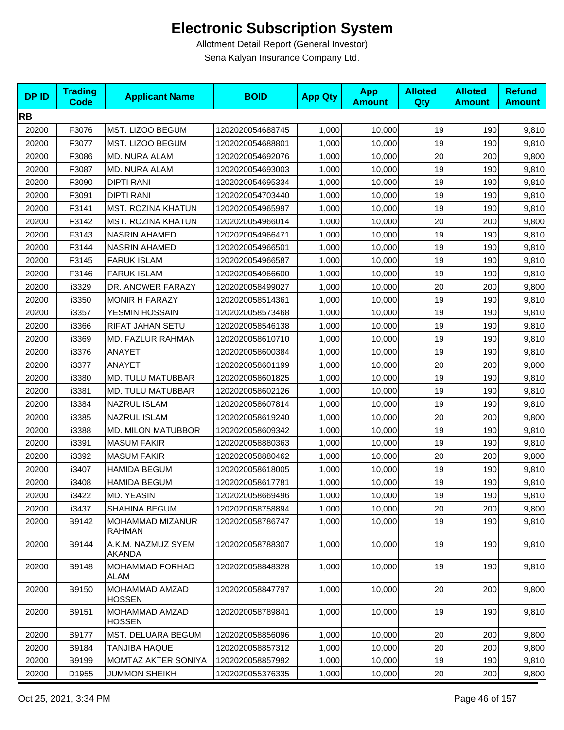# Electronic Subscription System

Allotment Detail Report (General Investor)

Sena Kalyan Insurance Company Ltd.

| DP ID | Trading Code | Applicant Name | BOID | App Qty | App Amount | Alloted Qty | Alloted Amount | Refund Amount |
|---|---|---|---|---|---|---|---|---|
| **RB** | | | | | | | | |
| 20200 | F3076 | MST. LIZOO BEGUM | 1202020054688745 | 1,000 | 10,000 | 19 | 190 | 9,810 |
| 20200 | F3077 | MST. LIZOO BEGUM | 1202020054688801 | 1,000 | 10,000 | 19 | 190 | 9,810 |
| 20200 | F3086 | MD. NURA ALAM | 1202020054692076 | 1,000 | 10,000 | 20 | 200 | 9,800 |
| 20200 | F3087 | MD. NURA ALAM | 1202020054693003 | 1,000 | 10,000 | 19 | 190 | 9,810 |
| 20200 | F3090 | DIPTI RANI | 1202020054695334 | 1,000 | 10,000 | 19 | 190 | 9,810 |
| 20200 | F3091 | DIPTI RANI | 1202020054703440 | 1,000 | 10,000 | 19 | 190 | 9,810 |
| 20200 | F3141 | MST. ROZINA KHATUN | 1202020054965997 | 1,000 | 10,000 | 19 | 190 | 9,810 |
| 20200 | F3142 | MST. ROZINA KHATUN | 1202020054966014 | 1,000 | 10,000 | 20 | 200 | 9,800 |
| 20200 | F3143 | NASRIN AHAMED | 1202020054966471 | 1,000 | 10,000 | 19 | 190 | 9,810 |
| 20200 | F3144 | NASRIN AHAMED | 1202020054966501 | 1,000 | 10,000 | 19 | 190 | 9,810 |
| 20200 | F3145 | FARUK ISLAM | 1202020054966587 | 1,000 | 10,000 | 19 | 190 | 9,810 |
| 20200 | F3146 | FARUK ISLAM | 1202020054966600 | 1,000 | 10,000 | 19 | 190 | 9,810 |
| 20200 | i3329 | DR. ANOWER FARAZY | 1202020058499027 | 1,000 | 10,000 | 20 | 200 | 9,800 |
| 20200 | i3350 | MONIR H FARAZY | 1202020058514361 | 1,000 | 10,000 | 19 | 190 | 9,810 |
| 20200 | i3357 | YESMIN HOSSAIN | 1202020058573468 | 1,000 | 10,000 | 19 | 190 | 9,810 |
| 20200 | i3366 | RIFAT JAHAN SETU | 1202020058546138 | 1,000 | 10,000 | 19 | 190 | 9,810 |
| 20200 | i3369 | MD. FAZLUR RAHMAN | 1202020058610710 | 1,000 | 10,000 | 19 | 190 | 9,810 |
| 20200 | i3376 | ANAYET | 1202020058600384 | 1,000 | 10,000 | 19 | 190 | 9,810 |
| 20200 | i3377 | ANAYET | 1202020058601199 | 1,000 | 10,000 | 20 | 200 | 9,800 |
| 20200 | i3380 | MD. TULU MATUBBAR | 1202020058601825 | 1,000 | 10,000 | 19 | 190 | 9,810 |
| 20200 | i3381 | MD. TULU MATUBBAR | 1202020058602126 | 1,000 | 10,000 | 19 | 190 | 9,810 |
| 20200 | i3384 | NAZRUL ISLAM | 1202020058607814 | 1,000 | 10,000 | 19 | 190 | 9,810 |
| 20200 | i3385 | NAZRUL ISLAM | 1202020058619240 | 1,000 | 10,000 | 20 | 200 | 9,800 |
| 20200 | i3388 | MD. MILON MATUBBOR | 1202020058609342 | 1,000 | 10,000 | 19 | 190 | 9,810 |
| 20200 | i3391 | MASUM FAKIR | 1202020058880363 | 1,000 | 10,000 | 19 | 190 | 9,810 |
| 20200 | i3392 | MASUM FAKIR | 1202020058880462 | 1,000 | 10,000 | 20 | 200 | 9,800 |
| 20200 | i3407 | HAMIDA BEGUM | 1202020058618005 | 1,000 | 10,000 | 19 | 190 | 9,810 |
| 20200 | i3408 | HAMIDA BEGUM | 1202020058617781 | 1,000 | 10,000 | 19 | 190 | 9,810 |
| 20200 | i3422 | MD. YEASIN | 1202020058669496 | 1,000 | 10,000 | 19 | 190 | 9,810 |
| 20200 | i3437 | SHAHINA BEGUM | 1202020058758894 | 1,000 | 10,000 | 20 | 200 | 9,800 |
| 20200 | B9142 | MOHAMMAD MIZANUR RAHMAN | 1202020058786747 | 1,000 | 10,000 | 19 | 190 | 9,810 |
| 20200 | B9144 | A.K.M. NAZMUZ SYEM AKANDA | 1202020058788307 | 1,000 | 10,000 | 19 | 190 | 9,810 |
| 20200 | B9148 | MOHAMMAD FORHAD ALAM | 1202020058848328 | 1,000 | 10,000 | 19 | 190 | 9,810 |
| 20200 | B9150 | MOHAMMAD AMZAD HOSSEN | 1202020058847797 | 1,000 | 10,000 | 20 | 200 | 9,800 |
| 20200 | B9151 | MOHAMMAD AMZAD HOSSEN | 1202020058789841 | 1,000 | 10,000 | 19 | 190 | 9,810 |
| 20200 | B9177 | MST. DELUARA BEGUM | 1202020058856096 | 1,000 | 10,000 | 20 | 200 | 9,800 |
| 20200 | B9184 | TANJIBA HAQUE | 1202020058857312 | 1,000 | 10,000 | 20 | 200 | 9,800 |
| 20200 | B9199 | MOMTAZ AKTER SONIYA | 1202020058857992 | 1,000 | 10,000 | 19 | 190 | 9,810 |
| 20200 | D1955 | JUMMON SHEIKH | 1202020055376335 | 1,000 | 10,000 | 20 | 200 | 9,800 |

Oct 25, 2021, 3:34 PM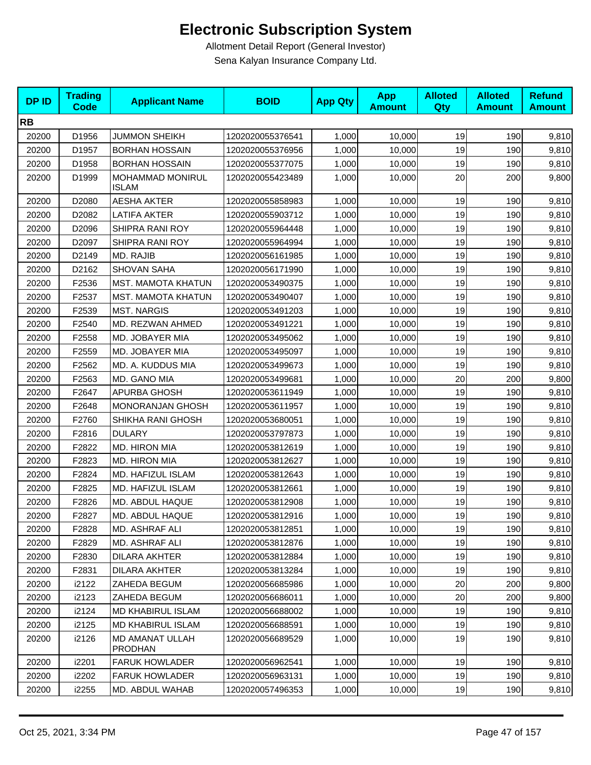# Electronic Subscription System

Allotment Detail Report (General Investor)

Sena Kalyan Insurance Company Ltd.

| DP ID | Trading Code | Applicant Name | BOID | App Qty | App Amount | Alloted Qty | Alloted Amount | Refund Amount |
|---|---|---|---|---|---|---|---|---|
| **RB** | | | | | | | | |
| 20200 | D1956 | JUMMON SHEIKH | 1202020055376541 | 1,000 | 10,000 | 19 | 190 | 9,810 |
| 20200 | D1957 | BORHAN HOSSAIN | 1202020055376956 | 1,000 | 10,000 | 19 | 190 | 9,810 |
| 20200 | D1958 | BORHAN HOSSAIN | 1202020055377075 | 1,000 | 10,000 | 19 | 190 | 9,810 |
| 20200 | D1999 | MOHAMMAD MONIRUL ISLAM | 1202020055423489 | 1,000 | 10,000 | 20 | 200 | 9,800 |
| 20200 | D2080 | AESHA AKTER | 1202020055858983 | 1,000 | 10,000 | 19 | 190 | 9,810 |
| 20200 | D2082 | LATIFA AKTER | 1202020055903712 | 1,000 | 10,000 | 19 | 190 | 9,810 |
| 20200 | D2096 | SHIPRA RANI ROY | 1202020055964448 | 1,000 | 10,000 | 19 | 190 | 9,810 |
| 20200 | D2097 | SHIPRA RANI ROY | 1202020055964994 | 1,000 | 10,000 | 19 | 190 | 9,810 |
| 20200 | D2149 | MD. RAJIB | 1202020056161985 | 1,000 | 10,000 | 19 | 190 | 9,810 |
| 20200 | D2162 | SHOVAN SAHA | 1202020056171990 | 1,000 | 10,000 | 19 | 190 | 9,810 |
| 20200 | F2536 | MST. MAMOTA KHATUN | 1202020053490375 | 1,000 | 10,000 | 19 | 190 | 9,810 |
| 20200 | F2537 | MST. MAMOTA KHATUN | 1202020053490407 | 1,000 | 10,000 | 19 | 190 | 9,810 |
| 20200 | F2539 | MST. NARGIS | 1202020053491203 | 1,000 | 10,000 | 19 | 190 | 9,810 |
| 20200 | F2540 | MD. REZWAN AHMED | 1202020053491221 | 1,000 | 10,000 | 19 | 190 | 9,810 |
| 20200 | F2558 | MD. JOBAYER MIA | 1202020053495062 | 1,000 | 10,000 | 19 | 190 | 9,810 |
| 20200 | F2559 | MD. JOBAYER MIA | 1202020053495097 | 1,000 | 10,000 | 19 | 190 | 9,810 |
| 20200 | F2562 | MD. A. KUDDUS MIA | 1202020053499673 | 1,000 | 10,000 | 19 | 190 | 9,810 |
| 20200 | F2563 | MD. GANO MIA | 1202020053499681 | 1,000 | 10,000 | 20 | 200 | 9,800 |
| 20200 | F2647 | APURBA GHOSH | 1202020053611949 | 1,000 | 10,000 | 19 | 190 | 9,810 |
| 20200 | F2648 | MONORANJAN GHOSH | 1202020053611957 | 1,000 | 10,000 | 19 | 190 | 9,810 |
| 20200 | F2760 | SHIKHA RANI GHOSH | 1202020053680051 | 1,000 | 10,000 | 19 | 190 | 9,810 |
| 20200 | F2816 | DULARY | 1202020053797873 | 1,000 | 10,000 | 19 | 190 | 9,810 |
| 20200 | F2822 | MD. HIRON MIA | 1202020053812619 | 1,000 | 10,000 | 19 | 190 | 9,810 |
| 20200 | F2823 | MD. HIRON MIA | 1202020053812627 | 1,000 | 10,000 | 19 | 190 | 9,810 |
| 20200 | F2824 | MD. HAFIZUL ISLAM | 1202020053812643 | 1,000 | 10,000 | 19 | 190 | 9,810 |
| 20200 | F2825 | MD. HAFIZUL ISLAM | 1202020053812661 | 1,000 | 10,000 | 19 | 190 | 9,810 |
| 20200 | F2826 | MD. ABDUL HAQUE | 1202020053812908 | 1,000 | 10,000 | 19 | 190 | 9,810 |
| 20200 | F2827 | MD. ABDUL HAQUE | 1202020053812916 | 1,000 | 10,000 | 19 | 190 | 9,810 |
| 20200 | F2828 | MD. ASHRAF ALI | 1202020053812851 | 1,000 | 10,000 | 19 | 190 | 9,810 |
| 20200 | F2829 | MD. ASHRAF ALI | 1202020053812876 | 1,000 | 10,000 | 19 | 190 | 9,810 |
| 20200 | F2830 | DILARA AKHTER | 1202020053812884 | 1,000 | 10,000 | 19 | 190 | 9,810 |
| 20200 | F2831 | DILARA AKHTER | 1202020053813284 | 1,000 | 10,000 | 19 | 190 | 9,810 |
| 20200 | i2122 | ZAHEDA BEGUM | 1202020056685986 | 1,000 | 10,000 | 20 | 200 | 9,800 |
| 20200 | i2123 | ZAHEDA BEGUM | 1202020056686011 | 1,000 | 10,000 | 20 | 200 | 9,800 |
| 20200 | i2124 | MD KHABIRUL ISLAM | 1202020056688002 | 1,000 | 10,000 | 19 | 190 | 9,810 |
| 20200 | i2125 | MD KHABIRUL ISLAM | 1202020056688591 | 1,000 | 10,000 | 19 | 190 | 9,810 |
| 20200 | i2126 | MD AMANAT ULLAH PRODHAN | 1202020056689529 | 1,000 | 10,000 | 19 | 190 | 9,810 |
| 20200 | i2201 | FARUK HOWLADER | 1202020056962541 | 1,000 | 10,000 | 19 | 190 | 9,810 |
| 20200 | i2202 | FARUK HOWLADER | 1202020056963131 | 1,000 | 10,000 | 19 | 190 | 9,810 |
| 20200 | i2255 | MD. ABDUL WAHAB | 1202020057496353 | 1,000 | 10,000 | 19 | 190 | 9,810 |

Oct 25, 2021, 3:34 PM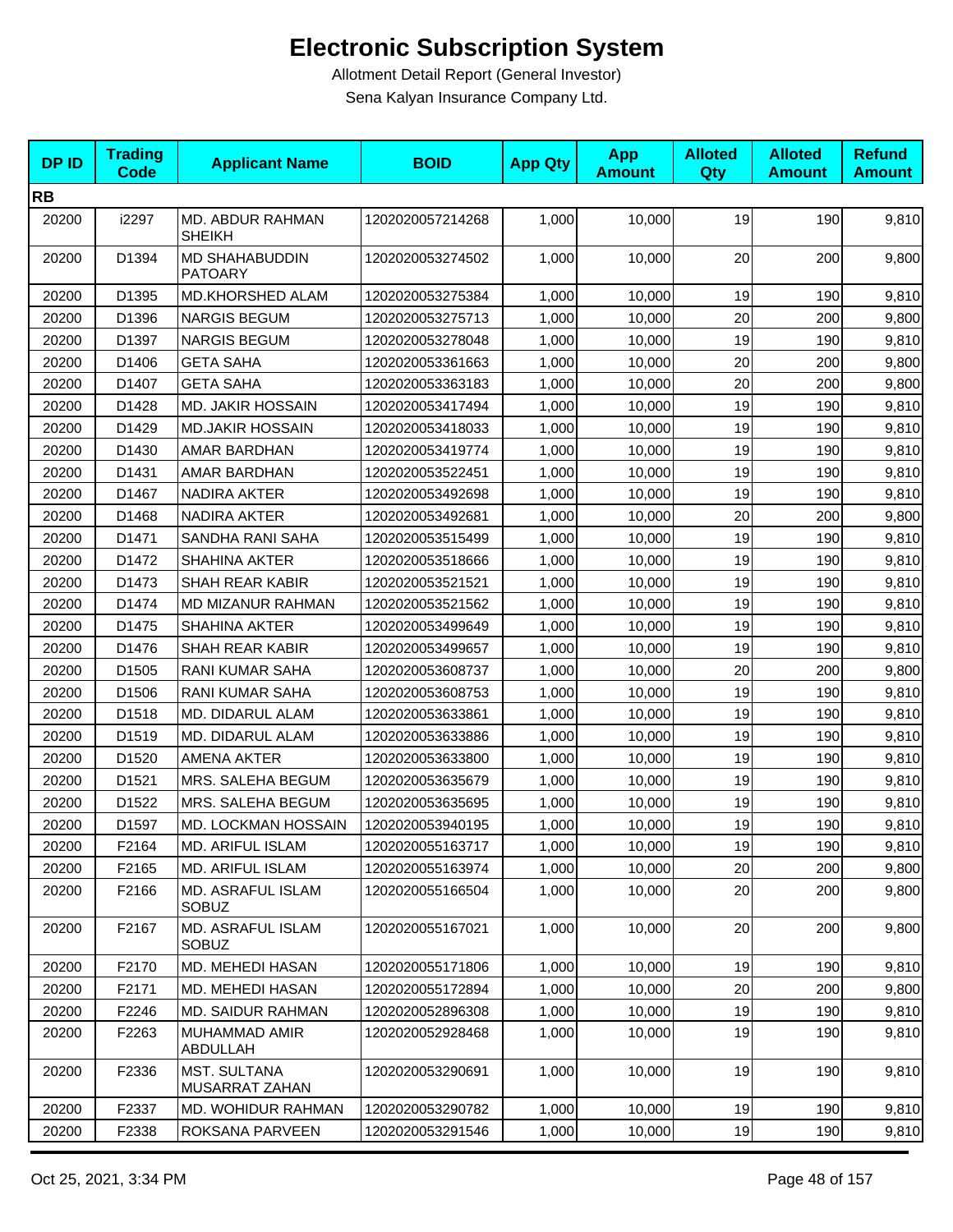# Electronic Subscription System

Allotment Detail Report (General Investor)

Sena Kalyan Insurance Company Ltd.

| DP ID | Trading Code | Applicant Name | BOID | App Qty | App Amount | Alloted Qty | Alloted Amount | Refund Amount |
|---|---|---|---|---|---|---|---|---|
| **RB** | | | | | | | | |
| 20200 | i2297 | MD. ABDUR RAHMAN SHEIKH | 1202020057214268 | 1,000 | 10,000 | 19 | 190 | 9,810 |
| 20200 | D1394 | MD SHAHABUDDIN PATOARY | 1202020053274502 | 1,000 | 10,000 | 20 | 200 | 9,800 |
| 20200 | D1395 | MD.KHORSHED ALAM | 1202020053275384 | 1,000 | 10,000 | 19 | 190 | 9,810 |
| 20200 | D1396 | NARGIS BEGUM | 1202020053275713 | 1,000 | 10,000 | 20 | 200 | 9,800 |
| 20200 | D1397 | NARGIS BEGUM | 1202020053278048 | 1,000 | 10,000 | 19 | 190 | 9,810 |
| 20200 | D1406 | GETA SAHA | 1202020053361663 | 1,000 | 10,000 | 20 | 200 | 9,800 |
| 20200 | D1407 | GETA SAHA | 1202020053363183 | 1,000 | 10,000 | 20 | 200 | 9,800 |
| 20200 | D1428 | MD. JAKIR HOSSAIN | 1202020053417494 | 1,000 | 10,000 | 19 | 190 | 9,810 |
| 20200 | D1429 | MD.JAKIR HOSSAIN | 1202020053418033 | 1,000 | 10,000 | 19 | 190 | 9,810 |
| 20200 | D1430 | AMAR BARDHAN | 1202020053419774 | 1,000 | 10,000 | 19 | 190 | 9,810 |
| 20200 | D1431 | AMAR BARDHAN | 1202020053522451 | 1,000 | 10,000 | 19 | 190 | 9,810 |
| 20200 | D1467 | NADIRA AKTER | 1202020053492698 | 1,000 | 10,000 | 19 | 190 | 9,810 |
| 20200 | D1468 | NADIRA AKTER | 1202020053492681 | 1,000 | 10,000 | 20 | 200 | 9,800 |
| 20200 | D1471 | SANDHA RANI SAHA | 1202020053515499 | 1,000 | 10,000 | 19 | 190 | 9,810 |
| 20200 | D1472 | SHAHINA AKTER | 1202020053518666 | 1,000 | 10,000 | 19 | 190 | 9,810 |
| 20200 | D1473 | SHAH REAR KABIR | 1202020053521521 | 1,000 | 10,000 | 19 | 190 | 9,810 |
| 20200 | D1474 | MD MIZANUR RAHMAN | 1202020053521562 | 1,000 | 10,000 | 19 | 190 | 9,810 |
| 20200 | D1475 | SHAHINA AKTER | 1202020053499649 | 1,000 | 10,000 | 19 | 190 | 9,810 |
| 20200 | D1476 | SHAH REAR KABIR | 1202020053499657 | 1,000 | 10,000 | 19 | 190 | 9,810 |
| 20200 | D1505 | RANI KUMAR SAHA | 1202020053608737 | 1,000 | 10,000 | 20 | 200 | 9,800 |
| 20200 | D1506 | RANI KUMAR SAHA | 1202020053608753 | 1,000 | 10,000 | 19 | 190 | 9,810 |
| 20200 | D1518 | MD. DIDARUL ALAM | 1202020053633861 | 1,000 | 10,000 | 19 | 190 | 9,810 |
| 20200 | D1519 | MD. DIDARUL ALAM | 1202020053633886 | 1,000 | 10,000 | 19 | 190 | 9,810 |
| 20200 | D1520 | AMENA AKTER | 1202020053633800 | 1,000 | 10,000 | 19 | 190 | 9,810 |
| 20200 | D1521 | MRS. SALEHA BEGUM | 1202020053635679 | 1,000 | 10,000 | 19 | 190 | 9,810 |
| 20200 | D1522 | MRS. SALEHA BEGUM | 1202020053635695 | 1,000 | 10,000 | 19 | 190 | 9,810 |
| 20200 | D1597 | MD. LOCKMAN HOSSAIN | 1202020053940195 | 1,000 | 10,000 | 19 | 190 | 9,810 |
| 20200 | F2164 | MD. ARIFUL ISLAM | 1202020055163717 | 1,000 | 10,000 | 19 | 190 | 9,810 |
| 20200 | F2165 | MD. ARIFUL ISLAM | 1202020055163974 | 1,000 | 10,000 | 20 | 200 | 9,800 |
| 20200 | F2166 | MD. ASRAFUL ISLAM SOBUZ | 1202020055166504 | 1,000 | 10,000 | 20 | 200 | 9,800 |
| 20200 | F2167 | MD. ASRAFUL ISLAM SOBUZ | 1202020055167021 | 1,000 | 10,000 | 20 | 200 | 9,800 |
| 20200 | F2170 | MD. MEHEDI HASAN | 1202020055171806 | 1,000 | 10,000 | 19 | 190 | 9,810 |
| 20200 | F2171 | MD. MEHEDI HASAN | 1202020055172894 | 1,000 | 10,000 | 20 | 200 | 9,800 |
| 20200 | F2246 | MD. SAIDUR RAHMAN | 1202020052896308 | 1,000 | 10,000 | 19 | 190 | 9,810 |
| 20200 | F2263 | MUHAMMAD AMIR ABDULLAH | 1202020052928468 | 1,000 | 10,000 | 19 | 190 | 9,810 |
| 20200 | F2336 | MST. SULTANA MUSARRAT ZAHAN | 1202020053290691 | 1,000 | 10,000 | 19 | 190 | 9,810 |
| 20200 | F2337 | MD. WOHIDUR RAHMAN | 1202020053290782 | 1,000 | 10,000 | 19 | 190 | 9,810 |
| 20200 | F2338 | ROKSANA PARVEEN | 1202020053291546 | 1,000 | 10,000 | 19 | 190 | 9,810 |

Oct 25, 2021, 3:34 PM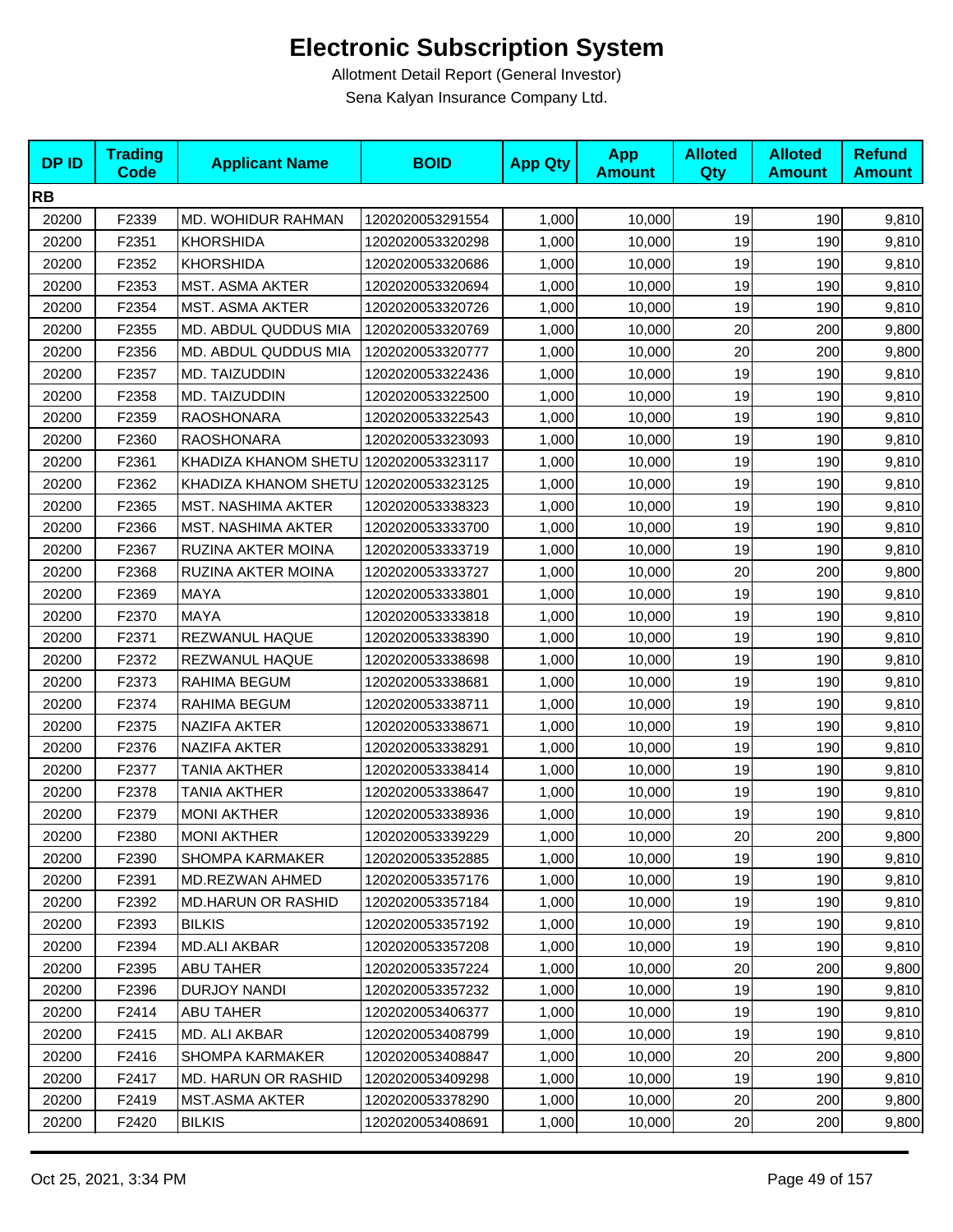# Electronic Subscription System

Allotment Detail Report (General Investor)

Sena Kalyan Insurance Company Ltd.

| DP ID | Trading Code | Applicant Name | BOID | App Qty | App Amount | Alloted Qty | Alloted Amount | Refund Amount |
|---|---|---|---|---|---|---|---|---|
| **RB** | | | | | | | | |
| 20200 | F2339 | MD. WOHIDUR RAHMAN | 1202020053291554 | 1,000 | 10,000 | 19 | 190 | 9,810 |
| 20200 | F2351 | KHORSHIDA | 1202020053320298 | 1,000 | 10,000 | 19 | 190 | 9,810 |
| 20200 | F2352 | KHORSHIDA | 1202020053320686 | 1,000 | 10,000 | 19 | 190 | 9,810 |
| 20200 | F2353 | MST. ASMA AKTER | 1202020053320694 | 1,000 | 10,000 | 19 | 190 | 9,810 |
| 20200 | F2354 | MST. ASMA AKTER | 1202020053320726 | 1,000 | 10,000 | 19 | 190 | 9,810 |
| 20200 | F2355 | MD. ABDUL QUDDUS MIA | 1202020053320769 | 1,000 | 10,000 | 20 | 200 | 9,800 |
| 20200 | F2356 | MD. ABDUL QUDDUS MIA | 1202020053320777 | 1,000 | 10,000 | 20 | 200 | 9,800 |
| 20200 | F2357 | MD. TAIZUDDIN | 1202020053322436 | 1,000 | 10,000 | 19 | 190 | 9,810 |
| 20200 | F2358 | MD. TAIZUDDIN | 1202020053322500 | 1,000 | 10,000 | 19 | 190 | 9,810 |
| 20200 | F2359 | RAOSHONARA | 1202020053322543 | 1,000 | 10,000 | 19 | 190 | 9,810 |
| 20200 | F2360 | RAOSHONARA | 1202020053323093 | 1,000 | 10,000 | 19 | 190 | 9,810 |
| 20200 | F2361 | KHADIZA KHANOM SHETU | 1202020053323117 | 1,000 | 10,000 | 19 | 190 | 9,810 |
| 20200 | F2362 | KHADIZA KHANOM SHETU | 1202020053323125 | 1,000 | 10,000 | 19 | 190 | 9,810 |
| 20200 | F2365 | MST. NASHIMA AKTER | 1202020053338323 | 1,000 | 10,000 | 19 | 190 | 9,810 |
| 20200 | F2366 | MST. NASHIMA AKTER | 1202020053333700 | 1,000 | 10,000 | 19 | 190 | 9,810 |
| 20200 | F2367 | RUZINA AKTER MOINA | 1202020053333719 | 1,000 | 10,000 | 19 | 190 | 9,810 |
| 20200 | F2368 | RUZINA AKTER MOINA | 1202020053333727 | 1,000 | 10,000 | 20 | 200 | 9,800 |
| 20200 | F2369 | MAYA | 1202020053333801 | 1,000 | 10,000 | 19 | 190 | 9,810 |
| 20200 | F2370 | MAYA | 1202020053333818 | 1,000 | 10,000 | 19 | 190 | 9,810 |
| 20200 | F2371 | REZWANUL HAQUE | 1202020053338390 | 1,000 | 10,000 | 19 | 190 | 9,810 |
| 20200 | F2372 | REZWANUL HAQUE | 1202020053338698 | 1,000 | 10,000 | 19 | 190 | 9,810 |
| 20200 | F2373 | RAHIMA BEGUM | 1202020053338681 | 1,000 | 10,000 | 19 | 190 | 9,810 |
| 20200 | F2374 | RAHIMA BEGUM | 1202020053338711 | 1,000 | 10,000 | 19 | 190 | 9,810 |
| 20200 | F2375 | NAZIFA AKTER | 1202020053338671 | 1,000 | 10,000 | 19 | 190 | 9,810 |
| 20200 | F2376 | NAZIFA AKTER | 1202020053338291 | 1,000 | 10,000 | 19 | 190 | 9,810 |
| 20200 | F2377 | TANIA AKTHER | 1202020053338414 | 1,000 | 10,000 | 19 | 190 | 9,810 |
| 20200 | F2378 | TANIA AKTHER | 1202020053338647 | 1,000 | 10,000 | 19 | 190 | 9,810 |
| 20200 | F2379 | MONI AKTHER | 1202020053338936 | 1,000 | 10,000 | 19 | 190 | 9,810 |
| 20200 | F2380 | MONI AKTHER | 1202020053339229 | 1,000 | 10,000 | 20 | 200 | 9,800 |
| 20200 | F2390 | SHOMPA KARMAKER | 1202020053352885 | 1,000 | 10,000 | 19 | 190 | 9,810 |
| 20200 | F2391 | MD.REZWAN AHMED | 1202020053357176 | 1,000 | 10,000 | 19 | 190 | 9,810 |
| 20200 | F2392 | MD.HARUN OR RASHID | 1202020053357184 | 1,000 | 10,000 | 19 | 190 | 9,810 |
| 20200 | F2393 | BILKIS | 1202020053357192 | 1,000 | 10,000 | 19 | 190 | 9,810 |
| 20200 | F2394 | MD.ALI AKBAR | 1202020053357208 | 1,000 | 10,000 | 19 | 190 | 9,810 |
| 20200 | F2395 | ABU TAHER | 1202020053357224 | 1,000 | 10,000 | 20 | 200 | 9,800 |
| 20200 | F2396 | DURJOY NANDI | 1202020053357232 | 1,000 | 10,000 | 19 | 190 | 9,810 |
| 20200 | F2414 | ABU TAHER | 1202020053406377 | 1,000 | 10,000 | 19 | 190 | 9,810 |
| 20200 | F2415 | MD. ALI AKBAR | 1202020053408799 | 1,000 | 10,000 | 19 | 190 | 9,810 |
| 20200 | F2416 | SHOMPA KARMAKER | 1202020053408847 | 1,000 | 10,000 | 20 | 200 | 9,800 |
| 20200 | F2417 | MD. HARUN OR RASHID | 1202020053409298 | 1,000 | 10,000 | 19 | 190 | 9,810 |
| 20200 | F2419 | MST.ASMA AKTER | 1202020053378290 | 1,000 | 10,000 | 20 | 200 | 9,800 |
| 20200 | F2420 | BILKIS | 1202020053408691 | 1,000 | 10,000 | 20 | 200 | 9,800 |

Oct 25, 2021, 3:34 PM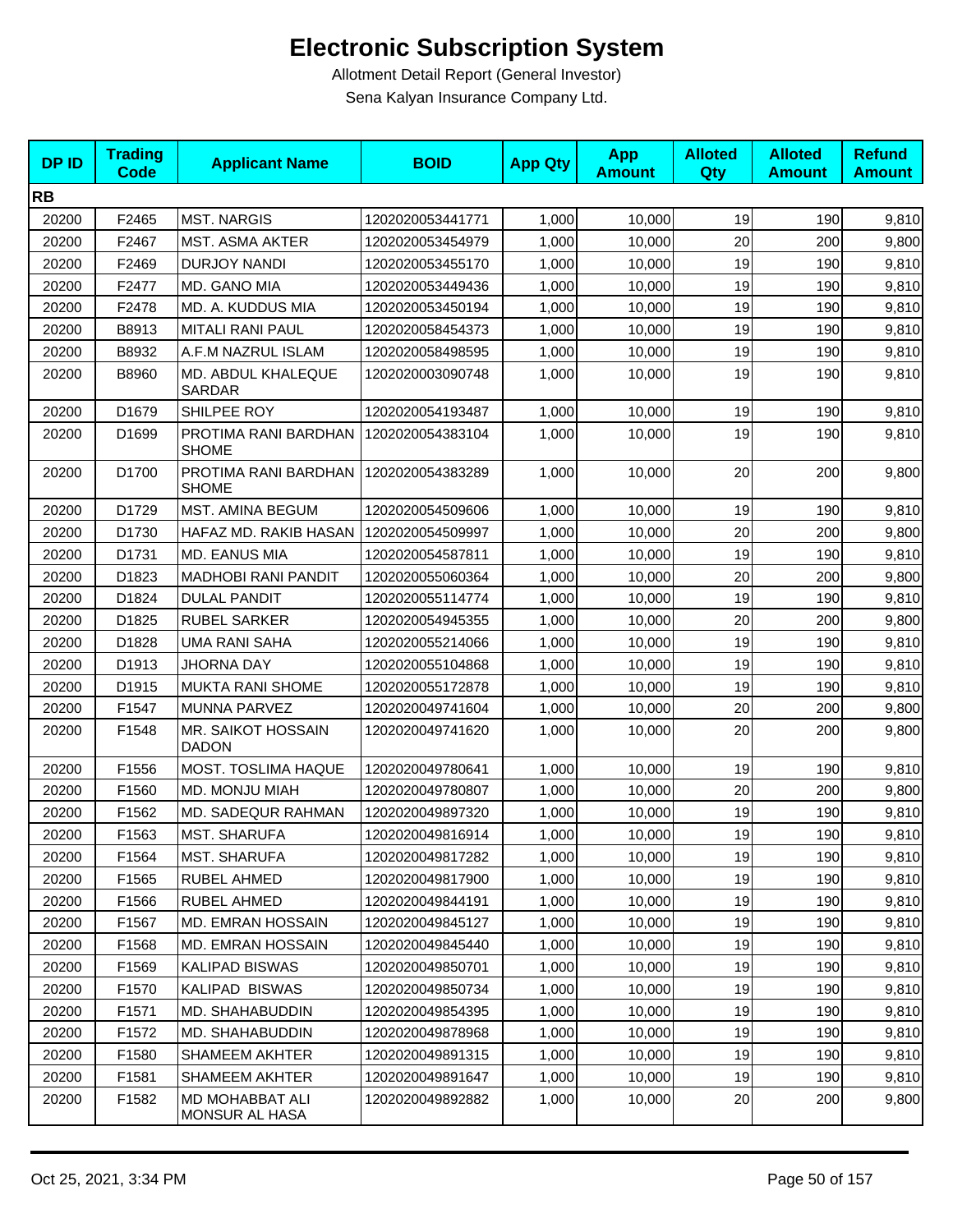# Electronic Subscription System

Allotment Detail Report (General Investor)

Sena Kalyan Insurance Company Ltd.

| DP ID | Trading Code | Applicant Name | BOID | App Qty | App Amount | Alloted Qty | Alloted Amount | Refund Amount |
|---|---|---|---|---|---|---|---|---|
| **RB** | | | | | | | | |
| 20200 | F2465 | MST. NARGIS | 1202020053441771 | 1,000 | 10,000 | 19 | 190 | 9,810 |
| 20200 | F2467 | MST. ASMA AKTER | 1202020053454979 | 1,000 | 10,000 | 20 | 200 | 9,800 |
| 20200 | F2469 | DURJOY NANDI | 1202020053455170 | 1,000 | 10,000 | 19 | 190 | 9,810 |
| 20200 | F2477 | MD. GANO MIA | 1202020053449436 | 1,000 | 10,000 | 19 | 190 | 9,810 |
| 20200 | F2478 | MD. A. KUDDUS MIA | 1202020053450194 | 1,000 | 10,000 | 19 | 190 | 9,810 |
| 20200 | B8913 | MITALI RANI PAUL | 1202020058454373 | 1,000 | 10,000 | 19 | 190 | 9,810 |
| 20200 | B8932 | A.F.M NAZRUL ISLAM | 1202020058498595 | 1,000 | 10,000 | 19 | 190 | 9,810 |
| 20200 | B8960 | MD. ABDUL KHALEQUE SARDAR | 1202020003090748 | 1,000 | 10,000 | 19 | 190 | 9,810 |
| 20200 | D1679 | SHILPEE ROY | 1202020054193487 | 1,000 | 10,000 | 19 | 190 | 9,810 |
| 20200 | D1699 | PROTIMA RANI BARDHAN SHOME | 1202020054383104 | 1,000 | 10,000 | 19 | 190 | 9,810 |
| 20200 | D1700 | PROTIMA RANI BARDHAN SHOME | 1202020054383289 | 1,000 | 10,000 | 20 | 200 | 9,800 |
| 20200 | D1729 | MST. AMINA BEGUM | 1202020054509606 | 1,000 | 10,000 | 19 | 190 | 9,810 |
| 20200 | D1730 | HAFAZ MD. RAKIB HASAN | 1202020054509997 | 1,000 | 10,000 | 20 | 200 | 9,800 |
| 20200 | D1731 | MD. EANUS MIA | 1202020054587811 | 1,000 | 10,000 | 19 | 190 | 9,810 |
| 20200 | D1823 | MADHOBI RANI PANDIT | 1202020055060364 | 1,000 | 10,000 | 20 | 200 | 9,800 |
| 20200 | D1824 | DULAL PANDIT | 1202020055114774 | 1,000 | 10,000 | 19 | 190 | 9,810 |
| 20200 | D1825 | RUBEL SARKER | 1202020054945355 | 1,000 | 10,000 | 20 | 200 | 9,800 |
| 20200 | D1828 | UMA RANI SAHA | 1202020055214066 | 1,000 | 10,000 | 19 | 190 | 9,810 |
| 20200 | D1913 | JHORNA DAY | 1202020055104868 | 1,000 | 10,000 | 19 | 190 | 9,810 |
| 20200 | D1915 | MUKTA RANI SHOME | 1202020055172878 | 1,000 | 10,000 | 19 | 190 | 9,810 |
| 20200 | F1547 | MUNNA PARVEZ | 1202020049741604 | 1,000 | 10,000 | 20 | 200 | 9,800 |
| 20200 | F1548 | MR. SAIKOT HOSSAIN DADON | 1202020049741620 | 1,000 | 10,000 | 20 | 200 | 9,800 |
| 20200 | F1556 | MOST. TOSLIMA HAQUE | 1202020049780641 | 1,000 | 10,000 | 19 | 190 | 9,810 |
| 20200 | F1560 | MD. MONJU MIAH | 1202020049780807 | 1,000 | 10,000 | 20 | 200 | 9,800 |
| 20200 | F1562 | MD. SADEQUR RAHMAN | 1202020049897320 | 1,000 | 10,000 | 19 | 190 | 9,810 |
| 20200 | F1563 | MST. SHARUFA | 1202020049816914 | 1,000 | 10,000 | 19 | 190 | 9,810 |
| 20200 | F1564 | MST. SHARUFA | 1202020049817282 | 1,000 | 10,000 | 19 | 190 | 9,810 |
| 20200 | F1565 | RUBEL AHMED | 1202020049817900 | 1,000 | 10,000 | 19 | 190 | 9,810 |
| 20200 | F1566 | RUBEL AHMED | 1202020049844191 | 1,000 | 10,000 | 19 | 190 | 9,810 |
| 20200 | F1567 | MD. EMRAN HOSSAIN | 1202020049845127 | 1,000 | 10,000 | 19 | 190 | 9,810 |
| 20200 | F1568 | MD. EMRAN HOSSAIN | 1202020049845440 | 1,000 | 10,000 | 19 | 190 | 9,810 |
| 20200 | F1569 | KALIPAD BISWAS | 1202020049850701 | 1,000 | 10,000 | 19 | 190 | 9,810 |
| 20200 | F1570 | KALIPAD BISWAS | 1202020049850734 | 1,000 | 10,000 | 19 | 190 | 9,810 |
| 20200 | F1571 | MD. SHAHABUDDIN | 1202020049854395 | 1,000 | 10,000 | 19 | 190 | 9,810 |
| 20200 | F1572 | MD. SHAHABUDDIN | 1202020049878968 | 1,000 | 10,000 | 19 | 190 | 9,810 |
| 20200 | F1580 | SHAMEEM AKHTER | 1202020049891315 | 1,000 | 10,000 | 19 | 190 | 9,810 |
| 20200 | F1581 | SHAMEEM AKHTER | 1202020049891647 | 1,000 | 10,000 | 19 | 190 | 9,810 |
| 20200 | F1582 | MD MOHABBAT ALI MONSUR AL HASA | 1202020049892882 | 1,000 | 10,000 | 20 | 200 | 9,800 |

Oct 25, 2021, 3:34 PM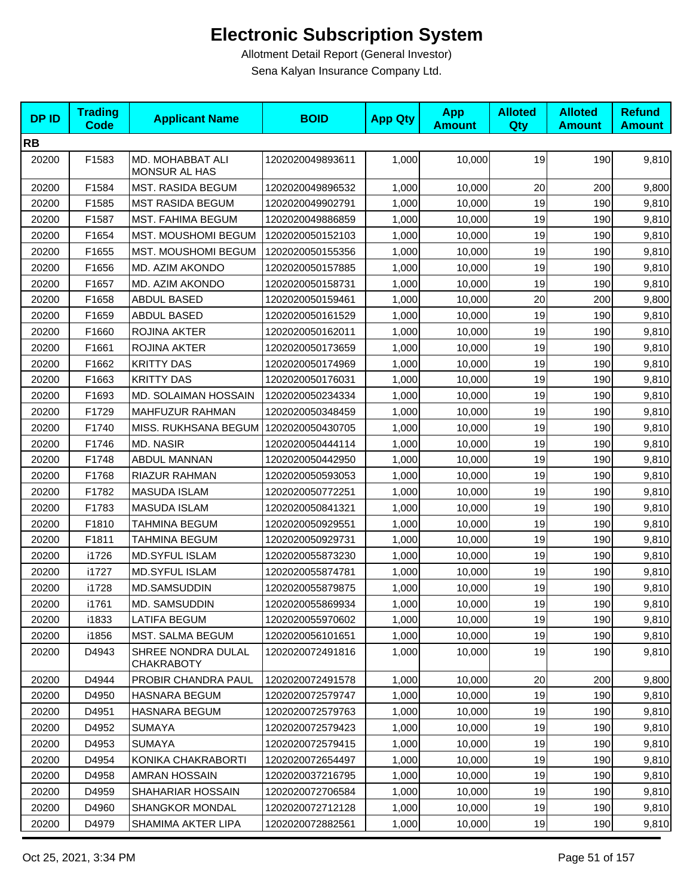# Electronic Subscription System

Allotment Detail Report (General Investor)

Sena Kalyan Insurance Company Ltd.

| DP ID | Trading Code | Applicant Name | BOID | App Qty | App Amount | Alloted Qty | Alloted Amount | Refund Amount |
|---|---|---|---|---|---|---|---|---|
| **RB** | | | | | | | | |
| 20200 | F1583 | MD. MOHABBAT ALI MONSUR AL HAS | 1202020049893611 | 1,000 | 10,000 | 19 | 190 | 9,810 |
| 20200 | F1584 | MST. RASIDA BEGUM | 1202020049896532 | 1,000 | 10,000 | 20 | 200 | 9,800 |
| 20200 | F1585 | MST RASIDA BEGUM | 1202020049902791 | 1,000 | 10,000 | 19 | 190 | 9,810 |
| 20200 | F1587 | MST. FAHIMA BEGUM | 1202020049886859 | 1,000 | 10,000 | 19 | 190 | 9,810 |
| 20200 | F1654 | MST. MOUSHOMI BEGUM | 1202020050152103 | 1,000 | 10,000 | 19 | 190 | 9,810 |
| 20200 | F1655 | MST. MOUSHOMI BEGUM | 1202020050155356 | 1,000 | 10,000 | 19 | 190 | 9,810 |
| 20200 | F1656 | MD. AZIM AKONDO | 1202020050157885 | 1,000 | 10,000 | 19 | 190 | 9,810 |
| 20200 | F1657 | MD. AZIM AKONDO | 1202020050158731 | 1,000 | 10,000 | 19 | 190 | 9,810 |
| 20200 | F1658 | ABDUL BASED | 1202020050159461 | 1,000 | 10,000 | 20 | 200 | 9,800 |
| 20200 | F1659 | ABDUL BASED | 1202020050161529 | 1,000 | 10,000 | 19 | 190 | 9,810 |
| 20200 | F1660 | ROJINA AKTER | 1202020050162011 | 1,000 | 10,000 | 19 | 190 | 9,810 |
| 20200 | F1661 | ROJINA AKTER | 1202020050173659 | 1,000 | 10,000 | 19 | 190 | 9,810 |
| 20200 | F1662 | KRITTY DAS | 1202020050174969 | 1,000 | 10,000 | 19 | 190 | 9,810 |
| 20200 | F1663 | KRITTY DAS | 1202020050176031 | 1,000 | 10,000 | 19 | 190 | 9,810 |
| 20200 | F1693 | MD. SOLAIMAN HOSSAIN | 1202020050234334 | 1,000 | 10,000 | 19 | 190 | 9,810 |
| 20200 | F1729 | MAHFUZUR RAHMAN | 1202020050348459 | 1,000 | 10,000 | 19 | 190 | 9,810 |
| 20200 | F1740 | MISS. RUKHSANA BEGUM | 1202020050430705 | 1,000 | 10,000 | 19 | 190 | 9,810 |
| 20200 | F1746 | MD. NASIR | 1202020050444114 | 1,000 | 10,000 | 19 | 190 | 9,810 |
| 20200 | F1748 | ABDUL MANNAN | 1202020050442950 | 1,000 | 10,000 | 19 | 190 | 9,810 |
| 20200 | F1768 | RIAZUR RAHMAN | 1202020050593053 | 1,000 | 10,000 | 19 | 190 | 9,810 |
| 20200 | F1782 | MASUDA ISLAM | 1202020050772251 | 1,000 | 10,000 | 19 | 190 | 9,810 |
| 20200 | F1783 | MASUDA ISLAM | 1202020050841321 | 1,000 | 10,000 | 19 | 190 | 9,810 |
| 20200 | F1810 | TAHMINA BEGUM | 1202020050929551 | 1,000 | 10,000 | 19 | 190 | 9,810 |
| 20200 | F1811 | TAHMINA BEGUM | 1202020050929731 | 1,000 | 10,000 | 19 | 190 | 9,810 |
| 20200 | i1726 | MD.SYFUL ISLAM | 1202020055873230 | 1,000 | 10,000 | 19 | 190 | 9,810 |
| 20200 | i1727 | MD.SYFUL ISLAM | 1202020055874781 | 1,000 | 10,000 | 19 | 190 | 9,810 |
| 20200 | i1728 | MD.SAMSUDDIN | 1202020055879875 | 1,000 | 10,000 | 19 | 190 | 9,810 |
| 20200 | i1761 | MD. SAMSUDDIN | 1202020055869934 | 1,000 | 10,000 | 19 | 190 | 9,810 |
| 20200 | i1833 | LATIFA BEGUM | 1202020055970602 | 1,000 | 10,000 | 19 | 190 | 9,810 |
| 20200 | i1856 | MST. SALMA BEGUM | 1202020056101651 | 1,000 | 10,000 | 19 | 190 | 9,810 |
| 20200 | D4943 | SHREE NONDRA DULAL CHAKRABOTY | 1202020072491816 | 1,000 | 10,000 | 19 | 190 | 9,810 |
| 20200 | D4944 | PROBIR CHANDRA PAUL | 1202020072491578 | 1,000 | 10,000 | 20 | 200 | 9,800 |
| 20200 | D4950 | HASNARA BEGUM | 1202020072579747 | 1,000 | 10,000 | 19 | 190 | 9,810 |
| 20200 | D4951 | HASNARA BEGUM | 1202020072579763 | 1,000 | 10,000 | 19 | 190 | 9,810 |
| 20200 | D4952 | SUMAYA | 1202020072579423 | 1,000 | 10,000 | 19 | 190 | 9,810 |
| 20200 | D4953 | SUMAYA | 1202020072579415 | 1,000 | 10,000 | 19 | 190 | 9,810 |
| 20200 | D4954 | KONIKA CHAKRABORTI | 1202020072654497 | 1,000 | 10,000 | 19 | 190 | 9,810 |
| 20200 | D4958 | AMRAN HOSSAIN | 1202020037216795 | 1,000 | 10,000 | 19 | 190 | 9,810 |
| 20200 | D4959 | SHAHARIAR HOSSAIN | 1202020072706584 | 1,000 | 10,000 | 19 | 190 | 9,810 |
| 20200 | D4960 | SHANGKOR MONDAL | 1202020072712128 | 1,000 | 10,000 | 19 | 190 | 9,810 |
| 20200 | D4979 | SHAMIMA AKTER LIPA | 1202020072882561 | 1,000 | 10,000 | 19 | 190 | 9,810 |

Oct 25, 2021, 3:34 PM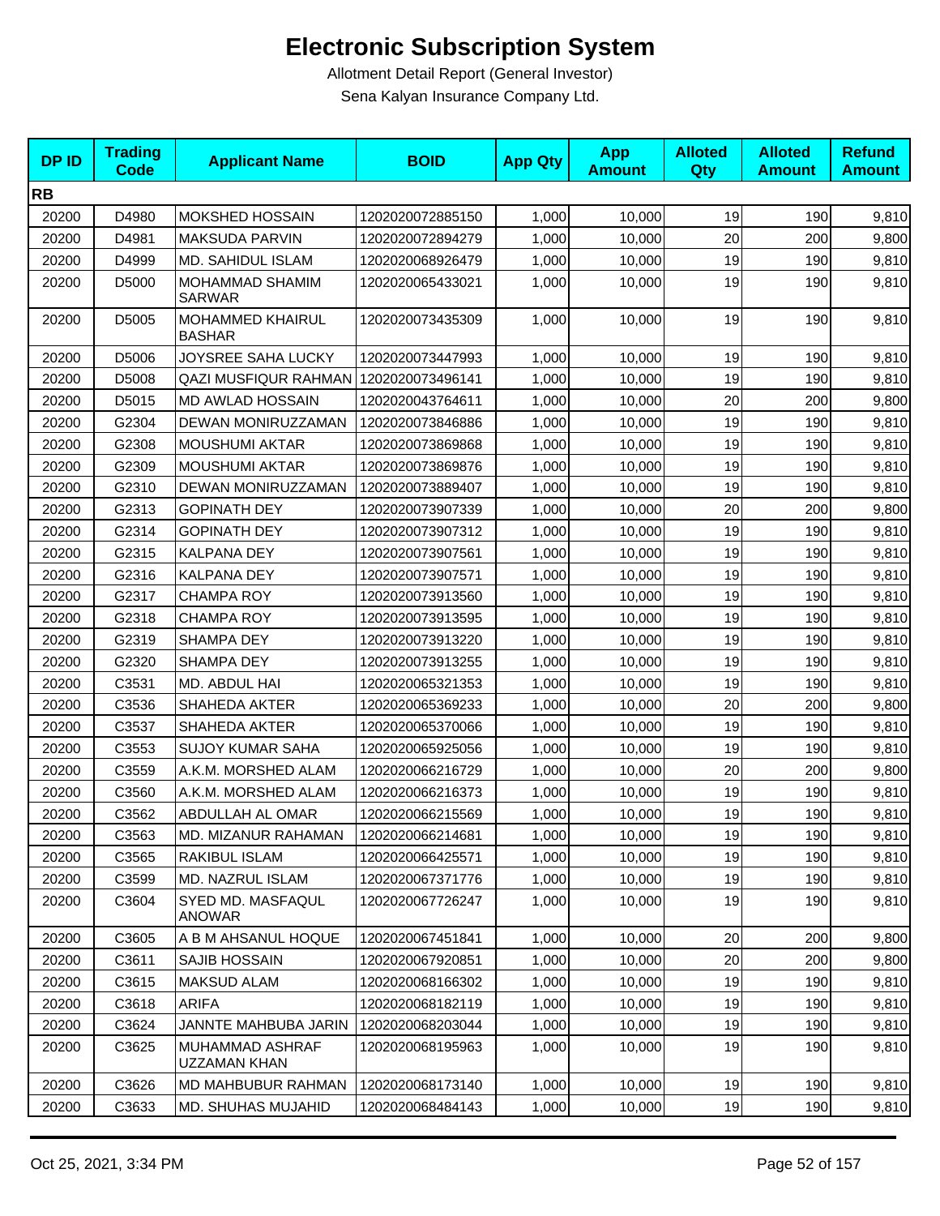# Electronic Subscription System

Allotment Detail Report (General Investor)

Sena Kalyan Insurance Company Ltd.

| DP ID | Trading Code | Applicant Name | BOID | App Qty | App Amount | Alloted Qty | Alloted Amount | Refund Amount |
|---|---|---|---|---|---|---|---|---|
| **RB** | | | | | | | | |
| 20200 | D4980 | MOKSHED HOSSAIN | 1202020072885150 | 1,000 | 10,000 | 19 | 190 | 9,810 |
| 20200 | D4981 | MAKSUDA PARVIN | 1202020072894279 | 1,000 | 10,000 | 20 | 200 | 9,800 |
| 20200 | D4999 | MD. SAHIDUL ISLAM | 1202020068926479 | 1,000 | 10,000 | 19 | 190 | 9,810 |
| 20200 | D5000 | MOHAMMAD SHAMIM SARWAR | 1202020065433021 | 1,000 | 10,000 | 19 | 190 | 9,810 |
| 20200 | D5005 | MOHAMMED KHAIRUL BASHAR | 1202020073435309 | 1,000 | 10,000 | 19 | 190 | 9,810 |
| 20200 | D5006 | JOYSREE SAHA LUCKY | 1202020073447993 | 1,000 | 10,000 | 19 | 190 | 9,810 |
| 20200 | D5008 | QAZI MUSFIQUR RAHMAN | 1202020073496141 | 1,000 | 10,000 | 19 | 190 | 9,810 |
| 20200 | D5015 | MD AWLAD HOSSAIN | 1202020043764611 | 1,000 | 10,000 | 20 | 200 | 9,800 |
| 20200 | G2304 | DEWAN MONIRUZZAMAN | 1202020073846886 | 1,000 | 10,000 | 19 | 190 | 9,810 |
| 20200 | G2308 | MOUSHUMI AKTAR | 1202020073869868 | 1,000 | 10,000 | 19 | 190 | 9,810 |
| 20200 | G2309 | MOUSHUMI AKTAR | 1202020073869876 | 1,000 | 10,000 | 19 | 190 | 9,810 |
| 20200 | G2310 | DEWAN MONIRUZZAMAN | 1202020073889407 | 1,000 | 10,000 | 19 | 190 | 9,810 |
| 20200 | G2313 | GOPINATH DEY | 1202020073907339 | 1,000 | 10,000 | 20 | 200 | 9,800 |
| 20200 | G2314 | GOPINATH DEY | 1202020073907312 | 1,000 | 10,000 | 19 | 190 | 9,810 |
| 20200 | G2315 | KALPANA DEY | 1202020073907561 | 1,000 | 10,000 | 19 | 190 | 9,810 |
| 20200 | G2316 | KALPANA DEY | 1202020073907571 | 1,000 | 10,000 | 19 | 190 | 9,810 |
| 20200 | G2317 | CHAMPA ROY | 1202020073913560 | 1,000 | 10,000 | 19 | 190 | 9,810 |
| 20200 | G2318 | CHAMPA ROY | 1202020073913595 | 1,000 | 10,000 | 19 | 190 | 9,810 |
| 20200 | G2319 | SHAMPA DEY | 1202020073913220 | 1,000 | 10,000 | 19 | 190 | 9,810 |
| 20200 | G2320 | SHAMPA DEY | 1202020073913255 | 1,000 | 10,000 | 19 | 190 | 9,810 |
| 20200 | C3531 | MD. ABDUL HAI | 1202020065321353 | 1,000 | 10,000 | 19 | 190 | 9,810 |
| 20200 | C3536 | SHAHEDA AKTER | 1202020065369233 | 1,000 | 10,000 | 20 | 200 | 9,800 |
| 20200 | C3537 | SHAHEDA AKTER | 1202020065370066 | 1,000 | 10,000 | 19 | 190 | 9,810 |
| 20200 | C3553 | SUJOY KUMAR SAHA | 1202020065925056 | 1,000 | 10,000 | 19 | 190 | 9,810 |
| 20200 | C3559 | A.K.M. MORSHED ALAM | 1202020066216729 | 1,000 | 10,000 | 20 | 200 | 9,800 |
| 20200 | C3560 | A.K.M. MORSHED ALAM | 1202020066216373 | 1,000 | 10,000 | 19 | 190 | 9,810 |
| 20200 | C3562 | ABDULLAH AL OMAR | 1202020066215569 | 1,000 | 10,000 | 19 | 190 | 9,810 |
| 20200 | C3563 | MD. MIZANUR RAHAMAN | 1202020066214681 | 1,000 | 10,000 | 19 | 190 | 9,810 |
| 20200 | C3565 | RAKIBUL ISLAM | 1202020066425571 | 1,000 | 10,000 | 19 | 190 | 9,810 |
| 20200 | C3599 | MD. NAZRUL ISLAM | 1202020067371776 | 1,000 | 10,000 | 19 | 190 | 9,810 |
| 20200 | C3604 | SYED MD. MASFAQUL ANOWAR | 1202020067726247 | 1,000 | 10,000 | 19 | 190 | 9,810 |
| 20200 | C3605 | A B M AHSANUL HOQUE | 1202020067451841 | 1,000 | 10,000 | 20 | 200 | 9,800 |
| 20200 | C3611 | SAJIB HOSSAIN | 1202020067920851 | 1,000 | 10,000 | 20 | 200 | 9,800 |
| 20200 | C3615 | MAKSUD ALAM | 1202020068166302 | 1,000 | 10,000 | 19 | 190 | 9,810 |
| 20200 | C3618 | ARIFA | 1202020068182119 | 1,000 | 10,000 | 19 | 190 | 9,810 |
| 20200 | C3624 | JANNTE MAHBUBA JARIN | 1202020068203044 | 1,000 | 10,000 | 19 | 190 | 9,810 |
| 20200 | C3625 | MUHAMMAD ASHRAF UZZAMAN KHAN | 1202020068195963 | 1,000 | 10,000 | 19 | 190 | 9,810 |
| 20200 | C3626 | MD MAHBUBUR RAHMAN | 1202020068173140 | 1,000 | 10,000 | 19 | 190 | 9,810 |
| 20200 | C3633 | MD. SHUHAS MUJAHID | 1202020068484143 | 1,000 | 10,000 | 19 | 190 | 9,810 |

Oct 25, 2021, 3:34 PM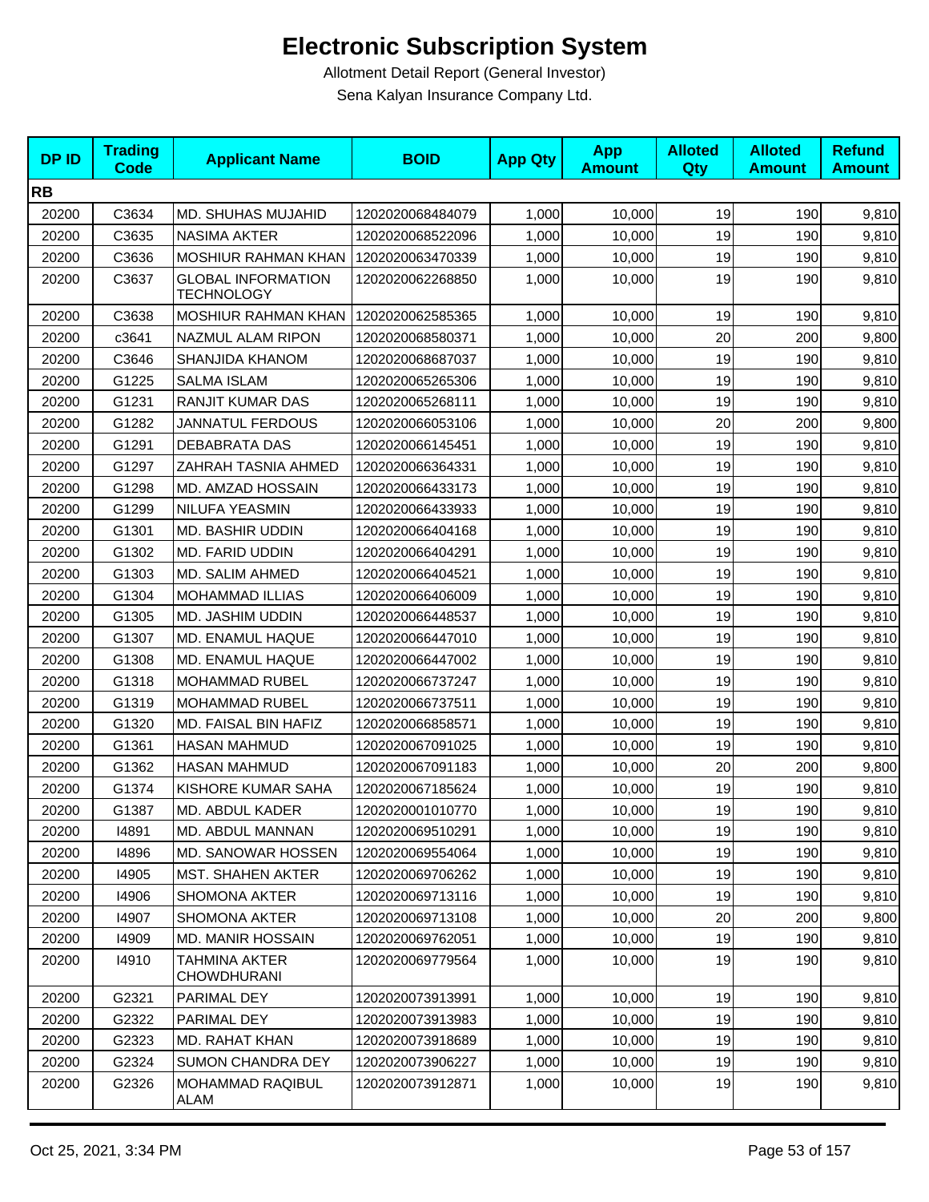# Electronic Subscription System

Allotment Detail Report (General Investor)

Sena Kalyan Insurance Company Ltd.

| DP ID | Trading Code | Applicant Name | BOID | App Qty | App Amount | Alloted Qty | Alloted Amount | Refund Amount |
|---|---|---|---|---|---|---|---|---|
| **RB** | | | | | | | | |
| 20200 | C3634 | MD. SHUHAS MUJAHID | 1202020068484079 | 1,000 | 10,000 | 19 | 190 | 9,810 |
| 20200 | C3635 | NASIMA AKTER | 1202020068522096 | 1,000 | 10,000 | 19 | 190 | 9,810 |
| 20200 | C3636 | MOSHIUR RAHMAN KHAN | 1202020063470339 | 1,000 | 10,000 | 19 | 190 | 9,810 |
| 20200 | C3637 | GLOBAL INFORMATION TECHNOLOGY | 1202020062268850 | 1,000 | 10,000 | 19 | 190 | 9,810 |
| 20200 | C3638 | MOSHIUR RAHMAN KHAN | 1202020062585365 | 1,000 | 10,000 | 19 | 190 | 9,810 |
| 20200 | c3641 | NAZMUL ALAM RIPON | 1202020068580371 | 1,000 | 10,000 | 20 | 200 | 9,800 |
| 20200 | C3646 | SHANJIDA KHANOM | 1202020068687037 | 1,000 | 10,000 | 19 | 190 | 9,810 |
| 20200 | G1225 | SALMA ISLAM | 1202020065265306 | 1,000 | 10,000 | 19 | 190 | 9,810 |
| 20200 | G1231 | RANJIT KUMAR DAS | 1202020065268111 | 1,000 | 10,000 | 19 | 190 | 9,810 |
| 20200 | G1282 | JANNATUL FERDOUS | 1202020066053106 | 1,000 | 10,000 | 20 | 200 | 9,800 |
| 20200 | G1291 | DEBABRATA DAS | 1202020066145451 | 1,000 | 10,000 | 19 | 190 | 9,810 |
| 20200 | G1297 | ZAHRAH TASNIA AHMED | 1202020066364331 | 1,000 | 10,000 | 19 | 190 | 9,810 |
| 20200 | G1298 | MD. AMZAD HOSSAIN | 1202020066433173 | 1,000 | 10,000 | 19 | 190 | 9,810 |
| 20200 | G1299 | NILUFA YEASMIN | 1202020066433933 | 1,000 | 10,000 | 19 | 190 | 9,810 |
| 20200 | G1301 | MD. BASHIR UDDIN | 1202020066404168 | 1,000 | 10,000 | 19 | 190 | 9,810 |
| 20200 | G1302 | MD. FARID UDDIN | 1202020066404291 | 1,000 | 10,000 | 19 | 190 | 9,810 |
| 20200 | G1303 | MD. SALIM AHMED | 1202020066404521 | 1,000 | 10,000 | 19 | 190 | 9,810 |
| 20200 | G1304 | MOHAMMAD ILLIAS | 1202020066406009 | 1,000 | 10,000 | 19 | 190 | 9,810 |
| 20200 | G1305 | MD. JASHIM UDDIN | 1202020066448537 | 1,000 | 10,000 | 19 | 190 | 9,810 |
| 20200 | G1307 | MD. ENAMUL HAQUE | 1202020066447010 | 1,000 | 10,000 | 19 | 190 | 9,810 |
| 20200 | G1308 | MD. ENAMUL HAQUE | 1202020066447002 | 1,000 | 10,000 | 19 | 190 | 9,810 |
| 20200 | G1318 | MOHAMMAD RUBEL | 1202020066737247 | 1,000 | 10,000 | 19 | 190 | 9,810 |
| 20200 | G1319 | MOHAMMAD RUBEL | 1202020066737511 | 1,000 | 10,000 | 19 | 190 | 9,810 |
| 20200 | G1320 | MD. FAISAL BIN HAFIZ | 1202020066858571 | 1,000 | 10,000 | 19 | 190 | 9,810 |
| 20200 | G1361 | HASAN MAHMUD | 1202020067091025 | 1,000 | 10,000 | 19 | 190 | 9,810 |
| 20200 | G1362 | HASAN MAHMUD | 1202020067091183 | 1,000 | 10,000 | 20 | 200 | 9,800 |
| 20200 | G1374 | KISHORE KUMAR SAHA | 1202020067185624 | 1,000 | 10,000 | 19 | 190 | 9,810 |
| 20200 | G1387 | MD. ABDUL KADER | 1202020001010770 | 1,000 | 10,000 | 19 | 190 | 9,810 |
| 20200 | I4891 | MD. ABDUL MANNAN | 1202020069510291 | 1,000 | 10,000 | 19 | 190 | 9,810 |
| 20200 | I4896 | MD. SANOWAR HOSSEN | 1202020069554064 | 1,000 | 10,000 | 19 | 190 | 9,810 |
| 20200 | I4905 | MST. SHAHEN AKTER | 1202020069706262 | 1,000 | 10,000 | 19 | 190 | 9,810 |
| 20200 | I4906 | SHOMONA AKTER | 1202020069713116 | 1,000 | 10,000 | 19 | 190 | 9,810 |
| 20200 | I4907 | SHOMONA AKTER | 1202020069713108 | 1,000 | 10,000 | 20 | 200 | 9,800 |
| 20200 | I4909 | MD. MANIR HOSSAIN | 1202020069762051 | 1,000 | 10,000 | 19 | 190 | 9,810 |
| 20200 | I4910 | TAHMINA AKTER CHOWDHURANI | 1202020069779564 | 1,000 | 10,000 | 19 | 190 | 9,810 |
| 20200 | G2321 | PARIMAL DEY | 1202020073913991 | 1,000 | 10,000 | 19 | 190 | 9,810 |
| 20200 | G2322 | PARIMAL DEY | 1202020073913983 | 1,000 | 10,000 | 19 | 190 | 9,810 |
| 20200 | G2323 | MD. RAHAT KHAN | 1202020073918689 | 1,000 | 10,000 | 19 | 190 | 9,810 |
| 20200 | G2324 | SUMON CHANDRA DEY | 1202020073906227 | 1,000 | 10,000 | 19 | 190 | 9,810 |
| 20200 | G2326 | MOHAMMAD RAQIBUL ALAM | 1202020073912871 | 1,000 | 10,000 | 19 | 190 | 9,810 |

Oct 25, 2021, 3:34 PM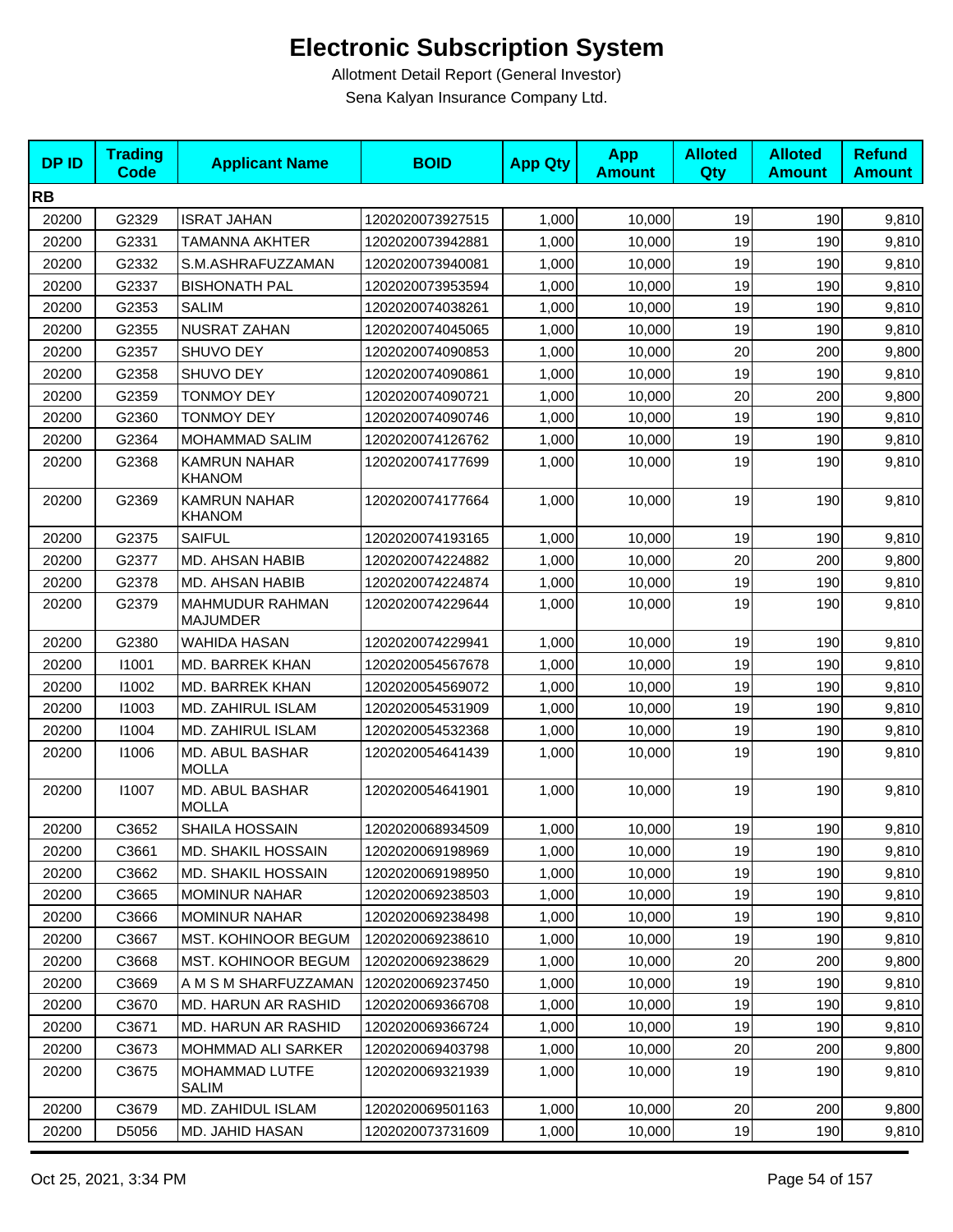# Electronic Subscription System

Allotment Detail Report (General Investor)

Sena Kalyan Insurance Company Ltd.

| DP ID | Trading Code | Applicant Name | BOID | App Qty | App Amount | Alloted Qty | Alloted Amount | Refund Amount |
|---|---|---|---|---|---|---|---|---|
| **RB** | | | | | | | | |
| 20200 | G2329 | ISRAT JAHAN | 1202020073927515 | 1,000 | 10,000 | 19 | 190 | 9,810 |
| 20200 | G2331 | TAMANNA AKHTER | 1202020073942881 | 1,000 | 10,000 | 19 | 190 | 9,810 |
| 20200 | G2332 | S.M.ASHRAFUZZAMAN | 1202020073940081 | 1,000 | 10,000 | 19 | 190 | 9,810 |
| 20200 | G2337 | BISHONATH PAL | 1202020073953594 | 1,000 | 10,000 | 19 | 190 | 9,810 |
| 20200 | G2353 | SALIM | 1202020074038261 | 1,000 | 10,000 | 19 | 190 | 9,810 |
| 20200 | G2355 | NUSRAT ZAHAN | 1202020074045065 | 1,000 | 10,000 | 19 | 190 | 9,810 |
| 20200 | G2357 | SHUVO DEY | 1202020074090853 | 1,000 | 10,000 | 20 | 200 | 9,800 |
| 20200 | G2358 | SHUVO DEY | 1202020074090861 | 1,000 | 10,000 | 19 | 190 | 9,810 |
| 20200 | G2359 | TONMOY DEY | 1202020074090721 | 1,000 | 10,000 | 20 | 200 | 9,800 |
| 20200 | G2360 | TONMOY DEY | 1202020074090746 | 1,000 | 10,000 | 19 | 190 | 9,810 |
| 20200 | G2364 | MOHAMMAD SALIM | 1202020074126762 | 1,000 | 10,000 | 19 | 190 | 9,810 |
| 20200 | G2368 | KAMRUN NAHAR KHANOM | 1202020074177699 | 1,000 | 10,000 | 19 | 190 | 9,810 |
| 20200 | G2369 | KAMRUN NAHAR KHANOM | 1202020074177664 | 1,000 | 10,000 | 19 | 190 | 9,810 |
| 20200 | G2375 | SAIFUL | 1202020074193165 | 1,000 | 10,000 | 19 | 190 | 9,810 |
| 20200 | G2377 | MD. AHSAN HABIB | 1202020074224882 | 1,000 | 10,000 | 20 | 200 | 9,800 |
| 20200 | G2378 | MD. AHSAN HABIB | 1202020074224874 | 1,000 | 10,000 | 19 | 190 | 9,810 |
| 20200 | G2379 | MAHMUDUR RAHMAN MAJUMDER | 1202020074229644 | 1,000 | 10,000 | 19 | 190 | 9,810 |
| 20200 | G2380 | WAHIDA HASAN | 1202020074229941 | 1,000 | 10,000 | 19 | 190 | 9,810 |
| 20200 | I1001 | MD. BARREK KHAN | 1202020054567678 | 1,000 | 10,000 | 19 | 190 | 9,810 |
| 20200 | I1002 | MD. BARREK KHAN | 1202020054569072 | 1,000 | 10,000 | 19 | 190 | 9,810 |
| 20200 | I1003 | MD. ZAHIRUL ISLAM | 1202020054531909 | 1,000 | 10,000 | 19 | 190 | 9,810 |
| 20200 | I1004 | MD. ZAHIRUL ISLAM | 1202020054532368 | 1,000 | 10,000 | 19 | 190 | 9,810 |
| 20200 | I1006 | MD. ABUL BASHAR MOLLA | 1202020054641439 | 1,000 | 10,000 | 19 | 190 | 9,810 |
| 20200 | I1007 | MD. ABUL BASHAR MOLLA | 1202020054641901 | 1,000 | 10,000 | 19 | 190 | 9,810 |
| 20200 | C3652 | SHAILA HOSSAIN | 1202020068934509 | 1,000 | 10,000 | 19 | 190 | 9,810 |
| 20200 | C3661 | MD. SHAKIL HOSSAIN | 1202020069198969 | 1,000 | 10,000 | 19 | 190 | 9,810 |
| 20200 | C3662 | MD. SHAKIL HOSSAIN | 1202020069198950 | 1,000 | 10,000 | 19 | 190 | 9,810 |
| 20200 | C3665 | MOMINUR NAHAR | 1202020069238503 | 1,000 | 10,000 | 19 | 190 | 9,810 |
| 20200 | C3666 | MOMINUR NAHAR | 1202020069238498 | 1,000 | 10,000 | 19 | 190 | 9,810 |
| 20200 | C3667 | MST. KOHINOOR BEGUM | 1202020069238610 | 1,000 | 10,000 | 19 | 190 | 9,810 |
| 20200 | C3668 | MST. KOHINOOR BEGUM | 1202020069238629 | 1,000 | 10,000 | 20 | 200 | 9,800 |
| 20200 | C3669 | A M S M SHARFUZZAMAN | 1202020069237450 | 1,000 | 10,000 | 19 | 190 | 9,810 |
| 20200 | C3670 | MD. HARUN AR RASHID | 1202020069366708 | 1,000 | 10,000 | 19 | 190 | 9,810 |
| 20200 | C3671 | MD. HARUN AR RASHID | 1202020069366724 | 1,000 | 10,000 | 19 | 190 | 9,810 |
| 20200 | C3673 | MOHMMAD ALI SARKER | 1202020069403798 | 1,000 | 10,000 | 20 | 200 | 9,800 |
| 20200 | C3675 | MOHAMMAD LUTFE SALIM | 1202020069321939 | 1,000 | 10,000 | 19 | 190 | 9,810 |
| 20200 | C3679 | MD. ZAHIDUL ISLAM | 1202020069501163 | 1,000 | 10,000 | 20 | 200 | 9,800 |
| 20200 | D5056 | MD. JAHID HASAN | 1202020073731609 | 1,000 | 10,000 | 19 | 190 | 9,810 |

Oct 25, 2021, 3:34 PM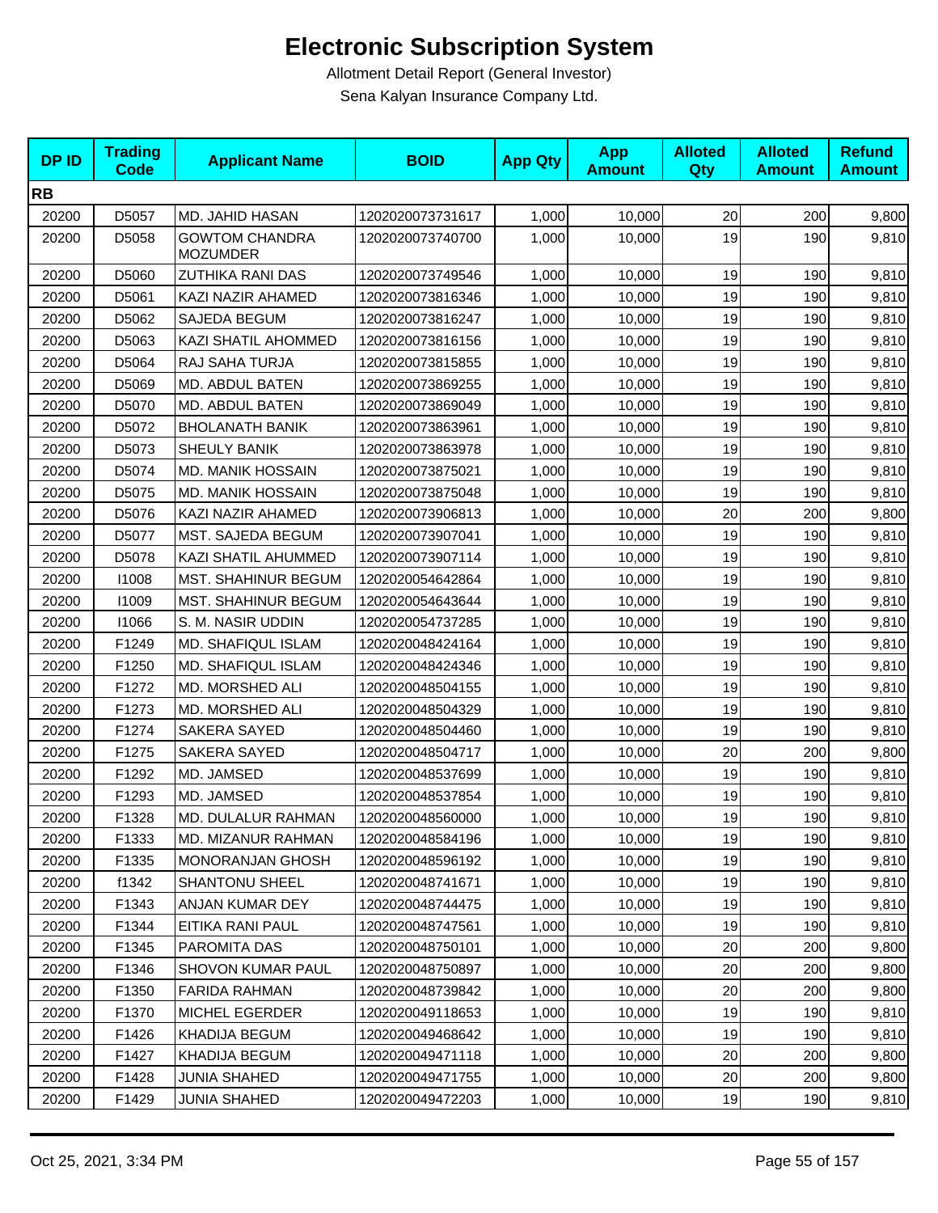# Electronic Subscription System

Allotment Detail Report (General Investor)

Sena Kalyan Insurance Company Ltd.

| DP ID | Trading Code | Applicant Name | BOID | App Qty | App Amount | Alloted Qty | Alloted Amount | Refund Amount |
|---|---|---|---|---|---|---|---|---|
| **RB** | | | | | | | | |
| 20200 | D5057 | MD. JAHID HASAN | 1202020073731617 | 1,000 | 10,000 | 20 | 200 | 9,800 |
| 20200 | D5058 | GOWTOM CHANDRA MOZUMDER | 1202020073740700 | 1,000 | 10,000 | 19 | 190 | 9,810 |
| 20200 | D5060 | ZUTHIKA RANI DAS | 1202020073749546 | 1,000 | 10,000 | 19 | 190 | 9,810 |
| 20200 | D5061 | KAZI NAZIR AHAMED | 1202020073816346 | 1,000 | 10,000 | 19 | 190 | 9,810 |
| 20200 | D5062 | SAJEDA BEGUM | 1202020073816247 | 1,000 | 10,000 | 19 | 190 | 9,810 |
| 20200 | D5063 | KAZI SHATIL AHOMMED | 1202020073816156 | 1,000 | 10,000 | 19 | 190 | 9,810 |
| 20200 | D5064 | RAJ SAHA TURJA | 1202020073815855 | 1,000 | 10,000 | 19 | 190 | 9,810 |
| 20200 | D5069 | MD. ABDUL BATEN | 1202020073869255 | 1,000 | 10,000 | 19 | 190 | 9,810 |
| 20200 | D5070 | MD. ABDUL BATEN | 1202020073869049 | 1,000 | 10,000 | 19 | 190 | 9,810 |
| 20200 | D5072 | BHOLANATH BANIK | 1202020073863961 | 1,000 | 10,000 | 19 | 190 | 9,810 |
| 20200 | D5073 | SHEULY BANIK | 1202020073863978 | 1,000 | 10,000 | 19 | 190 | 9,810 |
| 20200 | D5074 | MD. MANIK HOSSAIN | 1202020073875021 | 1,000 | 10,000 | 19 | 190 | 9,810 |
| 20200 | D5075 | MD. MANIK HOSSAIN | 1202020073875048 | 1,000 | 10,000 | 19 | 190 | 9,810 |
| 20200 | D5076 | KAZI NAZIR AHAMED | 1202020073906813 | 1,000 | 10,000 | 20 | 200 | 9,800 |
| 20200 | D5077 | MST. SAJEDA BEGUM | 1202020073907041 | 1,000 | 10,000 | 19 | 190 | 9,810 |
| 20200 | D5078 | KAZI SHATIL AHUMMED | 1202020073907114 | 1,000 | 10,000 | 19 | 190 | 9,810 |
| 20200 | I1008 | MST. SHAHINUR BEGUM | 1202020054642864 | 1,000 | 10,000 | 19 | 190 | 9,810 |
| 20200 | I1009 | MST. SHAHINUR BEGUM | 1202020054643644 | 1,000 | 10,000 | 19 | 190 | 9,810 |
| 20200 | I1066 | S. M. NASIR UDDIN | 1202020054737285 | 1,000 | 10,000 | 19 | 190 | 9,810 |
| 20200 | F1249 | MD. SHAFIQUL ISLAM | 1202020048424164 | 1,000 | 10,000 | 19 | 190 | 9,810 |
| 20200 | F1250 | MD. SHAFIQUL ISLAM | 1202020048424346 | 1,000 | 10,000 | 19 | 190 | 9,810 |
| 20200 | F1272 | MD. MORSHED ALI | 1202020048504155 | 1,000 | 10,000 | 19 | 190 | 9,810 |
| 20200 | F1273 | MD. MORSHED ALI | 1202020048504329 | 1,000 | 10,000 | 19 | 190 | 9,810 |
| 20200 | F1274 | SAKERA SAYED | 1202020048504460 | 1,000 | 10,000 | 19 | 190 | 9,810 |
| 20200 | F1275 | SAKERA SAYED | 1202020048504717 | 1,000 | 10,000 | 20 | 200 | 9,800 |
| 20200 | F1292 | MD. JAMSED | 1202020048537699 | 1,000 | 10,000 | 19 | 190 | 9,810 |
| 20200 | F1293 | MD. JAMSED | 1202020048537854 | 1,000 | 10,000 | 19 | 190 | 9,810 |
| 20200 | F1328 | MD. DULALUR RAHMAN | 1202020048560000 | 1,000 | 10,000 | 19 | 190 | 9,810 |
| 20200 | F1333 | MD. MIZANUR RAHMAN | 1202020048584196 | 1,000 | 10,000 | 19 | 190 | 9,810 |
| 20200 | F1335 | MONORANJAN GHOSH | 1202020048596192 | 1,000 | 10,000 | 19 | 190 | 9,810 |
| 20200 | f1342 | SHANTONU SHEEL | 1202020048741671 | 1,000 | 10,000 | 19 | 190 | 9,810 |
| 20200 | F1343 | ANJAN KUMAR DEY | 1202020048744475 | 1,000 | 10,000 | 19 | 190 | 9,810 |
| 20200 | F1344 | EITIKA RANI PAUL | 1202020048747561 | 1,000 | 10,000 | 19 | 190 | 9,810 |
| 20200 | F1345 | PAROMITA DAS | 1202020048750101 | 1,000 | 10,000 | 20 | 200 | 9,800 |
| 20200 | F1346 | SHOVON KUMAR PAUL | 1202020048750897 | 1,000 | 10,000 | 20 | 200 | 9,800 |
| 20200 | F1350 | FARIDA RAHMAN | 1202020048739842 | 1,000 | 10,000 | 20 | 200 | 9,800 |
| 20200 | F1370 | MICHEL EGERDER | 1202020049118653 | 1,000 | 10,000 | 19 | 190 | 9,810 |
| 20200 | F1426 | KHADIJA BEGUM | 1202020049468642 | 1,000 | 10,000 | 19 | 190 | 9,810 |
| 20200 | F1427 | KHADIJA BEGUM | 1202020049471118 | 1,000 | 10,000 | 20 | 200 | 9,800 |
| 20200 | F1428 | JUNIA SHAHED | 1202020049471755 | 1,000 | 10,000 | 20 | 200 | 9,800 |
| 20200 | F1429 | JUNIA SHAHED | 1202020049472203 | 1,000 | 10,000 | 19 | 190 | 9,810 |

Oct 25, 2021, 3:34 PM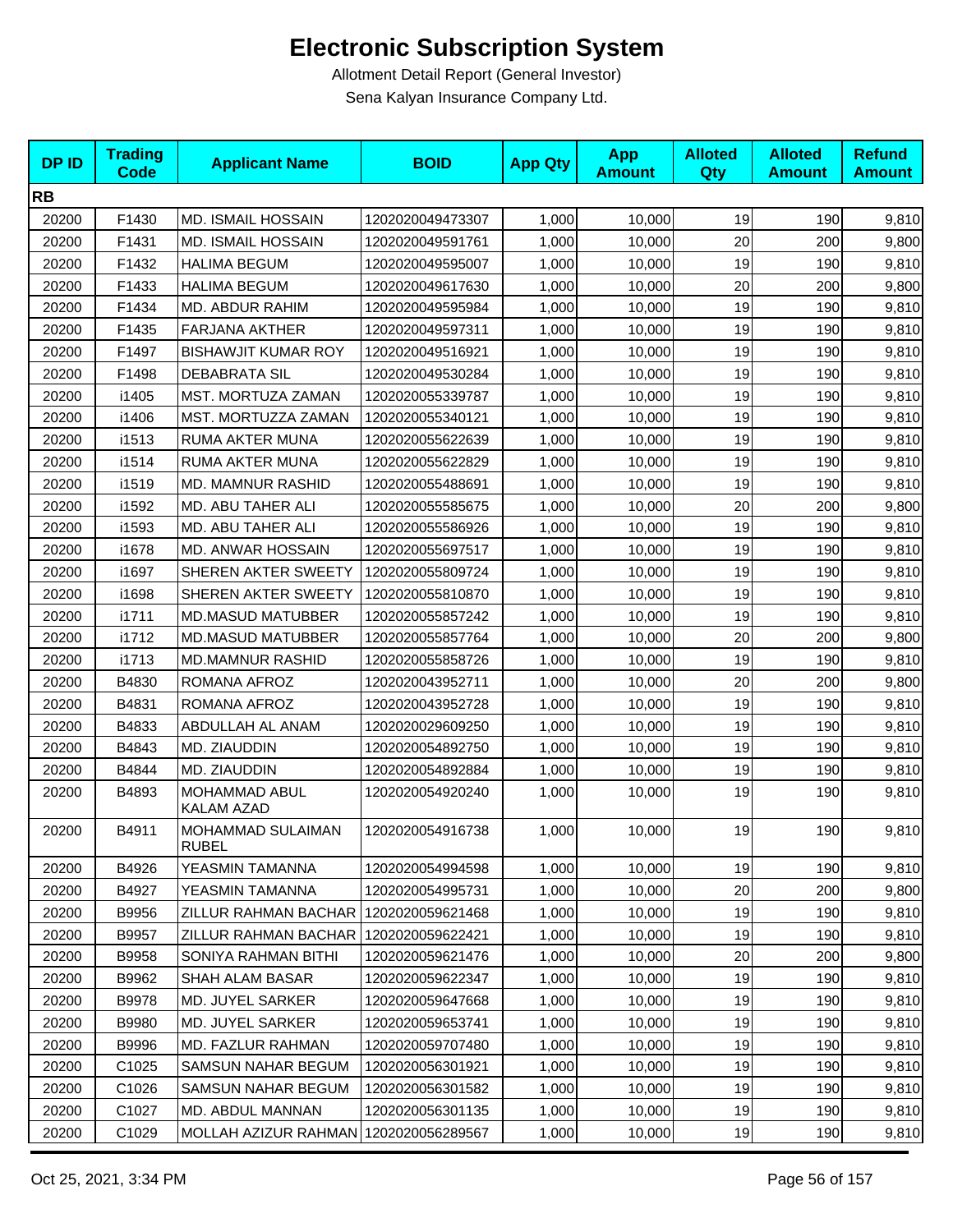# Electronic Subscription System

Allotment Detail Report (General Investor)

Sena Kalyan Insurance Company Ltd.

| DP ID | Trading Code | Applicant Name | BOID | App Qty | App Amount | Alloted Qty | Alloted Amount | Refund Amount |
|---|---|---|---|---|---|---|---|---|
| **RB** | | | | | | | | |
| 20200 | F1430 | MD. ISMAIL HOSSAIN | 1202020049473307 | 1,000 | 10,000 | 19 | 190 | 9,810 |
| 20200 | F1431 | MD. ISMAIL HOSSAIN | 1202020049591761 | 1,000 | 10,000 | 20 | 200 | 9,800 |
| 20200 | F1432 | HALIMA BEGUM | 1202020049595007 | 1,000 | 10,000 | 19 | 190 | 9,810 |
| 20200 | F1433 | HALIMA BEGUM | 1202020049617630 | 1,000 | 10,000 | 20 | 200 | 9,800 |
| 20200 | F1434 | MD. ABDUR RAHIM | 1202020049595984 | 1,000 | 10,000 | 19 | 190 | 9,810 |
| 20200 | F1435 | FARJANA AKTHER | 1202020049597311 | 1,000 | 10,000 | 19 | 190 | 9,810 |
| 20200 | F1497 | BISHAWJIT KUMAR ROY | 1202020049516921 | 1,000 | 10,000 | 19 | 190 | 9,810 |
| 20200 | F1498 | DEBABRATA SIL | 1202020049530284 | 1,000 | 10,000 | 19 | 190 | 9,810 |
| 20200 | i1405 | MST. MORTUZA ZAMAN | 1202020055339787 | 1,000 | 10,000 | 19 | 190 | 9,810 |
| 20200 | i1406 | MST. MORTUZZA ZAMAN | 1202020055340121 | 1,000 | 10,000 | 19 | 190 | 9,810 |
| 20200 | i1513 | RUMA AKTER MUNA | 1202020055622639 | 1,000 | 10,000 | 19 | 190 | 9,810 |
| 20200 | i1514 | RUMA AKTER MUNA | 1202020055622829 | 1,000 | 10,000 | 19 | 190 | 9,810 |
| 20200 | i1519 | MD. MAMNUR RASHID | 1202020055488691 | 1,000 | 10,000 | 19 | 190 | 9,810 |
| 20200 | i1592 | MD. ABU TAHER ALI | 1202020055585675 | 1,000 | 10,000 | 20 | 200 | 9,800 |
| 20200 | i1593 | MD. ABU TAHER ALI | 1202020055586926 | 1,000 | 10,000 | 19 | 190 | 9,810 |
| 20200 | i1678 | MD. ANWAR HOSSAIN | 1202020055697517 | 1,000 | 10,000 | 19 | 190 | 9,810 |
| 20200 | i1697 | SHEREN AKTER SWEETY | 1202020055809724 | 1,000 | 10,000 | 19 | 190 | 9,810 |
| 20200 | i1698 | SHEREN AKTER SWEETY | 1202020055810870 | 1,000 | 10,000 | 19 | 190 | 9,810 |
| 20200 | i1711 | MD.MASUD MATUBBER | 1202020055857242 | 1,000 | 10,000 | 19 | 190 | 9,810 |
| 20200 | i1712 | MD.MASUD MATUBBER | 1202020055857764 | 1,000 | 10,000 | 20 | 200 | 9,800 |
| 20200 | i1713 | MD.MAMNUR RASHID | 1202020055858726 | 1,000 | 10,000 | 19 | 190 | 9,810 |
| 20200 | B4830 | ROMANA AFROZ | 1202020043952711 | 1,000 | 10,000 | 20 | 200 | 9,800 |
| 20200 | B4831 | ROMANA AFROZ | 1202020043952728 | 1,000 | 10,000 | 19 | 190 | 9,810 |
| 20200 | B4833 | ABDULLAH AL ANAM | 1202020029609250 | 1,000 | 10,000 | 19 | 190 | 9,810 |
| 20200 | B4843 | MD. ZIAUDDIN | 1202020054892750 | 1,000 | 10,000 | 19 | 190 | 9,810 |
| 20200 | B4844 | MD. ZIAUDDIN | 1202020054892884 | 1,000 | 10,000 | 19 | 190 | 9,810 |
| 20200 | B4893 | MOHAMMAD ABUL KALAM AZAD | 1202020054920240 | 1,000 | 10,000 | 19 | 190 | 9,810 |
| 20200 | B4911 | MOHAMMAD SULAIMAN RUBEL | 1202020054916738 | 1,000 | 10,000 | 19 | 190 | 9,810 |
| 20200 | B4926 | YEASMIN TAMANNA | 1202020054994598 | 1,000 | 10,000 | 19 | 190 | 9,810 |
| 20200 | B4927 | YEASMIN TAMANNA | 1202020054995731 | 1,000 | 10,000 | 20 | 200 | 9,800 |
| 20200 | B9956 | ZILLUR RAHMAN BACHAR | 1202020059621468 | 1,000 | 10,000 | 19 | 190 | 9,810 |
| 20200 | B9957 | ZILLUR RAHMAN BACHAR | 1202020059622421 | 1,000 | 10,000 | 19 | 190 | 9,810 |
| 20200 | B9958 | SONIYA RAHMAN BITHI | 1202020059621476 | 1,000 | 10,000 | 20 | 200 | 9,800 |
| 20200 | B9962 | SHAH ALAM BASAR | 1202020059622347 | 1,000 | 10,000 | 19 | 190 | 9,810 |
| 20200 | B9978 | MD. JUYEL SARKER | 1202020059647668 | 1,000 | 10,000 | 19 | 190 | 9,810 |
| 20200 | B9980 | MD. JUYEL SARKER | 1202020059653741 | 1,000 | 10,000 | 19 | 190 | 9,810 |
| 20200 | B9996 | MD. FAZLUR RAHMAN | 1202020059707480 | 1,000 | 10,000 | 19 | 190 | 9,810 |
| 20200 | C1025 | SAMSUN NAHAR BEGUM | 1202020056301921 | 1,000 | 10,000 | 19 | 190 | 9,810 |
| 20200 | C1026 | SAMSUN NAHAR BEGUM | 1202020056301582 | 1,000 | 10,000 | 19 | 190 | 9,810 |
| 20200 | C1027 | MD. ABDUL MANNAN | 1202020056301135 | 1,000 | 10,000 | 19 | 190 | 9,810 |
| 20200 | C1029 | MOLLAH AZIZUR RAHMAN | 1202020056289567 | 1,000 | 10,000 | 19 | 190 | 9,810 |

Oct 25, 2021, 3:34 PM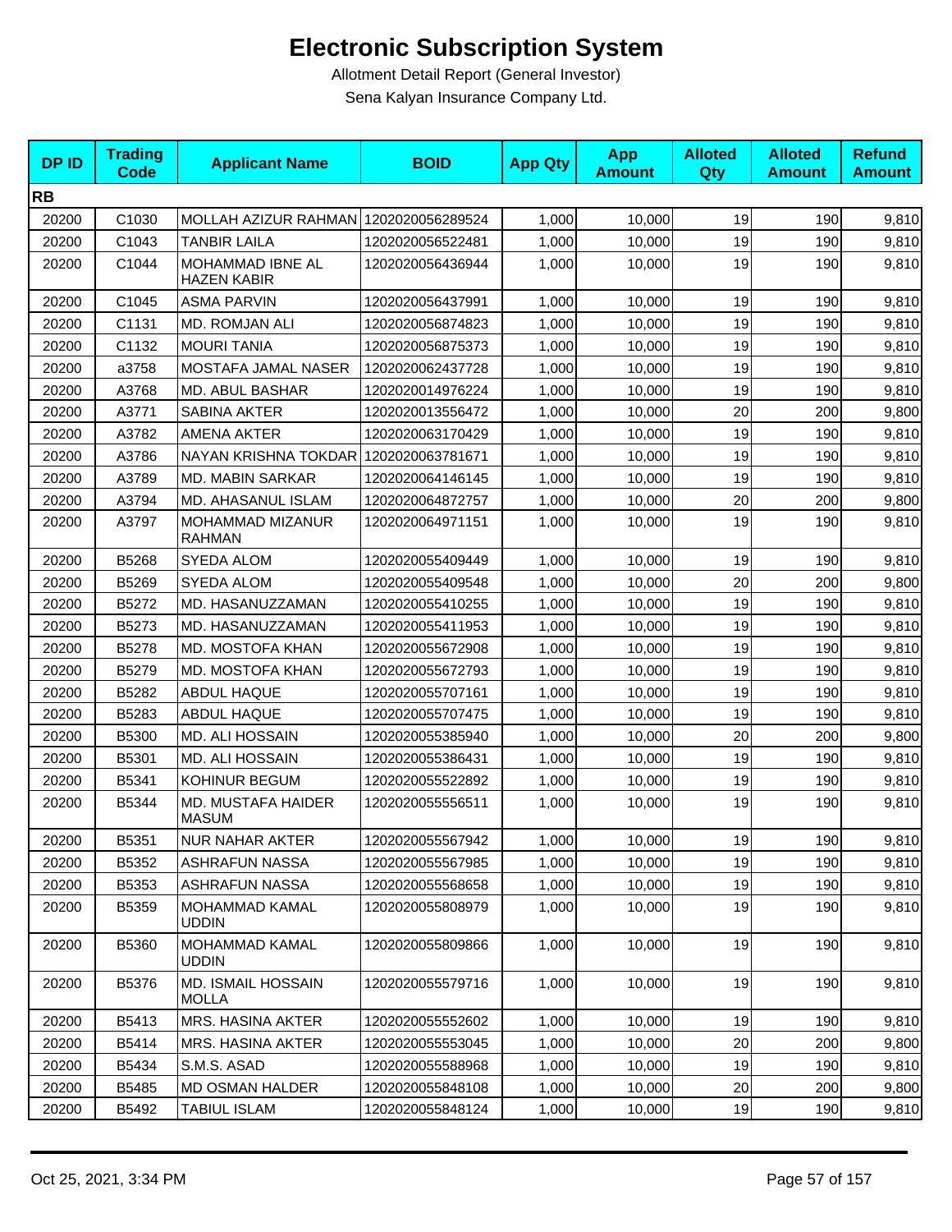# Electronic Subscription System

Allotment Detail Report (General Investor)

Sena Kalyan Insurance Company Ltd.

| DP ID | Trading Code | Applicant Name | BOID | App Qty | App Amount | Alloted Qty | Alloted Amount | Refund Amount |
|---|---|---|---|---|---|---|---|---|
| **RB** | | | | | | | | |
| 20200 | C1030 | MOLLAH AZIZUR RAHMAN | 1202020056289524 | 1,000 | 10,000 | 19 | 190 | 9,810 |
| 20200 | C1043 | TANBIR LAILA | 1202020056522481 | 1,000 | 10,000 | 19 | 190 | 9,810 |
| 20200 | C1044 | MOHAMMAD IBNE AL HAZEN KABIR | 1202020056436944 | 1,000 | 10,000 | 19 | 190 | 9,810 |
| 20200 | C1045 | ASMA PARVIN | 1202020056437991 | 1,000 | 10,000 | 19 | 190 | 9,810 |
| 20200 | C1131 | MD. ROMJAN ALI | 1202020056874823 | 1,000 | 10,000 | 19 | 190 | 9,810 |
| 20200 | C1132 | MOURI TANIA | 1202020056875373 | 1,000 | 10,000 | 19 | 190 | 9,810 |
| 20200 | a3758 | MOSTAFA JAMAL NASER | 1202020062437728 | 1,000 | 10,000 | 19 | 190 | 9,810 |
| 20200 | A3768 | MD. ABUL BASHAR | 1202020014976224 | 1,000 | 10,000 | 19 | 190 | 9,810 |
| 20200 | A3771 | SABINA AKTER | 1202020013556472 | 1,000 | 10,000 | 20 | 200 | 9,800 |
| 20200 | A3782 | AMENA AKTER | 1202020063170429 | 1,000 | 10,000 | 19 | 190 | 9,810 |
| 20200 | A3786 | NAYAN KRISHNA TOKDAR | 1202020063781671 | 1,000 | 10,000 | 19 | 190 | 9,810 |
| 20200 | A3789 | MD. MABIN SARKAR | 1202020064146145 | 1,000 | 10,000 | 19 | 190 | 9,810 |
| 20200 | A3794 | MD. AHASANUL ISLAM | 1202020064872757 | 1,000 | 10,000 | 20 | 200 | 9,800 |
| 20200 | A3797 | MOHAMMAD MIZANUR RAHMAN | 1202020064971151 | 1,000 | 10,000 | 19 | 190 | 9,810 |
| 20200 | B5268 | SYEDA ALOM | 1202020055409449 | 1,000 | 10,000 | 19 | 190 | 9,810 |
| 20200 | B5269 | SYEDA ALOM | 1202020055409548 | 1,000 | 10,000 | 20 | 200 | 9,800 |
| 20200 | B5272 | MD. HASANUZZAMAN | 1202020055410255 | 1,000 | 10,000 | 19 | 190 | 9,810 |
| 20200 | B5273 | MD. HASANUZZAMAN | 1202020055411953 | 1,000 | 10,000 | 19 | 190 | 9,810 |
| 20200 | B5278 | MD. MOSTOFA KHAN | 1202020055672908 | 1,000 | 10,000 | 19 | 190 | 9,810 |
| 20200 | B5279 | MD. MOSTOFA KHAN | 1202020055672793 | 1,000 | 10,000 | 19 | 190 | 9,810 |
| 20200 | B5282 | ABDUL HAQUE | 1202020055707161 | 1,000 | 10,000 | 19 | 190 | 9,810 |
| 20200 | B5283 | ABDUL HAQUE | 1202020055707475 | 1,000 | 10,000 | 19 | 190 | 9,810 |
| 20200 | B5300 | MD. ALI HOSSAIN | 1202020055385940 | 1,000 | 10,000 | 20 | 200 | 9,800 |
| 20200 | B5301 | MD. ALI HOSSAIN | 1202020055386431 | 1,000 | 10,000 | 19 | 190 | 9,810 |
| 20200 | B5341 | KOHINUR BEGUM | 1202020055522892 | 1,000 | 10,000 | 19 | 190 | 9,810 |
| 20200 | B5344 | MD. MUSTAFA HAIDER MASUM | 1202020055556511 | 1,000 | 10,000 | 19 | 190 | 9,810 |
| 20200 | B5351 | NUR NAHAR AKTER | 1202020055567942 | 1,000 | 10,000 | 19 | 190 | 9,810 |
| 20200 | B5352 | ASHRAFUN NASSA | 1202020055567985 | 1,000 | 10,000 | 19 | 190 | 9,810 |
| 20200 | B5353 | ASHRAFUN NASSA | 1202020055568658 | 1,000 | 10,000 | 19 | 190 | 9,810 |
| 20200 | B5359 | MOHAMMAD KAMAL UDDIN | 1202020055808979 | 1,000 | 10,000 | 19 | 190 | 9,810 |
| 20200 | B5360 | MOHAMMAD KAMAL UDDIN | 1202020055809866 | 1,000 | 10,000 | 19 | 190 | 9,810 |
| 20200 | B5376 | MD. ISMAIL HOSSAIN MOLLA | 1202020055579716 | 1,000 | 10,000 | 19 | 190 | 9,810 |
| 20200 | B5413 | MRS. HASINA AKTER | 1202020055552602 | 1,000 | 10,000 | 19 | 190 | 9,810 |
| 20200 | B5414 | MRS. HASINA AKTER | 1202020055553045 | 1,000 | 10,000 | 20 | 200 | 9,800 |
| 20200 | B5434 | S.M.S. ASAD | 1202020055588968 | 1,000 | 10,000 | 19 | 190 | 9,810 |
| 20200 | B5485 | MD OSMAN HALDER | 1202020055848108 | 1,000 | 10,000 | 20 | 200 | 9,800 |
| 20200 | B5492 | TABIUL ISLAM | 1202020055848124 | 1,000 | 10,000 | 19 | 190 | 9,810 |

Oct 25, 2021, 3:34 PM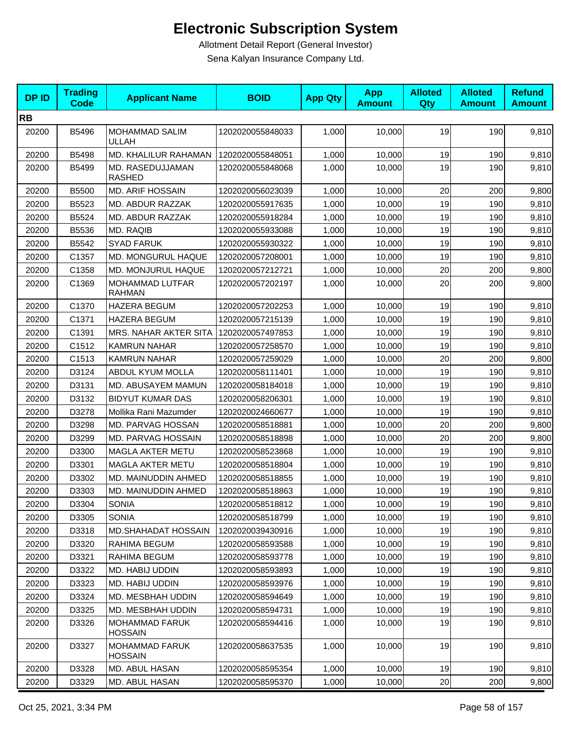# Electronic Subscription System

Allotment Detail Report (General Investor)

Sena Kalyan Insurance Company Ltd.

| DP ID | Trading Code | Applicant Name | BOID | App Qty | App Amount | Alloted Qty | Alloted Amount | Refund Amount |
|---|---|---|---|---|---|---|---|---|
| **RB** | | | | | | | | |
| 20200 | B5496 | MOHAMMAD SALIM ULLAH | 1202020055848033 | 1,000 | 10,000 | 19 | 190 | 9,810 |
| 20200 | B5498 | MD. KHALILUR RAHAMAN | 1202020055848051 | 1,000 | 10,000 | 19 | 190 | 9,810 |
| 20200 | B5499 | MD. RASEDUJJAMAN RASHED | 1202020055848068 | 1,000 | 10,000 | 19 | 190 | 9,810 |
| 20200 | B5500 | MD. ARIF HOSSAIN | 1202020056023039 | 1,000 | 10,000 | 20 | 200 | 9,800 |
| 20200 | B5523 | MD. ABDUR RAZZAK | 1202020055917635 | 1,000 | 10,000 | 19 | 190 | 9,810 |
| 20200 | B5524 | MD. ABDUR RAZZAK | 1202020055918284 | 1,000 | 10,000 | 19 | 190 | 9,810 |
| 20200 | B5536 | MD. RAQIB | 1202020055933088 | 1,000 | 10,000 | 19 | 190 | 9,810 |
| 20200 | B5542 | SYAD FARUK | 1202020055930322 | 1,000 | 10,000 | 19 | 190 | 9,810 |
| 20200 | C1357 | MD. MONGURUL HAQUE | 1202020057208001 | 1,000 | 10,000 | 19 | 190 | 9,810 |
| 20200 | C1358 | MD. MONJURUL HAQUE | 1202020057212721 | 1,000 | 10,000 | 20 | 200 | 9,800 |
| 20200 | C1369 | MOHAMMAD LUTFAR RAHMAN | 1202020057202197 | 1,000 | 10,000 | 20 | 200 | 9,800 |
| 20200 | C1370 | HAZERA BEGUM | 1202020057202253 | 1,000 | 10,000 | 19 | 190 | 9,810 |
| 20200 | C1371 | HAZERA BEGUM | 1202020057215139 | 1,000 | 10,000 | 19 | 190 | 9,810 |
| 20200 | C1391 | MRS. NAHAR AKTER SITA | 1202020057497853 | 1,000 | 10,000 | 19 | 190 | 9,810 |
| 20200 | C1512 | KAMRUN NAHAR | 1202020057258570 | 1,000 | 10,000 | 19 | 190 | 9,810 |
| 20200 | C1513 | KAMRUN NAHAR | 1202020057259029 | 1,000 | 10,000 | 20 | 200 | 9,800 |
| 20200 | D3124 | ABDUL KYUM MOLLA | 1202020058111401 | 1,000 | 10,000 | 19 | 190 | 9,810 |
| 20200 | D3131 | MD. ABUSAYEM MAMUN | 1202020058184018 | 1,000 | 10,000 | 19 | 190 | 9,810 |
| 20200 | D3132 | BIDYUT KUMAR DAS | 1202020058206301 | 1,000 | 10,000 | 19 | 190 | 9,810 |
| 20200 | D3278 | Mollika Rani Mazumder | 1202020024660677 | 1,000 | 10,000 | 19 | 190 | 9,810 |
| 20200 | D3298 | MD. PARVAG HOSSAN | 1202020058518881 | 1,000 | 10,000 | 20 | 200 | 9,800 |
| 20200 | D3299 | MD. PARVAG HOSSAIN | 1202020058518898 | 1,000 | 10,000 | 20 | 200 | 9,800 |
| 20200 | D3300 | MAGLA AKTER METU | 1202020058523868 | 1,000 | 10,000 | 19 | 190 | 9,810 |
| 20200 | D3301 | MAGLA AKTER METU | 1202020058518804 | 1,000 | 10,000 | 19 | 190 | 9,810 |
| 20200 | D3302 | MD. MAINUDDIN AHMED | 1202020058518855 | 1,000 | 10,000 | 19 | 190 | 9,810 |
| 20200 | D3303 | MD. MAINUDDIN AHMED | 1202020058518863 | 1,000 | 10,000 | 19 | 190 | 9,810 |
| 20200 | D3304 | SONIA | 1202020058518812 | 1,000 | 10,000 | 19 | 190 | 9,810 |
| 20200 | D3305 | SONIA | 1202020058518799 | 1,000 | 10,000 | 19 | 190 | 9,810 |
| 20200 | D3318 | MD.SHAHADAT HOSSAIN | 1202020039430916 | 1,000 | 10,000 | 19 | 190 | 9,810 |
| 20200 | D3320 | RAHIMA BEGUM | 1202020058593588 | 1,000 | 10,000 | 19 | 190 | 9,810 |
| 20200 | D3321 | RAHIMA BEGUM | 1202020058593778 | 1,000 | 10,000 | 19 | 190 | 9,810 |
| 20200 | D3322 | MD. HABIJ UDDIN | 1202020058593893 | 1,000 | 10,000 | 19 | 190 | 9,810 |
| 20200 | D3323 | MD. HABIJ UDDIN | 1202020058593976 | 1,000 | 10,000 | 19 | 190 | 9,810 |
| 20200 | D3324 | MD. MESBHAH UDDIN | 1202020058594649 | 1,000 | 10,000 | 19 | 190 | 9,810 |
| 20200 | D3325 | MD. MESBHAH UDDIN | 1202020058594731 | 1,000 | 10,000 | 19 | 190 | 9,810 |
| 20200 | D3326 | MOHAMMAD FARUK HOSSAIN | 1202020058594416 | 1,000 | 10,000 | 19 | 190 | 9,810 |
| 20200 | D3327 | MOHAMMAD FARUK HOSSAIN | 1202020058637535 | 1,000 | 10,000 | 19 | 190 | 9,810 |
| 20200 | D3328 | MD. ABUL HASAN | 1202020058595354 | 1,000 | 10,000 | 19 | 190 | 9,810 |
| 20200 | D3329 | MD. ABUL HASAN | 1202020058595370 | 1,000 | 10,000 | 20 | 200 | 9,800 |

Oct 25, 2021, 3:34 PM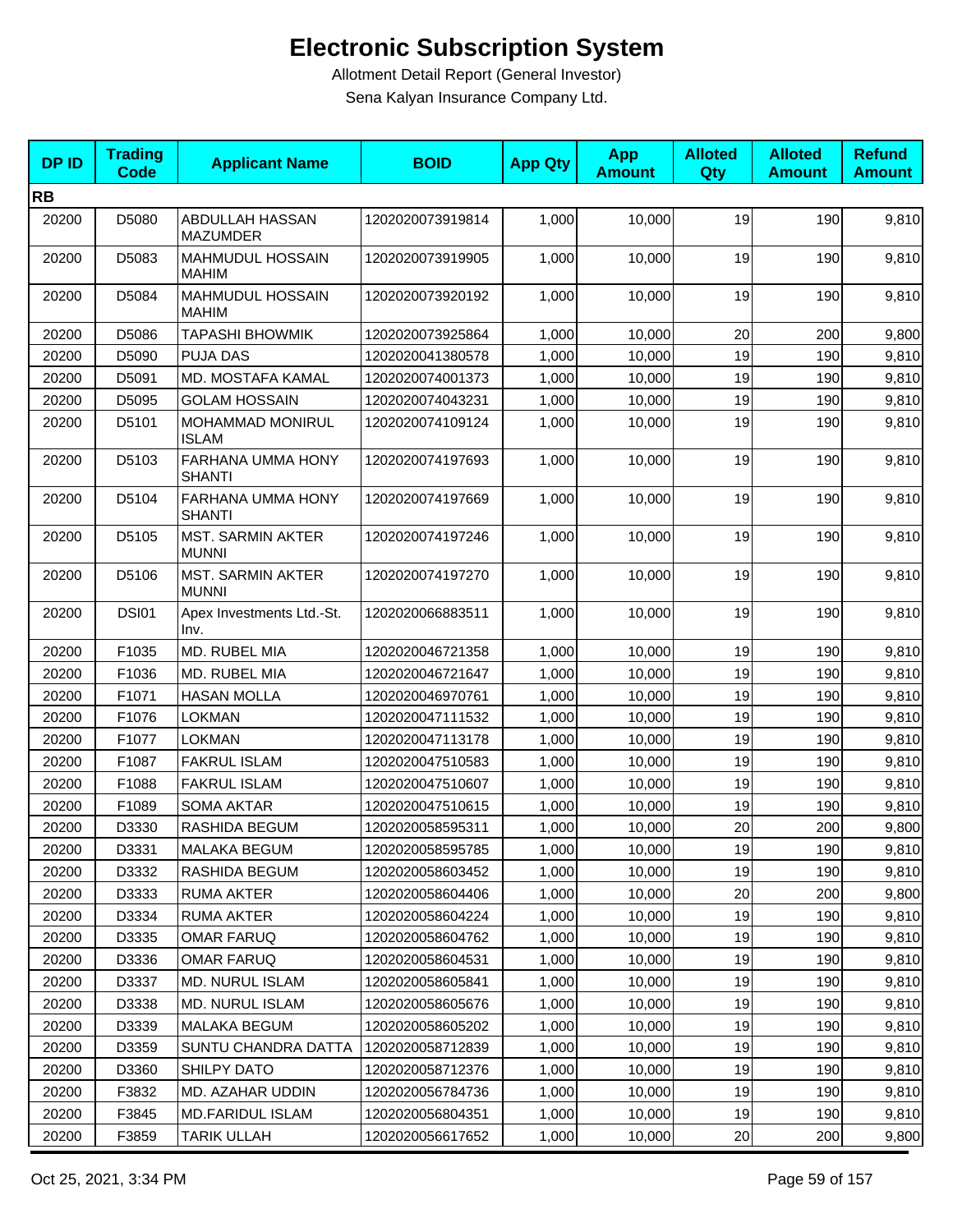# Electronic Subscription System

Allotment Detail Report (General Investor)

Sena Kalyan Insurance Company Ltd.

| DP ID | Trading Code | Applicant Name | BOID | App Qty | App Amount | Alloted Qty | Alloted Amount | Refund Amount |
|---|---|---|---|---|---|---|---|---|
| **RB** | | | | | | | | |
| 20200 | D5080 | ABDULLAH HASSAN MAZUMDER | 1202020073919814 | 1,000 | 10,000 | 19 | 190 | 9,810 |
| 20200 | D5083 | MAHMUDUL HOSSAIN MAHIM | 1202020073919905 | 1,000 | 10,000 | 19 | 190 | 9,810 |
| 20200 | D5084 | MAHMUDUL HOSSAIN MAHIM | 1202020073920192 | 1,000 | 10,000 | 19 | 190 | 9,810 |
| 20200 | D5086 | TAPASHI BHOWMIK | 1202020073925864 | 1,000 | 10,000 | 20 | 200 | 9,800 |
| 20200 | D5090 | PUJA DAS | 1202020041380578 | 1,000 | 10,000 | 19 | 190 | 9,810 |
| 20200 | D5091 | MD. MOSTAFA KAMAL | 1202020074001373 | 1,000 | 10,000 | 19 | 190 | 9,810 |
| 20200 | D5095 | GOLAM HOSSAIN | 1202020074043231 | 1,000 | 10,000 | 19 | 190 | 9,810 |
| 20200 | D5101 | MOHAMMAD MONIRUL ISLAM | 1202020074109124 | 1,000 | 10,000 | 19 | 190 | 9,810 |
| 20200 | D5103 | FARHANA UMMA HONY SHANTI | 1202020074197693 | 1,000 | 10,000 | 19 | 190 | 9,810 |
| 20200 | D5104 | FARHANA UMMA HONY SHANTI | 1202020074197669 | 1,000 | 10,000 | 19 | 190 | 9,810 |
| 20200 | D5105 | MST. SARMIN AKTER MUNNI | 1202020074197246 | 1,000 | 10,000 | 19 | 190 | 9,810 |
| 20200 | D5106 | MST. SARMIN AKTER MUNNI | 1202020074197270 | 1,000 | 10,000 | 19 | 190 | 9,810 |
| 20200 | DSI01 | Apex Investments Ltd.-St. Inv. | 1202020066883511 | 1,000 | 10,000 | 19 | 190 | 9,810 |
| 20200 | F1035 | MD. RUBEL MIA | 1202020046721358 | 1,000 | 10,000 | 19 | 190 | 9,810 |
| 20200 | F1036 | MD. RUBEL MIA | 1202020046721647 | 1,000 | 10,000 | 19 | 190 | 9,810 |
| 20200 | F1071 | HASAN MOLLA | 1202020046970761 | 1,000 | 10,000 | 19 | 190 | 9,810 |
| 20200 | F1076 | LOKMAN | 1202020047111532 | 1,000 | 10,000 | 19 | 190 | 9,810 |
| 20200 | F1077 | LOKMAN | 1202020047113178 | 1,000 | 10,000 | 19 | 190 | 9,810 |
| 20200 | F1087 | FAKRUL ISLAM | 1202020047510583 | 1,000 | 10,000 | 19 | 190 | 9,810 |
| 20200 | F1088 | FAKRUL ISLAM | 1202020047510607 | 1,000 | 10,000 | 19 | 190 | 9,810 |
| 20200 | F1089 | SOMA AKTAR | 1202020047510615 | 1,000 | 10,000 | 19 | 190 | 9,810 |
| 20200 | D3330 | RASHIDA BEGUM | 1202020058595311 | 1,000 | 10,000 | 20 | 200 | 9,800 |
| 20200 | D3331 | MALAKA BEGUM | 1202020058595785 | 1,000 | 10,000 | 19 | 190 | 9,810 |
| 20200 | D3332 | RASHIDA BEGUM | 1202020058603452 | 1,000 | 10,000 | 19 | 190 | 9,810 |
| 20200 | D3333 | RUMA AKTER | 1202020058604406 | 1,000 | 10,000 | 20 | 200 | 9,800 |
| 20200 | D3334 | RUMA AKTER | 1202020058604224 | 1,000 | 10,000 | 19 | 190 | 9,810 |
| 20200 | D3335 | OMAR FARUQ | 1202020058604762 | 1,000 | 10,000 | 19 | 190 | 9,810 |
| 20200 | D3336 | OMAR FARUQ | 1202020058604531 | 1,000 | 10,000 | 19 | 190 | 9,810 |
| 20200 | D3337 | MD. NURUL ISLAM | 1202020058605841 | 1,000 | 10,000 | 19 | 190 | 9,810 |
| 20200 | D3338 | MD. NURUL ISLAM | 1202020058605676 | 1,000 | 10,000 | 19 | 190 | 9,810 |
| 20200 | D3339 | MALAKA BEGUM | 1202020058605202 | 1,000 | 10,000 | 19 | 190 | 9,810 |
| 20200 | D3359 | SUNTU CHANDRA DATTA | 1202020058712839 | 1,000 | 10,000 | 19 | 190 | 9,810 |
| 20200 | D3360 | SHILPY DATO | 1202020058712376 | 1,000 | 10,000 | 19 | 190 | 9,810 |
| 20200 | F3832 | MD. AZAHAR UDDIN | 1202020056784736 | 1,000 | 10,000 | 19 | 190 | 9,810 |
| 20200 | F3845 | MD.FARIDUL ISLAM | 1202020056804351 | 1,000 | 10,000 | 19 | 190 | 9,810 |
| 20200 | F3859 | TARIK ULLAH | 1202020056617652 | 1,000 | 10,000 | 20 | 200 | 9,800 |

Oct 25, 2021, 3:34 PM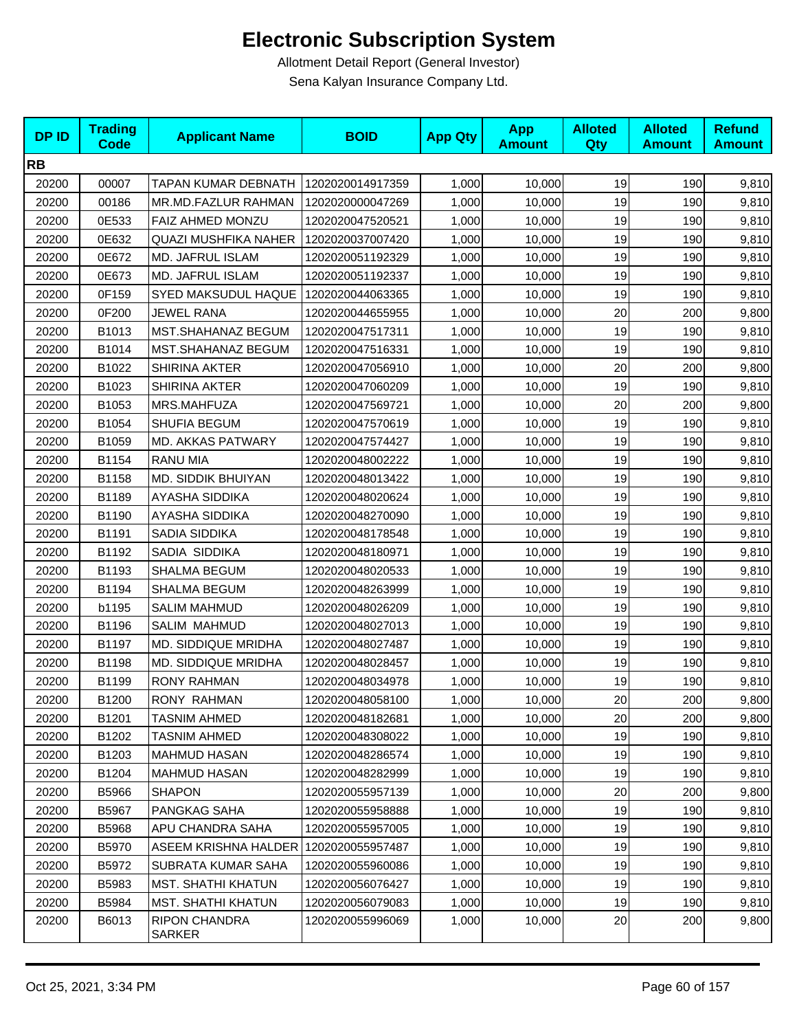# Electronic Subscription System

Allotment Detail Report (General Investor)

Sena Kalyan Insurance Company Ltd.

| DP ID | Trading Code | Applicant Name | BOID | App Qty | App Amount | Alloted Qty | Alloted Amount | Refund Amount |
|---|---|---|---|---|---|---|---|---|
| **RB** | | | | | | | | |
| 20200 | 00007 | TAPAN KUMAR DEBNATH | 1202020014917359 | 1,000 | 10,000 | 19 | 190 | 9,810 |
| 20200 | 00186 | MR.MD.FAZLUR RAHMAN | 1202020000047269 | 1,000 | 10,000 | 19 | 190 | 9,810 |
| 20200 | 0E533 | FAIZ AHMED MONZU | 1202020047520521 | 1,000 | 10,000 | 19 | 190 | 9,810 |
| 20200 | 0E632 | QUAZI MUSHFIKA NAHER | 1202020037007420 | 1,000 | 10,000 | 19 | 190 | 9,810 |
| 20200 | 0E672 | MD. JAFRUL ISLAM | 1202020051192329 | 1,000 | 10,000 | 19 | 190 | 9,810 |
| 20200 | 0E673 | MD. JAFRUL ISLAM | 1202020051192337 | 1,000 | 10,000 | 19 | 190 | 9,810 |
| 20200 | 0F159 | SYED MAKSUDUL HAQUE | 1202020044063365 | 1,000 | 10,000 | 19 | 190 | 9,810 |
| 20200 | 0F200 | JEWEL RANA | 1202020044655955 | 1,000 | 10,000 | 20 | 200 | 9,800 |
| 20200 | B1013 | MST.SHAHANAZ BEGUM | 1202020047517311 | 1,000 | 10,000 | 19 | 190 | 9,810 |
| 20200 | B1014 | MST.SHAHANAZ BEGUM | 1202020047516331 | 1,000 | 10,000 | 19 | 190 | 9,810 |
| 20200 | B1022 | SHIRINA AKTER | 1202020047056910 | 1,000 | 10,000 | 20 | 200 | 9,800 |
| 20200 | B1023 | SHIRINA AKTER | 1202020047060209 | 1,000 | 10,000 | 19 | 190 | 9,810 |
| 20200 | B1053 | MRS.MAHFUZA | 1202020047569721 | 1,000 | 10,000 | 20 | 200 | 9,800 |
| 20200 | B1054 | SHUFIA BEGUM | 1202020047570619 | 1,000 | 10,000 | 19 | 190 | 9,810 |
| 20200 | B1059 | MD. AKKAS PATWARY | 1202020047574427 | 1,000 | 10,000 | 19 | 190 | 9,810 |
| 20200 | B1154 | RANU MIA | 1202020048002222 | 1,000 | 10,000 | 19 | 190 | 9,810 |
| 20200 | B1158 | MD. SIDDIK BHUIYAN | 1202020048013422 | 1,000 | 10,000 | 19 | 190 | 9,810 |
| 20200 | B1189 | AYASHA SIDDIKA | 1202020048020624 | 1,000 | 10,000 | 19 | 190 | 9,810 |
| 20200 | B1190 | AYASHA SIDDIKA | 1202020048270090 | 1,000 | 10,000 | 19 | 190 | 9,810 |
| 20200 | B1191 | SADIA SIDDIKA | 1202020048178548 | 1,000 | 10,000 | 19 | 190 | 9,810 |
| 20200 | B1192 | SADIA SIDDIKA | 1202020048180971 | 1,000 | 10,000 | 19 | 190 | 9,810 |
| 20200 | B1193 | SHALMA BEGUM | 1202020048020533 | 1,000 | 10,000 | 19 | 190 | 9,810 |
| 20200 | B1194 | SHALMA BEGUM | 1202020048263999 | 1,000 | 10,000 | 19 | 190 | 9,810 |
| 20200 | b1195 | SALIM MAHMUD | 1202020048026209 | 1,000 | 10,000 | 19 | 190 | 9,810 |
| 20200 | B1196 | SALIM MAHMUD | 1202020048027013 | 1,000 | 10,000 | 19 | 190 | 9,810 |
| 20200 | B1197 | MD. SIDDIQUE MRIDHA | 1202020048027487 | 1,000 | 10,000 | 19 | 190 | 9,810 |
| 20200 | B1198 | MD. SIDDIQUE MRIDHA | 1202020048028457 | 1,000 | 10,000 | 19 | 190 | 9,810 |
| 20200 | B1199 | RONY RAHMAN | 1202020048034978 | 1,000 | 10,000 | 19 | 190 | 9,810 |
| 20200 | B1200 | RONY RAHMAN | 1202020048058100 | 1,000 | 10,000 | 20 | 200 | 9,800 |
| 20200 | B1201 | TASNIM AHMED | 1202020048182681 | 1,000 | 10,000 | 20 | 200 | 9,800 |
| 20200 | B1202 | TASNIM AHMED | 1202020048308022 | 1,000 | 10,000 | 19 | 190 | 9,810 |
| 20200 | B1203 | MAHMUD HASAN | 1202020048286574 | 1,000 | 10,000 | 19 | 190 | 9,810 |
| 20200 | B1204 | MAHMUD HASAN | 1202020048282999 | 1,000 | 10,000 | 19 | 190 | 9,810 |
| 20200 | B5966 | SHAPON | 1202020055957139 | 1,000 | 10,000 | 20 | 200 | 9,800 |
| 20200 | B5967 | PANGKAG SAHA | 1202020055958888 | 1,000 | 10,000 | 19 | 190 | 9,810 |
| 20200 | B5968 | APU CHANDRA SAHA | 1202020055957005 | 1,000 | 10,000 | 19 | 190 | 9,810 |
| 20200 | B5970 | ASEEM KRISHNA HALDER | 1202020055957487 | 1,000 | 10,000 | 19 | 190 | 9,810 |
| 20200 | B5972 | SUBRATA KUMAR SAHA | 1202020055960086 | 1,000 | 10,000 | 19 | 190 | 9,810 |
| 20200 | B5983 | MST. SHATHI KHATUN | 1202020056076427 | 1,000 | 10,000 | 19 | 190 | 9,810 |
| 20200 | B5984 | MST. SHATHI KHATUN | 1202020056079083 | 1,000 | 10,000 | 19 | 190 | 9,810 |
| 20200 | B6013 | RIPON CHANDRA SARKER | 1202020055996069 | 1,000 | 10,000 | 20 | 200 | 9,800 |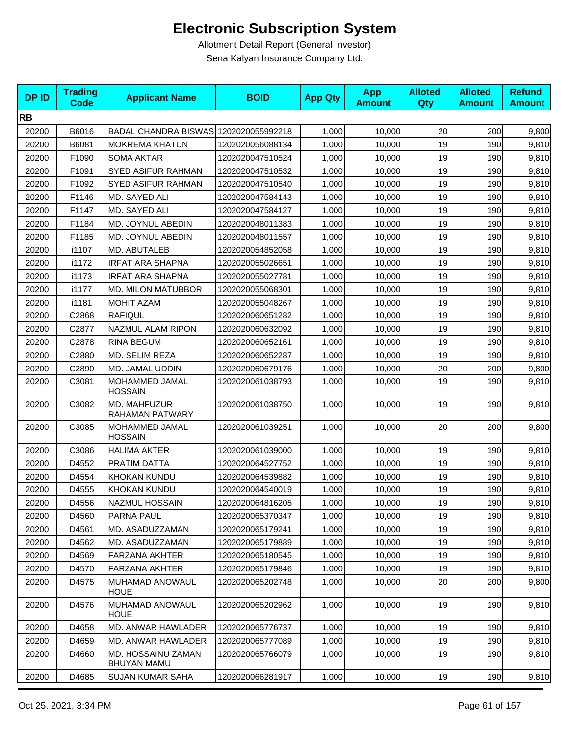# Electronic Subscription System

Allotment Detail Report (General Investor)

Sena Kalyan Insurance Company Ltd.

| DP ID | Trading Code | Applicant Name | BOID | App Qty | App Amount | Alloted Qty | Alloted Amount | Refund Amount |
|---|---|---|---|---|---|---|---|---|
| **RB** | | | | | | | | |
| 20200 | B6016 | BADAL CHANDRA BISWAS | 1202020055992218 | 1,000 | 10,000 | 20 | 200 | 9,800 |
| 20200 | B6081 | MOKREMA KHATUN | 1202020056088134 | 1,000 | 10,000 | 19 | 190 | 9,810 |
| 20200 | F1090 | SOMA AKTAR | 1202020047510524 | 1,000 | 10,000 | 19 | 190 | 9,810 |
| 20200 | F1091 | SYED ASIFUR RAHMAN | 1202020047510532 | 1,000 | 10,000 | 19 | 190 | 9,810 |
| 20200 | F1092 | SYED ASIFUR RAHMAN | 1202020047510540 | 1,000 | 10,000 | 19 | 190 | 9,810 |
| 20200 | F1146 | MD. SAYED ALI | 1202020047584143 | 1,000 | 10,000 | 19 | 190 | 9,810 |
| 20200 | F1147 | MD. SAYED ALI | 1202020047584127 | 1,000 | 10,000 | 19 | 190 | 9,810 |
| 20200 | F1184 | MD. JOYNUL ABEDIN | 1202020048011383 | 1,000 | 10,000 | 19 | 190 | 9,810 |
| 20200 | F1185 | MD. JOYNUL ABEDIN | 1202020048011557 | 1,000 | 10,000 | 19 | 190 | 9,810 |
| 20200 | i1107 | MD. ABUTALEB | 1202020054852058 | 1,000 | 10,000 | 19 | 190 | 9,810 |
| 20200 | i1172 | IRFAT ARA SHAPNA | 1202020055026651 | 1,000 | 10,000 | 19 | 190 | 9,810 |
| 20200 | i1173 | IRFAT ARA SHAPNA | 1202020055027781 | 1,000 | 10,000 | 19 | 190 | 9,810 |
| 20200 | i1177 | MD. MILON MATUBBOR | 1202020055068301 | 1,000 | 10,000 | 19 | 190 | 9,810 |
| 20200 | i1181 | MOHIT AZAM | 1202020055048267 | 1,000 | 10,000 | 19 | 190 | 9,810 |
| 20200 | C2868 | RAFIQUL | 1202020060651282 | 1,000 | 10,000 | 19 | 190 | 9,810 |
| 20200 | C2877 | NAZMUL ALAM RIPON | 1202020060632092 | 1,000 | 10,000 | 19 | 190 | 9,810 |
| 20200 | C2878 | RINA BEGUM | 1202020060652161 | 1,000 | 10,000 | 19 | 190 | 9,810 |
| 20200 | C2880 | MD. SELIM REZA | 1202020060652287 | 1,000 | 10,000 | 19 | 190 | 9,810 |
| 20200 | C2890 | MD. JAMAL UDDIN | 1202020060679176 | 1,000 | 10,000 | 20 | 200 | 9,800 |
| 20200 | C3081 | MOHAMMED JAMAL HOSSAIN | 1202020061038793 | 1,000 | 10,000 | 19 | 190 | 9,810 |
| 20200 | C3082 | MD. MAHFUZUR RAHAMAN PATWARY | 1202020061038750 | 1,000 | 10,000 | 19 | 190 | 9,810 |
| 20200 | C3085 | MOHAMMED JAMAL HOSSAIN | 1202020061039251 | 1,000 | 10,000 | 20 | 200 | 9,800 |
| 20200 | C3086 | HALIMA AKTER | 1202020061039000 | 1,000 | 10,000 | 19 | 190 | 9,810 |
| 20200 | D4552 | PRATIM DATTA | 1202020064527752 | 1,000 | 10,000 | 19 | 190 | 9,810 |
| 20200 | D4554 | KHOKAN KUNDU | 1202020064539882 | 1,000 | 10,000 | 19 | 190 | 9,810 |
| 20200 | D4555 | KHOKAN KUNDU | 1202020064540019 | 1,000 | 10,000 | 19 | 190 | 9,810 |
| 20200 | D4556 | NAZMUL HOSSAIN | 1202020064816205 | 1,000 | 10,000 | 19 | 190 | 9,810 |
| 20200 | D4560 | PARNA PAUL | 1202020065370347 | 1,000 | 10,000 | 19 | 190 | 9,810 |
| 20200 | D4561 | MD. ASADUZZAMAN | 1202020065179241 | 1,000 | 10,000 | 19 | 190 | 9,810 |
| 20200 | D4562 | MD. ASADUZZAMAN | 1202020065179889 | 1,000 | 10,000 | 19 | 190 | 9,810 |
| 20200 | D4569 | FARZANA AKHTER | 1202020065180545 | 1,000 | 10,000 | 19 | 190 | 9,810 |
| 20200 | D4570 | FARZANA AKHTER | 1202020065179846 | 1,000 | 10,000 | 19 | 190 | 9,810 |
| 20200 | D4575 | MUHAMAD ANOWAUL HOUE | 1202020065202748 | 1,000 | 10,000 | 20 | 200 | 9,800 |
| 20200 | D4576 | MUHAMAD ANOWAUL HOUE | 1202020065202962 | 1,000 | 10,000 | 19 | 190 | 9,810 |
| 20200 | D4658 | MD. ANWAR HAWLADER | 1202020065776737 | 1,000 | 10,000 | 19 | 190 | 9,810 |
| 20200 | D4659 | MD. ANWAR HAWLADER | 1202020065777089 | 1,000 | 10,000 | 19 | 190 | 9,810 |
| 20200 | D4660 | MD. HOSSAINU ZAMAN BHUYAN MAMU | 1202020065766079 | 1,000 | 10,000 | 19 | 190 | 9,810 |
| 20200 | D4685 | SUJAN KUMAR SAHA | 1202020066281917 | 1,000 | 10,000 | 19 | 190 | 9,810 |

Oct 25, 2021, 3:34 PM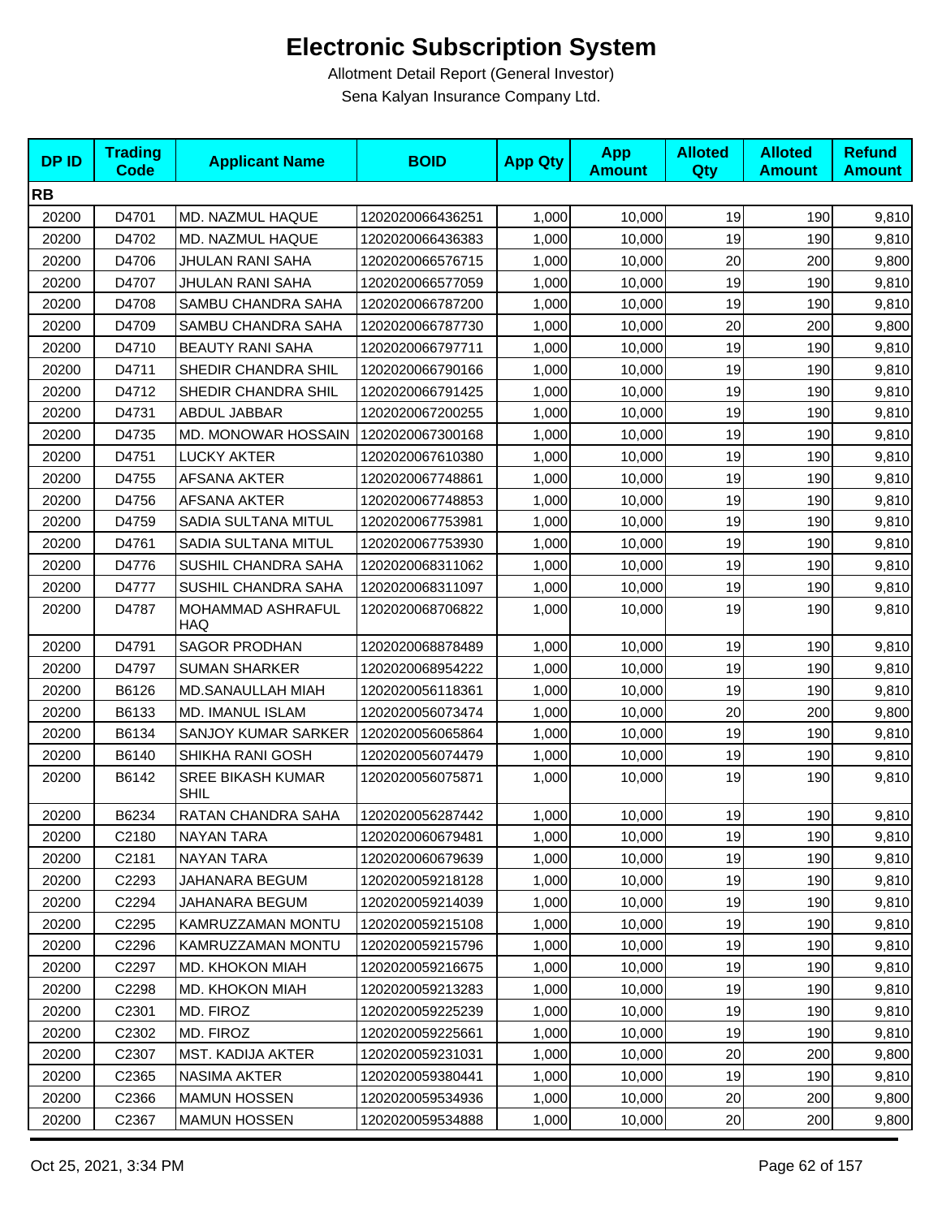# Electronic Subscription System

Allotment Detail Report (General Investor)

Sena Kalyan Insurance Company Ltd.

| DP ID | Trading Code | Applicant Name | BOID | App Qty | App Amount | Alloted Qty | Alloted Amount | Refund Amount |
|---|---|---|---|---|---|---|---|---|
| **RB** | | | | | | | | |
| 20200 | D4701 | MD. NAZMUL HAQUE | 1202020066436251 | 1,000 | 10,000 | 19 | 190 | 9,810 |
| 20200 | D4702 | MD. NAZMUL HAQUE | 1202020066436383 | 1,000 | 10,000 | 19 | 190 | 9,810 |
| 20200 | D4706 | JHULAN RANI SAHA | 1202020066576715 | 1,000 | 10,000 | 20 | 200 | 9,800 |
| 20200 | D4707 | JHULAN RANI SAHA | 1202020066577059 | 1,000 | 10,000 | 19 | 190 | 9,810 |
| 20200 | D4708 | SAMBU CHANDRA SAHA | 1202020066787200 | 1,000 | 10,000 | 19 | 190 | 9,810 |
| 20200 | D4709 | SAMBU CHANDRA SAHA | 1202020066787730 | 1,000 | 10,000 | 20 | 200 | 9,800 |
| 20200 | D4710 | BEAUTY RANI SAHA | 1202020066797711 | 1,000 | 10,000 | 19 | 190 | 9,810 |
| 20200 | D4711 | SHEDIR CHANDRA SHIL | 1202020066790166 | 1,000 | 10,000 | 19 | 190 | 9,810 |
| 20200 | D4712 | SHEDIR CHANDRA SHIL | 1202020066791425 | 1,000 | 10,000 | 19 | 190 | 9,810 |
| 20200 | D4731 | ABDUL JABBAR | 1202020067200255 | 1,000 | 10,000 | 19 | 190 | 9,810 |
| 20200 | D4735 | MD. MONOWAR HOSSAIN | 1202020067300168 | 1,000 | 10,000 | 19 | 190 | 9,810 |
| 20200 | D4751 | LUCKY AKTER | 1202020067610380 | 1,000 | 10,000 | 19 | 190 | 9,810 |
| 20200 | D4755 | AFSANA AKTER | 1202020067748861 | 1,000 | 10,000 | 19 | 190 | 9,810 |
| 20200 | D4756 | AFSANA AKTER | 1202020067748853 | 1,000 | 10,000 | 19 | 190 | 9,810 |
| 20200 | D4759 | SADIA SULTANA MITUL | 1202020067753981 | 1,000 | 10,000 | 19 | 190 | 9,810 |
| 20200 | D4761 | SADIA SULTANA MITUL | 1202020067753930 | 1,000 | 10,000 | 19 | 190 | 9,810 |
| 20200 | D4776 | SUSHIL CHANDRA SAHA | 1202020068311062 | 1,000 | 10,000 | 19 | 190 | 9,810 |
| 20200 | D4777 | SUSHIL CHANDRA SAHA | 1202020068311097 | 1,000 | 10,000 | 19 | 190 | 9,810 |
| 20200 | D4787 | MOHAMMAD ASHRAFUL HAQ | 1202020068706822 | 1,000 | 10,000 | 19 | 190 | 9,810 |
| 20200 | D4791 | SAGOR PRODHAN | 1202020068878489 | 1,000 | 10,000 | 19 | 190 | 9,810 |
| 20200 | D4797 | SUMAN SHARKER | 1202020068954222 | 1,000 | 10,000 | 19 | 190 | 9,810 |
| 20200 | B6126 | MD.SANAULLAH MIAH | 1202020056118361 | 1,000 | 10,000 | 19 | 190 | 9,810 |
| 20200 | B6133 | MD. IMANUL ISLAM | 1202020056073474 | 1,000 | 10,000 | 20 | 200 | 9,800 |
| 20200 | B6134 | SANJOY KUMAR SARKER | 1202020056065864 | 1,000 | 10,000 | 19 | 190 | 9,810 |
| 20200 | B6140 | SHIKHA RANI GOSH | 1202020056074479 | 1,000 | 10,000 | 19 | 190 | 9,810 |
| 20200 | B6142 | SREE BIKASH KUMAR SHIL | 1202020056075871 | 1,000 | 10,000 | 19 | 190 | 9,810 |
| 20200 | B6234 | RATAN CHANDRA SAHA | 1202020056287442 | 1,000 | 10,000 | 19 | 190 | 9,810 |
| 20200 | C2180 | NAYAN TARA | 1202020060679481 | 1,000 | 10,000 | 19 | 190 | 9,810 |
| 20200 | C2181 | NAYAN TARA | 1202020060679639 | 1,000 | 10,000 | 19 | 190 | 9,810 |
| 20200 | C2293 | JAHANARA BEGUM | 1202020059218128 | 1,000 | 10,000 | 19 | 190 | 9,810 |
| 20200 | C2294 | JAHANARA BEGUM | 1202020059214039 | 1,000 | 10,000 | 19 | 190 | 9,810 |
| 20200 | C2295 | KAMRUZZAMAN MONTU | 1202020059215108 | 1,000 | 10,000 | 19 | 190 | 9,810 |
| 20200 | C2296 | KAMRUZZAMAN MONTU | 1202020059215796 | 1,000 | 10,000 | 19 | 190 | 9,810 |
| 20200 | C2297 | MD. KHOKON MIAH | 1202020059216675 | 1,000 | 10,000 | 19 | 190 | 9,810 |
| 20200 | C2298 | MD. KHOKON MIAH | 1202020059213283 | 1,000 | 10,000 | 19 | 190 | 9,810 |
| 20200 | C2301 | MD. FIROZ | 1202020059225239 | 1,000 | 10,000 | 19 | 190 | 9,810 |
| 20200 | C2302 | MD. FIROZ | 1202020059225661 | 1,000 | 10,000 | 19 | 190 | 9,810 |
| 20200 | C2307 | MST. KADIJA AKTER | 1202020059231031 | 1,000 | 10,000 | 20 | 200 | 9,800 |
| 20200 | C2365 | NASIMA AKTER | 1202020059380441 | 1,000 | 10,000 | 19 | 190 | 9,810 |
| 20200 | C2366 | MAMUN HOSSEN | 1202020059534936 | 1,000 | 10,000 | 20 | 200 | 9,800 |
| 20200 | C2367 | MAMUN HOSSEN | 1202020059534888 | 1,000 | 10,000 | 20 | 200 | 9,800 |

Oct 25, 2021, 3:34 PM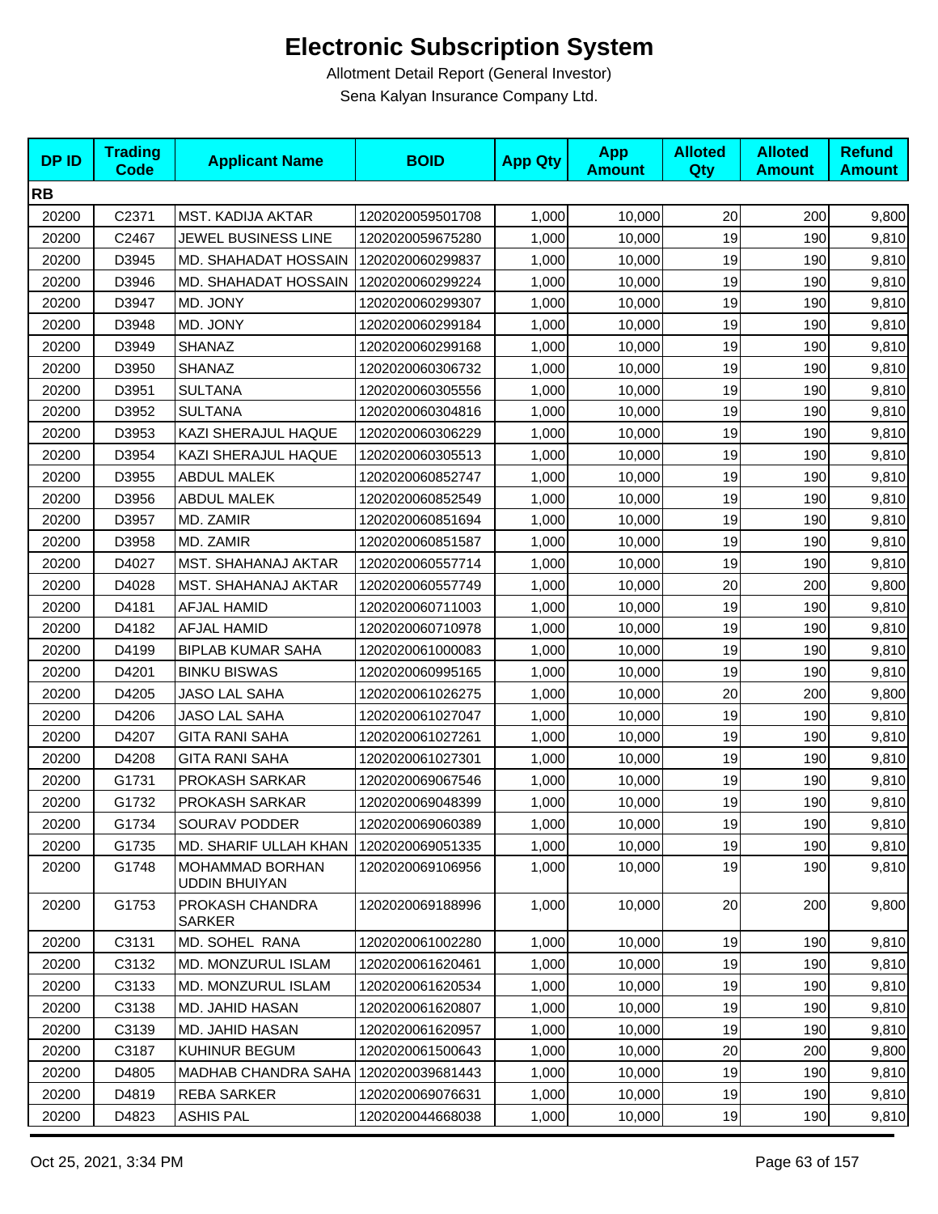# Electronic Subscription System

Allotment Detail Report (General Investor)

Sena Kalyan Insurance Company Ltd.

| DP ID | Trading Code | Applicant Name | BOID | App Qty | App Amount | Alloted Qty | Alloted Amount | Refund Amount |
|---|---|---|---|---|---|---|---|---|
| **RB** | | | | | | | | |
| 20200 | C2371 | MST. KADIJA AKTAR | 1202020059501708 | 1,000 | 10,000 | 20 | 200 | 9,800 |
| 20200 | C2467 | JEWEL BUSINESS LINE | 1202020059675280 | 1,000 | 10,000 | 19 | 190 | 9,810 |
| 20200 | D3945 | MD. SHAHADAT HOSSAIN | 1202020060299837 | 1,000 | 10,000 | 19 | 190 | 9,810 |
| 20200 | D3946 | MD. SHAHADAT HOSSAIN | 1202020060299224 | 1,000 | 10,000 | 19 | 190 | 9,810 |
| 20200 | D3947 | MD. JONY | 1202020060299307 | 1,000 | 10,000 | 19 | 190 | 9,810 |
| 20200 | D3948 | MD. JONY | 1202020060299184 | 1,000 | 10,000 | 19 | 190 | 9,810 |
| 20200 | D3949 | SHANAZ | 1202020060299168 | 1,000 | 10,000 | 19 | 190 | 9,810 |
| 20200 | D3950 | SHANAZ | 1202020060306732 | 1,000 | 10,000 | 19 | 190 | 9,810 |
| 20200 | D3951 | SULTANA | 1202020060305556 | 1,000 | 10,000 | 19 | 190 | 9,810 |
| 20200 | D3952 | SULTANA | 1202020060304816 | 1,000 | 10,000 | 19 | 190 | 9,810 |
| 20200 | D3953 | KAZI SHERAJUL HAQUE | 1202020060306229 | 1,000 | 10,000 | 19 | 190 | 9,810 |
| 20200 | D3954 | KAZI SHERAJUL HAQUE | 1202020060305513 | 1,000 | 10,000 | 19 | 190 | 9,810 |
| 20200 | D3955 | ABDUL MALEK | 1202020060852747 | 1,000 | 10,000 | 19 | 190 | 9,810 |
| 20200 | D3956 | ABDUL MALEK | 1202020060852549 | 1,000 | 10,000 | 19 | 190 | 9,810 |
| 20200 | D3957 | MD. ZAMIR | 1202020060851694 | 1,000 | 10,000 | 19 | 190 | 9,810 |
| 20200 | D3958 | MD. ZAMIR | 1202020060851587 | 1,000 | 10,000 | 19 | 190 | 9,810 |
| 20200 | D4027 | MST. SHAHANAJ AKTAR | 1202020060557714 | 1,000 | 10,000 | 19 | 190 | 9,810 |
| 20200 | D4028 | MST. SHAHANAJ AKTAR | 1202020060557749 | 1,000 | 10,000 | 20 | 200 | 9,800 |
| 20200 | D4181 | AFJAL HAMID | 1202020060711003 | 1,000 | 10,000 | 19 | 190 | 9,810 |
| 20200 | D4182 | AFJAL HAMID | 1202020060710978 | 1,000 | 10,000 | 19 | 190 | 9,810 |
| 20200 | D4199 | BIPLAB KUMAR SAHA | 1202020061000083 | 1,000 | 10,000 | 19 | 190 | 9,810 |
| 20200 | D4201 | BINKU BISWAS | 1202020060995165 | 1,000 | 10,000 | 19 | 190 | 9,810 |
| 20200 | D4205 | JASO LAL SAHA | 1202020061026275 | 1,000 | 10,000 | 20 | 200 | 9,800 |
| 20200 | D4206 | JASO LAL SAHA | 1202020061027047 | 1,000 | 10,000 | 19 | 190 | 9,810 |
| 20200 | D4207 | GITA RANI SAHA | 1202020061027261 | 1,000 | 10,000 | 19 | 190 | 9,810 |
| 20200 | D4208 | GITA RANI SAHA | 1202020061027301 | 1,000 | 10,000 | 19 | 190 | 9,810 |
| 20200 | G1731 | PROKASH SARKAR | 1202020069067546 | 1,000 | 10,000 | 19 | 190 | 9,810 |
| 20200 | G1732 | PROKASH SARKAR | 1202020069048399 | 1,000 | 10,000 | 19 | 190 | 9,810 |
| 20200 | G1734 | SOURAV PODDER | 1202020069060389 | 1,000 | 10,000 | 19 | 190 | 9,810 |
| 20200 | G1735 | MD. SHARIF ULLAH KHAN | 1202020069051335 | 1,000 | 10,000 | 19 | 190 | 9,810 |
| 20200 | G1748 | MOHAMMAD BORHAN UDDIN BHUIYAN | 1202020069106956 | 1,000 | 10,000 | 19 | 190 | 9,810 |
| 20200 | G1753 | PROKASH CHANDRA SARKER | 1202020069188996 | 1,000 | 10,000 | 20 | 200 | 9,800 |
| 20200 | C3131 | MD. SOHEL RANA | 1202020061002280 | 1,000 | 10,000 | 19 | 190 | 9,810 |
| 20200 | C3132 | MD. MONZURUL ISLAM | 1202020061620461 | 1,000 | 10,000 | 19 | 190 | 9,810 |
| 20200 | C3133 | MD. MONZURUL ISLAM | 1202020061620534 | 1,000 | 10,000 | 19 | 190 | 9,810 |
| 20200 | C3138 | MD. JAHID HASAN | 1202020061620807 | 1,000 | 10,000 | 19 | 190 | 9,810 |
| 20200 | C3139 | MD. JAHID HASAN | 1202020061620957 | 1,000 | 10,000 | 19 | 190 | 9,810 |
| 20200 | C3187 | KUHINUR BEGUM | 1202020061500643 | 1,000 | 10,000 | 20 | 200 | 9,800 |
| 20200 | D4805 | MADHAB CHANDRA SAHA | 1202020039681443 | 1,000 | 10,000 | 19 | 190 | 9,810 |
| 20200 | D4819 | REBA SARKER | 1202020069076631 | 1,000 | 10,000 | 19 | 190 | 9,810 |
| 20200 | D4823 | ASHIS PAL | 1202020044668038 | 1,000 | 10,000 | 19 | 190 | 9,810 |

Oct 25, 2021, 3:34 PM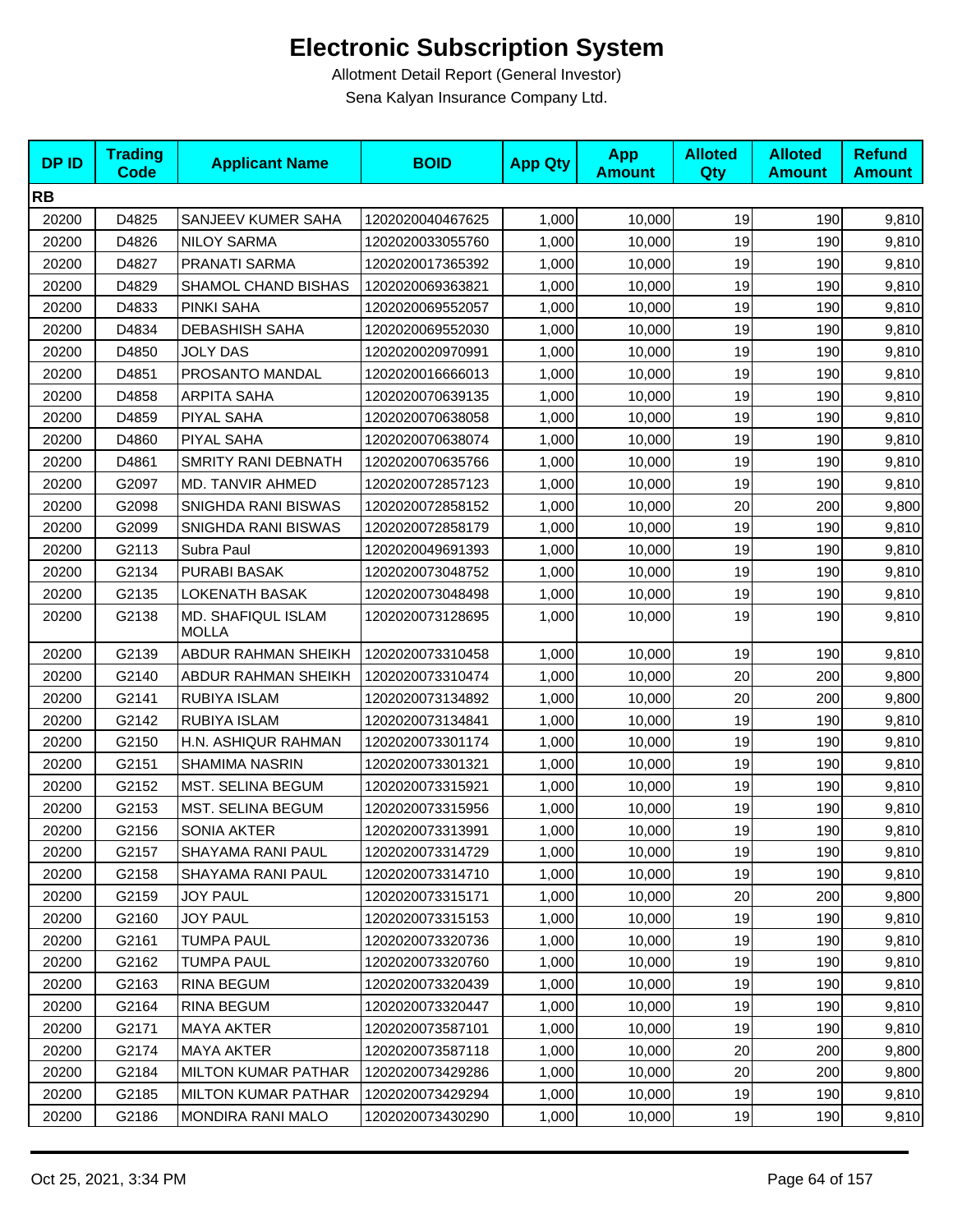# Electronic Subscription System

Allotment Detail Report (General Investor)

Sena Kalyan Insurance Company Ltd.

| DP ID | Trading Code | Applicant Name | BOID | App Qty | App Amount | Alloted Qty | Alloted Amount | Refund Amount |
|---|---|---|---|---|---|---|---|---|
| **RB** | | | | | | | | |
| 20200 | D4825 | SANJEEV KUMER SAHA | 1202020040467625 | 1,000 | 10,000 | 19 | 190 | 9,810 |
| 20200 | D4826 | NILOY SARMA | 1202020033055760 | 1,000 | 10,000 | 19 | 190 | 9,810 |
| 20200 | D4827 | PRANATI SARMA | 1202020017365392 | 1,000 | 10,000 | 19 | 190 | 9,810 |
| 20200 | D4829 | SHAMOL CHAND BISHAS | 1202020069363821 | 1,000 | 10,000 | 19 | 190 | 9,810 |
| 20200 | D4833 | PINKI SAHA | 1202020069552057 | 1,000 | 10,000 | 19 | 190 | 9,810 |
| 20200 | D4834 | DEBASHISH SAHA | 1202020069552030 | 1,000 | 10,000 | 19 | 190 | 9,810 |
| 20200 | D4850 | JOLY DAS | 1202020020970991 | 1,000 | 10,000 | 19 | 190 | 9,810 |
| 20200 | D4851 | PROSANTO MANDAL | 1202020016666013 | 1,000 | 10,000 | 19 | 190 | 9,810 |
| 20200 | D4858 | ARPITA SAHA | 1202020070639135 | 1,000 | 10,000 | 19 | 190 | 9,810 |
| 20200 | D4859 | PIYAL SAHA | 1202020070638058 | 1,000 | 10,000 | 19 | 190 | 9,810 |
| 20200 | D4860 | PIYAL SAHA | 1202020070638074 | 1,000 | 10,000 | 19 | 190 | 9,810 |
| 20200 | D4861 | SMRITY RANI DEBNATH | 1202020070635766 | 1,000 | 10,000 | 19 | 190 | 9,810 |
| 20200 | G2097 | MD. TANVIR AHMED | 1202020072857123 | 1,000 | 10,000 | 19 | 190 | 9,810 |
| 20200 | G2098 | SNIGHDA RANI BISWAS | 1202020072858152 | 1,000 | 10,000 | 20 | 200 | 9,800 |
| 20200 | G2099 | SNIGHDA RANI BISWAS | 1202020072858179 | 1,000 | 10,000 | 19 | 190 | 9,810 |
| 20200 | G2113 | Subra Paul | 1202020049691393 | 1,000 | 10,000 | 19 | 190 | 9,810 |
| 20200 | G2134 | PURABI BASAK | 1202020073048752 | 1,000 | 10,000 | 19 | 190 | 9,810 |
| 20200 | G2135 | LOKENATH BASAK | 1202020073048498 | 1,000 | 10,000 | 19 | 190 | 9,810 |
| 20200 | G2138 | MD. SHAFIQUL ISLAM MOLLA | 1202020073128695 | 1,000 | 10,000 | 19 | 190 | 9,810 |
| 20200 | G2139 | ABDUR RAHMAN SHEIKH | 1202020073310458 | 1,000 | 10,000 | 19 | 190 | 9,810 |
| 20200 | G2140 | ABDUR RAHMAN SHEIKH | 1202020073310474 | 1,000 | 10,000 | 20 | 200 | 9,800 |
| 20200 | G2141 | RUBIYA ISLAM | 1202020073134892 | 1,000 | 10,000 | 20 | 200 | 9,800 |
| 20200 | G2142 | RUBIYA ISLAM | 1202020073134841 | 1,000 | 10,000 | 19 | 190 | 9,810 |
| 20200 | G2150 | H.N. ASHIQUR RAHMAN | 1202020073301174 | 1,000 | 10,000 | 19 | 190 | 9,810 |
| 20200 | G2151 | SHAMIMA NASRIN | 1202020073301321 | 1,000 | 10,000 | 19 | 190 | 9,810 |
| 20200 | G2152 | MST. SELINA BEGUM | 1202020073315921 | 1,000 | 10,000 | 19 | 190 | 9,810 |
| 20200 | G2153 | MST. SELINA BEGUM | 1202020073315956 | 1,000 | 10,000 | 19 | 190 | 9,810 |
| 20200 | G2156 | SONIA AKTER | 1202020073313991 | 1,000 | 10,000 | 19 | 190 | 9,810 |
| 20200 | G2157 | SHAYAMA RANI PAUL | 1202020073314729 | 1,000 | 10,000 | 19 | 190 | 9,810 |
| 20200 | G2158 | SHAYAMA RANI PAUL | 1202020073314710 | 1,000 | 10,000 | 19 | 190 | 9,810 |
| 20200 | G2159 | JOY PAUL | 1202020073315171 | 1,000 | 10,000 | 20 | 200 | 9,800 |
| 20200 | G2160 | JOY PAUL | 1202020073315153 | 1,000 | 10,000 | 19 | 190 | 9,810 |
| 20200 | G2161 | TUMPA PAUL | 1202020073320736 | 1,000 | 10,000 | 19 | 190 | 9,810 |
| 20200 | G2162 | TUMPA PAUL | 1202020073320760 | 1,000 | 10,000 | 19 | 190 | 9,810 |
| 20200 | G2163 | RINA BEGUM | 1202020073320439 | 1,000 | 10,000 | 19 | 190 | 9,810 |
| 20200 | G2164 | RINA BEGUM | 1202020073320447 | 1,000 | 10,000 | 19 | 190 | 9,810 |
| 20200 | G2171 | MAYA AKTER | 1202020073587101 | 1,000 | 10,000 | 19 | 190 | 9,810 |
| 20200 | G2174 | MAYA AKTER | 1202020073587118 | 1,000 | 10,000 | 20 | 200 | 9,800 |
| 20200 | G2184 | MILTON KUMAR PATHAR | 1202020073429286 | 1,000 | 10,000 | 20 | 200 | 9,800 |
| 20200 | G2185 | MILTON KUMAR PATHAR | 1202020073429294 | 1,000 | 10,000 | 19 | 190 | 9,810 |
| 20200 | G2186 | MONDIRA RANI MALO | 1202020073430290 | 1,000 | 10,000 | 19 | 190 | 9,810 |

Oct 25, 2021, 3:34 PM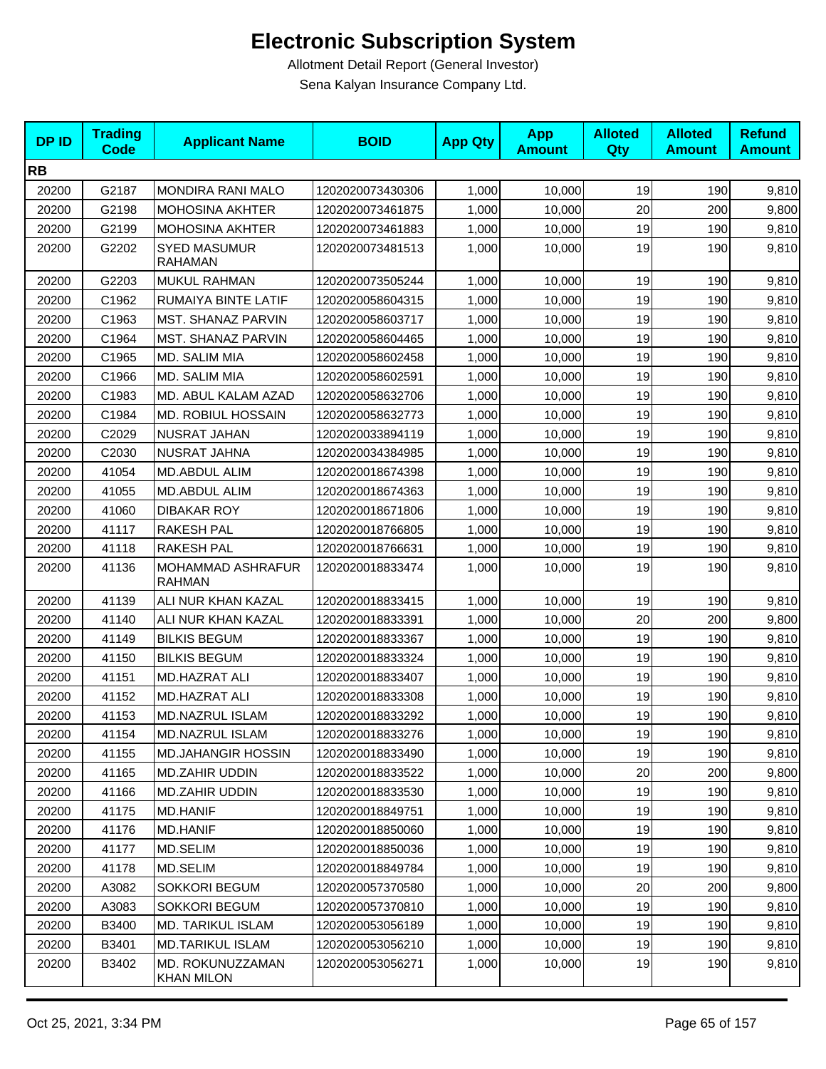# Electronic Subscription System

Allotment Detail Report (General Investor)

Sena Kalyan Insurance Company Ltd.

| DP ID | Trading Code | Applicant Name | BOID | App Qty | App Amount | Alloted Qty | Alloted Amount | Refund Amount |
|---|---|---|---|---|---|---|---|---|
| **RB** | | | | | | | | |
| 20200 | G2187 | MONDIRA RANI MALO | 1202020073430306 | 1,000 | 10,000 | 19 | 190 | 9,810 |
| 20200 | G2198 | MOHOSINA AKHTER | 1202020073461875 | 1,000 | 10,000 | 20 | 200 | 9,800 |
| 20200 | G2199 | MOHOSINA AKHTER | 1202020073461883 | 1,000 | 10,000 | 19 | 190 | 9,810 |
| 20200 | G2202 | SYED MASUMUR RAHAMAN | 1202020073481513 | 1,000 | 10,000 | 19 | 190 | 9,810 |
| 20200 | G2203 | MUKUL RAHMAN | 1202020073505244 | 1,000 | 10,000 | 19 | 190 | 9,810 |
| 20200 | C1962 | RUMAIYA BINTE LATIF | 1202020058604315 | 1,000 | 10,000 | 19 | 190 | 9,810 |
| 20200 | C1963 | MST. SHANAZ PARVIN | 1202020058603717 | 1,000 | 10,000 | 19 | 190 | 9,810 |
| 20200 | C1964 | MST. SHANAZ PARVIN | 1202020058604465 | 1,000 | 10,000 | 19 | 190 | 9,810 |
| 20200 | C1965 | MD. SALIM MIA | 1202020058602458 | 1,000 | 10,000 | 19 | 190 | 9,810 |
| 20200 | C1966 | MD. SALIM MIA | 1202020058602591 | 1,000 | 10,000 | 19 | 190 | 9,810 |
| 20200 | C1983 | MD. ABUL KALAM AZAD | 1202020058632706 | 1,000 | 10,000 | 19 | 190 | 9,810 |
| 20200 | C1984 | MD. ROBIUL HOSSAIN | 1202020058632773 | 1,000 | 10,000 | 19 | 190 | 9,810 |
| 20200 | C2029 | NUSRAT JAHAN | 1202020033894119 | 1,000 | 10,000 | 19 | 190 | 9,810 |
| 20200 | C2030 | NUSRAT JAHNA | 1202020034384985 | 1,000 | 10,000 | 19 | 190 | 9,810 |
| 20200 | 41054 | MD.ABDUL ALIM | 1202020018674398 | 1,000 | 10,000 | 19 | 190 | 9,810 |
| 20200 | 41055 | MD.ABDUL ALIM | 1202020018674363 | 1,000 | 10,000 | 19 | 190 | 9,810 |
| 20200 | 41060 | DIBAKAR ROY | 1202020018671806 | 1,000 | 10,000 | 19 | 190 | 9,810 |
| 20200 | 41117 | RAKESH PAL | 1202020018766805 | 1,000 | 10,000 | 19 | 190 | 9,810 |
| 20200 | 41118 | RAKESH PAL | 1202020018766631 | 1,000 | 10,000 | 19 | 190 | 9,810 |
| 20200 | 41136 | MOHAMMAD ASHRAFUR RAHMAN | 1202020018833474 | 1,000 | 10,000 | 19 | 190 | 9,810 |
| 20200 | 41139 | ALI NUR KHAN KAZAL | 1202020018833415 | 1,000 | 10,000 | 19 | 190 | 9,810 |
| 20200 | 41140 | ALI NUR KHAN KAZAL | 1202020018833391 | 1,000 | 10,000 | 20 | 200 | 9,800 |
| 20200 | 41149 | BILKIS BEGUM | 1202020018833367 | 1,000 | 10,000 | 19 | 190 | 9,810 |
| 20200 | 41150 | BILKIS BEGUM | 1202020018833324 | 1,000 | 10,000 | 19 | 190 | 9,810 |
| 20200 | 41151 | MD.HAZRAT ALI | 1202020018833407 | 1,000 | 10,000 | 19 | 190 | 9,810 |
| 20200 | 41152 | MD.HAZRAT ALI | 1202020018833308 | 1,000 | 10,000 | 19 | 190 | 9,810 |
| 20200 | 41153 | MD.NAZRUL ISLAM | 1202020018833292 | 1,000 | 10,000 | 19 | 190 | 9,810 |
| 20200 | 41154 | MD.NAZRUL ISLAM | 1202020018833276 | 1,000 | 10,000 | 19 | 190 | 9,810 |
| 20200 | 41155 | MD.JAHANGIR HOSSIN | 1202020018833490 | 1,000 | 10,000 | 19 | 190 | 9,810 |
| 20200 | 41165 | MD.ZAHIR UDDIN | 1202020018833522 | 1,000 | 10,000 | 20 | 200 | 9,800 |
| 20200 | 41166 | MD.ZAHIR UDDIN | 1202020018833530 | 1,000 | 10,000 | 19 | 190 | 9,810 |
| 20200 | 41175 | MD.HANIF | 1202020018849751 | 1,000 | 10,000 | 19 | 190 | 9,810 |
| 20200 | 41176 | MD.HANIF | 1202020018850060 | 1,000 | 10,000 | 19 | 190 | 9,810 |
| 20200 | 41177 | MD.SELIM | 1202020018850036 | 1,000 | 10,000 | 19 | 190 | 9,810 |
| 20200 | 41178 | MD.SELIM | 1202020018849784 | 1,000 | 10,000 | 19 | 190 | 9,810 |
| 20200 | A3082 | SOKKORI BEGUM | 1202020057370580 | 1,000 | 10,000 | 20 | 200 | 9,800 |
| 20200 | A3083 | SOKKORI BEGUM | 1202020057370810 | 1,000 | 10,000 | 19 | 190 | 9,810 |
| 20200 | B3400 | MD. TARIKUL ISLAM | 1202020053056189 | 1,000 | 10,000 | 19 | 190 | 9,810 |
| 20200 | B3401 | MD.TARIKUL ISLAM | 1202020053056210 | 1,000 | 10,000 | 19 | 190 | 9,810 |
| 20200 | B3402 | MD. ROKUNUZZAMAN KHAN MILON | 1202020053056271 | 1,000 | 10,000 | 19 | 190 | 9,810 |

Oct 25, 2021, 3:34 PM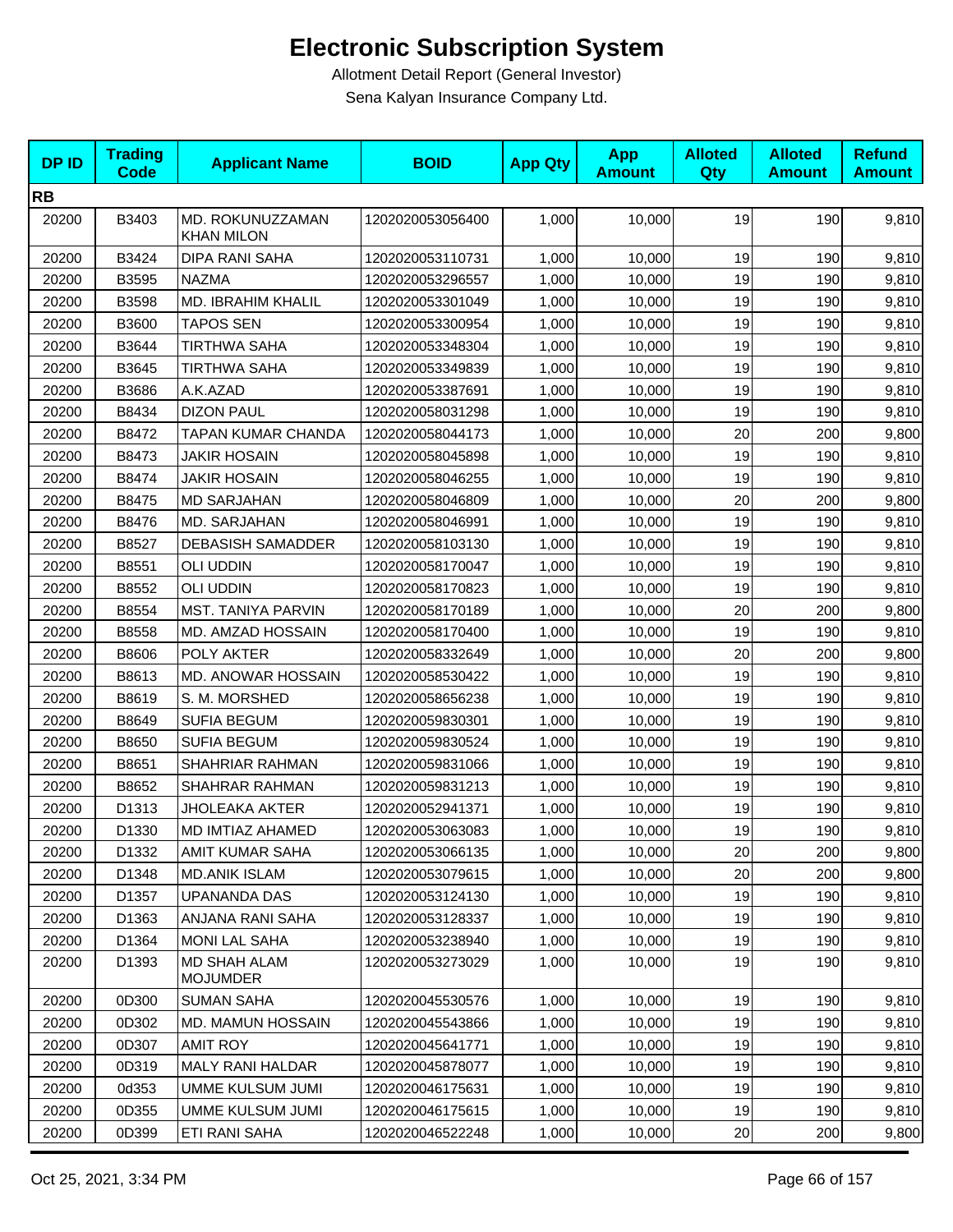# Electronic Subscription System

Allotment Detail Report (General Investor)

Sena Kalyan Insurance Company Ltd.

| DP ID | Trading Code | Applicant Name | BOID | App Qty | App Amount | Alloted Qty | Alloted Amount | Refund Amount |
|---|---|---|---|---|---|---|---|---|
| **RB** | | | | | | | | |
| 20200 | B3403 | MD. ROKUNUZZAMAN KHAN MILON | 1202020053056400 | 1,000 | 10,000 | 19 | 190 | 9,810 |
| 20200 | B3424 | DIPA RANI SAHA | 1202020053110731 | 1,000 | 10,000 | 19 | 190 | 9,810 |
| 20200 | B3595 | NAZMA | 1202020053296557 | 1,000 | 10,000 | 19 | 190 | 9,810 |
| 20200 | B3598 | MD. IBRAHIM KHALIL | 1202020053301049 | 1,000 | 10,000 | 19 | 190 | 9,810 |
| 20200 | B3600 | TAPOS SEN | 1202020053300954 | 1,000 | 10,000 | 19 | 190 | 9,810 |
| 20200 | B3644 | TIRTHWA SAHA | 1202020053348304 | 1,000 | 10,000 | 19 | 190 | 9,810 |
| 20200 | B3645 | TIRTHWA SAHA | 1202020053349839 | 1,000 | 10,000 | 19 | 190 | 9,810 |
| 20200 | B3686 | A.K.AZAD | 1202020053387691 | 1,000 | 10,000 | 19 | 190 | 9,810 |
| 20200 | B8434 | DIZON PAUL | 1202020058031298 | 1,000 | 10,000 | 19 | 190 | 9,810 |
| 20200 | B8472 | TAPAN KUMAR CHANDA | 1202020058044173 | 1,000 | 10,000 | 20 | 200 | 9,800 |
| 20200 | B8473 | JAKIR HOSAIN | 1202020058045898 | 1,000 | 10,000 | 19 | 190 | 9,810 |
| 20200 | B8474 | JAKIR HOSAIN | 1202020058046255 | 1,000 | 10,000 | 19 | 190 | 9,810 |
| 20200 | B8475 | MD SARJAHAN | 1202020058046809 | 1,000 | 10,000 | 20 | 200 | 9,800 |
| 20200 | B8476 | MD. SARJAHAN | 1202020058046991 | 1,000 | 10,000 | 19 | 190 | 9,810 |
| 20200 | B8527 | DEBASISH SAMADDER | 1202020058103130 | 1,000 | 10,000 | 19 | 190 | 9,810 |
| 20200 | B8551 | OLI UDDIN | 1202020058170047 | 1,000 | 10,000 | 19 | 190 | 9,810 |
| 20200 | B8552 | OLI UDDIN | 1202020058170823 | 1,000 | 10,000 | 19 | 190 | 9,810 |
| 20200 | B8554 | MST. TANIYA PARVIN | 1202020058170189 | 1,000 | 10,000 | 20 | 200 | 9,800 |
| 20200 | B8558 | MD. AMZAD HOSSAIN | 1202020058170400 | 1,000 | 10,000 | 19 | 190 | 9,810 |
| 20200 | B8606 | POLY AKTER | 1202020058332649 | 1,000 | 10,000 | 20 | 200 | 9,800 |
| 20200 | B8613 | MD. ANOWAR HOSSAIN | 1202020058530422 | 1,000 | 10,000 | 19 | 190 | 9,810 |
| 20200 | B8619 | S. M. MORSHED | 1202020058656238 | 1,000 | 10,000 | 19 | 190 | 9,810 |
| 20200 | B8649 | SUFIA BEGUM | 1202020059830301 | 1,000 | 10,000 | 19 | 190 | 9,810 |
| 20200 | B8650 | SUFIA BEGUM | 1202020059830524 | 1,000 | 10,000 | 19 | 190 | 9,810 |
| 20200 | B8651 | SHAHRIAR RAHMAN | 1202020059831066 | 1,000 | 10,000 | 19 | 190 | 9,810 |
| 20200 | B8652 | SHAHRAR RAHMAN | 1202020059831213 | 1,000 | 10,000 | 19 | 190 | 9,810 |
| 20200 | D1313 | JHOLEAKA AKTER | 1202020052941371 | 1,000 | 10,000 | 19 | 190 | 9,810 |
| 20200 | D1330 | MD IMTIAZ AHAMED | 1202020053063083 | 1,000 | 10,000 | 19 | 190 | 9,810 |
| 20200 | D1332 | AMIT KUMAR SAHA | 1202020053066135 | 1,000 | 10,000 | 20 | 200 | 9,800 |
| 20200 | D1348 | MD.ANIK ISLAM | 1202020053079615 | 1,000 | 10,000 | 20 | 200 | 9,800 |
| 20200 | D1357 | UPANANDA DAS | 1202020053124130 | 1,000 | 10,000 | 19 | 190 | 9,810 |
| 20200 | D1363 | ANJANA RANI SAHA | 1202020053128337 | 1,000 | 10,000 | 19 | 190 | 9,810 |
| 20200 | D1364 | MONI LAL SAHA | 1202020053238940 | 1,000 | 10,000 | 19 | 190 | 9,810 |
| 20200 | D1393 | MD SHAH ALAM MOJUMDER | 1202020053273029 | 1,000 | 10,000 | 19 | 190 | 9,810 |
| 20200 | 0D300 | SUMAN SAHA | 1202020045530576 | 1,000 | 10,000 | 19 | 190 | 9,810 |
| 20200 | 0D302 | MD. MAMUN HOSSAIN | 1202020045543866 | 1,000 | 10,000 | 19 | 190 | 9,810 |
| 20200 | 0D307 | AMIT ROY | 1202020045641771 | 1,000 | 10,000 | 19 | 190 | 9,810 |
| 20200 | 0D319 | MALY RANI HALDAR | 1202020045878077 | 1,000 | 10,000 | 19 | 190 | 9,810 |
| 20200 | 0d353 | UMME KULSUM JUMI | 1202020046175631 | 1,000 | 10,000 | 19 | 190 | 9,810 |
| 20200 | 0D355 | UMME KULSUM JUMI | 1202020046175615 | 1,000 | 10,000 | 19 | 190 | 9,810 |
| 20200 | 0D399 | ETI RANI SAHA | 1202020046522248 | 1,000 | 10,000 | 20 | 200 | 9,800 |

Oct 25, 2021, 3:34 PM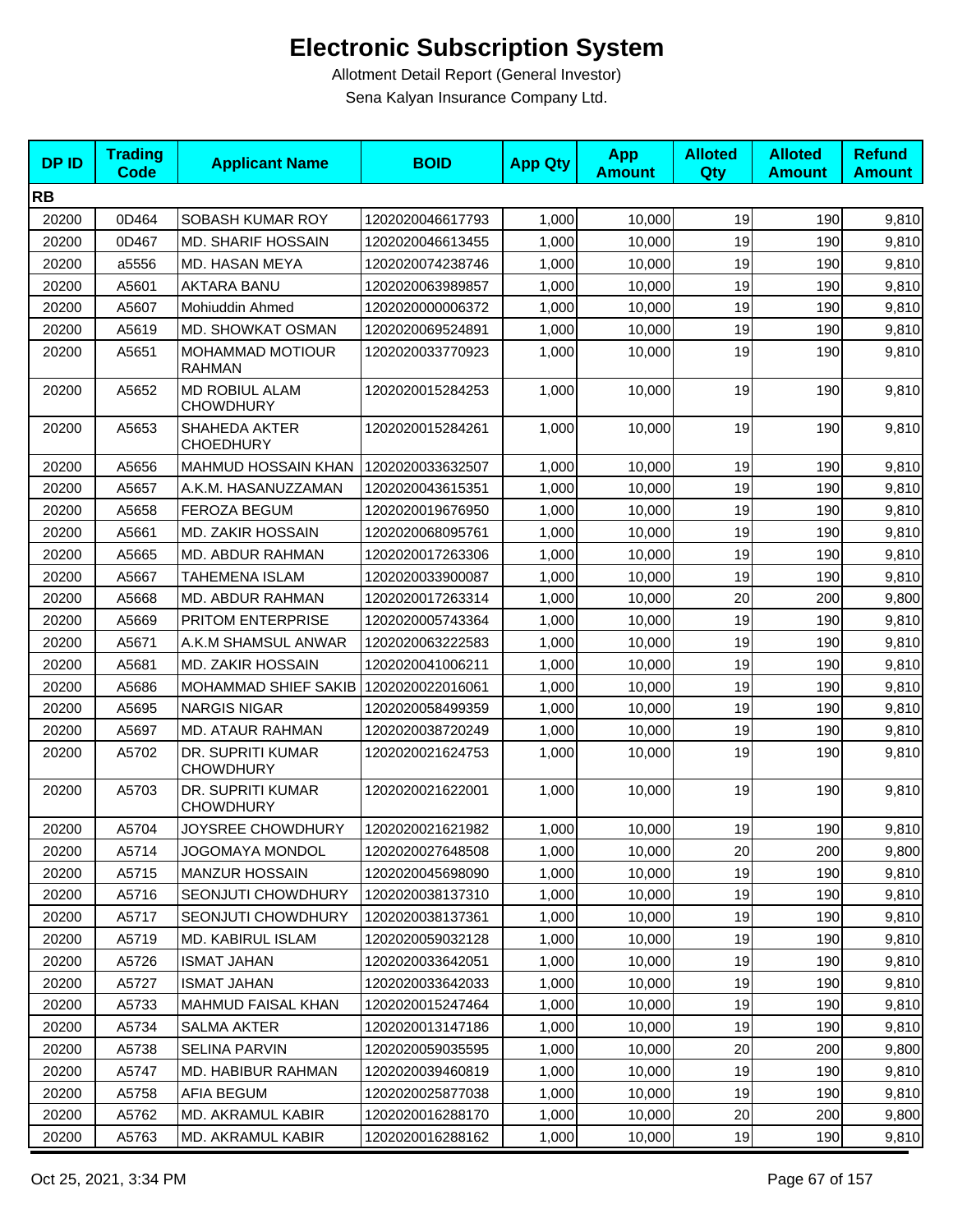# Electronic Subscription System

Allotment Detail Report (General Investor)

Sena Kalyan Insurance Company Ltd.

| DP ID | Trading Code | Applicant Name | BOID | App Qty | App Amount | Alloted Qty | Alloted Amount | Refund Amount |
|---|---|---|---|---|---|---|---|---|
| **RB** | | | | | | | | |
| 20200 | 0D464 | SOBASH KUMAR ROY | 1202020046617793 | 1,000 | 10,000 | 19 | 190 | 9,810 |
| 20200 | 0D467 | MD. SHARIF HOSSAIN | 1202020046613455 | 1,000 | 10,000 | 19 | 190 | 9,810 |
| 20200 | a5556 | MD. HASAN MEYA | 1202020074238746 | 1,000 | 10,000 | 19 | 190 | 9,810 |
| 20200 | A5601 | AKTARA BANU | 1202020063989857 | 1,000 | 10,000 | 19 | 190 | 9,810 |
| 20200 | A5607 | Mohiuddin Ahmed | 1202020000006372 | 1,000 | 10,000 | 19 | 190 | 9,810 |
| 20200 | A5619 | MD. SHOWKAT OSMAN | 1202020069524891 | 1,000 | 10,000 | 19 | 190 | 9,810 |
| 20200 | A5651 | MOHAMMAD MOTIOUR RAHMAN | 1202020033770923 | 1,000 | 10,000 | 19 | 190 | 9,810 |
| 20200 | A5652 | MD ROBIUL ALAM CHOWDHURY | 1202020015284253 | 1,000 | 10,000 | 19 | 190 | 9,810 |
| 20200 | A5653 | SHAHEDA AKTER CHOEDHURY | 1202020015284261 | 1,000 | 10,000 | 19 | 190 | 9,810 |
| 20200 | A5656 | MAHMUD HOSSAIN KHAN | 1202020033632507 | 1,000 | 10,000 | 19 | 190 | 9,810 |
| 20200 | A5657 | A.K.M. HASANUZZAMAN | 1202020043615351 | 1,000 | 10,000 | 19 | 190 | 9,810 |
| 20200 | A5658 | FEROZA BEGUM | 1202020019676950 | 1,000 | 10,000 | 19 | 190 | 9,810 |
| 20200 | A5661 | MD. ZAKIR HOSSAIN | 1202020068095761 | 1,000 | 10,000 | 19 | 190 | 9,810 |
| 20200 | A5665 | MD. ABDUR RAHMAN | 1202020017263306 | 1,000 | 10,000 | 19 | 190 | 9,810 |
| 20200 | A5667 | TAHEMENA ISLAM | 1202020033900087 | 1,000 | 10,000 | 19 | 190 | 9,810 |
| 20200 | A5668 | MD. ABDUR RAHMAN | 1202020017263314 | 1,000 | 10,000 | 20 | 200 | 9,800 |
| 20200 | A5669 | PRITOM ENTERPRISE | 1202020005743364 | 1,000 | 10,000 | 19 | 190 | 9,810 |
| 20200 | A5671 | A.K.M SHAMSUL ANWAR | 1202020063222583 | 1,000 | 10,000 | 19 | 190 | 9,810 |
| 20200 | A5681 | MD. ZAKIR HOSSAIN | 1202020041006211 | 1,000 | 10,000 | 19 | 190 | 9,810 |
| 20200 | A5686 | MOHAMMAD SHIEF SAKIB | 1202020022016061 | 1,000 | 10,000 | 19 | 190 | 9,810 |
| 20200 | A5695 | NARGIS NIGAR | 1202020058499359 | 1,000 | 10,000 | 19 | 190 | 9,810 |
| 20200 | A5697 | MD. ATAUR RAHMAN | 1202020038720249 | 1,000 | 10,000 | 19 | 190 | 9,810 |
| 20200 | A5702 | DR. SUPRITI KUMAR CHOWDHURY | 1202020021624753 | 1,000 | 10,000 | 19 | 190 | 9,810 |
| 20200 | A5703 | DR. SUPRITI KUMAR CHOWDHURY | 1202020021622001 | 1,000 | 10,000 | 19 | 190 | 9,810 |
| 20200 | A5704 | JOYSREE CHOWDHURY | 1202020021621982 | 1,000 | 10,000 | 19 | 190 | 9,810 |
| 20200 | A5714 | JOGOMAYA MONDOL | 1202020027648508 | 1,000 | 10,000 | 20 | 200 | 9,800 |
| 20200 | A5715 | MANZUR HOSSAIN | 1202020045698090 | 1,000 | 10,000 | 19 | 190 | 9,810 |
| 20200 | A5716 | SEONJUTI CHOWDHURY | 1202020038137310 | 1,000 | 10,000 | 19 | 190 | 9,810 |
| 20200 | A5717 | SEONJUTI CHOWDHURY | 1202020038137361 | 1,000 | 10,000 | 19 | 190 | 9,810 |
| 20200 | A5719 | MD. KABIRUL ISLAM | 1202020059032128 | 1,000 | 10,000 | 19 | 190 | 9,810 |
| 20200 | A5726 | ISMAT JAHAN | 1202020033642051 | 1,000 | 10,000 | 19 | 190 | 9,810 |
| 20200 | A5727 | ISMAT JAHAN | 1202020033642033 | 1,000 | 10,000 | 19 | 190 | 9,810 |
| 20200 | A5733 | MAHMUD FAISAL KHAN | 1202020015247464 | 1,000 | 10,000 | 19 | 190 | 9,810 |
| 20200 | A5734 | SALMA AKTER | 1202020013147186 | 1,000 | 10,000 | 19 | 190 | 9,810 |
| 20200 | A5738 | SELINA PARVIN | 1202020059035595 | 1,000 | 10,000 | 20 | 200 | 9,800 |
| 20200 | A5747 | MD. HABIBUR RAHMAN | 1202020039460819 | 1,000 | 10,000 | 19 | 190 | 9,810 |
| 20200 | A5758 | AFIA BEGUM | 1202020025877038 | 1,000 | 10,000 | 19 | 190 | 9,810 |
| 20200 | A5762 | MD. AKRAMUL KABIR | 1202020016288170 | 1,000 | 10,000 | 20 | 200 | 9,800 |
| 20200 | A5763 | MD. AKRAMUL KABIR | 1202020016288162 | 1,000 | 10,000 | 19 | 190 | 9,810 |

Oct 25, 2021, 3:34 PM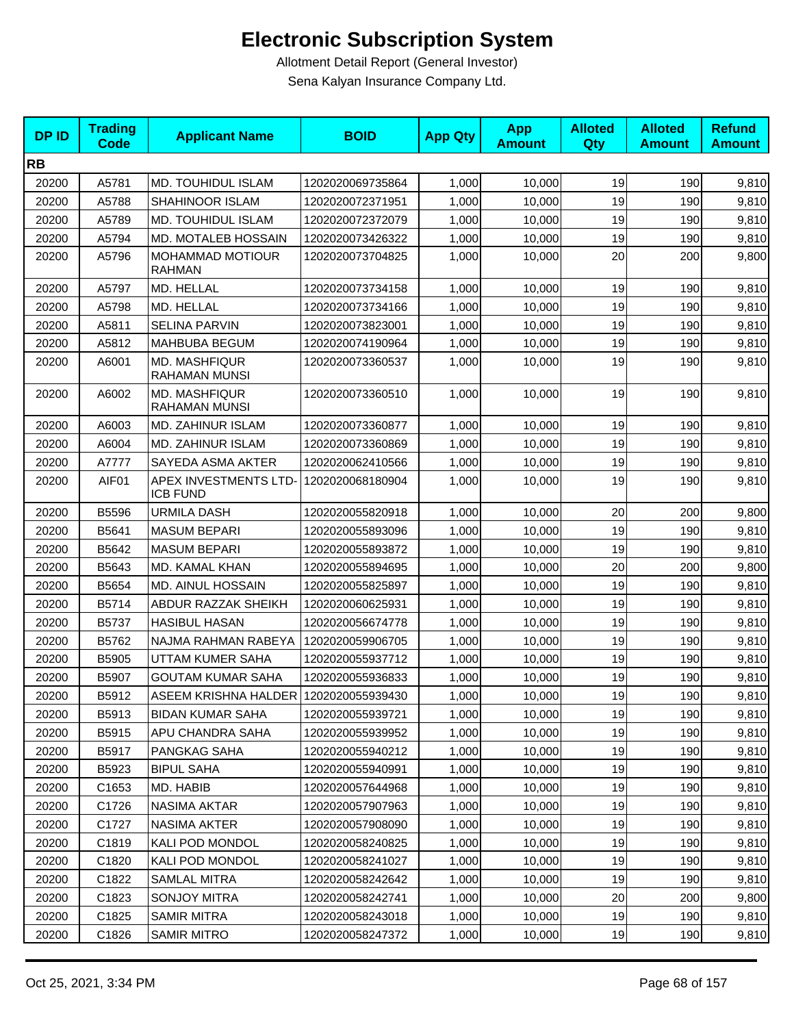# Electronic Subscription System

Allotment Detail Report (General Investor)

Sena Kalyan Insurance Company Ltd.

| DP ID | Trading Code | Applicant Name | BOID | App Qty | App Amount | Alloted Qty | Alloted Amount | Refund Amount |
|---|---|---|---|---|---|---|---|---|
| **RB** | | | | | | | | |
| 20200 | A5781 | MD. TOUHIDUL ISLAM | 1202020069735864 | 1,000 | 10,000 | 19 | 190 | 9,810 |
| 20200 | A5788 | SHAHINOOR ISLAM | 1202020072371951 | 1,000 | 10,000 | 19 | 190 | 9,810 |
| 20200 | A5789 | MD. TOUHIDUL ISLAM | 1202020072372079 | 1,000 | 10,000 | 19 | 190 | 9,810 |
| 20200 | A5794 | MD. MOTALEB HOSSAIN | 1202020073426322 | 1,000 | 10,000 | 19 | 190 | 9,810 |
| 20200 | A5796 | MOHAMMAD MOTIOUR RAHMAN | 1202020073704825 | 1,000 | 10,000 | 20 | 200 | 9,800 |
| 20200 | A5797 | MD. HELLAL | 1202020073734158 | 1,000 | 10,000 | 19 | 190 | 9,810 |
| 20200 | A5798 | MD. HELLAL | 1202020073734166 | 1,000 | 10,000 | 19 | 190 | 9,810 |
| 20200 | A5811 | SELINA PARVIN | 1202020073823001 | 1,000 | 10,000 | 19 | 190 | 9,810 |
| 20200 | A5812 | MAHBUBA BEGUM | 1202020074190964 | 1,000 | 10,000 | 19 | 190 | 9,810 |
| 20200 | A6001 | MD. MASHFIQUR RAHAMAN MUNSI | 1202020073360537 | 1,000 | 10,000 | 19 | 190 | 9,810 |
| 20200 | A6002 | MD. MASHFIQUR RAHAMAN MUNSI | 1202020073360510 | 1,000 | 10,000 | 19 | 190 | 9,810 |
| 20200 | A6003 | MD. ZAHINUR ISLAM | 1202020073360877 | 1,000 | 10,000 | 19 | 190 | 9,810 |
| 20200 | A6004 | MD. ZAHINUR ISLAM | 1202020073360869 | 1,000 | 10,000 | 19 | 190 | 9,810 |
| 20200 | A7777 | SAYEDA ASMA AKTER | 1202020062410566 | 1,000 | 10,000 | 19 | 190 | 9,810 |
| 20200 | AIF01 | APEX INVESTMENTS LTD-ICB FUND | 1202020068180904 | 1,000 | 10,000 | 19 | 190 | 9,810 |
| 20200 | B5596 | URMILA DASH | 1202020055820918 | 1,000 | 10,000 | 20 | 200 | 9,800 |
| 20200 | B5641 | MASUM BEPARI | 1202020055893096 | 1,000 | 10,000 | 19 | 190 | 9,810 |
| 20200 | B5642 | MASUM BEPARI | 1202020055893872 | 1,000 | 10,000 | 19 | 190 | 9,810 |
| 20200 | B5643 | MD. KAMAL KHAN | 1202020055894695 | 1,000 | 10,000 | 20 | 200 | 9,800 |
| 20200 | B5654 | MD. AINUL HOSSAIN | 1202020055825897 | 1,000 | 10,000 | 19 | 190 | 9,810 |
| 20200 | B5714 | ABDUR RAZZAK SHEIKH | 1202020060625931 | 1,000 | 10,000 | 19 | 190 | 9,810 |
| 20200 | B5737 | HASIBUL HASAN | 1202020056674778 | 1,000 | 10,000 | 19 | 190 | 9,810 |
| 20200 | B5762 | NAJMA RAHMAN RABEYA | 1202020059906705 | 1,000 | 10,000 | 19 | 190 | 9,810 |
| 20200 | B5905 | UTTAM KUMER SAHA | 1202020055937712 | 1,000 | 10,000 | 19 | 190 | 9,810 |
| 20200 | B5907 | GOUTAM KUMAR SAHA | 1202020055936833 | 1,000 | 10,000 | 19 | 190 | 9,810 |
| 20200 | B5912 | ASEEM KRISHNA HALDER | 1202020055939430 | 1,000 | 10,000 | 19 | 190 | 9,810 |
| 20200 | B5913 | BIDAN KUMAR SAHA | 1202020055939721 | 1,000 | 10,000 | 19 | 190 | 9,810 |
| 20200 | B5915 | APU CHANDRA SAHA | 1202020055939952 | 1,000 | 10,000 | 19 | 190 | 9,810 |
| 20200 | B5917 | PANGKAG SAHA | 1202020055940212 | 1,000 | 10,000 | 19 | 190 | 9,810 |
| 20200 | B5923 | BIPUL SAHA | 1202020055940991 | 1,000 | 10,000 | 19 | 190 | 9,810 |
| 20200 | C1653 | MD. HABIB | 1202020057644968 | 1,000 | 10,000 | 19 | 190 | 9,810 |
| 20200 | C1726 | NASIMA AKTAR | 1202020057907963 | 1,000 | 10,000 | 19 | 190 | 9,810 |
| 20200 | C1727 | NASIMA AKTER | 1202020057908090 | 1,000 | 10,000 | 19 | 190 | 9,810 |
| 20200 | C1819 | KALI POD MONDOL | 1202020058240825 | 1,000 | 10,000 | 19 | 190 | 9,810 |
| 20200 | C1820 | KALI POD MONDOL | 1202020058241027 | 1,000 | 10,000 | 19 | 190 | 9,810 |
| 20200 | C1822 | SAMLAL MITRA | 1202020058242642 | 1,000 | 10,000 | 19 | 190 | 9,810 |
| 20200 | C1823 | SONJOY MITRA | 1202020058242741 | 1,000 | 10,000 | 20 | 200 | 9,800 |
| 20200 | C1825 | SAMIR MITRA | 1202020058243018 | 1,000 | 10,000 | 19 | 190 | 9,810 |
| 20200 | C1826 | SAMIR MITRO | 1202020058247372 | 1,000 | 10,000 | 19 | 190 | 9,810 |

Oct 25, 2021, 3:34 PM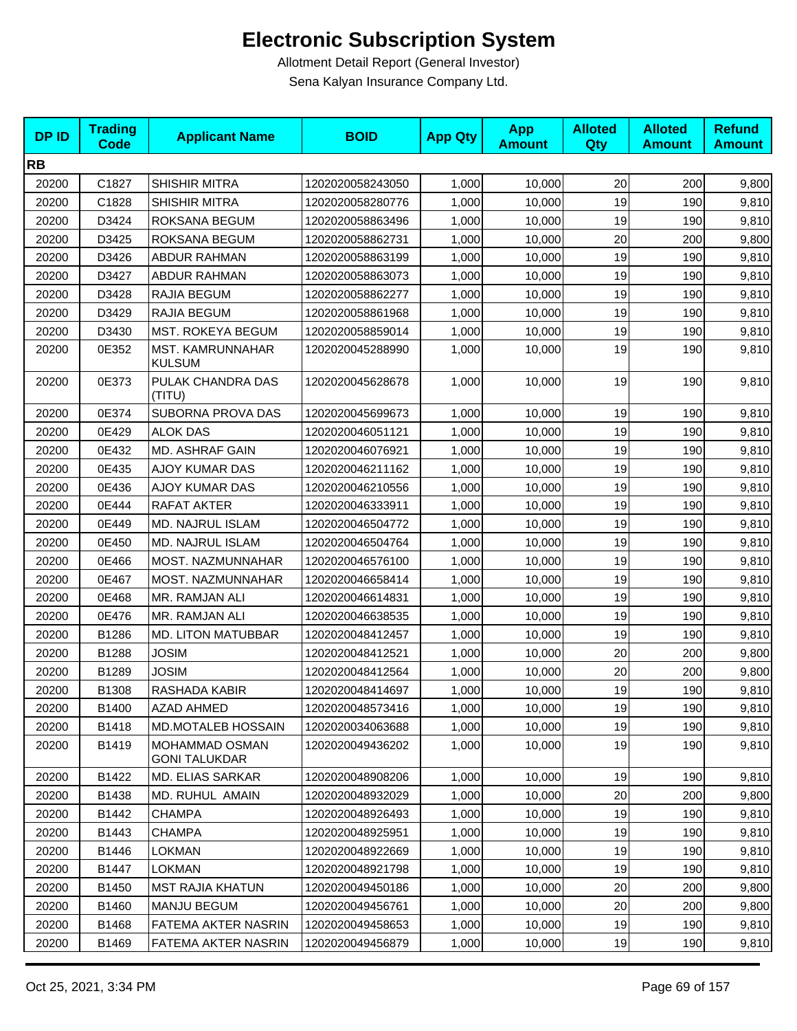# Electronic Subscription System

Allotment Detail Report (General Investor)

Sena Kalyan Insurance Company Ltd.

| DP ID | Trading Code | Applicant Name | BOID | App Qty | App Amount | Alloted Qty | Alloted Amount | Refund Amount |
|---|---|---|---|---|---|---|---|---|
| **RB** | | | | | | | | |
| 20200 | C1827 | SHISHIR MITRA | 1202020058243050 | 1,000 | 10,000 | 20 | 200 | 9,800 |
| 20200 | C1828 | SHISHIR MITRA | 1202020058280776 | 1,000 | 10,000 | 19 | 190 | 9,810 |
| 20200 | D3424 | ROKSANA BEGUM | 1202020058863496 | 1,000 | 10,000 | 19 | 190 | 9,810 |
| 20200 | D3425 | ROKSANA BEGUM | 1202020058862731 | 1,000 | 10,000 | 20 | 200 | 9,800 |
| 20200 | D3426 | ABDUR RAHMAN | 1202020058863199 | 1,000 | 10,000 | 19 | 190 | 9,810 |
| 20200 | D3427 | ABDUR RAHMAN | 1202020058863073 | 1,000 | 10,000 | 19 | 190 | 9,810 |
| 20200 | D3428 | RAJIA BEGUM | 1202020058862277 | 1,000 | 10,000 | 19 | 190 | 9,810 |
| 20200 | D3429 | RAJIA BEGUM | 1202020058861968 | 1,000 | 10,000 | 19 | 190 | 9,810 |
| 20200 | D3430 | MST. ROKEYA BEGUM | 1202020058859014 | 1,000 | 10,000 | 19 | 190 | 9,810 |
| 20200 | 0E352 | MST. KAMRUNNAHAR KULSUM | 1202020045288990 | 1,000 | 10,000 | 19 | 190 | 9,810 |
| 20200 | 0E373 | PULAK CHANDRA DAS (TITU) | 1202020045628678 | 1,000 | 10,000 | 19 | 190 | 9,810 |
| 20200 | 0E374 | SUBORNA PROVA DAS | 1202020045699673 | 1,000 | 10,000 | 19 | 190 | 9,810 |
| 20200 | 0E429 | ALOK DAS | 1202020046051121 | 1,000 | 10,000 | 19 | 190 | 9,810 |
| 20200 | 0E432 | MD. ASHRAF GAIN | 1202020046076921 | 1,000 | 10,000 | 19 | 190 | 9,810 |
| 20200 | 0E435 | AJOY KUMAR DAS | 1202020046211162 | 1,000 | 10,000 | 19 | 190 | 9,810 |
| 20200 | 0E436 | AJOY KUMAR DAS | 1202020046210556 | 1,000 | 10,000 | 19 | 190 | 9,810 |
| 20200 | 0E444 | RAFAT AKTER | 1202020046333911 | 1,000 | 10,000 | 19 | 190 | 9,810 |
| 20200 | 0E449 | MD. NAJRUL ISLAM | 1202020046504772 | 1,000 | 10,000 | 19 | 190 | 9,810 |
| 20200 | 0E450 | MD. NAJRUL ISLAM | 1202020046504764 | 1,000 | 10,000 | 19 | 190 | 9,810 |
| 20200 | 0E466 | MOST. NAZMUNNAHAR | 1202020046576100 | 1,000 | 10,000 | 19 | 190 | 9,810 |
| 20200 | 0E467 | MOST. NAZMUNNAHAR | 1202020046658414 | 1,000 | 10,000 | 19 | 190 | 9,810 |
| 20200 | 0E468 | MR. RAMJAN ALI | 1202020046614831 | 1,000 | 10,000 | 19 | 190 | 9,810 |
| 20200 | 0E476 | MR. RAMJAN ALI | 1202020046638535 | 1,000 | 10,000 | 19 | 190 | 9,810 |
| 20200 | B1286 | MD. LITON MATUBBAR | 1202020048412457 | 1,000 | 10,000 | 19 | 190 | 9,810 |
| 20200 | B1288 | JOSIM | 1202020048412521 | 1,000 | 10,000 | 20 | 200 | 9,800 |
| 20200 | B1289 | JOSIM | 1202020048412564 | 1,000 | 10,000 | 20 | 200 | 9,800 |
| 20200 | B1308 | RASHADA KABIR | 1202020048414697 | 1,000 | 10,000 | 19 | 190 | 9,810 |
| 20200 | B1400 | AZAD AHMED | 1202020048573416 | 1,000 | 10,000 | 19 | 190 | 9,810 |
| 20200 | B1418 | MD.MOTALEB HOSSAIN | 1202020034063688 | 1,000 | 10,000 | 19 | 190 | 9,810 |
| 20200 | B1419 | MOHAMMAD OSMAN GONI TALUKDAR | 1202020049436202 | 1,000 | 10,000 | 19 | 190 | 9,810 |
| 20200 | B1422 | MD. ELIAS SARKAR | 1202020048908206 | 1,000 | 10,000 | 19 | 190 | 9,810 |
| 20200 | B1438 | MD. RUHUL AMAIN | 1202020048932029 | 1,000 | 10,000 | 20 | 200 | 9,800 |
| 20200 | B1442 | CHAMPA | 1202020048926493 | 1,000 | 10,000 | 19 | 190 | 9,810 |
| 20200 | B1443 | CHAMPA | 1202020048925951 | 1,000 | 10,000 | 19 | 190 | 9,810 |
| 20200 | B1446 | LOKMAN | 1202020048922669 | 1,000 | 10,000 | 19 | 190 | 9,810 |
| 20200 | B1447 | LOKMAN | 1202020048921798 | 1,000 | 10,000 | 19 | 190 | 9,810 |
| 20200 | B1450 | MST RAJIA KHATUN | 1202020049450186 | 1,000 | 10,000 | 20 | 200 | 9,800 |
| 20200 | B1460 | MANJU BEGUM | 1202020049456761 | 1,000 | 10,000 | 20 | 200 | 9,800 |
| 20200 | B1468 | FATEMA AKTER NASRIN | 1202020049458653 | 1,000 | 10,000 | 19 | 190 | 9,810 |
| 20200 | B1469 | FATEMA AKTER NASRIN | 1202020049456879 | 1,000 | 10,000 | 19 | 190 | 9,810 |

Oct 25, 2021, 3:34 PM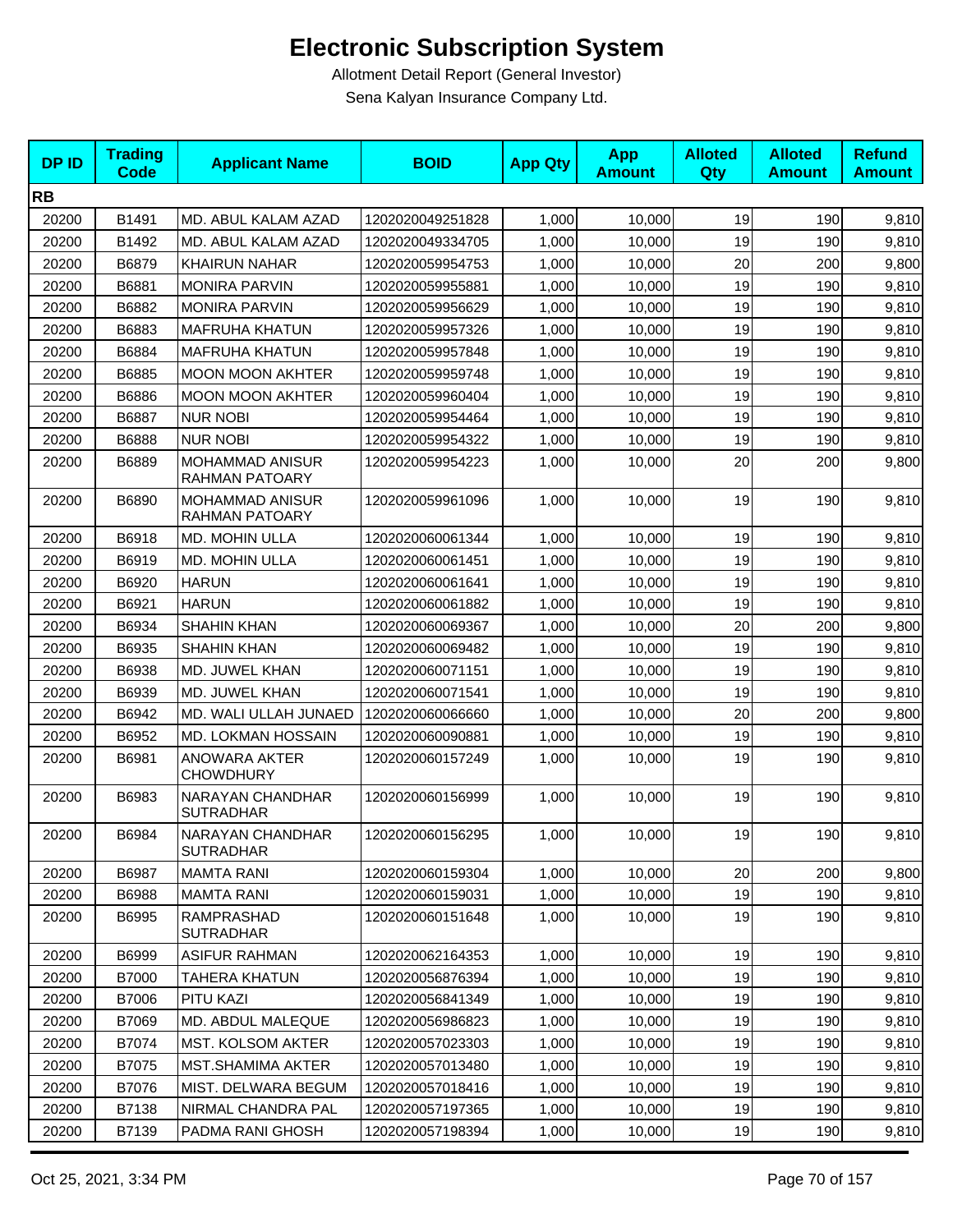# Electronic Subscription System

Allotment Detail Report (General Investor)

Sena Kalyan Insurance Company Ltd.

| DP ID | Trading Code | Applicant Name | BOID | App Qty | App Amount | Alloted Qty | Alloted Amount | Refund Amount |
|---|---|---|---|---|---|---|---|---|
| **RB** | | | | | | | | |
| 20200 | B1491 | MD. ABUL KALAM AZAD | 1202020049251828 | 1,000 | 10,000 | 19 | 190 | 9,810 |
| 20200 | B1492 | MD. ABUL KALAM AZAD | 1202020049334705 | 1,000 | 10,000 | 19 | 190 | 9,810 |
| 20200 | B6879 | KHAIRUN NAHAR | 1202020059954753 | 1,000 | 10,000 | 20 | 200 | 9,800 |
| 20200 | B6881 | MONIRA PARVIN | 1202020059955881 | 1,000 | 10,000 | 19 | 190 | 9,810 |
| 20200 | B6882 | MONIRA PARVIN | 1202020059956629 | 1,000 | 10,000 | 19 | 190 | 9,810 |
| 20200 | B6883 | MAFRUHA KHATUN | 1202020059957326 | 1,000 | 10,000 | 19 | 190 | 9,810 |
| 20200 | B6884 | MAFRUHA KHATUN | 1202020059957848 | 1,000 | 10,000 | 19 | 190 | 9,810 |
| 20200 | B6885 | MOON MOON AKHTER | 1202020059959748 | 1,000 | 10,000 | 19 | 190 | 9,810 |
| 20200 | B6886 | MOON MOON AKHTER | 1202020059960404 | 1,000 | 10,000 | 19 | 190 | 9,810 |
| 20200 | B6887 | NUR NOBI | 1202020059954464 | 1,000 | 10,000 | 19 | 190 | 9,810 |
| 20200 | B6888 | NUR NOBI | 1202020059954322 | 1,000 | 10,000 | 19 | 190 | 9,810 |
| 20200 | B6889 | MOHAMMAD ANISUR RAHMAN PATOARY | 1202020059954223 | 1,000 | 10,000 | 20 | 200 | 9,800 |
| 20200 | B6890 | MOHAMMAD ANISUR RAHMAN PATOARY | 1202020059961096 | 1,000 | 10,000 | 19 | 190 | 9,810 |
| 20200 | B6918 | MD. MOHIN ULLA | 1202020060061344 | 1,000 | 10,000 | 19 | 190 | 9,810 |
| 20200 | B6919 | MD. MOHIN ULLA | 1202020060061451 | 1,000 | 10,000 | 19 | 190 | 9,810 |
| 20200 | B6920 | HARUN | 1202020060061641 | 1,000 | 10,000 | 19 | 190 | 9,810 |
| 20200 | B6921 | HARUN | 1202020060061882 | 1,000 | 10,000 | 19 | 190 | 9,810 |
| 20200 | B6934 | SHAHIN KHAN | 1202020060069367 | 1,000 | 10,000 | 20 | 200 | 9,800 |
| 20200 | B6935 | SHAHIN KHAN | 1202020060069482 | 1,000 | 10,000 | 19 | 190 | 9,810 |
| 20200 | B6938 | MD. JUWEL KHAN | 1202020060071151 | 1,000 | 10,000 | 19 | 190 | 9,810 |
| 20200 | B6939 | MD. JUWEL KHAN | 1202020060071541 | 1,000 | 10,000 | 19 | 190 | 9,810 |
| 20200 | B6942 | MD. WALI ULLAH JUNAED | 1202020060066660 | 1,000 | 10,000 | 20 | 200 | 9,800 |
| 20200 | B6952 | MD. LOKMAN HOSSAIN | 1202020060090881 | 1,000 | 10,000 | 19 | 190 | 9,810 |
| 20200 | B6981 | ANOWARA AKTER CHOWDHURY | 1202020060157249 | 1,000 | 10,000 | 19 | 190 | 9,810 |
| 20200 | B6983 | NARAYAN CHANDHAR SUTRADHAR | 1202020060156999 | 1,000 | 10,000 | 19 | 190 | 9,810 |
| 20200 | B6984 | NARAYAN CHANDHAR SUTRADHAR | 1202020060156295 | 1,000 | 10,000 | 19 | 190 | 9,810 |
| 20200 | B6987 | MAMTA RANI | 1202020060159304 | 1,000 | 10,000 | 20 | 200 | 9,800 |
| 20200 | B6988 | MAMTA RANI | 1202020060159031 | 1,000 | 10,000 | 19 | 190 | 9,810 |
| 20200 | B6995 | RAMPRASHAD SUTRADHAR | 1202020060151648 | 1,000 | 10,000 | 19 | 190 | 9,810 |
| 20200 | B6999 | ASIFUR RAHMAN | 1202020062164353 | 1,000 | 10,000 | 19 | 190 | 9,810 |
| 20200 | B7000 | TAHERA KHATUN | 1202020056876394 | 1,000 | 10,000 | 19 | 190 | 9,810 |
| 20200 | B7006 | PITU KAZI | 1202020056841349 | 1,000 | 10,000 | 19 | 190 | 9,810 |
| 20200 | B7069 | MD. ABDUL MALEQUE | 1202020056986823 | 1,000 | 10,000 | 19 | 190 | 9,810 |
| 20200 | B7074 | MST. KOLSOM AKTER | 1202020057023303 | 1,000 | 10,000 | 19 | 190 | 9,810 |
| 20200 | B7075 | MST.SHAMIMA AKTER | 1202020057013480 | 1,000 | 10,000 | 19 | 190 | 9,810 |
| 20200 | B7076 | MIST. DELWARA BEGUM | 1202020057018416 | 1,000 | 10,000 | 19 | 190 | 9,810 |
| 20200 | B7138 | NIRMAL CHANDRA PAL | 1202020057197365 | 1,000 | 10,000 | 19 | 190 | 9,810 |
| 20200 | B7139 | PADMA RANI GHOSH | 1202020057198394 | 1,000 | 10,000 | 19 | 190 | 9,810 |

Oct 25, 2021, 3:34 PM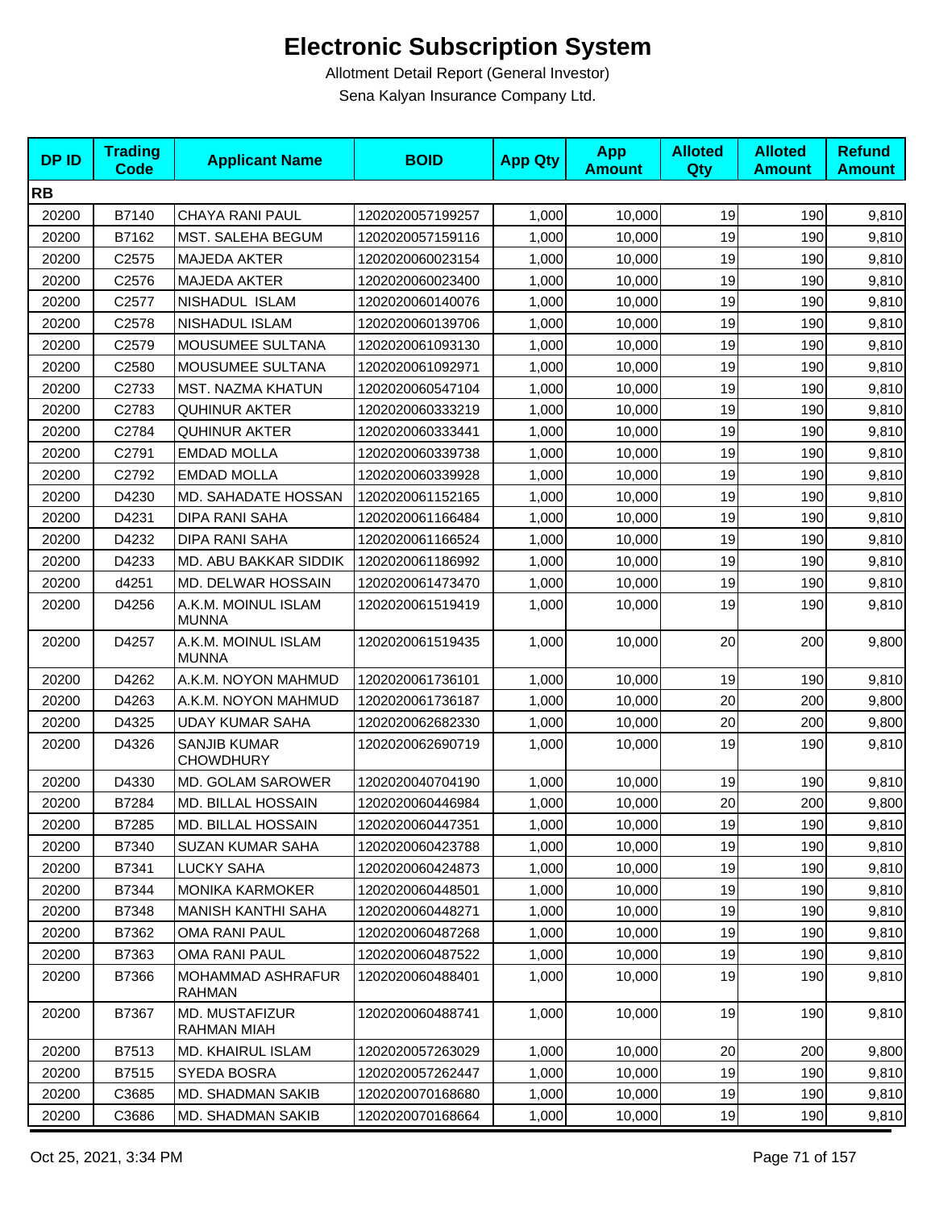# Electronic Subscription System

Allotment Detail Report (General Investor)

Sena Kalyan Insurance Company Ltd.

| DP ID | Trading Code | Applicant Name | BOID | App Qty | App Amount | Alloted Qty | Alloted Amount | Refund Amount |
|---|---|---|---|---|---|---|---|---|
| **RB** | | | | | | | | |
| 20200 | B7140 | CHAYA RANI PAUL | 1202020057199257 | 1,000 | 10,000 | 19 | 190 | 9,810 |
| 20200 | B7162 | MST. SALEHA BEGUM | 1202020057159116 | 1,000 | 10,000 | 19 | 190 | 9,810 |
| 20200 | C2575 | MAJEDA AKTER | 1202020060023154 | 1,000 | 10,000 | 19 | 190 | 9,810 |
| 20200 | C2576 | MAJEDA AKTER | 1202020060023400 | 1,000 | 10,000 | 19 | 190 | 9,810 |
| 20200 | C2577 | NISHADUL ISLAM | 1202020060140076 | 1,000 | 10,000 | 19 | 190 | 9,810 |
| 20200 | C2578 | NISHADUL ISLAM | 1202020060139706 | 1,000 | 10,000 | 19 | 190 | 9,810 |
| 20200 | C2579 | MOUSUMEE SULTANA | 1202020061093130 | 1,000 | 10,000 | 19 | 190 | 9,810 |
| 20200 | C2580 | MOUSUMEE SULTANA | 1202020061092971 | 1,000 | 10,000 | 19 | 190 | 9,810 |
| 20200 | C2733 | MST. NAZMA KHATUN | 1202020060547104 | 1,000 | 10,000 | 19 | 190 | 9,810 |
| 20200 | C2783 | QUHINUR AKTER | 1202020060333219 | 1,000 | 10,000 | 19 | 190 | 9,810 |
| 20200 | C2784 | QUHINUR AKTER | 1202020060333441 | 1,000 | 10,000 | 19 | 190 | 9,810 |
| 20200 | C2791 | EMDAD MOLLA | 1202020060339738 | 1,000 | 10,000 | 19 | 190 | 9,810 |
| 20200 | C2792 | EMDAD MOLLA | 1202020060339928 | 1,000 | 10,000 | 19 | 190 | 9,810 |
| 20200 | D4230 | MD. SAHADATE HOSSAN | 1202020061152165 | 1,000 | 10,000 | 19 | 190 | 9,810 |
| 20200 | D4231 | DIPA RANI SAHA | 1202020061166484 | 1,000 | 10,000 | 19 | 190 | 9,810 |
| 20200 | D4232 | DIPA RANI SAHA | 1202020061166524 | 1,000 | 10,000 | 19 | 190 | 9,810 |
| 20200 | D4233 | MD. ABU BAKKAR SIDDIK | 1202020061186992 | 1,000 | 10,000 | 19 | 190 | 9,810 |
| 20200 | d4251 | MD. DELWAR HOSSAIN | 1202020061473470 | 1,000 | 10,000 | 19 | 190 | 9,810 |
| 20200 | D4256 | A.K.M. MOINUL ISLAM MUNNA | 1202020061519419 | 1,000 | 10,000 | 19 | 190 | 9,810 |
| 20200 | D4257 | A.K.M. MOINUL ISLAM MUNNA | 1202020061519435 | 1,000 | 10,000 | 20 | 200 | 9,800 |
| 20200 | D4262 | A.K.M. NOYON MAHMUD | 1202020061736101 | 1,000 | 10,000 | 19 | 190 | 9,810 |
| 20200 | D4263 | A.K.M. NOYON MAHMUD | 1202020061736187 | 1,000 | 10,000 | 20 | 200 | 9,800 |
| 20200 | D4325 | UDAY KUMAR SAHA | 1202020062682330 | 1,000 | 10,000 | 20 | 200 | 9,800 |
| 20200 | D4326 | SANJIB KUMAR CHOWDHURY | 1202020062690719 | 1,000 | 10,000 | 19 | 190 | 9,810 |
| 20200 | D4330 | MD. GOLAM SAROWER | 1202020040704190 | 1,000 | 10,000 | 19 | 190 | 9,810 |
| 20200 | B7284 | MD. BILLAL HOSSAIN | 1202020060446984 | 1,000 | 10,000 | 20 | 200 | 9,800 |
| 20200 | B7285 | MD. BILLAL HOSSAIN | 1202020060447351 | 1,000 | 10,000 | 19 | 190 | 9,810 |
| 20200 | B7340 | SUZAN KUMAR SAHA | 1202020060423788 | 1,000 | 10,000 | 19 | 190 | 9,810 |
| 20200 | B7341 | LUCKY SAHA | 1202020060424873 | 1,000 | 10,000 | 19 | 190 | 9,810 |
| 20200 | B7344 | MONIKA KARMOKER | 1202020060448501 | 1,000 | 10,000 | 19 | 190 | 9,810 |
| 20200 | B7348 | MANISH KANTHI SAHA | 1202020060448271 | 1,000 | 10,000 | 19 | 190 | 9,810 |
| 20200 | B7362 | OMA RANI PAUL | 1202020060487268 | 1,000 | 10,000 | 19 | 190 | 9,810 |
| 20200 | B7363 | OMA RANI PAUL | 1202020060487522 | 1,000 | 10,000 | 19 | 190 | 9,810 |
| 20200 | B7366 | MOHAMMAD ASHRAFUR RAHMAN | 1202020060488401 | 1,000 | 10,000 | 19 | 190 | 9,810 |
| 20200 | B7367 | MD. MUSTAFIZUR RAHMAN MIAH | 1202020060488741 | 1,000 | 10,000 | 19 | 190 | 9,810 |
| 20200 | B7513 | MD. KHAIRUL ISLAM | 1202020057263029 | 1,000 | 10,000 | 20 | 200 | 9,800 |
| 20200 | B7515 | SYEDA BOSRA | 1202020057262447 | 1,000 | 10,000 | 19 | 190 | 9,810 |
| 20200 | C3685 | MD. SHADMAN SAKIB | 1202020070168680 | 1,000 | 10,000 | 19 | 190 | 9,810 |
| 20200 | C3686 | MD. SHADMAN SAKIB | 1202020070168664 | 1,000 | 10,000 | 19 | 190 | 9,810 |

Oct 25, 2021, 3:34 PM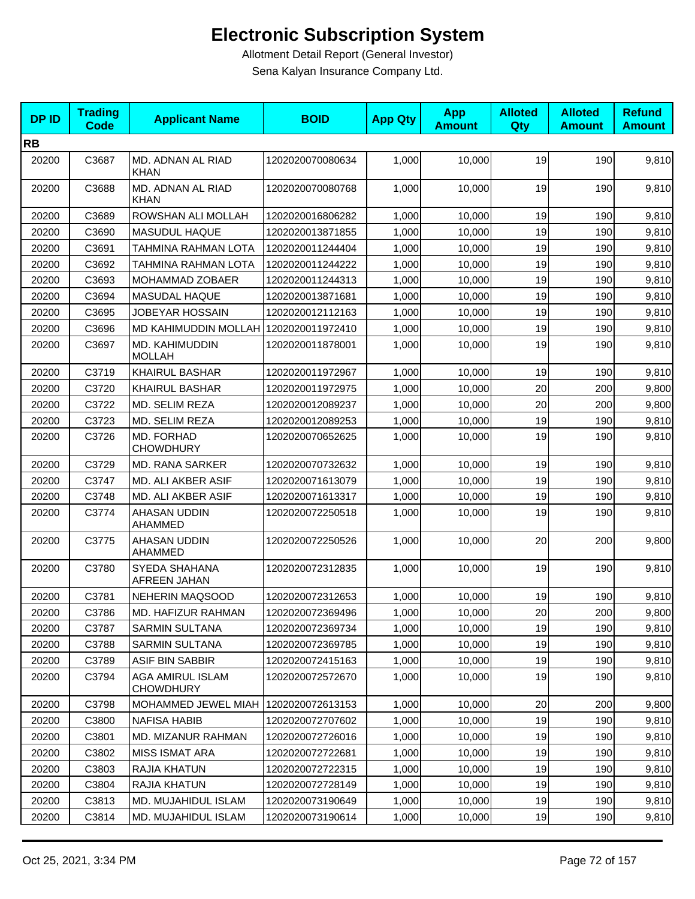# Electronic Subscription System

Allotment Detail Report (General Investor)

Sena Kalyan Insurance Company Ltd.

| DP ID | Trading Code | Applicant Name | BOID | App Qty | App Amount | Alloted Qty | Alloted Amount | Refund Amount |
|---|---|---|---|---|---|---|---|---|
| **RB** | | | | | | | | |
| 20200 | C3687 | MD. ADNAN AL RIAD KHAN | 1202020070080634 | 1,000 | 10,000 | 19 | 190 | 9,810 |
| 20200 | C3688 | MD. ADNAN AL RIAD KHAN | 1202020070080768 | 1,000 | 10,000 | 19 | 190 | 9,810 |
| 20200 | C3689 | ROWSHAN ALI MOLLAH | 1202020016806282 | 1,000 | 10,000 | 19 | 190 | 9,810 |
| 20200 | C3690 | MASUDUL HAQUE | 1202020013871855 | 1,000 | 10,000 | 19 | 190 | 9,810 |
| 20200 | C3691 | TAHMINA RAHMAN LOTA | 1202020011244404 | 1,000 | 10,000 | 19 | 190 | 9,810 |
| 20200 | C3692 | TAHMINA RAHMAN LOTA | 1202020011244222 | 1,000 | 10,000 | 19 | 190 | 9,810 |
| 20200 | C3693 | MOHAMMAD ZOBAER | 1202020011244313 | 1,000 | 10,000 | 19 | 190 | 9,810 |
| 20200 | C3694 | MASUDAL HAQUE | 1202020013871681 | 1,000 | 10,000 | 19 | 190 | 9,810 |
| 20200 | C3695 | JOBEYAR HOSSAIN | 1202020012112163 | 1,000 | 10,000 | 19 | 190 | 9,810 |
| 20200 | C3696 | MD KAHIMUDDIN MOLLAH | 1202020011972410 | 1,000 | 10,000 | 19 | 190 | 9,810 |
| 20200 | C3697 | MD. KAHIMUDDIN MOLLAH | 1202020011878001 | 1,000 | 10,000 | 19 | 190 | 9,810 |
| 20200 | C3719 | KHAIRUL BASHAR | 1202020011972967 | 1,000 | 10,000 | 19 | 190 | 9,810 |
| 20200 | C3720 | KHAIRUL BASHAR | 1202020011972975 | 1,000 | 10,000 | 20 | 200 | 9,800 |
| 20200 | C3722 | MD. SELIM REZA | 1202020012089237 | 1,000 | 10,000 | 20 | 200 | 9,800 |
| 20200 | C3723 | MD. SELIM REZA | 1202020012089253 | 1,000 | 10,000 | 19 | 190 | 9,810 |
| 20200 | C3726 | MD. FORHAD CHOWDHURY | 1202020070652625 | 1,000 | 10,000 | 19 | 190 | 9,810 |
| 20200 | C3729 | MD. RANA SARKER | 1202020070732632 | 1,000 | 10,000 | 19 | 190 | 9,810 |
| 20200 | C3747 | MD. ALI AKBER ASIF | 1202020071613079 | 1,000 | 10,000 | 19 | 190 | 9,810 |
| 20200 | C3748 | MD. ALI AKBER ASIF | 1202020071613317 | 1,000 | 10,000 | 19 | 190 | 9,810 |
| 20200 | C3774 | AHASAN UDDIN AHAMMED | 1202020072250518 | 1,000 | 10,000 | 19 | 190 | 9,810 |
| 20200 | C3775 | AHASAN UDDIN AHAMMED | 1202020072250526 | 1,000 | 10,000 | 20 | 200 | 9,800 |
| 20200 | C3780 | SYEDA SHAHANA AFREEN JAHAN | 1202020072312835 | 1,000 | 10,000 | 19 | 190 | 9,810 |
| 20200 | C3781 | NEHERIN MAQSOOD | 1202020072312653 | 1,000 | 10,000 | 19 | 190 | 9,810 |
| 20200 | C3786 | MD. HAFIZUR RAHMAN | 1202020072369496 | 1,000 | 10,000 | 20 | 200 | 9,800 |
| 20200 | C3787 | SARMIN SULTANA | 1202020072369734 | 1,000 | 10,000 | 19 | 190 | 9,810 |
| 20200 | C3788 | SARMIN SULTANA | 1202020072369785 | 1,000 | 10,000 | 19 | 190 | 9,810 |
| 20200 | C3789 | ASIF BIN SABBIR | 1202020072415163 | 1,000 | 10,000 | 19 | 190 | 9,810 |
| 20200 | C3794 | AGA AMIRUL ISLAM CHOWDHURY | 1202020072572670 | 1,000 | 10,000 | 19 | 190 | 9,810 |
| 20200 | C3798 | MOHAMMED JEWEL MIAH | 1202020072613153 | 1,000 | 10,000 | 20 | 200 | 9,800 |
| 20200 | C3800 | NAFISA HABIB | 1202020072707602 | 1,000 | 10,000 | 19 | 190 | 9,810 |
| 20200 | C3801 | MD. MIZANUR RAHMAN | 1202020072726016 | 1,000 | 10,000 | 19 | 190 | 9,810 |
| 20200 | C3802 | MISS ISMAT ARA | 1202020072722681 | 1,000 | 10,000 | 19 | 190 | 9,810 |
| 20200 | C3803 | RAJIA KHATUN | 1202020072722315 | 1,000 | 10,000 | 19 | 190 | 9,810 |
| 20200 | C3804 | RAJIA KHATUN | 1202020072728149 | 1,000 | 10,000 | 19 | 190 | 9,810 |
| 20200 | C3813 | MD. MUJAHIDUL ISLAM | 1202020073190649 | 1,000 | 10,000 | 19 | 190 | 9,810 |
| 20200 | C3814 | MD. MUJAHIDUL ISLAM | 1202020073190614 | 1,000 | 10,000 | 19 | 190 | 9,810 |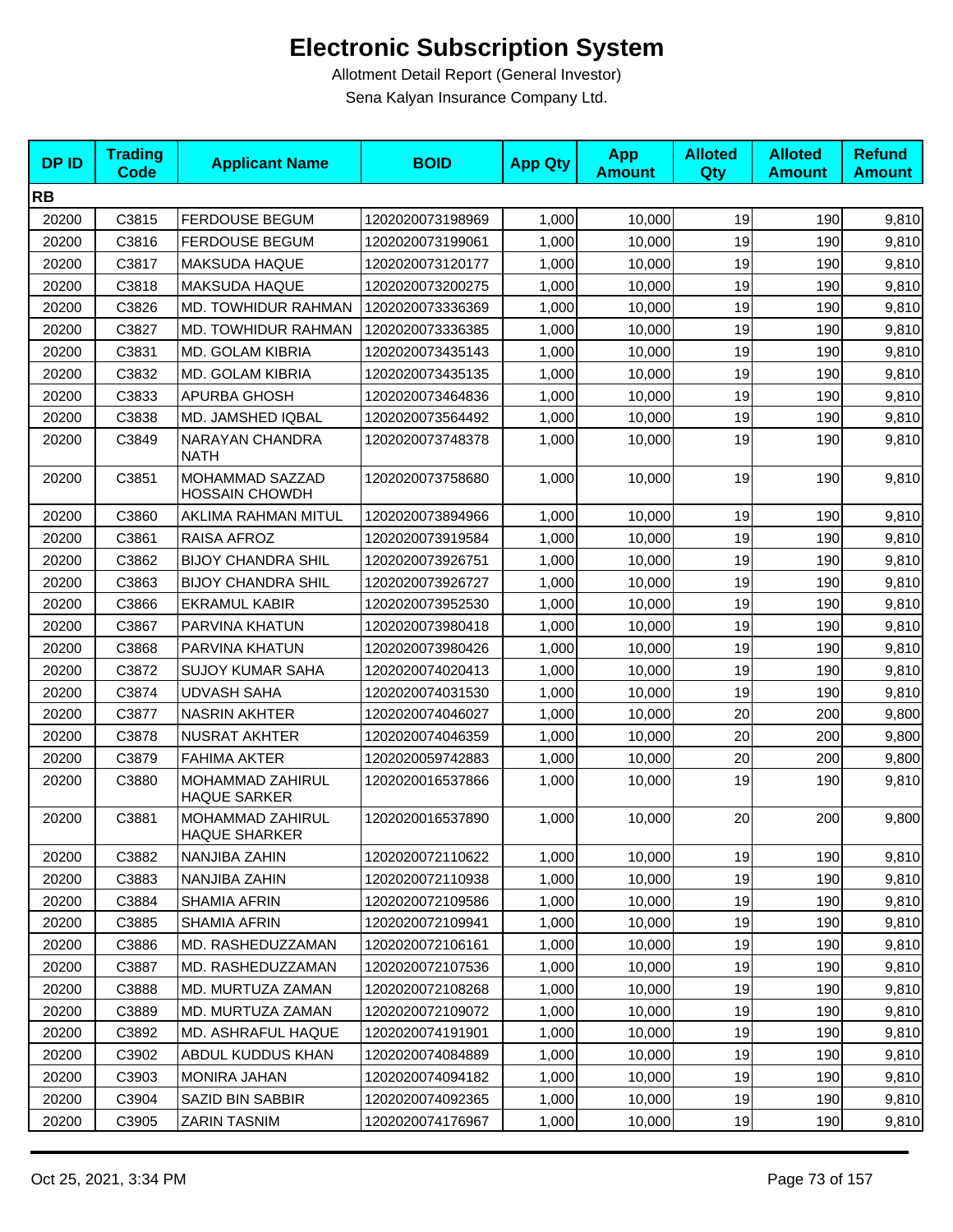# Electronic Subscription System

Allotment Detail Report (General Investor)

Sena Kalyan Insurance Company Ltd.

| DP ID | Trading Code | Applicant Name | BOID | App Qty | App Amount | Alloted Qty | Alloted Amount | Refund Amount |
|---|---|---|---|---|---|---|---|---|
| **RB** | | | | | | | | |
| 20200 | C3815 | FERDOUSE BEGUM | 1202020073198969 | 1,000 | 10,000 | 19 | 190 | 9,810 |
| 20200 | C3816 | FERDOUSE BEGUM | 1202020073199061 | 1,000 | 10,000 | 19 | 190 | 9,810 |
| 20200 | C3817 | MAKSUDA HAQUE | 1202020073120177 | 1,000 | 10,000 | 19 | 190 | 9,810 |
| 20200 | C3818 | MAKSUDA HAQUE | 1202020073200275 | 1,000 | 10,000 | 19 | 190 | 9,810 |
| 20200 | C3826 | MD. TOWHIDUR RAHMAN | 1202020073336369 | 1,000 | 10,000 | 19 | 190 | 9,810 |
| 20200 | C3827 | MD. TOWHIDUR RAHMAN | 1202020073336385 | 1,000 | 10,000 | 19 | 190 | 9,810 |
| 20200 | C3831 | MD. GOLAM KIBRIA | 1202020073435143 | 1,000 | 10,000 | 19 | 190 | 9,810 |
| 20200 | C3832 | MD. GOLAM KIBRIA | 1202020073435135 | 1,000 | 10,000 | 19 | 190 | 9,810 |
| 20200 | C3833 | APURBA GHOSH | 1202020073464836 | 1,000 | 10,000 | 19 | 190 | 9,810 |
| 20200 | C3838 | MD. JAMSHED IQBAL | 1202020073564492 | 1,000 | 10,000 | 19 | 190 | 9,810 |
| 20200 | C3849 | NARAYAN CHANDRA NATH | 1202020073748378 | 1,000 | 10,000 | 19 | 190 | 9,810 |
| 20200 | C3851 | MOHAMMAD SAZZAD HOSSAIN CHOWDH | 1202020073758680 | 1,000 | 10,000 | 19 | 190 | 9,810 |
| 20200 | C3860 | AKLIMA RAHMAN MITUL | 1202020073894966 | 1,000 | 10,000 | 19 | 190 | 9,810 |
| 20200 | C3861 | RAISA AFROZ | 1202020073919584 | 1,000 | 10,000 | 19 | 190 | 9,810 |
| 20200 | C3862 | BIJOY CHANDRA SHIL | 1202020073926751 | 1,000 | 10,000 | 19 | 190 | 9,810 |
| 20200 | C3863 | BIJOY CHANDRA SHIL | 1202020073926727 | 1,000 | 10,000 | 19 | 190 | 9,810 |
| 20200 | C3866 | EKRAMUL KABIR | 1202020073952530 | 1,000 | 10,000 | 19 | 190 | 9,810 |
| 20200 | C3867 | PARVINA KHATUN | 1202020073980418 | 1,000 | 10,000 | 19 | 190 | 9,810 |
| 20200 | C3868 | PARVINA KHATUN | 1202020073980426 | 1,000 | 10,000 | 19 | 190 | 9,810 |
| 20200 | C3872 | SUJOY KUMAR SAHA | 1202020074020413 | 1,000 | 10,000 | 19 | 190 | 9,810 |
| 20200 | C3874 | UDVASH SAHA | 1202020074031530 | 1,000 | 10,000 | 19 | 190 | 9,810 |
| 20200 | C3877 | NASRIN AKHTER | 1202020074046027 | 1,000 | 10,000 | 20 | 200 | 9,800 |
| 20200 | C3878 | NUSRAT AKHTER | 1202020074046359 | 1,000 | 10,000 | 20 | 200 | 9,800 |
| 20200 | C3879 | FAHIMA AKTER | 1202020059742883 | 1,000 | 10,000 | 20 | 200 | 9,800 |
| 20200 | C3880 | MOHAMMAD ZAHIRUL HAQUE SARKER | 1202020016537866 | 1,000 | 10,000 | 19 | 190 | 9,810 |
| 20200 | C3881 | MOHAMMAD ZAHIRUL HAQUE SHARKER | 1202020016537890 | 1,000 | 10,000 | 20 | 200 | 9,800 |
| 20200 | C3882 | NANJIBA ZAHIN | 1202020072110622 | 1,000 | 10,000 | 19 | 190 | 9,810 |
| 20200 | C3883 | NANJIBA ZAHIN | 1202020072110938 | 1,000 | 10,000 | 19 | 190 | 9,810 |
| 20200 | C3884 | SHAMIA AFRIN | 1202020072109586 | 1,000 | 10,000 | 19 | 190 | 9,810 |
| 20200 | C3885 | SHAMIA AFRIN | 1202020072109941 | 1,000 | 10,000 | 19 | 190 | 9,810 |
| 20200 | C3886 | MD. RASHEDUZZAMAN | 1202020072106161 | 1,000 | 10,000 | 19 | 190 | 9,810 |
| 20200 | C3887 | MD. RASHEDUZZAMAN | 1202020072107536 | 1,000 | 10,000 | 19 | 190 | 9,810 |
| 20200 | C3888 | MD. MURTUZA ZAMAN | 1202020072108268 | 1,000 | 10,000 | 19 | 190 | 9,810 |
| 20200 | C3889 | MD. MURTUZA ZAMAN | 1202020072109072 | 1,000 | 10,000 | 19 | 190 | 9,810 |
| 20200 | C3892 | MD. ASHRAFUL HAQUE | 1202020074191901 | 1,000 | 10,000 | 19 | 190 | 9,810 |
| 20200 | C3902 | ABDUL KUDDUS KHAN | 1202020074084889 | 1,000 | 10,000 | 19 | 190 | 9,810 |
| 20200 | C3903 | MONIRA JAHAN | 1202020074094182 | 1,000 | 10,000 | 19 | 190 | 9,810 |
| 20200 | C3904 | SAZID BIN SABBIR | 1202020074092365 | 1,000 | 10,000 | 19 | 190 | 9,810 |
| 20200 | C3905 | ZARIN TASNIM | 1202020074176967 | 1,000 | 10,000 | 19 | 190 | 9,810 |

Oct 25, 2021, 3:34 PM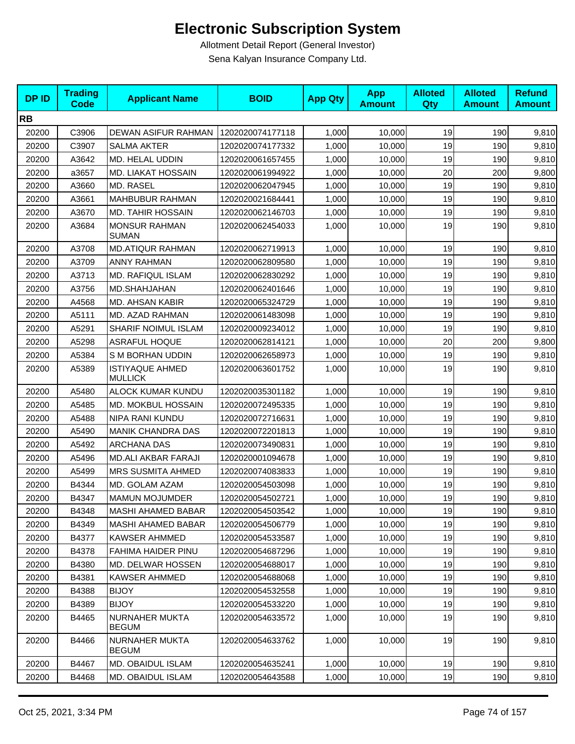# Electronic Subscription System

Allotment Detail Report (General Investor)

Sena Kalyan Insurance Company Ltd.

| DP ID | Trading Code | Applicant Name | BOID | App Qty | App Amount | Alloted Qty | Alloted Amount | Refund Amount |
|---|---|---|---|---|---|---|---|---|
| **RB** | | | | | | | | |
| 20200 | C3906 | DEWAN ASIFUR RAHMAN | 1202020074177118 | 1,000 | 10,000 | 19 | 190 | 9,810 |
| 20200 | C3907 | SALMA AKTER | 1202020074177332 | 1,000 | 10,000 | 19 | 190 | 9,810 |
| 20200 | A3642 | MD. HELAL UDDIN | 1202020061657455 | 1,000 | 10,000 | 19 | 190 | 9,810 |
| 20200 | a3657 | MD. LIAKAT HOSSAIN | 1202020061994922 | 1,000 | 10,000 | 20 | 200 | 9,800 |
| 20200 | A3660 | MD. RASEL | 1202020062047945 | 1,000 | 10,000 | 19 | 190 | 9,810 |
| 20200 | A3661 | MAHBUBUR RAHMAN | 1202020021684441 | 1,000 | 10,000 | 19 | 190 | 9,810 |
| 20200 | A3670 | MD. TAHIR HOSSAIN | 1202020062146703 | 1,000 | 10,000 | 19 | 190 | 9,810 |
| 20200 | A3684 | MONSUR RAHMAN SUMAN | 1202020062454033 | 1,000 | 10,000 | 19 | 190 | 9,810 |
| 20200 | A3708 | MD.ATIQUR RAHMAN | 1202020062719913 | 1,000 | 10,000 | 19 | 190 | 9,810 |
| 20200 | A3709 | ANNY RAHMAN | 1202020062809580 | 1,000 | 10,000 | 19 | 190 | 9,810 |
| 20200 | A3713 | MD. RAFIQUL ISLAM | 1202020062830292 | 1,000 | 10,000 | 19 | 190 | 9,810 |
| 20200 | A3756 | MD.SHAHJAHAN | 1202020062401646 | 1,000 | 10,000 | 19 | 190 | 9,810 |
| 20200 | A4568 | MD. AHSAN KABIR | 1202020065324729 | 1,000 | 10,000 | 19 | 190 | 9,810 |
| 20200 | A5111 | MD. AZAD RAHMAN | 1202020061483098 | 1,000 | 10,000 | 19 | 190 | 9,810 |
| 20200 | A5291 | SHARIF NOIMUL ISLAM | 1202020009234012 | 1,000 | 10,000 | 19 | 190 | 9,810 |
| 20200 | A5298 | ASRAFUL HOQUE | 1202020062814121 | 1,000 | 10,000 | 20 | 200 | 9,800 |
| 20200 | A5384 | S M BORHAN UDDIN | 1202020062658973 | 1,000 | 10,000 | 19 | 190 | 9,810 |
| 20200 | A5389 | ISTIYAQUE AHMED MULLICK | 1202020063601752 | 1,000 | 10,000 | 19 | 190 | 9,810 |
| 20200 | A5480 | ALOCK KUMAR KUNDU | 1202020035301182 | 1,000 | 10,000 | 19 | 190 | 9,810 |
| 20200 | A5485 | MD. MOKBUL HOSSAIN | 1202020072495335 | 1,000 | 10,000 | 19 | 190 | 9,810 |
| 20200 | A5488 | NIPA RANI KUNDU | 1202020072716631 | 1,000 | 10,000 | 19 | 190 | 9,810 |
| 20200 | A5490 | MANIK CHANDRA DAS | 1202020072201813 | 1,000 | 10,000 | 19 | 190 | 9,810 |
| 20200 | A5492 | ARCHANA DAS | 1202020073490831 | 1,000 | 10,000 | 19 | 190 | 9,810 |
| 20200 | A5496 | MD.ALI AKBAR FARAJI | 1202020001094678 | 1,000 | 10,000 | 19 | 190 | 9,810 |
| 20200 | A5499 | MRS SUSMITA AHMED | 1202020074083833 | 1,000 | 10,000 | 19 | 190 | 9,810 |
| 20200 | B4344 | MD. GOLAM AZAM | 1202020054503098 | 1,000 | 10,000 | 19 | 190 | 9,810 |
| 20200 | B4347 | MAMUN MOJUMDER | 1202020054502721 | 1,000 | 10,000 | 19 | 190 | 9,810 |
| 20200 | B4348 | MASHI AHAMED BABAR | 1202020054503542 | 1,000 | 10,000 | 19 | 190 | 9,810 |
| 20200 | B4349 | MASHI AHAMED BABAR | 1202020054506779 | 1,000 | 10,000 | 19 | 190 | 9,810 |
| 20200 | B4377 | KAWSER AHMMED | 1202020054533587 | 1,000 | 10,000 | 19 | 190 | 9,810 |
| 20200 | B4378 | FAHIMA HAIDER PINU | 1202020054687296 | 1,000 | 10,000 | 19 | 190 | 9,810 |
| 20200 | B4380 | MD. DELWAR HOSSEN | 1202020054688017 | 1,000 | 10,000 | 19 | 190 | 9,810 |
| 20200 | B4381 | KAWSER AHMMED | 1202020054688068 | 1,000 | 10,000 | 19 | 190 | 9,810 |
| 20200 | B4388 | BIJOY | 1202020054532558 | 1,000 | 10,000 | 19 | 190 | 9,810 |
| 20200 | B4389 | BIJOY | 1202020054533220 | 1,000 | 10,000 | 19 | 190 | 9,810 |
| 20200 | B4465 | NURNAHER MUKTA BEGUM | 1202020054633572 | 1,000 | 10,000 | 19 | 190 | 9,810 |
| 20200 | B4466 | NURNAHER MUKTA BEGUM | 1202020054633762 | 1,000 | 10,000 | 19 | 190 | 9,810 |
| 20200 | B4467 | MD. OBAIDUL ISLAM | 1202020054635241 | 1,000 | 10,000 | 19 | 190 | 9,810 |
| 20200 | B4468 | MD. OBAIDUL ISLAM | 1202020054643588 | 1,000 | 10,000 | 19 | 190 | 9,810 |

Oct 25, 2021, 3:34 PM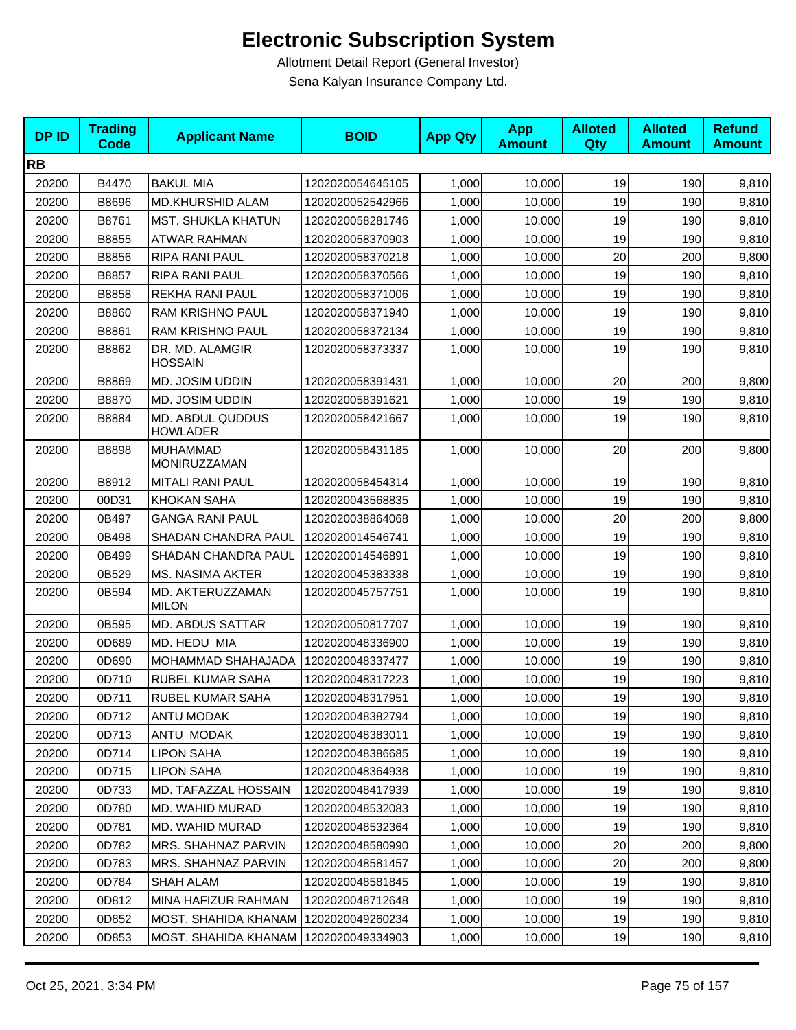# Electronic Subscription System

Allotment Detail Report (General Investor)

Sena Kalyan Insurance Company Ltd.

| DP ID | Trading Code | Applicant Name | BOID | App Qty | App Amount | Alloted Qty | Alloted Amount | Refund Amount |
|---|---|---|---|---|---|---|---|---|
| **RB** | | | | | | | | |
| 20200 | B4470 | BAKUL MIA | 1202020054645105 | 1,000 | 10,000 | 19 | 190 | 9,810 |
| 20200 | B8696 | MD.KHURSHID ALAM | 1202020052542966 | 1,000 | 10,000 | 19 | 190 | 9,810 |
| 20200 | B8761 | MST. SHUKLA KHATUN | 1202020058281746 | 1,000 | 10,000 | 19 | 190 | 9,810 |
| 20200 | B8855 | ATWAR RAHMAN | 1202020058370903 | 1,000 | 10,000 | 19 | 190 | 9,810 |
| 20200 | B8856 | RIPA RANI PAUL | 1202020058370218 | 1,000 | 10,000 | 20 | 200 | 9,800 |
| 20200 | B8857 | RIPA RANI PAUL | 1202020058370566 | 1,000 | 10,000 | 19 | 190 | 9,810 |
| 20200 | B8858 | REKHA RANI PAUL | 1202020058371006 | 1,000 | 10,000 | 19 | 190 | 9,810 |
| 20200 | B8860 | RAM KRISHNO PAUL | 1202020058371940 | 1,000 | 10,000 | 19 | 190 | 9,810 |
| 20200 | B8861 | RAM KRISHNO PAUL | 1202020058372134 | 1,000 | 10,000 | 19 | 190 | 9,810 |
| 20200 | B8862 | DR. MD. ALAMGIR HOSSAIN | 1202020058373337 | 1,000 | 10,000 | 19 | 190 | 9,810 |
| 20200 | B8869 | MD. JOSIM UDDIN | 1202020058391431 | 1,000 | 10,000 | 20 | 200 | 9,800 |
| 20200 | B8870 | MD. JOSIM UDDIN | 1202020058391621 | 1,000 | 10,000 | 19 | 190 | 9,810 |
| 20200 | B8884 | MD. ABDUL QUDDUS HOWLADER | 1202020058421667 | 1,000 | 10,000 | 19 | 190 | 9,810 |
| 20200 | B8898 | MUHAMMAD MONIRUZZAMAN | 1202020058431185 | 1,000 | 10,000 | 20 | 200 | 9,800 |
| 20200 | B8912 | MITALI RANI PAUL | 1202020058454314 | 1,000 | 10,000 | 19 | 190 | 9,810 |
| 20200 | 00D31 | KHOKAN SAHA | 1202020043568835 | 1,000 | 10,000 | 19 | 190 | 9,810 |
| 20200 | 0B497 | GANGA RANI PAUL | 1202020038864068 | 1,000 | 10,000 | 20 | 200 | 9,800 |
| 20200 | 0B498 | SHADAN CHANDRA PAUL | 1202020014546741 | 1,000 | 10,000 | 19 | 190 | 9,810 |
| 20200 | 0B499 | SHADAN CHANDRA PAUL | 1202020014546891 | 1,000 | 10,000 | 19 | 190 | 9,810 |
| 20200 | 0B529 | MS. NASIMA AKTER | 1202020045383338 | 1,000 | 10,000 | 19 | 190 | 9,810 |
| 20200 | 0B594 | MD. AKTERUZZAMAN MILON | 1202020045757751 | 1,000 | 10,000 | 19 | 190 | 9,810 |
| 20200 | 0B595 | MD. ABDUS SATTAR | 1202020050817707 | 1,000 | 10,000 | 19 | 190 | 9,810 |
| 20200 | 0D689 | MD. HEDU MIA | 1202020048336900 | 1,000 | 10,000 | 19 | 190 | 9,810 |
| 20200 | 0D690 | MOHAMMAD SHAHAJADA | 1202020048337477 | 1,000 | 10,000 | 19 | 190 | 9,810 |
| 20200 | 0D710 | RUBEL KUMAR SAHA | 1202020048317223 | 1,000 | 10,000 | 19 | 190 | 9,810 |
| 20200 | 0D711 | RUBEL KUMAR SAHA | 1202020048317951 | 1,000 | 10,000 | 19 | 190 | 9,810 |
| 20200 | 0D712 | ANTU MODAK | 1202020048382794 | 1,000 | 10,000 | 19 | 190 | 9,810 |
| 20200 | 0D713 | ANTU MODAK | 1202020048383011 | 1,000 | 10,000 | 19 | 190 | 9,810 |
| 20200 | 0D714 | LIPON SAHA | 1202020048386685 | 1,000 | 10,000 | 19 | 190 | 9,810 |
| 20200 | 0D715 | LIPON SAHA | 1202020048364938 | 1,000 | 10,000 | 19 | 190 | 9,810 |
| 20200 | 0D733 | MD. TAFAZZAL HOSSAIN | 1202020048417939 | 1,000 | 10,000 | 19 | 190 | 9,810 |
| 20200 | 0D780 | MD. WAHID MURAD | 1202020048532083 | 1,000 | 10,000 | 19 | 190 | 9,810 |
| 20200 | 0D781 | MD. WAHID MURAD | 1202020048532364 | 1,000 | 10,000 | 19 | 190 | 9,810 |
| 20200 | 0D782 | MRS. SHAHNAZ PARVIN | 1202020048580990 | 1,000 | 10,000 | 20 | 200 | 9,800 |
| 20200 | 0D783 | MRS. SHAHNAZ PARVIN | 1202020048581457 | 1,000 | 10,000 | 20 | 200 | 9,800 |
| 20200 | 0D784 | SHAH ALAM | 1202020048581845 | 1,000 | 10,000 | 19 | 190 | 9,810 |
| 20200 | 0D812 | MINA HAFIZUR RAHMAN | 1202020048712648 | 1,000 | 10,000 | 19 | 190 | 9,810 |
| 20200 | 0D852 | MOST. SHAHIDA KHANAM | 1202020049260234 | 1,000 | 10,000 | 19 | 190 | 9,810 |
| 20200 | 0D853 | MOST. SHAHIDA KHANAM | 1202020049334903 | 1,000 | 10,000 | 19 | 190 | 9,810 |

Oct 25, 2021, 3:34 PM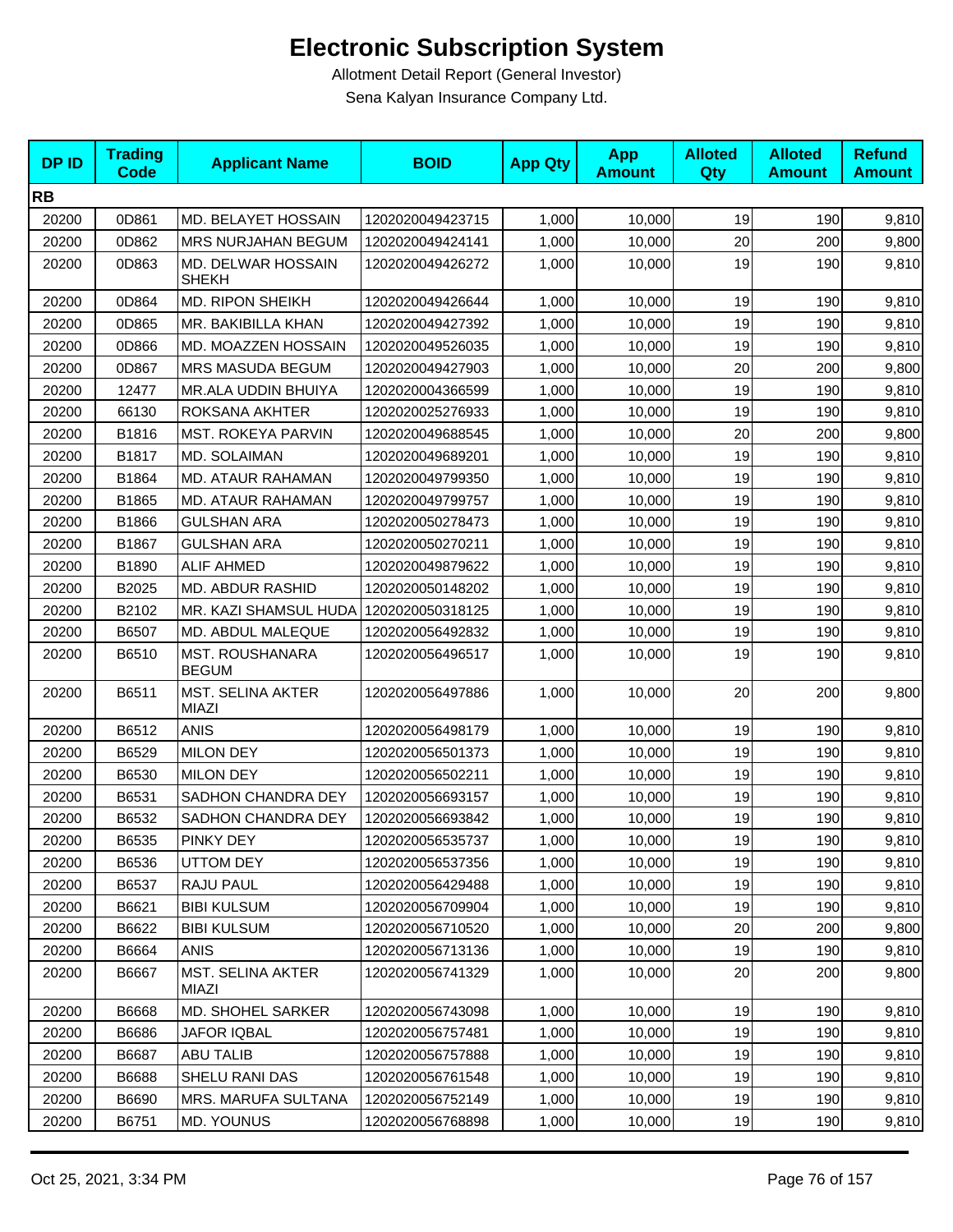# Electronic Subscription System

Allotment Detail Report (General Investor)

Sena Kalyan Insurance Company Ltd.

| DP ID | Trading Code | Applicant Name | BOID | App Qty | App Amount | Alloted Qty | Alloted Amount | Refund Amount |
|---|---|---|---|---|---|---|---|---|
| **RB** | | | | | | | | |
| 20200 | 0D861 | MD. BELAYET HOSSAIN | 1202020049423715 | 1,000 | 10,000 | 19 | 190 | 9,810 |
| 20200 | 0D862 | MRS NURJAHAN BEGUM | 1202020049424141 | 1,000 | 10,000 | 20 | 200 | 9,800 |
| 20200 | 0D863 | MD. DELWAR HOSSAIN SHEKH | 1202020049426272 | 1,000 | 10,000 | 19 | 190 | 9,810 |
| 20200 | 0D864 | MD. RIPON SHEIKH | 1202020049426644 | 1,000 | 10,000 | 19 | 190 | 9,810 |
| 20200 | 0D865 | MR. BAKIBILLA KHAN | 1202020049427392 | 1,000 | 10,000 | 19 | 190 | 9,810 |
| 20200 | 0D866 | MD. MOAZZEN HOSSAIN | 1202020049526035 | 1,000 | 10,000 | 19 | 190 | 9,810 |
| 20200 | 0D867 | MRS MASUDA BEGUM | 1202020049427903 | 1,000 | 10,000 | 20 | 200 | 9,800 |
| 20200 | 12477 | MR.ALA UDDIN BHUIYA | 1202020004366599 | 1,000 | 10,000 | 19 | 190 | 9,810 |
| 20200 | 66130 | ROKSANA AKHTER | 1202020025276933 | 1,000 | 10,000 | 19 | 190 | 9,810 |
| 20200 | B1816 | MST. ROKEYA PARVIN | 1202020049688545 | 1,000 | 10,000 | 20 | 200 | 9,800 |
| 20200 | B1817 | MD. SOLAIMAN | 1202020049689201 | 1,000 | 10,000 | 19 | 190 | 9,810 |
| 20200 | B1864 | MD. ATAUR RAHAMAN | 1202020049799350 | 1,000 | 10,000 | 19 | 190 | 9,810 |
| 20200 | B1865 | MD. ATAUR RAHAMAN | 1202020049799757 | 1,000 | 10,000 | 19 | 190 | 9,810 |
| 20200 | B1866 | GULSHAN ARA | 1202020050278473 | 1,000 | 10,000 | 19 | 190 | 9,810 |
| 20200 | B1867 | GULSHAN ARA | 1202020050270211 | 1,000 | 10,000 | 19 | 190 | 9,810 |
| 20200 | B1890 | ALIF AHMED | 1202020049879622 | 1,000 | 10,000 | 19 | 190 | 9,810 |
| 20200 | B2025 | MD. ABDUR RASHID | 1202020050148202 | 1,000 | 10,000 | 19 | 190 | 9,810 |
| 20200 | B2102 | MR. KAZI SHAMSUL HUDA | 1202020050318125 | 1,000 | 10,000 | 19 | 190 | 9,810 |
| 20200 | B6507 | MD. ABDUL MALEQUE | 1202020056492832 | 1,000 | 10,000 | 19 | 190 | 9,810 |
| 20200 | B6510 | MST. ROUSHANARA BEGUM | 1202020056496517 | 1,000 | 10,000 | 19 | 190 | 9,810 |
| 20200 | B6511 | MST. SELINA AKTER MIAZI | 1202020056497886 | 1,000 | 10,000 | 20 | 200 | 9,800 |
| 20200 | B6512 | ANIS | 1202020056498179 | 1,000 | 10,000 | 19 | 190 | 9,810 |
| 20200 | B6529 | MILON DEY | 1202020056501373 | 1,000 | 10,000 | 19 | 190 | 9,810 |
| 20200 | B6530 | MILON DEY | 1202020056502211 | 1,000 | 10,000 | 19 | 190 | 9,810 |
| 20200 | B6531 | SADHON CHANDRA DEY | 1202020056693157 | 1,000 | 10,000 | 19 | 190 | 9,810 |
| 20200 | B6532 | SADHON CHANDRA DEY | 1202020056693842 | 1,000 | 10,000 | 19 | 190 | 9,810 |
| 20200 | B6535 | PINKY DEY | 1202020056535737 | 1,000 | 10,000 | 19 | 190 | 9,810 |
| 20200 | B6536 | UTTOM DEY | 1202020056537356 | 1,000 | 10,000 | 19 | 190 | 9,810 |
| 20200 | B6537 | RAJU PAUL | 1202020056429488 | 1,000 | 10,000 | 19 | 190 | 9,810 |
| 20200 | B6621 | BIBI KULSUM | 1202020056709904 | 1,000 | 10,000 | 19 | 190 | 9,810 |
| 20200 | B6622 | BIBI KULSUM | 1202020056710520 | 1,000 | 10,000 | 20 | 200 | 9,800 |
| 20200 | B6664 | ANIS | 1202020056713136 | 1,000 | 10,000 | 19 | 190 | 9,810 |
| 20200 | B6667 | MST. SELINA AKTER MIAZI | 1202020056741329 | 1,000 | 10,000 | 20 | 200 | 9,800 |
| 20200 | B6668 | MD. SHOHEL SARKER | 1202020056743098 | 1,000 | 10,000 | 19 | 190 | 9,810 |
| 20200 | B6686 | JAFOR IQBAL | 1202020056757481 | 1,000 | 10,000 | 19 | 190 | 9,810 |
| 20200 | B6687 | ABU TALIB | 1202020056757888 | 1,000 | 10,000 | 19 | 190 | 9,810 |
| 20200 | B6688 | SHELU RANI DAS | 1202020056761548 | 1,000 | 10,000 | 19 | 190 | 9,810 |
| 20200 | B6690 | MRS. MARUFA SULTANA | 1202020056752149 | 1,000 | 10,000 | 19 | 190 | 9,810 |
| 20200 | B6751 | MD. YOUNUS | 1202020056768898 | 1,000 | 10,000 | 19 | 190 | 9,810 |

Oct 25, 2021, 3:34 PM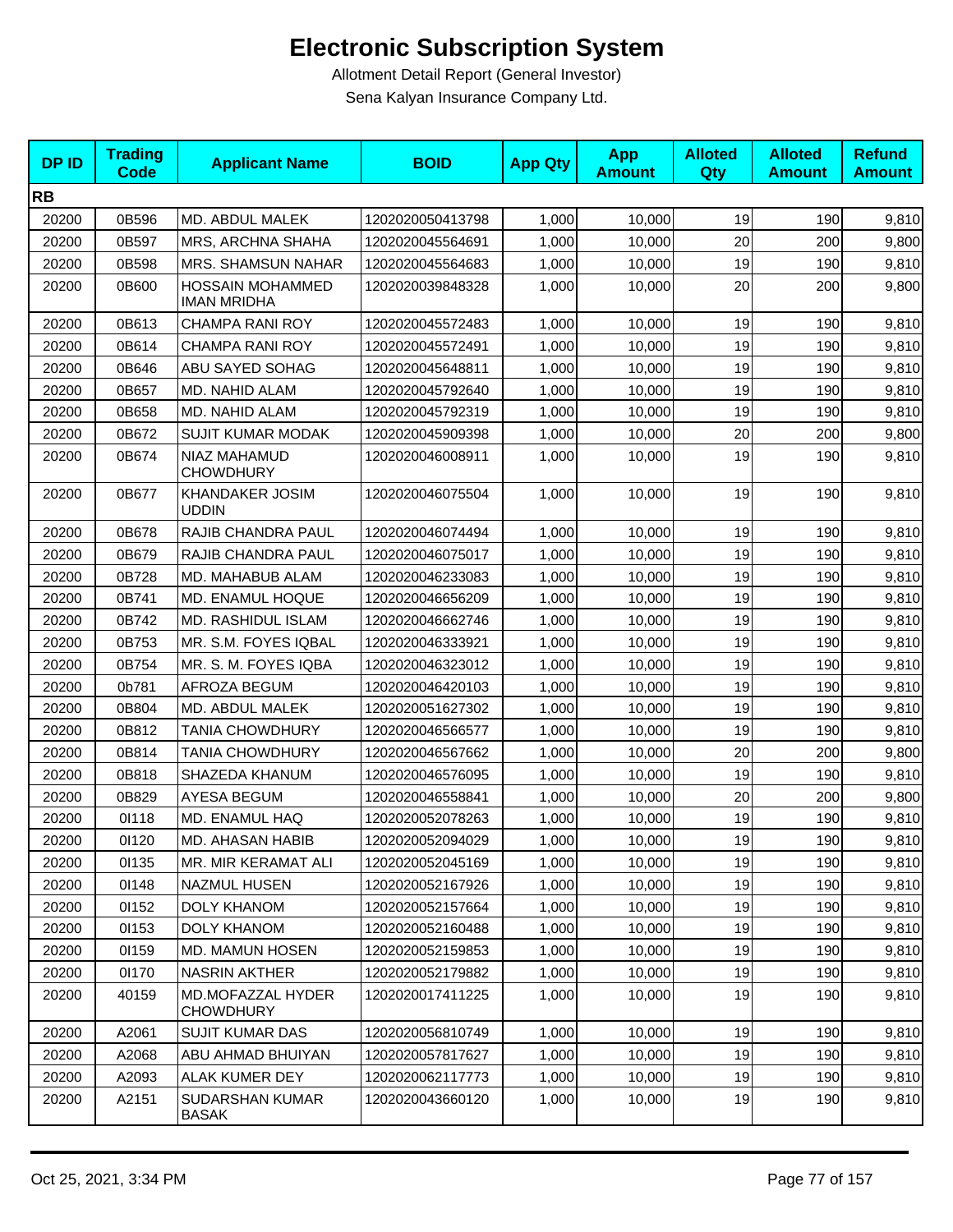# Electronic Subscription System

Allotment Detail Report (General Investor)

Sena Kalyan Insurance Company Ltd.

| DP ID | Trading Code | Applicant Name | BOID | App Qty | App Amount | Alloted Qty | Alloted Amount | Refund Amount |
|---|---|---|---|---|---|---|---|---|
| **RB** | | | | | | | | |
| 20200 | 0B596 | MD. ABDUL MALEK | 1202020050413798 | 1,000 | 10,000 | 19 | 190 | 9,810 |
| 20200 | 0B597 | MRS, ARCHNA SHAHA | 1202020045564691 | 1,000 | 10,000 | 20 | 200 | 9,800 |
| 20200 | 0B598 | MRS. SHAMSUN NAHAR | 1202020045564683 | 1,000 | 10,000 | 19 | 190 | 9,810 |
| 20200 | 0B600 | HOSSAIN MOHAMMED IMAN MRIDHA | 1202020039848328 | 1,000 | 10,000 | 20 | 200 | 9,800 |
| 20200 | 0B613 | CHAMPA RANI ROY | 1202020045572483 | 1,000 | 10,000 | 19 | 190 | 9,810 |
| 20200 | 0B614 | CHAMPA RANI ROY | 1202020045572491 | 1,000 | 10,000 | 19 | 190 | 9,810 |
| 20200 | 0B646 | ABU SAYED SOHAG | 1202020045648811 | 1,000 | 10,000 | 19 | 190 | 9,810 |
| 20200 | 0B657 | MD. NAHID ALAM | 1202020045792640 | 1,000 | 10,000 | 19 | 190 | 9,810 |
| 20200 | 0B658 | MD. NAHID ALAM | 1202020045792319 | 1,000 | 10,000 | 19 | 190 | 9,810 |
| 20200 | 0B672 | SUJIT KUMAR MODAK | 1202020045909398 | 1,000 | 10,000 | 20 | 200 | 9,800 |
| 20200 | 0B674 | NIAZ MAHAMUD CHOWDHURY | 1202020046008911 | 1,000 | 10,000 | 19 | 190 | 9,810 |
| 20200 | 0B677 | KHANDAKER JOSIM UDDIN | 1202020046075504 | 1,000 | 10,000 | 19 | 190 | 9,810 |
| 20200 | 0B678 | RAJIB CHANDRA PAUL | 1202020046074494 | 1,000 | 10,000 | 19 | 190 | 9,810 |
| 20200 | 0B679 | RAJIB CHANDRA PAUL | 1202020046075017 | 1,000 | 10,000 | 19 | 190 | 9,810 |
| 20200 | 0B728 | MD. MAHABUB ALAM | 1202020046233083 | 1,000 | 10,000 | 19 | 190 | 9,810 |
| 20200 | 0B741 | MD. ENAMUL HOQUE | 1202020046656209 | 1,000 | 10,000 | 19 | 190 | 9,810 |
| 20200 | 0B742 | MD. RASHIDUL ISLAM | 1202020046662746 | 1,000 | 10,000 | 19 | 190 | 9,810 |
| 20200 | 0B753 | MR. S.M. FOYES IQBAL | 1202020046333921 | 1,000 | 10,000 | 19 | 190 | 9,810 |
| 20200 | 0B754 | MR. S. M. FOYES IQBA | 1202020046323012 | 1,000 | 10,000 | 19 | 190 | 9,810 |
| 20200 | 0b781 | AFROZA BEGUM | 1202020046420103 | 1,000 | 10,000 | 19 | 190 | 9,810 |
| 20200 | 0B804 | MD. ABDUL MALEK | 1202020051627302 | 1,000 | 10,000 | 19 | 190 | 9,810 |
| 20200 | 0B812 | TANIA CHOWDHURY | 1202020046566577 | 1,000 | 10,000 | 19 | 190 | 9,810 |
| 20200 | 0B814 | TANIA CHOWDHURY | 1202020046567662 | 1,000 | 10,000 | 20 | 200 | 9,800 |
| 20200 | 0B818 | SHAZEDA KHANUM | 1202020046576095 | 1,000 | 10,000 | 19 | 190 | 9,810 |
| 20200 | 0B829 | AYESA BEGUM | 1202020046558841 | 1,000 | 10,000 | 20 | 200 | 9,800 |
| 20200 | 0I118 | MD. ENAMUL HAQ | 1202020052078263 | 1,000 | 10,000 | 19 | 190 | 9,810 |
| 20200 | 0I120 | MD. AHASAN HABIB | 1202020052094029 | 1,000 | 10,000 | 19 | 190 | 9,810 |
| 20200 | 0I135 | MR. MIR KERAMAT ALI | 1202020052045169 | 1,000 | 10,000 | 19 | 190 | 9,810 |
| 20200 | 0I148 | NAZMUL HUSEN | 1202020052167926 | 1,000 | 10,000 | 19 | 190 | 9,810 |
| 20200 | 0I152 | DOLY KHANOM | 1202020052157664 | 1,000 | 10,000 | 19 | 190 | 9,810 |
| 20200 | 0I153 | DOLY KHANOM | 1202020052160488 | 1,000 | 10,000 | 19 | 190 | 9,810 |
| 20200 | 0I159 | MD. MAMUN HOSEN | 1202020052159853 | 1,000 | 10,000 | 19 | 190 | 9,810 |
| 20200 | 0I170 | NASRIN AKTHER | 1202020052179882 | 1,000 | 10,000 | 19 | 190 | 9,810 |
| 20200 | 40159 | MD.MOFAZZAL HYDER CHOWDHURY | 1202020017411225 | 1,000 | 10,000 | 19 | 190 | 9,810 |
| 20200 | A2061 | SUJIT KUMAR DAS | 1202020056810749 | 1,000 | 10,000 | 19 | 190 | 9,810 |
| 20200 | A2068 | ABU AHMAD BHUIYAN | 1202020057817627 | 1,000 | 10,000 | 19 | 190 | 9,810 |
| 20200 | A2093 | ALAK KUMER DEY | 1202020062117773 | 1,000 | 10,000 | 19 | 190 | 9,810 |
| 20200 | A2151 | SUDARSHAN KUMAR BASAK | 1202020043660120 | 1,000 | 10,000 | 19 | 190 | 9,810 |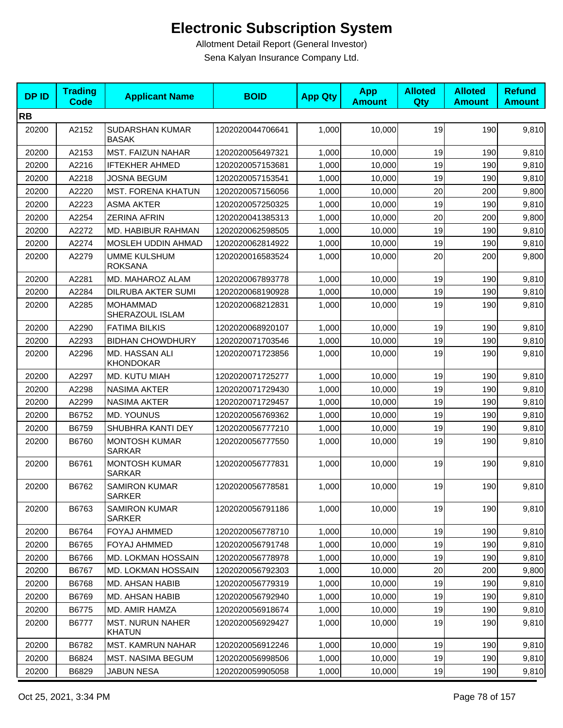# Electronic Subscription System

Allotment Detail Report (General Investor)

Sena Kalyan Insurance Company Ltd.

| DP ID | Trading Code | Applicant Name | BOID | App Qty | App Amount | Alloted Qty | Alloted Amount | Refund Amount |
|---|---|---|---|---|---|---|---|---|
| **RB** | | | | | | | | |
| 20200 | A2152 | SUDARSHAN KUMAR BASAK | 1202020044706641 | 1,000 | 10,000 | 19 | 190 | 9,810 |
| 20200 | A2153 | MST. FAIZUN NAHAR | 1202020056497321 | 1,000 | 10,000 | 19 | 190 | 9,810 |
| 20200 | A2216 | IFTEKHER AHMED | 1202020057153681 | 1,000 | 10,000 | 19 | 190 | 9,810 |
| 20200 | A2218 | JOSNA BEGUM | 1202020057153541 | 1,000 | 10,000 | 19 | 190 | 9,810 |
| 20200 | A2220 | MST. FORENA KHATUN | 1202020057156056 | 1,000 | 10,000 | 20 | 200 | 9,800 |
| 20200 | A2223 | ASMA AKTER | 1202020057250325 | 1,000 | 10,000 | 19 | 190 | 9,810 |
| 20200 | A2254 | ZERINA AFRIN | 1202020041385313 | 1,000 | 10,000 | 20 | 200 | 9,800 |
| 20200 | A2272 | MD. HABIBUR RAHMAN | 1202020062598505 | 1,000 | 10,000 | 19 | 190 | 9,810 |
| 20200 | A2274 | MOSLEH UDDIN AHMAD | 1202020062814922 | 1,000 | 10,000 | 19 | 190 | 9,810 |
| 20200 | A2279 | UMME KULSHUM ROKSANA | 1202020016583524 | 1,000 | 10,000 | 20 | 200 | 9,800 |
| 20200 | A2281 | MD. MAHAROZ ALAM | 1202020067893778 | 1,000 | 10,000 | 19 | 190 | 9,810 |
| 20200 | A2284 | DILRUBA AKTER SUMI | 1202020068190928 | 1,000 | 10,000 | 19 | 190 | 9,810 |
| 20200 | A2285 | MOHAMMAD SHERAZOUL ISLAM | 1202020068212831 | 1,000 | 10,000 | 19 | 190 | 9,810 |
| 20200 | A2290 | FATIMA BILKIS | 1202020068920107 | 1,000 | 10,000 | 19 | 190 | 9,810 |
| 20200 | A2293 | BIDHAN CHOWDHURY | 1202020071703546 | 1,000 | 10,000 | 19 | 190 | 9,810 |
| 20200 | A2296 | MD. HASSAN ALI KHONDOKAR | 1202020071723856 | 1,000 | 10,000 | 19 | 190 | 9,810 |
| 20200 | A2297 | MD. KUTU MIAH | 1202020071725277 | 1,000 | 10,000 | 19 | 190 | 9,810 |
| 20200 | A2298 | NASIMA AKTER | 1202020071729430 | 1,000 | 10,000 | 19 | 190 | 9,810 |
| 20200 | A2299 | NASIMA AKTER | 1202020071729457 | 1,000 | 10,000 | 19 | 190 | 9,810 |
| 20200 | B6752 | MD. YOUNUS | 1202020056769362 | 1,000 | 10,000 | 19 | 190 | 9,810 |
| 20200 | B6759 | SHUBHRA KANTI DEY | 1202020056777210 | 1,000 | 10,000 | 19 | 190 | 9,810 |
| 20200 | B6760 | MONTOSH KUMAR SARKAR | 1202020056777550 | 1,000 | 10,000 | 19 | 190 | 9,810 |
| 20200 | B6761 | MONTOSH KUMAR SARKAR | 1202020056777831 | 1,000 | 10,000 | 19 | 190 | 9,810 |
| 20200 | B6762 | SAMIRON KUMAR SARKER | 1202020056778581 | 1,000 | 10,000 | 19 | 190 | 9,810 |
| 20200 | B6763 | SAMIRON KUMAR SARKER | 1202020056791186 | 1,000 | 10,000 | 19 | 190 | 9,810 |
| 20200 | B6764 | FOYAJ AHMMED | 1202020056778710 | 1,000 | 10,000 | 19 | 190 | 9,810 |
| 20200 | B6765 | FOYAJ AHMMED | 1202020056791748 | 1,000 | 10,000 | 19 | 190 | 9,810 |
| 20200 | B6766 | MD. LOKMAN HOSSAIN | 1202020056778978 | 1,000 | 10,000 | 19 | 190 | 9,810 |
| 20200 | B6767 | MD. LOKMAN HOSSAIN | 1202020056792303 | 1,000 | 10,000 | 20 | 200 | 9,800 |
| 20200 | B6768 | MD. AHSAN HABIB | 1202020056779319 | 1,000 | 10,000 | 19 | 190 | 9,810 |
| 20200 | B6769 | MD. AHSAN HABIB | 1202020056792940 | 1,000 | 10,000 | 19 | 190 | 9,810 |
| 20200 | B6775 | MD. AMIR HAMZA | 1202020056918674 | 1,000 | 10,000 | 19 | 190 | 9,810 |
| 20200 | B6777 | MST. NURUN NAHER KHATUN | 1202020056929427 | 1,000 | 10,000 | 19 | 190 | 9,810 |
| 20200 | B6782 | MST. KAMRUN NAHAR | 1202020056912246 | 1,000 | 10,000 | 19 | 190 | 9,810 |
| 20200 | B6824 | MST. NASIMA BEGUM | 1202020056998506 | 1,000 | 10,000 | 19 | 190 | 9,810 |
| 20200 | B6829 | JABUN NESA | 1202020059905058 | 1,000 | 10,000 | 19 | 190 | 9,810 |

Oct 25, 2021, 3:34 PM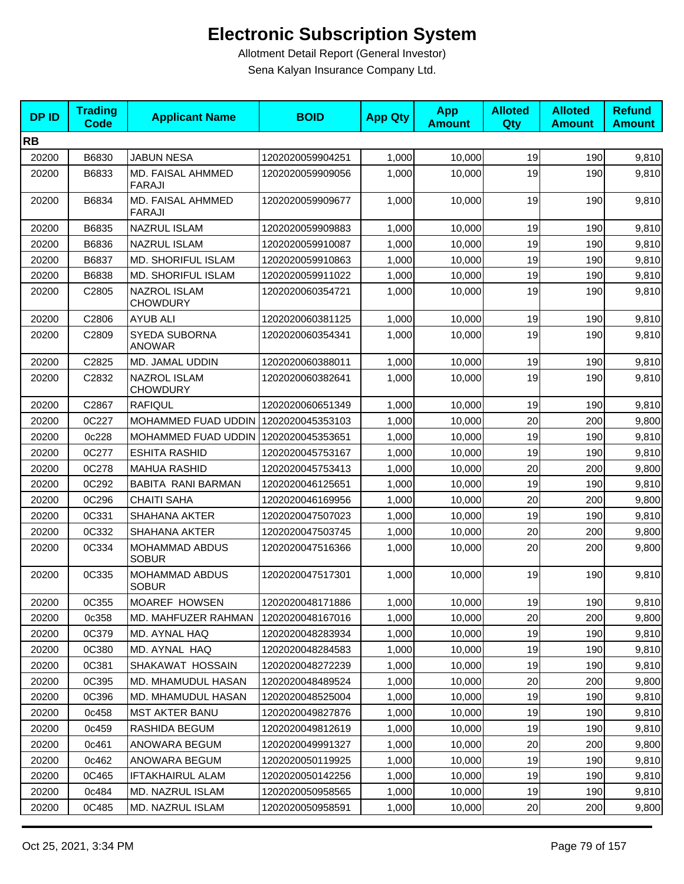# Electronic Subscription System

Allotment Detail Report (General Investor)

Sena Kalyan Insurance Company Ltd.

| DP ID | Trading Code | Applicant Name | BOID | App Qty | App Amount | Alloted Qty | Alloted Amount | Refund Amount |
|---|---|---|---|---|---|---|---|---|
| **RB** | | | | | | | | |
| 20200 | B6830 | JABUN NESA | 1202020059904251 | 1,000 | 10,000 | 19 | 190 | 9,810 |
| 20200 | B6833 | MD. FAISAL AHMMED FARAJI | 1202020059909056 | 1,000 | 10,000 | 19 | 190 | 9,810 |
| 20200 | B6834 | MD. FAISAL AHMMED FARAJI | 1202020059909677 | 1,000 | 10,000 | 19 | 190 | 9,810 |
| 20200 | B6835 | NAZRUL ISLAM | 1202020059909883 | 1,000 | 10,000 | 19 | 190 | 9,810 |
| 20200 | B6836 | NAZRUL ISLAM | 1202020059910087 | 1,000 | 10,000 | 19 | 190 | 9,810 |
| 20200 | B6837 | MD. SHORIFUL ISLAM | 1202020059910863 | 1,000 | 10,000 | 19 | 190 | 9,810 |
| 20200 | B6838 | MD. SHORIFUL ISLAM | 1202020059911022 | 1,000 | 10,000 | 19 | 190 | 9,810 |
| 20200 | C2805 | NAZROL ISLAM CHOWDURY | 1202020060354721 | 1,000 | 10,000 | 19 | 190 | 9,810 |
| 20200 | C2806 | AYUB ALI | 1202020060381125 | 1,000 | 10,000 | 19 | 190 | 9,810 |
| 20200 | C2809 | SYEDA SUBORNA ANOWAR | 1202020060354341 | 1,000 | 10,000 | 19 | 190 | 9,810 |
| 20200 | C2825 | MD. JAMAL UDDIN | 1202020060388011 | 1,000 | 10,000 | 19 | 190 | 9,810 |
| 20200 | C2832 | NAZROL ISLAM CHOWDURY | 1202020060382641 | 1,000 | 10,000 | 19 | 190 | 9,810 |
| 20200 | C2867 | RAFIQUL | 1202020060651349 | 1,000 | 10,000 | 19 | 190 | 9,810 |
| 20200 | 0C227 | MOHAMMED FUAD UDDIN | 1202020045353103 | 1,000 | 10,000 | 20 | 200 | 9,800 |
| 20200 | 0c228 | MOHAMMED FUAD UDDIN | 1202020045353651 | 1,000 | 10,000 | 19 | 190 | 9,810 |
| 20200 | 0C277 | ESHITA RASHID | 1202020045753167 | 1,000 | 10,000 | 19 | 190 | 9,810 |
| 20200 | 0C278 | MAHUA RASHID | 1202020045753413 | 1,000 | 10,000 | 20 | 200 | 9,800 |
| 20200 | 0C292 | BABITA RANI BARMAN | 1202020046125651 | 1,000 | 10,000 | 19 | 190 | 9,810 |
| 20200 | 0C296 | CHAITI SAHA | 1202020046169956 | 1,000 | 10,000 | 20 | 200 | 9,800 |
| 20200 | 0C331 | SHAHANA AKTER | 1202020047507023 | 1,000 | 10,000 | 19 | 190 | 9,810 |
| 20200 | 0C332 | SHAHANA AKTER | 1202020047503745 | 1,000 | 10,000 | 20 | 200 | 9,800 |
| 20200 | 0C334 | MOHAMMAD ABDUS SOBUR | 1202020047516366 | 1,000 | 10,000 | 20 | 200 | 9,800 |
| 20200 | 0C335 | MOHAMMAD ABDUS SOBUR | 1202020047517301 | 1,000 | 10,000 | 19 | 190 | 9,810 |
| 20200 | 0C355 | MOAREF HOWSEN | 1202020048171886 | 1,000 | 10,000 | 19 | 190 | 9,810 |
| 20200 | 0c358 | MD. MAHFUZER RAHMAN | 1202020048167016 | 1,000 | 10,000 | 20 | 200 | 9,800 |
| 20200 | 0C379 | MD. AYNAL HAQ | 1202020048283934 | 1,000 | 10,000 | 19 | 190 | 9,810 |
| 20200 | 0C380 | MD. AYNAL HAQ | 1202020048284583 | 1,000 | 10,000 | 19 | 190 | 9,810 |
| 20200 | 0C381 | SHAKAWAT HOSSAIN | 1202020048272239 | 1,000 | 10,000 | 19 | 190 | 9,810 |
| 20200 | 0C395 | MD. MHAMUDUL HASAN | 1202020048489524 | 1,000 | 10,000 | 20 | 200 | 9,800 |
| 20200 | 0C396 | MD. MHAMUDUL HASAN | 1202020048525004 | 1,000 | 10,000 | 19 | 190 | 9,810 |
| 20200 | 0c458 | MST AKTER BANU | 1202020049827876 | 1,000 | 10,000 | 19 | 190 | 9,810 |
| 20200 | 0c459 | RASHIDA BEGUM | 1202020049812619 | 1,000 | 10,000 | 19 | 190 | 9,810 |
| 20200 | 0c461 | ANOWARA BEGUM | 1202020049991327 | 1,000 | 10,000 | 20 | 200 | 9,800 |
| 20200 | 0c462 | ANOWARA BEGUM | 1202020050119925 | 1,000 | 10,000 | 19 | 190 | 9,810 |
| 20200 | 0C465 | IFTAKHAIRUL ALAM | 1202020050142256 | 1,000 | 10,000 | 19 | 190 | 9,810 |
| 20200 | 0c484 | MD. NAZRUL ISLAM | 1202020050958565 | 1,000 | 10,000 | 19 | 190 | 9,810 |
| 20200 | 0C485 | MD. NAZRUL ISLAM | 1202020050958591 | 1,000 | 10,000 | 20 | 200 | 9,800 |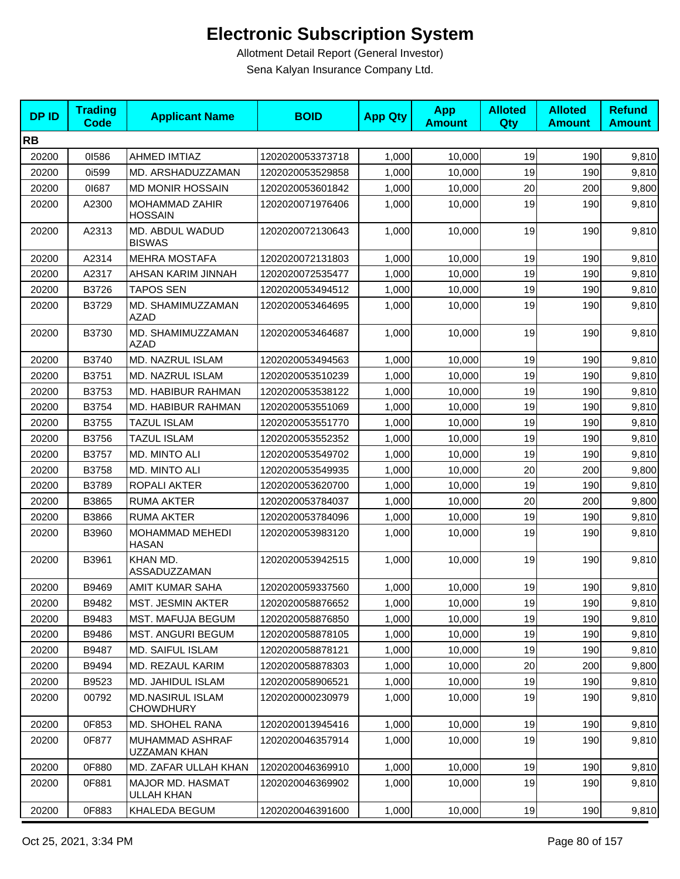# Electronic Subscription System

Allotment Detail Report (General Investor)

Sena Kalyan Insurance Company Ltd.

| DP ID | Trading Code | Applicant Name | BOID | App Qty | App Amount | Alloted Qty | Alloted Amount | Refund Amount |
|---|---|---|---|---|---|---|---|---|
| **RB** | | | | | | | | |
| 20200 | 0I586 | AHMED IMTIAZ | 1202020053373718 | 1,000 | 10,000 | 19 | 190 | 9,810 |
| 20200 | 0i599 | MD. ARSHADUZZAMAN | 1202020053529858 | 1,000 | 10,000 | 19 | 190 | 9,810 |
| 20200 | 0I687 | MD MONIR HOSSAIN | 1202020053601842 | 1,000 | 10,000 | 20 | 200 | 9,800 |
| 20200 | A2300 | MOHAMMAD ZAHIR HOSSAIN | 1202020071976406 | 1,000 | 10,000 | 19 | 190 | 9,810 |
| 20200 | A2313 | MD. ABDUL WADUD BISWAS | 1202020072130643 | 1,000 | 10,000 | 19 | 190 | 9,810 |
| 20200 | A2314 | MEHRA MOSTAFA | 1202020072131803 | 1,000 | 10,000 | 19 | 190 | 9,810 |
| 20200 | A2317 | AHSAN KARIM JINNAH | 1202020072535477 | 1,000 | 10,000 | 19 | 190 | 9,810 |
| 20200 | B3726 | TAPOS SEN | 1202020053494512 | 1,000 | 10,000 | 19 | 190 | 9,810 |
| 20200 | B3729 | MD. SHAMIMUZZAMAN AZAD | 1202020053464695 | 1,000 | 10,000 | 19 | 190 | 9,810 |
| 20200 | B3730 | MD. SHAMIMUZZAMAN AZAD | 1202020053464687 | 1,000 | 10,000 | 19 | 190 | 9,810 |
| 20200 | B3740 | MD. NAZRUL ISLAM | 1202020053494563 | 1,000 | 10,000 | 19 | 190 | 9,810 |
| 20200 | B3751 | MD. NAZRUL ISLAM | 1202020053510239 | 1,000 | 10,000 | 19 | 190 | 9,810 |
| 20200 | B3753 | MD. HABIBUR RAHMAN | 1202020053538122 | 1,000 | 10,000 | 19 | 190 | 9,810 |
| 20200 | B3754 | MD. HABIBUR RAHMAN | 1202020053551069 | 1,000 | 10,000 | 19 | 190 | 9,810 |
| 20200 | B3755 | TAZUL ISLAM | 1202020053551770 | 1,000 | 10,000 | 19 | 190 | 9,810 |
| 20200 | B3756 | TAZUL ISLAM | 1202020053552352 | 1,000 | 10,000 | 19 | 190 | 9,810 |
| 20200 | B3757 | MD. MINTO ALI | 1202020053549702 | 1,000 | 10,000 | 19 | 190 | 9,810 |
| 20200 | B3758 | MD. MINTO ALI | 1202020053549935 | 1,000 | 10,000 | 20 | 200 | 9,800 |
| 20200 | B3789 | ROPALI AKTER | 1202020053620700 | 1,000 | 10,000 | 19 | 190 | 9,810 |
| 20200 | B3865 | RUMA AKTER | 1202020053784037 | 1,000 | 10,000 | 20 | 200 | 9,800 |
| 20200 | B3866 | RUMA AKTER | 1202020053784096 | 1,000 | 10,000 | 19 | 190 | 9,810 |
| 20200 | B3960 | MOHAMMAD MEHEDI HASAN | 1202020053983120 | 1,000 | 10,000 | 19 | 190 | 9,810 |
| 20200 | B3961 | KHAN MD. ASSADUZZAMAN | 1202020053942515 | 1,000 | 10,000 | 19 | 190 | 9,810 |
| 20200 | B9469 | AMIT KUMAR SAHA | 1202020059337560 | 1,000 | 10,000 | 19 | 190 | 9,810 |
| 20200 | B9482 | MST. JESMIN AKTER | 1202020058876652 | 1,000 | 10,000 | 19 | 190 | 9,810 |
| 20200 | B9483 | MST. MAFUJA BEGUM | 1202020058876850 | 1,000 | 10,000 | 19 | 190 | 9,810 |
| 20200 | B9486 | MST. ANGURI BEGUM | 1202020058878105 | 1,000 | 10,000 | 19 | 190 | 9,810 |
| 20200 | B9487 | MD. SAIFUL ISLAM | 1202020058878121 | 1,000 | 10,000 | 19 | 190 | 9,810 |
| 20200 | B9494 | MD. REZAUL KARIM | 1202020058878303 | 1,000 | 10,000 | 20 | 200 | 9,800 |
| 20200 | B9523 | MD. JAHIDUL ISLAM | 1202020058906521 | 1,000 | 10,000 | 19 | 190 | 9,810 |
| 20200 | 00792 | MD.NASIRUL ISLAM CHOWDHURY | 1202020000230979 | 1,000 | 10,000 | 19 | 190 | 9,810 |
| 20200 | 0F853 | MD. SHOHEL RANA | 1202020013945416 | 1,000 | 10,000 | 19 | 190 | 9,810 |
| 20200 | 0F877 | MUHAMMAD ASHRAF UZZAMAN KHAN | 1202020046357914 | 1,000 | 10,000 | 19 | 190 | 9,810 |
| 20200 | 0F880 | MD. ZAFAR ULLAH KHAN | 1202020046369910 | 1,000 | 10,000 | 19 | 190 | 9,810 |
| 20200 | 0F881 | MAJOR MD. HASMAT ULLAH KHAN | 1202020046369902 | 1,000 | 10,000 | 19 | 190 | 9,810 |
| 20200 | 0F883 | KHALEDA BEGUM | 1202020046391600 | 1,000 | 10,000 | 19 | 190 | 9,810 |

Oct 25, 2021, 3:34 PM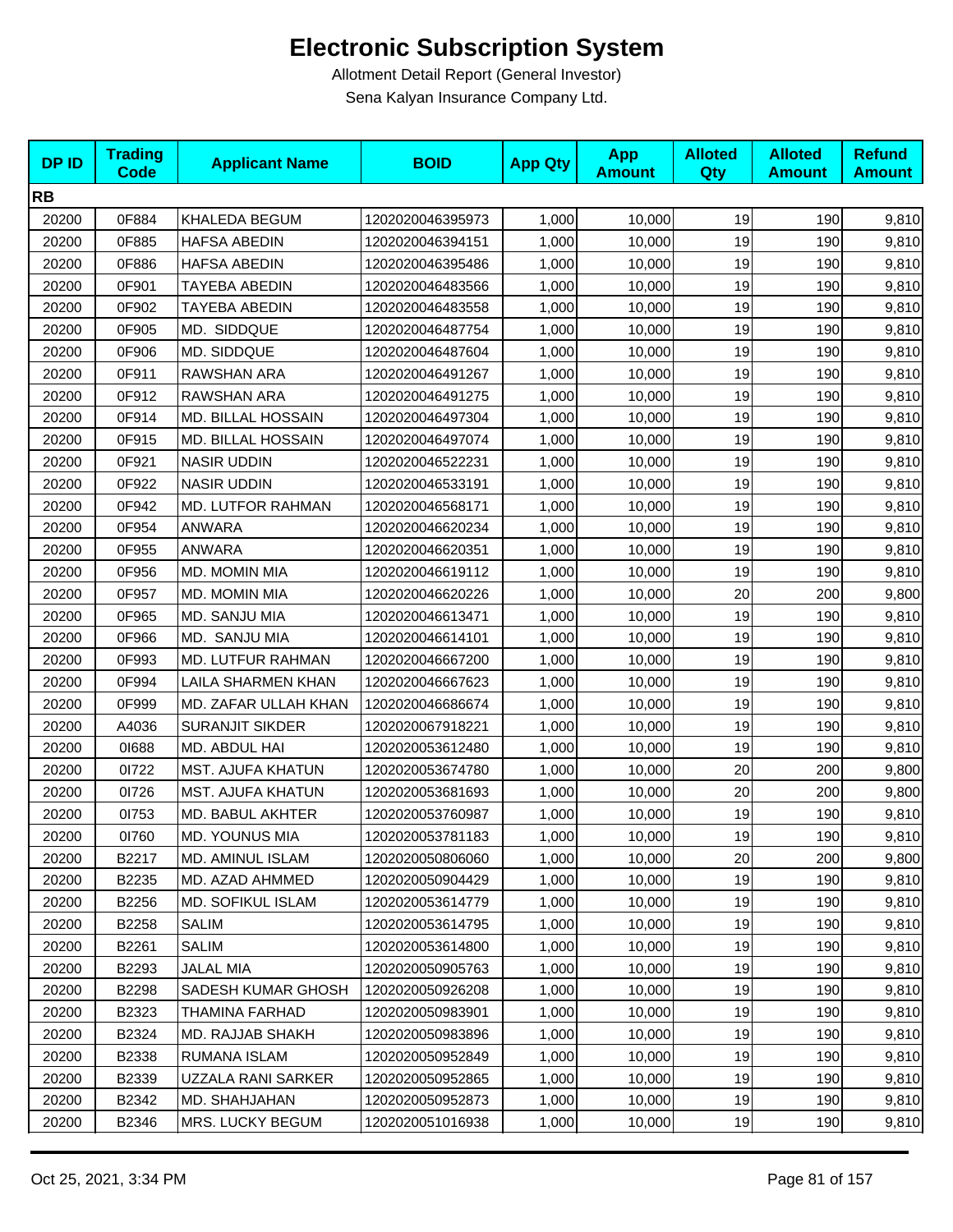# Electronic Subscription System

Allotment Detail Report (General Investor)

Sena Kalyan Insurance Company Ltd.

| DP ID | Trading Code | Applicant Name | BOID | App Qty | App Amount | Alloted Qty | Alloted Amount | Refund Amount |
|---|---|---|---|---|---|---|---|---|
| **RB** | | | | | | | | |
| 20200 | 0F884 | KHALEDA BEGUM | 1202020046395973 | 1,000 | 10,000 | 19 | 190 | 9,810 |
| 20200 | 0F885 | HAFSA ABEDIN | 1202020046394151 | 1,000 | 10,000 | 19 | 190 | 9,810 |
| 20200 | 0F886 | HAFSA ABEDIN | 1202020046395486 | 1,000 | 10,000 | 19 | 190 | 9,810 |
| 20200 | 0F901 | TAYEBA ABEDIN | 1202020046483566 | 1,000 | 10,000 | 19 | 190 | 9,810 |
| 20200 | 0F902 | TAYEBA ABEDIN | 1202020046483558 | 1,000 | 10,000 | 19 | 190 | 9,810 |
| 20200 | 0F905 | MD. SIDDQUE | 1202020046487754 | 1,000 | 10,000 | 19 | 190 | 9,810 |
| 20200 | 0F906 | MD. SIDDQUE | 1202020046487604 | 1,000 | 10,000 | 19 | 190 | 9,810 |
| 20200 | 0F911 | RAWSHAN ARA | 1202020046491267 | 1,000 | 10,000 | 19 | 190 | 9,810 |
| 20200 | 0F912 | RAWSHAN ARA | 1202020046491275 | 1,000 | 10,000 | 19 | 190 | 9,810 |
| 20200 | 0F914 | MD. BILLAL HOSSAIN | 1202020046497304 | 1,000 | 10,000 | 19 | 190 | 9,810 |
| 20200 | 0F915 | MD. BILLAL HOSSAIN | 1202020046497074 | 1,000 | 10,000 | 19 | 190 | 9,810 |
| 20200 | 0F921 | NASIR UDDIN | 1202020046522231 | 1,000 | 10,000 | 19 | 190 | 9,810 |
| 20200 | 0F922 | NASIR UDDIN | 1202020046533191 | 1,000 | 10,000 | 19 | 190 | 9,810 |
| 20200 | 0F942 | MD. LUTFOR RAHMAN | 1202020046568171 | 1,000 | 10,000 | 19 | 190 | 9,810 |
| 20200 | 0F954 | ANWARA | 1202020046620234 | 1,000 | 10,000 | 19 | 190 | 9,810 |
| 20200 | 0F955 | ANWARA | 1202020046620351 | 1,000 | 10,000 | 19 | 190 | 9,810 |
| 20200 | 0F956 | MD. MOMIN MIA | 1202020046619112 | 1,000 | 10,000 | 19 | 190 | 9,810 |
| 20200 | 0F957 | MD. MOMIN MIA | 1202020046620226 | 1,000 | 10,000 | 20 | 200 | 9,800 |
| 20200 | 0F965 | MD. SANJU MIA | 1202020046613471 | 1,000 | 10,000 | 19 | 190 | 9,810 |
| 20200 | 0F966 | MD. SANJU MIA | 1202020046614101 | 1,000 | 10,000 | 19 | 190 | 9,810 |
| 20200 | 0F993 | MD. LUTFUR RAHMAN | 1202020046667200 | 1,000 | 10,000 | 19 | 190 | 9,810 |
| 20200 | 0F994 | LAILA SHARMEN KHAN | 1202020046667623 | 1,000 | 10,000 | 19 | 190 | 9,810 |
| 20200 | 0F999 | MD. ZAFAR ULLAH KHAN | 1202020046686674 | 1,000 | 10,000 | 19 | 190 | 9,810 |
| 20200 | A4036 | SURANJIT SIKDER | 1202020067918221 | 1,000 | 10,000 | 19 | 190 | 9,810 |
| 20200 | 0I688 | MD. ABDUL HAI | 1202020053612480 | 1,000 | 10,000 | 19 | 190 | 9,810 |
| 20200 | 0I722 | MST. AJUFA KHATUN | 1202020053674780 | 1,000 | 10,000 | 20 | 200 | 9,800 |
| 20200 | 0I726 | MST. AJUFA KHATUN | 1202020053681693 | 1,000 | 10,000 | 20 | 200 | 9,800 |
| 20200 | 0I753 | MD. BABUL AKHTER | 1202020053760987 | 1,000 | 10,000 | 19 | 190 | 9,810 |
| 20200 | 0I760 | MD. YOUNUS MIA | 1202020053781183 | 1,000 | 10,000 | 19 | 190 | 9,810 |
| 20200 | B2217 | MD. AMINUL ISLAM | 1202020050806060 | 1,000 | 10,000 | 20 | 200 | 9,800 |
| 20200 | B2235 | MD. AZAD AHMMED | 1202020050904429 | 1,000 | 10,000 | 19 | 190 | 9,810 |
| 20200 | B2256 | MD. SOFIKUL ISLAM | 1202020053614779 | 1,000 | 10,000 | 19 | 190 | 9,810 |
| 20200 | B2258 | SALIM | 1202020053614795 | 1,000 | 10,000 | 19 | 190 | 9,810 |
| 20200 | B2261 | SALIM | 1202020053614800 | 1,000 | 10,000 | 19 | 190 | 9,810 |
| 20200 | B2293 | JALAL MIA | 1202020050905763 | 1,000 | 10,000 | 19 | 190 | 9,810 |
| 20200 | B2298 | SADESH KUMAR GHOSH | 1202020050926208 | 1,000 | 10,000 | 19 | 190 | 9,810 |
| 20200 | B2323 | THAMINA FARHAD | 1202020050983901 | 1,000 | 10,000 | 19 | 190 | 9,810 |
| 20200 | B2324 | MD. RAJJAB SHAKH | 1202020050983896 | 1,000 | 10,000 | 19 | 190 | 9,810 |
| 20200 | B2338 | RUMANA ISLAM | 1202020050952849 | 1,000 | 10,000 | 19 | 190 | 9,810 |
| 20200 | B2339 | UZZALA RANI SARKER | 1202020050952865 | 1,000 | 10,000 | 19 | 190 | 9,810 |
| 20200 | B2342 | MD. SHAHJAHAN | 1202020050952873 | 1,000 | 10,000 | 19 | 190 | 9,810 |
| 20200 | B2346 | MRS. LUCKY BEGUM | 1202020051016938 | 1,000 | 10,000 | 19 | 190 | 9,810 |

Oct 25, 2021, 3:34 PM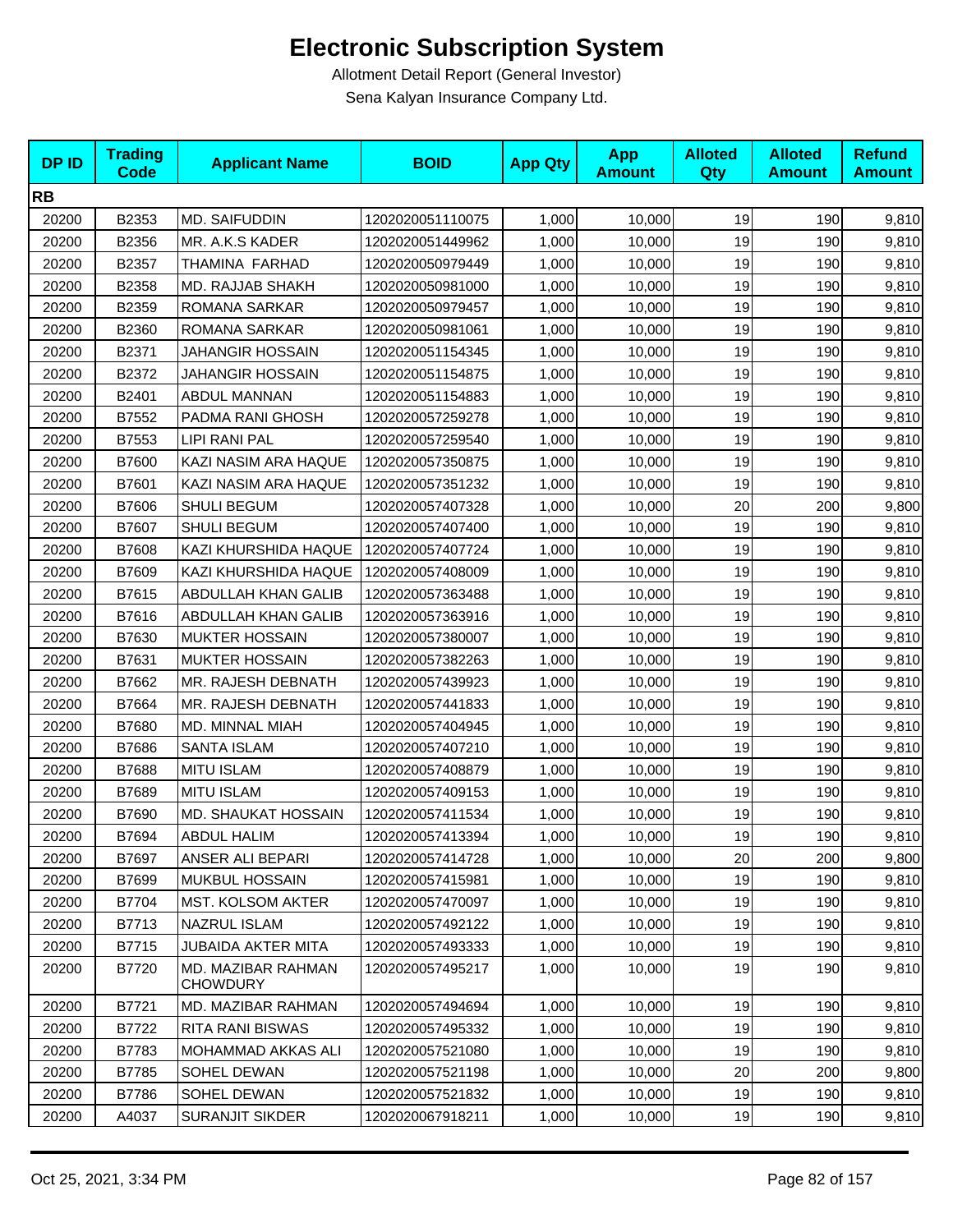# Electronic Subscription System

Allotment Detail Report (General Investor)

Sena Kalyan Insurance Company Ltd.

| DP ID | Trading Code | Applicant Name | BOID | App Qty | App Amount | Alloted Qty | Alloted Amount | Refund Amount |
|---|---|---|---|---|---|---|---|---|
| **RB** | | | | | | | | |
| 20200 | B2353 | MD. SAIFUDDIN | 1202020051110075 | 1,000 | 10,000 | 19 | 190 | 9,810 |
| 20200 | B2356 | MR. A.K.S KADER | 1202020051449962 | 1,000 | 10,000 | 19 | 190 | 9,810 |
| 20200 | B2357 | THAMINA FARHAD | 1202020050979449 | 1,000 | 10,000 | 19 | 190 | 9,810 |
| 20200 | B2358 | MD. RAJJAB SHAKH | 1202020050981000 | 1,000 | 10,000 | 19 | 190 | 9,810 |
| 20200 | B2359 | ROMANA SARKAR | 1202020050979457 | 1,000 | 10,000 | 19 | 190 | 9,810 |
| 20200 | B2360 | ROMANA SARKAR | 1202020050981061 | 1,000 | 10,000 | 19 | 190 | 9,810 |
| 20200 | B2371 | JAHANGIR HOSSAIN | 1202020051154345 | 1,000 | 10,000 | 19 | 190 | 9,810 |
| 20200 | B2372 | JAHANGIR HOSSAIN | 1202020051154875 | 1,000 | 10,000 | 19 | 190 | 9,810 |
| 20200 | B2401 | ABDUL MANNAN | 1202020051154883 | 1,000 | 10,000 | 19 | 190 | 9,810 |
| 20200 | B7552 | PADMA RANI GHOSH | 1202020057259278 | 1,000 | 10,000 | 19 | 190 | 9,810 |
| 20200 | B7553 | LIPI RANI PAL | 1202020057259540 | 1,000 | 10,000 | 19 | 190 | 9,810 |
| 20200 | B7600 | KAZI NASIM ARA HAQUE | 1202020057350875 | 1,000 | 10,000 | 19 | 190 | 9,810 |
| 20200 | B7601 | KAZI NASIM ARA HAQUE | 1202020057351232 | 1,000 | 10,000 | 19 | 190 | 9,810 |
| 20200 | B7606 | SHULI BEGUM | 1202020057407328 | 1,000 | 10,000 | 20 | 200 | 9,800 |
| 20200 | B7607 | SHULI BEGUM | 1202020057407400 | 1,000 | 10,000 | 19 | 190 | 9,810 |
| 20200 | B7608 | KAZI KHURSHIDA HAQUE | 1202020057407724 | 1,000 | 10,000 | 19 | 190 | 9,810 |
| 20200 | B7609 | KAZI KHURSHIDA HAQUE | 1202020057408009 | 1,000 | 10,000 | 19 | 190 | 9,810 |
| 20200 | B7615 | ABDULLAH KHAN GALIB | 1202020057363488 | 1,000 | 10,000 | 19 | 190 | 9,810 |
| 20200 | B7616 | ABDULLAH KHAN GALIB | 1202020057363916 | 1,000 | 10,000 | 19 | 190 | 9,810 |
| 20200 | B7630 | MUKTER HOSSAIN | 1202020057380007 | 1,000 | 10,000 | 19 | 190 | 9,810 |
| 20200 | B7631 | MUKTER HOSSAIN | 1202020057382263 | 1,000 | 10,000 | 19 | 190 | 9,810 |
| 20200 | B7662 | MR. RAJESH DEBNATH | 1202020057439923 | 1,000 | 10,000 | 19 | 190 | 9,810 |
| 20200 | B7664 | MR. RAJESH DEBNATH | 1202020057441833 | 1,000 | 10,000 | 19 | 190 | 9,810 |
| 20200 | B7680 | MD. MINNAL MIAH | 1202020057404945 | 1,000 | 10,000 | 19 | 190 | 9,810 |
| 20200 | B7686 | SANTA ISLAM | 1202020057407210 | 1,000 | 10,000 | 19 | 190 | 9,810 |
| 20200 | B7688 | MITU ISLAM | 1202020057408879 | 1,000 | 10,000 | 19 | 190 | 9,810 |
| 20200 | B7689 | MITU ISLAM | 1202020057409153 | 1,000 | 10,000 | 19 | 190 | 9,810 |
| 20200 | B7690 | MD. SHAUKAT HOSSAIN | 1202020057411534 | 1,000 | 10,000 | 19 | 190 | 9,810 |
| 20200 | B7694 | ABDUL HALIM | 1202020057413394 | 1,000 | 10,000 | 19 | 190 | 9,810 |
| 20200 | B7697 | ANSER ALI BEPARI | 1202020057414728 | 1,000 | 10,000 | 20 | 200 | 9,800 |
| 20200 | B7699 | MUKBUL HOSSAIN | 1202020057415981 | 1,000 | 10,000 | 19 | 190 | 9,810 |
| 20200 | B7704 | MST. KOLSOM AKTER | 1202020057470097 | 1,000 | 10,000 | 19 | 190 | 9,810 |
| 20200 | B7713 | NAZRUL ISLAM | 1202020057492122 | 1,000 | 10,000 | 19 | 190 | 9,810 |
| 20200 | B7715 | JUBAIDA AKTER MITA | 1202020057493333 | 1,000 | 10,000 | 19 | 190 | 9,810 |
| 20200 | B7720 | MD. MAZIBAR RAHMAN CHOWDURY | 1202020057495217 | 1,000 | 10,000 | 19 | 190 | 9,810 |
| 20200 | B7721 | MD. MAZIBAR RAHMAN | 1202020057494694 | 1,000 | 10,000 | 19 | 190 | 9,810 |
| 20200 | B7722 | RITA RANI BISWAS | 1202020057495332 | 1,000 | 10,000 | 19 | 190 | 9,810 |
| 20200 | B7783 | MOHAMMAD AKKAS ALI | 1202020057521080 | 1,000 | 10,000 | 19 | 190 | 9,810 |
| 20200 | B7785 | SOHEL DEWAN | 1202020057521198 | 1,000 | 10,000 | 20 | 200 | 9,800 |
| 20200 | B7786 | SOHEL DEWAN | 1202020057521832 | 1,000 | 10,000 | 19 | 190 | 9,810 |
| 20200 | A4037 | SURANJIT SIKDER | 1202020067918211 | 1,000 | 10,000 | 19 | 190 | 9,810 |

Oct 25, 2021, 3:34 PM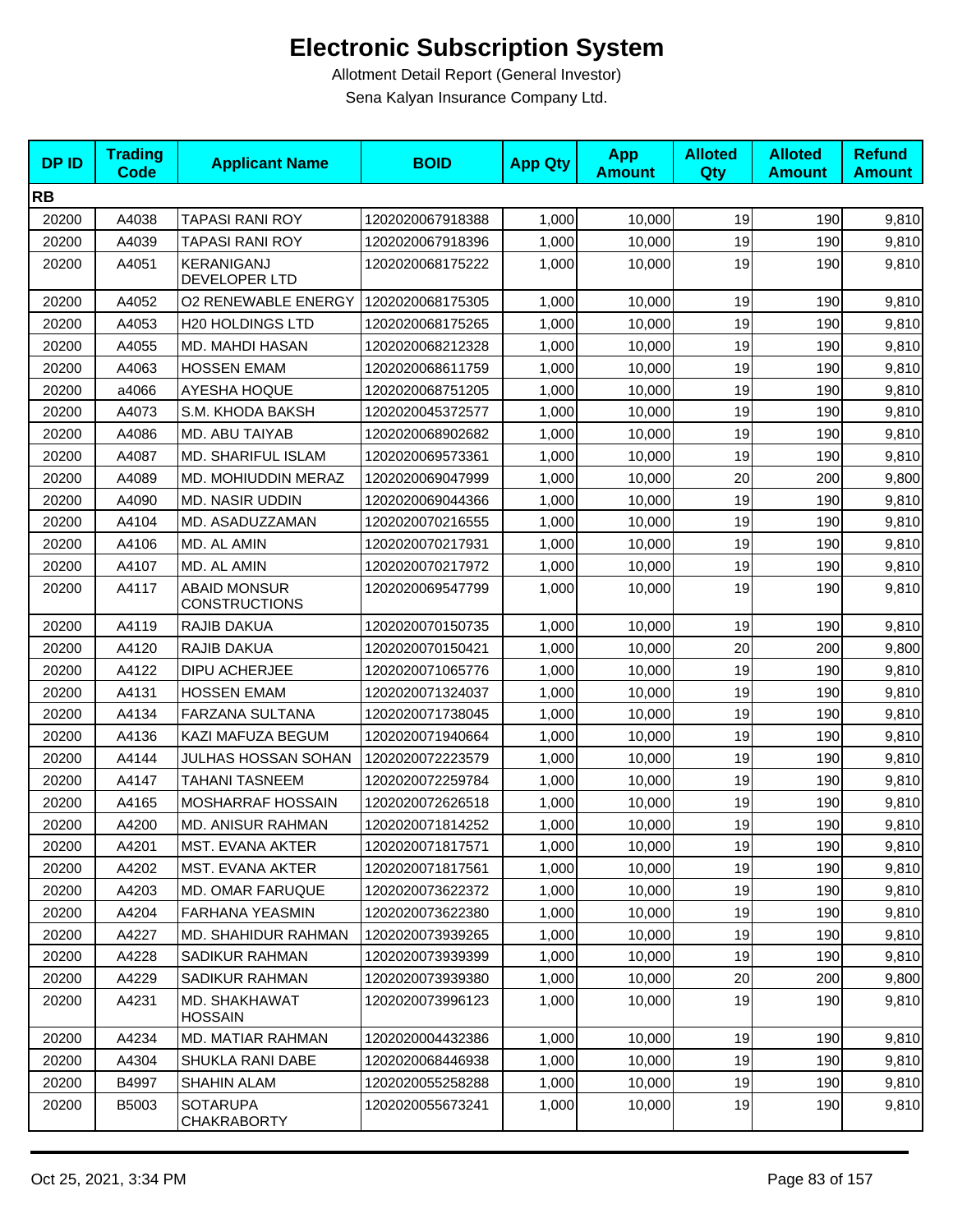# Electronic Subscription System

Allotment Detail Report (General Investor)

Sena Kalyan Insurance Company Ltd.

| DP ID | Trading Code | Applicant Name | BOID | App Qty | App Amount | Alloted Qty | Alloted Amount | Refund Amount |
|---|---|---|---|---|---|---|---|---|
| **RB** | | | | | | | | |
| 20200 | A4038 | TAPASI RANI ROY | 1202020067918388 | 1,000 | 10,000 | 19 | 190 | 9,810 |
| 20200 | A4039 | TAPASI RANI ROY | 1202020067918396 | 1,000 | 10,000 | 19 | 190 | 9,810 |
| 20200 | A4051 | KERANIGANJ DEVELOPER LTD | 1202020068175222 | 1,000 | 10,000 | 19 | 190 | 9,810 |
| 20200 | A4052 | O2 RENEWABLE ENERGY | 1202020068175305 | 1,000 | 10,000 | 19 | 190 | 9,810 |
| 20200 | A4053 | H20 HOLDINGS LTD | 1202020068175265 | 1,000 | 10,000 | 19 | 190 | 9,810 |
| 20200 | A4055 | MD. MAHDI HASAN | 1202020068212328 | 1,000 | 10,000 | 19 | 190 | 9,810 |
| 20200 | A4063 | HOSSEN EMAM | 1202020068611759 | 1,000 | 10,000 | 19 | 190 | 9,810 |
| 20200 | a4066 | AYESHA HOQUE | 1202020068751205 | 1,000 | 10,000 | 19 | 190 | 9,810 |
| 20200 | A4073 | S.M. KHODA BAKSH | 1202020045372577 | 1,000 | 10,000 | 19 | 190 | 9,810 |
| 20200 | A4086 | MD. ABU TAIYAB | 1202020068902682 | 1,000 | 10,000 | 19 | 190 | 9,810 |
| 20200 | A4087 | MD. SHARIFUL ISLAM | 1202020069573361 | 1,000 | 10,000 | 19 | 190 | 9,810 |
| 20200 | A4089 | MD. MOHIUDDIN MERAZ | 1202020069047999 | 1,000 | 10,000 | 20 | 200 | 9,800 |
| 20200 | A4090 | MD. NASIR UDDIN | 1202020069044366 | 1,000 | 10,000 | 19 | 190 | 9,810 |
| 20200 | A4104 | MD. ASADUZZAMAN | 1202020070216555 | 1,000 | 10,000 | 19 | 190 | 9,810 |
| 20200 | A4106 | MD. AL AMIN | 1202020070217931 | 1,000 | 10,000 | 19 | 190 | 9,810 |
| 20200 | A4107 | MD. AL AMIN | 1202020070217972 | 1,000 | 10,000 | 19 | 190 | 9,810 |
| 20200 | A4117 | ABAID MONSUR CONSTRUCTIONS | 1202020069547799 | 1,000 | 10,000 | 19 | 190 | 9,810 |
| 20200 | A4119 | RAJIB DAKUA | 1202020070150735 | 1,000 | 10,000 | 19 | 190 | 9,810 |
| 20200 | A4120 | RAJIB DAKUA | 1202020070150421 | 1,000 | 10,000 | 20 | 200 | 9,800 |
| 20200 | A4122 | DIPU ACHERJEE | 1202020071065776 | 1,000 | 10,000 | 19 | 190 | 9,810 |
| 20200 | A4131 | HOSSEN EMAM | 1202020071324037 | 1,000 | 10,000 | 19 | 190 | 9,810 |
| 20200 | A4134 | FARZANA SULTANA | 1202020071738045 | 1,000 | 10,000 | 19 | 190 | 9,810 |
| 20200 | A4136 | KAZI MAFUZA BEGUM | 1202020071940664 | 1,000 | 10,000 | 19 | 190 | 9,810 |
| 20200 | A4144 | JULHAS HOSSAN SOHAN | 1202020072223579 | 1,000 | 10,000 | 19 | 190 | 9,810 |
| 20200 | A4147 | TAHANI TASNEEM | 1202020072259784 | 1,000 | 10,000 | 19 | 190 | 9,810 |
| 20200 | A4165 | MOSHARRAF HOSSAIN | 1202020072626518 | 1,000 | 10,000 | 19 | 190 | 9,810 |
| 20200 | A4200 | MD. ANISUR RAHMAN | 1202020071814252 | 1,000 | 10,000 | 19 | 190 | 9,810 |
| 20200 | A4201 | MST. EVANA AKTER | 1202020071817571 | 1,000 | 10,000 | 19 | 190 | 9,810 |
| 20200 | A4202 | MST. EVANA AKTER | 1202020071817561 | 1,000 | 10,000 | 19 | 190 | 9,810 |
| 20200 | A4203 | MD. OMAR FARUQUE | 1202020073622372 | 1,000 | 10,000 | 19 | 190 | 9,810 |
| 20200 | A4204 | FARHANA YEASMIN | 1202020073622380 | 1,000 | 10,000 | 19 | 190 | 9,810 |
| 20200 | A4227 | MD. SHAHIDUR RAHMAN | 1202020073939265 | 1,000 | 10,000 | 19 | 190 | 9,810 |
| 20200 | A4228 | SADIKUR RAHMAN | 1202020073939399 | 1,000 | 10,000 | 19 | 190 | 9,810 |
| 20200 | A4229 | SADIKUR RAHMAN | 1202020073939380 | 1,000 | 10,000 | 20 | 200 | 9,800 |
| 20200 | A4231 | MD. SHAKHAWAT HOSSAIN | 1202020073996123 | 1,000 | 10,000 | 19 | 190 | 9,810 |
| 20200 | A4234 | MD. MATIAR RAHMAN | 1202020004432386 | 1,000 | 10,000 | 19 | 190 | 9,810 |
| 20200 | A4304 | SHUKLA RANI DABE | 1202020068446938 | 1,000 | 10,000 | 19 | 190 | 9,810 |
| 20200 | B4997 | SHAHIN ALAM | 1202020055258288 | 1,000 | 10,000 | 19 | 190 | 9,810 |
| 20200 | B5003 | SOTARUPA CHAKRABORTY | 1202020055673241 | 1,000 | 10,000 | 19 | 190 | 9,810 |

Oct 25, 2021, 3:34 PM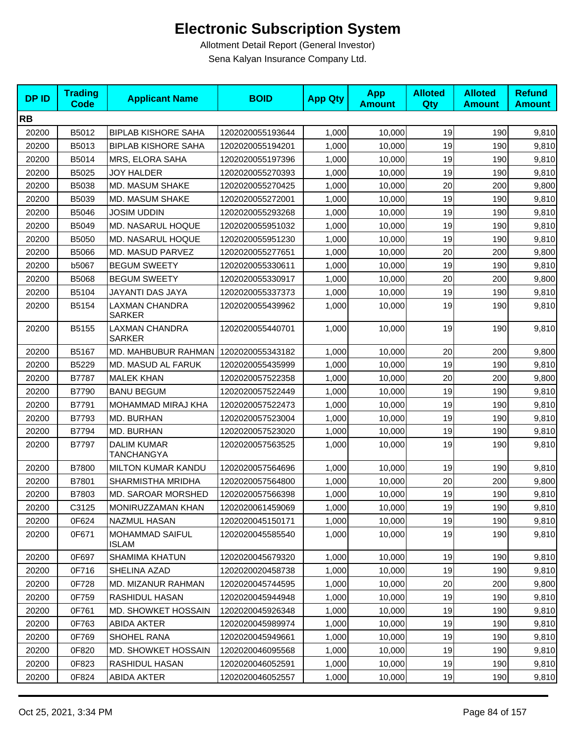# Electronic Subscription System

Allotment Detail Report (General Investor)

Sena Kalyan Insurance Company Ltd.

| DP ID | Trading Code | Applicant Name | BOID | App Qty | App Amount | Alloted Qty | Alloted Amount | Refund Amount |
|---|---|---|---|---|---|---|---|---|
| **RB** | | | | | | | | |
| 20200 | B5012 | BIPLAB KISHORE SAHA | 1202020055193644 | 1,000 | 10,000 | 19 | 190 | 9,810 |
| 20200 | B5013 | BIPLAB KISHORE SAHA | 1202020055194201 | 1,000 | 10,000 | 19 | 190 | 9,810 |
| 20200 | B5014 | MRS, ELORA SAHA | 1202020055197396 | 1,000 | 10,000 | 19 | 190 | 9,810 |
| 20200 | B5025 | JOY HALDER | 1202020055270393 | 1,000 | 10,000 | 19 | 190 | 9,810 |
| 20200 | B5038 | MD. MASUM SHAKE | 1202020055270425 | 1,000 | 10,000 | 20 | 200 | 9,800 |
| 20200 | B5039 | MD. MASUM SHAKE | 1202020055272001 | 1,000 | 10,000 | 19 | 190 | 9,810 |
| 20200 | B5046 | JOSIM UDDIN | 1202020055293268 | 1,000 | 10,000 | 19 | 190 | 9,810 |
| 20200 | B5049 | MD. NASARUL HOQUE | 1202020055951032 | 1,000 | 10,000 | 19 | 190 | 9,810 |
| 20200 | B5050 | MD. NASARUL HOQUE | 1202020055951230 | 1,000 | 10,000 | 19 | 190 | 9,810 |
| 20200 | B5066 | MD. MASUD PARVEZ | 1202020055277651 | 1,000 | 10,000 | 20 | 200 | 9,800 |
| 20200 | b5067 | BEGUM SWEETY | 1202020055330611 | 1,000 | 10,000 | 19 | 190 | 9,810 |
| 20200 | B5068 | BEGUM SWEETY | 1202020055330917 | 1,000 | 10,000 | 20 | 200 | 9,800 |
| 20200 | B5104 | JAYANTI DAS JAYA | 1202020055337373 | 1,000 | 10,000 | 19 | 190 | 9,810 |
| 20200 | B5154 | LAXMAN CHANDRA SARKER | 1202020055439962 | 1,000 | 10,000 | 19 | 190 | 9,810 |
| 20200 | B5155 | LAXMAN CHANDRA SARKER | 1202020055440701 | 1,000 | 10,000 | 19 | 190 | 9,810 |
| 20200 | B5167 | MD. MAHBUBUR RAHMAN | 1202020055343182 | 1,000 | 10,000 | 20 | 200 | 9,800 |
| 20200 | B5229 | MD. MASUD AL FARUK | 1202020055435999 | 1,000 | 10,000 | 19 | 190 | 9,810 |
| 20200 | B7787 | MALEK KHAN | 1202020057522358 | 1,000 | 10,000 | 20 | 200 | 9,800 |
| 20200 | B7790 | BANU BEGUM | 1202020057522449 | 1,000 | 10,000 | 19 | 190 | 9,810 |
| 20200 | B7791 | MOHAMMAD MIRAJ KHA | 1202020057522473 | 1,000 | 10,000 | 19 | 190 | 9,810 |
| 20200 | B7793 | MD. BURHAN | 1202020057523004 | 1,000 | 10,000 | 19 | 190 | 9,810 |
| 20200 | B7794 | MD. BURHAN | 1202020057523020 | 1,000 | 10,000 | 19 | 190 | 9,810 |
| 20200 | B7797 | DALIM KUMAR TANCHANGYA | 1202020057563525 | 1,000 | 10,000 | 19 | 190 | 9,810 |
| 20200 | B7800 | MILTON KUMAR KANDU | 1202020057564696 | 1,000 | 10,000 | 19 | 190 | 9,810 |
| 20200 | B7801 | SHARMISTHA MRIDHA | 1202020057564800 | 1,000 | 10,000 | 20 | 200 | 9,800 |
| 20200 | B7803 | MD. SAROAR MORSHED | 1202020057566398 | 1,000 | 10,000 | 19 | 190 | 9,810 |
| 20200 | C3125 | MONIRUZZAMAN KHAN | 1202020061459069 | 1,000 | 10,000 | 19 | 190 | 9,810 |
| 20200 | 0F624 | NAZMUL HASAN | 1202020045150171 | 1,000 | 10,000 | 19 | 190 | 9,810 |
| 20200 | 0F671 | MOHAMMAD SAIFUL ISLAM | 1202020045585540 | 1,000 | 10,000 | 19 | 190 | 9,810 |
| 20200 | 0F697 | SHAMIMA KHATUN | 1202020045679320 | 1,000 | 10,000 | 19 | 190 | 9,810 |
| 20200 | 0F716 | SHELINA AZAD | 1202020020458738 | 1,000 | 10,000 | 19 | 190 | 9,810 |
| 20200 | 0F728 | MD. MIZANUR RAHMAN | 1202020045744595 | 1,000 | 10,000 | 20 | 200 | 9,800 |
| 20200 | 0F759 | RASHIDUL HASAN | 1202020045944948 | 1,000 | 10,000 | 19 | 190 | 9,810 |
| 20200 | 0F761 | MD. SHOWKET HOSSAIN | 1202020045926348 | 1,000 | 10,000 | 19 | 190 | 9,810 |
| 20200 | 0F763 | ABIDA AKTER | 1202020045989974 | 1,000 | 10,000 | 19 | 190 | 9,810 |
| 20200 | 0F769 | SHOHEL RANA | 1202020045949661 | 1,000 | 10,000 | 19 | 190 | 9,810 |
| 20200 | 0F820 | MD. SHOWKET HOSSAIN | 1202020046095568 | 1,000 | 10,000 | 19 | 190 | 9,810 |
| 20200 | 0F823 | RASHIDUL HASAN | 1202020046052591 | 1,000 | 10,000 | 19 | 190 | 9,810 |
| 20200 | 0F824 | ABIDA AKTER | 1202020046052557 | 1,000 | 10,000 | 19 | 190 | 9,810 |

Oct 25, 2021, 3:34 PM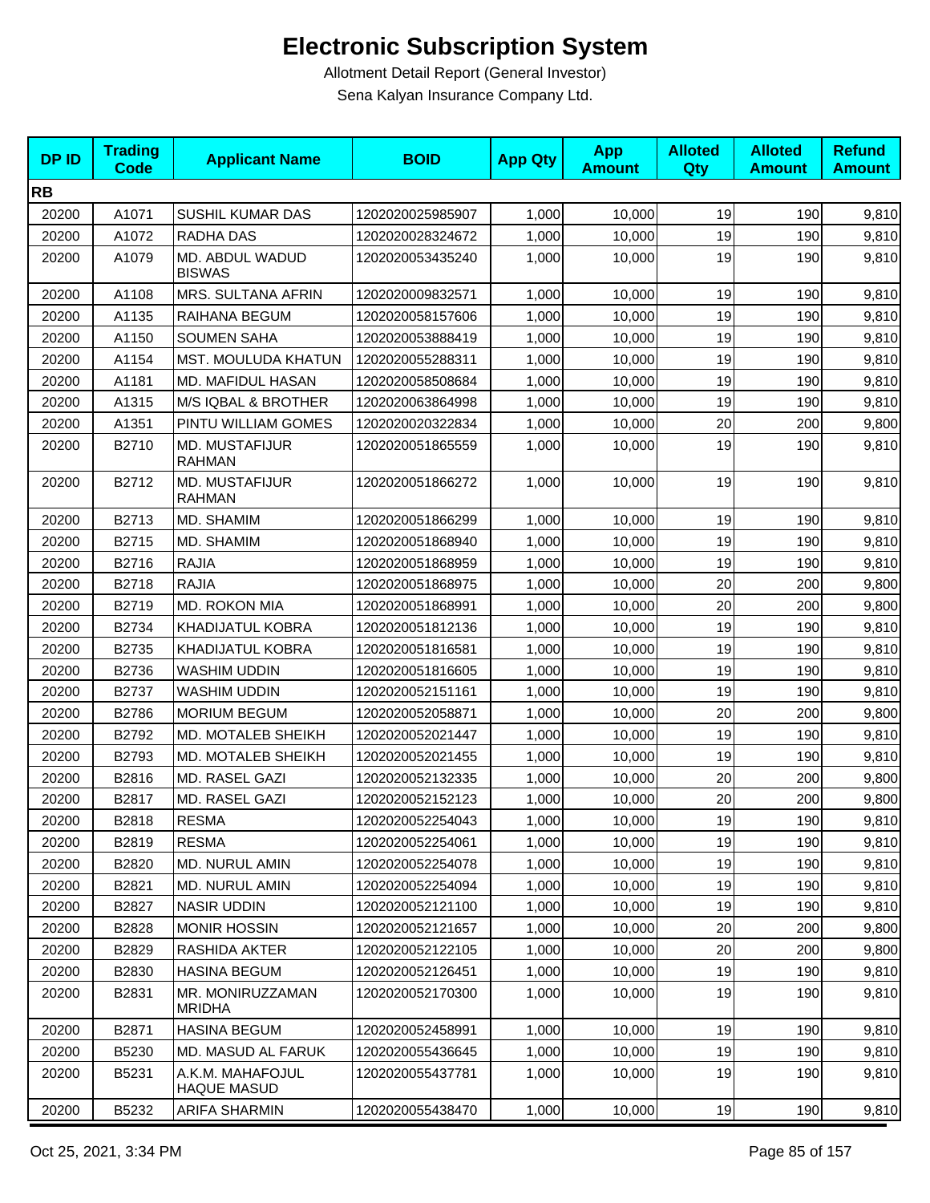# Electronic Subscription System

Allotment Detail Report (General Investor)

Sena Kalyan Insurance Company Ltd.

| DP ID | Trading Code | Applicant Name | BOID | App Qty | App Amount | Alloted Qty | Alloted Amount | Refund Amount |
|---|---|---|---|---|---|---|---|---|
| **RB** | | | | | | | | |
| 20200 | A1071 | SUSHIL KUMAR DAS | 1202020025985907 | 1,000 | 10,000 | 19 | 190 | 9,810 |
| 20200 | A1072 | RADHA DAS | 1202020028324672 | 1,000 | 10,000 | 19 | 190 | 9,810 |
| 20200 | A1079 | MD. ABDUL WADUD BISWAS | 1202020053435240 | 1,000 | 10,000 | 19 | 190 | 9,810 |
| 20200 | A1108 | MRS. SULTANA AFRIN | 1202020009832571 | 1,000 | 10,000 | 19 | 190 | 9,810 |
| 20200 | A1135 | RAIHANA BEGUM | 1202020058157606 | 1,000 | 10,000 | 19 | 190 | 9,810 |
| 20200 | A1150 | SOUMEN SAHA | 1202020053888419 | 1,000 | 10,000 | 19 | 190 | 9,810 |
| 20200 | A1154 | MST. MOULUDA KHATUN | 1202020055288311 | 1,000 | 10,000 | 19 | 190 | 9,810 |
| 20200 | A1181 | MD. MAFIDUL HASAN | 1202020058508684 | 1,000 | 10,000 | 19 | 190 | 9,810 |
| 20200 | A1315 | M/S IQBAL & BROTHER | 1202020063864998 | 1,000 | 10,000 | 19 | 190 | 9,810 |
| 20200 | A1351 | PINTU WILLIAM GOMES | 1202020020322834 | 1,000 | 10,000 | 20 | 200 | 9,800 |
| 20200 | B2710 | MD. MUSTAFIJUR RAHMAN | 1202020051865559 | 1,000 | 10,000 | 19 | 190 | 9,810 |
| 20200 | B2712 | MD. MUSTAFIJUR RAHMAN | 1202020051866272 | 1,000 | 10,000 | 19 | 190 | 9,810 |
| 20200 | B2713 | MD. SHAMIM | 1202020051866299 | 1,000 | 10,000 | 19 | 190 | 9,810 |
| 20200 | B2715 | MD. SHAMIM | 1202020051868940 | 1,000 | 10,000 | 19 | 190 | 9,810 |
| 20200 | B2716 | RAJIA | 1202020051868959 | 1,000 | 10,000 | 19 | 190 | 9,810 |
| 20200 | B2718 | RAJIA | 1202020051868975 | 1,000 | 10,000 | 20 | 200 | 9,800 |
| 20200 | B2719 | MD. ROKON MIA | 1202020051868991 | 1,000 | 10,000 | 20 | 200 | 9,800 |
| 20200 | B2734 | KHADIJATUL KOBRA | 1202020051812136 | 1,000 | 10,000 | 19 | 190 | 9,810 |
| 20200 | B2735 | KHADIJATUL KOBRA | 1202020051816581 | 1,000 | 10,000 | 19 | 190 | 9,810 |
| 20200 | B2736 | WASHIM UDDIN | 1202020051816605 | 1,000 | 10,000 | 19 | 190 | 9,810 |
| 20200 | B2737 | WASHIM UDDIN | 1202020052151161 | 1,000 | 10,000 | 19 | 190 | 9,810 |
| 20200 | B2786 | MORIUM BEGUM | 1202020052058871 | 1,000 | 10,000 | 20 | 200 | 9,800 |
| 20200 | B2792 | MD. MOTALEB SHEIKH | 1202020052021447 | 1,000 | 10,000 | 19 | 190 | 9,810 |
| 20200 | B2793 | MD. MOTALEB SHEIKH | 1202020052021455 | 1,000 | 10,000 | 19 | 190 | 9,810 |
| 20200 | B2816 | MD. RASEL GAZI | 1202020052132335 | 1,000 | 10,000 | 20 | 200 | 9,800 |
| 20200 | B2817 | MD. RASEL GAZI | 1202020052152123 | 1,000 | 10,000 | 20 | 200 | 9,800 |
| 20200 | B2818 | RESMA | 1202020052254043 | 1,000 | 10,000 | 19 | 190 | 9,810 |
| 20200 | B2819 | RESMA | 1202020052254061 | 1,000 | 10,000 | 19 | 190 | 9,810 |
| 20200 | B2820 | MD. NURUL AMIN | 1202020052254078 | 1,000 | 10,000 | 19 | 190 | 9,810 |
| 20200 | B2821 | MD. NURUL AMIN | 1202020052254094 | 1,000 | 10,000 | 19 | 190 | 9,810 |
| 20200 | B2827 | NASIR UDDIN | 1202020052121100 | 1,000 | 10,000 | 19 | 190 | 9,810 |
| 20200 | B2828 | MONIR HOSSIN | 1202020052121657 | 1,000 | 10,000 | 20 | 200 | 9,800 |
| 20200 | B2829 | RASHIDA AKTER | 1202020052122105 | 1,000 | 10,000 | 20 | 200 | 9,800 |
| 20200 | B2830 | HASINA BEGUM | 1202020052126451 | 1,000 | 10,000 | 19 | 190 | 9,810 |
| 20200 | B2831 | MR. MONIRUZZAMAN MRIDHA | 1202020052170300 | 1,000 | 10,000 | 19 | 190 | 9,810 |
| 20200 | B2871 | HASINA BEGUM | 1202020052458991 | 1,000 | 10,000 | 19 | 190 | 9,810 |
| 20200 | B5230 | MD. MASUD AL FARUK | 1202020055436645 | 1,000 | 10,000 | 19 | 190 | 9,810 |
| 20200 | B5231 | A.K.M. MAHAFOJUL HAQUE MASUD | 1202020055437781 | 1,000 | 10,000 | 19 | 190 | 9,810 |
| 20200 | B5232 | ARIFA SHARMIN | 1202020055438470 | 1,000 | 10,000 | 19 | 190 | 9,810 |

Oct 25, 2021, 3:34 PM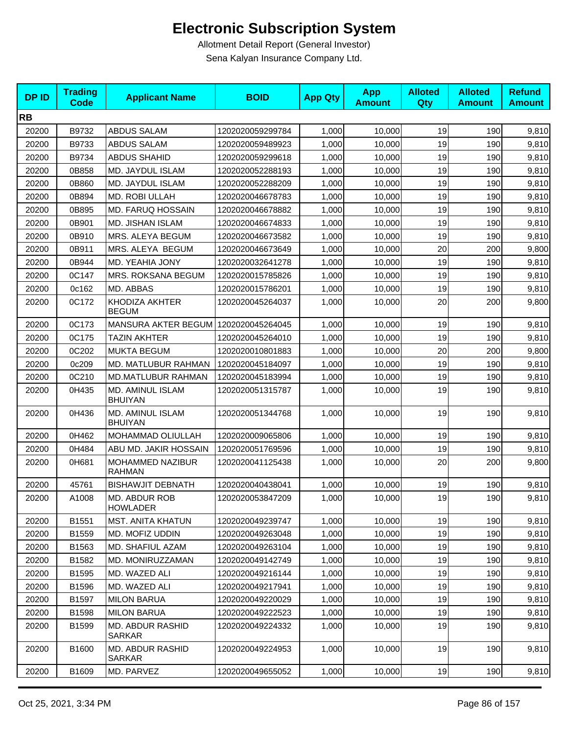# Electronic Subscription System

Allotment Detail Report (General Investor)

Sena Kalyan Insurance Company Ltd.

| DP ID | Trading Code | Applicant Name | BOID | App Qty | App Amount | Alloted Qty | Alloted Amount | Refund Amount |
|---|---|---|---|---|---|---|---|---|
| **RB** | | | | | | | | |
| 20200 | B9732 | ABDUS SALAM | 1202020059299784 | 1,000 | 10,000 | 19 | 190 | 9,810 |
| 20200 | B9733 | ABDUS SALAM | 1202020059489923 | 1,000 | 10,000 | 19 | 190 | 9,810 |
| 20200 | B9734 | ABDUS SHAHID | 1202020059299618 | 1,000 | 10,000 | 19 | 190 | 9,810 |
| 20200 | 0B858 | MD. JAYDUL ISLAM | 1202020052288193 | 1,000 | 10,000 | 19 | 190 | 9,810 |
| 20200 | 0B860 | MD. JAYDUL ISLAM | 1202020052288209 | 1,000 | 10,000 | 19 | 190 | 9,810 |
| 20200 | 0B894 | MD. ROBI ULLAH | 1202020046678783 | 1,000 | 10,000 | 19 | 190 | 9,810 |
| 20200 | 0B895 | MD. FARUQ HOSSAIN | 1202020046678882 | 1,000 | 10,000 | 19 | 190 | 9,810 |
| 20200 | 0B901 | MD. JISHAN ISLAM | 1202020046674833 | 1,000 | 10,000 | 19 | 190 | 9,810 |
| 20200 | 0B910 | MRS. ALEYA BEGUM | 1202020046673582 | 1,000 | 10,000 | 19 | 190 | 9,810 |
| 20200 | 0B911 | MRS. ALEYA BEGUM | 1202020046673649 | 1,000 | 10,000 | 20 | 200 | 9,800 |
| 20200 | 0B944 | MD. YEAHIA JONY | 1202020032641278 | 1,000 | 10,000 | 19 | 190 | 9,810 |
| 20200 | 0C147 | MRS. ROKSANA BEGUM | 1202020015785826 | 1,000 | 10,000 | 19 | 190 | 9,810 |
| 20200 | 0c162 | MD. ABBAS | 1202020015786201 | 1,000 | 10,000 | 19 | 190 | 9,810 |
| 20200 | 0C172 | KHODIZA AKHTER BEGUM | 1202020045264037 | 1,000 | 10,000 | 20 | 200 | 9,800 |
| 20200 | 0C173 | MANSURA AKTER BEGUM | 1202020045264045 | 1,000 | 10,000 | 19 | 190 | 9,810 |
| 20200 | 0C175 | TAZIN AKHTER | 1202020045264010 | 1,000 | 10,000 | 19 | 190 | 9,810 |
| 20200 | 0C202 | MUKTA BEGUM | 1202020010801883 | 1,000 | 10,000 | 20 | 200 | 9,800 |
| 20200 | 0c209 | MD. MATLUBUR RAHMAN | 1202020045184097 | 1,000 | 10,000 | 19 | 190 | 9,810 |
| 20200 | 0C210 | MD.MATLUBUR RAHMAN | 1202020045183994 | 1,000 | 10,000 | 19 | 190 | 9,810 |
| 20200 | 0H435 | MD. AMINUL ISLAM BHUIYAN | 1202020051315787 | 1,000 | 10,000 | 19 | 190 | 9,810 |
| 20200 | 0H436 | MD. AMINUL ISLAM BHUIYAN | 1202020051344768 | 1,000 | 10,000 | 19 | 190 | 9,810 |
| 20200 | 0H462 | MOHAMMAD OLIULLAH | 1202020009065806 | 1,000 | 10,000 | 19 | 190 | 9,810 |
| 20200 | 0H484 | ABU MD. JAKIR HOSSAIN | 1202020051769596 | 1,000 | 10,000 | 19 | 190 | 9,810 |
| 20200 | 0H681 | MOHAMMED NAZIBUR RAHMAN | 1202020041125438 | 1,000 | 10,000 | 20 | 200 | 9,800 |
| 20200 | 45761 | BISHAWJIT DEBNATH | 1202020040438041 | 1,000 | 10,000 | 19 | 190 | 9,810 |
| 20200 | A1008 | MD. ABDUR ROB HOWLADER | 1202020053847209 | 1,000 | 10,000 | 19 | 190 | 9,810 |
| 20200 | B1551 | MST. ANITA KHATUN | 1202020049239747 | 1,000 | 10,000 | 19 | 190 | 9,810 |
| 20200 | B1559 | MD. MOFIZ UDDIN | 1202020049263048 | 1,000 | 10,000 | 19 | 190 | 9,810 |
| 20200 | B1563 | MD. SHAFIUL AZAM | 1202020049263104 | 1,000 | 10,000 | 19 | 190 | 9,810 |
| 20200 | B1582 | MD. MONIRUZZAMAN | 1202020049142749 | 1,000 | 10,000 | 19 | 190 | 9,810 |
| 20200 | B1595 | MD. WAZED ALI | 1202020049216144 | 1,000 | 10,000 | 19 | 190 | 9,810 |
| 20200 | B1596 | MD. WAZED ALI | 1202020049217941 | 1,000 | 10,000 | 19 | 190 | 9,810 |
| 20200 | B1597 | MILON BARUA | 1202020049220029 | 1,000 | 10,000 | 19 | 190 | 9,810 |
| 20200 | B1598 | MILON BARUA | 1202020049222523 | 1,000 | 10,000 | 19 | 190 | 9,810 |
| 20200 | B1599 | MD. ABDUR RASHID SARKAR | 1202020049224332 | 1,000 | 10,000 | 19 | 190 | 9,810 |
| 20200 | B1600 | MD. ABDUR RASHID SARKAR | 1202020049224953 | 1,000 | 10,000 | 19 | 190 | 9,810 |
| 20200 | B1609 | MD. PARVEZ | 1202020049655052 | 1,000 | 10,000 | 19 | 190 | 9,810 |

Oct 25, 2021, 3:34 PM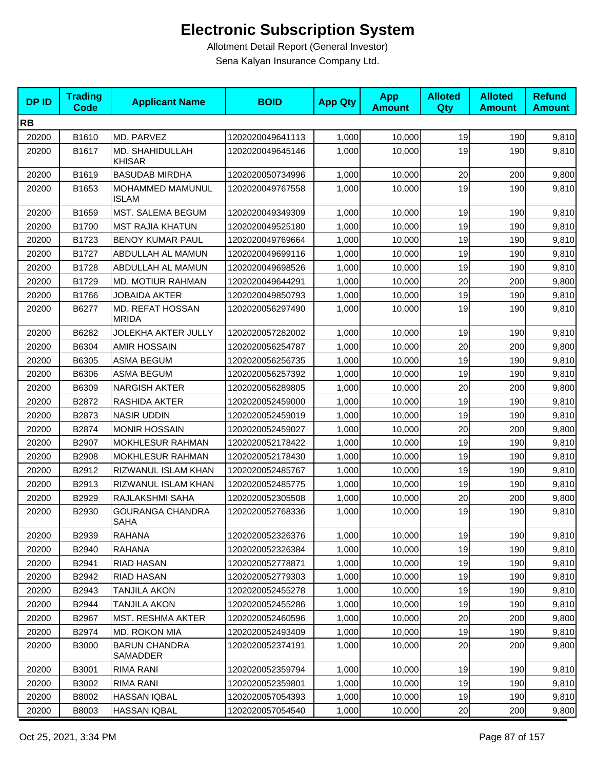# Electronic Subscription System

Allotment Detail Report (General Investor)

Sena Kalyan Insurance Company Ltd.

| DP ID | Trading Code | Applicant Name | BOID | App Qty | App Amount | Alloted Qty | Alloted Amount | Refund Amount |
|---|---|---|---|---|---|---|---|---|
| **RB** | | | | | | | | |
| 20200 | B1610 | MD. PARVEZ | 1202020049641113 | 1,000 | 10,000 | 19 | 190 | 9,810 |
| 20200 | B1617 | MD. SHAHIDULLAH KHISAR | 1202020049645146 | 1,000 | 10,000 | 19 | 190 | 9,810 |
| 20200 | B1619 | BASUDAB MIRDHA | 1202020050734996 | 1,000 | 10,000 | 20 | 200 | 9,800 |
| 20200 | B1653 | MOHAMMED MAMUNUL ISLAM | 1202020049767558 | 1,000 | 10,000 | 19 | 190 | 9,810 |
| 20200 | B1659 | MST. SALEMA BEGUM | 1202020049349309 | 1,000 | 10,000 | 19 | 190 | 9,810 |
| 20200 | B1700 | MST RAJIA KHATUN | 1202020049525180 | 1,000 | 10,000 | 19 | 190 | 9,810 |
| 20200 | B1723 | BENOY KUMAR PAUL | 1202020049769664 | 1,000 | 10,000 | 19 | 190 | 9,810 |
| 20200 | B1727 | ABDULLAH AL MAMUN | 1202020049699116 | 1,000 | 10,000 | 19 | 190 | 9,810 |
| 20200 | B1728 | ABDULLAH AL MAMUN | 1202020049698526 | 1,000 | 10,000 | 19 | 190 | 9,810 |
| 20200 | B1729 | MD. MOTIUR RAHMAN | 1202020049644291 | 1,000 | 10,000 | 20 | 200 | 9,800 |
| 20200 | B1766 | JOBAIDA AKTER | 1202020049850793 | 1,000 | 10,000 | 19 | 190 | 9,810 |
| 20200 | B6277 | MD. REFAT HOSSAN MRIDA | 1202020056297490 | 1,000 | 10,000 | 19 | 190 | 9,810 |
| 20200 | B6282 | JOLEKHA AKTER JULLY | 1202020057282002 | 1,000 | 10,000 | 19 | 190 | 9,810 |
| 20200 | B6304 | AMIR HOSSAIN | 1202020056254787 | 1,000 | 10,000 | 20 | 200 | 9,800 |
| 20200 | B6305 | ASMA BEGUM | 1202020056256735 | 1,000 | 10,000 | 19 | 190 | 9,810 |
| 20200 | B6306 | ASMA BEGUM | 1202020056257392 | 1,000 | 10,000 | 19 | 190 | 9,810 |
| 20200 | B6309 | NARGISH AKTER | 1202020056289805 | 1,000 | 10,000 | 20 | 200 | 9,800 |
| 20200 | B2872 | RASHIDA AKTER | 1202020052459000 | 1,000 | 10,000 | 19 | 190 | 9,810 |
| 20200 | B2873 | NASIR UDDIN | 1202020052459019 | 1,000 | 10,000 | 19 | 190 | 9,810 |
| 20200 | B2874 | MONIR HOSSAIN | 1202020052459027 | 1,000 | 10,000 | 20 | 200 | 9,800 |
| 20200 | B2907 | MOKHLESUR RAHMAN | 1202020052178422 | 1,000 | 10,000 | 19 | 190 | 9,810 |
| 20200 | B2908 | MOKHLESUR RAHMAN | 1202020052178430 | 1,000 | 10,000 | 19 | 190 | 9,810 |
| 20200 | B2912 | RIZWANUL ISLAM KHAN | 1202020052485767 | 1,000 | 10,000 | 19 | 190 | 9,810 |
| 20200 | B2913 | RIZWANUL ISLAM KHAN | 1202020052485775 | 1,000 | 10,000 | 19 | 190 | 9,810 |
| 20200 | B2929 | RAJLAKSHMI SAHA | 1202020052305508 | 1,000 | 10,000 | 20 | 200 | 9,800 |
| 20200 | B2930 | GOURANGA CHANDRA SAHA | 1202020052768336 | 1,000 | 10,000 | 19 | 190 | 9,810 |
| 20200 | B2939 | RAHANA | 1202020052326376 | 1,000 | 10,000 | 19 | 190 | 9,810 |
| 20200 | B2940 | RAHANA | 1202020052326384 | 1,000 | 10,000 | 19 | 190 | 9,810 |
| 20200 | B2941 | RIAD HASAN | 1202020052778871 | 1,000 | 10,000 | 19 | 190 | 9,810 |
| 20200 | B2942 | RIAD HASAN | 1202020052779303 | 1,000 | 10,000 | 19 | 190 | 9,810 |
| 20200 | B2943 | TANJILA AKON | 1202020052455278 | 1,000 | 10,000 | 19 | 190 | 9,810 |
| 20200 | B2944 | TANJILA AKON | 1202020052455286 | 1,000 | 10,000 | 19 | 190 | 9,810 |
| 20200 | B2967 | MST. RESHMA AKTER | 1202020052460596 | 1,000 | 10,000 | 20 | 200 | 9,800 |
| 20200 | B2974 | MD. ROKON MIA | 1202020052493409 | 1,000 | 10,000 | 19 | 190 | 9,810 |
| 20200 | B3000 | BARUN CHANDRA SAMADDER | 1202020052374191 | 1,000 | 10,000 | 20 | 200 | 9,800 |
| 20200 | B3001 | RIMA RANI | 1202020052359794 | 1,000 | 10,000 | 19 | 190 | 9,810 |
| 20200 | B3002 | RIMA RANI | 1202020052359801 | 1,000 | 10,000 | 19 | 190 | 9,810 |
| 20200 | B8002 | HASSAN IQBAL | 1202020057054393 | 1,000 | 10,000 | 19 | 190 | 9,810 |
| 20200 | B8003 | HASSAN IQBAL | 1202020057054540 | 1,000 | 10,000 | 20 | 200 | 9,800 |

Oct 25, 2021, 3:34 PM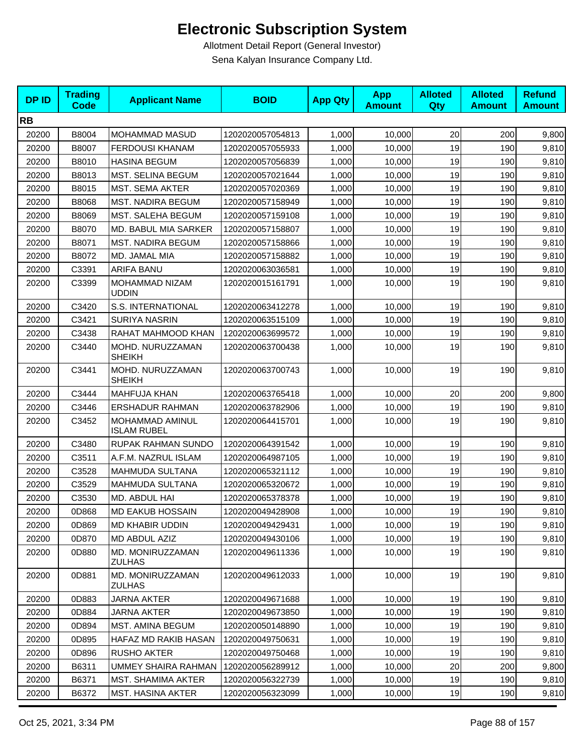# Electronic Subscription System

Allotment Detail Report (General Investor)

Sena Kalyan Insurance Company Ltd.

| DP ID | Trading Code | Applicant Name | BOID | App Qty | App Amount | Alloted Qty | Alloted Amount | Refund Amount |
|---|---|---|---|---|---|---|---|---|
| **RB** | | | | | | | | |
| 20200 | B8004 | MOHAMMAD MASUD | 1202020057054813 | 1,000 | 10,000 | 20 | 200 | 9,800 |
| 20200 | B8007 | FERDOUSI KHANAM | 1202020057055933 | 1,000 | 10,000 | 19 | 190 | 9,810 |
| 20200 | B8010 | HASINA BEGUM | 1202020057056839 | 1,000 | 10,000 | 19 | 190 | 9,810 |
| 20200 | B8013 | MST. SELINA BEGUM | 1202020057021644 | 1,000 | 10,000 | 19 | 190 | 9,810 |
| 20200 | B8015 | MST. SEMA AKTER | 1202020057020369 | 1,000 | 10,000 | 19 | 190 | 9,810 |
| 20200 | B8068 | MST. NADIRA BEGUM | 1202020057158949 | 1,000 | 10,000 | 19 | 190 | 9,810 |
| 20200 | B8069 | MST. SALEHA BEGUM | 1202020057159108 | 1,000 | 10,000 | 19 | 190 | 9,810 |
| 20200 | B8070 | MD. BABUL MIA SARKER | 1202020057158807 | 1,000 | 10,000 | 19 | 190 | 9,810 |
| 20200 | B8071 | MST. NADIRA BEGUM | 1202020057158866 | 1,000 | 10,000 | 19 | 190 | 9,810 |
| 20200 | B8072 | MD. JAMAL MIA | 1202020057158882 | 1,000 | 10,000 | 19 | 190 | 9,810 |
| 20200 | C3391 | ARIFA BANU | 1202020063036581 | 1,000 | 10,000 | 19 | 190 | 9,810 |
| 20200 | C3399 | MOHAMMAD NIZAM UDDIN | 1202020015161791 | 1,000 | 10,000 | 19 | 190 | 9,810 |
| 20200 | C3420 | S.S. INTERNATIONAL | 1202020063412278 | 1,000 | 10,000 | 19 | 190 | 9,810 |
| 20200 | C3421 | SURIYA NASRIN | 1202020063515109 | 1,000 | 10,000 | 19 | 190 | 9,810 |
| 20200 | C3438 | RAHAT MAHMOOD KHAN | 1202020063699572 | 1,000 | 10,000 | 19 | 190 | 9,810 |
| 20200 | C3440 | MOHD. NURUZZAMAN SHEIKH | 1202020063700438 | 1,000 | 10,000 | 19 | 190 | 9,810 |
| 20200 | C3441 | MOHD. NURUZZAMAN SHEIKH | 1202020063700743 | 1,000 | 10,000 | 19 | 190 | 9,810 |
| 20200 | C3444 | MAHFUJA KHAN | 1202020063765418 | 1,000 | 10,000 | 20 | 200 | 9,800 |
| 20200 | C3446 | ERSHADUR RAHMAN | 1202020063782906 | 1,000 | 10,000 | 19 | 190 | 9,810 |
| 20200 | C3452 | MOHAMMAD AMINUL ISLAM RUBEL | 1202020064415701 | 1,000 | 10,000 | 19 | 190 | 9,810 |
| 20200 | C3480 | RUPAK RAHMAN SUNDO | 1202020064391542 | 1,000 | 10,000 | 19 | 190 | 9,810 |
| 20200 | C3511 | A.F.M. NAZRUL ISLAM | 1202020064987105 | 1,000 | 10,000 | 19 | 190 | 9,810 |
| 20200 | C3528 | MAHMUDA SULTANA | 1202020065321112 | 1,000 | 10,000 | 19 | 190 | 9,810 |
| 20200 | C3529 | MAHMUDA SULTANA | 1202020065320672 | 1,000 | 10,000 | 19 | 190 | 9,810 |
| 20200 | C3530 | MD. ABDUL HAI | 1202020065378378 | 1,000 | 10,000 | 19 | 190 | 9,810 |
| 20200 | 0D868 | MD EAKUB HOSSAIN | 1202020049428908 | 1,000 | 10,000 | 19 | 190 | 9,810 |
| 20200 | 0D869 | MD KHABIR UDDIN | 1202020049429431 | 1,000 | 10,000 | 19 | 190 | 9,810 |
| 20200 | 0D870 | MD ABDUL AZIZ | 1202020049430106 | 1,000 | 10,000 | 19 | 190 | 9,810 |
| 20200 | 0D880 | MD. MONIRUZZAMAN ZULHAS | 1202020049611336 | 1,000 | 10,000 | 19 | 190 | 9,810 |
| 20200 | 0D881 | MD. MONIRUZZAMAN ZULHAS | 1202020049612033 | 1,000 | 10,000 | 19 | 190 | 9,810 |
| 20200 | 0D883 | JARNA AKTER | 1202020049671688 | 1,000 | 10,000 | 19 | 190 | 9,810 |
| 20200 | 0D884 | JARNA AKTER | 1202020049673850 | 1,000 | 10,000 | 19 | 190 | 9,810 |
| 20200 | 0D894 | MST. AMINA BEGUM | 1202020050148890 | 1,000 | 10,000 | 19 | 190 | 9,810 |
| 20200 | 0D895 | HAFAZ MD RAKIB HASAN | 1202020049750631 | 1,000 | 10,000 | 19 | 190 | 9,810 |
| 20200 | 0D896 | RUSHO AKTER | 1202020049750468 | 1,000 | 10,000 | 19 | 190 | 9,810 |
| 20200 | B6311 | UMMEY SHAIRA RAHMAN | 1202020056289912 | 1,000 | 10,000 | 20 | 200 | 9,800 |
| 20200 | B6371 | MST. SHAMIMA AKTER | 1202020056322739 | 1,000 | 10,000 | 19 | 190 | 9,810 |
| 20200 | B6372 | MST. HASINA AKTER | 1202020056323099 | 1,000 | 10,000 | 19 | 190 | 9,810 |

Oct 25, 2021, 3:34 PM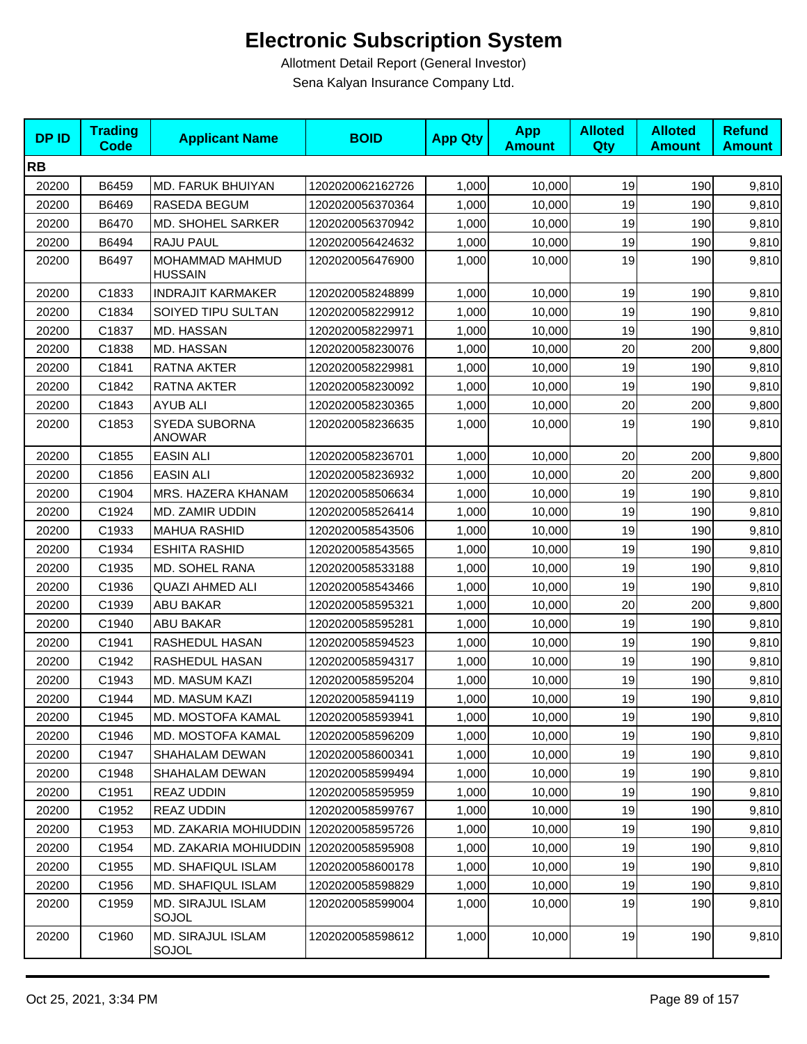# Electronic Subscription System

Allotment Detail Report (General Investor)

Sena Kalyan Insurance Company Ltd.

| DP ID | Trading Code | Applicant Name | BOID | App Qty | App Amount | Alloted Qty | Alloted Amount | Refund Amount |
|---|---|---|---|---|---|---|---|---|
| **RB** | | | | | | | | |
| 20200 | B6459 | MD. FARUK BHUIYAN | 1202020062162726 | 1,000 | 10,000 | 19 | 190 | 9,810 |
| 20200 | B6469 | RASEDA BEGUM | 1202020056370364 | 1,000 | 10,000 | 19 | 190 | 9,810 |
| 20200 | B6470 | MD. SHOHEL SARKER | 1202020056370942 | 1,000 | 10,000 | 19 | 190 | 9,810 |
| 20200 | B6494 | RAJU PAUL | 1202020056424632 | 1,000 | 10,000 | 19 | 190 | 9,810 |
| 20200 | B6497 | MOHAMMAD MAHMUD HUSSAIN | 1202020056476900 | 1,000 | 10,000 | 19 | 190 | 9,810 |
| 20200 | C1833 | INDRAJIT KARMAKER | 1202020058248899 | 1,000 | 10,000 | 19 | 190 | 9,810 |
| 20200 | C1834 | SOIYED TIPU SULTAN | 1202020058229912 | 1,000 | 10,000 | 19 | 190 | 9,810 |
| 20200 | C1837 | MD. HASSAN | 1202020058229971 | 1,000 | 10,000 | 19 | 190 | 9,810 |
| 20200 | C1838 | MD. HASSAN | 1202020058230076 | 1,000 | 10,000 | 20 | 200 | 9,800 |
| 20200 | C1841 | RATNA AKTER | 1202020058229981 | 1,000 | 10,000 | 19 | 190 | 9,810 |
| 20200 | C1842 | RATNA AKTER | 1202020058230092 | 1,000 | 10,000 | 19 | 190 | 9,810 |
| 20200 | C1843 | AYUB ALI | 1202020058230365 | 1,000 | 10,000 | 20 | 200 | 9,800 |
| 20200 | C1853 | SYEDA SUBORNA ANOWAR | 1202020058236635 | 1,000 | 10,000 | 19 | 190 | 9,810 |
| 20200 | C1855 | EASIN ALI | 1202020058236701 | 1,000 | 10,000 | 20 | 200 | 9,800 |
| 20200 | C1856 | EASIN ALI | 1202020058236932 | 1,000 | 10,000 | 20 | 200 | 9,800 |
| 20200 | C1904 | MRS. HAZERA KHANAM | 1202020058506634 | 1,000 | 10,000 | 19 | 190 | 9,810 |
| 20200 | C1924 | MD. ZAMIR UDDIN | 1202020058526414 | 1,000 | 10,000 | 19 | 190 | 9,810 |
| 20200 | C1933 | MAHUA RASHID | 1202020058543506 | 1,000 | 10,000 | 19 | 190 | 9,810 |
| 20200 | C1934 | ESHITA RASHID | 1202020058543565 | 1,000 | 10,000 | 19 | 190 | 9,810 |
| 20200 | C1935 | MD. SOHEL RANA | 1202020058533188 | 1,000 | 10,000 | 19 | 190 | 9,810 |
| 20200 | C1936 | QUAZI AHMED ALI | 1202020058543466 | 1,000 | 10,000 | 19 | 190 | 9,810 |
| 20200 | C1939 | ABU BAKAR | 1202020058595321 | 1,000 | 10,000 | 20 | 200 | 9,800 |
| 20200 | C1940 | ABU BAKAR | 1202020058595281 | 1,000 | 10,000 | 19 | 190 | 9,810 |
| 20200 | C1941 | RASHEDUL HASAN | 1202020058594523 | 1,000 | 10,000 | 19 | 190 | 9,810 |
| 20200 | C1942 | RASHEDUL HASAN | 1202020058594317 | 1,000 | 10,000 | 19 | 190 | 9,810 |
| 20200 | C1943 | MD. MASUM KAZI | 1202020058595204 | 1,000 | 10,000 | 19 | 190 | 9,810 |
| 20200 | C1944 | MD. MASUM KAZI | 1202020058594119 | 1,000 | 10,000 | 19 | 190 | 9,810 |
| 20200 | C1945 | MD. MOSTOFA KAMAL | 1202020058593941 | 1,000 | 10,000 | 19 | 190 | 9,810 |
| 20200 | C1946 | MD. MOSTOFA KAMAL | 1202020058596209 | 1,000 | 10,000 | 19 | 190 | 9,810 |
| 20200 | C1947 | SHAHALAM DEWAN | 1202020058600341 | 1,000 | 10,000 | 19 | 190 | 9,810 |
| 20200 | C1948 | SHAHALAM DEWAN | 1202020058599494 | 1,000 | 10,000 | 19 | 190 | 9,810 |
| 20200 | C1951 | REAZ UDDIN | 1202020058595959 | 1,000 | 10,000 | 19 | 190 | 9,810 |
| 20200 | C1952 | REAZ UDDIN | 1202020058599767 | 1,000 | 10,000 | 19 | 190 | 9,810 |
| 20200 | C1953 | MD. ZAKARIA MOHIUDDIN | 1202020058595726 | 1,000 | 10,000 | 19 | 190 | 9,810 |
| 20200 | C1954 | MD. ZAKARIA MOHIUDDIN | 1202020058595908 | 1,000 | 10,000 | 19 | 190 | 9,810 |
| 20200 | C1955 | MD. SHAFIQUL ISLAM | 1202020058600178 | 1,000 | 10,000 | 19 | 190 | 9,810 |
| 20200 | C1956 | MD. SHAFIQUL ISLAM | 1202020058598829 | 1,000 | 10,000 | 19 | 190 | 9,810 |
| 20200 | C1959 | MD. SIRAJUL ISLAM SOJOL | 1202020058599004 | 1,000 | 10,000 | 19 | 190 | 9,810 |
| 20200 | C1960 | MD. SIRAJUL ISLAM SOJOL | 1202020058598612 | 1,000 | 10,000 | 19 | 190 | 9,810 |

Oct 25, 2021, 3:34 PM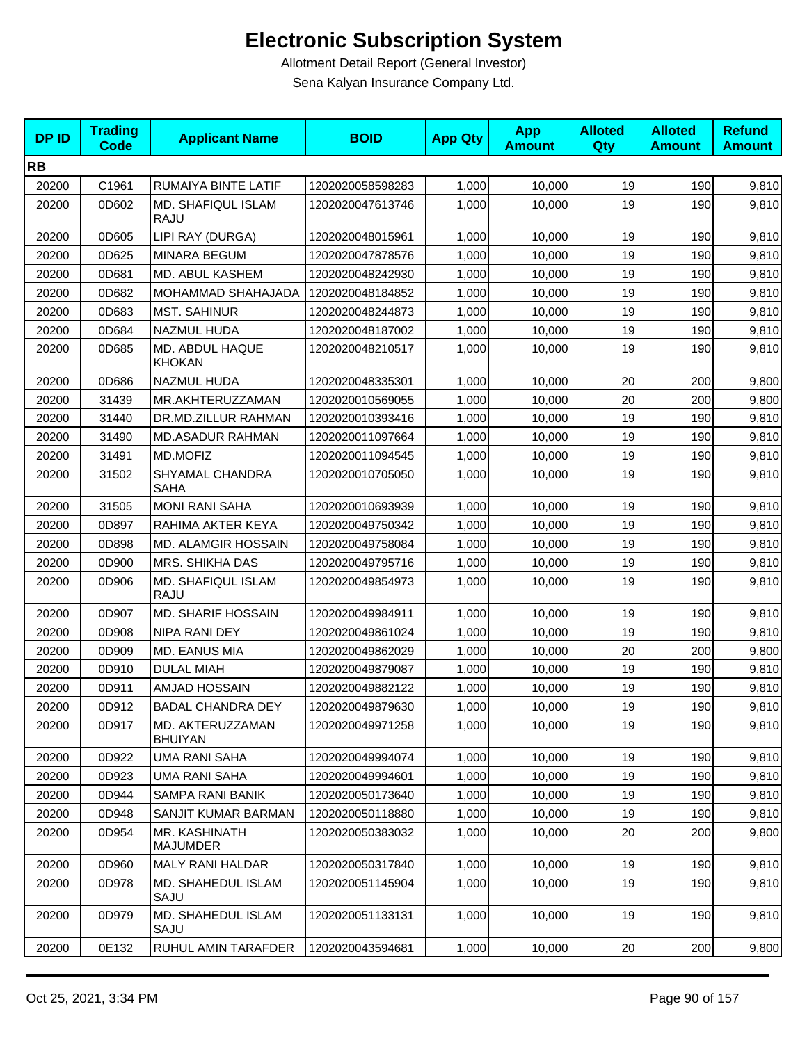# Electronic Subscription System

Allotment Detail Report (General Investor)

Sena Kalyan Insurance Company Ltd.

| DP ID | Trading Code | Applicant Name | BOID | App Qty | App Amount | Alloted Qty | Alloted Amount | Refund Amount |
|---|---|---|---|---|---|---|---|---|
| **RB** | | | | | | | | |
| 20200 | C1961 | RUMAIYA BINTE LATIF | 1202020058598283 | 1,000 | 10,000 | 19 | 190 | 9,810 |
| 20200 | 0D602 | MD. SHAFIQUL ISLAM RAJU | 1202020047613746 | 1,000 | 10,000 | 19 | 190 | 9,810 |
| 20200 | 0D605 | LIPI RAY (DURGA) | 1202020048015961 | 1,000 | 10,000 | 19 | 190 | 9,810 |
| 20200 | 0D625 | MINARA BEGUM | 1202020047878576 | 1,000 | 10,000 | 19 | 190 | 9,810 |
| 20200 | 0D681 | MD. ABUL KASHEM | 1202020048242930 | 1,000 | 10,000 | 19 | 190 | 9,810 |
| 20200 | 0D682 | MOHAMMAD SHAHAJADA | 1202020048184852 | 1,000 | 10,000 | 19 | 190 | 9,810 |
| 20200 | 0D683 | MST. SAHINUR | 1202020048244873 | 1,000 | 10,000 | 19 | 190 | 9,810 |
| 20200 | 0D684 | NAZMUL HUDA | 1202020048187002 | 1,000 | 10,000 | 19 | 190 | 9,810 |
| 20200 | 0D685 | MD. ABDUL HAQUE KHOKAN | 1202020048210517 | 1,000 | 10,000 | 19 | 190 | 9,810 |
| 20200 | 0D686 | NAZMUL HUDA | 1202020048335301 | 1,000 | 10,000 | 20 | 200 | 9,800 |
| 20200 | 31439 | MR.AKHTERUZZAMAN | 1202020010569055 | 1,000 | 10,000 | 20 | 200 | 9,800 |
| 20200 | 31440 | DR.MD.ZILLUR RAHMAN | 1202020010393416 | 1,000 | 10,000 | 19 | 190 | 9,810 |
| 20200 | 31490 | MD.ASADUR RAHMAN | 1202020011097664 | 1,000 | 10,000 | 19 | 190 | 9,810 |
| 20200 | 31491 | MD.MOFIZ | 1202020011094545 | 1,000 | 10,000 | 19 | 190 | 9,810 |
| 20200 | 31502 | SHYAMAL CHANDRA SAHA | 1202020010705050 | 1,000 | 10,000 | 19 | 190 | 9,810 |
| 20200 | 31505 | MONI RANI SAHA | 1202020010693939 | 1,000 | 10,000 | 19 | 190 | 9,810 |
| 20200 | 0D897 | RAHIMA AKTER KEYA | 1202020049750342 | 1,000 | 10,000 | 19 | 190 | 9,810 |
| 20200 | 0D898 | MD. ALAMGIR HOSSAIN | 1202020049758084 | 1,000 | 10,000 | 19 | 190 | 9,810 |
| 20200 | 0D900 | MRS. SHIKHA DAS | 1202020049795716 | 1,000 | 10,000 | 19 | 190 | 9,810 |
| 20200 | 0D906 | MD. SHAFIQUL ISLAM RAJU | 1202020049854973 | 1,000 | 10,000 | 19 | 190 | 9,810 |
| 20200 | 0D907 | MD. SHARIF HOSSAIN | 1202020049984911 | 1,000 | 10,000 | 19 | 190 | 9,810 |
| 20200 | 0D908 | NIPA RANI DEY | 1202020049861024 | 1,000 | 10,000 | 19 | 190 | 9,810 |
| 20200 | 0D909 | MD. EANUS MIA | 1202020049862029 | 1,000 | 10,000 | 20 | 200 | 9,800 |
| 20200 | 0D910 | DULAL MIAH | 1202020049879087 | 1,000 | 10,000 | 19 | 190 | 9,810 |
| 20200 | 0D911 | AMJAD HOSSAIN | 1202020049882122 | 1,000 | 10,000 | 19 | 190 | 9,810 |
| 20200 | 0D912 | BADAL CHANDRA DEY | 1202020049879630 | 1,000 | 10,000 | 19 | 190 | 9,810 |
| 20200 | 0D917 | MD. AKTERUZZAMAN BHUIYAN | 1202020049971258 | 1,000 | 10,000 | 19 | 190 | 9,810 |
| 20200 | 0D922 | UMA RANI SAHA | 1202020049994074 | 1,000 | 10,000 | 19 | 190 | 9,810 |
| 20200 | 0D923 | UMA RANI SAHA | 1202020049994601 | 1,000 | 10,000 | 19 | 190 | 9,810 |
| 20200 | 0D944 | SAMPA RANI BANIK | 1202020050173640 | 1,000 | 10,000 | 19 | 190 | 9,810 |
| 20200 | 0D948 | SANJIT KUMAR BARMAN | 1202020050118880 | 1,000 | 10,000 | 19 | 190 | 9,810 |
| 20200 | 0D954 | MR. KASHINATH MAJUMDER | 1202020050383032 | 1,000 | 10,000 | 20 | 200 | 9,800 |
| 20200 | 0D960 | MALY RANI HALDAR | 1202020050317840 | 1,000 | 10,000 | 19 | 190 | 9,810 |
| 20200 | 0D978 | MD. SHAHEDUL ISLAM SAJU | 1202020051145904 | 1,000 | 10,000 | 19 | 190 | 9,810 |
| 20200 | 0D979 | MD. SHAHEDUL ISLAM SAJU | 1202020051133131 | 1,000 | 10,000 | 19 | 190 | 9,810 |
| 20200 | 0E132 | RUHUL AMIN TARAFDER | 1202020043594681 | 1,000 | 10,000 | 20 | 200 | 9,800 |

Oct 25, 2021, 3:34 PM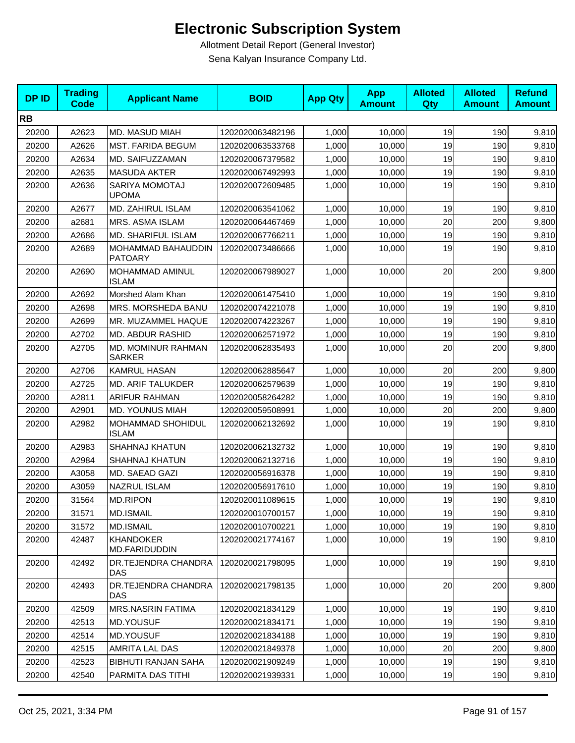# Electronic Subscription System

Allotment Detail Report (General Investor)

Sena Kalyan Insurance Company Ltd.

| DP ID | Trading Code | Applicant Name | BOID | App Qty | App Amount | Alloted Qty | Alloted Amount | Refund Amount |
|---|---|---|---|---|---|---|---|---|
| **RB** | | | | | | | | |
| 20200 | A2623 | MD. MASUD MIAH | 1202020063482196 | 1,000 | 10,000 | 19 | 190 | 9,810 |
| 20200 | A2626 | MST. FARIDA BEGUM | 1202020063533768 | 1,000 | 10,000 | 19 | 190 | 9,810 |
| 20200 | A2634 | MD. SAIFUZZAMAN | 1202020067379582 | 1,000 | 10,000 | 19 | 190 | 9,810 |
| 20200 | A2635 | MASUDA AKTER | 1202020067492993 | 1,000 | 10,000 | 19 | 190 | 9,810 |
| 20200 | A2636 | SARIYA MOMOTAJ UPOMA | 1202020072609485 | 1,000 | 10,000 | 19 | 190 | 9,810 |
| 20200 | A2677 | MD. ZAHIRUL ISLAM | 1202020063541062 | 1,000 | 10,000 | 19 | 190 | 9,810 |
| 20200 | a2681 | MRS. ASMA ISLAM | 1202020064467469 | 1,000 | 10,000 | 20 | 200 | 9,800 |
| 20200 | A2686 | MD. SHARIFUL ISLAM | 1202020067766211 | 1,000 | 10,000 | 19 | 190 | 9,810 |
| 20200 | A2689 | MOHAMMAD BAHAUDDIN PATOARY | 1202020073486666 | 1,000 | 10,000 | 19 | 190 | 9,810 |
| 20200 | A2690 | MOHAMMAD AMINUL ISLAM | 1202020067989027 | 1,000 | 10,000 | 20 | 200 | 9,800 |
| 20200 | A2692 | Morshed Alam Khan | 1202020061475410 | 1,000 | 10,000 | 19 | 190 | 9,810 |
| 20200 | A2698 | MRS. MORSHEDA BANU | 1202020074221078 | 1,000 | 10,000 | 19 | 190 | 9,810 |
| 20200 | A2699 | MR. MUZAMMEL HAQUE | 1202020074223267 | 1,000 | 10,000 | 19 | 190 | 9,810 |
| 20200 | A2702 | MD. ABDUR RASHID | 1202020062571972 | 1,000 | 10,000 | 19 | 190 | 9,810 |
| 20200 | A2705 | MD. MOMINUR RAHMAN SARKER | 1202020062835493 | 1,000 | 10,000 | 20 | 200 | 9,800 |
| 20200 | A2706 | KAMRUL HASAN | 1202020062885647 | 1,000 | 10,000 | 20 | 200 | 9,800 |
| 20200 | A2725 | MD. ARIF TALUKDER | 1202020062579639 | 1,000 | 10,000 | 19 | 190 | 9,810 |
| 20200 | A2811 | ARIFUR RAHMAN | 1202020058264282 | 1,000 | 10,000 | 19 | 190 | 9,810 |
| 20200 | A2901 | MD. YOUNUS MIAH | 1202020059508991 | 1,000 | 10,000 | 20 | 200 | 9,800 |
| 20200 | A2982 | MOHAMMAD SHOHIDUL ISLAM | 1202020062132692 | 1,000 | 10,000 | 19 | 190 | 9,810 |
| 20200 | A2983 | SHAHNAJ KHATUN | 1202020062132732 | 1,000 | 10,000 | 19 | 190 | 9,810 |
| 20200 | A2984 | SHAHNAJ KHATUN | 1202020062132716 | 1,000 | 10,000 | 19 | 190 | 9,810 |
| 20200 | A3058 | MD. SAEAD GAZI | 1202020056916378 | 1,000 | 10,000 | 19 | 190 | 9,810 |
| 20200 | A3059 | NAZRUL ISLAM | 1202020056917610 | 1,000 | 10,000 | 19 | 190 | 9,810 |
| 20200 | 31564 | MD.RIPON | 1202020011089615 | 1,000 | 10,000 | 19 | 190 | 9,810 |
| 20200 | 31571 | MD.ISMAIL | 1202020010700157 | 1,000 | 10,000 | 19 | 190 | 9,810 |
| 20200 | 31572 | MD.ISMAIL | 1202020010700221 | 1,000 | 10,000 | 19 | 190 | 9,810 |
| 20200 | 42487 | KHANDOKER MD.FARIDUDDIN | 1202020021774167 | 1,000 | 10,000 | 19 | 190 | 9,810 |
| 20200 | 42492 | DR.TEJENDRA CHANDRA DAS | 1202020021798095 | 1,000 | 10,000 | 19 | 190 | 9,810 |
| 20200 | 42493 | DR.TEJENDRA CHANDRA DAS | 1202020021798135 | 1,000 | 10,000 | 20 | 200 | 9,800 |
| 20200 | 42509 | MRS.NASRIN FATIMA | 1202020021834129 | 1,000 | 10,000 | 19 | 190 | 9,810 |
| 20200 | 42513 | MD.YOUSUF | 1202020021834171 | 1,000 | 10,000 | 19 | 190 | 9,810 |
| 20200 | 42514 | MD.YOUSUF | 1202020021834188 | 1,000 | 10,000 | 19 | 190 | 9,810 |
| 20200 | 42515 | AMRITA LAL DAS | 1202020021849378 | 1,000 | 10,000 | 20 | 200 | 9,800 |
| 20200 | 42523 | BIBHUTI RANJAN SAHA | 1202020021909249 | 1,000 | 10,000 | 19 | 190 | 9,810 |
| 20200 | 42540 | PARMITA DAS TITHI | 1202020021939331 | 1,000 | 10,000 | 19 | 190 | 9,810 |

Oct 25, 2021, 3:34 PM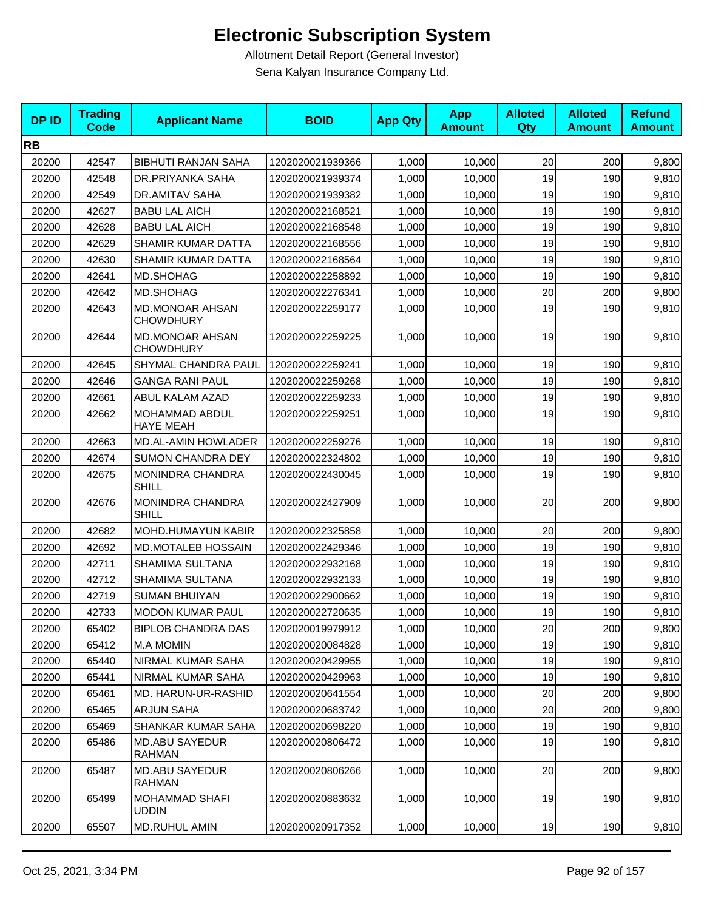# Electronic Subscription System

Allotment Detail Report (General Investor)

Sena Kalyan Insurance Company Ltd.

| DP ID | Trading Code | Applicant Name | BOID | App Qty | App Amount | Alloted Qty | Alloted Amount | Refund Amount |
|---|---|---|---|---|---|---|---|---|
| **RB** | | | | | | | | |
| 20200 | 42547 | BIBHUTI RANJAN SAHA | 1202020021939366 | 1,000 | 10,000 | 20 | 200 | 9,800 |
| 20200 | 42548 | DR.PRIYANKA SAHA | 1202020021939374 | 1,000 | 10,000 | 19 | 190 | 9,810 |
| 20200 | 42549 | DR.AMITAV SAHA | 1202020021939382 | 1,000 | 10,000 | 19 | 190 | 9,810 |
| 20200 | 42627 | BABU LAL AICH | 1202020022168521 | 1,000 | 10,000 | 19 | 190 | 9,810 |
| 20200 | 42628 | BABU LAL AICH | 1202020022168548 | 1,000 | 10,000 | 19 | 190 | 9,810 |
| 20200 | 42629 | SHAMIR KUMAR DATTA | 1202020022168556 | 1,000 | 10,000 | 19 | 190 | 9,810 |
| 20200 | 42630 | SHAMIR KUMAR DATTA | 1202020022168564 | 1,000 | 10,000 | 19 | 190 | 9,810 |
| 20200 | 42641 | MD.SHOHAG | 1202020022258892 | 1,000 | 10,000 | 19 | 190 | 9,810 |
| 20200 | 42642 | MD.SHOHAG | 1202020022276341 | 1,000 | 10,000 | 20 | 200 | 9,800 |
| 20200 | 42643 | MD.MONOAR AHSAN CHOWDHURY | 1202020022259177 | 1,000 | 10,000 | 19 | 190 | 9,810 |
| 20200 | 42644 | MD.MONOAR AHSAN CHOWDHURY | 1202020022259225 | 1,000 | 10,000 | 19 | 190 | 9,810 |
| 20200 | 42645 | SHYMAL CHANDRA PAUL | 1202020022259241 | 1,000 | 10,000 | 19 | 190 | 9,810 |
| 20200 | 42646 | GANGA RANI PAUL | 1202020022259268 | 1,000 | 10,000 | 19 | 190 | 9,810 |
| 20200 | 42661 | ABUL KALAM AZAD | 1202020022259233 | 1,000 | 10,000 | 19 | 190 | 9,810 |
| 20200 | 42662 | MOHAMMAD ABDUL HAYE MEAH | 1202020022259251 | 1,000 | 10,000 | 19 | 190 | 9,810 |
| 20200 | 42663 | MD.AL-AMIN HOWLADER | 1202020022259276 | 1,000 | 10,000 | 19 | 190 | 9,810 |
| 20200 | 42674 | SUMON CHANDRA DEY | 1202020022324802 | 1,000 | 10,000 | 19 | 190 | 9,810 |
| 20200 | 42675 | MONINDRA CHANDRA SHILL | 1202020022430045 | 1,000 | 10,000 | 19 | 190 | 9,810 |
| 20200 | 42676 | MONINDRA CHANDRA SHILL | 1202020022427909 | 1,000 | 10,000 | 20 | 200 | 9,800 |
| 20200 | 42682 | MOHD.HUMAYUN KABIR | 1202020022325858 | 1,000 | 10,000 | 20 | 200 | 9,800 |
| 20200 | 42692 | MD.MOTALEB HOSSAIN | 1202020022429346 | 1,000 | 10,000 | 19 | 190 | 9,810 |
| 20200 | 42711 | SHAMIMA SULTANA | 1202020022932168 | 1,000 | 10,000 | 19 | 190 | 9,810 |
| 20200 | 42712 | SHAMIMA SULTANA | 1202020022932133 | 1,000 | 10,000 | 19 | 190 | 9,810 |
| 20200 | 42719 | SUMAN BHUIYAN | 1202020022900662 | 1,000 | 10,000 | 19 | 190 | 9,810 |
| 20200 | 42733 | MODON KUMAR PAUL | 1202020022720635 | 1,000 | 10,000 | 19 | 190 | 9,810 |
| 20200 | 65402 | BIPLOB CHANDRA DAS | 1202020019979912 | 1,000 | 10,000 | 20 | 200 | 9,800 |
| 20200 | 65412 | M.A MOMIN | 1202020020084828 | 1,000 | 10,000 | 19 | 190 | 9,810 |
| 20200 | 65440 | NIRMAL KUMAR SAHA | 1202020020429955 | 1,000 | 10,000 | 19 | 190 | 9,810 |
| 20200 | 65441 | NIRMAL KUMAR SAHA | 1202020020429963 | 1,000 | 10,000 | 19 | 190 | 9,810 |
| 20200 | 65461 | MD. HARUN-UR-RASHID | 1202020020641554 | 1,000 | 10,000 | 20 | 200 | 9,800 |
| 20200 | 65465 | ARJUN SAHA | 1202020020683742 | 1,000 | 10,000 | 20 | 200 | 9,800 |
| 20200 | 65469 | SHANKAR KUMAR SAHA | 1202020020698220 | 1,000 | 10,000 | 19 | 190 | 9,810 |
| 20200 | 65486 | MD.ABU SAYEDUR RAHMAN | 1202020020806472 | 1,000 | 10,000 | 19 | 190 | 9,810 |
| 20200 | 65487 | MD.ABU SAYEDUR RAHMAN | 1202020020806266 | 1,000 | 10,000 | 20 | 200 | 9,800 |
| 20200 | 65499 | MOHAMMAD SHAFI UDDIN | 1202020020883632 | 1,000 | 10,000 | 19 | 190 | 9,810 |
| 20200 | 65507 | MD.RUHUL AMIN | 1202020020917352 | 1,000 | 10,000 | 19 | 190 | 9,810 |

Oct 25, 2021, 3:34 PM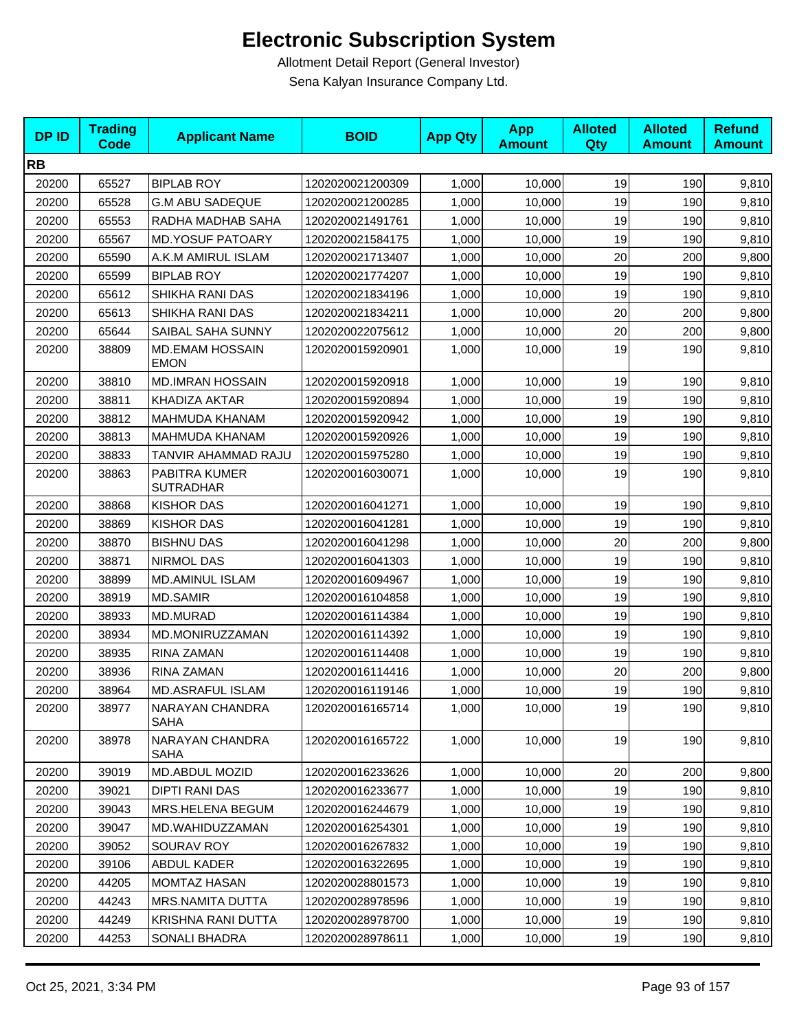# Electronic Subscription System

Allotment Detail Report (General Investor)

Sena Kalyan Insurance Company Ltd.

| DP ID | Trading Code | Applicant Name | BOID | App Qty | App Amount | Alloted Qty | Alloted Amount | Refund Amount |
|---|---|---|---|---|---|---|---|---|
| **RB** | | | | | | | | |
| 20200 | 65527 | BIPLAB ROY | 1202020021200309 | 1,000 | 10,000 | 19 | 190 | 9,810 |
| 20200 | 65528 | G.M ABU SADEQUE | 1202020021200285 | 1,000 | 10,000 | 19 | 190 | 9,810 |
| 20200 | 65553 | RADHA MADHAB SAHA | 1202020021491761 | 1,000 | 10,000 | 19 | 190 | 9,810 |
| 20200 | 65567 | MD.YOSUF PATOARY | 1202020021584175 | 1,000 | 10,000 | 19 | 190 | 9,810 |
| 20200 | 65590 | A.K.M AMIRUL ISLAM | 1202020021713407 | 1,000 | 10,000 | 20 | 200 | 9,800 |
| 20200 | 65599 | BIPLAB ROY | 1202020021774207 | 1,000 | 10,000 | 19 | 190 | 9,810 |
| 20200 | 65612 | SHIKHA RANI DAS | 1202020021834196 | 1,000 | 10,000 | 19 | 190 | 9,810 |
| 20200 | 65613 | SHIKHA RANI DAS | 1202020021834211 | 1,000 | 10,000 | 20 | 200 | 9,800 |
| 20200 | 65644 | SAIBAL SAHA SUNNY | 1202020022075612 | 1,000 | 10,000 | 20 | 200 | 9,800 |
| 20200 | 38809 | MD.EMAM HOSSAIN EMON | 1202020015920901 | 1,000 | 10,000 | 19 | 190 | 9,810 |
| 20200 | 38810 | MD.IMRAN HOSSAIN | 1202020015920918 | 1,000 | 10,000 | 19 | 190 | 9,810 |
| 20200 | 38811 | KHADIZA AKTAR | 1202020015920894 | 1,000 | 10,000 | 19 | 190 | 9,810 |
| 20200 | 38812 | MAHMUDA KHANAM | 1202020015920942 | 1,000 | 10,000 | 19 | 190 | 9,810 |
| 20200 | 38813 | MAHMUDA KHANAM | 1202020015920926 | 1,000 | 10,000 | 19 | 190 | 9,810 |
| 20200 | 38833 | TANVIR AHAMMAD RAJU | 1202020015975280 | 1,000 | 10,000 | 19 | 190 | 9,810 |
| 20200 | 38863 | PABITRA KUMER SUTRADHAR | 1202020016030071 | 1,000 | 10,000 | 19 | 190 | 9,810 |
| 20200 | 38868 | KISHOR DAS | 1202020016041271 | 1,000 | 10,000 | 19 | 190 | 9,810 |
| 20200 | 38869 | KISHOR DAS | 1202020016041281 | 1,000 | 10,000 | 19 | 190 | 9,810 |
| 20200 | 38870 | BISHNU DAS | 1202020016041298 | 1,000 | 10,000 | 20 | 200 | 9,800 |
| 20200 | 38871 | NIRMOL DAS | 1202020016041303 | 1,000 | 10,000 | 19 | 190 | 9,810 |
| 20200 | 38899 | MD.AMINUL ISLAM | 1202020016094967 | 1,000 | 10,000 | 19 | 190 | 9,810 |
| 20200 | 38919 | MD.SAMIR | 1202020016104858 | 1,000 | 10,000 | 19 | 190 | 9,810 |
| 20200 | 38933 | MD.MURAD | 1202020016114384 | 1,000 | 10,000 | 19 | 190 | 9,810 |
| 20200 | 38934 | MD.MONIRUZZAMAN | 1202020016114392 | 1,000 | 10,000 | 19 | 190 | 9,810 |
| 20200 | 38935 | RINA ZAMAN | 1202020016114408 | 1,000 | 10,000 | 19 | 190 | 9,810 |
| 20200 | 38936 | RINA ZAMAN | 1202020016114416 | 1,000 | 10,000 | 20 | 200 | 9,800 |
| 20200 | 38964 | MD.ASRAFUL ISLAM | 1202020016119146 | 1,000 | 10,000 | 19 | 190 | 9,810 |
| 20200 | 38977 | NARAYAN CHANDRA SAHA | 1202020016165714 | 1,000 | 10,000 | 19 | 190 | 9,810 |
| 20200 | 38978 | NARAYAN CHANDRA SAHA | 1202020016165722 | 1,000 | 10,000 | 19 | 190 | 9,810 |
| 20200 | 39019 | MD.ABDUL MOZID | 1202020016233626 | 1,000 | 10,000 | 20 | 200 | 9,800 |
| 20200 | 39021 | DIPTI RANI DAS | 1202020016233677 | 1,000 | 10,000 | 19 | 190 | 9,810 |
| 20200 | 39043 | MRS.HELENA BEGUM | 1202020016244679 | 1,000 | 10,000 | 19 | 190 | 9,810 |
| 20200 | 39047 | MD.WAHIDUZZAMAN | 1202020016254301 | 1,000 | 10,000 | 19 | 190 | 9,810 |
| 20200 | 39052 | SOURAV ROY | 1202020016267832 | 1,000 | 10,000 | 19 | 190 | 9,810 |
| 20200 | 39106 | ABDUL KADER | 1202020016322695 | 1,000 | 10,000 | 19 | 190 | 9,810 |
| 20200 | 44205 | MOMTAZ HASAN | 1202020028801573 | 1,000 | 10,000 | 19 | 190 | 9,810 |
| 20200 | 44243 | MRS.NAMITA DUTTA | 1202020028978596 | 1,000 | 10,000 | 19 | 190 | 9,810 |
| 20200 | 44249 | KRISHNA RANI DUTTA | 1202020028978700 | 1,000 | 10,000 | 19 | 190 | 9,810 |
| 20200 | 44253 | SONALI BHADRA | 1202020028978611 | 1,000 | 10,000 | 19 | 190 | 9,810 |

Oct 25, 2021, 3:34 PM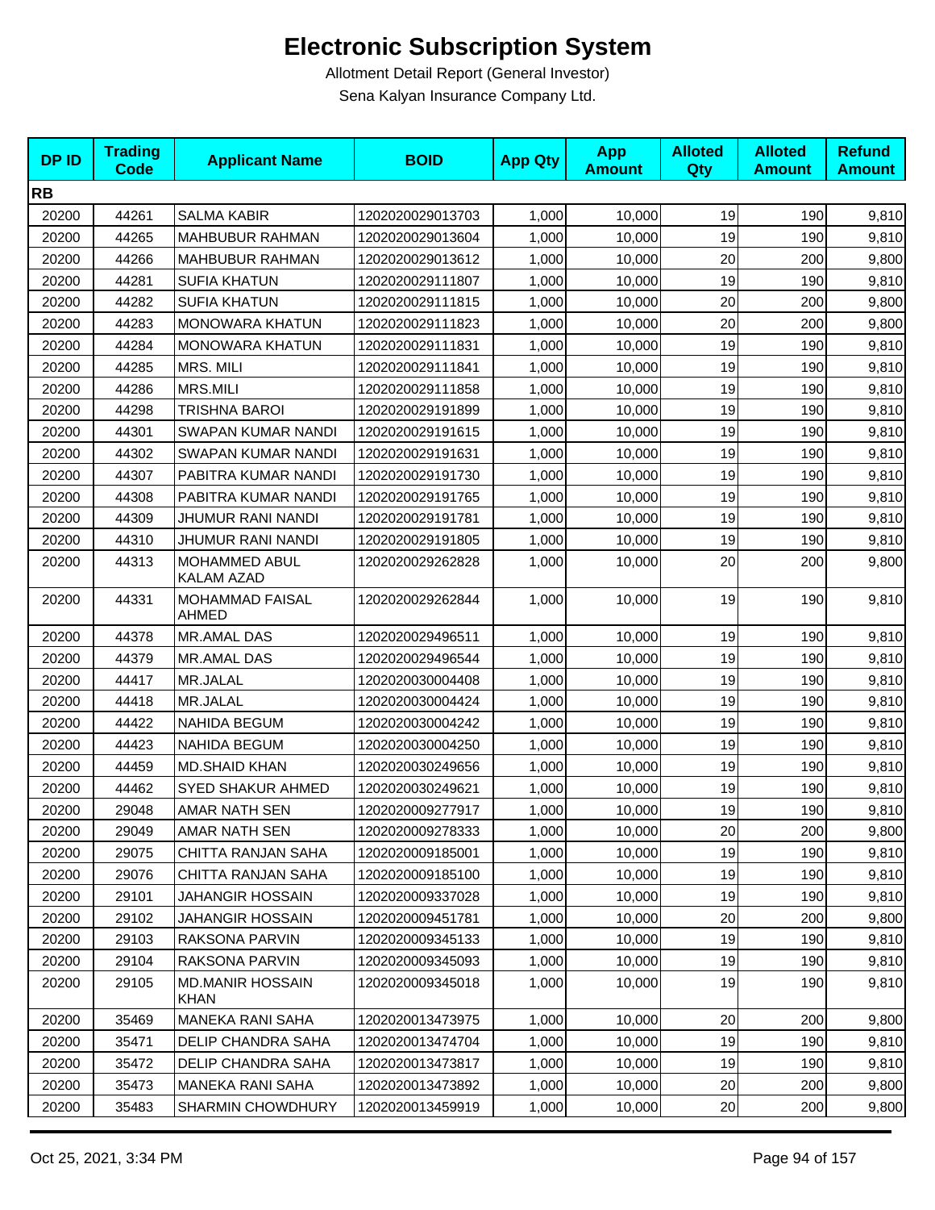# Electronic Subscription System

Allotment Detail Report (General Investor)

Sena Kalyan Insurance Company Ltd.

| DP ID | Trading Code | Applicant Name | BOID | App Qty | App Amount | Alloted Qty | Alloted Amount | Refund Amount |
|---|---|---|---|---|---|---|---|---|
| **RB** | | | | | | | | |
| 20200 | 44261 | SALMA KABIR | 1202020029013703 | 1,000 | 10,000 | 19 | 190 | 9,810 |
| 20200 | 44265 | MAHBUBUR RAHMAN | 1202020029013604 | 1,000 | 10,000 | 19 | 190 | 9,810 |
| 20200 | 44266 | MAHBUBUR RAHMAN | 1202020029013612 | 1,000 | 10,000 | 20 | 200 | 9,800 |
| 20200 | 44281 | SUFIA KHATUN | 1202020029111807 | 1,000 | 10,000 | 19 | 190 | 9,810 |
| 20200 | 44282 | SUFIA KHATUN | 1202020029111815 | 1,000 | 10,000 | 20 | 200 | 9,800 |
| 20200 | 44283 | MONOWARA KHATUN | 1202020029111823 | 1,000 | 10,000 | 20 | 200 | 9,800 |
| 20200 | 44284 | MONOWARA KHATUN | 1202020029111831 | 1,000 | 10,000 | 19 | 190 | 9,810 |
| 20200 | 44285 | MRS. MILI | 1202020029111841 | 1,000 | 10,000 | 19 | 190 | 9,810 |
| 20200 | 44286 | MRS.MILI | 1202020029111858 | 1,000 | 10,000 | 19 | 190 | 9,810 |
| 20200 | 44298 | TRISHNA BAROI | 1202020029191899 | 1,000 | 10,000 | 19 | 190 | 9,810 |
| 20200 | 44301 | SWAPAN KUMAR NANDI | 1202020029191615 | 1,000 | 10,000 | 19 | 190 | 9,810 |
| 20200 | 44302 | SWAPAN KUMAR NANDI | 1202020029191631 | 1,000 | 10,000 | 19 | 190 | 9,810 |
| 20200 | 44307 | PABITRA KUMAR NANDI | 1202020029191730 | 1,000 | 10,000 | 19 | 190 | 9,810 |
| 20200 | 44308 | PABITRA KUMAR NANDI | 1202020029191765 | 1,000 | 10,000 | 19 | 190 | 9,810 |
| 20200 | 44309 | JHUMUR RANI NANDI | 1202020029191781 | 1,000 | 10,000 | 19 | 190 | 9,810 |
| 20200 | 44310 | JHUMUR RANI NANDI | 1202020029191805 | 1,000 | 10,000 | 19 | 190 | 9,810 |
| 20200 | 44313 | MOHAMMED ABUL KALAM AZAD | 1202020029262828 | 1,000 | 10,000 | 20 | 200 | 9,800 |
| 20200 | 44331 | MOHAMMAD FAISAL AHMED | 1202020029262844 | 1,000 | 10,000 | 19 | 190 | 9,810 |
| 20200 | 44378 | MR.AMAL DAS | 1202020029496511 | 1,000 | 10,000 | 19 | 190 | 9,810 |
| 20200 | 44379 | MR.AMAL DAS | 1202020029496544 | 1,000 | 10,000 | 19 | 190 | 9,810 |
| 20200 | 44417 | MR.JALAL | 1202020030004408 | 1,000 | 10,000 | 19 | 190 | 9,810 |
| 20200 | 44418 | MR.JALAL | 1202020030004424 | 1,000 | 10,000 | 19 | 190 | 9,810 |
| 20200 | 44422 | NAHIDA BEGUM | 1202020030004242 | 1,000 | 10,000 | 19 | 190 | 9,810 |
| 20200 | 44423 | NAHIDA BEGUM | 1202020030004250 | 1,000 | 10,000 | 19 | 190 | 9,810 |
| 20200 | 44459 | MD.SHAID KHAN | 1202020030249656 | 1,000 | 10,000 | 19 | 190 | 9,810 |
| 20200 | 44462 | SYED SHAKUR AHMED | 1202020030249621 | 1,000 | 10,000 | 19 | 190 | 9,810 |
| 20200 | 29048 | AMAR NATH SEN | 1202020009277917 | 1,000 | 10,000 | 19 | 190 | 9,810 |
| 20200 | 29049 | AMAR NATH SEN | 1202020009278333 | 1,000 | 10,000 | 20 | 200 | 9,800 |
| 20200 | 29075 | CHITTA RANJAN SAHA | 1202020009185001 | 1,000 | 10,000 | 19 | 190 | 9,810 |
| 20200 | 29076 | CHITTA RANJAN SAHA | 1202020009185100 | 1,000 | 10,000 | 19 | 190 | 9,810 |
| 20200 | 29101 | JAHANGIR HOSSAIN | 1202020009337028 | 1,000 | 10,000 | 19 | 190 | 9,810 |
| 20200 | 29102 | JAHANGIR HOSSAIN | 1202020009451781 | 1,000 | 10,000 | 20 | 200 | 9,800 |
| 20200 | 29103 | RAKSONA PARVIN | 1202020009345133 | 1,000 | 10,000 | 19 | 190 | 9,810 |
| 20200 | 29104 | RAKSONA PARVIN | 1202020009345093 | 1,000 | 10,000 | 19 | 190 | 9,810 |
| 20200 | 29105 | MD.MANIR HOSSAIN KHAN | 1202020009345018 | 1,000 | 10,000 | 19 | 190 | 9,810 |
| 20200 | 35469 | MANEKA RANI SAHA | 1202020013473975 | 1,000 | 10,000 | 20 | 200 | 9,800 |
| 20200 | 35471 | DELIP CHANDRA SAHA | 1202020013474704 | 1,000 | 10,000 | 19 | 190 | 9,810 |
| 20200 | 35472 | DELIP CHANDRA SAHA | 1202020013473817 | 1,000 | 10,000 | 19 | 190 | 9,810 |
| 20200 | 35473 | MANEKA RANI SAHA | 1202020013473892 | 1,000 | 10,000 | 20 | 200 | 9,800 |
| 20200 | 35483 | SHARMIN CHOWDHURY | 1202020013459919 | 1,000 | 10,000 | 20 | 200 | 9,800 |

Oct 25, 2021, 3:34 PM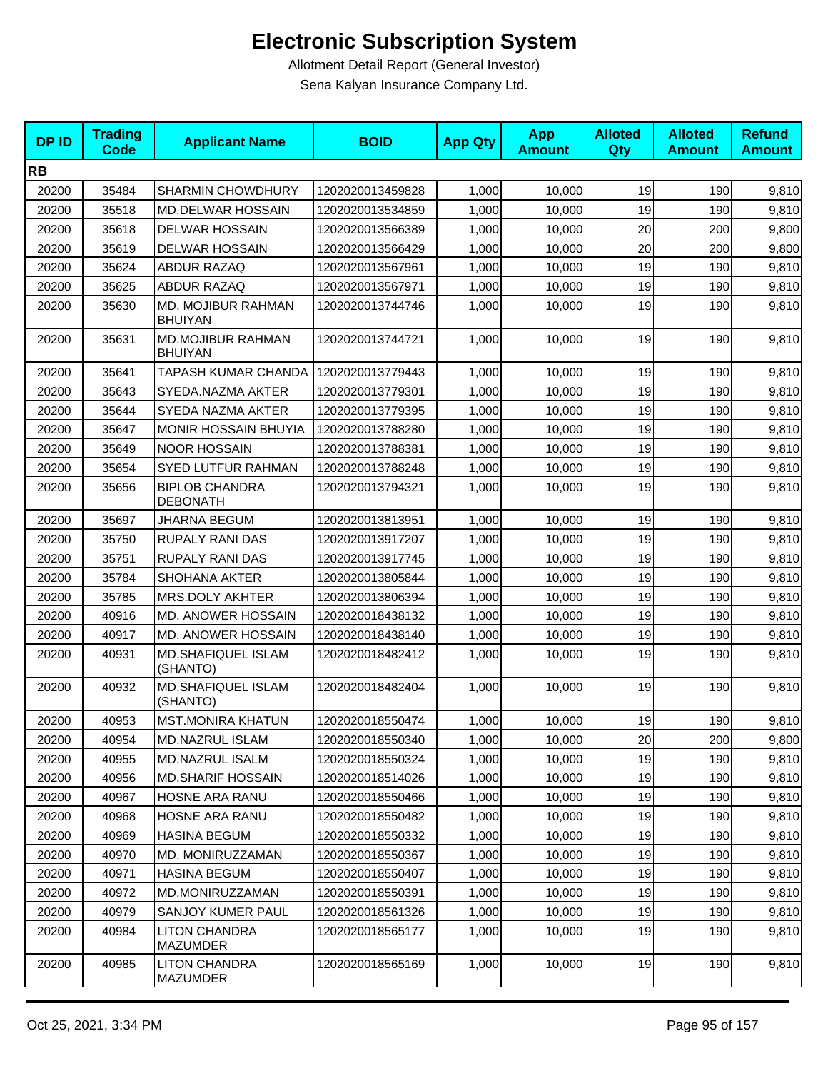# Electronic Subscription System

Allotment Detail Report (General Investor)

Sena Kalyan Insurance Company Ltd.

| DP ID | Trading Code | Applicant Name | BOID | App Qty | App Amount | Alloted Qty | Alloted Amount | Refund Amount |
|---|---|---|---|---|---|---|---|---|
| **RB** | | | | | | | | |
| 20200 | 35484 | SHARMIN CHOWDHURY | 1202020013459828 | 1,000 | 10,000 | 19 | 190 | 9,810 |
| 20200 | 35518 | MD.DELWAR HOSSAIN | 1202020013534859 | 1,000 | 10,000 | 19 | 190 | 9,810 |
| 20200 | 35618 | DELWAR HOSSAIN | 1202020013566389 | 1,000 | 10,000 | 20 | 200 | 9,800 |
| 20200 | 35619 | DELWAR HOSSAIN | 1202020013566429 | 1,000 | 10,000 | 20 | 200 | 9,800 |
| 20200 | 35624 | ABDUR RAZAQ | 1202020013567961 | 1,000 | 10,000 | 19 | 190 | 9,810 |
| 20200 | 35625 | ABDUR RAZAQ | 1202020013567971 | 1,000 | 10,000 | 19 | 190 | 9,810 |
| 20200 | 35630 | MD. MOJIBUR RAHMAN BHUIYAN | 1202020013744746 | 1,000 | 10,000 | 19 | 190 | 9,810 |
| 20200 | 35631 | MD.MOJIBUR RAHMAN BHUIYAN | 1202020013744721 | 1,000 | 10,000 | 19 | 190 | 9,810 |
| 20200 | 35641 | TAPASH KUMAR CHANDA | 1202020013779443 | 1,000 | 10,000 | 19 | 190 | 9,810 |
| 20200 | 35643 | SYEDA.NAZMA AKTER | 1202020013779301 | 1,000 | 10,000 | 19 | 190 | 9,810 |
| 20200 | 35644 | SYEDA NAZMA AKTER | 1202020013779395 | 1,000 | 10,000 | 19 | 190 | 9,810 |
| 20200 | 35647 | MONIR HOSSAIN BHUYIA | 1202020013788280 | 1,000 | 10,000 | 19 | 190 | 9,810 |
| 20200 | 35649 | NOOR HOSSAIN | 1202020013788381 | 1,000 | 10,000 | 19 | 190 | 9,810 |
| 20200 | 35654 | SYED LUTFUR RAHMAN | 1202020013788248 | 1,000 | 10,000 | 19 | 190 | 9,810 |
| 20200 | 35656 | BIPLOB CHANDRA DEBONATH | 1202020013794321 | 1,000 | 10,000 | 19 | 190 | 9,810 |
| 20200 | 35697 | JHARNA BEGUM | 1202020013813951 | 1,000 | 10,000 | 19 | 190 | 9,810 |
| 20200 | 35750 | RUPALY RANI DAS | 1202020013917207 | 1,000 | 10,000 | 19 | 190 | 9,810 |
| 20200 | 35751 | RUPALY RANI DAS | 1202020013917745 | 1,000 | 10,000 | 19 | 190 | 9,810 |
| 20200 | 35784 | SHOHANA AKTER | 1202020013805844 | 1,000 | 10,000 | 19 | 190 | 9,810 |
| 20200 | 35785 | MRS.DOLY AKHTER | 1202020013806394 | 1,000 | 10,000 | 19 | 190 | 9,810 |
| 20200 | 40916 | MD. ANOWER HOSSAIN | 1202020018438132 | 1,000 | 10,000 | 19 | 190 | 9,810 |
| 20200 | 40917 | MD. ANOWER HOSSAIN | 1202020018438140 | 1,000 | 10,000 | 19 | 190 | 9,810 |
| 20200 | 40931 | MD.SHAFIQUEL ISLAM (SHANTO) | 1202020018482412 | 1,000 | 10,000 | 19 | 190 | 9,810 |
| 20200 | 40932 | MD.SHAFIQUEL ISLAM (SHANTO) | 1202020018482404 | 1,000 | 10,000 | 19 | 190 | 9,810 |
| 20200 | 40953 | MST.MONIRA KHATUN | 1202020018550474 | 1,000 | 10,000 | 19 | 190 | 9,810 |
| 20200 | 40954 | MD.NAZRUL ISLAM | 1202020018550340 | 1,000 | 10,000 | 20 | 200 | 9,800 |
| 20200 | 40955 | MD.NAZRUL ISALM | 1202020018550324 | 1,000 | 10,000 | 19 | 190 | 9,810 |
| 20200 | 40956 | MD.SHARIF HOSSAIN | 1202020018514026 | 1,000 | 10,000 | 19 | 190 | 9,810 |
| 20200 | 40967 | HOSNE ARA RANU | 1202020018550466 | 1,000 | 10,000 | 19 | 190 | 9,810 |
| 20200 | 40968 | HOSNE ARA RANU | 1202020018550482 | 1,000 | 10,000 | 19 | 190 | 9,810 |
| 20200 | 40969 | HASINA BEGUM | 1202020018550332 | 1,000 | 10,000 | 19 | 190 | 9,810 |
| 20200 | 40970 | MD. MONIRUZZAMAN | 1202020018550367 | 1,000 | 10,000 | 19 | 190 | 9,810 |
| 20200 | 40971 | HASINA BEGUM | 1202020018550407 | 1,000 | 10,000 | 19 | 190 | 9,810 |
| 20200 | 40972 | MD.MONIRUZZAMAN | 1202020018550391 | 1,000 | 10,000 | 19 | 190 | 9,810 |
| 20200 | 40979 | SANJOY KUMER PAUL | 1202020018561326 | 1,000 | 10,000 | 19 | 190 | 9,810 |
| 20200 | 40984 | LITON CHANDRA MAZUMDER | 1202020018565177 | 1,000 | 10,000 | 19 | 190 | 9,810 |
| 20200 | 40985 | LITON CHANDRA MAZUMDER | 1202020018565169 | 1,000 | 10,000 | 19 | 190 | 9,810 |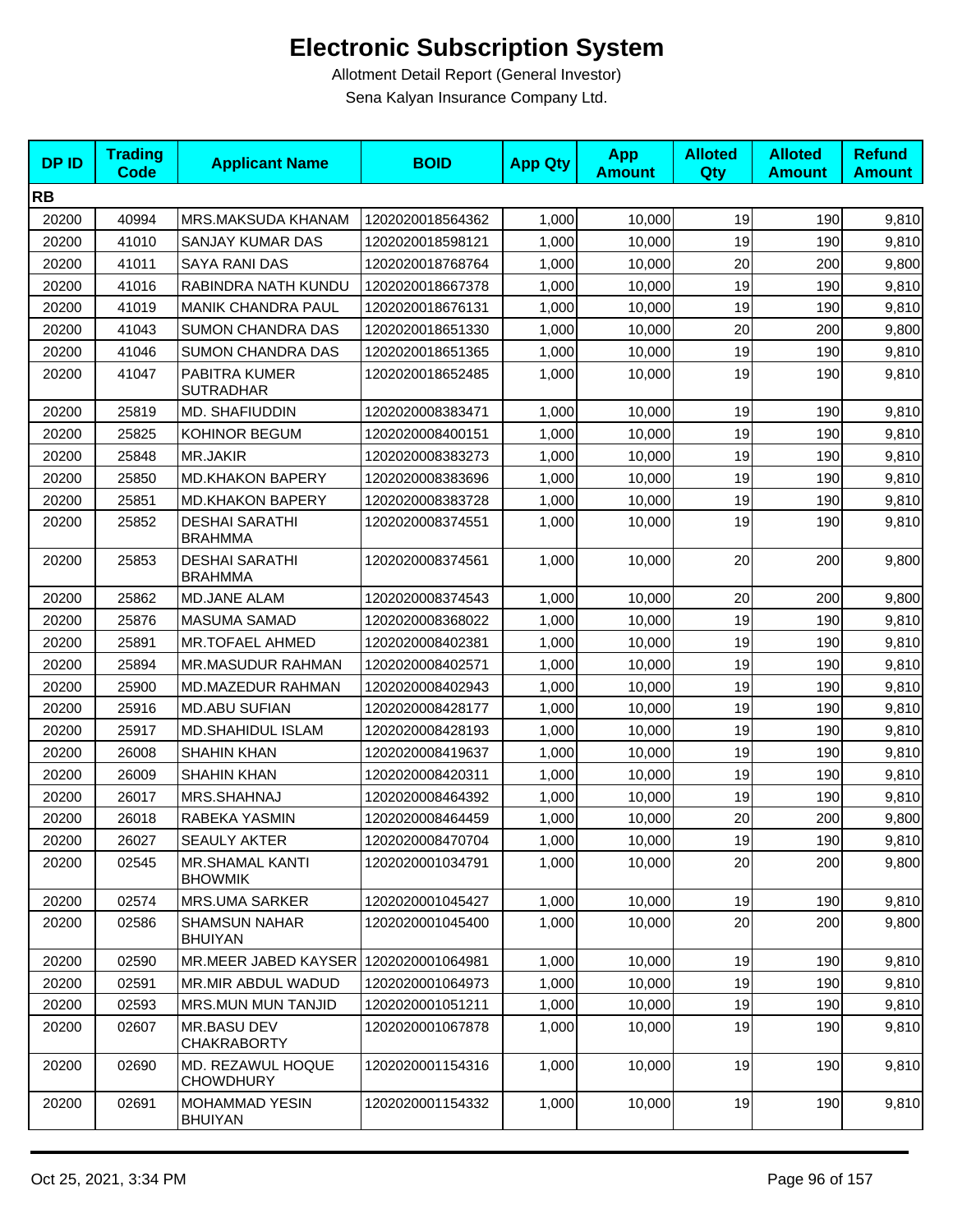# Electronic Subscription System

Allotment Detail Report (General Investor)

Sena Kalyan Insurance Company Ltd.

| DP ID | Trading Code | Applicant Name | BOID | App Qty | App Amount | Alloted Qty | Alloted Amount | Refund Amount |
|---|---|---|---|---|---|---|---|---|
| **RB** | | | | | | | | |
| 20200 | 40994 | MRS.MAKSUDA KHANAM | 1202020018564362 | 1,000 | 10,000 | 19 | 190 | 9,810 |
| 20200 | 41010 | SANJAY KUMAR DAS | 1202020018598121 | 1,000 | 10,000 | 19 | 190 | 9,810 |
| 20200 | 41011 | SAYA RANI DAS | 1202020018768764 | 1,000 | 10,000 | 20 | 200 | 9,800 |
| 20200 | 41016 | RABINDRA NATH KUNDU | 1202020018667378 | 1,000 | 10,000 | 19 | 190 | 9,810 |
| 20200 | 41019 | MANIK CHANDRA PAUL | 1202020018676131 | 1,000 | 10,000 | 19 | 190 | 9,810 |
| 20200 | 41043 | SUMON CHANDRA DAS | 1202020018651330 | 1,000 | 10,000 | 20 | 200 | 9,800 |
| 20200 | 41046 | SUMON CHANDRA DAS | 1202020018651365 | 1,000 | 10,000 | 19 | 190 | 9,810 |
| 20200 | 41047 | PABITRA KUMER SUTRADHAR | 1202020018652485 | 1,000 | 10,000 | 19 | 190 | 9,810 |
| 20200 | 25819 | MD. SHAFIUDDIN | 1202020008383471 | 1,000 | 10,000 | 19 | 190 | 9,810 |
| 20200 | 25825 | KOHINOR BEGUM | 1202020008400151 | 1,000 | 10,000 | 19 | 190 | 9,810 |
| 20200 | 25848 | MR.JAKIR | 1202020008383273 | 1,000 | 10,000 | 19 | 190 | 9,810 |
| 20200 | 25850 | MD.KHAKON BAPERY | 1202020008383696 | 1,000 | 10,000 | 19 | 190 | 9,810 |
| 20200 | 25851 | MD.KHAKON BAPERY | 1202020008383728 | 1,000 | 10,000 | 19 | 190 | 9,810 |
| 20200 | 25852 | DESHAI SARATHI BRAHMMA | 1202020008374551 | 1,000 | 10,000 | 19 | 190 | 9,810 |
| 20200 | 25853 | DESHAI SARATHI BRAHMMA | 1202020008374561 | 1,000 | 10,000 | 20 | 200 | 9,800 |
| 20200 | 25862 | MD.JANE ALAM | 1202020008374543 | 1,000 | 10,000 | 20 | 200 | 9,800 |
| 20200 | 25876 | MASUMA SAMAD | 1202020008368022 | 1,000 | 10,000 | 19 | 190 | 9,810 |
| 20200 | 25891 | MR.TOFAEL AHMED | 1202020008402381 | 1,000 | 10,000 | 19 | 190 | 9,810 |
| 20200 | 25894 | MR.MASUDUR RAHMAN | 1202020008402571 | 1,000 | 10,000 | 19 | 190 | 9,810 |
| 20200 | 25900 | MD.MAZEDUR RAHMAN | 1202020008402943 | 1,000 | 10,000 | 19 | 190 | 9,810 |
| 20200 | 25916 | MD.ABU SUFIAN | 1202020008428177 | 1,000 | 10,000 | 19 | 190 | 9,810 |
| 20200 | 25917 | MD.SHAHIDUL ISLAM | 1202020008428193 | 1,000 | 10,000 | 19 | 190 | 9,810 |
| 20200 | 26008 | SHAHIN KHAN | 1202020008419637 | 1,000 | 10,000 | 19 | 190 | 9,810 |
| 20200 | 26009 | SHAHIN KHAN | 1202020008420311 | 1,000 | 10,000 | 19 | 190 | 9,810 |
| 20200 | 26017 | MRS.SHAHNAJ | 1202020008464392 | 1,000 | 10,000 | 19 | 190 | 9,810 |
| 20200 | 26018 | RABEKA YASMIN | 1202020008464459 | 1,000 | 10,000 | 20 | 200 | 9,800 |
| 20200 | 26027 | SEAULY AKTER | 1202020008470704 | 1,000 | 10,000 | 19 | 190 | 9,810 |
| 20200 | 02545 | MR.SHAMAL KANTI BHOWMIK | 1202020001034791 | 1,000 | 10,000 | 20 | 200 | 9,800 |
| 20200 | 02574 | MRS.UMA SARKER | 1202020001045427 | 1,000 | 10,000 | 19 | 190 | 9,810 |
| 20200 | 02586 | SHAMSUN NAHAR BHUIYAN | 1202020001045400 | 1,000 | 10,000 | 20 | 200 | 9,800 |
| 20200 | 02590 | MR.MEER JABED KAYSER | 1202020001064981 | 1,000 | 10,000 | 19 | 190 | 9,810 |
| 20200 | 02591 | MR.MIR ABDUL WADUD | 1202020001064973 | 1,000 | 10,000 | 19 | 190 | 9,810 |
| 20200 | 02593 | MRS.MUN MUN TANJID | 1202020001051211 | 1,000 | 10,000 | 19 | 190 | 9,810 |
| 20200 | 02607 | MR.BASU DEV CHAKRABORTY | 1202020001067878 | 1,000 | 10,000 | 19 | 190 | 9,810 |
| 20200 | 02690 | MD. REZAWUL HOQUE CHOWDHURY | 1202020001154316 | 1,000 | 10,000 | 19 | 190 | 9,810 |
| 20200 | 02691 | MOHAMMAD YESIN BHUIYAN | 1202020001154332 | 1,000 | 10,000 | 19 | 190 | 9,810 |

Oct 25, 2021, 3:34 PM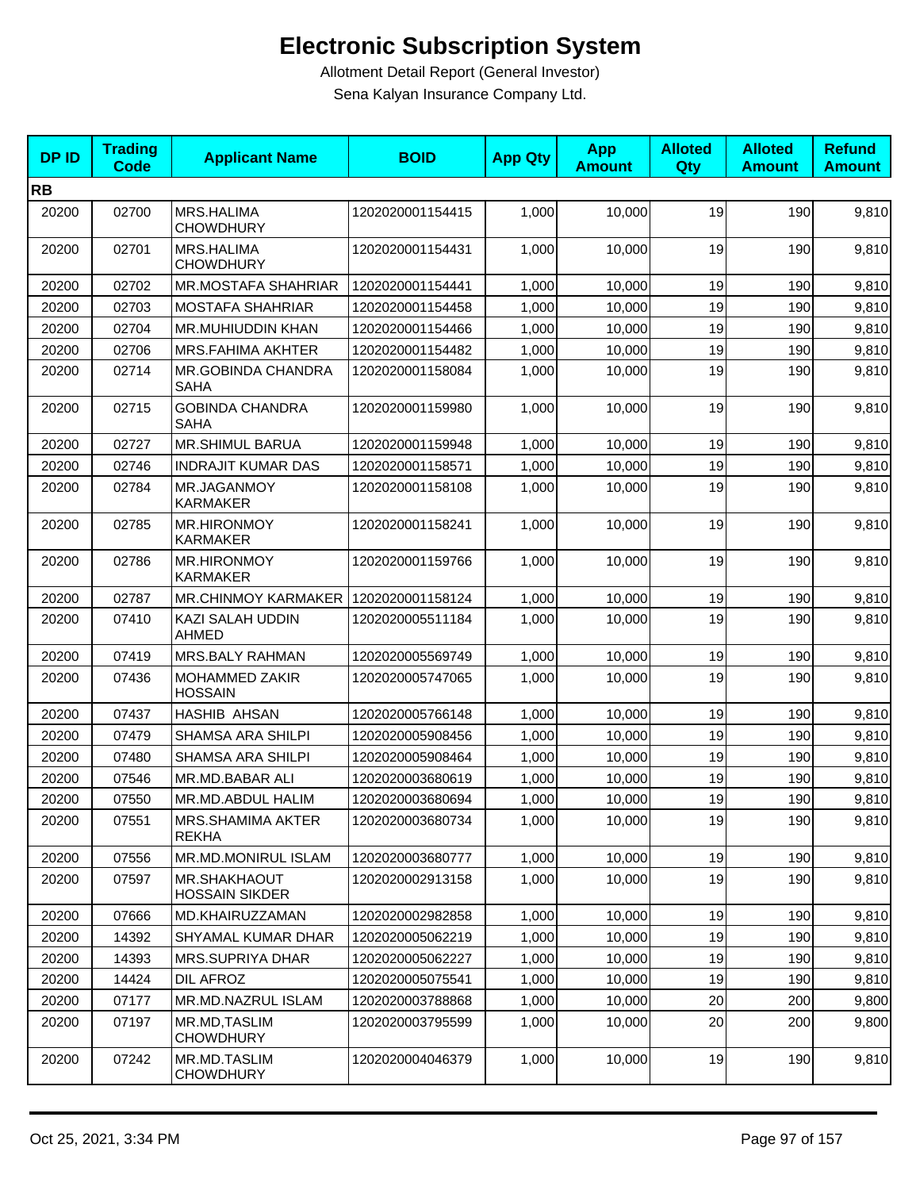# Electronic Subscription System

Allotment Detail Report (General Investor)

Sena Kalyan Insurance Company Ltd.

| DP ID | Trading Code | Applicant Name | BOID | App Qty | App Amount | Alloted Qty | Alloted Amount | Refund Amount |
|---|---|---|---|---|---|---|---|---|
| **RB** | | | | | | | | |
| 20200 | 02700 | MRS.HALIMA CHOWDHURY | 1202020001154415 | 1,000 | 10,000 | 19 | 190 | 9,810 |
| 20200 | 02701 | MRS.HALIMA CHOWDHURY | 1202020001154431 | 1,000 | 10,000 | 19 | 190 | 9,810 |
| 20200 | 02702 | MR.MOSTAFA SHAHRIAR | 1202020001154441 | 1,000 | 10,000 | 19 | 190 | 9,810 |
| 20200 | 02703 | MOSTAFA SHAHRIAR | 1202020001154458 | 1,000 | 10,000 | 19 | 190 | 9,810 |
| 20200 | 02704 | MR.MUHIUDDIN KHAN | 1202020001154466 | 1,000 | 10,000 | 19 | 190 | 9,810 |
| 20200 | 02706 | MRS.FAHIMA AKHTER | 1202020001154482 | 1,000 | 10,000 | 19 | 190 | 9,810 |
| 20200 | 02714 | MR.GOBINDA CHANDRA SAHA | 1202020001158084 | 1,000 | 10,000 | 19 | 190 | 9,810 |
| 20200 | 02715 | GOBINDA CHANDRA SAHA | 1202020001159980 | 1,000 | 10,000 | 19 | 190 | 9,810 |
| 20200 | 02727 | MR.SHIMUL BARUA | 1202020001159948 | 1,000 | 10,000 | 19 | 190 | 9,810 |
| 20200 | 02746 | INDRAJIT KUMAR DAS | 1202020001158571 | 1,000 | 10,000 | 19 | 190 | 9,810 |
| 20200 | 02784 | MR.JAGANMOY KARMAKER | 1202020001158108 | 1,000 | 10,000 | 19 | 190 | 9,810 |
| 20200 | 02785 | MR.HIRONMOY KARMAKER | 1202020001158241 | 1,000 | 10,000 | 19 | 190 | 9,810 |
| 20200 | 02786 | MR.HIRONMOY KARMAKER | 1202020001159766 | 1,000 | 10,000 | 19 | 190 | 9,810 |
| 20200 | 02787 | MR.CHINMOY KARMAKER | 1202020001158124 | 1,000 | 10,000 | 19 | 190 | 9,810 |
| 20200 | 07410 | KAZI SALAH UDDIN AHMED | 1202020005511184 | 1,000 | 10,000 | 19 | 190 | 9,810 |
| 20200 | 07419 | MRS.BALY RAHMAN | 1202020005569749 | 1,000 | 10,000 | 19 | 190 | 9,810 |
| 20200 | 07436 | MOHAMMED ZAKIR HOSSAIN | 1202020005747065 | 1,000 | 10,000 | 19 | 190 | 9,810 |
| 20200 | 07437 | HASHIB AHSAN | 1202020005766148 | 1,000 | 10,000 | 19 | 190 | 9,810 |
| 20200 | 07479 | SHAMSA ARA SHILPI | 1202020005908456 | 1,000 | 10,000 | 19 | 190 | 9,810 |
| 20200 | 07480 | SHAMSA ARA SHILPI | 1202020005908464 | 1,000 | 10,000 | 19 | 190 | 9,810 |
| 20200 | 07546 | MR.MD.BABAR ALI | 1202020003680619 | 1,000 | 10,000 | 19 | 190 | 9,810 |
| 20200 | 07550 | MR.MD.ABDUL HALIM | 1202020003680694 | 1,000 | 10,000 | 19 | 190 | 9,810 |
| 20200 | 07551 | MRS.SHAMIMA AKTER REKHA | 1202020003680734 | 1,000 | 10,000 | 19 | 190 | 9,810 |
| 20200 | 07556 | MR.MD.MONIRUL ISLAM | 1202020003680777 | 1,000 | 10,000 | 19 | 190 | 9,810 |
| 20200 | 07597 | MR.SHAKHAOUT HOSSAIN SIKDER | 1202020002913158 | 1,000 | 10,000 | 19 | 190 | 9,810 |
| 20200 | 07666 | MD.KHAIRUZZAMAN | 1202020002982858 | 1,000 | 10,000 | 19 | 190 | 9,810 |
| 20200 | 14392 | SHYAMAL KUMAR DHAR | 1202020005062219 | 1,000 | 10,000 | 19 | 190 | 9,810 |
| 20200 | 14393 | MRS.SUPRIYA DHAR | 1202020005062227 | 1,000 | 10,000 | 19 | 190 | 9,810 |
| 20200 | 14424 | DIL AFROZ | 1202020005075541 | 1,000 | 10,000 | 19 | 190 | 9,810 |
| 20200 | 07177 | MR.MD.NAZRUL ISLAM | 1202020003788868 | 1,000 | 10,000 | 20 | 200 | 9,800 |
| 20200 | 07197 | MR.MD,TASLIM CHOWDHURY | 1202020003795599 | 1,000 | 10,000 | 20 | 200 | 9,800 |
| 20200 | 07242 | MR.MD.TASLIM CHOWDHURY | 1202020004046379 | 1,000 | 10,000 | 19 | 190 | 9,810 |

Oct 25, 2021, 3:34 PM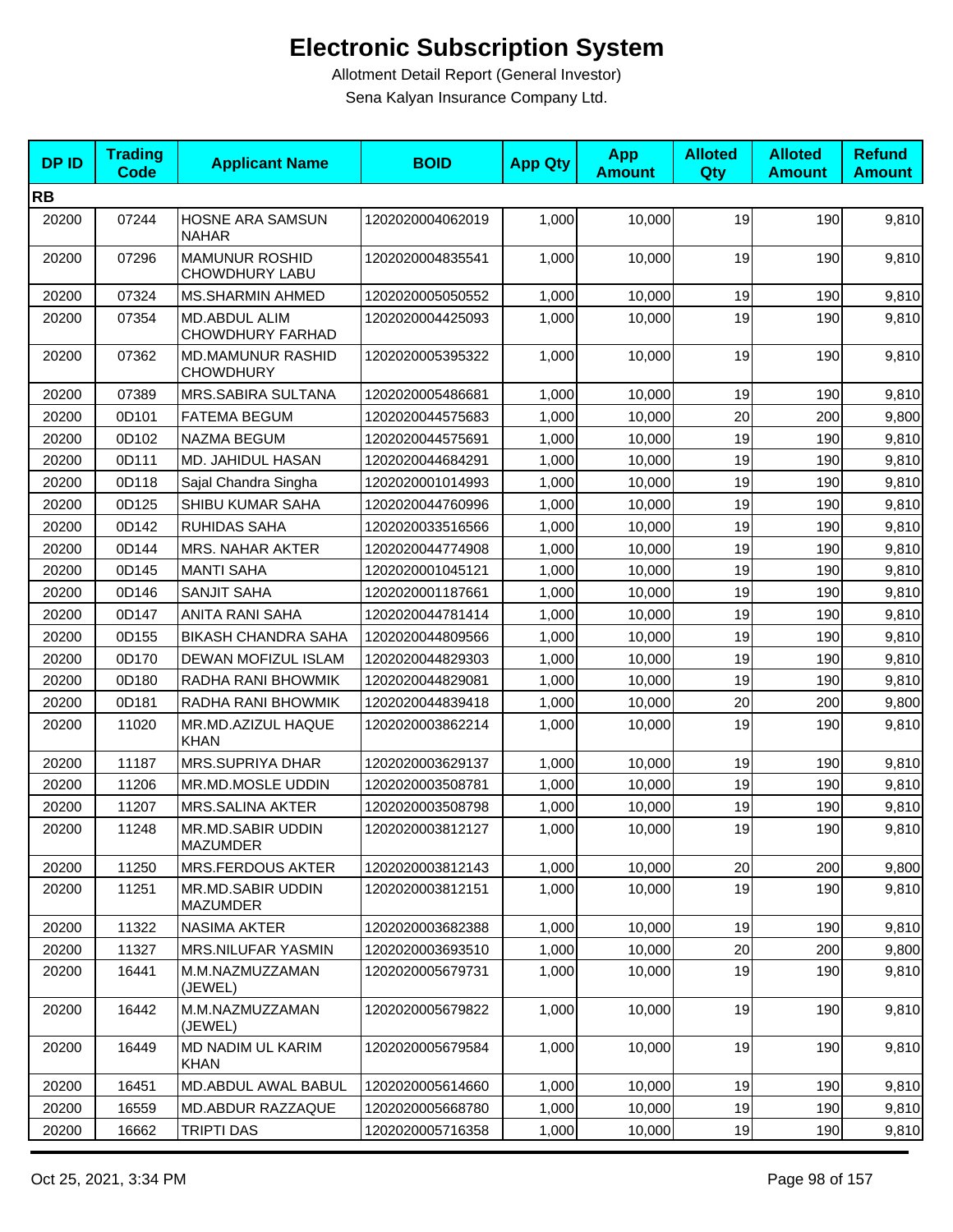# Electronic Subscription System

Allotment Detail Report (General Investor)

Sena Kalyan Insurance Company Ltd.

| DP ID | Trading Code | Applicant Name | BOID | App Qty | App Amount | Alloted Qty | Alloted Amount | Refund Amount |
|---|---|---|---|---|---|---|---|---|
| **RB** | | | | | | | | |
| 20200 | 07244 | HOSNE ARA SAMSUN NAHAR | 1202020004062019 | 1,000 | 10,000 | 19 | 190 | 9,810 |
| 20200 | 07296 | MAMUNUR ROSHID CHOWDHURY LABU | 1202020004835541 | 1,000 | 10,000 | 19 | 190 | 9,810 |
| 20200 | 07324 | MS.SHARMIN AHMED | 1202020005050552 | 1,000 | 10,000 | 19 | 190 | 9,810 |
| 20200 | 07354 | MD.ABDUL ALIM CHOWDHURY FARHAD | 1202020004425093 | 1,000 | 10,000 | 19 | 190 | 9,810 |
| 20200 | 07362 | MD.MAMUNUR RASHID CHOWDHURY | 1202020005395322 | 1,000 | 10,000 | 19 | 190 | 9,810 |
| 20200 | 07389 | MRS.SABIRA SULTANA | 1202020005486681 | 1,000 | 10,000 | 19 | 190 | 9,810 |
| 20200 | 0D101 | FATEMA BEGUM | 1202020044575683 | 1,000 | 10,000 | 20 | 200 | 9,800 |
| 20200 | 0D102 | NAZMA BEGUM | 1202020044575691 | 1,000 | 10,000 | 19 | 190 | 9,810 |
| 20200 | 0D111 | MD. JAHIDUL HASAN | 1202020044684291 | 1,000 | 10,000 | 19 | 190 | 9,810 |
| 20200 | 0D118 | Sajal Chandra Singha | 1202020001014993 | 1,000 | 10,000 | 19 | 190 | 9,810 |
| 20200 | 0D125 | SHIBU KUMAR SAHA | 1202020044760996 | 1,000 | 10,000 | 19 | 190 | 9,810 |
| 20200 | 0D142 | RUHIDAS SAHA | 1202020033516566 | 1,000 | 10,000 | 19 | 190 | 9,810 |
| 20200 | 0D144 | MRS. NAHAR AKTER | 1202020044774908 | 1,000 | 10,000 | 19 | 190 | 9,810 |
| 20200 | 0D145 | MANTI SAHA | 1202020001045121 | 1,000 | 10,000 | 19 | 190 | 9,810 |
| 20200 | 0D146 | SANJIT SAHA | 1202020001187661 | 1,000 | 10,000 | 19 | 190 | 9,810 |
| 20200 | 0D147 | ANITA RANI SAHA | 1202020044781414 | 1,000 | 10,000 | 19 | 190 | 9,810 |
| 20200 | 0D155 | BIKASH CHANDRA SAHA | 1202020044809566 | 1,000 | 10,000 | 19 | 190 | 9,810 |
| 20200 | 0D170 | DEWAN MOFIZUL ISLAM | 1202020044829303 | 1,000 | 10,000 | 19 | 190 | 9,810 |
| 20200 | 0D180 | RADHA RANI BHOWMIK | 1202020044829081 | 1,000 | 10,000 | 19 | 190 | 9,810 |
| 20200 | 0D181 | RADHA RANI BHOWMIK | 1202020044839418 | 1,000 | 10,000 | 20 | 200 | 9,800 |
| 20200 | 11020 | MR.MD.AZIZUL HAQUE KHAN | 1202020003862214 | 1,000 | 10,000 | 19 | 190 | 9,810 |
| 20200 | 11187 | MRS.SUPRIYA DHAR | 1202020003629137 | 1,000 | 10,000 | 19 | 190 | 9,810 |
| 20200 | 11206 | MR.MD.MOSLE UDDIN | 1202020003508781 | 1,000 | 10,000 | 19 | 190 | 9,810 |
| 20200 | 11207 | MRS.SALINA AKTER | 1202020003508798 | 1,000 | 10,000 | 19 | 190 | 9,810 |
| 20200 | 11248 | MR.MD.SABIR UDDIN MAZUMDER | 1202020003812127 | 1,000 | 10,000 | 19 | 190 | 9,810 |
| 20200 | 11250 | MRS.FERDOUS AKTER | 1202020003812143 | 1,000 | 10,000 | 20 | 200 | 9,800 |
| 20200 | 11251 | MR.MD.SABIR UDDIN MAZUMDER | 1202020003812151 | 1,000 | 10,000 | 19 | 190 | 9,810 |
| 20200 | 11322 | NASIMA AKTER | 1202020003682388 | 1,000 | 10,000 | 19 | 190 | 9,810 |
| 20200 | 11327 | MRS.NILUFAR YASMIN | 1202020003693510 | 1,000 | 10,000 | 20 | 200 | 9,800 |
| 20200 | 16441 | M.M.NAZMUZZAMAN (JEWEL) | 1202020005679731 | 1,000 | 10,000 | 19 | 190 | 9,810 |
| 20200 | 16442 | M.M.NAZMUZZAMAN (JEWEL) | 1202020005679822 | 1,000 | 10,000 | 19 | 190 | 9,810 |
| 20200 | 16449 | MD NADIM UL KARIM KHAN | 1202020005679584 | 1,000 | 10,000 | 19 | 190 | 9,810 |
| 20200 | 16451 | MD.ABDUL AWAL BABUL | 1202020005614660 | 1,000 | 10,000 | 19 | 190 | 9,810 |
| 20200 | 16559 | MD.ABDUR RAZZAQUE | 1202020005668780 | 1,000 | 10,000 | 19 | 190 | 9,810 |
| 20200 | 16662 | TRIPTI DAS | 1202020005716358 | 1,000 | 10,000 | 19 | 190 | 9,810 |

Oct 25, 2021, 3:34 PM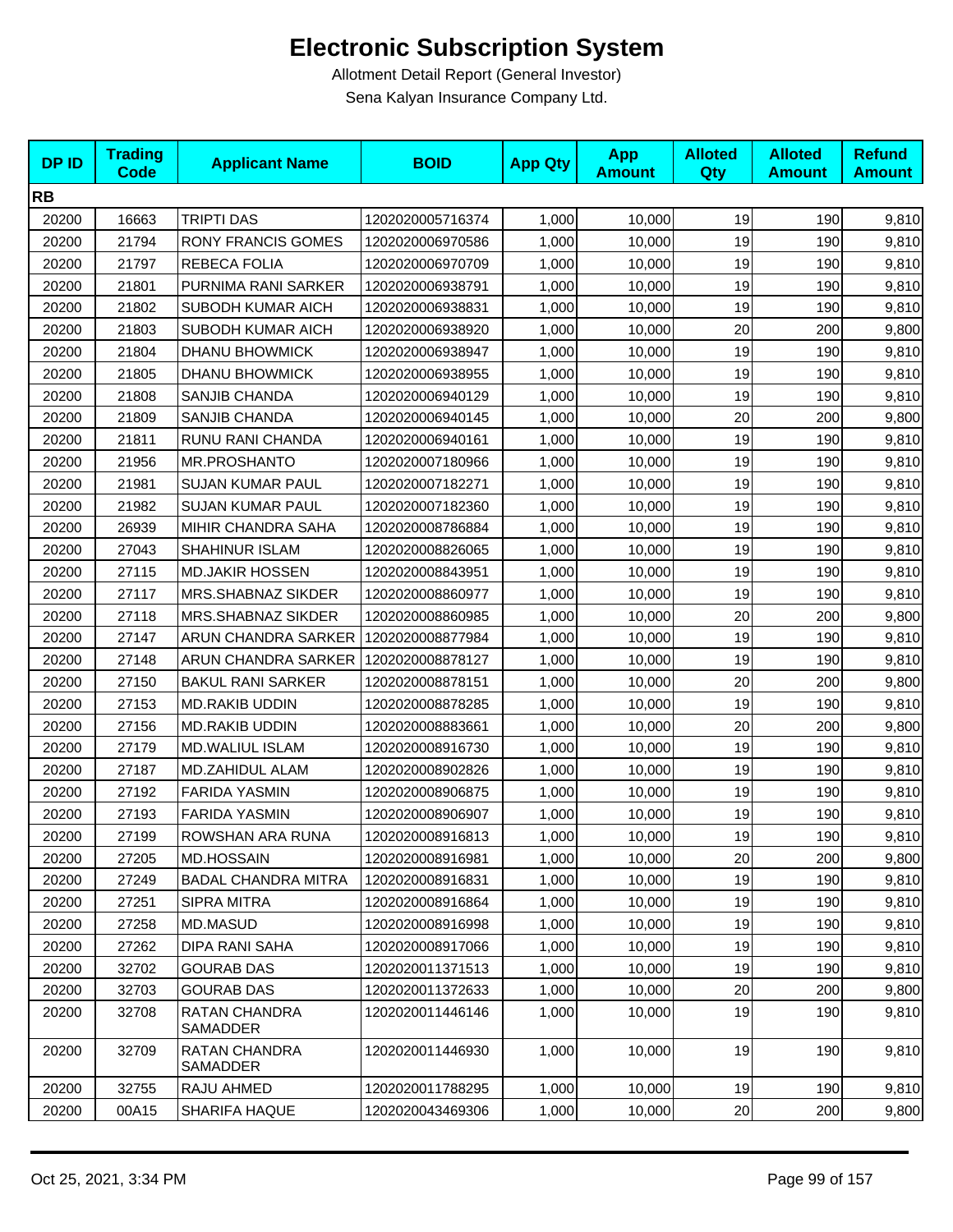# Electronic Subscription System

Allotment Detail Report (General Investor)

Sena Kalyan Insurance Company Ltd.

| DP ID | Trading Code | Applicant Name | BOID | App Qty | App Amount | Alloted Qty | Alloted Amount | Refund Amount |
|---|---|---|---|---|---|---|---|---|
| **RB** | | | | | | | | |
| 20200 | 16663 | TRIPTI DAS | 1202020005716374 | 1,000 | 10,000 | 19 | 190 | 9,810 |
| 20200 | 21794 | RONY FRANCIS GOMES | 1202020006970586 | 1,000 | 10,000 | 19 | 190 | 9,810 |
| 20200 | 21797 | REBECA FOLIA | 1202020006970709 | 1,000 | 10,000 | 19 | 190 | 9,810 |
| 20200 | 21801 | PURNIMA RANI SARKER | 1202020006938791 | 1,000 | 10,000 | 19 | 190 | 9,810 |
| 20200 | 21802 | SUBODH KUMAR AICH | 1202020006938831 | 1,000 | 10,000 | 19 | 190 | 9,810 |
| 20200 | 21803 | SUBODH KUMAR AICH | 1202020006938920 | 1,000 | 10,000 | 20 | 200 | 9,800 |
| 20200 | 21804 | DHANU BHOWMICK | 1202020006938947 | 1,000 | 10,000 | 19 | 190 | 9,810 |
| 20200 | 21805 | DHANU BHOWMICK | 1202020006938955 | 1,000 | 10,000 | 19 | 190 | 9,810 |
| 20200 | 21808 | SANJIB CHANDA | 1202020006940129 | 1,000 | 10,000 | 19 | 190 | 9,810 |
| 20200 | 21809 | SANJIB CHANDA | 1202020006940145 | 1,000 | 10,000 | 20 | 200 | 9,800 |
| 20200 | 21811 | RUNU RANI CHANDA | 1202020006940161 | 1,000 | 10,000 | 19 | 190 | 9,810 |
| 20200 | 21956 | MR.PROSHANTO | 1202020007180966 | 1,000 | 10,000 | 19 | 190 | 9,810 |
| 20200 | 21981 | SUJAN KUMAR PAUL | 1202020007182271 | 1,000 | 10,000 | 19 | 190 | 9,810 |
| 20200 | 21982 | SUJAN KUMAR PAUL | 1202020007182360 | 1,000 | 10,000 | 19 | 190 | 9,810 |
| 20200 | 26939 | MIHIR CHANDRA SAHA | 1202020008786884 | 1,000 | 10,000 | 19 | 190 | 9,810 |
| 20200 | 27043 | SHAHINUR ISLAM | 1202020008826065 | 1,000 | 10,000 | 19 | 190 | 9,810 |
| 20200 | 27115 | MD.JAKIR HOSSEN | 1202020008843951 | 1,000 | 10,000 | 19 | 190 | 9,810 |
| 20200 | 27117 | MRS.SHABNAZ SIKDER | 1202020008860977 | 1,000 | 10,000 | 19 | 190 | 9,810 |
| 20200 | 27118 | MRS.SHABNAZ SIKDER | 1202020008860985 | 1,000 | 10,000 | 20 | 200 | 9,800 |
| 20200 | 27147 | ARUN CHANDRA SARKER | 1202020008877984 | 1,000 | 10,000 | 19 | 190 | 9,810 |
| 20200 | 27148 | ARUN CHANDRA SARKER | 1202020008878127 | 1,000 | 10,000 | 19 | 190 | 9,810 |
| 20200 | 27150 | BAKUL RANI SARKER | 1202020008878151 | 1,000 | 10,000 | 20 | 200 | 9,800 |
| 20200 | 27153 | MD.RAKIB UDDIN | 1202020008878285 | 1,000 | 10,000 | 19 | 190 | 9,810 |
| 20200 | 27156 | MD.RAKIB UDDIN | 1202020008883661 | 1,000 | 10,000 | 20 | 200 | 9,800 |
| 20200 | 27179 | MD.WALIUL ISLAM | 1202020008916730 | 1,000 | 10,000 | 19 | 190 | 9,810 |
| 20200 | 27187 | MD.ZAHIDUL ALAM | 1202020008902826 | 1,000 | 10,000 | 19 | 190 | 9,810 |
| 20200 | 27192 | FARIDA YASMIN | 1202020008906875 | 1,000 | 10,000 | 19 | 190 | 9,810 |
| 20200 | 27193 | FARIDA YASMIN | 1202020008906907 | 1,000 | 10,000 | 19 | 190 | 9,810 |
| 20200 | 27199 | ROWSHAN ARA RUNA | 1202020008916813 | 1,000 | 10,000 | 19 | 190 | 9,810 |
| 20200 | 27205 | MD.HOSSAIN | 1202020008916981 | 1,000 | 10,000 | 20 | 200 | 9,800 |
| 20200 | 27249 | BADAL CHANDRA MITRA | 1202020008916831 | 1,000 | 10,000 | 19 | 190 | 9,810 |
| 20200 | 27251 | SIPRA MITRA | 1202020008916864 | 1,000 | 10,000 | 19 | 190 | 9,810 |
| 20200 | 27258 | MD.MASUD | 1202020008916998 | 1,000 | 10,000 | 19 | 190 | 9,810 |
| 20200 | 27262 | DIPA RANI SAHA | 1202020008917066 | 1,000 | 10,000 | 19 | 190 | 9,810 |
| 20200 | 32702 | GOURAB DAS | 1202020011371513 | 1,000 | 10,000 | 19 | 190 | 9,810 |
| 20200 | 32703 | GOURAB DAS | 1202020011372633 | 1,000 | 10,000 | 20 | 200 | 9,800 |
| 20200 | 32708 | RATAN CHANDRA SAMADDER | 1202020011446146 | 1,000 | 10,000 | 19 | 190 | 9,810 |
| 20200 | 32709 | RATAN CHANDRA SAMADDER | 1202020011446930 | 1,000 | 10,000 | 19 | 190 | 9,810 |
| 20200 | 32755 | RAJU AHMED | 1202020011788295 | 1,000 | 10,000 | 19 | 190 | 9,810 |
| 20200 | 00A15 | SHARIFA HAQUE | 1202020043469306 | 1,000 | 10,000 | 20 | 200 | 9,800 |

Oct 25, 2021, 3:34 PM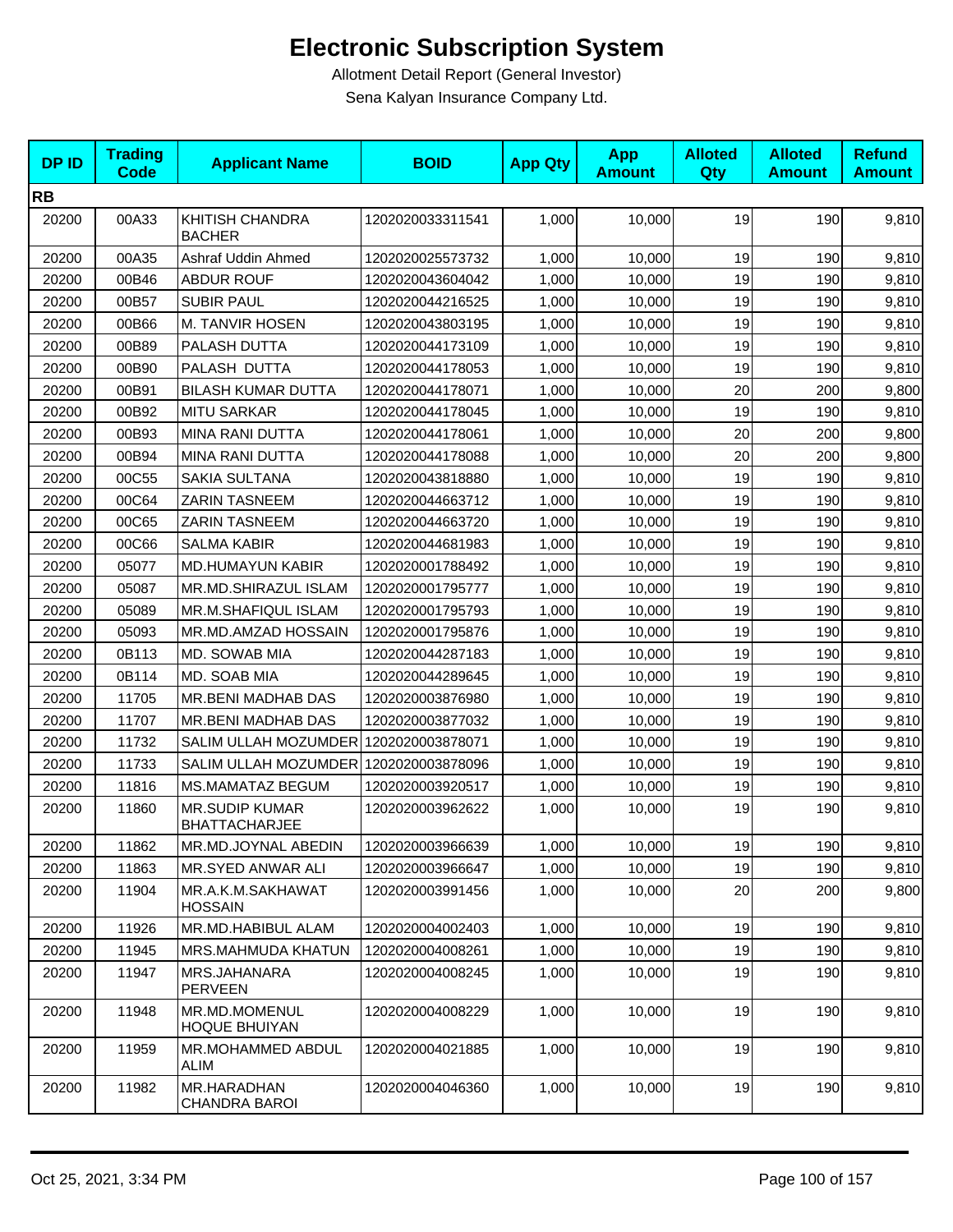# Electronic Subscription System

Allotment Detail Report (General Investor)

Sena Kalyan Insurance Company Ltd.

| DP ID | Trading Code | Applicant Name | BOID | App Qty | App Amount | Alloted Qty | Alloted Amount | Refund Amount |
|---|---|---|---|---|---|---|---|---|
| **RB** | | | | | | | | |
| 20200 | 00A33 | KHITISH CHANDRA BACHER | 1202020033311541 | 1,000 | 10,000 | 19 | 190 | 9,810 |
| 20200 | 00A35 | Ashraf Uddin Ahmed | 1202020025573732 | 1,000 | 10,000 | 19 | 190 | 9,810 |
| 20200 | 00B46 | ABDUR ROUF | 1202020043604042 | 1,000 | 10,000 | 19 | 190 | 9,810 |
| 20200 | 00B57 | SUBIR PAUL | 1202020044216525 | 1,000 | 10,000 | 19 | 190 | 9,810 |
| 20200 | 00B66 | M. TANVIR HOSEN | 1202020043803195 | 1,000 | 10,000 | 19 | 190 | 9,810 |
| 20200 | 00B89 | PALASH DUTTA | 1202020044173109 | 1,000 | 10,000 | 19 | 190 | 9,810 |
| 20200 | 00B90 | PALASH DUTTA | 1202020044178053 | 1,000 | 10,000 | 19 | 190 | 9,810 |
| 20200 | 00B91 | BILASH KUMAR DUTTA | 1202020044178071 | 1,000 | 10,000 | 20 | 200 | 9,800 |
| 20200 | 00B92 | MITU SARKAR | 1202020044178045 | 1,000 | 10,000 | 19 | 190 | 9,810 |
| 20200 | 00B93 | MINA RANI DUTTA | 1202020044178061 | 1,000 | 10,000 | 20 | 200 | 9,800 |
| 20200 | 00B94 | MINA RANI DUTTA | 1202020044178088 | 1,000 | 10,000 | 20 | 200 | 9,800 |
| 20200 | 00C55 | SAKIA SULTANA | 1202020043818880 | 1,000 | 10,000 | 19 | 190 | 9,810 |
| 20200 | 00C64 | ZARIN TASNEEM | 1202020044663712 | 1,000 | 10,000 | 19 | 190 | 9,810 |
| 20200 | 00C65 | ZARIN TASNEEM | 1202020044663720 | 1,000 | 10,000 | 19 | 190 | 9,810 |
| 20200 | 00C66 | SALMA KABIR | 1202020044681983 | 1,000 | 10,000 | 19 | 190 | 9,810 |
| 20200 | 05077 | MD.HUMAYUN KABIR | 1202020001788492 | 1,000 | 10,000 | 19 | 190 | 9,810 |
| 20200 | 05087 | MR.MD.SHIRAZUL ISLAM | 1202020001795777 | 1,000 | 10,000 | 19 | 190 | 9,810 |
| 20200 | 05089 | MR.M.SHAFIQUL ISLAM | 1202020001795793 | 1,000 | 10,000 | 19 | 190 | 9,810 |
| 20200 | 05093 | MR.MD.AMZAD HOSSAIN | 1202020001795876 | 1,000 | 10,000 | 19 | 190 | 9,810 |
| 20200 | 0B113 | MD. SOWAB MIA | 1202020044287183 | 1,000 | 10,000 | 19 | 190 | 9,810 |
| 20200 | 0B114 | MD. SOAB MIA | 1202020044289645 | 1,000 | 10,000 | 19 | 190 | 9,810 |
| 20200 | 11705 | MR.BENI MADHAB DAS | 1202020003876980 | 1,000 | 10,000 | 19 | 190 | 9,810 |
| 20200 | 11707 | MR.BENI MADHAB DAS | 1202020003877032 | 1,000 | 10,000 | 19 | 190 | 9,810 |
| 20200 | 11732 | SALIM ULLAH MOZUMDER | 1202020003878071 | 1,000 | 10,000 | 19 | 190 | 9,810 |
| 20200 | 11733 | SALIM ULLAH MOZUMDER | 1202020003878096 | 1,000 | 10,000 | 19 | 190 | 9,810 |
| 20200 | 11816 | MS.MAMATAZ BEGUM | 1202020003920517 | 1,000 | 10,000 | 19 | 190 | 9,810 |
| 20200 | 11860 | MR.SUDIP KUMAR BHATTACHARJEE | 1202020003962622 | 1,000 | 10,000 | 19 | 190 | 9,810 |
| 20200 | 11862 | MR.MD.JOYNAL ABEDIN | 1202020003966639 | 1,000 | 10,000 | 19 | 190 | 9,810 |
| 20200 | 11863 | MR.SYED ANWAR ALI | 1202020003966647 | 1,000 | 10,000 | 19 | 190 | 9,810 |
| 20200 | 11904 | MR.A.K.M.SAKHAWAT HOSSAIN | 1202020003991456 | 1,000 | 10,000 | 20 | 200 | 9,800 |
| 20200 | 11926 | MR.MD.HABIBUL ALAM | 1202020004002403 | 1,000 | 10,000 | 19 | 190 | 9,810 |
| 20200 | 11945 | MRS.MAHMUDA KHATUN | 1202020004008261 | 1,000 | 10,000 | 19 | 190 | 9,810 |
| 20200 | 11947 | MRS.JAHANARA PERVEEN | 1202020004008245 | 1,000 | 10,000 | 19 | 190 | 9,810 |
| 20200 | 11948 | MR.MD.MOMENUL HOQUE BHUIYAN | 1202020004008229 | 1,000 | 10,000 | 19 | 190 | 9,810 |
| 20200 | 11959 | MR.MOHAMMED ABDUL ALIM | 1202020004021885 | 1,000 | 10,000 | 19 | 190 | 9,810 |
| 20200 | 11982 | MR.HARADHAN CHANDRA BAROI | 1202020004046360 | 1,000 | 10,000 | 19 | 190 | 9,810 |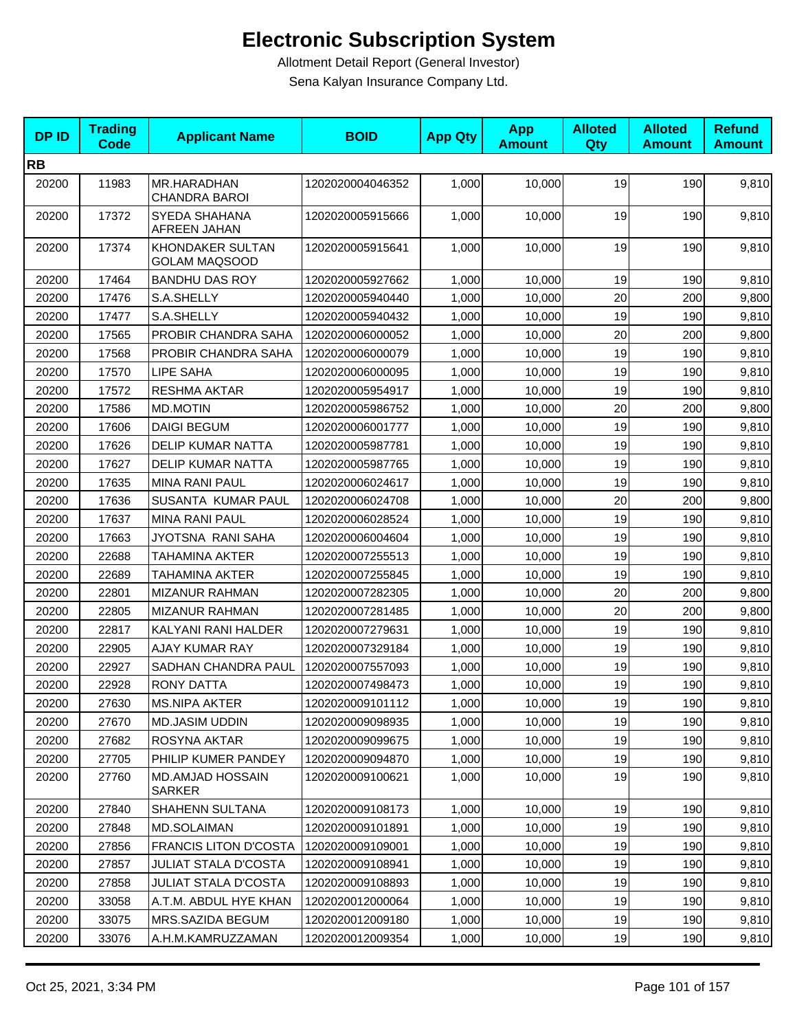# Electronic Subscription System

Allotment Detail Report (General Investor)

Sena Kalyan Insurance Company Ltd.

| DP ID | Trading Code | Applicant Name | BOID | App Qty | App Amount | Alloted Qty | Alloted Amount | Refund Amount |
|---|---|---|---|---|---|---|---|---|
| **RB** | | | | | | | | |
| 20200 | 11983 | MR.HARADHAN CHANDRA BAROI | 1202020004046352 | 1,000 | 10,000 | 19 | 190 | 9,810 |
| 20200 | 17372 | SYEDA SHAHANA AFREEN JAHAN | 1202020005915666 | 1,000 | 10,000 | 19 | 190 | 9,810 |
| 20200 | 17374 | KHONDAKER SULTAN GOLAM MAQSOOD | 1202020005915641 | 1,000 | 10,000 | 19 | 190 | 9,810 |
| 20200 | 17464 | BANDHU DAS ROY | 1202020005927662 | 1,000 | 10,000 | 19 | 190 | 9,810 |
| 20200 | 17476 | S.A.SHELLY | 1202020005940440 | 1,000 | 10,000 | 20 | 200 | 9,800 |
| 20200 | 17477 | S.A.SHELLY | 1202020005940432 | 1,000 | 10,000 | 19 | 190 | 9,810 |
| 20200 | 17565 | PROBIR CHANDRA SAHA | 1202020006000052 | 1,000 | 10,000 | 20 | 200 | 9,800 |
| 20200 | 17568 | PROBIR CHANDRA SAHA | 1202020006000079 | 1,000 | 10,000 | 19 | 190 | 9,810 |
| 20200 | 17570 | LIPE SAHA | 1202020006000095 | 1,000 | 10,000 | 19 | 190 | 9,810 |
| 20200 | 17572 | RESHMA AKTAR | 1202020005954917 | 1,000 | 10,000 | 19 | 190 | 9,810 |
| 20200 | 17586 | MD.MOTIN | 1202020005986752 | 1,000 | 10,000 | 20 | 200 | 9,800 |
| 20200 | 17606 | DAIGI BEGUM | 1202020006001777 | 1,000 | 10,000 | 19 | 190 | 9,810 |
| 20200 | 17626 | DELIP KUMAR NATTA | 1202020005987781 | 1,000 | 10,000 | 19 | 190 | 9,810 |
| 20200 | 17627 | DELIP KUMAR NATTA | 1202020005987765 | 1,000 | 10,000 | 19 | 190 | 9,810 |
| 20200 | 17635 | MINA RANI PAUL | 1202020006024617 | 1,000 | 10,000 | 19 | 190 | 9,810 |
| 20200 | 17636 | SUSANTA KUMAR PAUL | 1202020006024708 | 1,000 | 10,000 | 20 | 200 | 9,800 |
| 20200 | 17637 | MINA RANI PAUL | 1202020006028524 | 1,000 | 10,000 | 19 | 190 | 9,810 |
| 20200 | 17663 | JYOTSNA RANI SAHA | 1202020006004604 | 1,000 | 10,000 | 19 | 190 | 9,810 |
| 20200 | 22688 | TAHAMINA AKTER | 1202020007255513 | 1,000 | 10,000 | 19 | 190 | 9,810 |
| 20200 | 22689 | TAHAMINA AKTER | 1202020007255845 | 1,000 | 10,000 | 19 | 190 | 9,810 |
| 20200 | 22801 | MIZANUR RAHMAN | 1202020007282305 | 1,000 | 10,000 | 20 | 200 | 9,800 |
| 20200 | 22805 | MIZANUR RAHMAN | 1202020007281485 | 1,000 | 10,000 | 20 | 200 | 9,800 |
| 20200 | 22817 | KALYANI RANI HALDER | 1202020007279631 | 1,000 | 10,000 | 19 | 190 | 9,810 |
| 20200 | 22905 | AJAY KUMAR RAY | 1202020007329184 | 1,000 | 10,000 | 19 | 190 | 9,810 |
| 20200 | 22927 | SADHAN CHANDRA PAUL | 1202020007557093 | 1,000 | 10,000 | 19 | 190 | 9,810 |
| 20200 | 22928 | RONY DATTA | 1202020007498473 | 1,000 | 10,000 | 19 | 190 | 9,810 |
| 20200 | 27630 | MS.NIPA AKTER | 1202020009101112 | 1,000 | 10,000 | 19 | 190 | 9,810 |
| 20200 | 27670 | MD.JASIM UDDIN | 1202020009098935 | 1,000 | 10,000 | 19 | 190 | 9,810 |
| 20200 | 27682 | ROSYNA AKTAR | 1202020009099675 | 1,000 | 10,000 | 19 | 190 | 9,810 |
| 20200 | 27705 | PHILIP KUMER PANDEY | 1202020009094870 | 1,000 | 10,000 | 19 | 190 | 9,810 |
| 20200 | 27760 | MD.AMJAD HOSSAIN SARKER | 1202020009100621 | 1,000 | 10,000 | 19 | 190 | 9,810 |
| 20200 | 27840 | SHAHENN SULTANA | 1202020009108173 | 1,000 | 10,000 | 19 | 190 | 9,810 |
| 20200 | 27848 | MD.SOLAIMAN | 1202020009101891 | 1,000 | 10,000 | 19 | 190 | 9,810 |
| 20200 | 27856 | FRANCIS LITON D'COSTA | 1202020009109001 | 1,000 | 10,000 | 19 | 190 | 9,810 |
| 20200 | 27857 | JULIAT STALA D'COSTA | 1202020009108941 | 1,000 | 10,000 | 19 | 190 | 9,810 |
| 20200 | 27858 | JULIAT STALA D'COSTA | 1202020009108893 | 1,000 | 10,000 | 19 | 190 | 9,810 |
| 20200 | 33058 | A.T.M. ABDUL HYE KHAN | 1202020012000064 | 1,000 | 10,000 | 19 | 190 | 9,810 |
| 20200 | 33075 | MRS.SAZIDA BEGUM | 1202020012009180 | 1,000 | 10,000 | 19 | 190 | 9,810 |
| 20200 | 33076 | A.H.M.KAMRUZZAMAN | 1202020012009354 | 1,000 | 10,000 | 19 | 190 | 9,810 |

Oct 25, 2021, 3:34 PM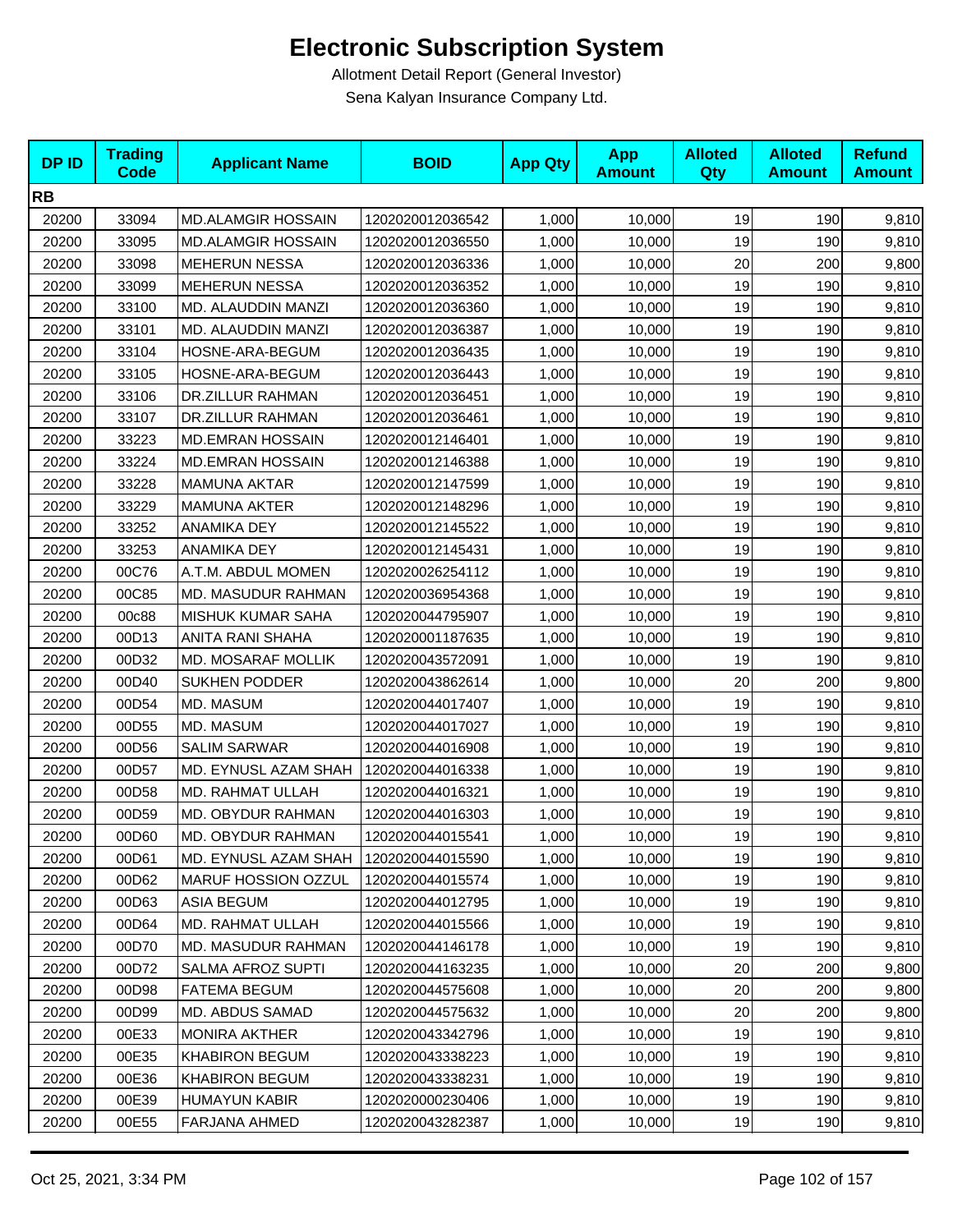# Electronic Subscription System

Allotment Detail Report (General Investor)

Sena Kalyan Insurance Company Ltd.

| DP ID | Trading Code | Applicant Name | BOID | App Qty | App Amount | Alloted Qty | Alloted Amount | Refund Amount |
|---|---|---|---|---|---|---|---|---|
| **RB** | | | | | | | | |
| 20200 | 33094 | MD.ALAMGIR HOSSAIN | 1202020012036542 | 1,000 | 10,000 | 19 | 190 | 9,810 |
| 20200 | 33095 | MD.ALAMGIR HOSSAIN | 1202020012036550 | 1,000 | 10,000 | 19 | 190 | 9,810 |
| 20200 | 33098 | MEHERUN NESSA | 1202020012036336 | 1,000 | 10,000 | 20 | 200 | 9,800 |
| 20200 | 33099 | MEHERUN NESSA | 1202020012036352 | 1,000 | 10,000 | 19 | 190 | 9,810 |
| 20200 | 33100 | MD. ALAUDDIN MANZI | 1202020012036360 | 1,000 | 10,000 | 19 | 190 | 9,810 |
| 20200 | 33101 | MD. ALAUDDIN MANZI | 1202020012036387 | 1,000 | 10,000 | 19 | 190 | 9,810 |
| 20200 | 33104 | HOSNE-ARA-BEGUM | 1202020012036435 | 1,000 | 10,000 | 19 | 190 | 9,810 |
| 20200 | 33105 | HOSNE-ARA-BEGUM | 1202020012036443 | 1,000 | 10,000 | 19 | 190 | 9,810 |
| 20200 | 33106 | DR.ZILLUR RAHMAN | 1202020012036451 | 1,000 | 10,000 | 19 | 190 | 9,810 |
| 20200 | 33107 | DR.ZILLUR RAHMAN | 1202020012036461 | 1,000 | 10,000 | 19 | 190 | 9,810 |
| 20200 | 33223 | MD.EMRAN HOSSAIN | 1202020012146401 | 1,000 | 10,000 | 19 | 190 | 9,810 |
| 20200 | 33224 | MD.EMRAN HOSSAIN | 1202020012146388 | 1,000 | 10,000 | 19 | 190 | 9,810 |
| 20200 | 33228 | MAMUNA AKTAR | 1202020012147599 | 1,000 | 10,000 | 19 | 190 | 9,810 |
| 20200 | 33229 | MAMUNA AKTER | 1202020012148296 | 1,000 | 10,000 | 19 | 190 | 9,810 |
| 20200 | 33252 | ANAMIKA DEY | 1202020012145522 | 1,000 | 10,000 | 19 | 190 | 9,810 |
| 20200 | 33253 | ANAMIKA DEY | 1202020012145431 | 1,000 | 10,000 | 19 | 190 | 9,810 |
| 20200 | 00C76 | A.T.M. ABDUL MOMEN | 1202020026254112 | 1,000 | 10,000 | 19 | 190 | 9,810 |
| 20200 | 00C85 | MD. MASUDUR RAHMAN | 1202020036954368 | 1,000 | 10,000 | 19 | 190 | 9,810 |
| 20200 | 00c88 | MISHUK KUMAR SAHA | 1202020044795907 | 1,000 | 10,000 | 19 | 190 | 9,810 |
| 20200 | 00D13 | ANITA RANI SHAHA | 1202020001187635 | 1,000 | 10,000 | 19 | 190 | 9,810 |
| 20200 | 00D32 | MD. MOSARAF MOLLIK | 1202020043572091 | 1,000 | 10,000 | 19 | 190 | 9,810 |
| 20200 | 00D40 | SUKHEN PODDER | 1202020043862614 | 1,000 | 10,000 | 20 | 200 | 9,800 |
| 20200 | 00D54 | MD. MASUM | 1202020044017407 | 1,000 | 10,000 | 19 | 190 | 9,810 |
| 20200 | 00D55 | MD. MASUM | 1202020044017027 | 1,000 | 10,000 | 19 | 190 | 9,810 |
| 20200 | 00D56 | SALIM SARWAR | 1202020044016908 | 1,000 | 10,000 | 19 | 190 | 9,810 |
| 20200 | 00D57 | MD. EYNUSL AZAM SHAH | 1202020044016338 | 1,000 | 10,000 | 19 | 190 | 9,810 |
| 20200 | 00D58 | MD. RAHMAT ULLAH | 1202020044016321 | 1,000 | 10,000 | 19 | 190 | 9,810 |
| 20200 | 00D59 | MD. OBYDUR RAHMAN | 1202020044016303 | 1,000 | 10,000 | 19 | 190 | 9,810 |
| 20200 | 00D60 | MD. OBYDUR RAHMAN | 1202020044015541 | 1,000 | 10,000 | 19 | 190 | 9,810 |
| 20200 | 00D61 | MD. EYNUSL AZAM SHAH | 1202020044015590 | 1,000 | 10,000 | 19 | 190 | 9,810 |
| 20200 | 00D62 | MARUF HOSSION OZZUL | 1202020044015574 | 1,000 | 10,000 | 19 | 190 | 9,810 |
| 20200 | 00D63 | ASIA BEGUM | 1202020044012795 | 1,000 | 10,000 | 19 | 190 | 9,810 |
| 20200 | 00D64 | MD. RAHMAT ULLAH | 1202020044015566 | 1,000 | 10,000 | 19 | 190 | 9,810 |
| 20200 | 00D70 | MD. MASUDUR RAHMAN | 1202020044146178 | 1,000 | 10,000 | 19 | 190 | 9,810 |
| 20200 | 00D72 | SALMA AFROZ SUPTI | 1202020044163235 | 1,000 | 10,000 | 20 | 200 | 9,800 |
| 20200 | 00D98 | FATEMA BEGUM | 1202020044575608 | 1,000 | 10,000 | 20 | 200 | 9,800 |
| 20200 | 00D99 | MD. ABDUS SAMAD | 1202020044575632 | 1,000 | 10,000 | 20 | 200 | 9,800 |
| 20200 | 00E33 | MONIRA AKTHER | 1202020043342796 | 1,000 | 10,000 | 19 | 190 | 9,810 |
| 20200 | 00E35 | KHABIRON BEGUM | 1202020043338223 | 1,000 | 10,000 | 19 | 190 | 9,810 |
| 20200 | 00E36 | KHABIRON BEGUM | 1202020043338231 | 1,000 | 10,000 | 19 | 190 | 9,810 |
| 20200 | 00E39 | HUMAYUN KABIR | 1202020000230406 | 1,000 | 10,000 | 19 | 190 | 9,810 |
| 20200 | 00E55 | FARJANA AHMED | 1202020043282387 | 1,000 | 10,000 | 19 | 190 | 9,810 |

Oct 25, 2021, 3:34 PM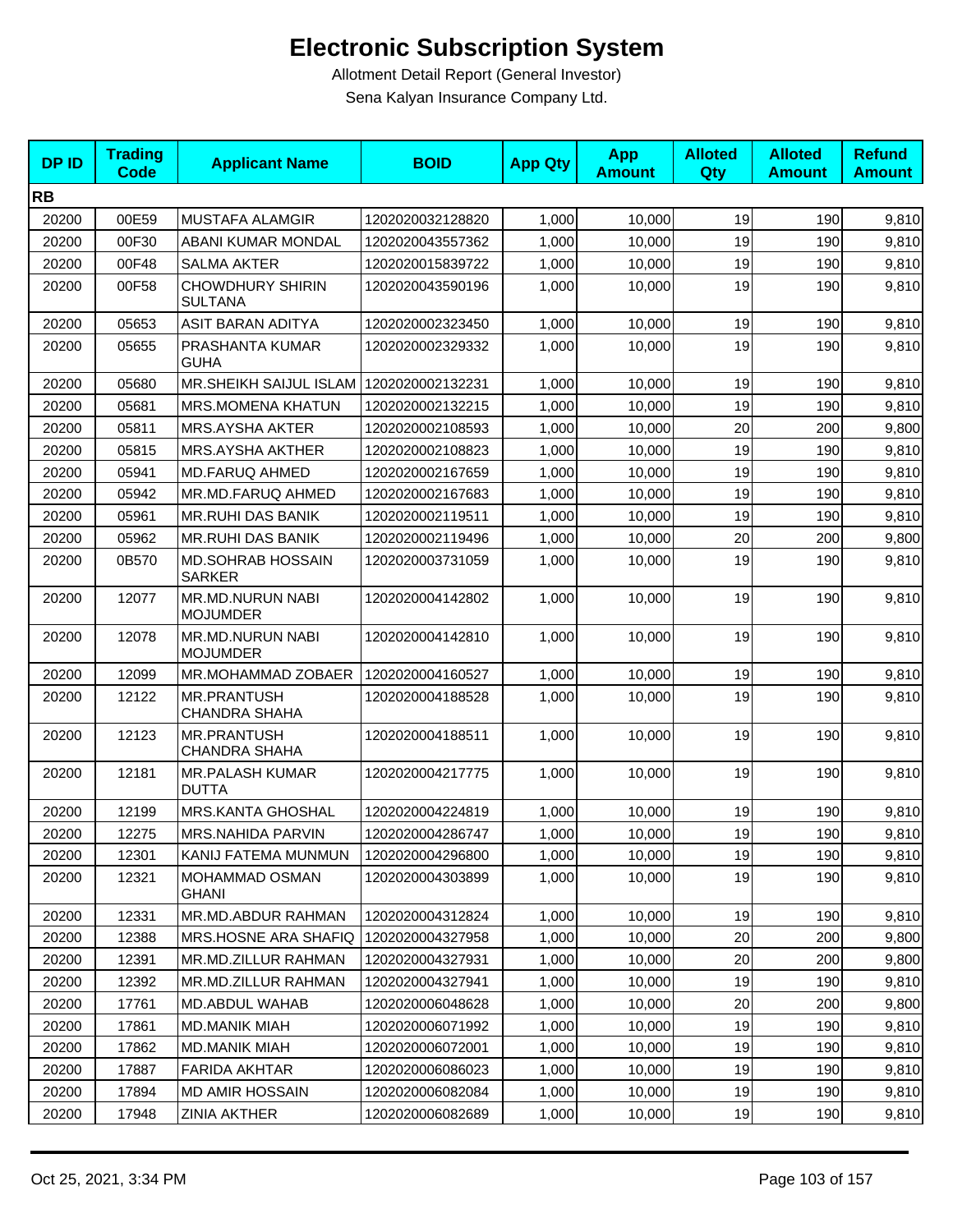# Electronic Subscription System

Allotment Detail Report (General Investor)

Sena Kalyan Insurance Company Ltd.

| DP ID | Trading Code | Applicant Name | BOID | App Qty | App Amount | Alloted Qty | Alloted Amount | Refund Amount |
|---|---|---|---|---|---|---|---|---|
| **RB** | | | | | | | | |
| 20200 | 00E59 | MUSTAFA ALAMGIR | 1202020032128820 | 1,000 | 10,000 | 19 | 190 | 9,810 |
| 20200 | 00F30 | ABANI KUMAR MONDAL | 1202020043557362 | 1,000 | 10,000 | 19 | 190 | 9,810 |
| 20200 | 00F48 | SALMA AKTER | 1202020015839722 | 1,000 | 10,000 | 19 | 190 | 9,810 |
| 20200 | 00F58 | CHOWDHURY SHIRIN SULTANA | 1202020043590196 | 1,000 | 10,000 | 19 | 190 | 9,810 |
| 20200 | 05653 | ASIT BARAN ADITYA | 1202020002323450 | 1,000 | 10,000 | 19 | 190 | 9,810 |
| 20200 | 05655 | PRASHANTA KUMAR GUHA | 1202020002329332 | 1,000 | 10,000 | 19 | 190 | 9,810 |
| 20200 | 05680 | MR.SHEIKH SAIJUL ISLAM | 1202020002132231 | 1,000 | 10,000 | 19 | 190 | 9,810 |
| 20200 | 05681 | MRS.MOMENA KHATUN | 1202020002132215 | 1,000 | 10,000 | 19 | 190 | 9,810 |
| 20200 | 05811 | MRS.AYSHA AKTER | 1202020002108593 | 1,000 | 10,000 | 20 | 200 | 9,800 |
| 20200 | 05815 | MRS.AYSHA AKTHER | 1202020002108823 | 1,000 | 10,000 | 19 | 190 | 9,810 |
| 20200 | 05941 | MD.FARUQ AHMED | 1202020002167659 | 1,000 | 10,000 | 19 | 190 | 9,810 |
| 20200 | 05942 | MR.MD.FARUQ AHMED | 1202020002167683 | 1,000 | 10,000 | 19 | 190 | 9,810 |
| 20200 | 05961 | MR.RUHI DAS BANIK | 1202020002119511 | 1,000 | 10,000 | 19 | 190 | 9,810 |
| 20200 | 05962 | MR.RUHI DAS BANIK | 1202020002119496 | 1,000 | 10,000 | 20 | 200 | 9,800 |
| 20200 | 0B570 | MD.SOHRAB HOSSAIN SARKER | 1202020003731059 | 1,000 | 10,000 | 19 | 190 | 9,810 |
| 20200 | 12077 | MR.MD.NURUN NABI MOJUMDER | 1202020004142802 | 1,000 | 10,000 | 19 | 190 | 9,810 |
| 20200 | 12078 | MR.MD.NURUN NABI MOJUMDER | 1202020004142810 | 1,000 | 10,000 | 19 | 190 | 9,810 |
| 20200 | 12099 | MR.MOHAMMAD ZOBAER | 1202020004160527 | 1,000 | 10,000 | 19 | 190 | 9,810 |
| 20200 | 12122 | MR.PRANTUSH CHANDRA SHAHA | 1202020004188528 | 1,000 | 10,000 | 19 | 190 | 9,810 |
| 20200 | 12123 | MR.PRANTUSH CHANDRA SHAHA | 1202020004188511 | 1,000 | 10,000 | 19 | 190 | 9,810 |
| 20200 | 12181 | MR.PALASH KUMAR DUTTA | 1202020004217775 | 1,000 | 10,000 | 19 | 190 | 9,810 |
| 20200 | 12199 | MRS.KANTA GHOSHAL | 1202020004224819 | 1,000 | 10,000 | 19 | 190 | 9,810 |
| 20200 | 12275 | MRS.NAHIDA PARVIN | 1202020004286747 | 1,000 | 10,000 | 19 | 190 | 9,810 |
| 20200 | 12301 | KANIJ FATEMA MUNMUN | 1202020004296800 | 1,000 | 10,000 | 19 | 190 | 9,810 |
| 20200 | 12321 | MOHAMMAD OSMAN GHANI | 1202020004303899 | 1,000 | 10,000 | 19 | 190 | 9,810 |
| 20200 | 12331 | MR.MD.ABDUR RAHMAN | 1202020004312824 | 1,000 | 10,000 | 19 | 190 | 9,810 |
| 20200 | 12388 | MRS.HOSNE ARA SHAFIQ | 1202020004327958 | 1,000 | 10,000 | 20 | 200 | 9,800 |
| 20200 | 12391 | MR.MD.ZILLUR RAHMAN | 1202020004327931 | 1,000 | 10,000 | 20 | 200 | 9,800 |
| 20200 | 12392 | MR.MD.ZILLUR RAHMAN | 1202020004327941 | 1,000 | 10,000 | 19 | 190 | 9,810 |
| 20200 | 17761 | MD.ABDUL WAHAB | 1202020006048628 | 1,000 | 10,000 | 20 | 200 | 9,800 |
| 20200 | 17861 | MD.MANIK MIAH | 1202020006071992 | 1,000 | 10,000 | 19 | 190 | 9,810 |
| 20200 | 17862 | MD.MANIK MIAH | 1202020006072001 | 1,000 | 10,000 | 19 | 190 | 9,810 |
| 20200 | 17887 | FARIDA AKHTAR | 1202020006086023 | 1,000 | 10,000 | 19 | 190 | 9,810 |
| 20200 | 17894 | MD AMIR HOSSAIN | 1202020006082084 | 1,000 | 10,000 | 19 | 190 | 9,810 |
| 20200 | 17948 | ZINIA AKTHER | 1202020006082689 | 1,000 | 10,000 | 19 | 190 | 9,810 |

Oct 25, 2021, 3:34 PM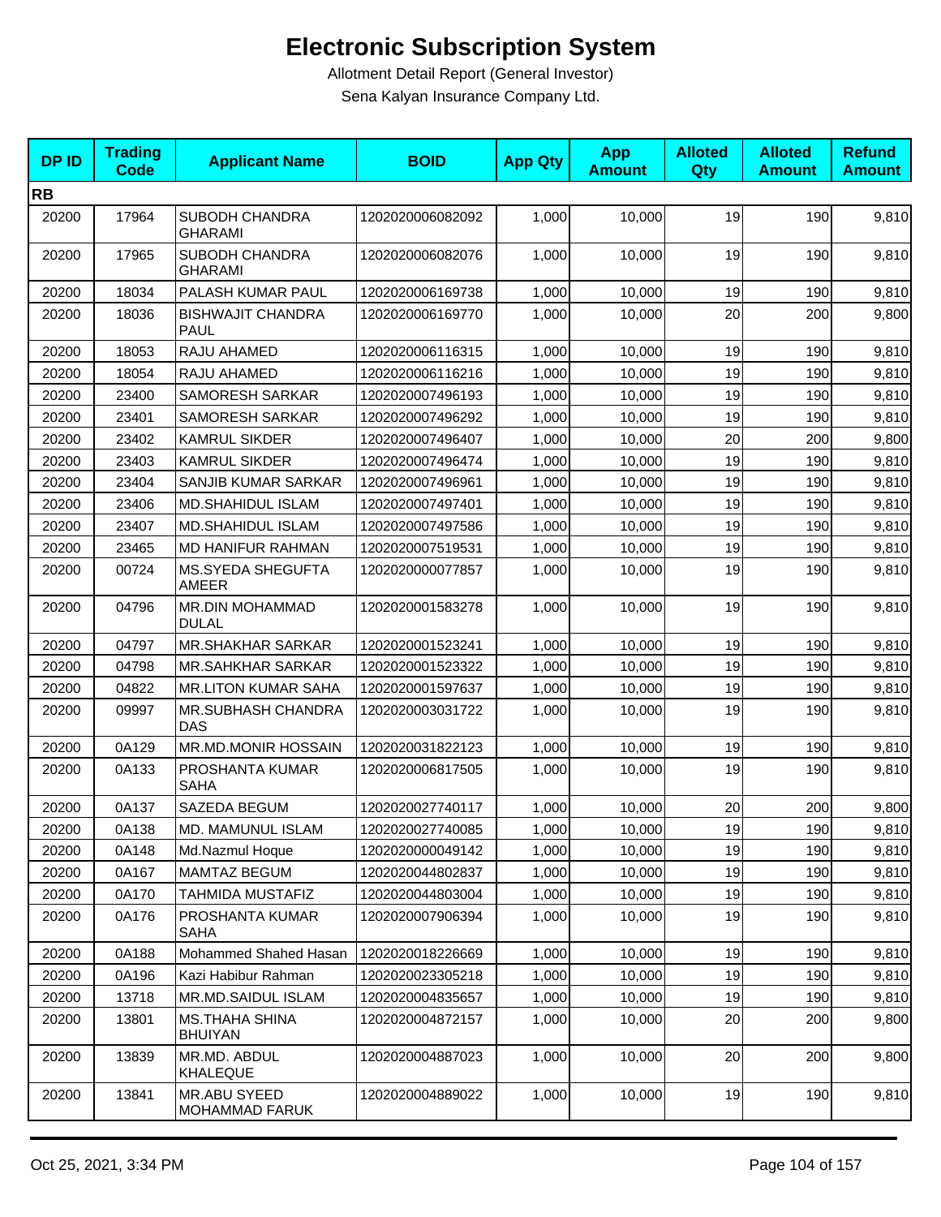# Electronic Subscription System

Allotment Detail Report (General Investor)

Sena Kalyan Insurance Company Ltd.

| DP ID | Trading Code | Applicant Name | BOID | App Qty | App Amount | Alloted Qty | Alloted Amount | Refund Amount |
|---|---|---|---|---|---|---|---|---|
| **RB** | | | | | | | | |
| 20200 | 17964 | SUBODH CHANDRA GHARAMI | 1202020006082092 | 1,000 | 10,000 | 19 | 190 | 9,810 |
| 20200 | 17965 | SUBODH CHANDRA GHARAMI | 1202020006082076 | 1,000 | 10,000 | 19 | 190 | 9,810 |
| 20200 | 18034 | PALASH KUMAR PAUL | 1202020006169738 | 1,000 | 10,000 | 19 | 190 | 9,810 |
| 20200 | 18036 | BISHWAJIT CHANDRA PAUL | 1202020006169770 | 1,000 | 10,000 | 20 | 200 | 9,800 |
| 20200 | 18053 | RAJU AHAMED | 1202020006116315 | 1,000 | 10,000 | 19 | 190 | 9,810 |
| 20200 | 18054 | RAJU AHAMED | 1202020006116216 | 1,000 | 10,000 | 19 | 190 | 9,810 |
| 20200 | 23400 | SAMORESH SARKAR | 1202020007496193 | 1,000 | 10,000 | 19 | 190 | 9,810 |
| 20200 | 23401 | SAMORESH SARKAR | 1202020007496292 | 1,000 | 10,000 | 19 | 190 | 9,810 |
| 20200 | 23402 | KAMRUL SIKDER | 1202020007496407 | 1,000 | 10,000 | 20 | 200 | 9,800 |
| 20200 | 23403 | KAMRUL SIKDER | 1202020007496474 | 1,000 | 10,000 | 19 | 190 | 9,810 |
| 20200 | 23404 | SANJIB KUMAR SARKAR | 1202020007496961 | 1,000 | 10,000 | 19 | 190 | 9,810 |
| 20200 | 23406 | MD.SHAHIDUL ISLAM | 1202020007497401 | 1,000 | 10,000 | 19 | 190 | 9,810 |
| 20200 | 23407 | MD.SHAHIDUL ISLAM | 1202020007497586 | 1,000 | 10,000 | 19 | 190 | 9,810 |
| 20200 | 23465 | MD HANIFUR RAHMAN | 1202020007519531 | 1,000 | 10,000 | 19 | 190 | 9,810 |
| 20200 | 00724 | MS.SYEDA SHEGUFTA AMEER | 1202020000077857 | 1,000 | 10,000 | 19 | 190 | 9,810 |
| 20200 | 04796 | MR.DIN MOHAMMAD DULAL | 1202020001583278 | 1,000 | 10,000 | 19 | 190 | 9,810 |
| 20200 | 04797 | MR.SHAKHAR SARKAR | 1202020001523241 | 1,000 | 10,000 | 19 | 190 | 9,810 |
| 20200 | 04798 | MR.SAHKHAR SARKAR | 1202020001523322 | 1,000 | 10,000 | 19 | 190 | 9,810 |
| 20200 | 04822 | MR.LITON KUMAR SAHA | 1202020001597637 | 1,000 | 10,000 | 19 | 190 | 9,810 |
| 20200 | 09997 | MR.SUBHASH CHANDRA DAS | 1202020003031722 | 1,000 | 10,000 | 19 | 190 | 9,810 |
| 20200 | 0A129 | MR.MD.MONIR HOSSAIN | 1202020031822123 | 1,000 | 10,000 | 19 | 190 | 9,810 |
| 20200 | 0A133 | PROSHANTA KUMAR SAHA | 1202020006817505 | 1,000 | 10,000 | 19 | 190 | 9,810 |
| 20200 | 0A137 | SAZEDA BEGUM | 1202020027740117 | 1,000 | 10,000 | 20 | 200 | 9,800 |
| 20200 | 0A138 | MD. MAMUNUL ISLAM | 1202020027740085 | 1,000 | 10,000 | 19 | 190 | 9,810 |
| 20200 | 0A148 | Md.Nazmul Hoque | 1202020000049142 | 1,000 | 10,000 | 19 | 190 | 9,810 |
| 20200 | 0A167 | MAMTAZ BEGUM | 1202020044802837 | 1,000 | 10,000 | 19 | 190 | 9,810 |
| 20200 | 0A170 | TAHMIDA MUSTAFIZ | 1202020044803004 | 1,000 | 10,000 | 19 | 190 | 9,810 |
| 20200 | 0A176 | PROSHANTA KUMAR SAHA | 1202020007906394 | 1,000 | 10,000 | 19 | 190 | 9,810 |
| 20200 | 0A188 | Mohammed Shahed Hasan | 1202020018226669 | 1,000 | 10,000 | 19 | 190 | 9,810 |
| 20200 | 0A196 | Kazi Habibur Rahman | 1202020023305218 | 1,000 | 10,000 | 19 | 190 | 9,810 |
| 20200 | 13718 | MR.MD.SAIDUL ISLAM | 1202020004835657 | 1,000 | 10,000 | 19 | 190 | 9,810 |
| 20200 | 13801 | MS.THAHA SHINA BHUIYAN | 1202020004872157 | 1,000 | 10,000 | 20 | 200 | 9,800 |
| 20200 | 13839 | MR.MD. ABDUL KHALEQUE | 1202020004887023 | 1,000 | 10,000 | 20 | 200 | 9,800 |
| 20200 | 13841 | MR.ABU SYEED MOHAMMAD FARUK | 1202020004889022 | 1,000 | 10,000 | 19 | 190 | 9,810 |

Oct 25, 2021, 3:34 PM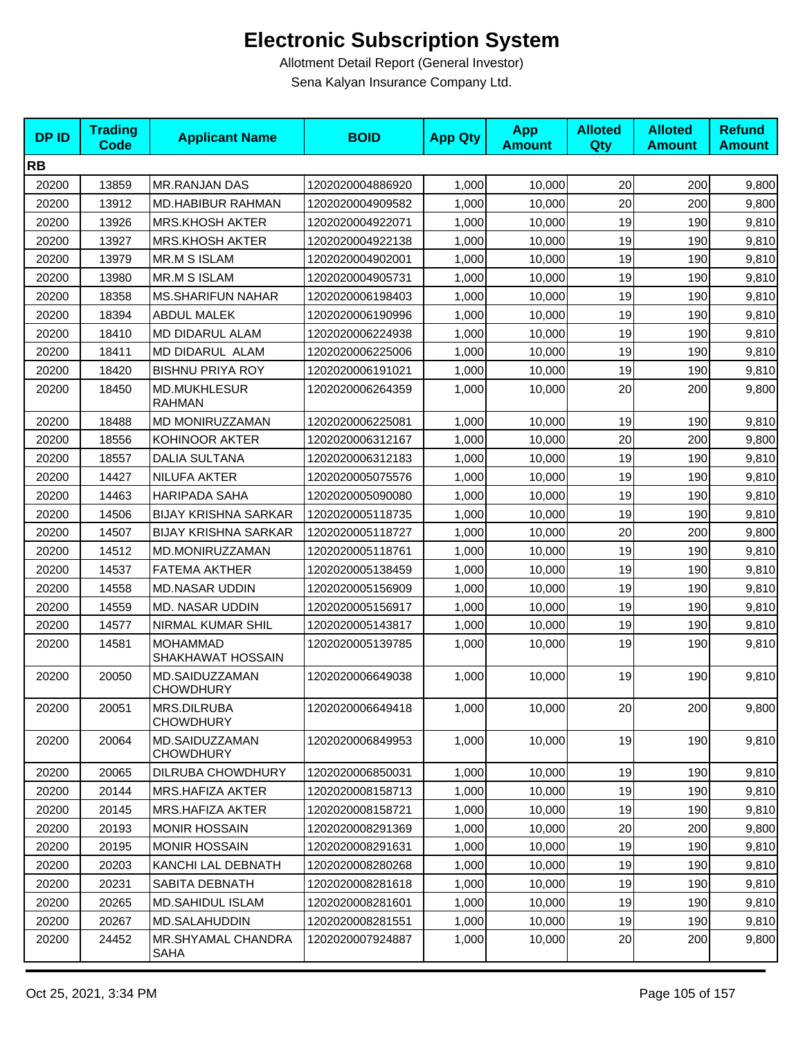# Electronic Subscription System

Allotment Detail Report (General Investor)

Sena Kalyan Insurance Company Ltd.

| DP ID | Trading Code | Applicant Name | BOID | App Qty | App Amount | Alloted Qty | Alloted Amount | Refund Amount |
|---|---|---|---|---|---|---|---|---|
| **RB** | | | | | | | | |
| 20200 | 13859 | MR.RANJAN DAS | 1202020004886920 | 1,000 | 10,000 | 20 | 200 | 9,800 |
| 20200 | 13912 | MD.HABIBUR RAHMAN | 1202020004909582 | 1,000 | 10,000 | 20 | 200 | 9,800 |
| 20200 | 13926 | MRS.KHOSH AKTER | 1202020004922071 | 1,000 | 10,000 | 19 | 190 | 9,810 |
| 20200 | 13927 | MRS.KHOSH AKTER | 1202020004922138 | 1,000 | 10,000 | 19 | 190 | 9,810 |
| 20200 | 13979 | MR.M S ISLAM | 1202020004902001 | 1,000 | 10,000 | 19 | 190 | 9,810 |
| 20200 | 13980 | MR.M S ISLAM | 1202020004905731 | 1,000 | 10,000 | 19 | 190 | 9,810 |
| 20200 | 18358 | MS.SHARIFUN NAHAR | 1202020006198403 | 1,000 | 10,000 | 19 | 190 | 9,810 |
| 20200 | 18394 | ABDUL MALEK | 1202020006190996 | 1,000 | 10,000 | 19 | 190 | 9,810 |
| 20200 | 18410 | MD DIDARUL ALAM | 1202020006224938 | 1,000 | 10,000 | 19 | 190 | 9,810 |
| 20200 | 18411 | MD DIDARUL ALAM | 1202020006225006 | 1,000 | 10,000 | 19 | 190 | 9,810 |
| 20200 | 18420 | BISHNU PRIYA ROY | 1202020006191021 | 1,000 | 10,000 | 19 | 190 | 9,810 |
| 20200 | 18450 | MD.MUKHLESUR RAHMAN | 1202020006264359 | 1,000 | 10,000 | 20 | 200 | 9,800 |
| 20200 | 18488 | MD MONIRUZZAMAN | 1202020006225081 | 1,000 | 10,000 | 19 | 190 | 9,810 |
| 20200 | 18556 | KOHINOOR AKTER | 1202020006312167 | 1,000 | 10,000 | 20 | 200 | 9,800 |
| 20200 | 18557 | DALIA SULTANA | 1202020006312183 | 1,000 | 10,000 | 19 | 190 | 9,810 |
| 20200 | 14427 | NILUFA AKTER | 1202020005075576 | 1,000 | 10,000 | 19 | 190 | 9,810 |
| 20200 | 14463 | HARIPADA SAHA | 1202020005090080 | 1,000 | 10,000 | 19 | 190 | 9,810 |
| 20200 | 14506 | BIJAY KRISHNA SARKAR | 1202020005118735 | 1,000 | 10,000 | 19 | 190 | 9,810 |
| 20200 | 14507 | BIJAY KRISHNA SARKAR | 1202020005118727 | 1,000 | 10,000 | 20 | 200 | 9,800 |
| 20200 | 14512 | MD.MONIRUZZAMAN | 1202020005118761 | 1,000 | 10,000 | 19 | 190 | 9,810 |
| 20200 | 14537 | FATEMA AKTHER | 1202020005138459 | 1,000 | 10,000 | 19 | 190 | 9,810 |
| 20200 | 14558 | MD.NASAR UDDIN | 1202020005156909 | 1,000 | 10,000 | 19 | 190 | 9,810 |
| 20200 | 14559 | MD. NASAR UDDIN | 1202020005156917 | 1,000 | 10,000 | 19 | 190 | 9,810 |
| 20200 | 14577 | NIRMAL KUMAR SHIL | 1202020005143817 | 1,000 | 10,000 | 19 | 190 | 9,810 |
| 20200 | 14581 | MOHAMMAD SHAKHAWAT HOSSAIN | 1202020005139785 | 1,000 | 10,000 | 19 | 190 | 9,810 |
| 20200 | 20050 | MD.SAIDUZZAMAN CHOWDHURY | 1202020006649038 | 1,000 | 10,000 | 19 | 190 | 9,810 |
| 20200 | 20051 | MRS.DILRUBA CHOWDHURY | 1202020006649418 | 1,000 | 10,000 | 20 | 200 | 9,800 |
| 20200 | 20064 | MD.SAIDUZZAMAN CHOWDHURY | 1202020006849953 | 1,000 | 10,000 | 19 | 190 | 9,810 |
| 20200 | 20065 | DILRUBA CHOWDHURY | 1202020006850031 | 1,000 | 10,000 | 19 | 190 | 9,810 |
| 20200 | 20144 | MRS.HAFIZA AKTER | 1202020008158713 | 1,000 | 10,000 | 19 | 190 | 9,810 |
| 20200 | 20145 | MRS.HAFIZA AKTER | 1202020008158721 | 1,000 | 10,000 | 19 | 190 | 9,810 |
| 20200 | 20193 | MONIR HOSSAIN | 1202020008291369 | 1,000 | 10,000 | 20 | 200 | 9,800 |
| 20200 | 20195 | MONIR HOSSAIN | 1202020008291631 | 1,000 | 10,000 | 19 | 190 | 9,810 |
| 20200 | 20203 | KANCHI LAL DEBNATH | 1202020008280268 | 1,000 | 10,000 | 19 | 190 | 9,810 |
| 20200 | 20231 | SABITA DEBNATH | 1202020008281618 | 1,000 | 10,000 | 19 | 190 | 9,810 |
| 20200 | 20265 | MD.SAHIDUL ISLAM | 1202020008281601 | 1,000 | 10,000 | 19 | 190 | 9,810 |
| 20200 | 20267 | MD.SALAHUDDIN | 1202020008281551 | 1,000 | 10,000 | 19 | 190 | 9,810 |
| 20200 | 24452 | MR.SHYAMAL CHANDRA SAHA | 1202020007924887 | 1,000 | 10,000 | 20 | 200 | 9,800 |

Oct 25, 2021, 3:34 PM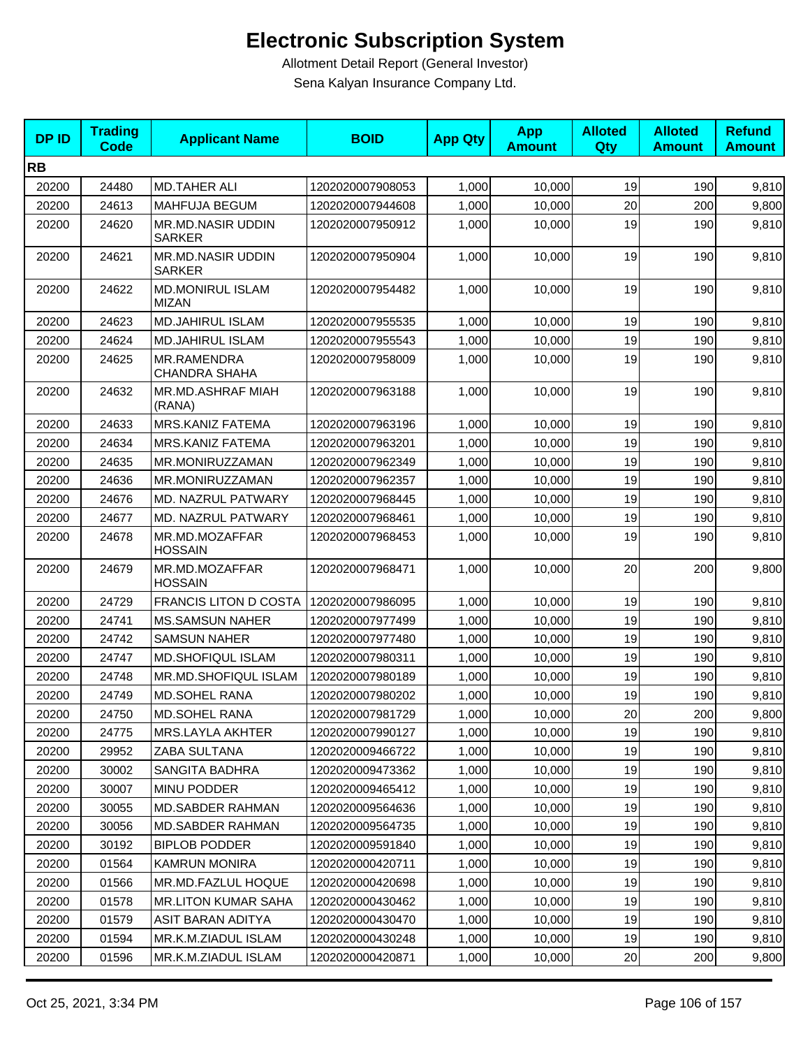# Electronic Subscription System

Allotment Detail Report (General Investor)

Sena Kalyan Insurance Company Ltd.

| DP ID | Trading Code | Applicant Name | BOID | App Qty | App Amount | Alloted Qty | Alloted Amount | Refund Amount |
|---|---|---|---|---|---|---|---|---|
| **RB** | | | | | | | | |
| 20200 | 24480 | MD.TAHER ALI | 1202020007908053 | 1,000 | 10,000 | 19 | 190 | 9,810 |
| 20200 | 24613 | MAHFUJA BEGUM | 1202020007944608 | 1,000 | 10,000 | 20 | 200 | 9,800 |
| 20200 | 24620 | MR.MD.NASIR UDDIN SARKER | 1202020007950912 | 1,000 | 10,000 | 19 | 190 | 9,810 |
| 20200 | 24621 | MR.MD.NASIR UDDIN SARKER | 1202020007950904 | 1,000 | 10,000 | 19 | 190 | 9,810 |
| 20200 | 24622 | MD.MONIRUL ISLAM MIZAN | 1202020007954482 | 1,000 | 10,000 | 19 | 190 | 9,810 |
| 20200 | 24623 | MD.JAHIRUL ISLAM | 1202020007955535 | 1,000 | 10,000 | 19 | 190 | 9,810 |
| 20200 | 24624 | MD.JAHIRUL ISLAM | 1202020007955543 | 1,000 | 10,000 | 19 | 190 | 9,810 |
| 20200 | 24625 | MR.RAMENDRA CHANDRA SHAHA | 1202020007958009 | 1,000 | 10,000 | 19 | 190 | 9,810 |
| 20200 | 24632 | MR.MD.ASHRAF MIAH (RANA) | 1202020007963188 | 1,000 | 10,000 | 19 | 190 | 9,810 |
| 20200 | 24633 | MRS.KANIZ FATEMA | 1202020007963196 | 1,000 | 10,000 | 19 | 190 | 9,810 |
| 20200 | 24634 | MRS.KANIZ FATEMA | 1202020007963201 | 1,000 | 10,000 | 19 | 190 | 9,810 |
| 20200 | 24635 | MR.MONIRUZZAMAN | 1202020007962349 | 1,000 | 10,000 | 19 | 190 | 9,810 |
| 20200 | 24636 | MR.MONIRUZZAMAN | 1202020007962357 | 1,000 | 10,000 | 19 | 190 | 9,810 |
| 20200 | 24676 | MD. NAZRUL PATWARY | 1202020007968445 | 1,000 | 10,000 | 19 | 190 | 9,810 |
| 20200 | 24677 | MD. NAZRUL PATWARY | 1202020007968461 | 1,000 | 10,000 | 19 | 190 | 9,810 |
| 20200 | 24678 | MR.MD.MOZAFFAR HOSSAIN | 1202020007968453 | 1,000 | 10,000 | 19 | 190 | 9,810 |
| 20200 | 24679 | MR.MD.MOZAFFAR HOSSAIN | 1202020007968471 | 1,000 | 10,000 | 20 | 200 | 9,800 |
| 20200 | 24729 | FRANCIS LITON D COSTA | 1202020007986095 | 1,000 | 10,000 | 19 | 190 | 9,810 |
| 20200 | 24741 | MS.SAMSUN NAHER | 1202020007977499 | 1,000 | 10,000 | 19 | 190 | 9,810 |
| 20200 | 24742 | SAMSUN NAHER | 1202020007977480 | 1,000 | 10,000 | 19 | 190 | 9,810 |
| 20200 | 24747 | MD.SHOFIQUL ISLAM | 1202020007980311 | 1,000 | 10,000 | 19 | 190 | 9,810 |
| 20200 | 24748 | MR.MD.SHOFIQUL ISLAM | 1202020007980189 | 1,000 | 10,000 | 19 | 190 | 9,810 |
| 20200 | 24749 | MD.SOHEL RANA | 1202020007980202 | 1,000 | 10,000 | 19 | 190 | 9,810 |
| 20200 | 24750 | MD.SOHEL RANA | 1202020007981729 | 1,000 | 10,000 | 20 | 200 | 9,800 |
| 20200 | 24775 | MRS.LAYLA AKHTER | 1202020007990127 | 1,000 | 10,000 | 19 | 190 | 9,810 |
| 20200 | 29952 | ZABA SULTANA | 1202020009466722 | 1,000 | 10,000 | 19 | 190 | 9,810 |
| 20200 | 30002 | SANGITA BADHRA | 1202020009473362 | 1,000 | 10,000 | 19 | 190 | 9,810 |
| 20200 | 30007 | MINU PODDER | 1202020009465412 | 1,000 | 10,000 | 19 | 190 | 9,810 |
| 20200 | 30055 | MD.SABDER RAHMAN | 1202020009564636 | 1,000 | 10,000 | 19 | 190 | 9,810 |
| 20200 | 30056 | MD.SABDER RAHMAN | 1202020009564735 | 1,000 | 10,000 | 19 | 190 | 9,810 |
| 20200 | 30192 | BIPLOB PODDER | 1202020009591840 | 1,000 | 10,000 | 19 | 190 | 9,810 |
| 20200 | 01564 | KAMRUN MONIRA | 1202020000420711 | 1,000 | 10,000 | 19 | 190 | 9,810 |
| 20200 | 01566 | MR.MD.FAZLUL HOQUE | 1202020000420698 | 1,000 | 10,000 | 19 | 190 | 9,810 |
| 20200 | 01578 | MR.LITON KUMAR SAHA | 1202020000430462 | 1,000 | 10,000 | 19 | 190 | 9,810 |
| 20200 | 01579 | ASIT BARAN ADITYA | 1202020000430470 | 1,000 | 10,000 | 19 | 190 | 9,810 |
| 20200 | 01594 | MR.K.M.ZIADUL ISLAM | 1202020000430248 | 1,000 | 10,000 | 19 | 190 | 9,810 |
| 20200 | 01596 | MR.K.M.ZIADUL ISLAM | 1202020000420871 | 1,000 | 10,000 | 20 | 200 | 9,800 |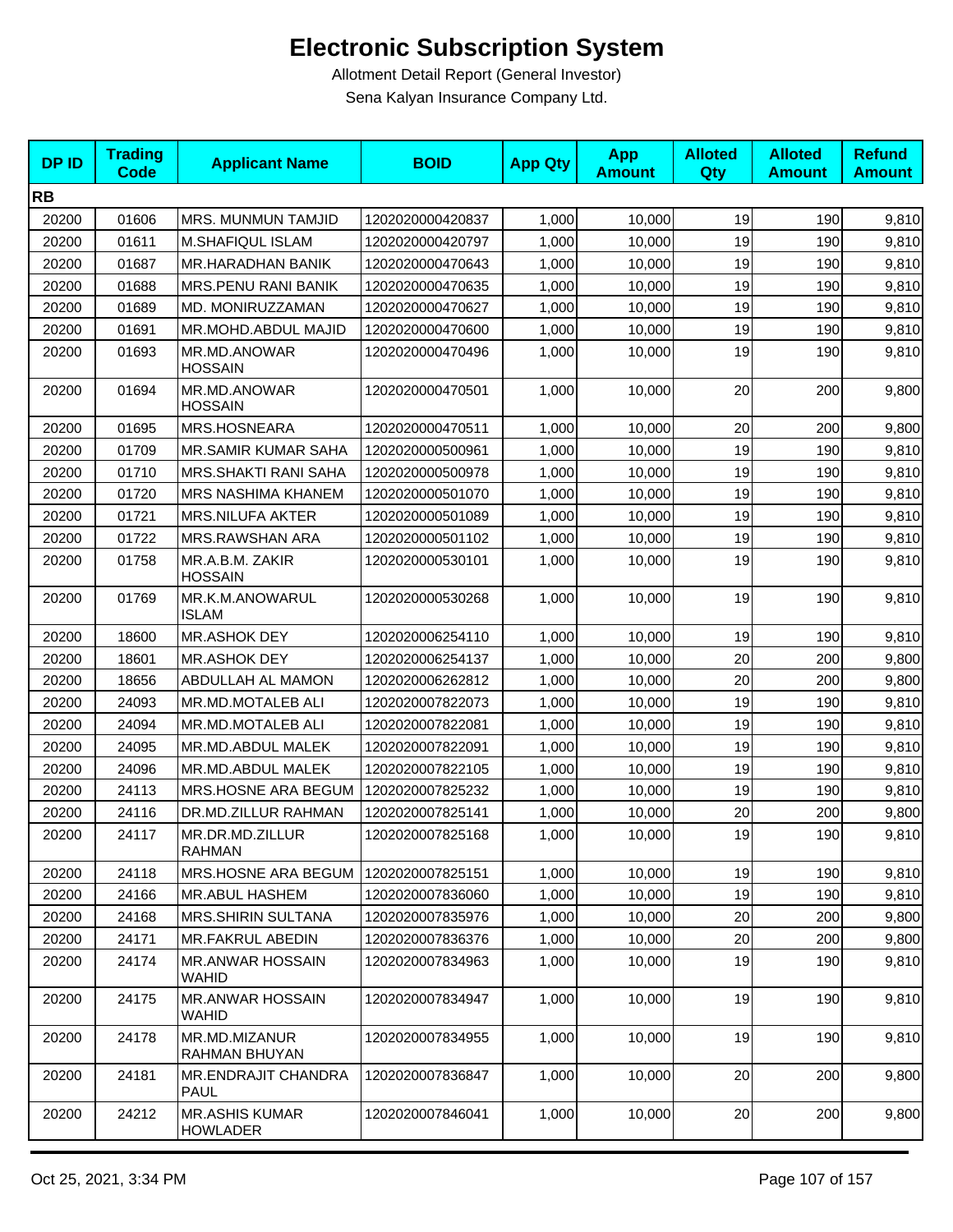# Electronic Subscription System

Allotment Detail Report (General Investor)

Sena Kalyan Insurance Company Ltd.

| DP ID | Trading Code | Applicant Name | BOID | App Qty | App Amount | Alloted Qty | Alloted Amount | Refund Amount |
|---|---|---|---|---|---|---|---|---|
| **RB** | | | | | | | | |
| 20200 | 01606 | MRS. MUNMUN TAMJID | 1202020000420837 | 1,000 | 10,000 | 19 | 190 | 9,810 |
| 20200 | 01611 | M.SHAFIQUL ISLAM | 1202020000420797 | 1,000 | 10,000 | 19 | 190 | 9,810 |
| 20200 | 01687 | MR.HARADHAN BANIK | 1202020000470643 | 1,000 | 10,000 | 19 | 190 | 9,810 |
| 20200 | 01688 | MRS.PENU RANI BANIK | 1202020000470635 | 1,000 | 10,000 | 19 | 190 | 9,810 |
| 20200 | 01689 | MD. MONIRUZZAMAN | 1202020000470627 | 1,000 | 10,000 | 19 | 190 | 9,810 |
| 20200 | 01691 | MR.MOHD.ABDUL MAJID | 1202020000470600 | 1,000 | 10,000 | 19 | 190 | 9,810 |
| 20200 | 01693 | MR.MD.ANOWAR HOSSAIN | 1202020000470496 | 1,000 | 10,000 | 19 | 190 | 9,810 |
| 20200 | 01694 | MR.MD.ANOWAR HOSSAIN | 1202020000470501 | 1,000 | 10,000 | 20 | 200 | 9,800 |
| 20200 | 01695 | MRS.HOSNEARA | 1202020000470511 | 1,000 | 10,000 | 20 | 200 | 9,800 |
| 20200 | 01709 | MR.SAMIR KUMAR SAHA | 1202020000500961 | 1,000 | 10,000 | 19 | 190 | 9,810 |
| 20200 | 01710 | MRS.SHAKTI RANI SAHA | 1202020000500978 | 1,000 | 10,000 | 19 | 190 | 9,810 |
| 20200 | 01720 | MRS NASHIMA KHANEM | 1202020000501070 | 1,000 | 10,000 | 19 | 190 | 9,810 |
| 20200 | 01721 | MRS.NILUFA AKTER | 1202020000501089 | 1,000 | 10,000 | 19 | 190 | 9,810 |
| 20200 | 01722 | MRS.RAWSHAN ARA | 1202020000501102 | 1,000 | 10,000 | 19 | 190 | 9,810 |
| 20200 | 01758 | MR.A.B.M. ZAKIR HOSSAIN | 1202020000530101 | 1,000 | 10,000 | 19 | 190 | 9,810 |
| 20200 | 01769 | MR.K.M.ANOWARUL ISLAM | 1202020000530268 | 1,000 | 10,000 | 19 | 190 | 9,810 |
| 20200 | 18600 | MR.ASHOK DEY | 1202020006254110 | 1,000 | 10,000 | 19 | 190 | 9,810 |
| 20200 | 18601 | MR.ASHOK DEY | 1202020006254137 | 1,000 | 10,000 | 20 | 200 | 9,800 |
| 20200 | 18656 | ABDULLAH AL MAMON | 1202020006262812 | 1,000 | 10,000 | 20 | 200 | 9,800 |
| 20200 | 24093 | MR.MD.MOTALEB ALI | 1202020007822073 | 1,000 | 10,000 | 19 | 190 | 9,810 |
| 20200 | 24094 | MR.MD.MOTALEB ALI | 1202020007822081 | 1,000 | 10,000 | 19 | 190 | 9,810 |
| 20200 | 24095 | MR.MD.ABDUL MALEK | 1202020007822091 | 1,000 | 10,000 | 19 | 190 | 9,810 |
| 20200 | 24096 | MR.MD.ABDUL MALEK | 1202020007822105 | 1,000 | 10,000 | 19 | 190 | 9,810 |
| 20200 | 24113 | MRS.HOSNE ARA BEGUM | 1202020007825232 | 1,000 | 10,000 | 19 | 190 | 9,810 |
| 20200 | 24116 | DR.MD.ZILLUR RAHMAN | 1202020007825141 | 1,000 | 10,000 | 20 | 200 | 9,800 |
| 20200 | 24117 | MR.DR.MD.ZILLUR RAHMAN | 1202020007825168 | 1,000 | 10,000 | 19 | 190 | 9,810 |
| 20200 | 24118 | MRS.HOSNE ARA BEGUM | 1202020007825151 | 1,000 | 10,000 | 19 | 190 | 9,810 |
| 20200 | 24166 | MR.ABUL HASHEM | 1202020007836060 | 1,000 | 10,000 | 19 | 190 | 9,810 |
| 20200 | 24168 | MRS.SHIRIN SULTANA | 1202020007835976 | 1,000 | 10,000 | 20 | 200 | 9,800 |
| 20200 | 24171 | MR.FAKRUL ABEDIN | 1202020007836376 | 1,000 | 10,000 | 20 | 200 | 9,800 |
| 20200 | 24174 | MR.ANWAR HOSSAIN WAHID | 1202020007834963 | 1,000 | 10,000 | 19 | 190 | 9,810 |
| 20200 | 24175 | MR.ANWAR HOSSAIN WAHID | 1202020007834947 | 1,000 | 10,000 | 19 | 190 | 9,810 |
| 20200 | 24178 | MR.MD.MIZANUR RAHMAN BHUYAN | 1202020007834955 | 1,000 | 10,000 | 19 | 190 | 9,810 |
| 20200 | 24181 | MR.ENDRAJIT CHANDRA PAUL | 1202020007836847 | 1,000 | 10,000 | 20 | 200 | 9,800 |
| 20200 | 24212 | MR.ASHIS KUMAR HOWLADER | 1202020007846041 | 1,000 | 10,000 | 20 | 200 | 9,800 |

Oct 25, 2021, 3:34 PM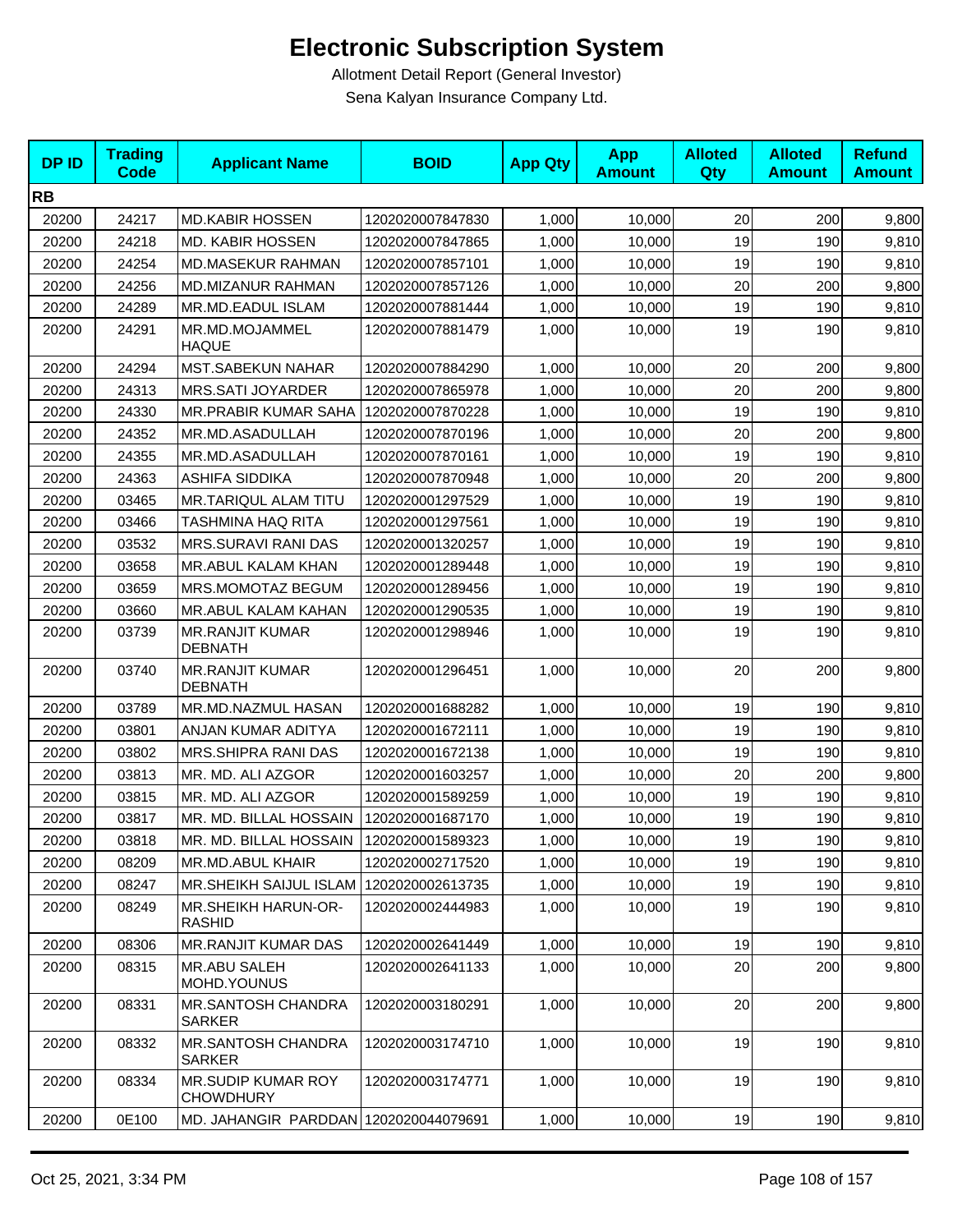# Electronic Subscription System

Allotment Detail Report (General Investor)

Sena Kalyan Insurance Company Ltd.

| DP ID | Trading Code | Applicant Name | BOID | App Qty | App Amount | Alloted Qty | Alloted Amount | Refund Amount |
|---|---|---|---|---|---|---|---|---|
| **RB** | | | | | | | | |
| 20200 | 24217 | MD.KABIR HOSSEN | 1202020007847830 | 1,000 | 10,000 | 20 | 200 | 9,800 |
| 20200 | 24218 | MD. KABIR HOSSEN | 1202020007847865 | 1,000 | 10,000 | 19 | 190 | 9,810 |
| 20200 | 24254 | MD.MASEKUR RAHMAN | 1202020007857101 | 1,000 | 10,000 | 19 | 190 | 9,810 |
| 20200 | 24256 | MD.MIZANUR RAHMAN | 1202020007857126 | 1,000 | 10,000 | 20 | 200 | 9,800 |
| 20200 | 24289 | MR.MD.EADUL ISLAM | 1202020007881444 | 1,000 | 10,000 | 19 | 190 | 9,810 |
| 20200 | 24291 | MR.MD.MOJAMMEL HAQUE | 1202020007881479 | 1,000 | 10,000 | 19 | 190 | 9,810 |
| 20200 | 24294 | MST.SABEKUN NAHAR | 1202020007884290 | 1,000 | 10,000 | 20 | 200 | 9,800 |
| 20200 | 24313 | MRS.SATI JOYARDER | 1202020007865978 | 1,000 | 10,000 | 20 | 200 | 9,800 |
| 20200 | 24330 | MR.PRABIR KUMAR SAHA | 1202020007870228 | 1,000 | 10,000 | 19 | 190 | 9,810 |
| 20200 | 24352 | MR.MD.ASADULLAH | 1202020007870196 | 1,000 | 10,000 | 20 | 200 | 9,800 |
| 20200 | 24355 | MR.MD.ASADULLAH | 1202020007870161 | 1,000 | 10,000 | 19 | 190 | 9,810 |
| 20200 | 24363 | ASHIFA SIDDIKA | 1202020007870948 | 1,000 | 10,000 | 20 | 200 | 9,800 |
| 20200 | 03465 | MR.TARIQUL ALAM TITU | 1202020001297529 | 1,000 | 10,000 | 19 | 190 | 9,810 |
| 20200 | 03466 | TASHMINA HAQ RITA | 1202020001297561 | 1,000 | 10,000 | 19 | 190 | 9,810 |
| 20200 | 03532 | MRS.SURAVI RANI DAS | 1202020001320257 | 1,000 | 10,000 | 19 | 190 | 9,810 |
| 20200 | 03658 | MR.ABUL KALAM KHAN | 1202020001289448 | 1,000 | 10,000 | 19 | 190 | 9,810 |
| 20200 | 03659 | MRS.MOMOTAZ BEGUM | 1202020001289456 | 1,000 | 10,000 | 19 | 190 | 9,810 |
| 20200 | 03660 | MR.ABUL KALAM KAHAN | 1202020001290535 | 1,000 | 10,000 | 19 | 190 | 9,810 |
| 20200 | 03739 | MR.RANJIT KUMAR DEBNATH | 1202020001298946 | 1,000 | 10,000 | 19 | 190 | 9,810 |
| 20200 | 03740 | MR.RANJIT KUMAR DEBNATH | 1202020001296451 | 1,000 | 10,000 | 20 | 200 | 9,800 |
| 20200 | 03789 | MR.MD.NAZMUL HASAN | 1202020001688282 | 1,000 | 10,000 | 19 | 190 | 9,810 |
| 20200 | 03801 | ANJAN KUMAR ADITYA | 1202020001672111 | 1,000 | 10,000 | 19 | 190 | 9,810 |
| 20200 | 03802 | MRS.SHIPRA RANI DAS | 1202020001672138 | 1,000 | 10,000 | 19 | 190 | 9,810 |
| 20200 | 03813 | MR. MD. ALI AZGOR | 1202020001603257 | 1,000 | 10,000 | 20 | 200 | 9,800 |
| 20200 | 03815 | MR. MD. ALI AZGOR | 1202020001589259 | 1,000 | 10,000 | 19 | 190 | 9,810 |
| 20200 | 03817 | MR. MD. BILLAL HOSSAIN | 1202020001687170 | 1,000 | 10,000 | 19 | 190 | 9,810 |
| 20200 | 03818 | MR. MD. BILLAL HOSSAIN | 1202020001589323 | 1,000 | 10,000 | 19 | 190 | 9,810 |
| 20200 | 08209 | MR.MD.ABUL KHAIR | 1202020002717520 | 1,000 | 10,000 | 19 | 190 | 9,810 |
| 20200 | 08247 | MR.SHEIKH SAIJUL ISLAM | 1202020002613735 | 1,000 | 10,000 | 19 | 190 | 9,810 |
| 20200 | 08249 | MR.SHEIKH HARUN-OR-RASHID | 1202020002444983 | 1,000 | 10,000 | 19 | 190 | 9,810 |
| 20200 | 08306 | MR.RANJIT KUMAR DAS | 1202020002641449 | 1,000 | 10,000 | 19 | 190 | 9,810 |
| 20200 | 08315 | MR.ABU SALEH MOHD.YOUNUS | 1202020002641133 | 1,000 | 10,000 | 20 | 200 | 9,800 |
| 20200 | 08331 | MR.SANTOSH CHANDRA SARKER | 1202020003180291 | 1,000 | 10,000 | 20 | 200 | 9,800 |
| 20200 | 08332 | MR.SANTOSH CHANDRA SARKER | 1202020003174710 | 1,000 | 10,000 | 19 | 190 | 9,810 |
| 20200 | 08334 | MR.SUDIP KUMAR ROY CHOWDHURY | 1202020003174771 | 1,000 | 10,000 | 19 | 190 | 9,810 |
| 20200 | 0E100 | MD. JAHANGIR PARDDAN | 1202020044079691 | 1,000 | 10,000 | 19 | 190 | 9,810 |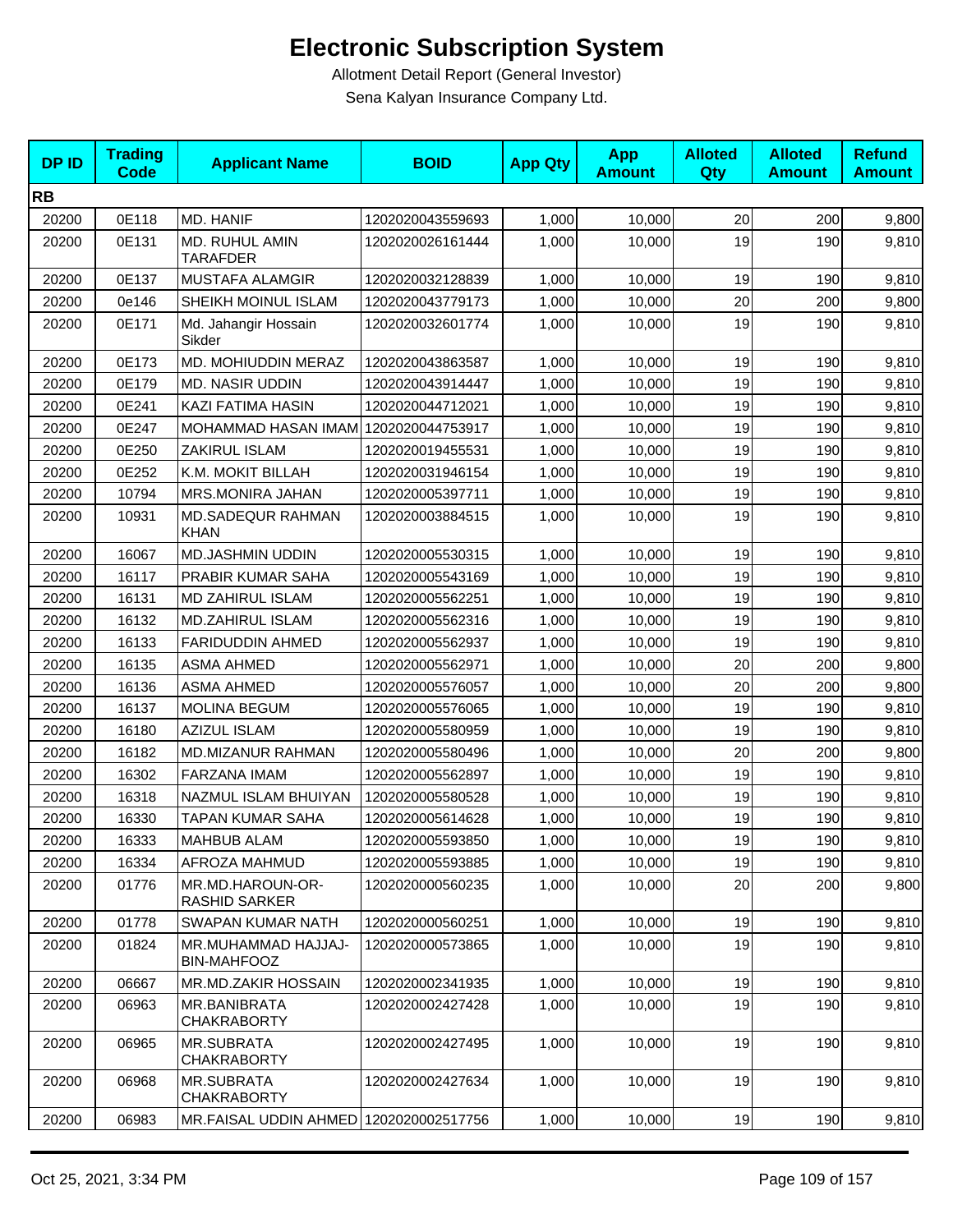# Electronic Subscription System

Allotment Detail Report (General Investor)

Sena Kalyan Insurance Company Ltd.

| DP ID | Trading Code | Applicant Name | BOID | App Qty | App Amount | Alloted Qty | Alloted Amount | Refund Amount |
|---|---|---|---|---|---|---|---|---|
| **RB** | | | | | | | | |
| 20200 | 0E118 | MD. HANIF | 1202020043559693 | 1,000 | 10,000 | 20 | 200 | 9,800 |
| 20200 | 0E131 | MD. RUHUL AMIN TARAFDER | 1202020026161444 | 1,000 | 10,000 | 19 | 190 | 9,810 |
| 20200 | 0E137 | MUSTAFA ALAMGIR | 1202020032128839 | 1,000 | 10,000 | 19 | 190 | 9,810 |
| 20200 | 0e146 | SHEIKH MOINUL ISLAM | 1202020043779173 | 1,000 | 10,000 | 20 | 200 | 9,800 |
| 20200 | 0E171 | Md. Jahangir Hossain Sikder | 1202020032601774 | 1,000 | 10,000 | 19 | 190 | 9,810 |
| 20200 | 0E173 | MD. MOHIUDDIN MERAZ | 1202020043863587 | 1,000 | 10,000 | 19 | 190 | 9,810 |
| 20200 | 0E179 | MD. NASIR UDDIN | 1202020043914447 | 1,000 | 10,000 | 19 | 190 | 9,810 |
| 20200 | 0E241 | KAZI FATIMA HASIN | 1202020044712021 | 1,000 | 10,000 | 19 | 190 | 9,810 |
| 20200 | 0E247 | MOHAMMAD HASAN IMAM | 1202020044753917 | 1,000 | 10,000 | 19 | 190 | 9,810 |
| 20200 | 0E250 | ZAKIRUL ISLAM | 1202020019455531 | 1,000 | 10,000 | 19 | 190 | 9,810 |
| 20200 | 0E252 | K.M. MOKIT BILLAH | 1202020031946154 | 1,000 | 10,000 | 19 | 190 | 9,810 |
| 20200 | 10794 | MRS.MONIRA JAHAN | 1202020005397711 | 1,000 | 10,000 | 19 | 190 | 9,810 |
| 20200 | 10931 | MD.SADEQUR RAHMAN KHAN | 1202020003884515 | 1,000 | 10,000 | 19 | 190 | 9,810 |
| 20200 | 16067 | MD.JASHMIN UDDIN | 1202020005530315 | 1,000 | 10,000 | 19 | 190 | 9,810 |
| 20200 | 16117 | PRABIR KUMAR SAHA | 1202020005543169 | 1,000 | 10,000 | 19 | 190 | 9,810 |
| 20200 | 16131 | MD ZAHIRUL ISLAM | 1202020005562251 | 1,000 | 10,000 | 19 | 190 | 9,810 |
| 20200 | 16132 | MD.ZAHIRUL ISLAM | 1202020005562316 | 1,000 | 10,000 | 19 | 190 | 9,810 |
| 20200 | 16133 | FARIDUDDIN AHMED | 1202020005562937 | 1,000 | 10,000 | 19 | 190 | 9,810 |
| 20200 | 16135 | ASMA AHMED | 1202020005562971 | 1,000 | 10,000 | 20 | 200 | 9,800 |
| 20200 | 16136 | ASMA AHMED | 1202020005576057 | 1,000 | 10,000 | 20 | 200 | 9,800 |
| 20200 | 16137 | MOLINA BEGUM | 1202020005576065 | 1,000 | 10,000 | 19 | 190 | 9,810 |
| 20200 | 16180 | AZIZUL ISLAM | 1202020005580959 | 1,000 | 10,000 | 19 | 190 | 9,810 |
| 20200 | 16182 | MD.MIZANUR RAHMAN | 1202020005580496 | 1,000 | 10,000 | 20 | 200 | 9,800 |
| 20200 | 16302 | FARZANA IMAM | 1202020005562897 | 1,000 | 10,000 | 19 | 190 | 9,810 |
| 20200 | 16318 | NAZMUL ISLAM BHUIYAN | 1202020005580528 | 1,000 | 10,000 | 19 | 190 | 9,810 |
| 20200 | 16330 | TAPAN KUMAR SAHA | 1202020005614628 | 1,000 | 10,000 | 19 | 190 | 9,810 |
| 20200 | 16333 | MAHBUB ALAM | 1202020005593850 | 1,000 | 10,000 | 19 | 190 | 9,810 |
| 20200 | 16334 | AFROZA MAHMUD | 1202020005593885 | 1,000 | 10,000 | 19 | 190 | 9,810 |
| 20200 | 01776 | MR.MD.HAROUN-OR-RASHID SARKER | 1202020000560235 | 1,000 | 10,000 | 20 | 200 | 9,800 |
| 20200 | 01778 | SWAPAN KUMAR NATH | 1202020000560251 | 1,000 | 10,000 | 19 | 190 | 9,810 |
| 20200 | 01824 | MR.MUHAMMAD HAJJAJ-BIN-MAHFOOZ | 1202020000573865 | 1,000 | 10,000 | 19 | 190 | 9,810 |
| 20200 | 06667 | MR.MD.ZAKIR HOSSAIN | 1202020002341935 | 1,000 | 10,000 | 19 | 190 | 9,810 |
| 20200 | 06963 | MR.BANIBRATA CHAKRABORTY | 1202020002427428 | 1,000 | 10,000 | 19 | 190 | 9,810 |
| 20200 | 06965 | MR.SUBRATA CHAKRABORTY | 1202020002427495 | 1,000 | 10,000 | 19 | 190 | 9,810 |
| 20200 | 06968 | MR.SUBRATA CHAKRABORTY | 1202020002427634 | 1,000 | 10,000 | 19 | 190 | 9,810 |
| 20200 | 06983 | MR.FAISAL UDDIN AHMED | 1202020002517756 | 1,000 | 10,000 | 19 | 190 | 9,810 |

Oct 25, 2021, 3:34 PM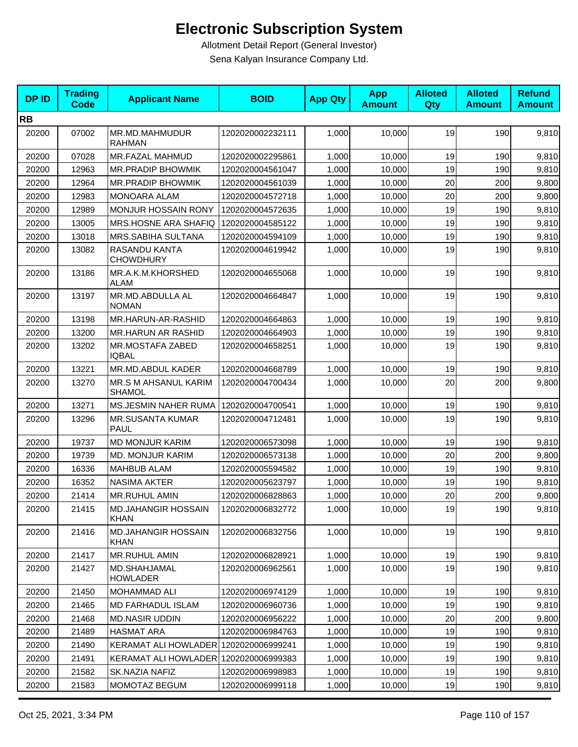# Electronic Subscription System

Allotment Detail Report (General Investor)

Sena Kalyan Insurance Company Ltd.

| DP ID | Trading Code | Applicant Name | BOID | App Qty | App Amount | Alloted Qty | Alloted Amount | Refund Amount |
|---|---|---|---|---|---|---|---|---|
| **RB** | | | | | | | | |
| 20200 | 07002 | MR.MD.MAHMUDUR RAHMAN | 1202020002232111 | 1,000 | 10,000 | 19 | 190 | 9,810 |
| 20200 | 07028 | MR.FAZAL MAHMUD | 1202020002295861 | 1,000 | 10,000 | 19 | 190 | 9,810 |
| 20200 | 12963 | MR.PRADIP BHOWMIK | 1202020004561047 | 1,000 | 10,000 | 19 | 190 | 9,810 |
| 20200 | 12964 | MR.PRADIP BHOWMIK | 1202020004561039 | 1,000 | 10,000 | 20 | 200 | 9,800 |
| 20200 | 12983 | MONOARA ALAM | 1202020004572718 | 1,000 | 10,000 | 20 | 200 | 9,800 |
| 20200 | 12989 | MONJUR HOSSAIN RONY | 1202020004572635 | 1,000 | 10,000 | 19 | 190 | 9,810 |
| 20200 | 13005 | MRS.HOSNE ARA SHAFIQ | 1202020004585122 | 1,000 | 10,000 | 19 | 190 | 9,810 |
| 20200 | 13018 | MRS.SABIHA SULTANA | 1202020004594109 | 1,000 | 10,000 | 19 | 190 | 9,810 |
| 20200 | 13082 | RASANDU KANTA CHOWDHURY | 1202020004619942 | 1,000 | 10,000 | 19 | 190 | 9,810 |
| 20200 | 13186 | MR.A.K.M.KHORSHED ALAM | 1202020004655068 | 1,000 | 10,000 | 19 | 190 | 9,810 |
| 20200 | 13197 | MR.MD.ABDULLA AL NOMAN | 1202020004664847 | 1,000 | 10,000 | 19 | 190 | 9,810 |
| 20200 | 13198 | MR.HARUN-AR-RASHID | 1202020004664863 | 1,000 | 10,000 | 19 | 190 | 9,810 |
| 20200 | 13200 | MR.HARUN AR RASHID | 1202020004664903 | 1,000 | 10,000 | 19 | 190 | 9,810 |
| 20200 | 13202 | MR.MOSTAFA ZABED IQBAL | 1202020004658251 | 1,000 | 10,000 | 19 | 190 | 9,810 |
| 20200 | 13221 | MR.MD.ABDUL KADER | 1202020004668789 | 1,000 | 10,000 | 19 | 190 | 9,810 |
| 20200 | 13270 | MR.S M AHSANUL KARIM SHAMOL | 1202020004700434 | 1,000 | 10,000 | 20 | 200 | 9,800 |
| 20200 | 13271 | MS.JESMIN NAHER RUMA | 1202020004700541 | 1,000 | 10,000 | 19 | 190 | 9,810 |
| 20200 | 13296 | MR.SUSANTA KUMAR PAUL | 1202020004712481 | 1,000 | 10,000 | 19 | 190 | 9,810 |
| 20200 | 19737 | MD MONJUR KARIM | 1202020006573098 | 1,000 | 10,000 | 19 | 190 | 9,810 |
| 20200 | 19739 | MD. MONJUR KARIM | 1202020006573138 | 1,000 | 10,000 | 20 | 200 | 9,800 |
| 20200 | 16336 | MAHBUB ALAM | 1202020005594582 | 1,000 | 10,000 | 19 | 190 | 9,810 |
| 20200 | 16352 | NASIMA AKTER | 1202020005623797 | 1,000 | 10,000 | 19 | 190 | 9,810 |
| 20200 | 21414 | MR.RUHUL AMIN | 1202020006828863 | 1,000 | 10,000 | 20 | 200 | 9,800 |
| 20200 | 21415 | MD.JAHANGIR HOSSAIN KHAN | 1202020006832772 | 1,000 | 10,000 | 19 | 190 | 9,810 |
| 20200 | 21416 | MD.JAHANGIR HOSSAIN KHAN | 1202020006832756 | 1,000 | 10,000 | 19 | 190 | 9,810 |
| 20200 | 21417 | MR.RUHUL AMIN | 1202020006828921 | 1,000 | 10,000 | 19 | 190 | 9,810 |
| 20200 | 21427 | MD.SHAHJAMAL HOWLADER | 1202020006962561 | 1,000 | 10,000 | 19 | 190 | 9,810 |
| 20200 | 21450 | MOHAMMAD ALI | 1202020006974129 | 1,000 | 10,000 | 19 | 190 | 9,810 |
| 20200 | 21465 | MD FARHADUL ISLAM | 1202020006960736 | 1,000 | 10,000 | 19 | 190 | 9,810 |
| 20200 | 21468 | MD.NASIR UDDIN | 1202020006956222 | 1,000 | 10,000 | 20 | 200 | 9,800 |
| 20200 | 21489 | HASMAT ARA | 1202020006984763 | 1,000 | 10,000 | 19 | 190 | 9,810 |
| 20200 | 21490 | KERAMAT ALI HOWLADER | 1202020006999241 | 1,000 | 10,000 | 19 | 190 | 9,810 |
| 20200 | 21491 | KERAMAT ALI HOWLADER | 1202020006999383 | 1,000 | 10,000 | 19 | 190 | 9,810 |
| 20200 | 21582 | SK.NAZIA NAFIZ | 1202020006998983 | 1,000 | 10,000 | 19 | 190 | 9,810 |
| 20200 | 21583 | MOMOTAZ BEGUM | 1202020006999118 | 1,000 | 10,000 | 19 | 190 | 9,810 |

Oct 25, 2021, 3:34 PM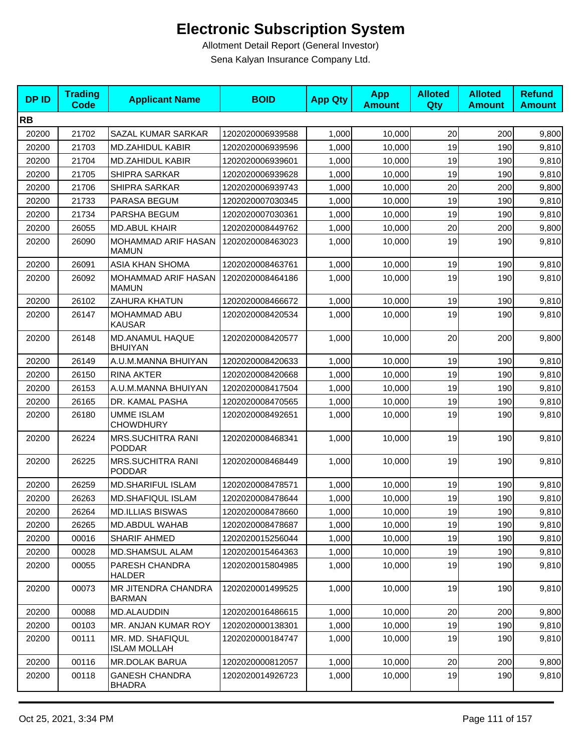# Electronic Subscription System

Allotment Detail Report (General Investor)

Sena Kalyan Insurance Company Ltd.

| DP ID | Trading Code | Applicant Name | BOID | App Qty | App Amount | Alloted Qty | Alloted Amount | Refund Amount |
|---|---|---|---|---|---|---|---|---|
| **RB** | | | | | | | | |
| 20200 | 21702 | SAZAL KUMAR SARKAR | 1202020006939588 | 1,000 | 10,000 | 20 | 200 | 9,800 |
| 20200 | 21703 | MD.ZAHIDUL KABIR | 1202020006939596 | 1,000 | 10,000 | 19 | 190 | 9,810 |
| 20200 | 21704 | MD.ZAHIDUL KABIR | 1202020006939601 | 1,000 | 10,000 | 19 | 190 | 9,810 |
| 20200 | 21705 | SHIPRA SARKAR | 1202020006939628 | 1,000 | 10,000 | 19 | 190 | 9,810 |
| 20200 | 21706 | SHIPRA SARKAR | 1202020006939743 | 1,000 | 10,000 | 20 | 200 | 9,800 |
| 20200 | 21733 | PARASA BEGUM | 1202020007030345 | 1,000 | 10,000 | 19 | 190 | 9,810 |
| 20200 | 21734 | PARSHA BEGUM | 1202020007030361 | 1,000 | 10,000 | 19 | 190 | 9,810 |
| 20200 | 26055 | MD.ABUL KHAIR | 1202020008449762 | 1,000 | 10,000 | 20 | 200 | 9,800 |
| 20200 | 26090 | MOHAMMAD ARIF HASAN MAMUN | 1202020008463023 | 1,000 | 10,000 | 19 | 190 | 9,810 |
| 20200 | 26091 | ASIA KHAN SHOMA | 1202020008463761 | 1,000 | 10,000 | 19 | 190 | 9,810 |
| 20200 | 26092 | MOHAMMAD ARIF HASAN MAMUN | 1202020008464186 | 1,000 | 10,000 | 19 | 190 | 9,810 |
| 20200 | 26102 | ZAHURA KHATUN | 1202020008466672 | 1,000 | 10,000 | 19 | 190 | 9,810 |
| 20200 | 26147 | MOHAMMAD ABU KAUSAR | 1202020008420534 | 1,000 | 10,000 | 19 | 190 | 9,810 |
| 20200 | 26148 | MD.ANAMUL HAQUE BHUIYAN | 1202020008420577 | 1,000 | 10,000 | 20 | 200 | 9,800 |
| 20200 | 26149 | A.U.M.MANNA BHUIYAN | 1202020008420633 | 1,000 | 10,000 | 19 | 190 | 9,810 |
| 20200 | 26150 | RINA AKTER | 1202020008420668 | 1,000 | 10,000 | 19 | 190 | 9,810 |
| 20200 | 26153 | A.U.M.MANNA BHUIYAN | 1202020008417504 | 1,000 | 10,000 | 19 | 190 | 9,810 |
| 20200 | 26165 | DR. KAMAL PASHA | 1202020008470565 | 1,000 | 10,000 | 19 | 190 | 9,810 |
| 20200 | 26180 | UMME ISLAM CHOWDHURY | 1202020008492651 | 1,000 | 10,000 | 19 | 190 | 9,810 |
| 20200 | 26224 | MRS.SUCHITRA RANI PODDAR | 1202020008468341 | 1,000 | 10,000 | 19 | 190 | 9,810 |
| 20200 | 26225 | MRS.SUCHITRA RANI PODDAR | 1202020008468449 | 1,000 | 10,000 | 19 | 190 | 9,810 |
| 20200 | 26259 | MD.SHARIFUL ISLAM | 1202020008478571 | 1,000 | 10,000 | 19 | 190 | 9,810 |
| 20200 | 26263 | MD.SHAFIQUL ISLAM | 1202020008478644 | 1,000 | 10,000 | 19 | 190 | 9,810 |
| 20200 | 26264 | MD.ILLIAS BISWAS | 1202020008478660 | 1,000 | 10,000 | 19 | 190 | 9,810 |
| 20200 | 26265 | MD.ABDUL WAHAB | 1202020008478687 | 1,000 | 10,000 | 19 | 190 | 9,810 |
| 20200 | 00016 | SHARIF AHMED | 1202020015256044 | 1,000 | 10,000 | 19 | 190 | 9,810 |
| 20200 | 00028 | MD.SHAMSUL ALAM | 1202020015464363 | 1,000 | 10,000 | 19 | 190 | 9,810 |
| 20200 | 00055 | PARESH CHANDRA HALDER | 1202020015804985 | 1,000 | 10,000 | 19 | 190 | 9,810 |
| 20200 | 00073 | MR JITENDRA CHANDRA BARMAN | 1202020001499525 | 1,000 | 10,000 | 19 | 190 | 9,810 |
| 20200 | 00088 | MD.ALAUDDIN | 1202020016486615 | 1,000 | 10,000 | 20 | 200 | 9,800 |
| 20200 | 00103 | MR. ANJAN KUMAR ROY | 1202020000138301 | 1,000 | 10,000 | 19 | 190 | 9,810 |
| 20200 | 00111 | MR. MD. SHAFIQUL ISLAM MOLLAH | 1202020000184747 | 1,000 | 10,000 | 19 | 190 | 9,810 |
| 20200 | 00116 | MR.DOLAK BARUA | 1202020000812057 | 1,000 | 10,000 | 20 | 200 | 9,800 |
| 20200 | 00118 | GANESH CHANDRA BHADRA | 1202020014926723 | 1,000 | 10,000 | 19 | 190 | 9,810 |

Oct 25, 2021, 3:34 PM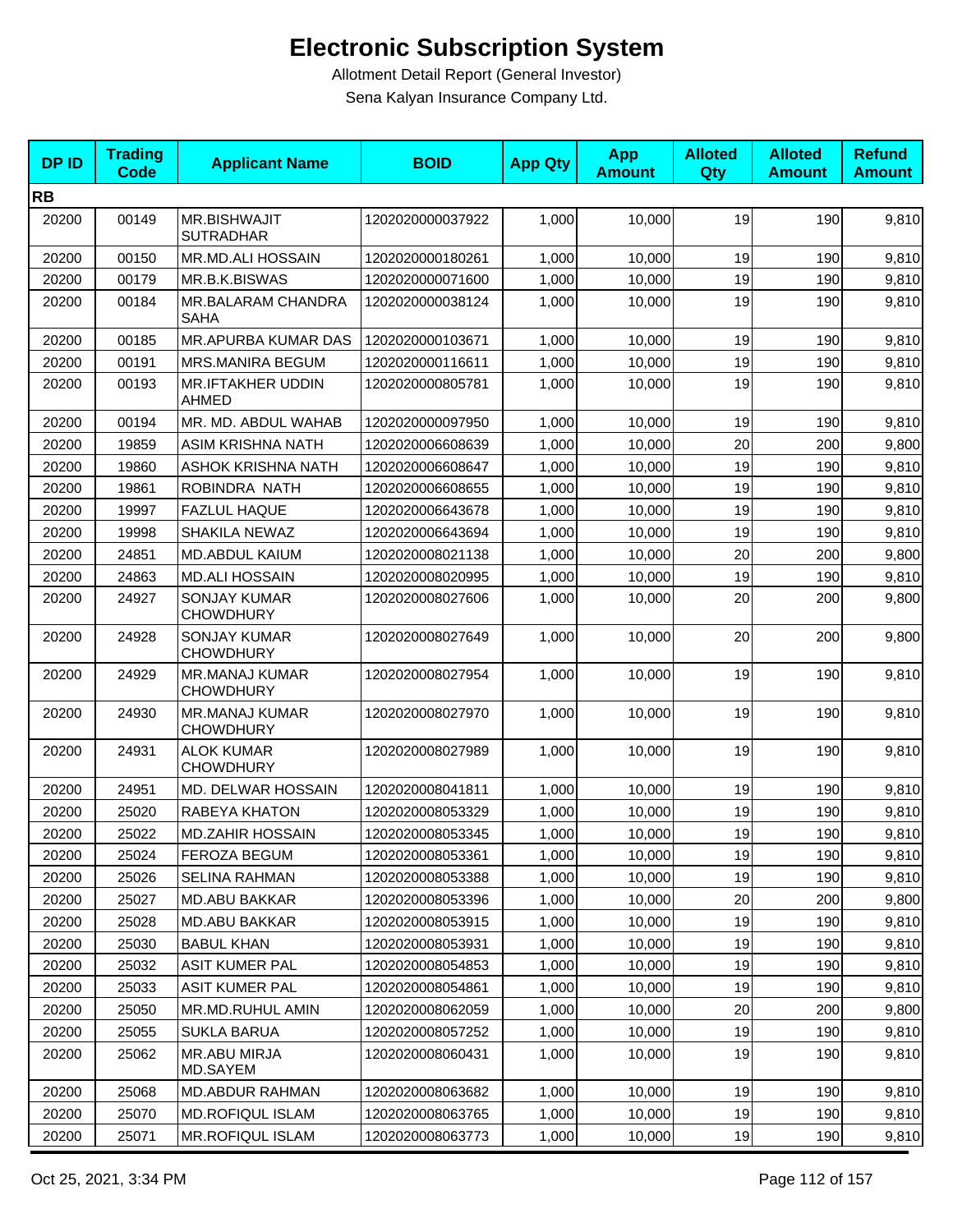# Electronic Subscription System

Allotment Detail Report (General Investor)

Sena Kalyan Insurance Company Ltd.

| DP ID | Trading Code | Applicant Name | BOID | App Qty | App Amount | Alloted Qty | Alloted Amount | Refund Amount |
|---|---|---|---|---|---|---|---|---|
| **RB** | | | | | | | | |
| 20200 | 00149 | MR.BISHWAJIT SUTRADHAR | 1202020000037922 | 1,000 | 10,000 | 19 | 190 | 9,810 |
| 20200 | 00150 | MR.MD.ALI HOSSAIN | 1202020000180261 | 1,000 | 10,000 | 19 | 190 | 9,810 |
| 20200 | 00179 | MR.B.K.BISWAS | 1202020000071600 | 1,000 | 10,000 | 19 | 190 | 9,810 |
| 20200 | 00184 | MR.BALARAM CHANDRA SAHA | 1202020000038124 | 1,000 | 10,000 | 19 | 190 | 9,810 |
| 20200 | 00185 | MR.APURBA KUMAR DAS | 1202020000103671 | 1,000 | 10,000 | 19 | 190 | 9,810 |
| 20200 | 00191 | MRS.MANIRA BEGUM | 1202020000116611 | 1,000 | 10,000 | 19 | 190 | 9,810 |
| 20200 | 00193 | MR.IFTAKHER UDDIN AHMED | 1202020000805781 | 1,000 | 10,000 | 19 | 190 | 9,810 |
| 20200 | 00194 | MR. MD. ABDUL WAHAB | 1202020000097950 | 1,000 | 10,000 | 19 | 190 | 9,810 |
| 20200 | 19859 | ASIM KRISHNA NATH | 1202020006608639 | 1,000 | 10,000 | 20 | 200 | 9,800 |
| 20200 | 19860 | ASHOK KRISHNA NATH | 1202020006608647 | 1,000 | 10,000 | 19 | 190 | 9,810 |
| 20200 | 19861 | ROBINDRA NATH | 1202020006608655 | 1,000 | 10,000 | 19 | 190 | 9,810 |
| 20200 | 19997 | FAZLUL HAQUE | 1202020006643678 | 1,000 | 10,000 | 19 | 190 | 9,810 |
| 20200 | 19998 | SHAKILA NEWAZ | 1202020006643694 | 1,000 | 10,000 | 19 | 190 | 9,810 |
| 20200 | 24851 | MD.ABDUL KAIUM | 1202020008021138 | 1,000 | 10,000 | 20 | 200 | 9,800 |
| 20200 | 24863 | MD.ALI HOSSAIN | 1202020008020995 | 1,000 | 10,000 | 19 | 190 | 9,810 |
| 20200 | 24927 | SONJAY KUMAR CHOWDHURY | 1202020008027606 | 1,000 | 10,000 | 20 | 200 | 9,800 |
| 20200 | 24928 | SONJAY KUMAR CHOWDHURY | 1202020008027649 | 1,000 | 10,000 | 20 | 200 | 9,800 |
| 20200 | 24929 | MR.MANAJ KUMAR CHOWDHURY | 1202020008027954 | 1,000 | 10,000 | 19 | 190 | 9,810 |
| 20200 | 24930 | MR.MANAJ KUMAR CHOWDHURY | 1202020008027970 | 1,000 | 10,000 | 19 | 190 | 9,810 |
| 20200 | 24931 | ALOK KUMAR CHOWDHURY | 1202020008027989 | 1,000 | 10,000 | 19 | 190 | 9,810 |
| 20200 | 24951 | MD. DELWAR HOSSAIN | 1202020008041811 | 1,000 | 10,000 | 19 | 190 | 9,810 |
| 20200 | 25020 | RABEYA KHATON | 1202020008053329 | 1,000 | 10,000 | 19 | 190 | 9,810 |
| 20200 | 25022 | MD.ZAHIR HOSSAIN | 1202020008053345 | 1,000 | 10,000 | 19 | 190 | 9,810 |
| 20200 | 25024 | FEROZA BEGUM | 1202020008053361 | 1,000 | 10,000 | 19 | 190 | 9,810 |
| 20200 | 25026 | SELINA RAHMAN | 1202020008053388 | 1,000 | 10,000 | 19 | 190 | 9,810 |
| 20200 | 25027 | MD.ABU BAKKAR | 1202020008053396 | 1,000 | 10,000 | 20 | 200 | 9,800 |
| 20200 | 25028 | MD.ABU BAKKAR | 1202020008053915 | 1,000 | 10,000 | 19 | 190 | 9,810 |
| 20200 | 25030 | BABUL KHAN | 1202020008053931 | 1,000 | 10,000 | 19 | 190 | 9,810 |
| 20200 | 25032 | ASIT KUMER PAL | 1202020008054853 | 1,000 | 10,000 | 19 | 190 | 9,810 |
| 20200 | 25033 | ASIT KUMER PAL | 1202020008054861 | 1,000 | 10,000 | 19 | 190 | 9,810 |
| 20200 | 25050 | MR.MD.RUHUL AMIN | 1202020008062059 | 1,000 | 10,000 | 20 | 200 | 9,800 |
| 20200 | 25055 | SUKLA BARUA | 1202020008057252 | 1,000 | 10,000 | 19 | 190 | 9,810 |
| 20200 | 25062 | MR.ABU MIRJA MD.SAYEM | 1202020008060431 | 1,000 | 10,000 | 19 | 190 | 9,810 |
| 20200 | 25068 | MD.ABDUR RAHMAN | 1202020008063682 | 1,000 | 10,000 | 19 | 190 | 9,810 |
| 20200 | 25070 | MD.ROFIQUL ISLAM | 1202020008063765 | 1,000 | 10,000 | 19 | 190 | 9,810 |
| 20200 | 25071 | MR.ROFIQUL ISLAM | 1202020008063773 | 1,000 | 10,000 | 19 | 190 | 9,810 |

Oct 25, 2021, 3:34 PM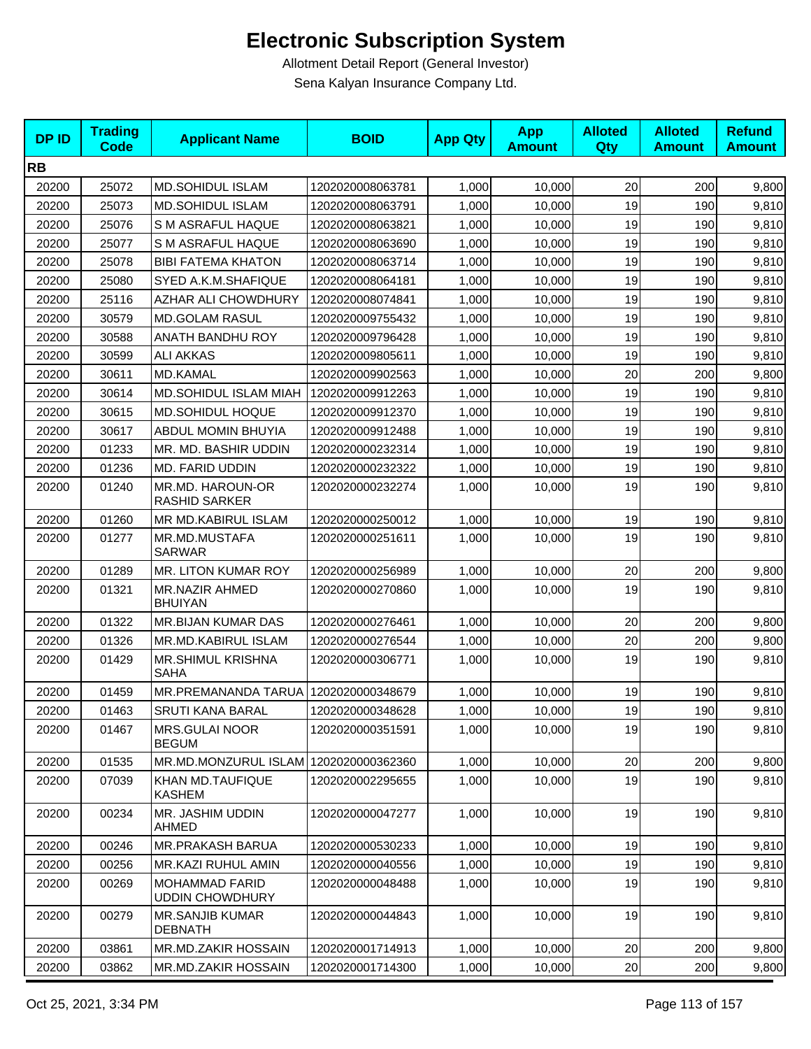# Electronic Subscription System

Allotment Detail Report (General Investor)

Sena Kalyan Insurance Company Ltd.

| DP ID | Trading Code | Applicant Name | BOID | App Qty | App Amount | Alloted Qty | Alloted Amount | Refund Amount |
|---|---|---|---|---|---|---|---|---|
| **RB** | | | | | | | | |
| 20200 | 25072 | MD.SOHIDUL ISLAM | 1202020008063781 | 1,000 | 10,000 | 20 | 200 | 9,800 |
| 20200 | 25073 | MD.SOHIDUL ISLAM | 1202020008063791 | 1,000 | 10,000 | 19 | 190 | 9,810 |
| 20200 | 25076 | S M ASRAFUL HAQUE | 1202020008063821 | 1,000 | 10,000 | 19 | 190 | 9,810 |
| 20200 | 25077 | S M ASRAFUL HAQUE | 1202020008063690 | 1,000 | 10,000 | 19 | 190 | 9,810 |
| 20200 | 25078 | BIBI FATEMA KHATON | 1202020008063714 | 1,000 | 10,000 | 19 | 190 | 9,810 |
| 20200 | 25080 | SYED A.K.M.SHAFIQUE | 1202020008064181 | 1,000 | 10,000 | 19 | 190 | 9,810 |
| 20200 | 25116 | AZHAR ALI CHOWDHURY | 1202020008074841 | 1,000 | 10,000 | 19 | 190 | 9,810 |
| 20200 | 30579 | MD.GOLAM RASUL | 1202020009755432 | 1,000 | 10,000 | 19 | 190 | 9,810 |
| 20200 | 30588 | ANATH BANDHU ROY | 1202020009796428 | 1,000 | 10,000 | 19 | 190 | 9,810 |
| 20200 | 30599 | ALI AKKAS | 1202020009805611 | 1,000 | 10,000 | 19 | 190 | 9,810 |
| 20200 | 30611 | MD.KAMAL | 1202020009902563 | 1,000 | 10,000 | 20 | 200 | 9,800 |
| 20200 | 30614 | MD.SOHIDUL ISLAM MIAH | 1202020009912263 | 1,000 | 10,000 | 19 | 190 | 9,810 |
| 20200 | 30615 | MD.SOHIDUL HOQUE | 1202020009912370 | 1,000 | 10,000 | 19 | 190 | 9,810 |
| 20200 | 30617 | ABDUL MOMIN BHUYIA | 1202020009912488 | 1,000 | 10,000 | 19 | 190 | 9,810 |
| 20200 | 01233 | MR. MD. BASHIR UDDIN | 1202020000232314 | 1,000 | 10,000 | 19 | 190 | 9,810 |
| 20200 | 01236 | MD. FARID UDDIN | 1202020000232322 | 1,000 | 10,000 | 19 | 190 | 9,810 |
| 20200 | 01240 | MR.MD. HAROUN-OR RASHID SARKER | 1202020000232274 | 1,000 | 10,000 | 19 | 190 | 9,810 |
| 20200 | 01260 | MR MD.KABIRUL ISLAM | 1202020000250012 | 1,000 | 10,000 | 19 | 190 | 9,810 |
| 20200 | 01277 | MR.MD.MUSTAFA SARWAR | 1202020000251611 | 1,000 | 10,000 | 19 | 190 | 9,810 |
| 20200 | 01289 | MR. LITON KUMAR ROY | 1202020000256989 | 1,000 | 10,000 | 20 | 200 | 9,800 |
| 20200 | 01321 | MR.NAZIR AHMED BHUIYAN | 1202020000270860 | 1,000 | 10,000 | 19 | 190 | 9,810 |
| 20200 | 01322 | MR.BIJAN KUMAR DAS | 1202020000276461 | 1,000 | 10,000 | 20 | 200 | 9,800 |
| 20200 | 01326 | MR.MD.KABIRUL ISLAM | 1202020000276544 | 1,000 | 10,000 | 20 | 200 | 9,800 |
| 20200 | 01429 | MR.SHIMUL KRISHNA SAHA | 1202020000306771 | 1,000 | 10,000 | 19 | 190 | 9,810 |
| 20200 | 01459 | MR.PREMANANDA TARUA | 1202020000348679 | 1,000 | 10,000 | 19 | 190 | 9,810 |
| 20200 | 01463 | SRUTI KANA BARAL | 1202020000348628 | 1,000 | 10,000 | 19 | 190 | 9,810 |
| 20200 | 01467 | MRS.GULAI NOOR BEGUM | 1202020000351591 | 1,000 | 10,000 | 19 | 190 | 9,810 |
| 20200 | 01535 | MR.MD.MONZURUL ISLAM | 1202020000362360 | 1,000 | 10,000 | 20 | 200 | 9,800 |
| 20200 | 07039 | KHAN MD.TAUFIQUE KASHEM | 1202020002295655 | 1,000 | 10,000 | 19 | 190 | 9,810 |
| 20200 | 00234 | MR. JASHIM UDDIN AHMED | 1202020000047277 | 1,000 | 10,000 | 19 | 190 | 9,810 |
| 20200 | 00246 | MR.PRAKASH BARUA | 1202020000530233 | 1,000 | 10,000 | 19 | 190 | 9,810 |
| 20200 | 00256 | MR.KAZI RUHUL AMIN | 1202020000040556 | 1,000 | 10,000 | 19 | 190 | 9,810 |
| 20200 | 00269 | MOHAMMAD FARID UDDIN CHOWDHURY | 1202020000048488 | 1,000 | 10,000 | 19 | 190 | 9,810 |
| 20200 | 00279 | MR.SANJIB KUMAR DEBNATH | 1202020000044843 | 1,000 | 10,000 | 19 | 190 | 9,810 |
| 20200 | 03861 | MR.MD.ZAKIR HOSSAIN | 1202020001714913 | 1,000 | 10,000 | 20 | 200 | 9,800 |
| 20200 | 03862 | MR.MD.ZAKIR HOSSAIN | 1202020001714300 | 1,000 | 10,000 | 20 | 200 | 9,800 |

Oct 25, 2021, 3:34 PM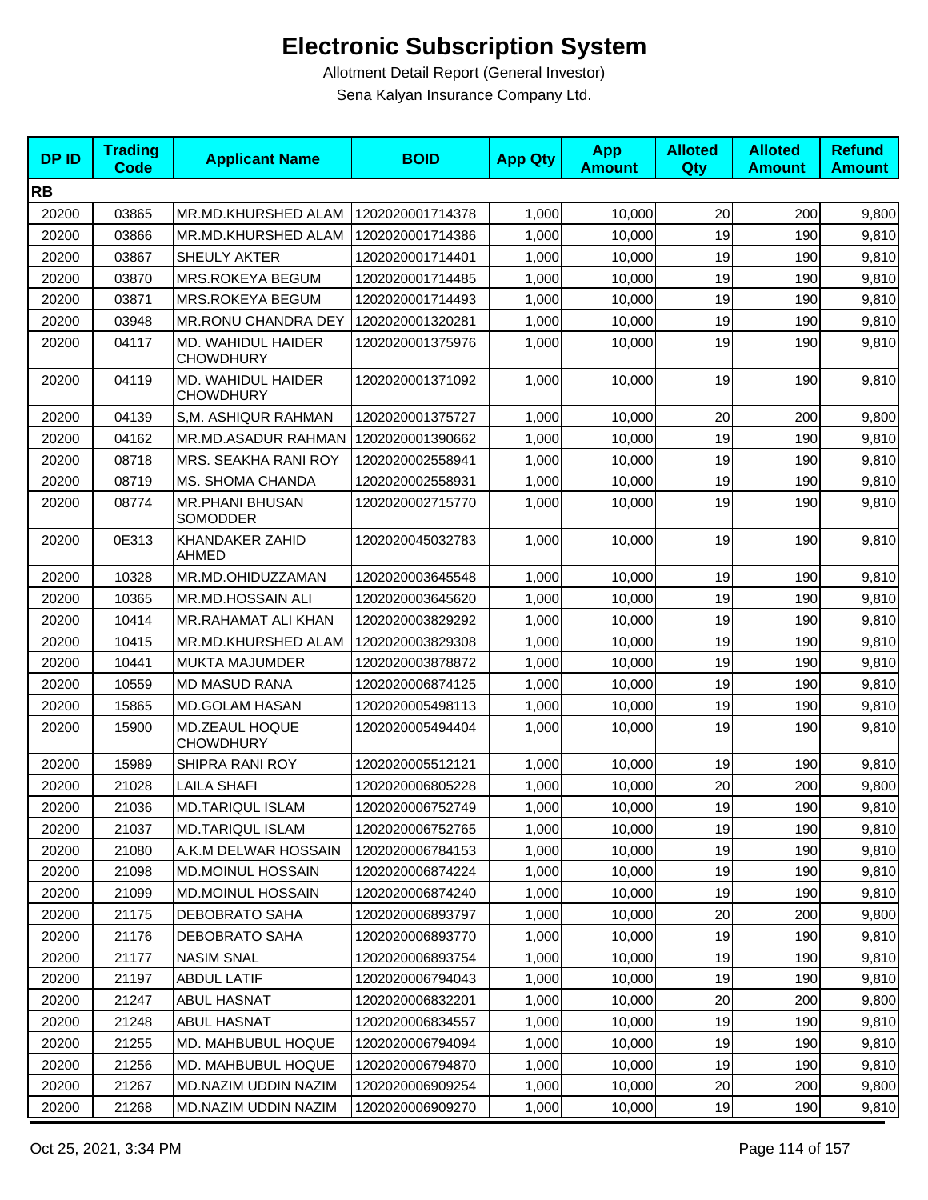# Electronic Subscription System

Allotment Detail Report (General Investor)

Sena Kalyan Insurance Company Ltd.

| DP ID | Trading Code | Applicant Name | BOID | App Qty | App Amount | Alloted Qty | Alloted Amount | Refund Amount |
|---|---|---|---|---|---|---|---|---|
| **RB** | | | | | | | | |
| 20200 | 03865 | MR.MD.KHURSHED ALAM | 1202020001714378 | 1,000 | 10,000 | 20 | 200 | 9,800 |
| 20200 | 03866 | MR.MD.KHURSHED ALAM | 1202020001714386 | 1,000 | 10,000 | 19 | 190 | 9,810 |
| 20200 | 03867 | SHEULY AKTER | 1202020001714401 | 1,000 | 10,000 | 19 | 190 | 9,810 |
| 20200 | 03870 | MRS.ROKEYA BEGUM | 1202020001714485 | 1,000 | 10,000 | 19 | 190 | 9,810 |
| 20200 | 03871 | MRS.ROKEYA BEGUM | 1202020001714493 | 1,000 | 10,000 | 19 | 190 | 9,810 |
| 20200 | 03948 | MR.RONU CHANDRA DEY | 1202020001320281 | 1,000 | 10,000 | 19 | 190 | 9,810 |
| 20200 | 04117 | MD. WAHIDUL HAIDER CHOWDHURY | 1202020001375976 | 1,000 | 10,000 | 19 | 190 | 9,810 |
| 20200 | 04119 | MD. WAHIDUL HAIDER CHOWDHURY | 1202020001371092 | 1,000 | 10,000 | 19 | 190 | 9,810 |
| 20200 | 04139 | S,M. ASHIQUR RAHMAN | 1202020001375727 | 1,000 | 10,000 | 20 | 200 | 9,800 |
| 20200 | 04162 | MR.MD.ASADUR RAHMAN | 1202020001390662 | 1,000 | 10,000 | 19 | 190 | 9,810 |
| 20200 | 08718 | MRS. SEAKHA RANI ROY | 1202020002558941 | 1,000 | 10,000 | 19 | 190 | 9,810 |
| 20200 | 08719 | MS. SHOMA CHANDA | 1202020002558931 | 1,000 | 10,000 | 19 | 190 | 9,810 |
| 20200 | 08774 | MR.PHANI BHUSAN SOMODDER | 1202020002715770 | 1,000 | 10,000 | 19 | 190 | 9,810 |
| 20200 | 0E313 | KHANDAKER ZAHID AHMED | 1202020045032783 | 1,000 | 10,000 | 19 | 190 | 9,810 |
| 20200 | 10328 | MR.MD.OHIDUZZAMAN | 1202020003645548 | 1,000 | 10,000 | 19 | 190 | 9,810 |
| 20200 | 10365 | MR.MD.HOSSAIN ALI | 1202020003645620 | 1,000 | 10,000 | 19 | 190 | 9,810 |
| 20200 | 10414 | MR.RAHAMAT ALI KHAN | 1202020003829292 | 1,000 | 10,000 | 19 | 190 | 9,810 |
| 20200 | 10415 | MR.MD.KHURSHED ALAM | 1202020003829308 | 1,000 | 10,000 | 19 | 190 | 9,810 |
| 20200 | 10441 | MUKTA MAJUMDER | 1202020003878872 | 1,000 | 10,000 | 19 | 190 | 9,810 |
| 20200 | 10559 | MD MASUD RANA | 1202020006874125 | 1,000 | 10,000 | 19 | 190 | 9,810 |
| 20200 | 15865 | MD.GOLAM HASAN | 1202020005498113 | 1,000 | 10,000 | 19 | 190 | 9,810 |
| 20200 | 15900 | MD.ZEAUL HOQUE CHOWDHURY | 1202020005494404 | 1,000 | 10,000 | 19 | 190 | 9,810 |
| 20200 | 15989 | SHIPRA RANI ROY | 1202020005512121 | 1,000 | 10,000 | 19 | 190 | 9,810 |
| 20200 | 21028 | LAILA SHAFI | 1202020006805228 | 1,000 | 10,000 | 20 | 200 | 9,800 |
| 20200 | 21036 | MD.TARIQUL ISLAM | 1202020006752749 | 1,000 | 10,000 | 19 | 190 | 9,810 |
| 20200 | 21037 | MD.TARIQUL ISLAM | 1202020006752765 | 1,000 | 10,000 | 19 | 190 | 9,810 |
| 20200 | 21080 | A.K.M DELWAR HOSSAIN | 1202020006784153 | 1,000 | 10,000 | 19 | 190 | 9,810 |
| 20200 | 21098 | MD.MOINUL HOSSAIN | 1202020006874224 | 1,000 | 10,000 | 19 | 190 | 9,810 |
| 20200 | 21099 | MD.MOINUL HOSSAIN | 1202020006874240 | 1,000 | 10,000 | 19 | 190 | 9,810 |
| 20200 | 21175 | DEBOBRATO SAHA | 1202020006893797 | 1,000 | 10,000 | 20 | 200 | 9,800 |
| 20200 | 21176 | DEBOBRATO SAHA | 1202020006893770 | 1,000 | 10,000 | 19 | 190 | 9,810 |
| 20200 | 21177 | NASIM SNAL | 1202020006893754 | 1,000 | 10,000 | 19 | 190 | 9,810 |
| 20200 | 21197 | ABDUL LATIF | 1202020006794043 | 1,000 | 10,000 | 19 | 190 | 9,810 |
| 20200 | 21247 | ABUL HASNAT | 1202020006832201 | 1,000 | 10,000 | 20 | 200 | 9,800 |
| 20200 | 21248 | ABUL HASNAT | 1202020006834557 | 1,000 | 10,000 | 19 | 190 | 9,810 |
| 20200 | 21255 | MD. MAHBUBUL HOQUE | 1202020006794094 | 1,000 | 10,000 | 19 | 190 | 9,810 |
| 20200 | 21256 | MD. MAHBUBUL HOQUE | 1202020006794870 | 1,000 | 10,000 | 19 | 190 | 9,810 |
| 20200 | 21267 | MD.NAZIM UDDIN NAZIM | 1202020006909254 | 1,000 | 10,000 | 20 | 200 | 9,800 |
| 20200 | 21268 | MD.NAZIM UDDIN NAZIM | 1202020006909270 | 1,000 | 10,000 | 19 | 190 | 9,810 |

Oct 25, 2021, 3:34 PM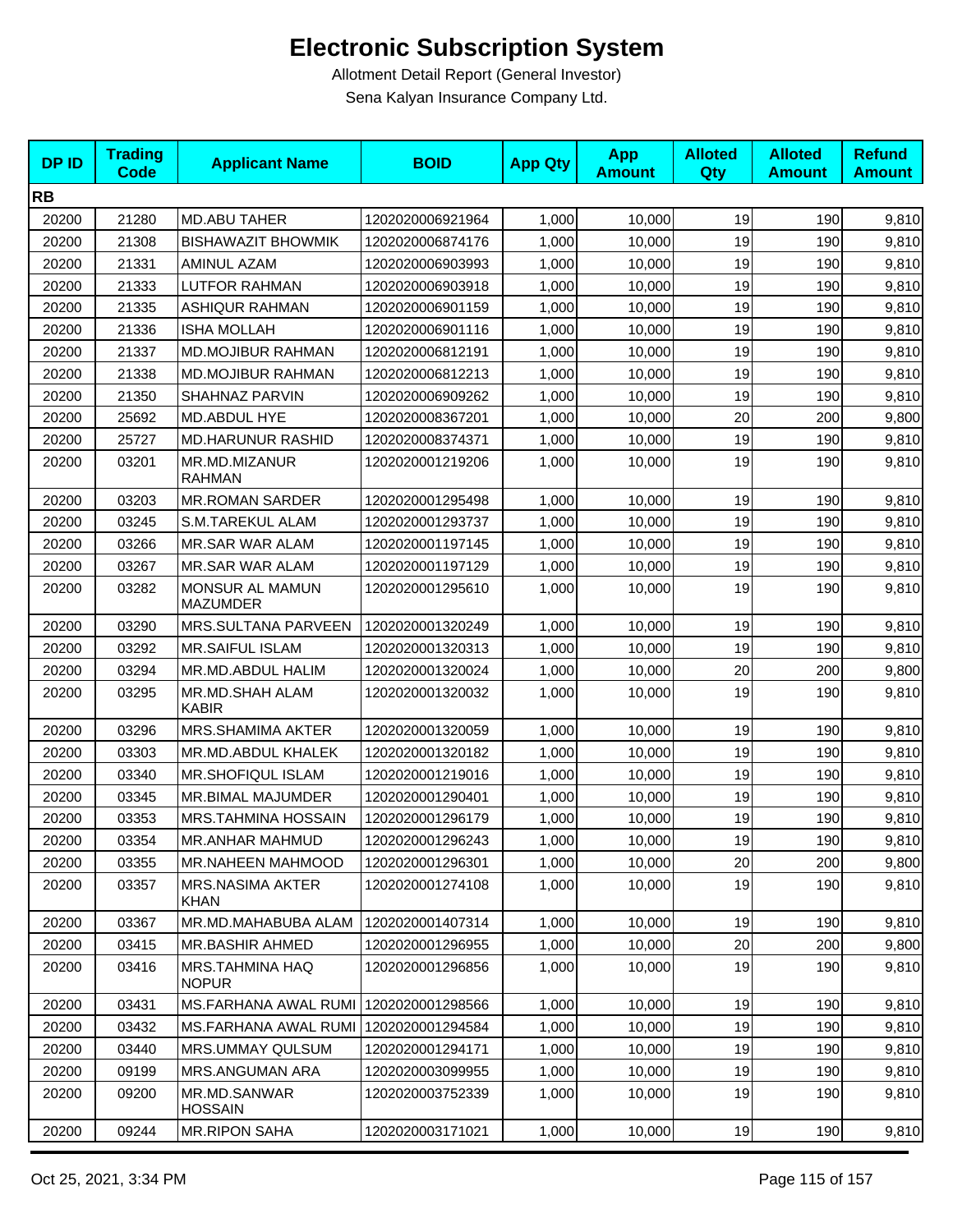# Electronic Subscription System

Allotment Detail Report (General Investor)

Sena Kalyan Insurance Company Ltd.

| DP ID | Trading Code | Applicant Name | BOID | App Qty | App Amount | Alloted Qty | Alloted Amount | Refund Amount |
|---|---|---|---|---|---|---|---|---|
| **RB** | | | | | | | | |
| 20200 | 21280 | MD.ABU TAHER | 1202020006921964 | 1,000 | 10,000 | 19 | 190 | 9,810 |
| 20200 | 21308 | BISHAWAZIT BHOWMIK | 1202020006874176 | 1,000 | 10,000 | 19 | 190 | 9,810 |
| 20200 | 21331 | AMINUL AZAM | 1202020006903993 | 1,000 | 10,000 | 19 | 190 | 9,810 |
| 20200 | 21333 | LUTFOR RAHMAN | 1202020006903918 | 1,000 | 10,000 | 19 | 190 | 9,810 |
| 20200 | 21335 | ASHIQUR RAHMAN | 1202020006901159 | 1,000 | 10,000 | 19 | 190 | 9,810 |
| 20200 | 21336 | ISHA MOLLAH | 1202020006901116 | 1,000 | 10,000 | 19 | 190 | 9,810 |
| 20200 | 21337 | MD.MOJIBUR RAHMAN | 1202020006812191 | 1,000 | 10,000 | 19 | 190 | 9,810 |
| 20200 | 21338 | MD.MOJIBUR RAHMAN | 1202020006812213 | 1,000 | 10,000 | 19 | 190 | 9,810 |
| 20200 | 21350 | SHAHNAZ PARVIN | 1202020006909262 | 1,000 | 10,000 | 19 | 190 | 9,810 |
| 20200 | 25692 | MD.ABDUL HYE | 1202020008367201 | 1,000 | 10,000 | 20 | 200 | 9,800 |
| 20200 | 25727 | MD.HARUNUR RASHID | 1202020008374371 | 1,000 | 10,000 | 19 | 190 | 9,810 |
| 20200 | 03201 | MR.MD.MIZANUR RAHMAN | 1202020001219206 | 1,000 | 10,000 | 19 | 190 | 9,810 |
| 20200 | 03203 | MR.ROMAN SARDER | 1202020001295498 | 1,000 | 10,000 | 19 | 190 | 9,810 |
| 20200 | 03245 | S.M.TAREKUL ALAM | 1202020001293737 | 1,000 | 10,000 | 19 | 190 | 9,810 |
| 20200 | 03266 | MR.SAR WAR ALAM | 1202020001197145 | 1,000 | 10,000 | 19 | 190 | 9,810 |
| 20200 | 03267 | MR.SAR WAR ALAM | 1202020001197129 | 1,000 | 10,000 | 19 | 190 | 9,810 |
| 20200 | 03282 | MONSUR AL MAMUN MAZUMDER | 1202020001295610 | 1,000 | 10,000 | 19 | 190 | 9,810 |
| 20200 | 03290 | MRS.SULTANA PARVEEN | 1202020001320249 | 1,000 | 10,000 | 19 | 190 | 9,810 |
| 20200 | 03292 | MR.SAIFUL ISLAM | 1202020001320313 | 1,000 | 10,000 | 19 | 190 | 9,810 |
| 20200 | 03294 | MR.MD.ABDUL HALIM | 1202020001320024 | 1,000 | 10,000 | 20 | 200 | 9,800 |
| 20200 | 03295 | MR.MD.SHAH ALAM KABIR | 1202020001320032 | 1,000 | 10,000 | 19 | 190 | 9,810 |
| 20200 | 03296 | MRS.SHAMIMA AKTER | 1202020001320059 | 1,000 | 10,000 | 19 | 190 | 9,810 |
| 20200 | 03303 | MR.MD.ABDUL KHALEK | 1202020001320182 | 1,000 | 10,000 | 19 | 190 | 9,810 |
| 20200 | 03340 | MR.SHOFIQUL ISLAM | 1202020001219016 | 1,000 | 10,000 | 19 | 190 | 9,810 |
| 20200 | 03345 | MR.BIMAL MAJUMDER | 1202020001290401 | 1,000 | 10,000 | 19 | 190 | 9,810 |
| 20200 | 03353 | MRS.TAHMINA HOSSAIN | 1202020001296179 | 1,000 | 10,000 | 19 | 190 | 9,810 |
| 20200 | 03354 | MR.ANHAR MAHMUD | 1202020001296243 | 1,000 | 10,000 | 19 | 190 | 9,810 |
| 20200 | 03355 | MR.NAHEEN MAHMOOD | 1202020001296301 | 1,000 | 10,000 | 20 | 200 | 9,800 |
| 20200 | 03357 | MRS.NASIMA AKTER KHAN | 1202020001274108 | 1,000 | 10,000 | 19 | 190 | 9,810 |
| 20200 | 03367 | MR.MD.MAHABUBA ALAM | 1202020001407314 | 1,000 | 10,000 | 19 | 190 | 9,810 |
| 20200 | 03415 | MR.BASHIR AHMED | 1202020001296955 | 1,000 | 10,000 | 20 | 200 | 9,800 |
| 20200 | 03416 | MRS.TAHMINA HAQ NOPUR | 1202020001296856 | 1,000 | 10,000 | 19 | 190 | 9,810 |
| 20200 | 03431 | MS.FARHANA AWAL RUMI | 1202020001298566 | 1,000 | 10,000 | 19 | 190 | 9,810 |
| 20200 | 03432 | MS.FARHANA AWAL RUMI | 1202020001294584 | 1,000 | 10,000 | 19 | 190 | 9,810 |
| 20200 | 03440 | MRS.UMMAY QULSUM | 1202020001294171 | 1,000 | 10,000 | 19 | 190 | 9,810 |
| 20200 | 09199 | MRS.ANGUMAN ARA | 1202020003099955 | 1,000 | 10,000 | 19 | 190 | 9,810 |
| 20200 | 09200 | MR.MD.SANWAR HOSSAIN | 1202020003752339 | 1,000 | 10,000 | 19 | 190 | 9,810 |
| 20200 | 09244 | MR.RIPON SAHA | 1202020003171021 | 1,000 | 10,000 | 19 | 190 | 9,810 |

Oct 25, 2021, 3:34 PM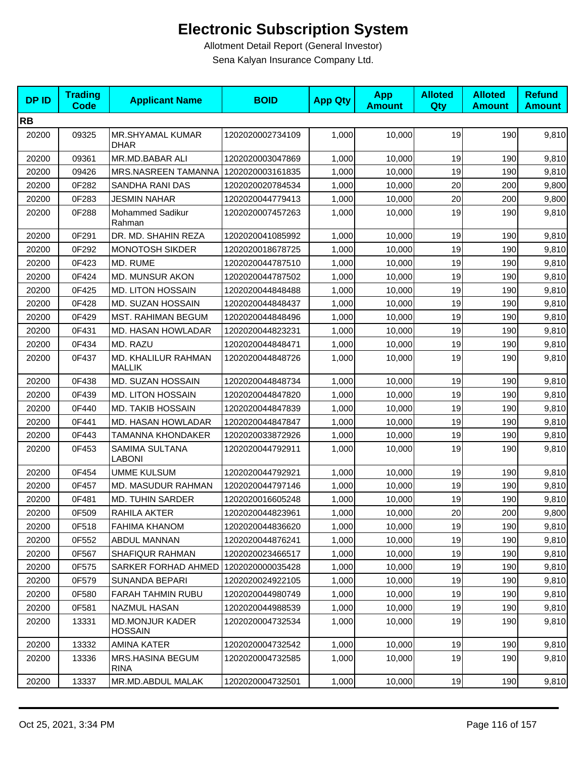# Electronic Subscription System

Allotment Detail Report (General Investor)

Sena Kalyan Insurance Company Ltd.

| DP ID | Trading Code | Applicant Name | BOID | App Qty | App Amount | Alloted Qty | Alloted Amount | Refund Amount |
|---|---|---|---|---|---|---|---|---|
| **RB** | | | | | | | | |
| 20200 | 09325 | MR.SHYAMAL KUMAR DHAR | 1202020002734109 | 1,000 | 10,000 | 19 | 190 | 9,810 |
| 20200 | 09361 | MR.MD.BABAR ALI | 1202020003047869 | 1,000 | 10,000 | 19 | 190 | 9,810 |
| 20200 | 09426 | MRS.NASREEN TAMANNA | 1202020003161835 | 1,000 | 10,000 | 19 | 190 | 9,810 |
| 20200 | 0F282 | SANDHA RANI DAS | 1202020020784534 | 1,000 | 10,000 | 20 | 200 | 9,800 |
| 20200 | 0F283 | JESMIN NAHAR | 1202020044779413 | 1,000 | 10,000 | 20 | 200 | 9,800 |
| 20200 | 0F288 | Mohammed Sadikur Rahman | 1202020007457263 | 1,000 | 10,000 | 19 | 190 | 9,810 |
| 20200 | 0F291 | DR. MD. SHAHIN REZA | 1202020041085992 | 1,000 | 10,000 | 19 | 190 | 9,810 |
| 20200 | 0F292 | MONOTOSH SIKDER | 1202020018678725 | 1,000 | 10,000 | 19 | 190 | 9,810 |
| 20200 | 0F423 | MD. RUME | 1202020044787510 | 1,000 | 10,000 | 19 | 190 | 9,810 |
| 20200 | 0F424 | MD. MUNSUR AKON | 1202020044787502 | 1,000 | 10,000 | 19 | 190 | 9,810 |
| 20200 | 0F425 | MD. LITON HOSSAIN | 1202020044848488 | 1,000 | 10,000 | 19 | 190 | 9,810 |
| 20200 | 0F428 | MD. SUZAN HOSSAIN | 1202020044848437 | 1,000 | 10,000 | 19 | 190 | 9,810 |
| 20200 | 0F429 | MST. RAHIMAN BEGUM | 1202020044848496 | 1,000 | 10,000 | 19 | 190 | 9,810 |
| 20200 | 0F431 | MD. HASAN HOWLADAR | 1202020044823231 | 1,000 | 10,000 | 19 | 190 | 9,810 |
| 20200 | 0F434 | MD. RAZU | 1202020044848471 | 1,000 | 10,000 | 19 | 190 | 9,810 |
| 20200 | 0F437 | MD. KHALILUR RAHMAN MALLIK | 1202020044848726 | 1,000 | 10,000 | 19 | 190 | 9,810 |
| 20200 | 0F438 | MD. SUZAN HOSSAIN | 1202020044848734 | 1,000 | 10,000 | 19 | 190 | 9,810 |
| 20200 | 0F439 | MD. LITON HOSSAIN | 1202020044847820 | 1,000 | 10,000 | 19 | 190 | 9,810 |
| 20200 | 0F440 | MD. TAKIB HOSSAIN | 1202020044847839 | 1,000 | 10,000 | 19 | 190 | 9,810 |
| 20200 | 0F441 | MD. HASAN HOWLADAR | 1202020044847847 | 1,000 | 10,000 | 19 | 190 | 9,810 |
| 20200 | 0F443 | TAMANNA KHONDAKER | 1202020033872926 | 1,000 | 10,000 | 19 | 190 | 9,810 |
| 20200 | 0F453 | SAMIMA SULTANA LABONI | 1202020044792911 | 1,000 | 10,000 | 19 | 190 | 9,810 |
| 20200 | 0F454 | UMME KULSUM | 1202020044792921 | 1,000 | 10,000 | 19 | 190 | 9,810 |
| 20200 | 0F457 | MD. MASUDUR RAHMAN | 1202020044797146 | 1,000 | 10,000 | 19 | 190 | 9,810 |
| 20200 | 0F481 | MD. TUHIN SARDER | 1202020016605248 | 1,000 | 10,000 | 19 | 190 | 9,810 |
| 20200 | 0F509 | RAHILA AKTER | 1202020044823961 | 1,000 | 10,000 | 20 | 200 | 9,800 |
| 20200 | 0F518 | FAHIMA KHANOM | 1202020044836620 | 1,000 | 10,000 | 19 | 190 | 9,810 |
| 20200 | 0F552 | ABDUL MANNAN | 1202020044876241 | 1,000 | 10,000 | 19 | 190 | 9,810 |
| 20200 | 0F567 | SHAFIQUR RAHMAN | 1202020023466517 | 1,000 | 10,000 | 19 | 190 | 9,810 |
| 20200 | 0F575 | SARKER FORHAD AHMED | 1202020000035428 | 1,000 | 10,000 | 19 | 190 | 9,810 |
| 20200 | 0F579 | SUNANDA BEPARI | 1202020024922105 | 1,000 | 10,000 | 19 | 190 | 9,810 |
| 20200 | 0F580 | FARAH TAHMIN RUBU | 1202020044980749 | 1,000 | 10,000 | 19 | 190 | 9,810 |
| 20200 | 0F581 | NAZMUL HASAN | 1202020044988539 | 1,000 | 10,000 | 19 | 190 | 9,810 |
| 20200 | 13331 | MD.MONJUR KADER HOSSAIN | 1202020004732534 | 1,000 | 10,000 | 19 | 190 | 9,810 |
| 20200 | 13332 | AMINA KATER | 1202020004732542 | 1,000 | 10,000 | 19 | 190 | 9,810 |
| 20200 | 13336 | MRS.HASINA BEGUM RINA | 1202020004732585 | 1,000 | 10,000 | 19 | 190 | 9,810 |
| 20200 | 13337 | MR.MD.ABDUL MALAK | 1202020004732501 | 1,000 | 10,000 | 19 | 190 | 9,810 |

Oct 25, 2021, 3:34 PM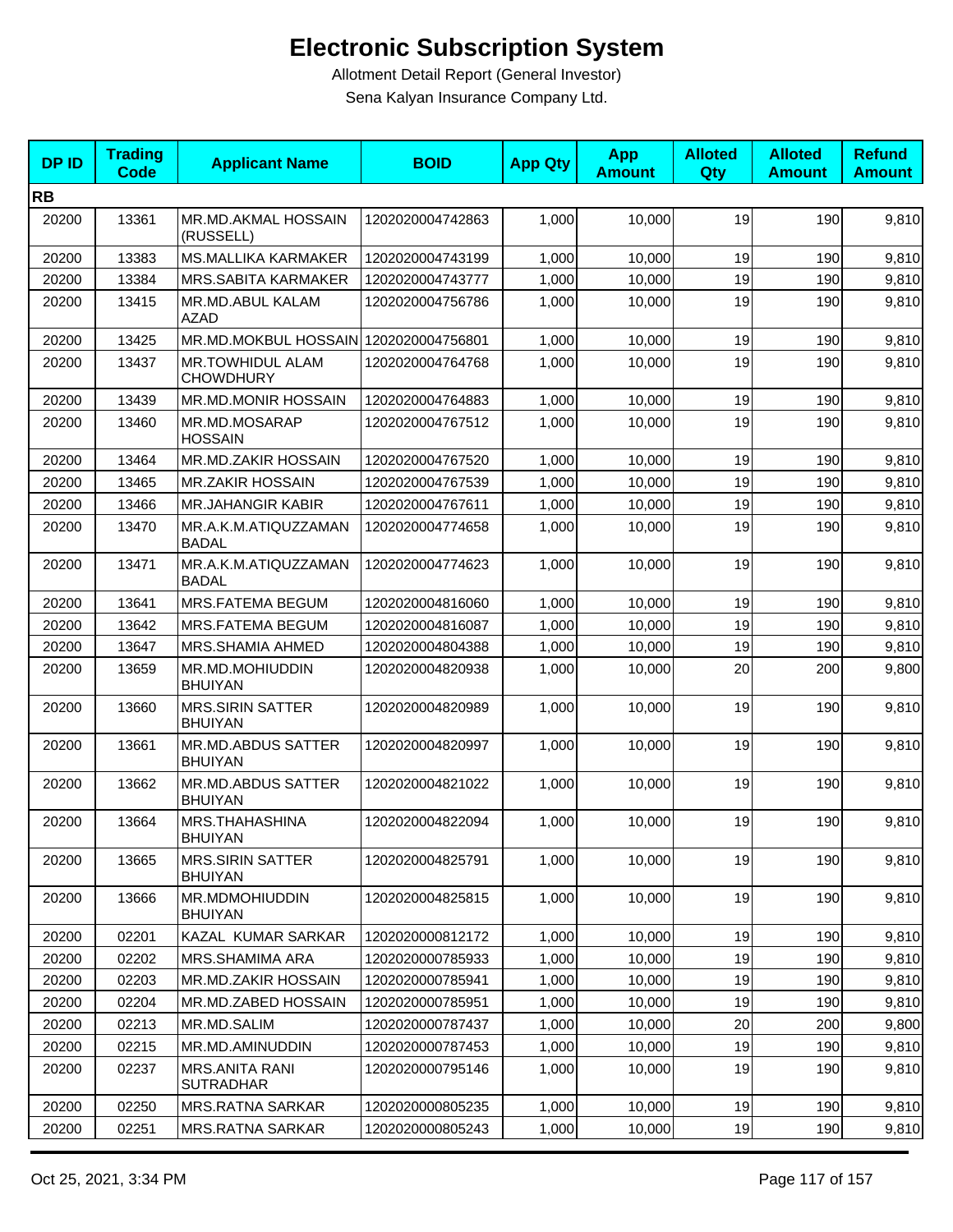# Electronic Subscription System

Allotment Detail Report (General Investor)

Sena Kalyan Insurance Company Ltd.

| DP ID | Trading Code | Applicant Name | BOID | App Qty | App Amount | Alloted Qty | Alloted Amount | Refund Amount |
|---|---|---|---|---|---|---|---|---|
| **RB** | | | | | | | | |
| 20200 | 13361 | MR.MD.AKMAL HOSSAIN (RUSSELL) | 1202020004742863 | 1,000 | 10,000 | 19 | 190 | 9,810 |
| 20200 | 13383 | MS.MALLIKA KARMAKER | 1202020004743199 | 1,000 | 10,000 | 19 | 190 | 9,810 |
| 20200 | 13384 | MRS.SABITA KARMAKER | 1202020004743777 | 1,000 | 10,000 | 19 | 190 | 9,810 |
| 20200 | 13415 | MR.MD.ABUL KALAM AZAD | 1202020004756786 | 1,000 | 10,000 | 19 | 190 | 9,810 |
| 20200 | 13425 | MR.MD.MOKBUL HOSSAIN | 1202020004756801 | 1,000 | 10,000 | 19 | 190 | 9,810 |
| 20200 | 13437 | MR.TOWHIDUL ALAM CHOWDHURY | 1202020004764768 | 1,000 | 10,000 | 19 | 190 | 9,810 |
| 20200 | 13439 | MR.MD.MONIR HOSSAIN | 1202020004764883 | 1,000 | 10,000 | 19 | 190 | 9,810 |
| 20200 | 13460 | MR.MD.MOSARAP HOSSAIN | 1202020004767512 | 1,000 | 10,000 | 19 | 190 | 9,810 |
| 20200 | 13464 | MR.MD.ZAKIR HOSSAIN | 1202020004767520 | 1,000 | 10,000 | 19 | 190 | 9,810 |
| 20200 | 13465 | MR.ZAKIR HOSSAIN | 1202020004767539 | 1,000 | 10,000 | 19 | 190 | 9,810 |
| 20200 | 13466 | MR.JAHANGIR KABIR | 1202020004767611 | 1,000 | 10,000 | 19 | 190 | 9,810 |
| 20200 | 13470 | MR.A.K.M.ATIQUZZAMAN BADAL | 1202020004774658 | 1,000 | 10,000 | 19 | 190 | 9,810 |
| 20200 | 13471 | MR.A.K.M.ATIQUZZAMAN BADAL | 1202020004774623 | 1,000 | 10,000 | 19 | 190 | 9,810 |
| 20200 | 13641 | MRS.FATEMA BEGUM | 1202020004816060 | 1,000 | 10,000 | 19 | 190 | 9,810 |
| 20200 | 13642 | MRS.FATEMA BEGUM | 1202020004816087 | 1,000 | 10,000 | 19 | 190 | 9,810 |
| 20200 | 13647 | MRS.SHAMIA AHMED | 1202020004804388 | 1,000 | 10,000 | 19 | 190 | 9,810 |
| 20200 | 13659 | MR.MD.MOHIUDDIN BHUIYAN | 1202020004820938 | 1,000 | 10,000 | 20 | 200 | 9,800 |
| 20200 | 13660 | MRS.SIRIN SATTER BHUIYAN | 1202020004820989 | 1,000 | 10,000 | 19 | 190 | 9,810 |
| 20200 | 13661 | MR.MD.ABDUS SATTER BHUIYAN | 1202020004820997 | 1,000 | 10,000 | 19 | 190 | 9,810 |
| 20200 | 13662 | MR.MD.ABDUS SATTER BHUIYAN | 1202020004821022 | 1,000 | 10,000 | 19 | 190 | 9,810 |
| 20200 | 13664 | MRS.THAHASHINA BHUIYAN | 1202020004822094 | 1,000 | 10,000 | 19 | 190 | 9,810 |
| 20200 | 13665 | MRS.SIRIN SATTER BHUIYAN | 1202020004825791 | 1,000 | 10,000 | 19 | 190 | 9,810 |
| 20200 | 13666 | MR.MDMOHIUDDIN BHUIYAN | 1202020004825815 | 1,000 | 10,000 | 19 | 190 | 9,810 |
| 20200 | 02201 | KAZAL KUMAR SARKAR | 1202020000812172 | 1,000 | 10,000 | 19 | 190 | 9,810 |
| 20200 | 02202 | MRS.SHAMIMA ARA | 1202020000785933 | 1,000 | 10,000 | 19 | 190 | 9,810 |
| 20200 | 02203 | MR.MD.ZAKIR HOSSAIN | 1202020000785941 | 1,000 | 10,000 | 19 | 190 | 9,810 |
| 20200 | 02204 | MR.MD.ZABED HOSSAIN | 1202020000785951 | 1,000 | 10,000 | 19 | 190 | 9,810 |
| 20200 | 02213 | MR.MD.SALIM | 1202020000787437 | 1,000 | 10,000 | 20 | 200 | 9,800 |
| 20200 | 02215 | MR.MD.AMINUDDIN | 1202020000787453 | 1,000 | 10,000 | 19 | 190 | 9,810 |
| 20200 | 02237 | MRS.ANITA RANI SUTRADHAR | 1202020000795146 | 1,000 | 10,000 | 19 | 190 | 9,810 |
| 20200 | 02250 | MRS.RATNA SARKAR | 1202020000805235 | 1,000 | 10,000 | 19 | 190 | 9,810 |
| 20200 | 02251 | MRS.RATNA SARKAR | 1202020000805243 | 1,000 | 10,000 | 19 | 190 | 9,810 |

Oct 25, 2021, 3:34 PM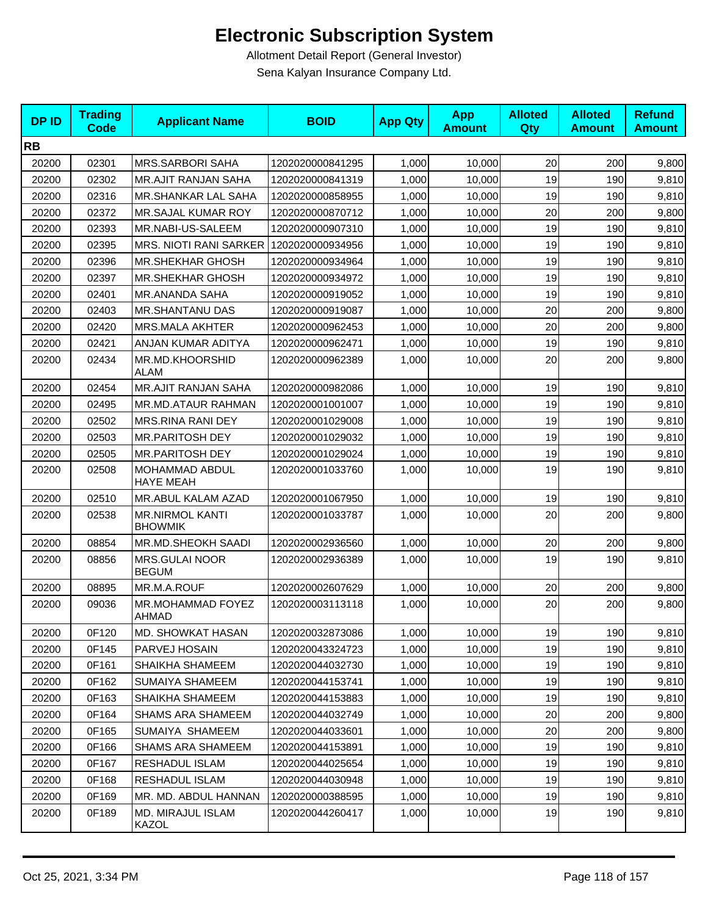# Electronic Subscription System

Allotment Detail Report (General Investor)

Sena Kalyan Insurance Company Ltd.

| DP ID | Trading Code | Applicant Name | BOID | App Qty | App Amount | Alloted Qty | Alloted Amount | Refund Amount |
|---|---|---|---|---|---|---|---|---|
| **RB** | | | | | | | | |
| 20200 | 02301 | MRS.SARBORI SAHA | 1202020000841295 | 1,000 | 10,000 | 20 | 200 | 9,800 |
| 20200 | 02302 | MR.AJIT RANJAN SAHA | 1202020000841319 | 1,000 | 10,000 | 19 | 190 | 9,810 |
| 20200 | 02316 | MR.SHANKAR LAL SAHA | 1202020000858955 | 1,000 | 10,000 | 19 | 190 | 9,810 |
| 20200 | 02372 | MR.SAJAL KUMAR ROY | 1202020000870712 | 1,000 | 10,000 | 20 | 200 | 9,800 |
| 20200 | 02393 | MR.NABI-US-SALEEM | 1202020000907310 | 1,000 | 10,000 | 19 | 190 | 9,810 |
| 20200 | 02395 | MRS. NIOTI RANI SARKER | 1202020000934956 | 1,000 | 10,000 | 19 | 190 | 9,810 |
| 20200 | 02396 | MR.SHEKHAR GHOSH | 1202020000934964 | 1,000 | 10,000 | 19 | 190 | 9,810 |
| 20200 | 02397 | MR.SHEKHAR GHOSH | 1202020000934972 | 1,000 | 10,000 | 19 | 190 | 9,810 |
| 20200 | 02401 | MR.ANANDA SAHA | 1202020000919052 | 1,000 | 10,000 | 19 | 190 | 9,810 |
| 20200 | 02403 | MR.SHANTANU DAS | 1202020000919087 | 1,000 | 10,000 | 20 | 200 | 9,800 |
| 20200 | 02420 | MRS.MALA AKHTER | 1202020000962453 | 1,000 | 10,000 | 20 | 200 | 9,800 |
| 20200 | 02421 | ANJAN KUMAR ADITYA | 1202020000962471 | 1,000 | 10,000 | 19 | 190 | 9,810 |
| 20200 | 02434 | MR.MD.KHOORSHID ALAM | 1202020000962389 | 1,000 | 10,000 | 20 | 200 | 9,800 |
| 20200 | 02454 | MR.AJIT RANJAN SAHA | 1202020000982086 | 1,000 | 10,000 | 19 | 190 | 9,810 |
| 20200 | 02495 | MR.MD.ATAUR RAHMAN | 1202020001001007 | 1,000 | 10,000 | 19 | 190 | 9,810 |
| 20200 | 02502 | MRS.RINA RANI DEY | 1202020001029008 | 1,000 | 10,000 | 19 | 190 | 9,810 |
| 20200 | 02503 | MR.PARITOSH DEY | 1202020001029032 | 1,000 | 10,000 | 19 | 190 | 9,810 |
| 20200 | 02505 | MR.PARITOSH DEY | 1202020001029024 | 1,000 | 10,000 | 19 | 190 | 9,810 |
| 20200 | 02508 | MOHAMMAD ABDUL HAYE MEAH | 1202020001033760 | 1,000 | 10,000 | 19 | 190 | 9,810 |
| 20200 | 02510 | MR.ABUL KALAM AZAD | 1202020001067950 | 1,000 | 10,000 | 19 | 190 | 9,810 |
| 20200 | 02538 | MR.NIRMOL KANTI BHOWMIK | 1202020001033787 | 1,000 | 10,000 | 20 | 200 | 9,800 |
| 20200 | 08854 | MR.MD.SHEOKH SAADI | 1202020002936560 | 1,000 | 10,000 | 20 | 200 | 9,800 |
| 20200 | 08856 | MRS.GULAI NOOR BEGUM | 1202020002936389 | 1,000 | 10,000 | 19 | 190 | 9,810 |
| 20200 | 08895 | MR.M.A.ROUF | 1202020002607629 | 1,000 | 10,000 | 20 | 200 | 9,800 |
| 20200 | 09036 | MR.MOHAMMAD FOYEZ AHMAD | 1202020003113118 | 1,000 | 10,000 | 20 | 200 | 9,800 |
| 20200 | 0F120 | MD. SHOWKAT HASAN | 1202020032873086 | 1,000 | 10,000 | 19 | 190 | 9,810 |
| 20200 | 0F145 | PARVEJ HOSAIN | 1202020043324723 | 1,000 | 10,000 | 19 | 190 | 9,810 |
| 20200 | 0F161 | SHAIKHA SHAMEEM | 1202020044032730 | 1,000 | 10,000 | 19 | 190 | 9,810 |
| 20200 | 0F162 | SUMAIYA SHAMEEM | 1202020044153741 | 1,000 | 10,000 | 19 | 190 | 9,810 |
| 20200 | 0F163 | SHAIKHA SHAMEEM | 1202020044153883 | 1,000 | 10,000 | 19 | 190 | 9,810 |
| 20200 | 0F164 | SHAMS ARA SHAMEEM | 1202020044032749 | 1,000 | 10,000 | 20 | 200 | 9,800 |
| 20200 | 0F165 | SUMAIYA SHAMEEM | 1202020044033601 | 1,000 | 10,000 | 20 | 200 | 9,800 |
| 20200 | 0F166 | SHAMS ARA SHAMEEM | 1202020044153891 | 1,000 | 10,000 | 19 | 190 | 9,810 |
| 20200 | 0F167 | RESHADUL ISLAM | 1202020044025654 | 1,000 | 10,000 | 19 | 190 | 9,810 |
| 20200 | 0F168 | RESHADUL ISLAM | 1202020044030948 | 1,000 | 10,000 | 19 | 190 | 9,810 |
| 20200 | 0F169 | MR. MD. ABDUL HANNAN | 1202020000388595 | 1,000 | 10,000 | 19 | 190 | 9,810 |
| 20200 | 0F189 | MD. MIRAJUL ISLAM KAZOL | 1202020044260417 | 1,000 | 10,000 | 19 | 190 | 9,810 |

Oct 25, 2021, 3:34 PM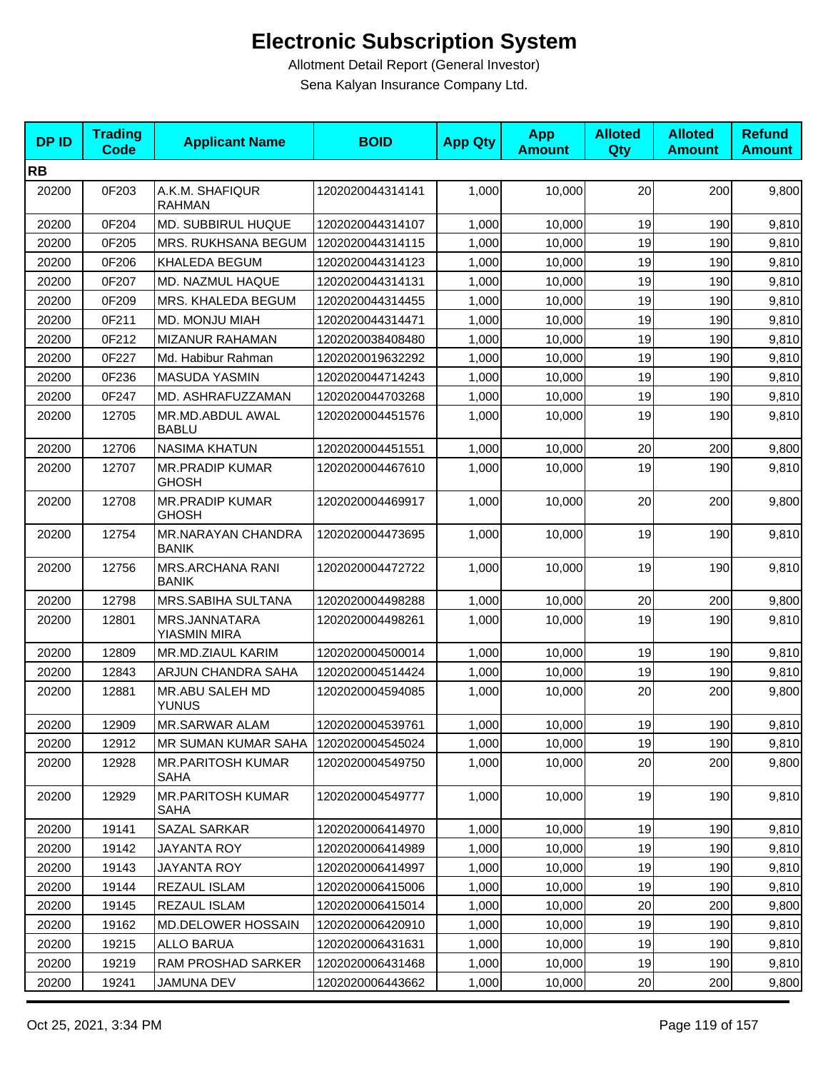# Electronic Subscription System

Allotment Detail Report (General Investor)

Sena Kalyan Insurance Company Ltd.

| DP ID | Trading Code | Applicant Name | BOID | App Qty | App Amount | Alloted Qty | Alloted Amount | Refund Amount |
|---|---|---|---|---|---|---|---|---|
| **RB** | | | | | | | | |
| 20200 | 0F203 | A.K.M. SHAFIQUR RAHMAN | 1202020044314141 | 1,000 | 10,000 | 20 | 200 | 9,800 |
| 20200 | 0F204 | MD. SUBBIRUL HUQUE | 1202020044314107 | 1,000 | 10,000 | 19 | 190 | 9,810 |
| 20200 | 0F205 | MRS. RUKHSANA BEGUM | 1202020044314115 | 1,000 | 10,000 | 19 | 190 | 9,810 |
| 20200 | 0F206 | KHALEDA BEGUM | 1202020044314123 | 1,000 | 10,000 | 19 | 190 | 9,810 |
| 20200 | 0F207 | MD. NAZMUL HAQUE | 1202020044314131 | 1,000 | 10,000 | 19 | 190 | 9,810 |
| 20200 | 0F209 | MRS. KHALEDA BEGUM | 1202020044314455 | 1,000 | 10,000 | 19 | 190 | 9,810 |
| 20200 | 0F211 | MD. MONJU MIAH | 1202020044314471 | 1,000 | 10,000 | 19 | 190 | 9,810 |
| 20200 | 0F212 | MIZANUR RAHAMAN | 1202020038408480 | 1,000 | 10,000 | 19 | 190 | 9,810 |
| 20200 | 0F227 | Md. Habibur Rahman | 1202020019632292 | 1,000 | 10,000 | 19 | 190 | 9,810 |
| 20200 | 0F236 | MASUDA YASMIN | 1202020044714243 | 1,000 | 10,000 | 19 | 190 | 9,810 |
| 20200 | 0F247 | MD. ASHRAFUZZAMAN | 1202020044703268 | 1,000 | 10,000 | 19 | 190 | 9,810 |
| 20200 | 12705 | MR.MD.ABDUL AWAL BABLU | 1202020004451576 | 1,000 | 10,000 | 19 | 190 | 9,810 |
| 20200 | 12706 | NASIMA KHATUN | 1202020004451551 | 1,000 | 10,000 | 20 | 200 | 9,800 |
| 20200 | 12707 | MR.PRADIP KUMAR GHOSH | 1202020004467610 | 1,000 | 10,000 | 19 | 190 | 9,810 |
| 20200 | 12708 | MR.PRADIP KUMAR GHOSH | 1202020004469917 | 1,000 | 10,000 | 20 | 200 | 9,800 |
| 20200 | 12754 | MR.NARAYAN CHANDRA BANIK | 1202020004473695 | 1,000 | 10,000 | 19 | 190 | 9,810 |
| 20200 | 12756 | MRS.ARCHANA RANI BANIK | 1202020004472722 | 1,000 | 10,000 | 19 | 190 | 9,810 |
| 20200 | 12798 | MRS.SABIHA SULTANA | 1202020004498288 | 1,000 | 10,000 | 20 | 200 | 9,800 |
| 20200 | 12801 | MRS.JANNATARA YIASMIN MIRA | 1202020004498261 | 1,000 | 10,000 | 19 | 190 | 9,810 |
| 20200 | 12809 | MR.MD.ZIAUL KARIM | 1202020004500014 | 1,000 | 10,000 | 19 | 190 | 9,810 |
| 20200 | 12843 | ARJUN CHANDRA SAHA | 1202020004514424 | 1,000 | 10,000 | 19 | 190 | 9,810 |
| 20200 | 12881 | MR.ABU SALEH MD YUNUS | 1202020004594085 | 1,000 | 10,000 | 20 | 200 | 9,800 |
| 20200 | 12909 | MR.SARWAR ALAM | 1202020004539761 | 1,000 | 10,000 | 19 | 190 | 9,810 |
| 20200 | 12912 | MR SUMAN KUMAR SAHA | 1202020004545024 | 1,000 | 10,000 | 19 | 190 | 9,810 |
| 20200 | 12928 | MR.PARITOSH KUMAR SAHA | 1202020004549750 | 1,000 | 10,000 | 20 | 200 | 9,800 |
| 20200 | 12929 | MR.PARITOSH KUMAR SAHA | 1202020004549777 | 1,000 | 10,000 | 19 | 190 | 9,810 |
| 20200 | 19141 | SAZAL SARKAR | 1202020006414970 | 1,000 | 10,000 | 19 | 190 | 9,810 |
| 20200 | 19142 | JAYANTA ROY | 1202020006414989 | 1,000 | 10,000 | 19 | 190 | 9,810 |
| 20200 | 19143 | JAYANTA ROY | 1202020006414997 | 1,000 | 10,000 | 19 | 190 | 9,810 |
| 20200 | 19144 | REZAUL ISLAM | 1202020006415006 | 1,000 | 10,000 | 19 | 190 | 9,810 |
| 20200 | 19145 | REZAUL ISLAM | 1202020006415014 | 1,000 | 10,000 | 20 | 200 | 9,800 |
| 20200 | 19162 | MD.DELOWER HOSSAIN | 1202020006420910 | 1,000 | 10,000 | 19 | 190 | 9,810 |
| 20200 | 19215 | ALLO BARUA | 1202020006431631 | 1,000 | 10,000 | 19 | 190 | 9,810 |
| 20200 | 19219 | RAM PROSHAD SARKER | 1202020006431468 | 1,000 | 10,000 | 19 | 190 | 9,810 |
| 20200 | 19241 | JAMUNA DEV | 1202020006443662 | 1,000 | 10,000 | 20 | 200 | 9,800 |

Oct 25, 2021, 3:34 PM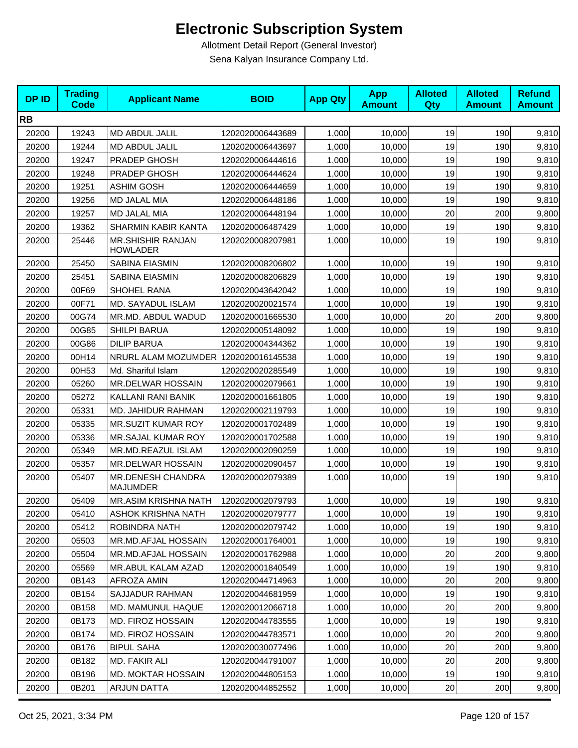# Electronic Subscription System

Allotment Detail Report (General Investor)

Sena Kalyan Insurance Company Ltd.

| DP ID | Trading Code | Applicant Name | BOID | App Qty | App Amount | Alloted Qty | Alloted Amount | Refund Amount |
|---|---|---|---|---|---|---|---|---|
| **RB** | | | | | | | | |
| 20200 | 19243 | MD ABDUL JALIL | 1202020006443689 | 1,000 | 10,000 | 19 | 190 | 9,810 |
| 20200 | 19244 | MD ABDUL JALIL | 1202020006443697 | 1,000 | 10,000 | 19 | 190 | 9,810 |
| 20200 | 19247 | PRADEP GHOSH | 1202020006444616 | 1,000 | 10,000 | 19 | 190 | 9,810 |
| 20200 | 19248 | PRADEP GHOSH | 1202020006444624 | 1,000 | 10,000 | 19 | 190 | 9,810 |
| 20200 | 19251 | ASHIM GOSH | 1202020006444659 | 1,000 | 10,000 | 19 | 190 | 9,810 |
| 20200 | 19256 | MD JALAL MIA | 1202020006448186 | 1,000 | 10,000 | 19 | 190 | 9,810 |
| 20200 | 19257 | MD JALAL MIA | 1202020006448194 | 1,000 | 10,000 | 20 | 200 | 9,800 |
| 20200 | 19362 | SHARMIN KABIR KANTA | 1202020006487429 | 1,000 | 10,000 | 19 | 190 | 9,810 |
| 20200 | 25446 | MR.SHISHIR RANJAN HOWLADER | 1202020008207981 | 1,000 | 10,000 | 19 | 190 | 9,810 |
| 20200 | 25450 | SABINA EIASMIN | 1202020008206802 | 1,000 | 10,000 | 19 | 190 | 9,810 |
| 20200 | 25451 | SABINA EIASMIN | 1202020008206829 | 1,000 | 10,000 | 19 | 190 | 9,810 |
| 20200 | 00F69 | SHOHEL RANA | 1202020043642042 | 1,000 | 10,000 | 19 | 190 | 9,810 |
| 20200 | 00F71 | MD. SAYADUL ISLAM | 1202020020021574 | 1,000 | 10,000 | 19 | 190 | 9,810 |
| 20200 | 00G74 | MR.MD. ABDUL WADUD | 1202020001665530 | 1,000 | 10,000 | 20 | 200 | 9,800 |
| 20200 | 00G85 | SHILPI BARUA | 1202020005148092 | 1,000 | 10,000 | 19 | 190 | 9,810 |
| 20200 | 00G86 | DILIP BARUA | 1202020004344362 | 1,000 | 10,000 | 19 | 190 | 9,810 |
| 20200 | 00H14 | NRURL ALAM MOZUMDER | 1202020016145538 | 1,000 | 10,000 | 19 | 190 | 9,810 |
| 20200 | 00H53 | Md. Shariful Islam | 1202020020285549 | 1,000 | 10,000 | 19 | 190 | 9,810 |
| 20200 | 05260 | MR.DELWAR HOSSAIN | 1202020002079661 | 1,000 | 10,000 | 19 | 190 | 9,810 |
| 20200 | 05272 | KALLANI RANI BANIK | 1202020001661805 | 1,000 | 10,000 | 19 | 190 | 9,810 |
| 20200 | 05331 | MD. JAHIDUR RAHMAN | 1202020002119793 | 1,000 | 10,000 | 19 | 190 | 9,810 |
| 20200 | 05335 | MR.SUZIT KUMAR ROY | 1202020001702489 | 1,000 | 10,000 | 19 | 190 | 9,810 |
| 20200 | 05336 | MR.SAJAL KUMAR ROY | 1202020001702588 | 1,000 | 10,000 | 19 | 190 | 9,810 |
| 20200 | 05349 | MR.MD.REAZUL ISLAM | 1202020002090259 | 1,000 | 10,000 | 19 | 190 | 9,810 |
| 20200 | 05357 | MR.DELWAR HOSSAIN | 1202020002090457 | 1,000 | 10,000 | 19 | 190 | 9,810 |
| 20200 | 05407 | MR.DENESH CHANDRA MAJUMDER | 1202020002079389 | 1,000 | 10,000 | 19 | 190 | 9,810 |
| 20200 | 05409 | MR.ASIM KRISHNA NATH | 1202020002079793 | 1,000 | 10,000 | 19 | 190 | 9,810 |
| 20200 | 05410 | ASHOK KRISHNA NATH | 1202020002079777 | 1,000 | 10,000 | 19 | 190 | 9,810 |
| 20200 | 05412 | ROBINDRA NATH | 1202020002079742 | 1,000 | 10,000 | 19 | 190 | 9,810 |
| 20200 | 05503 | MR.MD.AFJAL HOSSAIN | 1202020001764001 | 1,000 | 10,000 | 19 | 190 | 9,810 |
| 20200 | 05504 | MR.MD.AFJAL HOSSAIN | 1202020001762988 | 1,000 | 10,000 | 20 | 200 | 9,800 |
| 20200 | 05569 | MR.ABUL KALAM AZAD | 1202020001840549 | 1,000 | 10,000 | 19 | 190 | 9,810 |
| 20200 | 0B143 | AFROZA AMIN | 1202020044714963 | 1,000 | 10,000 | 20 | 200 | 9,800 |
| 20200 | 0B154 | SAJJADUR RAHMAN | 1202020044681959 | 1,000 | 10,000 | 19 | 190 | 9,810 |
| 20200 | 0B158 | MD. MAMUNUL HAQUE | 1202020012066718 | 1,000 | 10,000 | 20 | 200 | 9,800 |
| 20200 | 0B173 | MD. FIROZ HOSSAIN | 1202020044783555 | 1,000 | 10,000 | 19 | 190 | 9,810 |
| 20200 | 0B174 | MD. FIROZ HOSSAIN | 1202020044783571 | 1,000 | 10,000 | 20 | 200 | 9,800 |
| 20200 | 0B176 | BIPUL SAHA | 1202020030077496 | 1,000 | 10,000 | 20 | 200 | 9,800 |
| 20200 | 0B182 | MD. FAKIR ALI | 1202020044791007 | 1,000 | 10,000 | 20 | 200 | 9,800 |
| 20200 | 0B196 | MD. MOKTAR HOSSAIN | 1202020044805153 | 1,000 | 10,000 | 19 | 190 | 9,810 |
| 20200 | 0B201 | ARJUN DATTA | 1202020044852552 | 1,000 | 10,000 | 20 | 200 | 9,800 |

Oct 25, 2021, 3:34 PM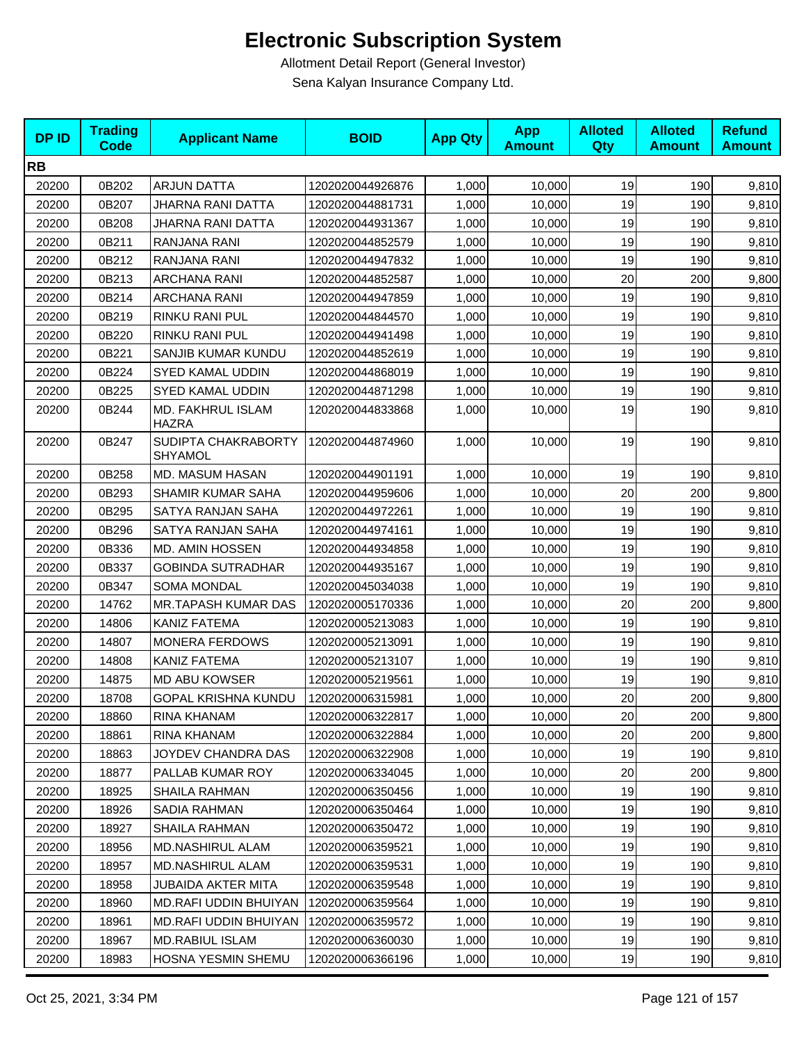# Electronic Subscription System

Allotment Detail Report (General Investor)

Sena Kalyan Insurance Company Ltd.

| DP ID | Trading Code | Applicant Name | BOID | App Qty | App Amount | Alloted Qty | Alloted Amount | Refund Amount |
|---|---|---|---|---|---|---|---|---|
| **RB** | | | | | | | | |
| 20200 | 0B202 | ARJUN DATTA | 1202020044926876 | 1,000 | 10,000 | 19 | 190 | 9,810 |
| 20200 | 0B207 | JHARNA RANI DATTA | 1202020044881731 | 1,000 | 10,000 | 19 | 190 | 9,810 |
| 20200 | 0B208 | JHARNA RANI DATTA | 1202020044931367 | 1,000 | 10,000 | 19 | 190 | 9,810 |
| 20200 | 0B211 | RANJANA RANI | 1202020044852579 | 1,000 | 10,000 | 19 | 190 | 9,810 |
| 20200 | 0B212 | RANJANA RANI | 1202020044947832 | 1,000 | 10,000 | 19 | 190 | 9,810 |
| 20200 | 0B213 | ARCHANA RANI | 1202020044852587 | 1,000 | 10,000 | 20 | 200 | 9,800 |
| 20200 | 0B214 | ARCHANA RANI | 1202020044947859 | 1,000 | 10,000 | 19 | 190 | 9,810 |
| 20200 | 0B219 | RINKU RANI PUL | 1202020044844570 | 1,000 | 10,000 | 19 | 190 | 9,810 |
| 20200 | 0B220 | RINKU RANI PUL | 1202020044941498 | 1,000 | 10,000 | 19 | 190 | 9,810 |
| 20200 | 0B221 | SANJIB KUMAR KUNDU | 1202020044852619 | 1,000 | 10,000 | 19 | 190 | 9,810 |
| 20200 | 0B224 | SYED KAMAL UDDIN | 1202020044868019 | 1,000 | 10,000 | 19 | 190 | 9,810 |
| 20200 | 0B225 | SYED KAMAL UDDIN | 1202020044871298 | 1,000 | 10,000 | 19 | 190 | 9,810 |
| 20200 | 0B244 | MD. FAKHRUL ISLAM HAZRA | 1202020044833868 | 1,000 | 10,000 | 19 | 190 | 9,810 |
| 20200 | 0B247 | SUDIPTA CHAKRABORTY SHYAMOL | 1202020044874960 | 1,000 | 10,000 | 19 | 190 | 9,810 |
| 20200 | 0B258 | MD. MASUM HASAN | 1202020044901191 | 1,000 | 10,000 | 19 | 190 | 9,810 |
| 20200 | 0B293 | SHAMIR KUMAR SAHA | 1202020044959606 | 1,000 | 10,000 | 20 | 200 | 9,800 |
| 20200 | 0B295 | SATYA RANJAN SAHA | 1202020044972261 | 1,000 | 10,000 | 19 | 190 | 9,810 |
| 20200 | 0B296 | SATYA RANJAN SAHA | 1202020044974161 | 1,000 | 10,000 | 19 | 190 | 9,810 |
| 20200 | 0B336 | MD. AMIN HOSSEN | 1202020044934858 | 1,000 | 10,000 | 19 | 190 | 9,810 |
| 20200 | 0B337 | GOBINDA SUTRADHAR | 1202020044935167 | 1,000 | 10,000 | 19 | 190 | 9,810 |
| 20200 | 0B347 | SOMA MONDAL | 1202020045034038 | 1,000 | 10,000 | 19 | 190 | 9,810 |
| 20200 | 14762 | MR.TAPASH KUMAR DAS | 1202020005170336 | 1,000 | 10,000 | 20 | 200 | 9,800 |
| 20200 | 14806 | KANIZ FATEMA | 1202020005213083 | 1,000 | 10,000 | 19 | 190 | 9,810 |
| 20200 | 14807 | MONERA FERDOWS | 1202020005213091 | 1,000 | 10,000 | 19 | 190 | 9,810 |
| 20200 | 14808 | KANIZ FATEMA | 1202020005213107 | 1,000 | 10,000 | 19 | 190 | 9,810 |
| 20200 | 14875 | MD ABU KOWSER | 1202020005219561 | 1,000 | 10,000 | 19 | 190 | 9,810 |
| 20200 | 18708 | GOPAL KRISHNA KUNDU | 1202020006315981 | 1,000 | 10,000 | 20 | 200 | 9,800 |
| 20200 | 18860 | RINA KHANAM | 1202020006322817 | 1,000 | 10,000 | 20 | 200 | 9,800 |
| 20200 | 18861 | RINA KHANAM | 1202020006322884 | 1,000 | 10,000 | 20 | 200 | 9,800 |
| 20200 | 18863 | JOYDEV CHANDRA DAS | 1202020006322908 | 1,000 | 10,000 | 19 | 190 | 9,810 |
| 20200 | 18877 | PALLAB KUMAR ROY | 1202020006334045 | 1,000 | 10,000 | 20 | 200 | 9,800 |
| 20200 | 18925 | SHAILA RAHMAN | 1202020006350456 | 1,000 | 10,000 | 19 | 190 | 9,810 |
| 20200 | 18926 | SADIA RAHMAN | 1202020006350464 | 1,000 | 10,000 | 19 | 190 | 9,810 |
| 20200 | 18927 | SHAILA RAHMAN | 1202020006350472 | 1,000 | 10,000 | 19 | 190 | 9,810 |
| 20200 | 18956 | MD.NASHIRUL ALAM | 1202020006359521 | 1,000 | 10,000 | 19 | 190 | 9,810 |
| 20200 | 18957 | MD.NASHIRUL ALAM | 1202020006359531 | 1,000 | 10,000 | 19 | 190 | 9,810 |
| 20200 | 18958 | JUBAIDA AKTER MITA | 1202020006359548 | 1,000 | 10,000 | 19 | 190 | 9,810 |
| 20200 | 18960 | MD.RAFI UDDIN BHUIYAN | 1202020006359564 | 1,000 | 10,000 | 19 | 190 | 9,810 |
| 20200 | 18961 | MD.RAFI UDDIN BHUIYAN | 1202020006359572 | 1,000 | 10,000 | 19 | 190 | 9,810 |
| 20200 | 18967 | MD.RABIUL ISLAM | 1202020006360030 | 1,000 | 10,000 | 19 | 190 | 9,810 |
| 20200 | 18983 | HOSNA YESMIN SHEMU | 1202020006366196 | 1,000 | 10,000 | 19 | 190 | 9,810 |

Oct 25, 2021, 3:34 PM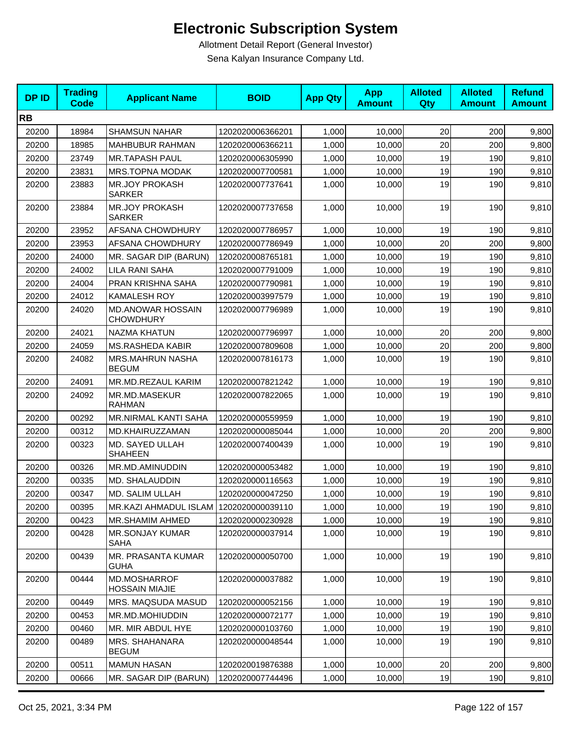# Electronic Subscription System

Allotment Detail Report (General Investor)

Sena Kalyan Insurance Company Ltd.

| DP ID | Trading Code | Applicant Name | BOID | App Qty | App Amount | Alloted Qty | Alloted Amount | Refund Amount |
|---|---|---|---|---|---|---|---|---|
| **RB** | | | | | | | | |
| 20200 | 18984 | SHAMSUN NAHAR | 1202020006366201 | 1,000 | 10,000 | 20 | 200 | 9,800 |
| 20200 | 18985 | MAHBUBUR RAHMAN | 1202020006366211 | 1,000 | 10,000 | 20 | 200 | 9,800 |
| 20200 | 23749 | MR.TAPASH PAUL | 1202020006305990 | 1,000 | 10,000 | 19 | 190 | 9,810 |
| 20200 | 23831 | MRS.TOPNA MODAK | 1202020007700581 | 1,000 | 10,000 | 19 | 190 | 9,810 |
| 20200 | 23883 | MR.JOY PROKASH SARKER | 1202020007737641 | 1,000 | 10,000 | 19 | 190 | 9,810 |
| 20200 | 23884 | MR.JOY PROKASH SARKER | 1202020007737658 | 1,000 | 10,000 | 19 | 190 | 9,810 |
| 20200 | 23952 | AFSANA CHOWDHURY | 1202020007786957 | 1,000 | 10,000 | 19 | 190 | 9,810 |
| 20200 | 23953 | AFSANA CHOWDHURY | 1202020007786949 | 1,000 | 10,000 | 20 | 200 | 9,800 |
| 20200 | 24000 | MR. SAGAR DIP (BARUN) | 1202020008765181 | 1,000 | 10,000 | 19 | 190 | 9,810 |
| 20200 | 24002 | LILA RANI SAHA | 1202020007791009 | 1,000 | 10,000 | 19 | 190 | 9,810 |
| 20200 | 24004 | PRAN KRISHNA SAHA | 1202020007790981 | 1,000 | 10,000 | 19 | 190 | 9,810 |
| 20200 | 24012 | KAMALESH ROY | 1202020003997579 | 1,000 | 10,000 | 19 | 190 | 9,810 |
| 20200 | 24020 | MD.ANOWAR HOSSAIN CHOWDHURY | 1202020007796989 | 1,000 | 10,000 | 19 | 190 | 9,810 |
| 20200 | 24021 | NAZMA KHATUN | 1202020007796997 | 1,000 | 10,000 | 20 | 200 | 9,800 |
| 20200 | 24059 | MS.RASHEDA KABIR | 1202020007809608 | 1,000 | 10,000 | 20 | 200 | 9,800 |
| 20200 | 24082 | MRS.MAHRUN NASHA BEGUM | 1202020007816173 | 1,000 | 10,000 | 19 | 190 | 9,810 |
| 20200 | 24091 | MR.MD.REZAUL KARIM | 1202020007821242 | 1,000 | 10,000 | 19 | 190 | 9,810 |
| 20200 | 24092 | MR.MD.MASEKUR RAHMAN | 1202020007822065 | 1,000 | 10,000 | 19 | 190 | 9,810 |
| 20200 | 00292 | MR.NIRMAL KANTI SAHA | 1202020000559959 | 1,000 | 10,000 | 19 | 190 | 9,810 |
| 20200 | 00312 | MD.KHAIRUZZAMAN | 1202020000085044 | 1,000 | 10,000 | 20 | 200 | 9,800 |
| 20200 | 00323 | MD. SAYED ULLAH SHAHEEN | 1202020007400439 | 1,000 | 10,000 | 19 | 190 | 9,810 |
| 20200 | 00326 | MR.MD.AMINUDDIN | 1202020000053482 | 1,000 | 10,000 | 19 | 190 | 9,810 |
| 20200 | 00335 | MD. SHALAUDDIN | 1202020000116563 | 1,000 | 10,000 | 19 | 190 | 9,810 |
| 20200 | 00347 | MD. SALIM ULLAH | 1202020000047250 | 1,000 | 10,000 | 19 | 190 | 9,810 |
| 20200 | 00395 | MR.KAZI AHMADUL ISLAM | 1202020000039110 | 1,000 | 10,000 | 19 | 190 | 9,810 |
| 20200 | 00423 | MR.SHAMIM AHMED | 1202020000230928 | 1,000 | 10,000 | 19 | 190 | 9,810 |
| 20200 | 00428 | MR.SONJAY KUMAR SAHA | 1202020000037914 | 1,000 | 10,000 | 19 | 190 | 9,810 |
| 20200 | 00439 | MR. PRASANTA KUMAR GUHA | 1202020000050700 | 1,000 | 10,000 | 19 | 190 | 9,810 |
| 20200 | 00444 | MD.MOSHARROF HOSSAIN MIAJIE | 1202020000037882 | 1,000 | 10,000 | 19 | 190 | 9,810 |
| 20200 | 00449 | MRS. MAQSUDA MASUD | 1202020000052156 | 1,000 | 10,000 | 19 | 190 | 9,810 |
| 20200 | 00453 | MR.MD.MOHIUDDIN | 1202020000072177 | 1,000 | 10,000 | 19 | 190 | 9,810 |
| 20200 | 00460 | MR. MIR ABDUL HYE | 1202020000103760 | 1,000 | 10,000 | 19 | 190 | 9,810 |
| 20200 | 00489 | MRS. SHAHANARA BEGUM | 1202020000048544 | 1,000 | 10,000 | 19 | 190 | 9,810 |
| 20200 | 00511 | MAMUN HASAN | 1202020019876388 | 1,000 | 10,000 | 20 | 200 | 9,800 |
| 20200 | 00666 | MR. SAGAR DIP (BARUN) | 1202020007744496 | 1,000 | 10,000 | 19 | 190 | 9,810 |

Oct 25, 2021, 3:34 PM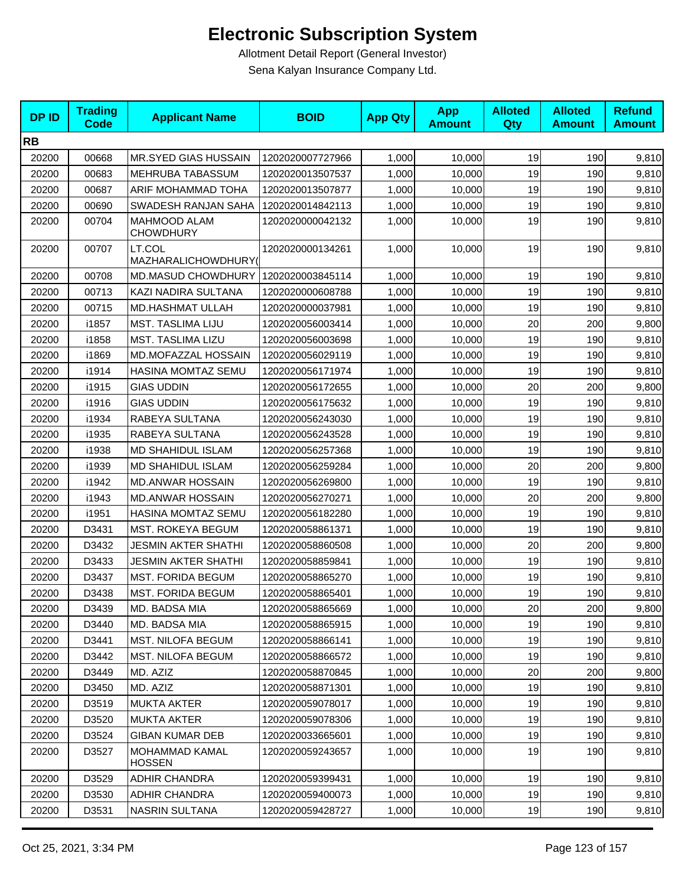# Electronic Subscription System

Allotment Detail Report (General Investor)

Sena Kalyan Insurance Company Ltd.

| DP ID | Trading Code | Applicant Name | BOID | App Qty | App Amount | Alloted Qty | Alloted Amount | Refund Amount |
|---|---|---|---|---|---|---|---|---|
| **RB** | | | | | | | | |
| 20200 | 00668 | MR.SYED GIAS HUSSAIN | 1202020007727966 | 1,000 | 10,000 | 19 | 190 | 9,810 |
| 20200 | 00683 | MEHRUBA TABASSUM | 1202020013507537 | 1,000 | 10,000 | 19 | 190 | 9,810 |
| 20200 | 00687 | ARIF MOHAMMAD TOHA | 1202020013507877 | 1,000 | 10,000 | 19 | 190 | 9,810 |
| 20200 | 00690 | SWADESH RANJAN SAHA | 1202020014842113 | 1,000 | 10,000 | 19 | 190 | 9,810 |
| 20200 | 00704 | MAHMOOD ALAM CHOWDHURY | 1202020000042132 | 1,000 | 10,000 | 19 | 190 | 9,810 |
| 20200 | 00707 | LT.COL MAZHARALICHOWDHURY( | 1202020000134261 | 1,000 | 10,000 | 19 | 190 | 9,810 |
| 20200 | 00708 | MD.MASUD CHOWDHURY | 1202020003845114 | 1,000 | 10,000 | 19 | 190 | 9,810 |
| 20200 | 00713 | KAZI NADIRA SULTANA | 1202020000608788 | 1,000 | 10,000 | 19 | 190 | 9,810 |
| 20200 | 00715 | MD.HASHMAT ULLAH | 1202020000037981 | 1,000 | 10,000 | 19 | 190 | 9,810 |
| 20200 | i1857 | MST. TASLIMA LIJU | 1202020056003414 | 1,000 | 10,000 | 20 | 200 | 9,800 |
| 20200 | i1858 | MST. TASLIMA LIZU | 1202020056003698 | 1,000 | 10,000 | 19 | 190 | 9,810 |
| 20200 | i1869 | MD.MOFAZZAL HOSSAIN | 1202020056029119 | 1,000 | 10,000 | 19 | 190 | 9,810 |
| 20200 | i1914 | HASINA MOMTAZ SEMU | 1202020056171974 | 1,000 | 10,000 | 19 | 190 | 9,810 |
| 20200 | i1915 | GIAS UDDIN | 1202020056172655 | 1,000 | 10,000 | 20 | 200 | 9,800 |
| 20200 | i1916 | GIAS UDDIN | 1202020056175632 | 1,000 | 10,000 | 19 | 190 | 9,810 |
| 20200 | i1934 | RABEYA SULTANA | 1202020056243030 | 1,000 | 10,000 | 19 | 190 | 9,810 |
| 20200 | i1935 | RABEYA SULTANA | 1202020056243528 | 1,000 | 10,000 | 19 | 190 | 9,810 |
| 20200 | i1938 | MD SHAHIDUL ISLAM | 1202020056257368 | 1,000 | 10,000 | 19 | 190 | 9,810 |
| 20200 | i1939 | MD SHAHIDUL ISLAM | 1202020056259284 | 1,000 | 10,000 | 20 | 200 | 9,800 |
| 20200 | i1942 | MD.ANWAR HOSSAIN | 1202020056269800 | 1,000 | 10,000 | 19 | 190 | 9,810 |
| 20200 | i1943 | MD.ANWAR HOSSAIN | 1202020056270271 | 1,000 | 10,000 | 20 | 200 | 9,800 |
| 20200 | i1951 | HASINA MOMTAZ SEMU | 1202020056182280 | 1,000 | 10,000 | 19 | 190 | 9,810 |
| 20200 | D3431 | MST. ROKEYA BEGUM | 1202020058861371 | 1,000 | 10,000 | 19 | 190 | 9,810 |
| 20200 | D3432 | JESMIN AKTER SHATHI | 1202020058860508 | 1,000 | 10,000 | 20 | 200 | 9,800 |
| 20200 | D3433 | JESMIN AKTER SHATHI | 1202020058859841 | 1,000 | 10,000 | 19 | 190 | 9,810 |
| 20200 | D3437 | MST. FORIDA BEGUM | 1202020058865270 | 1,000 | 10,000 | 19 | 190 | 9,810 |
| 20200 | D3438 | MST. FORIDA BEGUM | 1202020058865401 | 1,000 | 10,000 | 19 | 190 | 9,810 |
| 20200 | D3439 | MD. BADSA MIA | 1202020058865669 | 1,000 | 10,000 | 20 | 200 | 9,800 |
| 20200 | D3440 | MD. BADSA MIA | 1202020058865915 | 1,000 | 10,000 | 19 | 190 | 9,810 |
| 20200 | D3441 | MST. NILOFA BEGUM | 1202020058866141 | 1,000 | 10,000 | 19 | 190 | 9,810 |
| 20200 | D3442 | MST. NILOFA BEGUM | 1202020058866572 | 1,000 | 10,000 | 19 | 190 | 9,810 |
| 20200 | D3449 | MD. AZIZ | 1202020058870845 | 1,000 | 10,000 | 20 | 200 | 9,800 |
| 20200 | D3450 | MD. AZIZ | 1202020058871301 | 1,000 | 10,000 | 19 | 190 | 9,810 |
| 20200 | D3519 | MUKTA AKTER | 1202020059078017 | 1,000 | 10,000 | 19 | 190 | 9,810 |
| 20200 | D3520 | MUKTA AKTER | 1202020059078306 | 1,000 | 10,000 | 19 | 190 | 9,810 |
| 20200 | D3524 | GIBAN KUMAR DEB | 1202020033665601 | 1,000 | 10,000 | 19 | 190 | 9,810 |
| 20200 | D3527 | MOHAMMAD KAMAL HOSSEN | 1202020059243657 | 1,000 | 10,000 | 19 | 190 | 9,810 |
| 20200 | D3529 | ADHIR CHANDRA | 1202020059399431 | 1,000 | 10,000 | 19 | 190 | 9,810 |
| 20200 | D3530 | ADHIR CHANDRA | 1202020059400073 | 1,000 | 10,000 | 19 | 190 | 9,810 |
| 20200 | D3531 | NASRIN SULTANA | 1202020059428727 | 1,000 | 10,000 | 19 | 190 | 9,810 |

Oct 25, 2021, 3:34 PM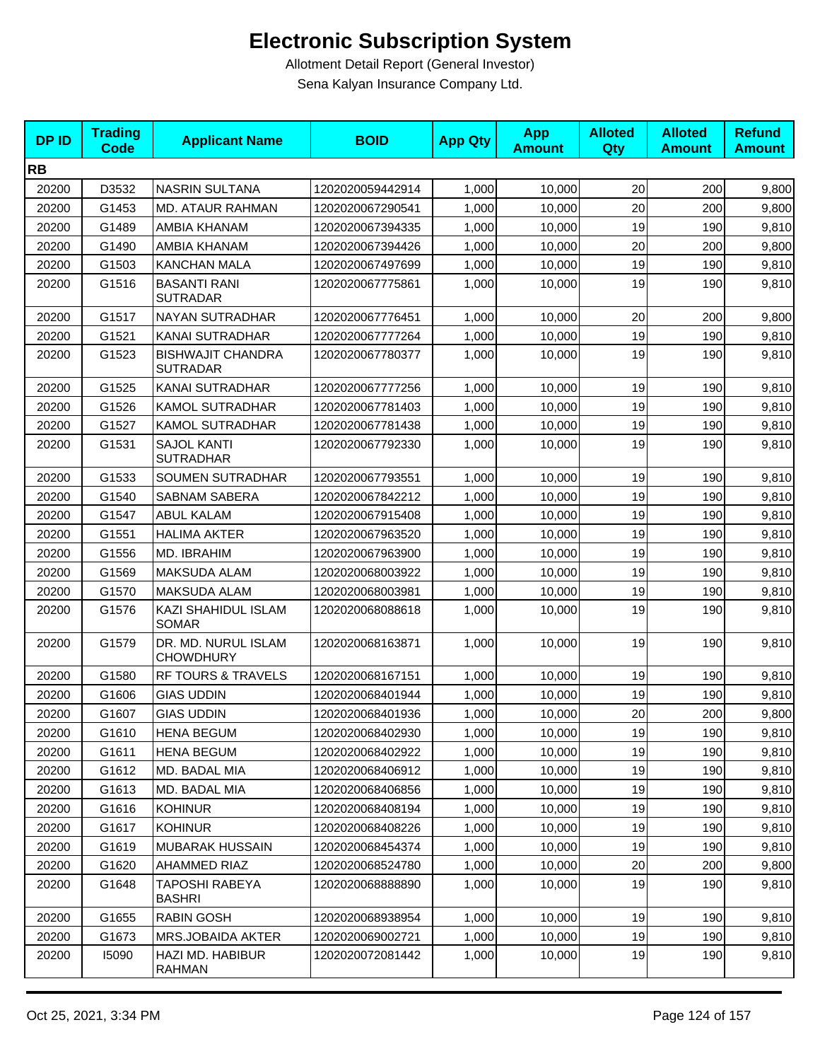# Electronic Subscription System

Allotment Detail Report (General Investor)

Sena Kalyan Insurance Company Ltd.

| DP ID | Trading Code | Applicant Name | BOID | App Qty | App Amount | Alloted Qty | Alloted Amount | Refund Amount |
|---|---|---|---|---|---|---|---|---|
| **RB** | | | | | | | | |
| 20200 | D3532 | NASRIN SULTANA | 1202020059442914 | 1,000 | 10,000 | 20 | 200 | 9,800 |
| 20200 | G1453 | MD. ATAUR RAHMAN | 1202020067290541 | 1,000 | 10,000 | 20 | 200 | 9,800 |
| 20200 | G1489 | AMBIA KHANAM | 1202020067394335 | 1,000 | 10,000 | 19 | 190 | 9,810 |
| 20200 | G1490 | AMBIA KHANAM | 1202020067394426 | 1,000 | 10,000 | 20 | 200 | 9,800 |
| 20200 | G1503 | KANCHAN MALA | 1202020067497699 | 1,000 | 10,000 | 19 | 190 | 9,810 |
| 20200 | G1516 | BASANTI RANI SUTRADAR | 1202020067775861 | 1,000 | 10,000 | 19 | 190 | 9,810 |
| 20200 | G1517 | NAYAN SUTRADHAR | 1202020067776451 | 1,000 | 10,000 | 20 | 200 | 9,800 |
| 20200 | G1521 | KANAI SUTRADHAR | 1202020067777264 | 1,000 | 10,000 | 19 | 190 | 9,810 |
| 20200 | G1523 | BISHWAJIT CHANDRA SUTRADAR | 1202020067780377 | 1,000 | 10,000 | 19 | 190 | 9,810 |
| 20200 | G1525 | KANAI SUTRADHAR | 1202020067777256 | 1,000 | 10,000 | 19 | 190 | 9,810 |
| 20200 | G1526 | KAMOL SUTRADHAR | 1202020067781403 | 1,000 | 10,000 | 19 | 190 | 9,810 |
| 20200 | G1527 | KAMOL SUTRADHAR | 1202020067781438 | 1,000 | 10,000 | 19 | 190 | 9,810 |
| 20200 | G1531 | SAJOL KANTI SUTRADHAR | 1202020067792330 | 1,000 | 10,000 | 19 | 190 | 9,810 |
| 20200 | G1533 | SOUMEN SUTRADHAR | 1202020067793551 | 1,000 | 10,000 | 19 | 190 | 9,810 |
| 20200 | G1540 | SABNAM SABERA | 1202020067842212 | 1,000 | 10,000 | 19 | 190 | 9,810 |
| 20200 | G1547 | ABUL KALAM | 1202020067915408 | 1,000 | 10,000 | 19 | 190 | 9,810 |
| 20200 | G1551 | HALIMA AKTER | 1202020067963520 | 1,000 | 10,000 | 19 | 190 | 9,810 |
| 20200 | G1556 | MD. IBRAHIM | 1202020067963900 | 1,000 | 10,000 | 19 | 190 | 9,810 |
| 20200 | G1569 | MAKSUDA ALAM | 1202020068003922 | 1,000 | 10,000 | 19 | 190 | 9,810 |
| 20200 | G1570 | MAKSUDA ALAM | 1202020068003981 | 1,000 | 10,000 | 19 | 190 | 9,810 |
| 20200 | G1576 | KAZI SHAHIDUL ISLAM SOMAR | 1202020068088618 | 1,000 | 10,000 | 19 | 190 | 9,810 |
| 20200 | G1579 | DR. MD. NURUL ISLAM CHOWDHURY | 1202020068163871 | 1,000 | 10,000 | 19 | 190 | 9,810 |
| 20200 | G1580 | RF TOURS & TRAVELS | 1202020068167151 | 1,000 | 10,000 | 19 | 190 | 9,810 |
| 20200 | G1606 | GIAS UDDIN | 1202020068401944 | 1,000 | 10,000 | 19 | 190 | 9,810 |
| 20200 | G1607 | GIAS UDDIN | 1202020068401936 | 1,000 | 10,000 | 20 | 200 | 9,800 |
| 20200 | G1610 | HENA BEGUM | 1202020068402930 | 1,000 | 10,000 | 19 | 190 | 9,810 |
| 20200 | G1611 | HENA BEGUM | 1202020068402922 | 1,000 | 10,000 | 19 | 190 | 9,810 |
| 20200 | G1612 | MD. BADAL MIA | 1202020068406912 | 1,000 | 10,000 | 19 | 190 | 9,810 |
| 20200 | G1613 | MD. BADAL MIA | 1202020068406856 | 1,000 | 10,000 | 19 | 190 | 9,810 |
| 20200 | G1616 | KOHINUR | 1202020068408194 | 1,000 | 10,000 | 19 | 190 | 9,810 |
| 20200 | G1617 | KOHINUR | 1202020068408226 | 1,000 | 10,000 | 19 | 190 | 9,810 |
| 20200 | G1619 | MUBARAK HUSSAIN | 1202020068454374 | 1,000 | 10,000 | 19 | 190 | 9,810 |
| 20200 | G1620 | AHAMMED RIAZ | 1202020068524780 | 1,000 | 10,000 | 20 | 200 | 9,800 |
| 20200 | G1648 | TAPOSHI RABEYA BASHRI | 1202020068888890 | 1,000 | 10,000 | 19 | 190 | 9,810 |
| 20200 | G1655 | RABIN GOSH | 1202020068938954 | 1,000 | 10,000 | 19 | 190 | 9,810 |
| 20200 | G1673 | MRS.JOBAIDA AKTER | 1202020069002721 | 1,000 | 10,000 | 19 | 190 | 9,810 |
| 20200 | I5090 | HAZI MD. HABIBUR RAHMAN | 1202020072081442 | 1,000 | 10,000 | 19 | 190 | 9,810 |

Oct 25, 2021, 3:34 PM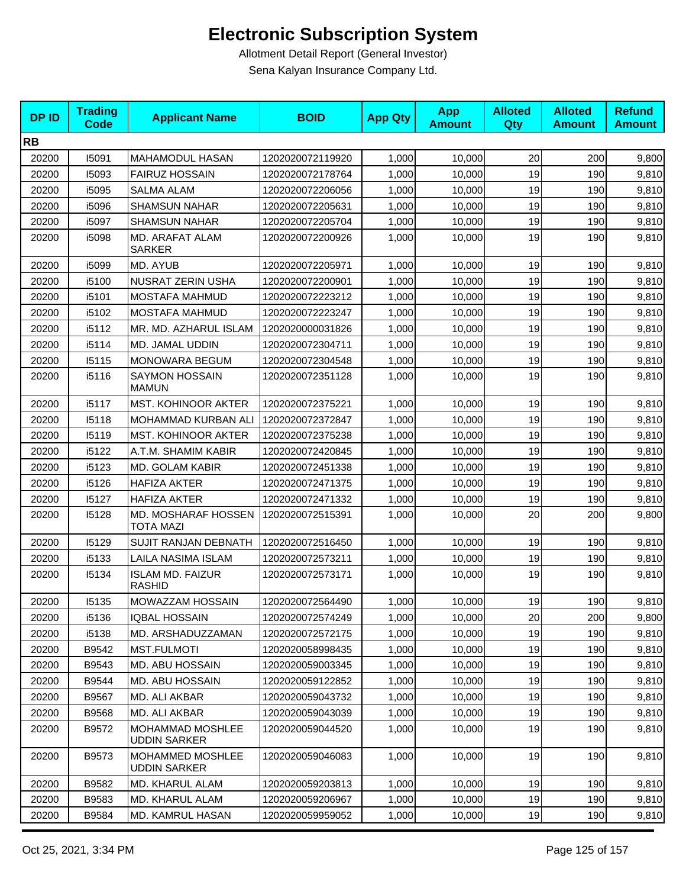# Electronic Subscription System

Allotment Detail Report (General Investor)

Sena Kalyan Insurance Company Ltd.

| DP ID | Trading Code | Applicant Name | BOID | App Qty | App Amount | Alloted Qty | Alloted Amount | Refund Amount |
|---|---|---|---|---|---|---|---|---|
| **RB** | | | | | | | | |
| 20200 | I5091 | MAHAMODUL HASAN | 1202020072119920 | 1,000 | 10,000 | 20 | 200 | 9,800 |
| 20200 | I5093 | FAIRUZ HOSSAIN | 1202020072178764 | 1,000 | 10,000 | 19 | 190 | 9,810 |
| 20200 | i5095 | SALMA ALAM | 1202020072206056 | 1,000 | 10,000 | 19 | 190 | 9,810 |
| 20200 | i5096 | SHAMSUN NAHAR | 1202020072205631 | 1,000 | 10,000 | 19 | 190 | 9,810 |
| 20200 | i5097 | SHAMSUN NAHAR | 1202020072205704 | 1,000 | 10,000 | 19 | 190 | 9,810 |
| 20200 | i5098 | MD. ARAFAT ALAM SARKER | 1202020072200926 | 1,000 | 10,000 | 19 | 190 | 9,810 |
| 20200 | i5099 | MD. AYUB | 1202020072205971 | 1,000 | 10,000 | 19 | 190 | 9,810 |
| 20200 | i5100 | NUSRAT ZERIN USHA | 1202020072200901 | 1,000 | 10,000 | 19 | 190 | 9,810 |
| 20200 | i5101 | MOSTAFA MAHMUD | 1202020072223212 | 1,000 | 10,000 | 19 | 190 | 9,810 |
| 20200 | i5102 | MOSTAFA MAHMUD | 1202020072223247 | 1,000 | 10,000 | 19 | 190 | 9,810 |
| 20200 | i5112 | MR. MD. AZHARUL ISLAM | 1202020000031826 | 1,000 | 10,000 | 19 | 190 | 9,810 |
| 20200 | i5114 | MD. JAMAL UDDIN | 1202020072304711 | 1,000 | 10,000 | 19 | 190 | 9,810 |
| 20200 | I5115 | MONOWARA BEGUM | 1202020072304548 | 1,000 | 10,000 | 19 | 190 | 9,810 |
| 20200 | i5116 | SAYMON HOSSAIN MAMUN | 1202020072351128 | 1,000 | 10,000 | 19 | 190 | 9,810 |
| 20200 | i5117 | MST. KOHINOOR AKTER | 1202020072375221 | 1,000 | 10,000 | 19 | 190 | 9,810 |
| 20200 | I5118 | MOHAMMAD KURBAN ALI | 1202020072372847 | 1,000 | 10,000 | 19 | 190 | 9,810 |
| 20200 | I5119 | MST. KOHINOOR AKTER | 1202020072375238 | 1,000 | 10,000 | 19 | 190 | 9,810 |
| 20200 | i5122 | A.T.M. SHAMIM KABIR | 1202020072420845 | 1,000 | 10,000 | 19 | 190 | 9,810 |
| 20200 | i5123 | MD. GOLAM KABIR | 1202020072451338 | 1,000 | 10,000 | 19 | 190 | 9,810 |
| 20200 | i5126 | HAFIZA AKTER | 1202020072471375 | 1,000 | 10,000 | 19 | 190 | 9,810 |
| 20200 | I5127 | HAFIZA AKTER | 1202020072471332 | 1,000 | 10,000 | 19 | 190 | 9,810 |
| 20200 | I5128 | MD. MOSHARAF HOSSEN TOTA MAZI | 1202020072515391 | 1,000 | 10,000 | 20 | 200 | 9,800 |
| 20200 | I5129 | SUJIT RANJAN DEBNATH | 1202020072516450 | 1,000 | 10,000 | 19 | 190 | 9,810 |
| 20200 | i5133 | LAILA NASIMA ISLAM | 1202020072573211 | 1,000 | 10,000 | 19 | 190 | 9,810 |
| 20200 | I5134 | ISLAM MD. FAIZUR RASHID | 1202020072573171 | 1,000 | 10,000 | 19 | 190 | 9,810 |
| 20200 | I5135 | MOWAZZAM HOSSAIN | 1202020072564490 | 1,000 | 10,000 | 19 | 190 | 9,810 |
| 20200 | i5136 | IQBAL HOSSAIN | 1202020072574249 | 1,000 | 10,000 | 20 | 200 | 9,800 |
| 20200 | i5138 | MD. ARSHADUZZAMAN | 1202020072572175 | 1,000 | 10,000 | 19 | 190 | 9,810 |
| 20200 | B9542 | MST.FULMOTI | 1202020058998435 | 1,000 | 10,000 | 19 | 190 | 9,810 |
| 20200 | B9543 | MD. ABU HOSSAIN | 1202020059003345 | 1,000 | 10,000 | 19 | 190 | 9,810 |
| 20200 | B9544 | MD. ABU HOSSAIN | 1202020059122852 | 1,000 | 10,000 | 19 | 190 | 9,810 |
| 20200 | B9567 | MD. ALI AKBAR | 1202020059043732 | 1,000 | 10,000 | 19 | 190 | 9,810 |
| 20200 | B9568 | MD. ALI AKBAR | 1202020059043039 | 1,000 | 10,000 | 19 | 190 | 9,810 |
| 20200 | B9572 | MOHAMMAD MOSHLEE UDDIN SARKER | 1202020059044520 | 1,000 | 10,000 | 19 | 190 | 9,810 |
| 20200 | B9573 | MOHAMMED MOSHLEE UDDIN SARKER | 1202020059046083 | 1,000 | 10,000 | 19 | 190 | 9,810 |
| 20200 | B9582 | MD. KHARUL ALAM | 1202020059203813 | 1,000 | 10,000 | 19 | 190 | 9,810 |
| 20200 | B9583 | MD. KHARUL ALAM | 1202020059206967 | 1,000 | 10,000 | 19 | 190 | 9,810 |
| 20200 | B9584 | MD. KAMRUL HASAN | 1202020059959052 | 1,000 | 10,000 | 19 | 190 | 9,810 |

Oct 25, 2021, 3:34 PM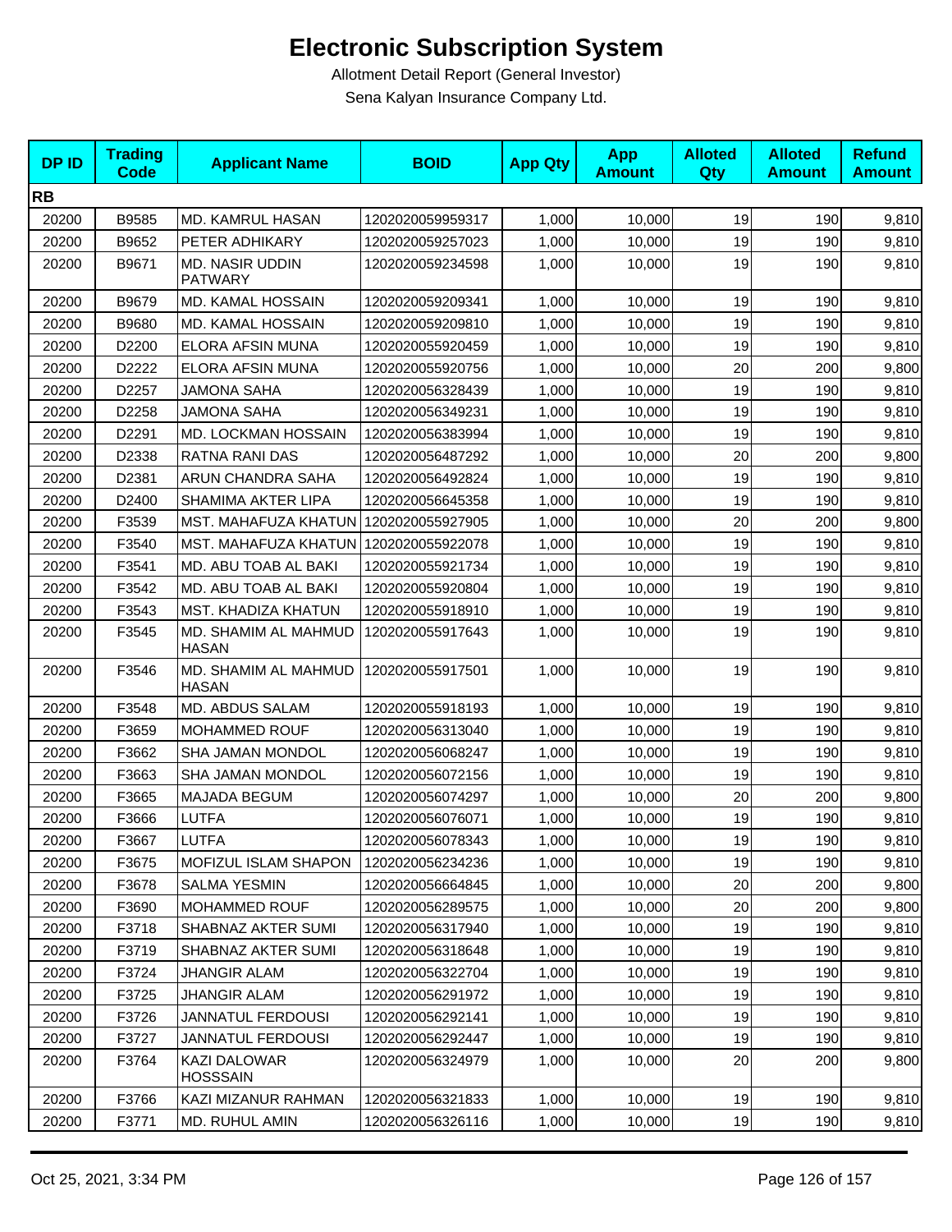# Electronic Subscription System

Allotment Detail Report (General Investor)

Sena Kalyan Insurance Company Ltd.

| DP ID | Trading Code | Applicant Name | BOID | App Qty | App Amount | Alloted Qty | Alloted Amount | Refund Amount |
|---|---|---|---|---|---|---|---|---|
| **RB** | | | | | | | | |
| 20200 | B9585 | MD. KAMRUL HASAN | 1202020059959317 | 1,000 | 10,000 | 19 | 190 | 9,810 |
| 20200 | B9652 | PETER ADHIKARY | 1202020059257023 | 1,000 | 10,000 | 19 | 190 | 9,810 |
| 20200 | B9671 | MD. NASIR UDDIN PATWARY | 1202020059234598 | 1,000 | 10,000 | 19 | 190 | 9,810 |
| 20200 | B9679 | MD. KAMAL HOSSAIN | 1202020059209341 | 1,000 | 10,000 | 19 | 190 | 9,810 |
| 20200 | B9680 | MD. KAMAL HOSSAIN | 1202020059209810 | 1,000 | 10,000 | 19 | 190 | 9,810 |
| 20200 | D2200 | ELORA AFSIN MUNA | 1202020055920459 | 1,000 | 10,000 | 19 | 190 | 9,810 |
| 20200 | D2222 | ELORA AFSIN MUNA | 1202020055920756 | 1,000 | 10,000 | 20 | 200 | 9,800 |
| 20200 | D2257 | JAMONA SAHA | 1202020056328439 | 1,000 | 10,000 | 19 | 190 | 9,810 |
| 20200 | D2258 | JAMONA SAHA | 1202020056349231 | 1,000 | 10,000 | 19 | 190 | 9,810 |
| 20200 | D2291 | MD. LOCKMAN HOSSAIN | 1202020056383994 | 1,000 | 10,000 | 19 | 190 | 9,810 |
| 20200 | D2338 | RATNA RANI DAS | 1202020056487292 | 1,000 | 10,000 | 20 | 200 | 9,800 |
| 20200 | D2381 | ARUN CHANDRA SAHA | 1202020056492824 | 1,000 | 10,000 | 19 | 190 | 9,810 |
| 20200 | D2400 | SHAMIMA AKTER LIPA | 1202020056645358 | 1,000 | 10,000 | 19 | 190 | 9,810 |
| 20200 | F3539 | MST. MAHAFUZA KHATUN | 1202020055927905 | 1,000 | 10,000 | 20 | 200 | 9,800 |
| 20200 | F3540 | MST. MAHAFUZA KHATUN | 1202020055922078 | 1,000 | 10,000 | 19 | 190 | 9,810 |
| 20200 | F3541 | MD. ABU TOAB AL BAKI | 1202020055921734 | 1,000 | 10,000 | 19 | 190 | 9,810 |
| 20200 | F3542 | MD. ABU TOAB AL BAKI | 1202020055920804 | 1,000 | 10,000 | 19 | 190 | 9,810 |
| 20200 | F3543 | MST. KHADIZA KHATUN | 1202020055918910 | 1,000 | 10,000 | 19 | 190 | 9,810 |
| 20200 | F3545 | MD. SHAMIM AL MAHMUD HASAN | 1202020055917643 | 1,000 | 10,000 | 19 | 190 | 9,810 |
| 20200 | F3546 | MD. SHAMIM AL MAHMUD HASAN | 1202020055917501 | 1,000 | 10,000 | 19 | 190 | 9,810 |
| 20200 | F3548 | MD. ABDUS SALAM | 1202020055918193 | 1,000 | 10,000 | 19 | 190 | 9,810 |
| 20200 | F3659 | MOHAMMED ROUF | 1202020056313040 | 1,000 | 10,000 | 19 | 190 | 9,810 |
| 20200 | F3662 | SHA JAMAN MONDOL | 1202020056068247 | 1,000 | 10,000 | 19 | 190 | 9,810 |
| 20200 | F3663 | SHA JAMAN MONDOL | 1202020056072156 | 1,000 | 10,000 | 19 | 190 | 9,810 |
| 20200 | F3665 | MAJADA BEGUM | 1202020056074297 | 1,000 | 10,000 | 20 | 200 | 9,800 |
| 20200 | F3666 | LUTFA | 1202020056076071 | 1,000 | 10,000 | 19 | 190 | 9,810 |
| 20200 | F3667 | LUTFA | 1202020056078343 | 1,000 | 10,000 | 19 | 190 | 9,810 |
| 20200 | F3675 | MOFIZUL ISLAM SHAPON | 1202020056234236 | 1,000 | 10,000 | 19 | 190 | 9,810 |
| 20200 | F3678 | SALMA YESMIN | 1202020056664845 | 1,000 | 10,000 | 20 | 200 | 9,800 |
| 20200 | F3690 | MOHAMMED ROUF | 1202020056289575 | 1,000 | 10,000 | 20 | 200 | 9,800 |
| 20200 | F3718 | SHABNAZ AKTER SUMI | 1202020056317940 | 1,000 | 10,000 | 19 | 190 | 9,810 |
| 20200 | F3719 | SHABNAZ AKTER SUMI | 1202020056318648 | 1,000 | 10,000 | 19 | 190 | 9,810 |
| 20200 | F3724 | JHANGIR ALAM | 1202020056322704 | 1,000 | 10,000 | 19 | 190 | 9,810 |
| 20200 | F3725 | JHANGIR ALAM | 1202020056291972 | 1,000 | 10,000 | 19 | 190 | 9,810 |
| 20200 | F3726 | JANNATUL FERDOUSI | 1202020056292141 | 1,000 | 10,000 | 19 | 190 | 9,810 |
| 20200 | F3727 | JANNATUL FERDOUSI | 1202020056292447 | 1,000 | 10,000 | 19 | 190 | 9,810 |
| 20200 | F3764 | KAZI DALOWAR HOSSSAIN | 1202020056324979 | 1,000 | 10,000 | 20 | 200 | 9,800 |
| 20200 | F3766 | KAZI MIZANUR RAHMAN | 1202020056321833 | 1,000 | 10,000 | 19 | 190 | 9,810 |
| 20200 | F3771 | MD. RUHUL AMIN | 1202020056326116 | 1,000 | 10,000 | 19 | 190 | 9,810 |

Oct 25, 2021, 3:34 PM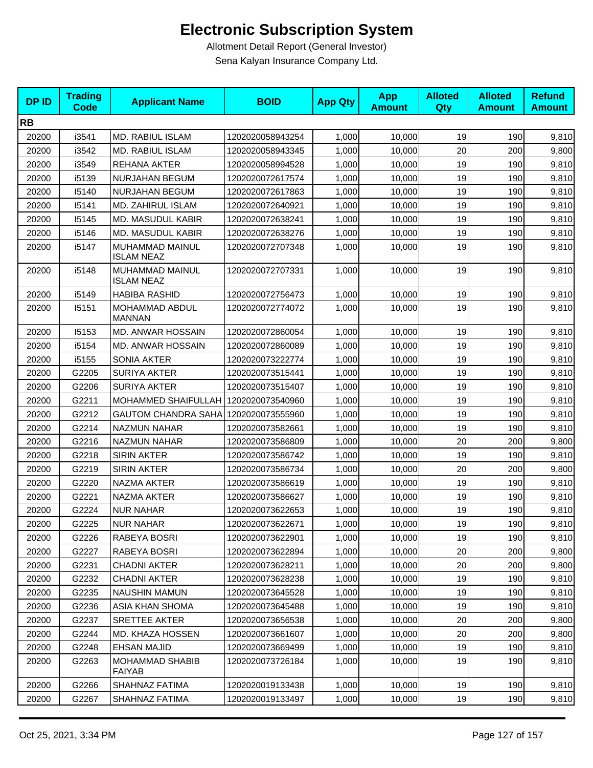# Electronic Subscription System

Allotment Detail Report (General Investor)

Sena Kalyan Insurance Company Ltd.

| DP ID | Trading Code | Applicant Name | BOID | App Qty | App Amount | Alloted Qty | Alloted Amount | Refund Amount |
|---|---|---|---|---|---|---|---|---|
| **RB** | | | | | | | | |
| 20200 | i3541 | MD. RABIUL ISLAM | 1202020058943254 | 1,000 | 10,000 | 19 | 190 | 9,810 |
| 20200 | i3542 | MD. RABIUL ISLAM | 1202020058943345 | 1,000 | 10,000 | 20 | 200 | 9,800 |
| 20200 | i3549 | REHANA AKTER | 1202020058994528 | 1,000 | 10,000 | 19 | 190 | 9,810 |
| 20200 | i5139 | NURJAHAN BEGUM | 1202020072617574 | 1,000 | 10,000 | 19 | 190 | 9,810 |
| 20200 | I5140 | NURJAHAN BEGUM | 1202020072617863 | 1,000 | 10,000 | 19 | 190 | 9,810 |
| 20200 | I5141 | MD. ZAHIRUL ISLAM | 1202020072640921 | 1,000 | 10,000 | 19 | 190 | 9,810 |
| 20200 | I5145 | MD. MASUDUL KABIR | 1202020072638241 | 1,000 | 10,000 | 19 | 190 | 9,810 |
| 20200 | i5146 | MD. MASUDUL KABIR | 1202020072638276 | 1,000 | 10,000 | 19 | 190 | 9,810 |
| 20200 | i5147 | MUHAMMAD MAINUL ISLAM NEAZ | 1202020072707348 | 1,000 | 10,000 | 19 | 190 | 9,810 |
| 20200 | i5148 | MUHAMMAD MAINUL ISLAM NEAZ | 1202020072707331 | 1,000 | 10,000 | 19 | 190 | 9,810 |
| 20200 | i5149 | HABIBA RASHID | 1202020072756473 | 1,000 | 10,000 | 19 | 190 | 9,810 |
| 20200 | I5151 | MOHAMMAD ABDUL MANNAN | 1202020072774072 | 1,000 | 10,000 | 19 | 190 | 9,810 |
| 20200 | I5153 | MD. ANWAR HOSSAIN | 1202020072860054 | 1,000 | 10,000 | 19 | 190 | 9,810 |
| 20200 | i5154 | MD. ANWAR HOSSAIN | 1202020072860089 | 1,000 | 10,000 | 19 | 190 | 9,810 |
| 20200 | i5155 | SONIA AKTER | 1202020073222774 | 1,000 | 10,000 | 19 | 190 | 9,810 |
| 20200 | G2205 | SURIYA AKTER | 1202020073515441 | 1,000 | 10,000 | 19 | 190 | 9,810 |
| 20200 | G2206 | SURIYA AKTER | 1202020073515407 | 1,000 | 10,000 | 19 | 190 | 9,810 |
| 20200 | G2211 | MOHAMMED SHAIFULLAH | 1202020073540960 | 1,000 | 10,000 | 19 | 190 | 9,810 |
| 20200 | G2212 | GAUTOM CHANDRA SAHA | 1202020073555960 | 1,000 | 10,000 | 19 | 190 | 9,810 |
| 20200 | G2214 | NAZMUN NAHAR | 1202020073582661 | 1,000 | 10,000 | 19 | 190 | 9,810 |
| 20200 | G2216 | NAZMUN NAHAR | 1202020073586809 | 1,000 | 10,000 | 20 | 200 | 9,800 |
| 20200 | G2218 | SIRIN AKTER | 1202020073586742 | 1,000 | 10,000 | 19 | 190 | 9,810 |
| 20200 | G2219 | SIRIN AKTER | 1202020073586734 | 1,000 | 10,000 | 20 | 200 | 9,800 |
| 20200 | G2220 | NAZMA AKTER | 1202020073586619 | 1,000 | 10,000 | 19 | 190 | 9,810 |
| 20200 | G2221 | NAZMA AKTER | 1202020073586627 | 1,000 | 10,000 | 19 | 190 | 9,810 |
| 20200 | G2224 | NUR NAHAR | 1202020073622653 | 1,000 | 10,000 | 19 | 190 | 9,810 |
| 20200 | G2225 | NUR NAHAR | 1202020073622671 | 1,000 | 10,000 | 19 | 190 | 9,810 |
| 20200 | G2226 | RABEYA BOSRI | 1202020073622901 | 1,000 | 10,000 | 19 | 190 | 9,810 |
| 20200 | G2227 | RABEYA BOSRI | 1202020073622894 | 1,000 | 10,000 | 20 | 200 | 9,800 |
| 20200 | G2231 | CHADNI AKTER | 1202020073628211 | 1,000 | 10,000 | 20 | 200 | 9,800 |
| 20200 | G2232 | CHADNI AKTER | 1202020073628238 | 1,000 | 10,000 | 19 | 190 | 9,810 |
| 20200 | G2235 | NAUSHIN MAMUN | 1202020073645528 | 1,000 | 10,000 | 19 | 190 | 9,810 |
| 20200 | G2236 | ASIA KHAN SHOMA | 1202020073645488 | 1,000 | 10,000 | 19 | 190 | 9,810 |
| 20200 | G2237 | SRETTEE AKTER | 1202020073656538 | 1,000 | 10,000 | 20 | 200 | 9,800 |
| 20200 | G2244 | MD. KHAZA HOSSEN | 1202020073661607 | 1,000 | 10,000 | 20 | 200 | 9,800 |
| 20200 | G2248 | EHSAN MAJID | 1202020073669499 | 1,000 | 10,000 | 19 | 190 | 9,810 |
| 20200 | G2263 | MOHAMMAD SHABIB FAIYAB | 1202020073726184 | 1,000 | 10,000 | 19 | 190 | 9,810 |
| 20200 | G2266 | SHAHNAZ FATIMA | 1202020019133438 | 1,000 | 10,000 | 19 | 190 | 9,810 |
| 20200 | G2267 | SHAHNAZ FATIMA | 1202020019133497 | 1,000 | 10,000 | 19 | 190 | 9,810 |

Oct 25, 2021, 3:34 PM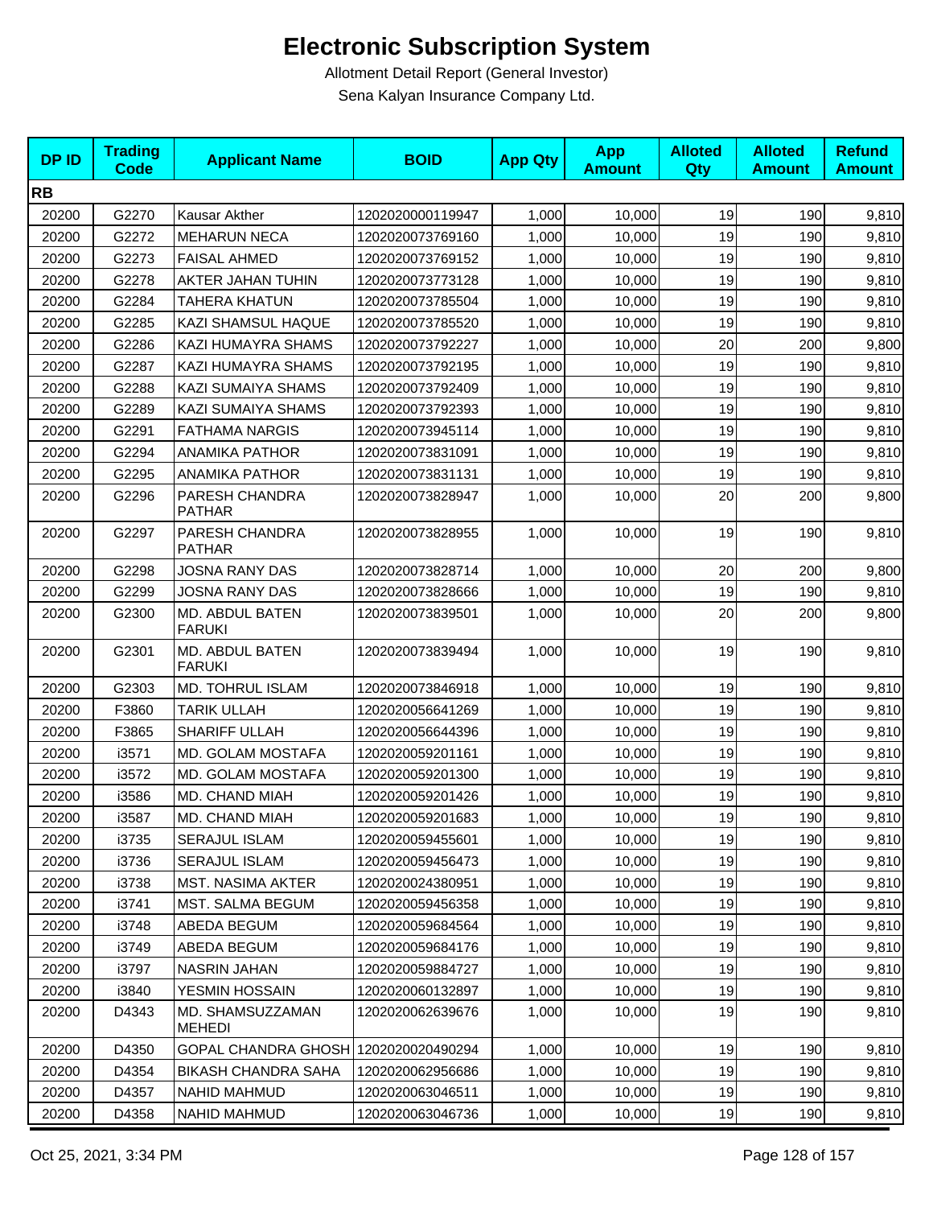# Electronic Subscription System

Allotment Detail Report (General Investor)

Sena Kalyan Insurance Company Ltd.

| DP ID | Trading Code | Applicant Name | BOID | App Qty | App Amount | Alloted Qty | Alloted Amount | Refund Amount |
|---|---|---|---|---|---|---|---|---|
| **RB** | | | | | | | | |
| 20200 | G2270 | Kausar Akther | 1202020000119947 | 1,000 | 10,000 | 19 | 190 | 9,810 |
| 20200 | G2272 | MEHARUN NECA | 1202020073769160 | 1,000 | 10,000 | 19 | 190 | 9,810 |
| 20200 | G2273 | FAISAL AHMED | 1202020073769152 | 1,000 | 10,000 | 19 | 190 | 9,810 |
| 20200 | G2278 | AKTER JAHAN TUHIN | 1202020073773128 | 1,000 | 10,000 | 19 | 190 | 9,810 |
| 20200 | G2284 | TAHERA KHATUN | 1202020073785504 | 1,000 | 10,000 | 19 | 190 | 9,810 |
| 20200 | G2285 | KAZI SHAMSUL HAQUE | 1202020073785520 | 1,000 | 10,000 | 19 | 190 | 9,810 |
| 20200 | G2286 | KAZI HUMAYRA SHAMS | 1202020073792227 | 1,000 | 10,000 | 20 | 200 | 9,800 |
| 20200 | G2287 | KAZI HUMAYRA SHAMS | 1202020073792195 | 1,000 | 10,000 | 19 | 190 | 9,810 |
| 20200 | G2288 | KAZI SUMAIYA SHAMS | 1202020073792409 | 1,000 | 10,000 | 19 | 190 | 9,810 |
| 20200 | G2289 | KAZI SUMAIYA SHAMS | 1202020073792393 | 1,000 | 10,000 | 19 | 190 | 9,810 |
| 20200 | G2291 | FATHAMA NARGIS | 1202020073945114 | 1,000 | 10,000 | 19 | 190 | 9,810 |
| 20200 | G2294 | ANAMIKA PATHOR | 1202020073831091 | 1,000 | 10,000 | 19 | 190 | 9,810 |
| 20200 | G2295 | ANAMIKA PATHOR | 1202020073831131 | 1,000 | 10,000 | 19 | 190 | 9,810 |
| 20200 | G2296 | PARESH CHANDRA PATHAR | 1202020073828947 | 1,000 | 10,000 | 20 | 200 | 9,800 |
| 20200 | G2297 | PARESH CHANDRA PATHAR | 1202020073828955 | 1,000 | 10,000 | 19 | 190 | 9,810 |
| 20200 | G2298 | JOSNA RANY DAS | 1202020073828714 | 1,000 | 10,000 | 20 | 200 | 9,800 |
| 20200 | G2299 | JOSNA RANY DAS | 1202020073828666 | 1,000 | 10,000 | 19 | 190 | 9,810 |
| 20200 | G2300 | MD. ABDUL BATEN FARUKI | 1202020073839501 | 1,000 | 10,000 | 20 | 200 | 9,800 |
| 20200 | G2301 | MD. ABDUL BATEN FARUKI | 1202020073839494 | 1,000 | 10,000 | 19 | 190 | 9,810 |
| 20200 | G2303 | MD. TOHRUL ISLAM | 1202020073846918 | 1,000 | 10,000 | 19 | 190 | 9,810 |
| 20200 | F3860 | TARIK ULLAH | 1202020056641269 | 1,000 | 10,000 | 19 | 190 | 9,810 |
| 20200 | F3865 | SHARIFF ULLAH | 1202020056644396 | 1,000 | 10,000 | 19 | 190 | 9,810 |
| 20200 | i3571 | MD. GOLAM MOSTAFA | 1202020059201161 | 1,000 | 10,000 | 19 | 190 | 9,810 |
| 20200 | i3572 | MD. GOLAM MOSTAFA | 1202020059201300 | 1,000 | 10,000 | 19 | 190 | 9,810 |
| 20200 | i3586 | MD. CHAND MIAH | 1202020059201426 | 1,000 | 10,000 | 19 | 190 | 9,810 |
| 20200 | i3587 | MD. CHAND MIAH | 1202020059201683 | 1,000 | 10,000 | 19 | 190 | 9,810 |
| 20200 | i3735 | SERAJUL ISLAM | 1202020059455601 | 1,000 | 10,000 | 19 | 190 | 9,810 |
| 20200 | i3736 | SERAJUL ISLAM | 1202020059456473 | 1,000 | 10,000 | 19 | 190 | 9,810 |
| 20200 | i3738 | MST. NASIMA AKTER | 1202020024380951 | 1,000 | 10,000 | 19 | 190 | 9,810 |
| 20200 | i3741 | MST. SALMA BEGUM | 1202020059456358 | 1,000 | 10,000 | 19 | 190 | 9,810 |
| 20200 | i3748 | ABEDA BEGUM | 1202020059684564 | 1,000 | 10,000 | 19 | 190 | 9,810 |
| 20200 | i3749 | ABEDA BEGUM | 1202020059684176 | 1,000 | 10,000 | 19 | 190 | 9,810 |
| 20200 | i3797 | NASRIN JAHAN | 1202020059884727 | 1,000 | 10,000 | 19 | 190 | 9,810 |
| 20200 | i3840 | YESMIN HOSSAIN | 1202020060132897 | 1,000 | 10,000 | 19 | 190 | 9,810 |
| 20200 | D4343 | MD. SHAMSUZZAMAN MEHEDI | 1202020062639676 | 1,000 | 10,000 | 19 | 190 | 9,810 |
| 20200 | D4350 | GOPAL CHANDRA GHOSH | 1202020020490294 | 1,000 | 10,000 | 19 | 190 | 9,810 |
| 20200 | D4354 | BIKASH CHANDRA SAHA | 1202020062956686 | 1,000 | 10,000 | 19 | 190 | 9,810 |
| 20200 | D4357 | NAHID MAHMUD | 1202020063046511 | 1,000 | 10,000 | 19 | 190 | 9,810 |
| 20200 | D4358 | NAHID MAHMUD | 1202020063046736 | 1,000 | 10,000 | 19 | 190 | 9,810 |

Oct 25, 2021, 3:34 PM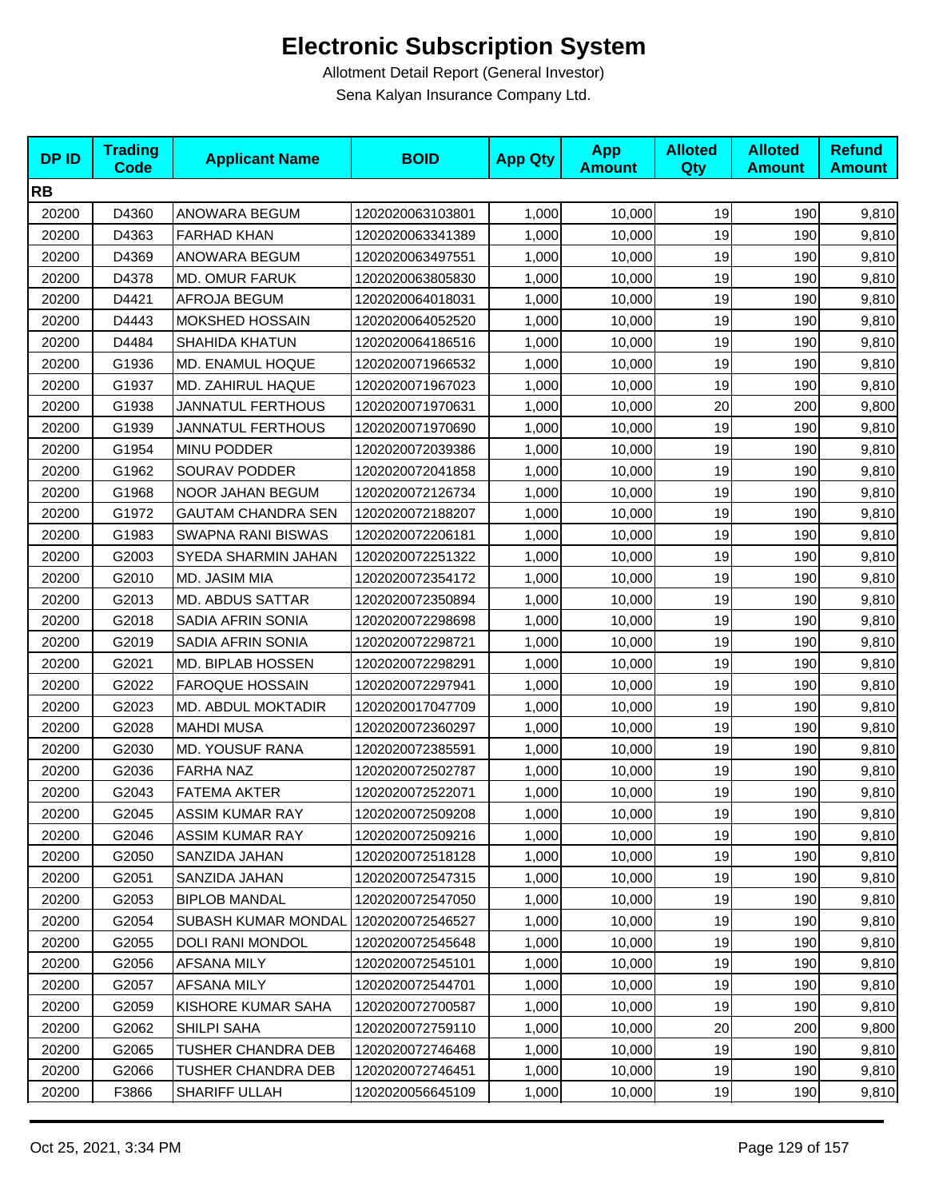# Electronic Subscription System

Allotment Detail Report (General Investor)

Sena Kalyan Insurance Company Ltd.

| DP ID | Trading Code | Applicant Name | BOID | App Qty | App Amount | Alloted Qty | Alloted Amount | Refund Amount |
|---|---|---|---|---|---|---|---|---|
| **RB** | | | | | | | | |
| 20200 | D4360 | ANOWARA BEGUM | 1202020063103801 | 1,000 | 10,000 | 19 | 190 | 9,810 |
| 20200 | D4363 | FARHAD KHAN | 1202020063341389 | 1,000 | 10,000 | 19 | 190 | 9,810 |
| 20200 | D4369 | ANOWARA BEGUM | 1202020063497551 | 1,000 | 10,000 | 19 | 190 | 9,810 |
| 20200 | D4378 | MD. OMUR FARUK | 1202020063805830 | 1,000 | 10,000 | 19 | 190 | 9,810 |
| 20200 | D4421 | AFROJA BEGUM | 1202020064018031 | 1,000 | 10,000 | 19 | 190 | 9,810 |
| 20200 | D4443 | MOKSHED HOSSAIN | 1202020064052520 | 1,000 | 10,000 | 19 | 190 | 9,810 |
| 20200 | D4484 | SHAHIDA KHATUN | 1202020064186516 | 1,000 | 10,000 | 19 | 190 | 9,810 |
| 20200 | G1936 | MD. ENAMUL HOQUE | 1202020071966532 | 1,000 | 10,000 | 19 | 190 | 9,810 |
| 20200 | G1937 | MD. ZAHIRUL HAQUE | 1202020071967023 | 1,000 | 10,000 | 19 | 190 | 9,810 |
| 20200 | G1938 | JANNATUL FERTHOUS | 1202020071970631 | 1,000 | 10,000 | 20 | 200 | 9,800 |
| 20200 | G1939 | JANNATUL FERTHOUS | 1202020071970690 | 1,000 | 10,000 | 19 | 190 | 9,810 |
| 20200 | G1954 | MINU PODDER | 1202020072039386 | 1,000 | 10,000 | 19 | 190 | 9,810 |
| 20200 | G1962 | SOURAV PODDER | 1202020072041858 | 1,000 | 10,000 | 19 | 190 | 9,810 |
| 20200 | G1968 | NOOR JAHAN BEGUM | 1202020072126734 | 1,000 | 10,000 | 19 | 190 | 9,810 |
| 20200 | G1972 | GAUTAM CHANDRA SEN | 1202020072188207 | 1,000 | 10,000 | 19 | 190 | 9,810 |
| 20200 | G1983 | SWAPNA RANI BISWAS | 1202020072206181 | 1,000 | 10,000 | 19 | 190 | 9,810 |
| 20200 | G2003 | SYEDA SHARMIN JAHAN | 1202020072251322 | 1,000 | 10,000 | 19 | 190 | 9,810 |
| 20200 | G2010 | MD. JASIM MIA | 1202020072354172 | 1,000 | 10,000 | 19 | 190 | 9,810 |
| 20200 | G2013 | MD. ABDUS SATTAR | 1202020072350894 | 1,000 | 10,000 | 19 | 190 | 9,810 |
| 20200 | G2018 | SADIA AFRIN SONIA | 1202020072298698 | 1,000 | 10,000 | 19 | 190 | 9,810 |
| 20200 | G2019 | SADIA AFRIN SONIA | 1202020072298721 | 1,000 | 10,000 | 19 | 190 | 9,810 |
| 20200 | G2021 | MD. BIPLAB HOSSEN | 1202020072298291 | 1,000 | 10,000 | 19 | 190 | 9,810 |
| 20200 | G2022 | FAROQUE HOSSAIN | 1202020072297941 | 1,000 | 10,000 | 19 | 190 | 9,810 |
| 20200 | G2023 | MD. ABDUL MOKTADIR | 1202020017047709 | 1,000 | 10,000 | 19 | 190 | 9,810 |
| 20200 | G2028 | MAHDI MUSA | 1202020072360297 | 1,000 | 10,000 | 19 | 190 | 9,810 |
| 20200 | G2030 | MD. YOUSUF RANA | 1202020072385591 | 1,000 | 10,000 | 19 | 190 | 9,810 |
| 20200 | G2036 | FARHA NAZ | 1202020072502787 | 1,000 | 10,000 | 19 | 190 | 9,810 |
| 20200 | G2043 | FATEMA AKTER | 1202020072522071 | 1,000 | 10,000 | 19 | 190 | 9,810 |
| 20200 | G2045 | ASSIM KUMAR RAY | 1202020072509208 | 1,000 | 10,000 | 19 | 190 | 9,810 |
| 20200 | G2046 | ASSIM KUMAR RAY | 1202020072509216 | 1,000 | 10,000 | 19 | 190 | 9,810 |
| 20200 | G2050 | SANZIDA JAHAN | 1202020072518128 | 1,000 | 10,000 | 19 | 190 | 9,810 |
| 20200 | G2051 | SANZIDA JAHAN | 1202020072547315 | 1,000 | 10,000 | 19 | 190 | 9,810 |
| 20200 | G2053 | BIPLOB MANDAL | 1202020072547050 | 1,000 | 10,000 | 19 | 190 | 9,810 |
| 20200 | G2054 | SUBASH KUMAR MONDAL | 1202020072546527 | 1,000 | 10,000 | 19 | 190 | 9,810 |
| 20200 | G2055 | DOLI RANI MONDOL | 1202020072545648 | 1,000 | 10,000 | 19 | 190 | 9,810 |
| 20200 | G2056 | AFSANA MILY | 1202020072545101 | 1,000 | 10,000 | 19 | 190 | 9,810 |
| 20200 | G2057 | AFSANA MILY | 1202020072544701 | 1,000 | 10,000 | 19 | 190 | 9,810 |
| 20200 | G2059 | KISHORE KUMAR SAHA | 1202020072700587 | 1,000 | 10,000 | 19 | 190 | 9,810 |
| 20200 | G2062 | SHILPI SAHA | 1202020072759110 | 1,000 | 10,000 | 20 | 200 | 9,800 |
| 20200 | G2065 | TUSHER CHANDRA DEB | 1202020072746468 | 1,000 | 10,000 | 19 | 190 | 9,810 |
| 20200 | G2066 | TUSHER CHANDRA DEB | 1202020072746451 | 1,000 | 10,000 | 19 | 190 | 9,810 |
| 20200 | F3866 | SHARIFF ULLAH | 1202020056645109 | 1,000 | 10,000 | 19 | 190 | 9,810 |

Oct 25, 2021, 3:34 PM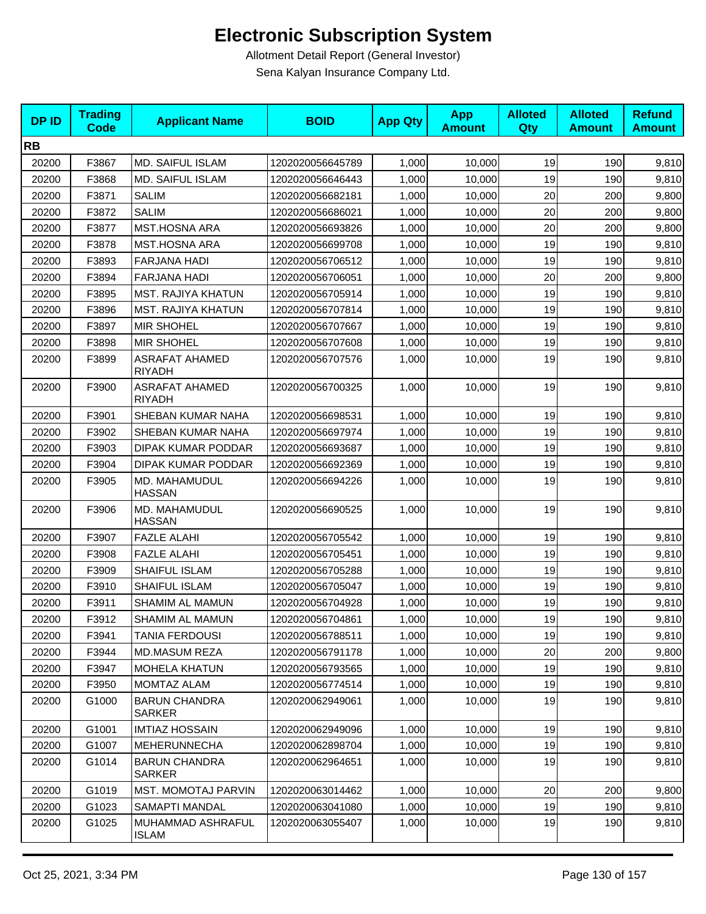# Electronic Subscription System

Allotment Detail Report (General Investor)

Sena Kalyan Insurance Company Ltd.

| DP ID | Trading Code | Applicant Name | BOID | App Qty | App Amount | Alloted Qty | Alloted Amount | Refund Amount |
|---|---|---|---|---|---|---|---|---|
| **RB** | | | | | | | | |
| 20200 | F3867 | MD. SAIFUL ISLAM | 1202020056645789 | 1,000 | 10,000 | 19 | 190 | 9,810 |
| 20200 | F3868 | MD. SAIFUL ISLAM | 1202020056646443 | 1,000 | 10,000 | 19 | 190 | 9,810 |
| 20200 | F3871 | SALIM | 1202020056682181 | 1,000 | 10,000 | 20 | 200 | 9,800 |
| 20200 | F3872 | SALIM | 1202020056686021 | 1,000 | 10,000 | 20 | 200 | 9,800 |
| 20200 | F3877 | MST.HOSNA ARA | 1202020056693826 | 1,000 | 10,000 | 20 | 200 | 9,800 |
| 20200 | F3878 | MST.HOSNA ARA | 1202020056699708 | 1,000 | 10,000 | 19 | 190 | 9,810 |
| 20200 | F3893 | FARJANA HADI | 1202020056706512 | 1,000 | 10,000 | 19 | 190 | 9,810 |
| 20200 | F3894 | FARJANA HADI | 1202020056706051 | 1,000 | 10,000 | 20 | 200 | 9,800 |
| 20200 | F3895 | MST. RAJIYA KHATUN | 1202020056705914 | 1,000 | 10,000 | 19 | 190 | 9,810 |
| 20200 | F3896 | MST. RAJIYA KHATUN | 1202020056707814 | 1,000 | 10,000 | 19 | 190 | 9,810 |
| 20200 | F3897 | MIR SHOHEL | 1202020056707667 | 1,000 | 10,000 | 19 | 190 | 9,810 |
| 20200 | F3898 | MIR SHOHEL | 1202020056707608 | 1,000 | 10,000 | 19 | 190 | 9,810 |
| 20200 | F3899 | ASRAFAT AHAMED RIYADH | 1202020056707576 | 1,000 | 10,000 | 19 | 190 | 9,810 |
| 20200 | F3900 | ASRAFAT AHAMED RIYADH | 1202020056700325 | 1,000 | 10,000 | 19 | 190 | 9,810 |
| 20200 | F3901 | SHEBAN KUMAR NAHA | 1202020056698531 | 1,000 | 10,000 | 19 | 190 | 9,810 |
| 20200 | F3902 | SHEBAN KUMAR NAHA | 1202020056697974 | 1,000 | 10,000 | 19 | 190 | 9,810 |
| 20200 | F3903 | DIPAK KUMAR PODDAR | 1202020056693687 | 1,000 | 10,000 | 19 | 190 | 9,810 |
| 20200 | F3904 | DIPAK KUMAR PODDAR | 1202020056692369 | 1,000 | 10,000 | 19 | 190 | 9,810 |
| 20200 | F3905 | MD. MAHAMUDUL HASSAN | 1202020056694226 | 1,000 | 10,000 | 19 | 190 | 9,810 |
| 20200 | F3906 | MD. MAHAMUDUL HASSAN | 1202020056690525 | 1,000 | 10,000 | 19 | 190 | 9,810 |
| 20200 | F3907 | FAZLE ALAHI | 1202020056705542 | 1,000 | 10,000 | 19 | 190 | 9,810 |
| 20200 | F3908 | FAZLE ALAHI | 1202020056705451 | 1,000 | 10,000 | 19 | 190 | 9,810 |
| 20200 | F3909 | SHAIFUL ISLAM | 1202020056705288 | 1,000 | 10,000 | 19 | 190 | 9,810 |
| 20200 | F3910 | SHAIFUL ISLAM | 1202020056705047 | 1,000 | 10,000 | 19 | 190 | 9,810 |
| 20200 | F3911 | SHAMIM AL MAMUN | 1202020056704928 | 1,000 | 10,000 | 19 | 190 | 9,810 |
| 20200 | F3912 | SHAMIM AL MAMUN | 1202020056704861 | 1,000 | 10,000 | 19 | 190 | 9,810 |
| 20200 | F3941 | TANIA FERDOUSI | 1202020056788511 | 1,000 | 10,000 | 19 | 190 | 9,810 |
| 20200 | F3944 | MD.MASUM REZA | 1202020056791178 | 1,000 | 10,000 | 20 | 200 | 9,800 |
| 20200 | F3947 | MOHELA KHATUN | 1202020056793565 | 1,000 | 10,000 | 19 | 190 | 9,810 |
| 20200 | F3950 | MOMTAZ ALAM | 1202020056774514 | 1,000 | 10,000 | 19 | 190 | 9,810 |
| 20200 | G1000 | BARUN CHANDRA SARKER | 1202020062949061 | 1,000 | 10,000 | 19 | 190 | 9,810 |
| 20200 | G1001 | IMTIAZ HOSSAIN | 1202020062949096 | 1,000 | 10,000 | 19 | 190 | 9,810 |
| 20200 | G1007 | MEHERUNNECHA | 1202020062898704 | 1,000 | 10,000 | 19 | 190 | 9,810 |
| 20200 | G1014 | BARUN CHANDRA SARKER | 1202020062964651 | 1,000 | 10,000 | 19 | 190 | 9,810 |
| 20200 | G1019 | MST. MOMOTAJ PARVIN | 1202020063014462 | 1,000 | 10,000 | 20 | 200 | 9,800 |
| 20200 | G1023 | SAMAPTI MANDAL | 1202020063041080 | 1,000 | 10,000 | 19 | 190 | 9,810 |
| 20200 | G1025 | MUHAMMAD ASHRAFUL ISLAM | 1202020063055407 | 1,000 | 10,000 | 19 | 190 | 9,810 |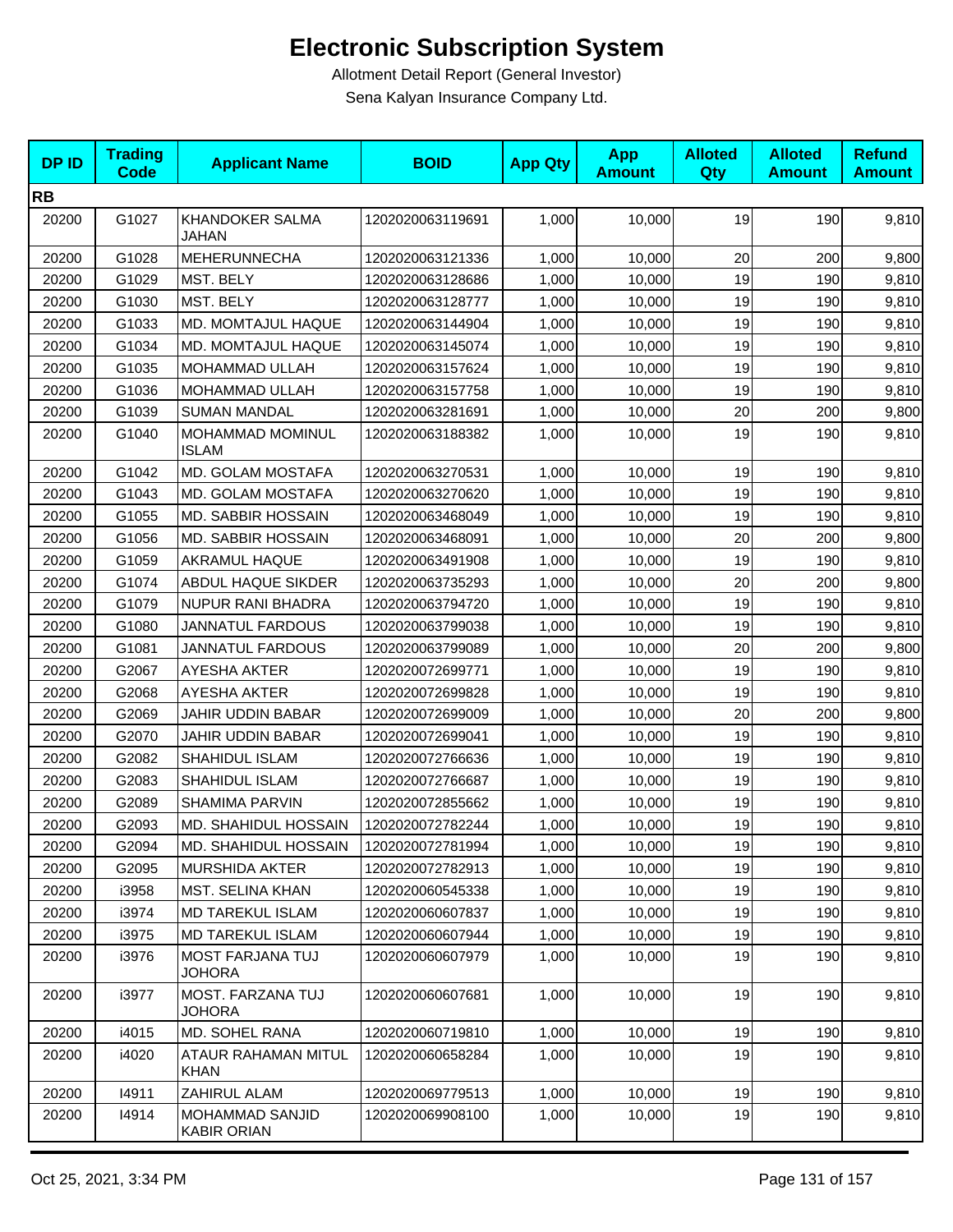# Electronic Subscription System

Allotment Detail Report (General Investor)

Sena Kalyan Insurance Company Ltd.

| DP ID | Trading Code | Applicant Name | BOID | App Qty | App Amount | Alloted Qty | Alloted Amount | Refund Amount |
|---|---|---|---|---|---|---|---|---|
| **RB** | | | | | | | | |
| 20200 | G1027 | KHANDOKER SALMA JAHAN | 1202020063119691 | 1,000 | 10,000 | 19 | 190 | 9,810 |
| 20200 | G1028 | MEHERUNNECHA | 1202020063121336 | 1,000 | 10,000 | 20 | 200 | 9,800 |
| 20200 | G1029 | MST. BELY | 1202020063128686 | 1,000 | 10,000 | 19 | 190 | 9,810 |
| 20200 | G1030 | MST. BELY | 1202020063128777 | 1,000 | 10,000 | 19 | 190 | 9,810 |
| 20200 | G1033 | MD. MOMTAJUL HAQUE | 1202020063144904 | 1,000 | 10,000 | 19 | 190 | 9,810 |
| 20200 | G1034 | MD. MOMTAJUL HAQUE | 1202020063145074 | 1,000 | 10,000 | 19 | 190 | 9,810 |
| 20200 | G1035 | MOHAMMAD ULLAH | 1202020063157624 | 1,000 | 10,000 | 19 | 190 | 9,810 |
| 20200 | G1036 | MOHAMMAD ULLAH | 1202020063157758 | 1,000 | 10,000 | 19 | 190 | 9,810 |
| 20200 | G1039 | SUMAN MANDAL | 1202020063281691 | 1,000 | 10,000 | 20 | 200 | 9,800 |
| 20200 | G1040 | MOHAMMAD MOMINUL ISLAM | 1202020063188382 | 1,000 | 10,000 | 19 | 190 | 9,810 |
| 20200 | G1042 | MD. GOLAM MOSTAFA | 1202020063270531 | 1,000 | 10,000 | 19 | 190 | 9,810 |
| 20200 | G1043 | MD. GOLAM MOSTAFA | 1202020063270620 | 1,000 | 10,000 | 19 | 190 | 9,810 |
| 20200 | G1055 | MD. SABBIR HOSSAIN | 1202020063468049 | 1,000 | 10,000 | 19 | 190 | 9,810 |
| 20200 | G1056 | MD. SABBIR HOSSAIN | 1202020063468091 | 1,000 | 10,000 | 20 | 200 | 9,800 |
| 20200 | G1059 | AKRAMUL HAQUE | 1202020063491908 | 1,000 | 10,000 | 19 | 190 | 9,810 |
| 20200 | G1074 | ABDUL HAQUE SIKDER | 1202020063735293 | 1,000 | 10,000 | 20 | 200 | 9,800 |
| 20200 | G1079 | NUPUR RANI BHADRA | 1202020063794720 | 1,000 | 10,000 | 19 | 190 | 9,810 |
| 20200 | G1080 | JANNATUL FARDOUS | 1202020063799038 | 1,000 | 10,000 | 19 | 190 | 9,810 |
| 20200 | G1081 | JANNATUL FARDOUS | 1202020063799089 | 1,000 | 10,000 | 20 | 200 | 9,800 |
| 20200 | G2067 | AYESHA AKTER | 1202020072699771 | 1,000 | 10,000 | 19 | 190 | 9,810 |
| 20200 | G2068 | AYESHA AKTER | 1202020072699828 | 1,000 | 10,000 | 19 | 190 | 9,810 |
| 20200 | G2069 | JAHIR UDDIN BABAR | 1202020072699009 | 1,000 | 10,000 | 20 | 200 | 9,800 |
| 20200 | G2070 | JAHIR UDDIN BABAR | 1202020072699041 | 1,000 | 10,000 | 19 | 190 | 9,810 |
| 20200 | G2082 | SHAHIDUL ISLAM | 1202020072766636 | 1,000 | 10,000 | 19 | 190 | 9,810 |
| 20200 | G2083 | SHAHIDUL ISLAM | 1202020072766687 | 1,000 | 10,000 | 19 | 190 | 9,810 |
| 20200 | G2089 | SHAMIMA PARVIN | 1202020072855662 | 1,000 | 10,000 | 19 | 190 | 9,810 |
| 20200 | G2093 | MD. SHAHIDUL HOSSAIN | 1202020072782244 | 1,000 | 10,000 | 19 | 190 | 9,810 |
| 20200 | G2094 | MD. SHAHIDUL HOSSAIN | 1202020072781994 | 1,000 | 10,000 | 19 | 190 | 9,810 |
| 20200 | G2095 | MURSHIDA AKTER | 1202020072782913 | 1,000 | 10,000 | 19 | 190 | 9,810 |
| 20200 | i3958 | MST. SELINA KHAN | 1202020060545338 | 1,000 | 10,000 | 19 | 190 | 9,810 |
| 20200 | i3974 | MD TAREKUL ISLAM | 1202020060607837 | 1,000 | 10,000 | 19 | 190 | 9,810 |
| 20200 | i3975 | MD TAREKUL ISLAM | 1202020060607944 | 1,000 | 10,000 | 19 | 190 | 9,810 |
| 20200 | i3976 | MOST FARJANA TUJ JOHORA | 1202020060607979 | 1,000 | 10,000 | 19 | 190 | 9,810 |
| 20200 | i3977 | MOST. FARZANA TUJ JOHORA | 1202020060607681 | 1,000 | 10,000 | 19 | 190 | 9,810 |
| 20200 | i4015 | MD. SOHEL RANA | 1202020060719810 | 1,000 | 10,000 | 19 | 190 | 9,810 |
| 20200 | i4020 | ATAUR RAHAMAN MITUL KHAN | 1202020060658284 | 1,000 | 10,000 | 19 | 190 | 9,810 |
| 20200 | I4911 | ZAHIRUL ALAM | 1202020069779513 | 1,000 | 10,000 | 19 | 190 | 9,810 |
| 20200 | I4914 | MOHAMMAD SANJID KABIR ORIAN | 1202020069908100 | 1,000 | 10,000 | 19 | 190 | 9,810 |

Oct 25, 2021, 3:34 PM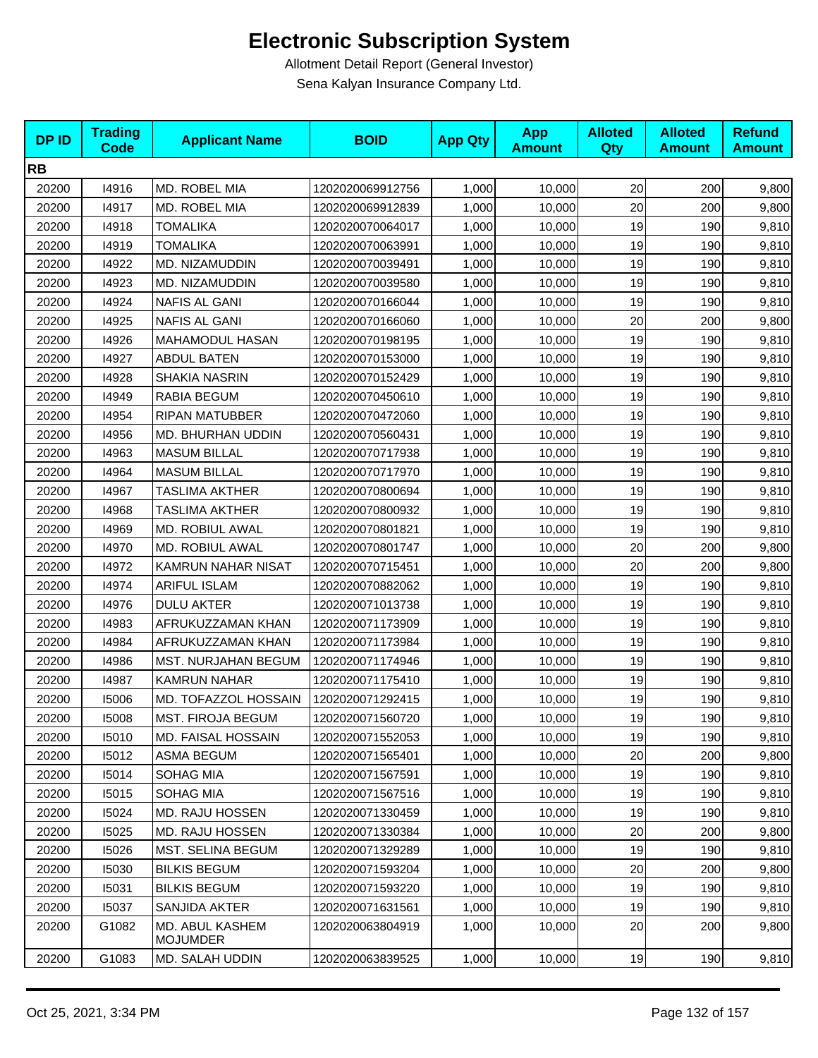# Electronic Subscription System

Allotment Detail Report (General Investor)

Sena Kalyan Insurance Company Ltd.

| DP ID | Trading Code | Applicant Name | BOID | App Qty | App Amount | Alloted Qty | Alloted Amount | Refund Amount |
|---|---|---|---|---|---|---|---|---|
| **RB** | | | | | | | | |
| 20200 | I4916 | MD. ROBEL MIA | 1202020069912756 | 1,000 | 10,000 | 20 | 200 | 9,800 |
| 20200 | I4917 | MD. ROBEL MIA | 1202020069912839 | 1,000 | 10,000 | 20 | 200 | 9,800 |
| 20200 | I4918 | TOMALIKA | 1202020070064017 | 1,000 | 10,000 | 19 | 190 | 9,810 |
| 20200 | I4919 | TOMALIKA | 1202020070063991 | 1,000 | 10,000 | 19 | 190 | 9,810 |
| 20200 | I4922 | MD. NIZAMUDDIN | 1202020070039491 | 1,000 | 10,000 | 19 | 190 | 9,810 |
| 20200 | I4923 | MD. NIZAMUDDIN | 1202020070039580 | 1,000 | 10,000 | 19 | 190 | 9,810 |
| 20200 | I4924 | NAFIS AL GANI | 1202020070166044 | 1,000 | 10,000 | 19 | 190 | 9,810 |
| 20200 | I4925 | NAFIS AL GANI | 1202020070166060 | 1,000 | 10,000 | 20 | 200 | 9,800 |
| 20200 | I4926 | MAHAMODUL HASAN | 1202020070198195 | 1,000 | 10,000 | 19 | 190 | 9,810 |
| 20200 | I4927 | ABDUL BATEN | 1202020070153000 | 1,000 | 10,000 | 19 | 190 | 9,810 |
| 20200 | I4928 | SHAKIA NASRIN | 1202020070152429 | 1,000 | 10,000 | 19 | 190 | 9,810 |
| 20200 | I4949 | RABIA BEGUM | 1202020070450610 | 1,000 | 10,000 | 19 | 190 | 9,810 |
| 20200 | I4954 | RIPAN MATUBBER | 1202020070472060 | 1,000 | 10,000 | 19 | 190 | 9,810 |
| 20200 | I4956 | MD. BHURHAN UDDIN | 1202020070560431 | 1,000 | 10,000 | 19 | 190 | 9,810 |
| 20200 | I4963 | MASUM BILLAL | 1202020070717938 | 1,000 | 10,000 | 19 | 190 | 9,810 |
| 20200 | I4964 | MASUM BILLAL | 1202020070717970 | 1,000 | 10,000 | 19 | 190 | 9,810 |
| 20200 | I4967 | TASLIMA AKTHER | 1202020070800694 | 1,000 | 10,000 | 19 | 190 | 9,810 |
| 20200 | I4968 | TASLIMA AKTHER | 1202020070800932 | 1,000 | 10,000 | 19 | 190 | 9,810 |
| 20200 | I4969 | MD. ROBIUL AWAL | 1202020070801821 | 1,000 | 10,000 | 19 | 190 | 9,810 |
| 20200 | I4970 | MD. ROBIUL AWAL | 1202020070801747 | 1,000 | 10,000 | 20 | 200 | 9,800 |
| 20200 | I4972 | KAMRUN NAHAR NISAT | 1202020070715451 | 1,000 | 10,000 | 20 | 200 | 9,800 |
| 20200 | I4974 | ARIFUL ISLAM | 1202020070882062 | 1,000 | 10,000 | 19 | 190 | 9,810 |
| 20200 | I4976 | DULU AKTER | 1202020071013738 | 1,000 | 10,000 | 19 | 190 | 9,810 |
| 20200 | I4983 | AFRUKUZZAMAN KHAN | 1202020071173909 | 1,000 | 10,000 | 19 | 190 | 9,810 |
| 20200 | I4984 | AFRUKUZZAMAN KHAN | 1202020071173984 | 1,000 | 10,000 | 19 | 190 | 9,810 |
| 20200 | I4986 | MST. NURJAHAN BEGUM | 1202020071174946 | 1,000 | 10,000 | 19 | 190 | 9,810 |
| 20200 | I4987 | KAMRUN NAHAR | 1202020071175410 | 1,000 | 10,000 | 19 | 190 | 9,810 |
| 20200 | I5006 | MD. TOFAZZOL HOSSAIN | 1202020071292415 | 1,000 | 10,000 | 19 | 190 | 9,810 |
| 20200 | I5008 | MST. FIROJA BEGUM | 1202020071560720 | 1,000 | 10,000 | 19 | 190 | 9,810 |
| 20200 | I5010 | MD. FAISAL HOSSAIN | 1202020071552053 | 1,000 | 10,000 | 19 | 190 | 9,810 |
| 20200 | I5012 | ASMA BEGUM | 1202020071565401 | 1,000 | 10,000 | 20 | 200 | 9,800 |
| 20200 | I5014 | SOHAG MIA | 1202020071567591 | 1,000 | 10,000 | 19 | 190 | 9,810 |
| 20200 | I5015 | SOHAG MIA | 1202020071567516 | 1,000 | 10,000 | 19 | 190 | 9,810 |
| 20200 | I5024 | MD. RAJU HOSSEN | 1202020071330459 | 1,000 | 10,000 | 19 | 190 | 9,810 |
| 20200 | I5025 | MD. RAJU HOSSEN | 1202020071330384 | 1,000 | 10,000 | 20 | 200 | 9,800 |
| 20200 | I5026 | MST. SELINA BEGUM | 1202020071329289 | 1,000 | 10,000 | 19 | 190 | 9,810 |
| 20200 | I5030 | BILKIS BEGUM | 1202020071593204 | 1,000 | 10,000 | 20 | 200 | 9,800 |
| 20200 | I5031 | BILKIS BEGUM | 1202020071593220 | 1,000 | 10,000 | 19 | 190 | 9,810 |
| 20200 | I5037 | SANJIDA AKTER | 1202020071631561 | 1,000 | 10,000 | 19 | 190 | 9,810 |
| 20200 | G1082 | MD. ABUL KASHEM MOJUMDER | 1202020063804919 | 1,000 | 10,000 | 20 | 200 | 9,800 |
| 20200 | G1083 | MD. SALAH UDDIN | 1202020063839525 | 1,000 | 10,000 | 19 | 190 | 9,810 |

Oct 25, 2021, 3:34 PM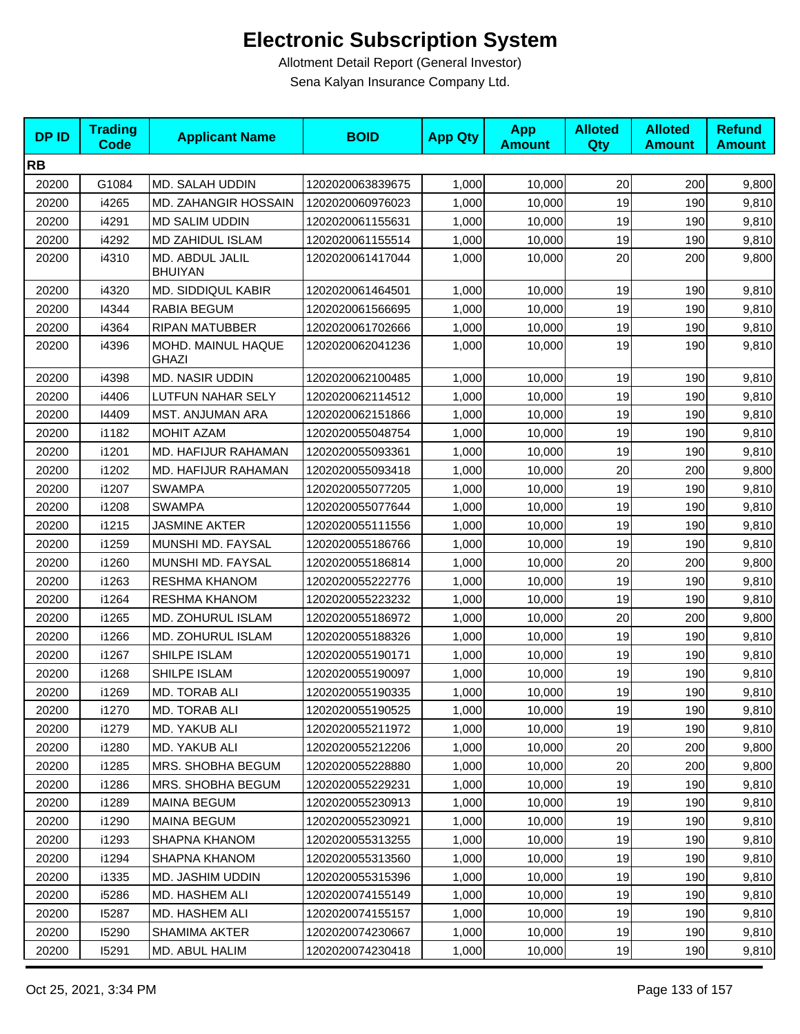# Electronic Subscription System

Allotment Detail Report (General Investor)

Sena Kalyan Insurance Company Ltd.

| DP ID | Trading Code | Applicant Name | BOID | App Qty | App Amount | Alloted Qty | Alloted Amount | Refund Amount |
|---|---|---|---|---|---|---|---|---|
| **RB** | | | | | | | | |
| 20200 | G1084 | MD. SALAH UDDIN | 1202020063839675 | 1,000 | 10,000 | 20 | 200 | 9,800 |
| 20200 | i4265 | MD. ZAHANGIR HOSSAIN | 1202020060976023 | 1,000 | 10,000 | 19 | 190 | 9,810 |
| 20200 | i4291 | MD SALIM UDDIN | 1202020061155631 | 1,000 | 10,000 | 19 | 190 | 9,810 |
| 20200 | i4292 | MD ZAHIDUL ISLAM | 1202020061155514 | 1,000 | 10,000 | 19 | 190 | 9,810 |
| 20200 | i4310 | MD. ABDUL JALIL BHUIYAN | 1202020061417044 | 1,000 | 10,000 | 20 | 200 | 9,800 |
| 20200 | i4320 | MD. SIDDIQUL KABIR | 1202020061464501 | 1,000 | 10,000 | 19 | 190 | 9,810 |
| 20200 | I4344 | RABIA BEGUM | 1202020061566695 | 1,000 | 10,000 | 19 | 190 | 9,810 |
| 20200 | i4364 | RIPAN MATUBBER | 1202020061702666 | 1,000 | 10,000 | 19 | 190 | 9,810 |
| 20200 | i4396 | MOHD. MAINUL HAQUE GHAZI | 1202020062041236 | 1,000 | 10,000 | 19 | 190 | 9,810 |
| 20200 | i4398 | MD. NASIR UDDIN | 1202020062100485 | 1,000 | 10,000 | 19 | 190 | 9,810 |
| 20200 | i4406 | LUTFUN NAHAR SELY | 1202020062114512 | 1,000 | 10,000 | 19 | 190 | 9,810 |
| 20200 | I4409 | MST. ANJUMAN ARA | 1202020062151866 | 1,000 | 10,000 | 19 | 190 | 9,810 |
| 20200 | i1182 | MOHIT AZAM | 1202020055048754 | 1,000 | 10,000 | 19 | 190 | 9,810 |
| 20200 | i1201 | MD. HAFIJUR RAHAMAN | 1202020055093361 | 1,000 | 10,000 | 19 | 190 | 9,810 |
| 20200 | i1202 | MD. HAFIJUR RAHAMAN | 1202020055093418 | 1,000 | 10,000 | 20 | 200 | 9,800 |
| 20200 | i1207 | SWAMPA | 1202020055077205 | 1,000 | 10,000 | 19 | 190 | 9,810 |
| 20200 | i1208 | SWAMPA | 1202020055077644 | 1,000 | 10,000 | 19 | 190 | 9,810 |
| 20200 | i1215 | JASMINE AKTER | 1202020055111556 | 1,000 | 10,000 | 19 | 190 | 9,810 |
| 20200 | i1259 | MUNSHI MD. FAYSAL | 1202020055186766 | 1,000 | 10,000 | 19 | 190 | 9,810 |
| 20200 | i1260 | MUNSHI MD. FAYSAL | 1202020055186814 | 1,000 | 10,000 | 20 | 200 | 9,800 |
| 20200 | i1263 | RESHMA KHANOM | 1202020055222776 | 1,000 | 10,000 | 19 | 190 | 9,810 |
| 20200 | i1264 | RESHMA KHANOM | 1202020055223232 | 1,000 | 10,000 | 19 | 190 | 9,810 |
| 20200 | i1265 | MD. ZOHURUL ISLAM | 1202020055186972 | 1,000 | 10,000 | 20 | 200 | 9,800 |
| 20200 | i1266 | MD. ZOHURUL ISLAM | 1202020055188326 | 1,000 | 10,000 | 19 | 190 | 9,810 |
| 20200 | i1267 | SHILPE ISLAM | 1202020055190171 | 1,000 | 10,000 | 19 | 190 | 9,810 |
| 20200 | i1268 | SHILPE ISLAM | 1202020055190097 | 1,000 | 10,000 | 19 | 190 | 9,810 |
| 20200 | i1269 | MD. TORAB ALI | 1202020055190335 | 1,000 | 10,000 | 19 | 190 | 9,810 |
| 20200 | i1270 | MD. TORAB ALI | 1202020055190525 | 1,000 | 10,000 | 19 | 190 | 9,810 |
| 20200 | i1279 | MD. YAKUB ALI | 1202020055211972 | 1,000 | 10,000 | 19 | 190 | 9,810 |
| 20200 | i1280 | MD. YAKUB ALI | 1202020055212206 | 1,000 | 10,000 | 20 | 200 | 9,800 |
| 20200 | i1285 | MRS. SHOBHA BEGUM | 1202020055228880 | 1,000 | 10,000 | 20 | 200 | 9,800 |
| 20200 | i1286 | MRS. SHOBHA BEGUM | 1202020055229231 | 1,000 | 10,000 | 19 | 190 | 9,810 |
| 20200 | i1289 | MAINA BEGUM | 1202020055230913 | 1,000 | 10,000 | 19 | 190 | 9,810 |
| 20200 | i1290 | MAINA BEGUM | 1202020055230921 | 1,000 | 10,000 | 19 | 190 | 9,810 |
| 20200 | i1293 | SHAPNA KHANOM | 1202020055313255 | 1,000 | 10,000 | 19 | 190 | 9,810 |
| 20200 | i1294 | SHAPNA KHANOM | 1202020055313560 | 1,000 | 10,000 | 19 | 190 | 9,810 |
| 20200 | i1335 | MD. JASHIM UDDIN | 1202020055315396 | 1,000 | 10,000 | 19 | 190 | 9,810 |
| 20200 | i5286 | MD. HASHEM ALI | 1202020074155149 | 1,000 | 10,000 | 19 | 190 | 9,810 |
| 20200 | I5287 | MD. HASHEM ALI | 1202020074155157 | 1,000 | 10,000 | 19 | 190 | 9,810 |
| 20200 | I5290 | SHAMIMA AKTER | 1202020074230667 | 1,000 | 10,000 | 19 | 190 | 9,810 |
| 20200 | I5291 | MD. ABUL HALIM | 1202020074230418 | 1,000 | 10,000 | 19 | 190 | 9,810 |

Oct 25, 2021, 3:34 PM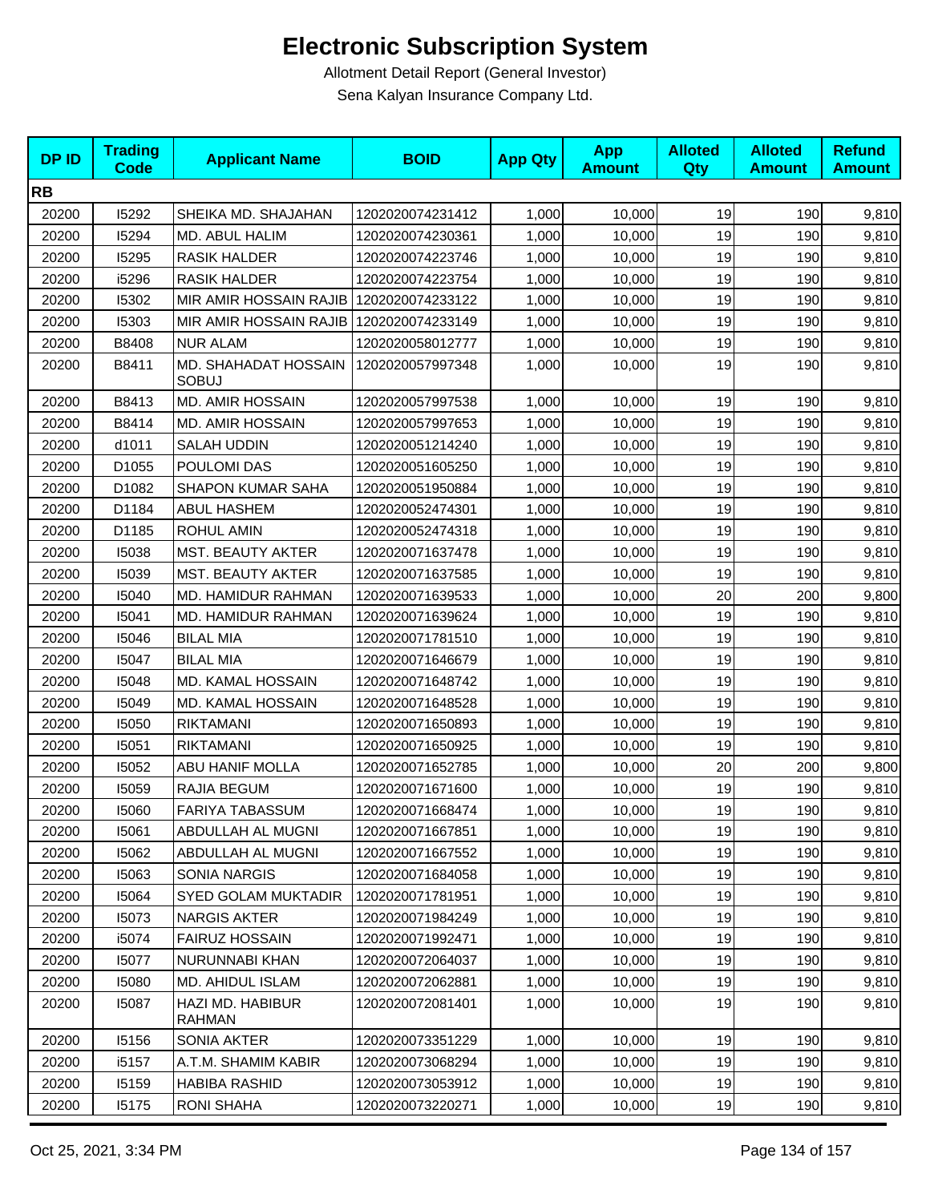# Electronic Subscription System

Allotment Detail Report (General Investor)

Sena Kalyan Insurance Company Ltd.

| DP ID | Trading Code | Applicant Name | BOID | App Qty | App Amount | Alloted Qty | Alloted Amount | Refund Amount |
|---|---|---|---|---|---|---|---|---|
| **RB** | | | | | | | | |
| 20200 | I5292 | SHEIKA MD. SHAJAHAN | 1202020074231412 | 1,000 | 10,000 | 19 | 190 | 9,810 |
| 20200 | I5294 | MD. ABUL HALIM | 1202020074230361 | 1,000 | 10,000 | 19 | 190 | 9,810 |
| 20200 | I5295 | RASIK HALDER | 1202020074223746 | 1,000 | 10,000 | 19 | 190 | 9,810 |
| 20200 | i5296 | RASIK HALDER | 1202020074223754 | 1,000 | 10,000 | 19 | 190 | 9,810 |
| 20200 | I5302 | MIR AMIR HOSSAIN RAJIB | 1202020074233122 | 1,000 | 10,000 | 19 | 190 | 9,810 |
| 20200 | I5303 | MIR AMIR HOSSAIN RAJIB | 1202020074233149 | 1,000 | 10,000 | 19 | 190 | 9,810 |
| 20200 | B8408 | NUR ALAM | 1202020058012777 | 1,000 | 10,000 | 19 | 190 | 9,810 |
| 20200 | B8411 | MD. SHAHADAT HOSSAIN SOBUJ | 1202020057997348 | 1,000 | 10,000 | 19 | 190 | 9,810 |
| 20200 | B8413 | MD. AMIR HOSSAIN | 1202020057997538 | 1,000 | 10,000 | 19 | 190 | 9,810 |
| 20200 | B8414 | MD. AMIR HOSSAIN | 1202020057997653 | 1,000 | 10,000 | 19 | 190 | 9,810 |
| 20200 | d1011 | SALAH UDDIN | 1202020051214240 | 1,000 | 10,000 | 19 | 190 | 9,810 |
| 20200 | D1055 | POULOMI DAS | 1202020051605250 | 1,000 | 10,000 | 19 | 190 | 9,810 |
| 20200 | D1082 | SHAPON KUMAR SAHA | 1202020051950884 | 1,000 | 10,000 | 19 | 190 | 9,810 |
| 20200 | D1184 | ABUL HASHEM | 1202020052474301 | 1,000 | 10,000 | 19 | 190 | 9,810 |
| 20200 | D1185 | ROHUL AMIN | 1202020052474318 | 1,000 | 10,000 | 19 | 190 | 9,810 |
| 20200 | I5038 | MST. BEAUTY AKTER | 1202020071637478 | 1,000 | 10,000 | 19 | 190 | 9,810 |
| 20200 | I5039 | MST. BEAUTY AKTER | 1202020071637585 | 1,000 | 10,000 | 19 | 190 | 9,810 |
| 20200 | I5040 | MD. HAMIDUR RAHMAN | 1202020071639533 | 1,000 | 10,000 | 20 | 200 | 9,800 |
| 20200 | I5041 | MD. HAMIDUR RAHMAN | 1202020071639624 | 1,000 | 10,000 | 19 | 190 | 9,810 |
| 20200 | I5046 | BILAL MIA | 1202020071781510 | 1,000 | 10,000 | 19 | 190 | 9,810 |
| 20200 | I5047 | BILAL MIA | 1202020071646679 | 1,000 | 10,000 | 19 | 190 | 9,810 |
| 20200 | I5048 | MD. KAMAL HOSSAIN | 1202020071648742 | 1,000 | 10,000 | 19 | 190 | 9,810 |
| 20200 | I5049 | MD. KAMAL HOSSAIN | 1202020071648528 | 1,000 | 10,000 | 19 | 190 | 9,810 |
| 20200 | I5050 | RIKTAMANI | 1202020071650893 | 1,000 | 10,000 | 19 | 190 | 9,810 |
| 20200 | I5051 | RIKTAMANI | 1202020071650925 | 1,000 | 10,000 | 19 | 190 | 9,810 |
| 20200 | I5052 | ABU HANIF MOLLA | 1202020071652785 | 1,000 | 10,000 | 20 | 200 | 9,800 |
| 20200 | I5059 | RAJIA BEGUM | 1202020071671600 | 1,000 | 10,000 | 19 | 190 | 9,810 |
| 20200 | I5060 | FARIYA TABASSUM | 1202020071668474 | 1,000 | 10,000 | 19 | 190 | 9,810 |
| 20200 | I5061 | ABDULLAH AL MUGNI | 1202020071667851 | 1,000 | 10,000 | 19 | 190 | 9,810 |
| 20200 | I5062 | ABDULLAH AL MUGNI | 1202020071667552 | 1,000 | 10,000 | 19 | 190 | 9,810 |
| 20200 | I5063 | SONIA NARGIS | 1202020071684058 | 1,000 | 10,000 | 19 | 190 | 9,810 |
| 20200 | I5064 | SYED GOLAM MUKTADIR | 1202020071781951 | 1,000 | 10,000 | 19 | 190 | 9,810 |
| 20200 | I5073 | NARGIS AKTER | 1202020071984249 | 1,000 | 10,000 | 19 | 190 | 9,810 |
| 20200 | i5074 | FAIRUZ HOSSAIN | 1202020071992471 | 1,000 | 10,000 | 19 | 190 | 9,810 |
| 20200 | I5077 | NURUNNABI KHAN | 1202020072064037 | 1,000 | 10,000 | 19 | 190 | 9,810 |
| 20200 | I5080 | MD. AHIDUL ISLAM | 1202020072062881 | 1,000 | 10,000 | 19 | 190 | 9,810 |
| 20200 | I5087 | HAZI MD. HABIBUR RAHMAN | 1202020072081401 | 1,000 | 10,000 | 19 | 190 | 9,810 |
| 20200 | I5156 | SONIA AKTER | 1202020073351229 | 1,000 | 10,000 | 19 | 190 | 9,810 |
| 20200 | i5157 | A.T.M. SHAMIM KABIR | 1202020073068294 | 1,000 | 10,000 | 19 | 190 | 9,810 |
| 20200 | I5159 | HABIBA RASHID | 1202020073053912 | 1,000 | 10,000 | 19 | 190 | 9,810 |
| 20200 | I5175 | RONI SHAHA | 1202020073220271 | 1,000 | 10,000 | 19 | 190 | 9,810 |

Oct 25, 2021, 3:34 PM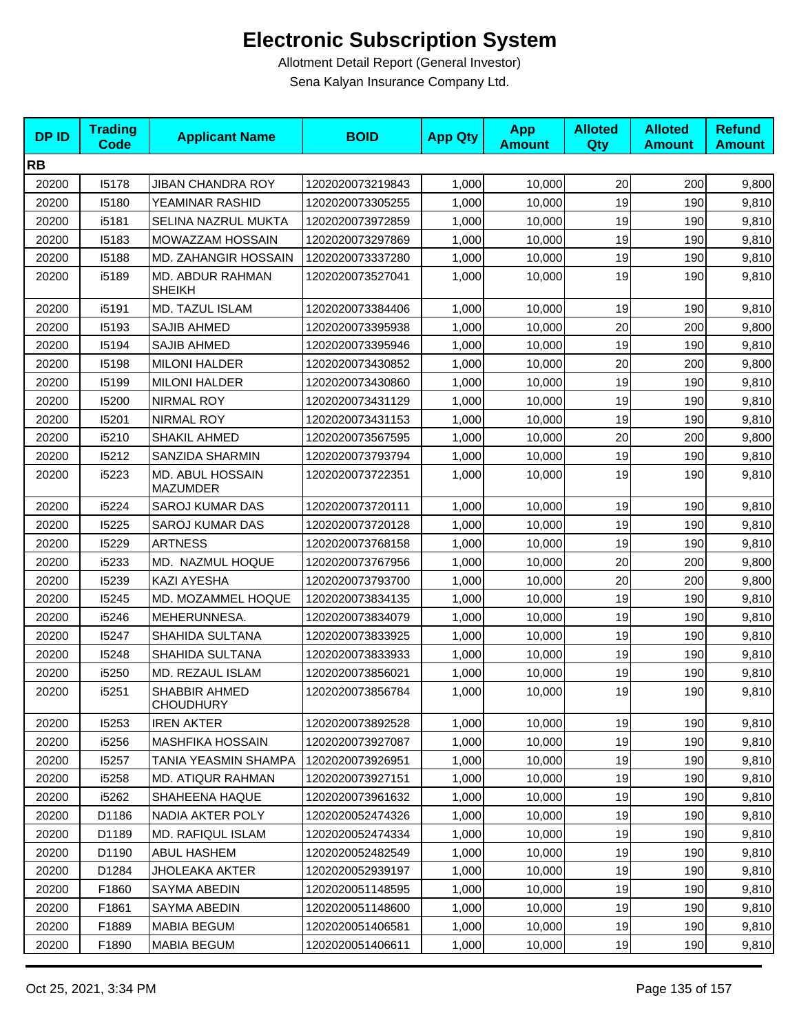# Electronic Subscription System

Allotment Detail Report (General Investor)

Sena Kalyan Insurance Company Ltd.

| DP ID | Trading Code | Applicant Name | BOID | App Qty | App Amount | Alloted Qty | Alloted Amount | Refund Amount |
|---|---|---|---|---|---|---|---|---|
| **RB** | | | | | | | | |
| 20200 | I5178 | JIBAN CHANDRA ROY | 1202020073219843 | 1,000 | 10,000 | 20 | 200 | 9,800 |
| 20200 | I5180 | YEAMINAR RASHID | 1202020073305255 | 1,000 | 10,000 | 19 | 190 | 9,810 |
| 20200 | i5181 | SELINA NAZRUL MUKTA | 1202020073972859 | 1,000 | 10,000 | 19 | 190 | 9,810 |
| 20200 | I5183 | MOWAZZAM HOSSAIN | 1202020073297869 | 1,000 | 10,000 | 19 | 190 | 9,810 |
| 20200 | I5188 | MD. ZAHANGIR HOSSAIN | 1202020073337280 | 1,000 | 10,000 | 19 | 190 | 9,810 |
| 20200 | i5189 | MD. ABDUR RAHMAN SHEIKH | 1202020073527041 | 1,000 | 10,000 | 19 | 190 | 9,810 |
| 20200 | i5191 | MD. TAZUL ISLAM | 1202020073384406 | 1,000 | 10,000 | 19 | 190 | 9,810 |
| 20200 | I5193 | SAJIB AHMED | 1202020073395938 | 1,000 | 10,000 | 20 | 200 | 9,800 |
| 20200 | I5194 | SAJIB AHMED | 1202020073395946 | 1,000 | 10,000 | 19 | 190 | 9,810 |
| 20200 | I5198 | MILONI HALDER | 1202020073430852 | 1,000 | 10,000 | 20 | 200 | 9,800 |
| 20200 | I5199 | MILONI HALDER | 1202020073430860 | 1,000 | 10,000 | 19 | 190 | 9,810 |
| 20200 | I5200 | NIRMAL ROY | 1202020073431129 | 1,000 | 10,000 | 19 | 190 | 9,810 |
| 20200 | I5201 | NIRMAL ROY | 1202020073431153 | 1,000 | 10,000 | 19 | 190 | 9,810 |
| 20200 | i5210 | SHAKIL AHMED | 1202020073567595 | 1,000 | 10,000 | 20 | 200 | 9,800 |
| 20200 | I5212 | SANZIDA SHARMIN | 1202020073793794 | 1,000 | 10,000 | 19 | 190 | 9,810 |
| 20200 | i5223 | MD. ABUL HOSSAIN MAZUMDER | 1202020073722351 | 1,000 | 10,000 | 19 | 190 | 9,810 |
| 20200 | i5224 | SAROJ KUMAR DAS | 1202020073720111 | 1,000 | 10,000 | 19 | 190 | 9,810 |
| 20200 | I5225 | SAROJ KUMAR DAS | 1202020073720128 | 1,000 | 10,000 | 19 | 190 | 9,810 |
| 20200 | I5229 | ARTNESS | 1202020073768158 | 1,000 | 10,000 | 19 | 190 | 9,810 |
| 20200 | i5233 | MD. NAZMUL HOQUE | 1202020073767956 | 1,000 | 10,000 | 20 | 200 | 9,800 |
| 20200 | I5239 | KAZI AYESHA | 1202020073793700 | 1,000 | 10,000 | 20 | 200 | 9,800 |
| 20200 | I5245 | MD. MOZAMMEL HOQUE | 1202020073834135 | 1,000 | 10,000 | 19 | 190 | 9,810 |
| 20200 | i5246 | MEHERUNNESA. | 1202020073834079 | 1,000 | 10,000 | 19 | 190 | 9,810 |
| 20200 | I5247 | SHAHIDA SULTANA | 1202020073833925 | 1,000 | 10,000 | 19 | 190 | 9,810 |
| 20200 | I5248 | SHAHIDA SULTANA | 1202020073833933 | 1,000 | 10,000 | 19 | 190 | 9,810 |
| 20200 | i5250 | MD. REZAUL ISLAM | 1202020073856021 | 1,000 | 10,000 | 19 | 190 | 9,810 |
| 20200 | i5251 | SHABBIR AHMED CHOUDHURY | 1202020073856784 | 1,000 | 10,000 | 19 | 190 | 9,810 |
| 20200 | I5253 | IREN AKTER | 1202020073892528 | 1,000 | 10,000 | 19 | 190 | 9,810 |
| 20200 | i5256 | MASHFIKA HOSSAIN | 1202020073927087 | 1,000 | 10,000 | 19 | 190 | 9,810 |
| 20200 | I5257 | TANIA YEASMIN SHAMPA | 1202020073926951 | 1,000 | 10,000 | 19 | 190 | 9,810 |
| 20200 | i5258 | MD. ATIQUR RAHMAN | 1202020073927151 | 1,000 | 10,000 | 19 | 190 | 9,810 |
| 20200 | i5262 | SHAHEENA HAQUE | 1202020073961632 | 1,000 | 10,000 | 19 | 190 | 9,810 |
| 20200 | D1186 | NADIA AKTER POLY | 1202020052474326 | 1,000 | 10,000 | 19 | 190 | 9,810 |
| 20200 | D1189 | MD. RAFIQUL ISLAM | 1202020052474334 | 1,000 | 10,000 | 19 | 190 | 9,810 |
| 20200 | D1190 | ABUL HASHEM | 1202020052482549 | 1,000 | 10,000 | 19 | 190 | 9,810 |
| 20200 | D1284 | JHOLEAKA AKTER | 1202020052939197 | 1,000 | 10,000 | 19 | 190 | 9,810 |
| 20200 | F1860 | SAYMA ABEDIN | 1202020051148595 | 1,000 | 10,000 | 19 | 190 | 9,810 |
| 20200 | F1861 | SAYMA ABEDIN | 1202020051148600 | 1,000 | 10,000 | 19 | 190 | 9,810 |
| 20200 | F1889 | MABIA BEGUM | 1202020051406581 | 1,000 | 10,000 | 19 | 190 | 9,810 |
| 20200 | F1890 | MABIA BEGUM | 1202020051406611 | 1,000 | 10,000 | 19 | 190 | 9,810 |

Oct 25, 2021, 3:34 PM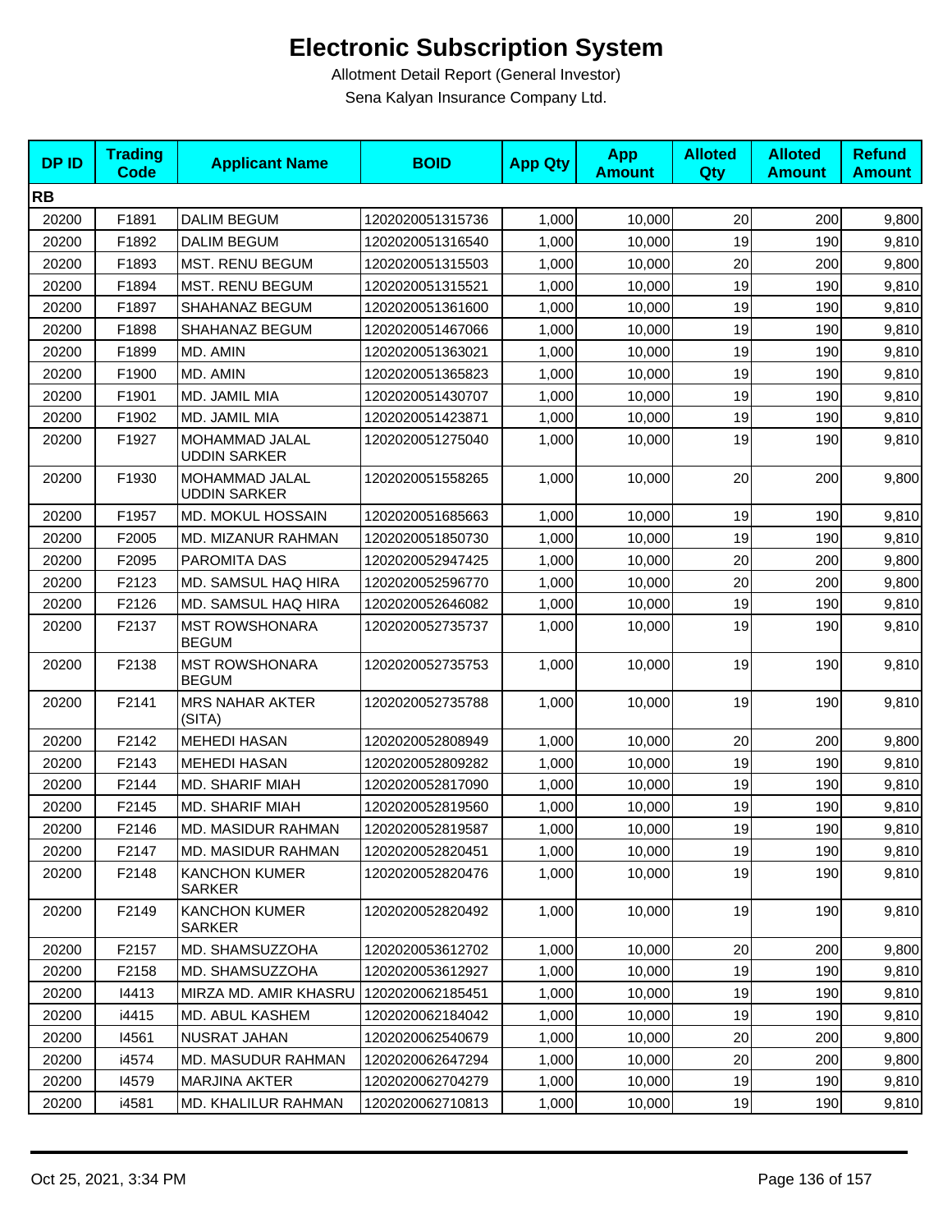# Electronic Subscription System

Allotment Detail Report (General Investor)

Sena Kalyan Insurance Company Ltd.

| DP ID | Trading Code | Applicant Name | BOID | App Qty | App Amount | Alloted Qty | Alloted Amount | Refund Amount |
|---|---|---|---|---|---|---|---|---|
| **RB** | | | | | | | | |
| 20200 | F1891 | DALIM BEGUM | 1202020051315736 | 1,000 | 10,000 | 20 | 200 | 9,800 |
| 20200 | F1892 | DALIM BEGUM | 1202020051316540 | 1,000 | 10,000 | 19 | 190 | 9,810 |
| 20200 | F1893 | MST. RENU BEGUM | 1202020051315503 | 1,000 | 10,000 | 20 | 200 | 9,800 |
| 20200 | F1894 | MST. RENU BEGUM | 1202020051315521 | 1,000 | 10,000 | 19 | 190 | 9,810 |
| 20200 | F1897 | SHAHANAZ BEGUM | 1202020051361600 | 1,000 | 10,000 | 19 | 190 | 9,810 |
| 20200 | F1898 | SHAHANAZ BEGUM | 1202020051467066 | 1,000 | 10,000 | 19 | 190 | 9,810 |
| 20200 | F1899 | MD. AMIN | 1202020051363021 | 1,000 | 10,000 | 19 | 190 | 9,810 |
| 20200 | F1900 | MD. AMIN | 1202020051365823 | 1,000 | 10,000 | 19 | 190 | 9,810 |
| 20200 | F1901 | MD. JAMIL MIA | 1202020051430707 | 1,000 | 10,000 | 19 | 190 | 9,810 |
| 20200 | F1902 | MD. JAMIL MIA | 1202020051423871 | 1,000 | 10,000 | 19 | 190 | 9,810 |
| 20200 | F1927 | MOHAMMAD JALAL UDDIN SARKER | 1202020051275040 | 1,000 | 10,000 | 19 | 190 | 9,810 |
| 20200 | F1930 | MOHAMMAD JALAL UDDIN SARKER | 1202020051558265 | 1,000 | 10,000 | 20 | 200 | 9,800 |
| 20200 | F1957 | MD. MOKUL HOSSAIN | 1202020051685663 | 1,000 | 10,000 | 19 | 190 | 9,810 |
| 20200 | F2005 | MD. MIZANUR RAHMAN | 1202020051850730 | 1,000 | 10,000 | 19 | 190 | 9,810 |
| 20200 | F2095 | PAROMITA DAS | 1202020052947425 | 1,000 | 10,000 | 20 | 200 | 9,800 |
| 20200 | F2123 | MD. SAMSUL HAQ HIRA | 1202020052596770 | 1,000 | 10,000 | 20 | 200 | 9,800 |
| 20200 | F2126 | MD. SAMSUL HAQ HIRA | 1202020052646082 | 1,000 | 10,000 | 19 | 190 | 9,810 |
| 20200 | F2137 | MST ROWSHONARA BEGUM | 1202020052735737 | 1,000 | 10,000 | 19 | 190 | 9,810 |
| 20200 | F2138 | MST ROWSHONARA BEGUM | 1202020052735753 | 1,000 | 10,000 | 19 | 190 | 9,810 |
| 20200 | F2141 | MRS NAHAR AKTER (SITA) | 1202020052735788 | 1,000 | 10,000 | 19 | 190 | 9,810 |
| 20200 | F2142 | MEHEDI HASAN | 1202020052808949 | 1,000 | 10,000 | 20 | 200 | 9,800 |
| 20200 | F2143 | MEHEDI HASAN | 1202020052809282 | 1,000 | 10,000 | 19 | 190 | 9,810 |
| 20200 | F2144 | MD. SHARIF MIAH | 1202020052817090 | 1,000 | 10,000 | 19 | 190 | 9,810 |
| 20200 | F2145 | MD. SHARIF MIAH | 1202020052819560 | 1,000 | 10,000 | 19 | 190 | 9,810 |
| 20200 | F2146 | MD. MASIDUR RAHMAN | 1202020052819587 | 1,000 | 10,000 | 19 | 190 | 9,810 |
| 20200 | F2147 | MD. MASIDUR RAHMAN | 1202020052820451 | 1,000 | 10,000 | 19 | 190 | 9,810 |
| 20200 | F2148 | KANCHON KUMER SARKER | 1202020052820476 | 1,000 | 10,000 | 19 | 190 | 9,810 |
| 20200 | F2149 | KANCHON KUMER SARKER | 1202020052820492 | 1,000 | 10,000 | 19 | 190 | 9,810 |
| 20200 | F2157 | MD. SHAMSUZZOHA | 1202020053612702 | 1,000 | 10,000 | 20 | 200 | 9,800 |
| 20200 | F2158 | MD. SHAMSUZZOHA | 1202020053612927 | 1,000 | 10,000 | 19 | 190 | 9,810 |
| 20200 | I4413 | MIRZA MD. AMIR KHASRU | 1202020062185451 | 1,000 | 10,000 | 19 | 190 | 9,810 |
| 20200 | i4415 | MD. ABUL KASHEM | 1202020062184042 | 1,000 | 10,000 | 19 | 190 | 9,810 |
| 20200 | I4561 | NUSRAT JAHAN | 1202020062540679 | 1,000 | 10,000 | 20 | 200 | 9,800 |
| 20200 | i4574 | MD. MASUDUR RAHMAN | 1202020062647294 | 1,000 | 10,000 | 20 | 200 | 9,800 |
| 20200 | I4579 | MARJINA AKTER | 1202020062704279 | 1,000 | 10,000 | 19 | 190 | 9,810 |
| 20200 | i4581 | MD. KHALILUR RAHMAN | 1202020062710813 | 1,000 | 10,000 | 19 | 190 | 9,810 |

Oct 25, 2021, 3:34 PM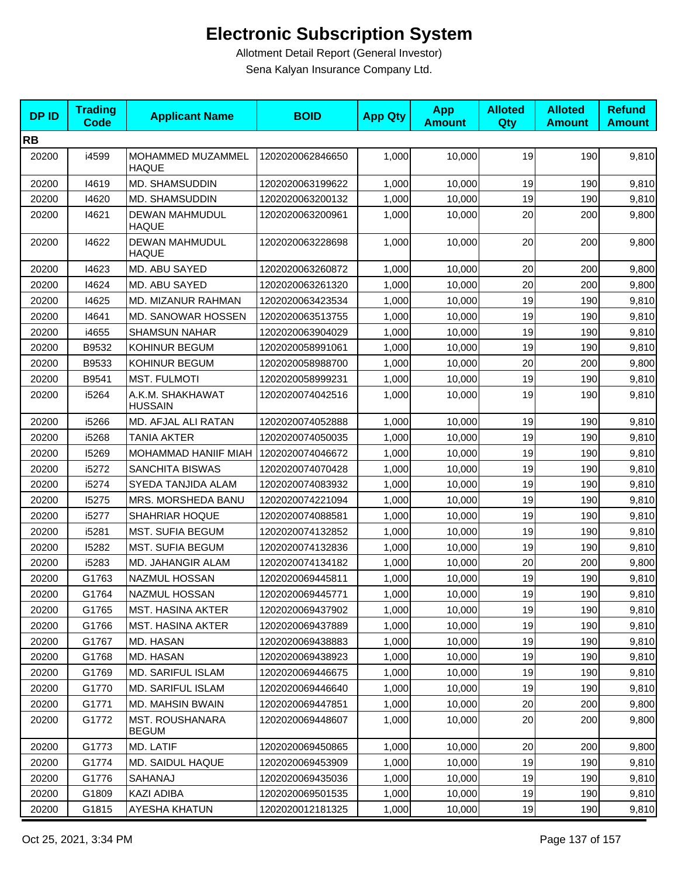# Electronic Subscription System

Allotment Detail Report (General Investor)

Sena Kalyan Insurance Company Ltd.

| DP ID | Trading Code | Applicant Name | BOID | App Qty | App Amount | Alloted Qty | Alloted Amount | Refund Amount |
|---|---|---|---|---|---|---|---|---|
| **RB** | | | | | | | | |
| 20200 | i4599 | MOHAMMED MUZAMMEL HAQUE | 1202020062846650 | 1,000 | 10,000 | 19 | 190 | 9,810 |
| 20200 | I4619 | MD. SHAMSUDDIN | 1202020063199622 | 1,000 | 10,000 | 19 | 190 | 9,810 |
| 20200 | I4620 | MD. SHAMSUDDIN | 1202020063200132 | 1,000 | 10,000 | 19 | 190 | 9,810 |
| 20200 | I4621 | DEWAN MAHMUDUL HAQUE | 1202020063200961 | 1,000 | 10,000 | 20 | 200 | 9,800 |
| 20200 | I4622 | DEWAN MAHMUDUL HAQUE | 1202020063228698 | 1,000 | 10,000 | 20 | 200 | 9,800 |
| 20200 | I4623 | MD. ABU SAYED | 1202020063260872 | 1,000 | 10,000 | 20 | 200 | 9,800 |
| 20200 | I4624 | MD. ABU SAYED | 1202020063261320 | 1,000 | 10,000 | 20 | 200 | 9,800 |
| 20200 | I4625 | MD. MIZANUR RAHMAN | 1202020063423534 | 1,000 | 10,000 | 19 | 190 | 9,810 |
| 20200 | I4641 | MD. SANOWAR HOSSEN | 1202020063513755 | 1,000 | 10,000 | 19 | 190 | 9,810 |
| 20200 | i4655 | SHAMSUN NAHAR | 1202020063904029 | 1,000 | 10,000 | 19 | 190 | 9,810 |
| 20200 | B9532 | KOHINUR BEGUM | 1202020058991061 | 1,000 | 10,000 | 19 | 190 | 9,810 |
| 20200 | B9533 | KOHINUR BEGUM | 1202020058988700 | 1,000 | 10,000 | 20 | 200 | 9,800 |
| 20200 | B9541 | MST. FULMOTI | 1202020058999231 | 1,000 | 10,000 | 19 | 190 | 9,810 |
| 20200 | i5264 | A.K.M. SHAKHAWAT HUSSAIN | 1202020074042516 | 1,000 | 10,000 | 19 | 190 | 9,810 |
| 20200 | i5266 | MD. AFJAL ALI RATAN | 1202020074052888 | 1,000 | 10,000 | 19 | 190 | 9,810 |
| 20200 | i5268 | TANIA AKTER | 1202020074050035 | 1,000 | 10,000 | 19 | 190 | 9,810 |
| 20200 | I5269 | MOHAMMAD HANIIF MIAH | 1202020074046672 | 1,000 | 10,000 | 19 | 190 | 9,810 |
| 20200 | i5272 | SANCHITA BISWAS | 1202020074070428 | 1,000 | 10,000 | 19 | 190 | 9,810 |
| 20200 | i5274 | SYEDA TANJIDA ALAM | 1202020074083932 | 1,000 | 10,000 | 19 | 190 | 9,810 |
| 20200 | I5275 | MRS. MORSHEDA BANU | 1202020074221094 | 1,000 | 10,000 | 19 | 190 | 9,810 |
| 20200 | i5277 | SHAHRIAR HOQUE | 1202020074088581 | 1,000 | 10,000 | 19 | 190 | 9,810 |
| 20200 | i5281 | MST. SUFIA BEGUM | 1202020074132852 | 1,000 | 10,000 | 19 | 190 | 9,810 |
| 20200 | I5282 | MST. SUFIA BEGUM | 1202020074132836 | 1,000 | 10,000 | 19 | 190 | 9,810 |
| 20200 | i5283 | MD. JAHANGIR ALAM | 1202020074134182 | 1,000 | 10,000 | 20 | 200 | 9,800 |
| 20200 | G1763 | NAZMUL HOSSAN | 1202020069445811 | 1,000 | 10,000 | 19 | 190 | 9,810 |
| 20200 | G1764 | NAZMUL HOSSAN | 1202020069445771 | 1,000 | 10,000 | 19 | 190 | 9,810 |
| 20200 | G1765 | MST. HASINA AKTER | 1202020069437902 | 1,000 | 10,000 | 19 | 190 | 9,810 |
| 20200 | G1766 | MST. HASINA AKTER | 1202020069437889 | 1,000 | 10,000 | 19 | 190 | 9,810 |
| 20200 | G1767 | MD. HASAN | 1202020069438883 | 1,000 | 10,000 | 19 | 190 | 9,810 |
| 20200 | G1768 | MD. HASAN | 1202020069438923 | 1,000 | 10,000 | 19 | 190 | 9,810 |
| 20200 | G1769 | MD. SARIFUL ISLAM | 1202020069446675 | 1,000 | 10,000 | 19 | 190 | 9,810 |
| 20200 | G1770 | MD. SARIFUL ISLAM | 1202020069446640 | 1,000 | 10,000 | 19 | 190 | 9,810 |
| 20200 | G1771 | MD. MAHSIN BWAIN | 1202020069447851 | 1,000 | 10,000 | 20 | 200 | 9,800 |
| 20200 | G1772 | MST. ROUSHANARA BEGUM | 1202020069448607 | 1,000 | 10,000 | 20 | 200 | 9,800 |
| 20200 | G1773 | MD. LATIF | 1202020069450865 | 1,000 | 10,000 | 20 | 200 | 9,800 |
| 20200 | G1774 | MD. SAIDUL HAQUE | 1202020069453909 | 1,000 | 10,000 | 19 | 190 | 9,810 |
| 20200 | G1776 | SAHANAJ | 1202020069435036 | 1,000 | 10,000 | 19 | 190 | 9,810 |
| 20200 | G1809 | KAZI ADIBA | 1202020069501535 | 1,000 | 10,000 | 19 | 190 | 9,810 |
| 20200 | G1815 | AYESHA KHATUN | 1202020012181325 | 1,000 | 10,000 | 19 | 190 | 9,810 |

Oct 25, 2021, 3:34 PM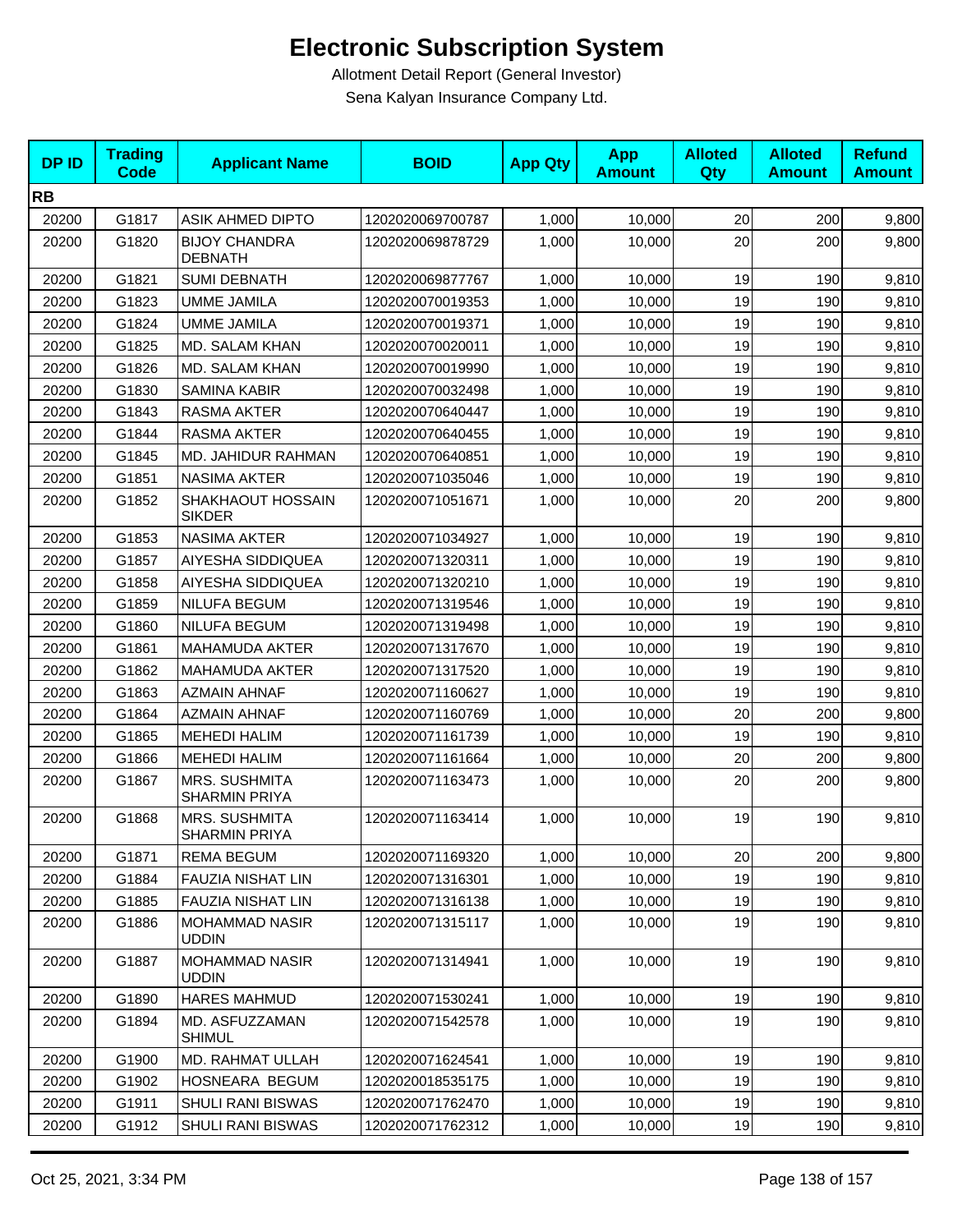# Electronic Subscription System

Allotment Detail Report (General Investor)

Sena Kalyan Insurance Company Ltd.

| DP ID | Trading Code | Applicant Name | BOID | App Qty | App Amount | Alloted Qty | Alloted Amount | Refund Amount |
|---|---|---|---|---|---|---|---|---|
| **RB** | | | | | | | | |
| 20200 | G1817 | ASIK AHMED DIPTO | 1202020069700787 | 1,000 | 10,000 | 20 | 200 | 9,800 |
| 20200 | G1820 | BIJOY CHANDRA DEBNATH | 1202020069878729 | 1,000 | 10,000 | 20 | 200 | 9,800 |
| 20200 | G1821 | SUMI DEBNATH | 1202020069877767 | 1,000 | 10,000 | 19 | 190 | 9,810 |
| 20200 | G1823 | UMME JAMILA | 1202020070019353 | 1,000 | 10,000 | 19 | 190 | 9,810 |
| 20200 | G1824 | UMME JAMILA | 1202020070019371 | 1,000 | 10,000 | 19 | 190 | 9,810 |
| 20200 | G1825 | MD. SALAM KHAN | 1202020070020011 | 1,000 | 10,000 | 19 | 190 | 9,810 |
| 20200 | G1826 | MD. SALAM KHAN | 1202020070019990 | 1,000 | 10,000 | 19 | 190 | 9,810 |
| 20200 | G1830 | SAMINA KABIR | 1202020070032498 | 1,000 | 10,000 | 19 | 190 | 9,810 |
| 20200 | G1843 | RASMA AKTER | 1202020070640447 | 1,000 | 10,000 | 19 | 190 | 9,810 |
| 20200 | G1844 | RASMA AKTER | 1202020070640455 | 1,000 | 10,000 | 19 | 190 | 9,810 |
| 20200 | G1845 | MD. JAHIDUR RAHMAN | 1202020070640851 | 1,000 | 10,000 | 19 | 190 | 9,810 |
| 20200 | G1851 | NASIMA AKTER | 1202020071035046 | 1,000 | 10,000 | 19 | 190 | 9,810 |
| 20200 | G1852 | SHAKHAOUT HOSSAIN SIKDER | 1202020071051671 | 1,000 | 10,000 | 20 | 200 | 9,800 |
| 20200 | G1853 | NASIMA AKTER | 1202020071034927 | 1,000 | 10,000 | 19 | 190 | 9,810 |
| 20200 | G1857 | AIYESHA SIDDIQUEA | 1202020071320311 | 1,000 | 10,000 | 19 | 190 | 9,810 |
| 20200 | G1858 | AIYESHA SIDDIQUEA | 1202020071320210 | 1,000 | 10,000 | 19 | 190 | 9,810 |
| 20200 | G1859 | NILUFA BEGUM | 1202020071319546 | 1,000 | 10,000 | 19 | 190 | 9,810 |
| 20200 | G1860 | NILUFA BEGUM | 1202020071319498 | 1,000 | 10,000 | 19 | 190 | 9,810 |
| 20200 | G1861 | MAHAMUDA AKTER | 1202020071317670 | 1,000 | 10,000 | 19 | 190 | 9,810 |
| 20200 | G1862 | MAHAMUDA AKTER | 1202020071317520 | 1,000 | 10,000 | 19 | 190 | 9,810 |
| 20200 | G1863 | AZMAIN AHNAF | 1202020071160627 | 1,000 | 10,000 | 19 | 190 | 9,810 |
| 20200 | G1864 | AZMAIN AHNAF | 1202020071160769 | 1,000 | 10,000 | 20 | 200 | 9,800 |
| 20200 | G1865 | MEHEDI HALIM | 1202020071161739 | 1,000 | 10,000 | 19 | 190 | 9,810 |
| 20200 | G1866 | MEHEDI HALIM | 1202020071161664 | 1,000 | 10,000 | 20 | 200 | 9,800 |
| 20200 | G1867 | MRS. SUSHMITA SHARMIN PRIYA | 1202020071163473 | 1,000 | 10,000 | 20 | 200 | 9,800 |
| 20200 | G1868 | MRS. SUSHMITA SHARMIN PRIYA | 1202020071163414 | 1,000 | 10,000 | 19 | 190 | 9,810 |
| 20200 | G1871 | REMA BEGUM | 1202020071169320 | 1,000 | 10,000 | 20 | 200 | 9,800 |
| 20200 | G1884 | FAUZIA NISHAT LIN | 1202020071316301 | 1,000 | 10,000 | 19 | 190 | 9,810 |
| 20200 | G1885 | FAUZIA NISHAT LIN | 1202020071316138 | 1,000 | 10,000 | 19 | 190 | 9,810 |
| 20200 | G1886 | MOHAMMAD NASIR UDDIN | 1202020071315117 | 1,000 | 10,000 | 19 | 190 | 9,810 |
| 20200 | G1887 | MOHAMMAD NASIR UDDIN | 1202020071314941 | 1,000 | 10,000 | 19 | 190 | 9,810 |
| 20200 | G1890 | HARES MAHMUD | 1202020071530241 | 1,000 | 10,000 | 19 | 190 | 9,810 |
| 20200 | G1894 | MD. ASFUZZAMAN SHIMUL | 1202020071542578 | 1,000 | 10,000 | 19 | 190 | 9,810 |
| 20200 | G1900 | MD. RAHMAT ULLAH | 1202020071624541 | 1,000 | 10,000 | 19 | 190 | 9,810 |
| 20200 | G1902 | HOSNEARA BEGUM | 1202020018535175 | 1,000 | 10,000 | 19 | 190 | 9,810 |
| 20200 | G1911 | SHULI RANI BISWAS | 1202020071762470 | 1,000 | 10,000 | 19 | 190 | 9,810 |
| 20200 | G1912 | SHULI RANI BISWAS | 1202020071762312 | 1,000 | 10,000 | 19 | 190 | 9,810 |

Oct 25, 2021, 3:34 PM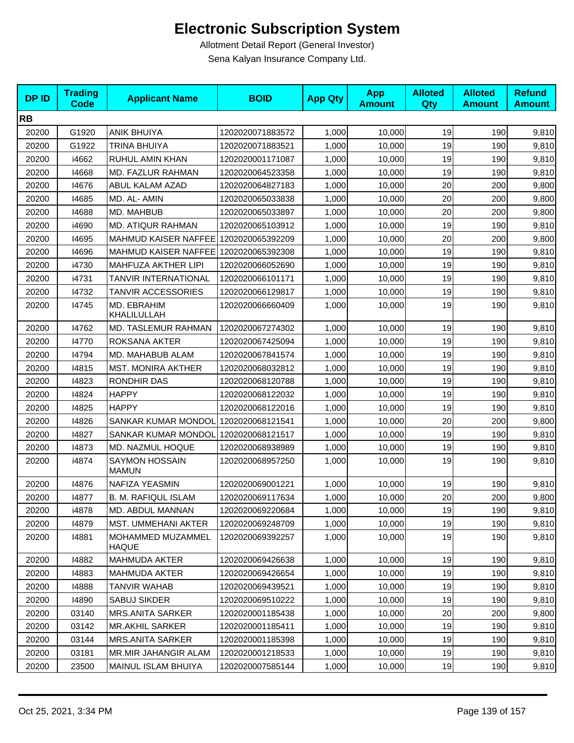# Electronic Subscription System

Allotment Detail Report (General Investor)

Sena Kalyan Insurance Company Ltd.

| DP ID | Trading Code | Applicant Name | BOID | App Qty | App Amount | Alloted Qty | Alloted Amount | Refund Amount |
|---|---|---|---|---|---|---|---|---|
| **RB** | | | | | | | | |
| 20200 | G1920 | ANIK BHUIYA | 1202020071883572 | 1,000 | 10,000 | 19 | 190 | 9,810 |
| 20200 | G1922 | TRINA BHUIYA | 1202020071883521 | 1,000 | 10,000 | 19 | 190 | 9,810 |
| 20200 | i4662 | RUHUL AMIN KHAN | 1202020001171087 | 1,000 | 10,000 | 19 | 190 | 9,810 |
| 20200 | I4668 | MD. FAZLUR RAHMAN | 1202020064523358 | 1,000 | 10,000 | 19 | 190 | 9,810 |
| 20200 | I4676 | ABUL KALAM AZAD | 1202020064827183 | 1,000 | 10,000 | 20 | 200 | 9,800 |
| 20200 | I4685 | MD. AL- AMIN | 1202020065033838 | 1,000 | 10,000 | 20 | 200 | 9,800 |
| 20200 | I4688 | MD. MAHBUB | 1202020065033897 | 1,000 | 10,000 | 20 | 200 | 9,800 |
| 20200 | i4690 | MD. ATIQUR RAHMAN | 1202020065103912 | 1,000 | 10,000 | 19 | 190 | 9,810 |
| 20200 | I4695 | MAHMUD KAISER NAFFEE | 1202020065392209 | 1,000 | 10,000 | 20 | 200 | 9,800 |
| 20200 | I4696 | MAHMUD KAISER NAFFEE | 1202020065392308 | 1,000 | 10,000 | 19 | 190 | 9,810 |
| 20200 | i4730 | MAHFUZA AKTHER LIPI | 1202020066052690 | 1,000 | 10,000 | 19 | 190 | 9,810 |
| 20200 | i4731 | TANVIR INTERNATIONAL | 1202020066101171 | 1,000 | 10,000 | 19 | 190 | 9,810 |
| 20200 | I4732 | TANVIR ACCESSORIES | 1202020066129817 | 1,000 | 10,000 | 19 | 190 | 9,810 |
| 20200 | I4745 | MD. EBRAHIM KHALILULLAH | 1202020066660409 | 1,000 | 10,000 | 19 | 190 | 9,810 |
| 20200 | I4762 | MD. TASLEMUR RAHMAN | 1202020067274302 | 1,000 | 10,000 | 19 | 190 | 9,810 |
| 20200 | I4770 | ROKSANA AKTER | 1202020067425094 | 1,000 | 10,000 | 19 | 190 | 9,810 |
| 20200 | I4794 | MD. MAHABUB ALAM | 1202020067841574 | 1,000 | 10,000 | 19 | 190 | 9,810 |
| 20200 | I4815 | MST. MONIRA AKTHER | 1202020068032812 | 1,000 | 10,000 | 19 | 190 | 9,810 |
| 20200 | I4823 | RONDHIR DAS | 1202020068120788 | 1,000 | 10,000 | 19 | 190 | 9,810 |
| 20200 | I4824 | HAPPY | 1202020068122032 | 1,000 | 10,000 | 19 | 190 | 9,810 |
| 20200 | I4825 | HAPPY | 1202020068122016 | 1,000 | 10,000 | 19 | 190 | 9,810 |
| 20200 | I4826 | SANKAR KUMAR MONDOL | 1202020068121541 | 1,000 | 10,000 | 20 | 200 | 9,800 |
| 20200 | I4827 | SANKAR KUMAR MONDOL | 1202020068121517 | 1,000 | 10,000 | 19 | 190 | 9,810 |
| 20200 | I4873 | MD. NAZMUL HOQUE | 1202020068938989 | 1,000 | 10,000 | 19 | 190 | 9,810 |
| 20200 | i4874 | SAYMON HOSSAIN MAMUN | 1202020068957250 | 1,000 | 10,000 | 19 | 190 | 9,810 |
| 20200 | I4876 | NAFIZA YEASMIN | 1202020069001221 | 1,000 | 10,000 | 19 | 190 | 9,810 |
| 20200 | I4877 | B. M. RAFIQUL ISLAM | 1202020069117634 | 1,000 | 10,000 | 20 | 200 | 9,800 |
| 20200 | i4878 | MD. ABDUL MANNAN | 1202020069220684 | 1,000 | 10,000 | 19 | 190 | 9,810 |
| 20200 | I4879 | MST. UMMEHANI AKTER | 1202020069248709 | 1,000 | 10,000 | 19 | 190 | 9,810 |
| 20200 | I4881 | MOHAMMED MUZAMMEL HAQUE | 1202020069392257 | 1,000 | 10,000 | 19 | 190 | 9,810 |
| 20200 | I4882 | MAHMUDA AKTER | 1202020069426638 | 1,000 | 10,000 | 19 | 190 | 9,810 |
| 20200 | I4883 | MAHMUDA AKTER | 1202020069426654 | 1,000 | 10,000 | 19 | 190 | 9,810 |
| 20200 | I4888 | TANVIR WAHAB | 1202020069439521 | 1,000 | 10,000 | 19 | 190 | 9,810 |
| 20200 | I4890 | SABUJ SIKDER | 1202020069510222 | 1,000 | 10,000 | 19 | 190 | 9,810 |
| 20200 | 03140 | MRS.ANITA SARKER | 1202020001185438 | 1,000 | 10,000 | 20 | 200 | 9,800 |
| 20200 | 03142 | MR.AKHIL SARKER | 1202020001185411 | 1,000 | 10,000 | 19 | 190 | 9,810 |
| 20200 | 03144 | MRS.ANITA SARKER | 1202020001185398 | 1,000 | 10,000 | 19 | 190 | 9,810 |
| 20200 | 03181 | MR.MIR JAHANGIR ALAM | 1202020001218533 | 1,000 | 10,000 | 19 | 190 | 9,810 |
| 20200 | 23500 | MAINUL ISLAM BHUIYA | 1202020007585144 | 1,000 | 10,000 | 19 | 190 | 9,810 |

Oct 25, 2021, 3:34 PM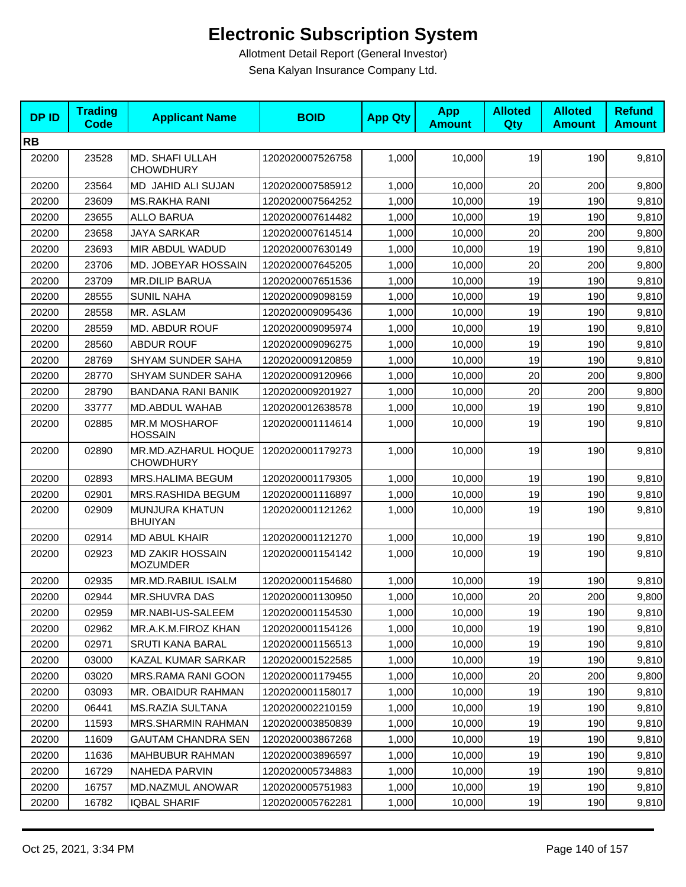# Electronic Subscription System

Allotment Detail Report (General Investor)

Sena Kalyan Insurance Company Ltd.

| DP ID | Trading Code | Applicant Name | BOID | App Qty | App Amount | Alloted Qty | Alloted Amount | Refund Amount |
|---|---|---|---|---|---|---|---|---|
| **RB** | | | | | | | | |
| 20200 | 23528 | MD. SHAFI ULLAH CHOWDHURY | 1202020007526758 | 1,000 | 10,000 | 19 | 190 | 9,810 |
| 20200 | 23564 | MD JAHID ALI SUJAN | 1202020007585912 | 1,000 | 10,000 | 20 | 200 | 9,800 |
| 20200 | 23609 | MS.RAKHA RANI | 1202020007564252 | 1,000 | 10,000 | 19 | 190 | 9,810 |
| 20200 | 23655 | ALLO BARUA | 1202020007614482 | 1,000 | 10,000 | 19 | 190 | 9,810 |
| 20200 | 23658 | JAYA SARKAR | 1202020007614514 | 1,000 | 10,000 | 20 | 200 | 9,800 |
| 20200 | 23693 | MIR ABDUL WADUD | 1202020007630149 | 1,000 | 10,000 | 19 | 190 | 9,810 |
| 20200 | 23706 | MD. JOBEYAR HOSSAIN | 1202020007645205 | 1,000 | 10,000 | 20 | 200 | 9,800 |
| 20200 | 23709 | MR.DILIP BARUA | 1202020007651536 | 1,000 | 10,000 | 19 | 190 | 9,810 |
| 20200 | 28555 | SUNIL NAHA | 1202020009098159 | 1,000 | 10,000 | 19 | 190 | 9,810 |
| 20200 | 28558 | MR. ASLAM | 1202020009095436 | 1,000 | 10,000 | 19 | 190 | 9,810 |
| 20200 | 28559 | MD. ABDUR ROUF | 1202020009095974 | 1,000 | 10,000 | 19 | 190 | 9,810 |
| 20200 | 28560 | ABDUR ROUF | 1202020009096275 | 1,000 | 10,000 | 19 | 190 | 9,810 |
| 20200 | 28769 | SHYAM SUNDER SAHA | 1202020009120859 | 1,000 | 10,000 | 19 | 190 | 9,810 |
| 20200 | 28770 | SHYAM SUNDER SAHA | 1202020009120966 | 1,000 | 10,000 | 20 | 200 | 9,800 |
| 20200 | 28790 | BANDANA RANI BANIK | 1202020009201927 | 1,000 | 10,000 | 20 | 200 | 9,800 |
| 20200 | 33777 | MD.ABDUL WAHAB | 1202020012638578 | 1,000 | 10,000 | 19 | 190 | 9,810 |
| 20200 | 02885 | MR.M MOSHAROF HOSSAIN | 1202020001114614 | 1,000 | 10,000 | 19 | 190 | 9,810 |
| 20200 | 02890 | MR.MD.AZHARUL HOQUE CHOWDHURY | 1202020001179273 | 1,000 | 10,000 | 19 | 190 | 9,810 |
| 20200 | 02893 | MRS.HALIMA BEGUM | 1202020001179305 | 1,000 | 10,000 | 19 | 190 | 9,810 |
| 20200 | 02901 | MRS.RASHIDA BEGUM | 1202020001116897 | 1,000 | 10,000 | 19 | 190 | 9,810 |
| 20200 | 02909 | MUNJURA KHATUN BHUIYAN | 1202020001121262 | 1,000 | 10,000 | 19 | 190 | 9,810 |
| 20200 | 02914 | MD ABUL KHAIR | 1202020001121270 | 1,000 | 10,000 | 19 | 190 | 9,810 |
| 20200 | 02923 | MD ZAKIR HOSSAIN MOZUMDER | 1202020001154142 | 1,000 | 10,000 | 19 | 190 | 9,810 |
| 20200 | 02935 | MR.MD.RABIUL ISALM | 1202020001154680 | 1,000 | 10,000 | 19 | 190 | 9,810 |
| 20200 | 02944 | MR.SHUVRA DAS | 1202020001130950 | 1,000 | 10,000 | 20 | 200 | 9,800 |
| 20200 | 02959 | MR.NABI-US-SALEEM | 1202020001154530 | 1,000 | 10,000 | 19 | 190 | 9,810 |
| 20200 | 02962 | MR.A.K.M.FIROZ KHAN | 1202020001154126 | 1,000 | 10,000 | 19 | 190 | 9,810 |
| 20200 | 02971 | SRUTI KANA BARAL | 1202020001156513 | 1,000 | 10,000 | 19 | 190 | 9,810 |
| 20200 | 03000 | KAZAL KUMAR SARKAR | 1202020001522585 | 1,000 | 10,000 | 19 | 190 | 9,810 |
| 20200 | 03020 | MRS.RAMA RANI GOON | 1202020001179455 | 1,000 | 10,000 | 20 | 200 | 9,800 |
| 20200 | 03093 | MR. OBAIDUR RAHMAN | 1202020001158017 | 1,000 | 10,000 | 19 | 190 | 9,810 |
| 20200 | 06441 | MS.RAZIA SULTANA | 1202020002210159 | 1,000 | 10,000 | 19 | 190 | 9,810 |
| 20200 | 11593 | MRS.SHARMIN RAHMAN | 1202020003850839 | 1,000 | 10,000 | 19 | 190 | 9,810 |
| 20200 | 11609 | GAUTAM CHANDRA SEN | 1202020003867268 | 1,000 | 10,000 | 19 | 190 | 9,810 |
| 20200 | 11636 | MAHBUBUR RAHMAN | 1202020003896597 | 1,000 | 10,000 | 19 | 190 | 9,810 |
| 20200 | 16729 | NAHEDA PARVIN | 1202020005734883 | 1,000 | 10,000 | 19 | 190 | 9,810 |
| 20200 | 16757 | MD.NAZMUL ANOWAR | 1202020005751983 | 1,000 | 10,000 | 19 | 190 | 9,810 |
| 20200 | 16782 | IQBAL SHARIF | 1202020005762281 | 1,000 | 10,000 | 19 | 190 | 9,810 |

Oct 25, 2021, 3:34 PM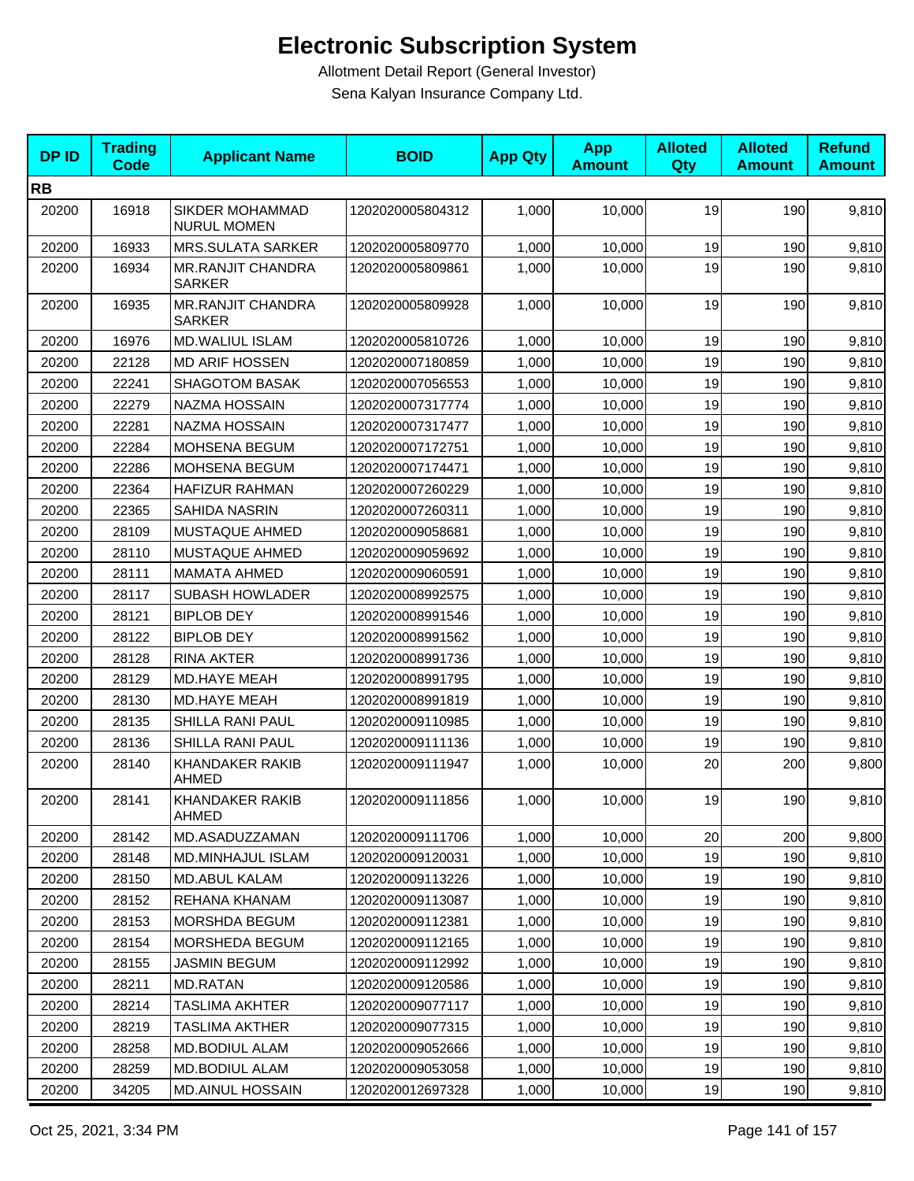# Electronic Subscription System

Allotment Detail Report (General Investor)

Sena Kalyan Insurance Company Ltd.

| DP ID | Trading Code | Applicant Name | BOID | App Qty | App Amount | Alloted Qty | Alloted Amount | Refund Amount |
|---|---|---|---|---|---|---|---|---|
| **RB** | | | | | | | | |
| 20200 | 16918 | SIKDER MOHAMMAD NURUL MOMEN | 1202020005804312 | 1,000 | 10,000 | 19 | 190 | 9,810 |
| 20200 | 16933 | MRS.SULATA SARKER | 1202020005809770 | 1,000 | 10,000 | 19 | 190 | 9,810 |
| 20200 | 16934 | MR.RANJIT CHANDRA SARKER | 1202020005809861 | 1,000 | 10,000 | 19 | 190 | 9,810 |
| 20200 | 16935 | MR.RANJIT CHANDRA SARKER | 1202020005809928 | 1,000 | 10,000 | 19 | 190 | 9,810 |
| 20200 | 16976 | MD.WALIUL ISLAM | 1202020005810726 | 1,000 | 10,000 | 19 | 190 | 9,810 |
| 20200 | 22128 | MD ARIF HOSSEN | 1202020007180859 | 1,000 | 10,000 | 19 | 190 | 9,810 |
| 20200 | 22241 | SHAGOTOM BASAK | 1202020007056553 | 1,000 | 10,000 | 19 | 190 | 9,810 |
| 20200 | 22279 | NAZMA HOSSAIN | 1202020007317774 | 1,000 | 10,000 | 19 | 190 | 9,810 |
| 20200 | 22281 | NAZMA HOSSAIN | 1202020007317477 | 1,000 | 10,000 | 19 | 190 | 9,810 |
| 20200 | 22284 | MOHSENA BEGUM | 1202020007172751 | 1,000 | 10,000 | 19 | 190 | 9,810 |
| 20200 | 22286 | MOHSENA BEGUM | 1202020007174471 | 1,000 | 10,000 | 19 | 190 | 9,810 |
| 20200 | 22364 | HAFIZUR RAHMAN | 1202020007260229 | 1,000 | 10,000 | 19 | 190 | 9,810 |
| 20200 | 22365 | SAHIDA NASRIN | 1202020007260311 | 1,000 | 10,000 | 19 | 190 | 9,810 |
| 20200 | 28109 | MUSTAQUE AHMED | 1202020009058681 | 1,000 | 10,000 | 19 | 190 | 9,810 |
| 20200 | 28110 | MUSTAQUE AHMED | 1202020009059692 | 1,000 | 10,000 | 19 | 190 | 9,810 |
| 20200 | 28111 | MAMATA AHMED | 1202020009060591 | 1,000 | 10,000 | 19 | 190 | 9,810 |
| 20200 | 28117 | SUBASH HOWLADER | 1202020008992575 | 1,000 | 10,000 | 19 | 190 | 9,810 |
| 20200 | 28121 | BIPLOB DEY | 1202020008991546 | 1,000 | 10,000 | 19 | 190 | 9,810 |
| 20200 | 28122 | BIPLOB DEY | 1202020008991562 | 1,000 | 10,000 | 19 | 190 | 9,810 |
| 20200 | 28128 | RINA AKTER | 1202020008991736 | 1,000 | 10,000 | 19 | 190 | 9,810 |
| 20200 | 28129 | MD.HAYE MEAH | 1202020008991795 | 1,000 | 10,000 | 19 | 190 | 9,810 |
| 20200 | 28130 | MD.HAYE MEAH | 1202020008991819 | 1,000 | 10,000 | 19 | 190 | 9,810 |
| 20200 | 28135 | SHILLA RANI PAUL | 1202020009110985 | 1,000 | 10,000 | 19 | 190 | 9,810 |
| 20200 | 28136 | SHILLA RANI PAUL | 1202020009111136 | 1,000 | 10,000 | 19 | 190 | 9,810 |
| 20200 | 28140 | KHANDAKER RAKIB AHMED | 1202020009111947 | 1,000 | 10,000 | 20 | 200 | 9,800 |
| 20200 | 28141 | KHANDAKER RAKIB AHMED | 1202020009111856 | 1,000 | 10,000 | 19 | 190 | 9,810 |
| 20200 | 28142 | MD.ASADUZZAMAN | 1202020009111706 | 1,000 | 10,000 | 20 | 200 | 9,800 |
| 20200 | 28148 | MD.MINHAJUL ISLAM | 1202020009120031 | 1,000 | 10,000 | 19 | 190 | 9,810 |
| 20200 | 28150 | MD.ABUL KALAM | 1202020009113226 | 1,000 | 10,000 | 19 | 190 | 9,810 |
| 20200 | 28152 | REHANA KHANAM | 1202020009113087 | 1,000 | 10,000 | 19 | 190 | 9,810 |
| 20200 | 28153 | MORSHDA BEGUM | 1202020009112381 | 1,000 | 10,000 | 19 | 190 | 9,810 |
| 20200 | 28154 | MORSHEDA BEGUM | 1202020009112165 | 1,000 | 10,000 | 19 | 190 | 9,810 |
| 20200 | 28155 | JASMIN BEGUM | 1202020009112992 | 1,000 | 10,000 | 19 | 190 | 9,810 |
| 20200 | 28211 | MD.RATAN | 1202020009120586 | 1,000 | 10,000 | 19 | 190 | 9,810 |
| 20200 | 28214 | TASLIMA AKHTER | 1202020009077117 | 1,000 | 10,000 | 19 | 190 | 9,810 |
| 20200 | 28219 | TASLIMA AKTHER | 1202020009077315 | 1,000 | 10,000 | 19 | 190 | 9,810 |
| 20200 | 28258 | MD.BODIUL ALAM | 1202020009052666 | 1,000 | 10,000 | 19 | 190 | 9,810 |
| 20200 | 28259 | MD.BODIUL ALAM | 1202020009053058 | 1,000 | 10,000 | 19 | 190 | 9,810 |
| 20200 | 34205 | MD.AINUL HOSSAIN | 1202020012697328 | 1,000 | 10,000 | 19 | 190 | 9,810 |

Oct 25, 2021, 3:34 PM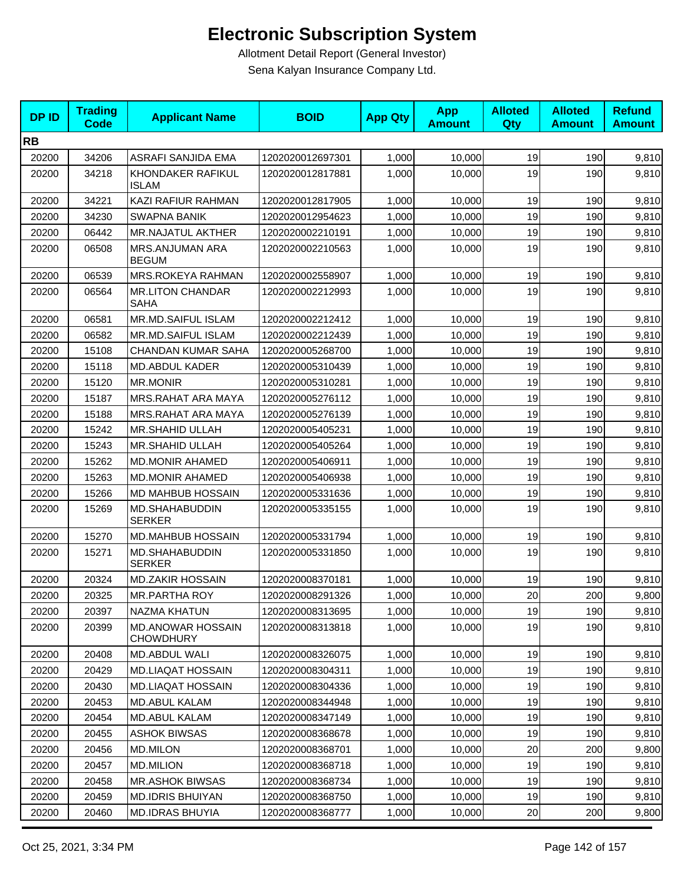# Electronic Subscription System

Allotment Detail Report (General Investor)

Sena Kalyan Insurance Company Ltd.

| DP ID | Trading Code | Applicant Name | BOID | App Qty | App Amount | Alloted Qty | Alloted Amount | Refund Amount |
|---|---|---|---|---|---|---|---|---|
| **RB** | | | | | | | | |
| 20200 | 34206 | ASRAFI SANJIDA EMA | 1202020012697301 | 1,000 | 10,000 | 19 | 190 | 9,810 |
| 20200 | 34218 | KHONDAKER RAFIKUL ISLAM | 1202020012817881 | 1,000 | 10,000 | 19 | 190 | 9,810 |
| 20200 | 34221 | KAZI RAFIUR RAHMAN | 1202020012817905 | 1,000 | 10,000 | 19 | 190 | 9,810 |
| 20200 | 34230 | SWAPNA BANIK | 1202020012954623 | 1,000 | 10,000 | 19 | 190 | 9,810 |
| 20200 | 06442 | MR.NAJATUL AKTHER | 1202020002210191 | 1,000 | 10,000 | 19 | 190 | 9,810 |
| 20200 | 06508 | MRS.ANJUMAN ARA BEGUM | 1202020002210563 | 1,000 | 10,000 | 19 | 190 | 9,810 |
| 20200 | 06539 | MRS.ROKEYA RAHMAN | 1202020002558907 | 1,000 | 10,000 | 19 | 190 | 9,810 |
| 20200 | 06564 | MR.LITON CHANDAR SAHA | 1202020002212993 | 1,000 | 10,000 | 19 | 190 | 9,810 |
| 20200 | 06581 | MR.MD.SAIFUL ISLAM | 1202020002212412 | 1,000 | 10,000 | 19 | 190 | 9,810 |
| 20200 | 06582 | MR.MD.SAIFUL ISLAM | 1202020002212439 | 1,000 | 10,000 | 19 | 190 | 9,810 |
| 20200 | 15108 | CHANDAN KUMAR SAHA | 1202020005268700 | 1,000 | 10,000 | 19 | 190 | 9,810 |
| 20200 | 15118 | MD.ABDUL KADER | 1202020005310439 | 1,000 | 10,000 | 19 | 190 | 9,810 |
| 20200 | 15120 | MR.MONIR | 1202020005310281 | 1,000 | 10,000 | 19 | 190 | 9,810 |
| 20200 | 15187 | MRS.RAHAT ARA MAYA | 1202020005276112 | 1,000 | 10,000 | 19 | 190 | 9,810 |
| 20200 | 15188 | MRS.RAHAT ARA MAYA | 1202020005276139 | 1,000 | 10,000 | 19 | 190 | 9,810 |
| 20200 | 15242 | MR.SHAHID ULLAH | 1202020005405231 | 1,000 | 10,000 | 19 | 190 | 9,810 |
| 20200 | 15243 | MR.SHAHID ULLAH | 1202020005405264 | 1,000 | 10,000 | 19 | 190 | 9,810 |
| 20200 | 15262 | MD.MONIR AHAMED | 1202020005406911 | 1,000 | 10,000 | 19 | 190 | 9,810 |
| 20200 | 15263 | MD.MONIR AHAMED | 1202020005406938 | 1,000 | 10,000 | 19 | 190 | 9,810 |
| 20200 | 15266 | MD MAHBUB HOSSAIN | 1202020005331636 | 1,000 | 10,000 | 19 | 190 | 9,810 |
| 20200 | 15269 | MD.SHAHABUDDIN SERKER | 1202020005335155 | 1,000 | 10,000 | 19 | 190 | 9,810 |
| 20200 | 15270 | MD.MAHBUB HOSSAIN | 1202020005331794 | 1,000 | 10,000 | 19 | 190 | 9,810 |
| 20200 | 15271 | MD.SHAHABUDDIN SERKER | 1202020005331850 | 1,000 | 10,000 | 19 | 190 | 9,810 |
| 20200 | 20324 | MD.ZAKIR HOSSAIN | 1202020008370181 | 1,000 | 10,000 | 19 | 190 | 9,810 |
| 20200 | 20325 | MR.PARTHA ROY | 1202020008291326 | 1,000 | 10,000 | 20 | 200 | 9,800 |
| 20200 | 20397 | NAZMA KHATUN | 1202020008313695 | 1,000 | 10,000 | 19 | 190 | 9,810 |
| 20200 | 20399 | MD.ANOWAR HOSSAIN CHOWDHURY | 1202020008313818 | 1,000 | 10,000 | 19 | 190 | 9,810 |
| 20200 | 20408 | MD.ABDUL WALI | 1202020008326075 | 1,000 | 10,000 | 19 | 190 | 9,810 |
| 20200 | 20429 | MD.LIAQAT HOSSAIN | 1202020008304311 | 1,000 | 10,000 | 19 | 190 | 9,810 |
| 20200 | 20430 | MD.LIAQAT HOSSAIN | 1202020008304336 | 1,000 | 10,000 | 19 | 190 | 9,810 |
| 20200 | 20453 | MD.ABUL KALAM | 1202020008344948 | 1,000 | 10,000 | 19 | 190 | 9,810 |
| 20200 | 20454 | MD.ABUL KALAM | 1202020008347149 | 1,000 | 10,000 | 19 | 190 | 9,810 |
| 20200 | 20455 | ASHOK BIWSAS | 1202020008368678 | 1,000 | 10,000 | 19 | 190 | 9,810 |
| 20200 | 20456 | MD.MILON | 1202020008368701 | 1,000 | 10,000 | 20 | 200 | 9,800 |
| 20200 | 20457 | MD.MILION | 1202020008368718 | 1,000 | 10,000 | 19 | 190 | 9,810 |
| 20200 | 20458 | MR.ASHOK BIWSAS | 1202020008368734 | 1,000 | 10,000 | 19 | 190 | 9,810 |
| 20200 | 20459 | MD.IDRIS BHUIYAN | 1202020008368750 | 1,000 | 10,000 | 19 | 190 | 9,810 |
| 20200 | 20460 | MD.IDRAS BHUYIA | 1202020008368777 | 1,000 | 10,000 | 20 | 200 | 9,800 |

Oct 25, 2021, 3:34 PM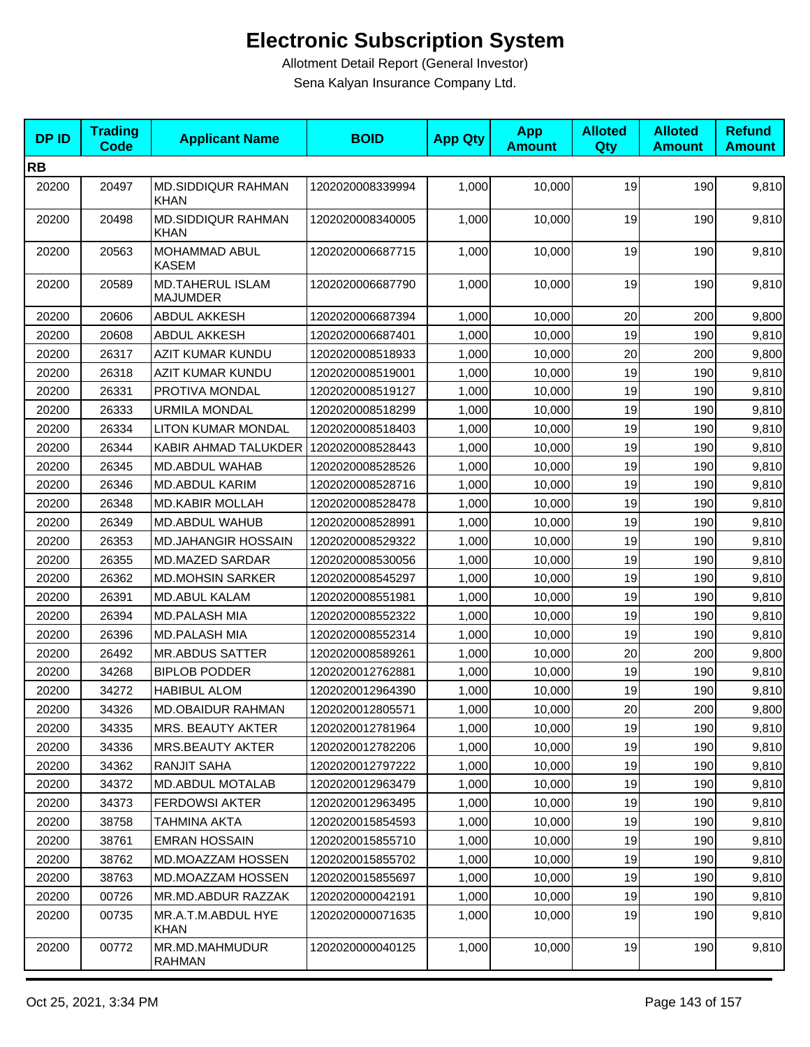# Electronic Subscription System

Allotment Detail Report (General Investor)

Sena Kalyan Insurance Company Ltd.

| DP ID | Trading Code | Applicant Name | BOID | App Qty | App Amount | Alloted Qty | Alloted Amount | Refund Amount |
|---|---|---|---|---|---|---|---|---|
| **RB** | | | | | | | | |
| 20200 | 20497 | MD.SIDDIQUR RAHMAN KHAN | 1202020008339994 | 1,000 | 10,000 | 19 | 190 | 9,810 |
| 20200 | 20498 | MD.SIDDIQUR RAHMAN KHAN | 1202020008340005 | 1,000 | 10,000 | 19 | 190 | 9,810 |
| 20200 | 20563 | MOHAMMAD ABUL KASEM | 1202020006687715 | 1,000 | 10,000 | 19 | 190 | 9,810 |
| 20200 | 20589 | MD.TAHERUL ISLAM MAJUMDER | 1202020006687790 | 1,000 | 10,000 | 19 | 190 | 9,810 |
| 20200 | 20606 | ABDUL AKKESH | 1202020006687394 | 1,000 | 10,000 | 20 | 200 | 9,800 |
| 20200 | 20608 | ABDUL AKKESH | 1202020006687401 | 1,000 | 10,000 | 19 | 190 | 9,810 |
| 20200 | 26317 | AZIT KUMAR KUNDU | 1202020008518933 | 1,000 | 10,000 | 20 | 200 | 9,800 |
| 20200 | 26318 | AZIT KUMAR KUNDU | 1202020008519001 | 1,000 | 10,000 | 19 | 190 | 9,810 |
| 20200 | 26331 | PROTIVA MONDAL | 1202020008519127 | 1,000 | 10,000 | 19 | 190 | 9,810 |
| 20200 | 26333 | URMILA MONDAL | 1202020008518299 | 1,000 | 10,000 | 19 | 190 | 9,810 |
| 20200 | 26334 | LITON KUMAR MONDAL | 1202020008518403 | 1,000 | 10,000 | 19 | 190 | 9,810 |
| 20200 | 26344 | KABIR AHMAD TALUKDER | 1202020008528443 | 1,000 | 10,000 | 19 | 190 | 9,810 |
| 20200 | 26345 | MD.ABDUL WAHAB | 1202020008528526 | 1,000 | 10,000 | 19 | 190 | 9,810 |
| 20200 | 26346 | MD.ABDUL KARIM | 1202020008528716 | 1,000 | 10,000 | 19 | 190 | 9,810 |
| 20200 | 26348 | MD.KABIR MOLLAH | 1202020008528478 | 1,000 | 10,000 | 19 | 190 | 9,810 |
| 20200 | 26349 | MD.ABDUL WAHUB | 1202020008528991 | 1,000 | 10,000 | 19 | 190 | 9,810 |
| 20200 | 26353 | MD.JAHANGIR HOSSAIN | 1202020008529322 | 1,000 | 10,000 | 19 | 190 | 9,810 |
| 20200 | 26355 | MD.MAZED SARDAR | 1202020008530056 | 1,000 | 10,000 | 19 | 190 | 9,810 |
| 20200 | 26362 | MD.MOHSIN SARKER | 1202020008545297 | 1,000 | 10,000 | 19 | 190 | 9,810 |
| 20200 | 26391 | MD.ABUL KALAM | 1202020008551981 | 1,000 | 10,000 | 19 | 190 | 9,810 |
| 20200 | 26394 | MD.PALASH MIA | 1202020008552322 | 1,000 | 10,000 | 19 | 190 | 9,810 |
| 20200 | 26396 | MD.PALASH MIA | 1202020008552314 | 1,000 | 10,000 | 19 | 190 | 9,810 |
| 20200 | 26492 | MR.ABDUS SATTER | 1202020008589261 | 1,000 | 10,000 | 20 | 200 | 9,800 |
| 20200 | 34268 | BIPLOB PODDER | 1202020012762881 | 1,000 | 10,000 | 19 | 190 | 9,810 |
| 20200 | 34272 | HABIBUL ALOM | 1202020012964390 | 1,000 | 10,000 | 19 | 190 | 9,810 |
| 20200 | 34326 | MD.OBAIDUR RAHMAN | 1202020012805571 | 1,000 | 10,000 | 20 | 200 | 9,800 |
| 20200 | 34335 | MRS. BEAUTY AKTER | 1202020012781964 | 1,000 | 10,000 | 19 | 190 | 9,810 |
| 20200 | 34336 | MRS.BEAUTY AKTER | 1202020012782206 | 1,000 | 10,000 | 19 | 190 | 9,810 |
| 20200 | 34362 | RANJIT SAHA | 1202020012797222 | 1,000 | 10,000 | 19 | 190 | 9,810 |
| 20200 | 34372 | MD.ABDUL MOTALAB | 1202020012963479 | 1,000 | 10,000 | 19 | 190 | 9,810 |
| 20200 | 34373 | FERDOWSI AKTER | 1202020012963495 | 1,000 | 10,000 | 19 | 190 | 9,810 |
| 20200 | 38758 | TAHMINA AKTA | 1202020015854593 | 1,000 | 10,000 | 19 | 190 | 9,810 |
| 20200 | 38761 | EMRAN HOSSAIN | 1202020015855710 | 1,000 | 10,000 | 19 | 190 | 9,810 |
| 20200 | 38762 | MD.MOAZZAM HOSSEN | 1202020015855702 | 1,000 | 10,000 | 19 | 190 | 9,810 |
| 20200 | 38763 | MD.MOAZZAM HOSSEN | 1202020015855697 | 1,000 | 10,000 | 19 | 190 | 9,810 |
| 20200 | 00726 | MR.MD.ABDUR RAZZAK | 1202020000042191 | 1,000 | 10,000 | 19 | 190 | 9,810 |
| 20200 | 00735 | MR.A.T.M.ABDUL HYE KHAN | 1202020000071635 | 1,000 | 10,000 | 19 | 190 | 9,810 |
| 20200 | 00772 | MR.MD.MAHMUDUR RAHMAN | 1202020000040125 | 1,000 | 10,000 | 19 | 190 | 9,810 |

Oct 25, 2021, 3:34 PM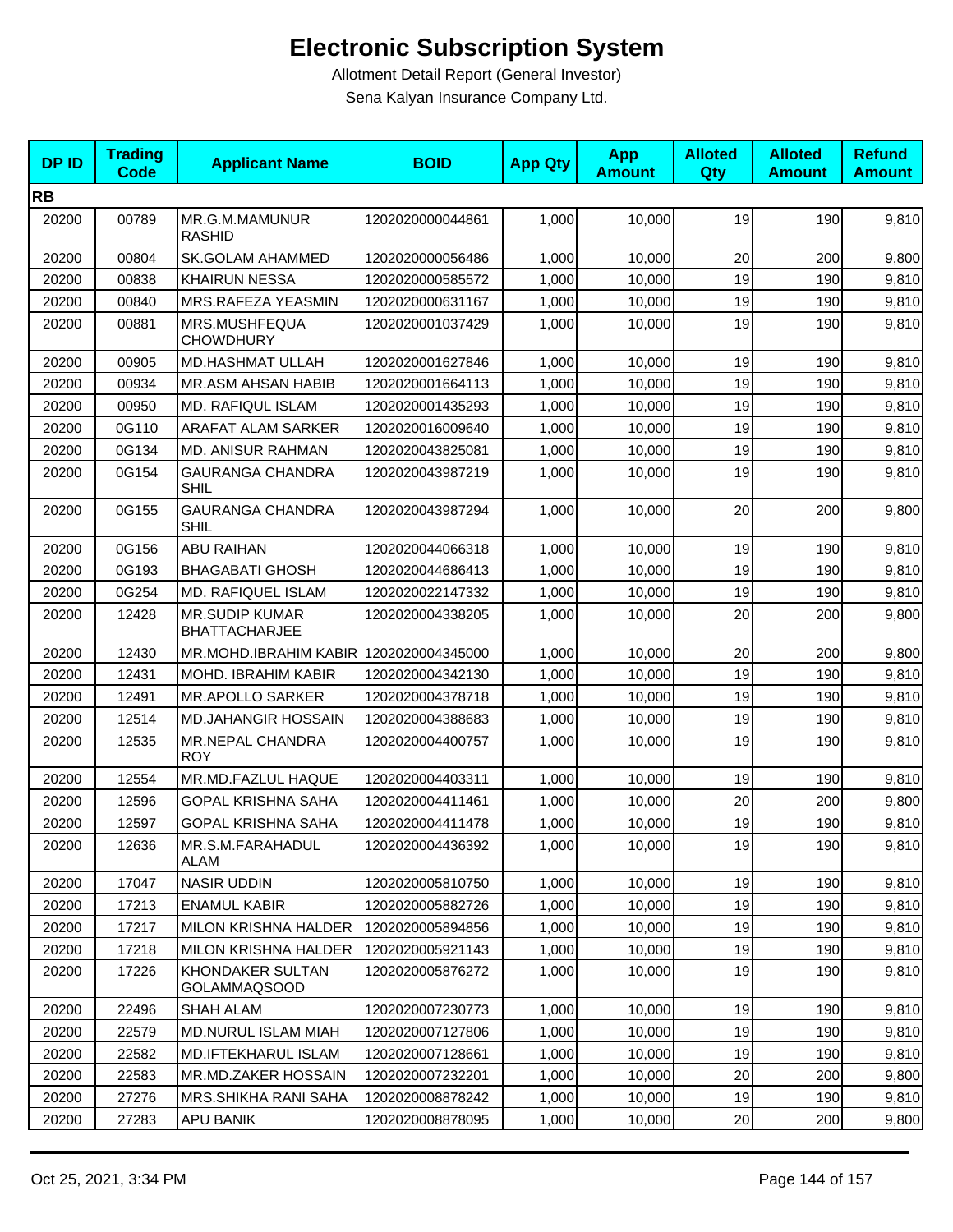# Electronic Subscription System

Allotment Detail Report (General Investor)

Sena Kalyan Insurance Company Ltd.

| DP ID | Trading Code | Applicant Name | BOID | App Qty | App Amount | Alloted Qty | Alloted Amount | Refund Amount |
|---|---|---|---|---|---|---|---|---|
| **RB** | | | | | | | | |
| 20200 | 00789 | MR.G.M.MAMUNUR RASHID | 1202020000044861 | 1,000 | 10,000 | 19 | 190 | 9,810 |
| 20200 | 00804 | SK.GOLAM AHAMMED | 1202020000056486 | 1,000 | 10,000 | 20 | 200 | 9,800 |
| 20200 | 00838 | KHAIRUN NESSA | 1202020000585572 | 1,000 | 10,000 | 19 | 190 | 9,810 |
| 20200 | 00840 | MRS.RAFEZA YEASMIN | 1202020000631167 | 1,000 | 10,000 | 19 | 190 | 9,810 |
| 20200 | 00881 | MRS.MUSHFEQUA CHOWDHURY | 1202020001037429 | 1,000 | 10,000 | 19 | 190 | 9,810 |
| 20200 | 00905 | MD.HASHMAT ULLAH | 1202020001627846 | 1,000 | 10,000 | 19 | 190 | 9,810 |
| 20200 | 00934 | MR.ASM AHSAN HABIB | 1202020001664113 | 1,000 | 10,000 | 19 | 190 | 9,810 |
| 20200 | 00950 | MD. RAFIQUL ISLAM | 1202020001435293 | 1,000 | 10,000 | 19 | 190 | 9,810 |
| 20200 | 0G110 | ARAFAT ALAM SARKER | 1202020016009640 | 1,000 | 10,000 | 19 | 190 | 9,810 |
| 20200 | 0G134 | MD. ANISUR RAHMAN | 1202020043825081 | 1,000 | 10,000 | 19 | 190 | 9,810 |
| 20200 | 0G154 | GAURANGA CHANDRA SHIL | 1202020043987219 | 1,000 | 10,000 | 19 | 190 | 9,810 |
| 20200 | 0G155 | GAURANGA CHANDRA SHIL | 1202020043987294 | 1,000 | 10,000 | 20 | 200 | 9,800 |
| 20200 | 0G156 | ABU RAIHAN | 1202020044066318 | 1,000 | 10,000 | 19 | 190 | 9,810 |
| 20200 | 0G193 | BHAGABATI GHOSH | 1202020044686413 | 1,000 | 10,000 | 19 | 190 | 9,810 |
| 20200 | 0G254 | MD. RAFIQUEL ISLAM | 1202020022147332 | 1,000 | 10,000 | 19 | 190 | 9,810 |
| 20200 | 12428 | MR.SUDIP KUMAR BHATTACHARJEE | 1202020004338205 | 1,000 | 10,000 | 20 | 200 | 9,800 |
| 20200 | 12430 | MR.MOHD.IBRAHIM KABIR | 1202020004345000 | 1,000 | 10,000 | 20 | 200 | 9,800 |
| 20200 | 12431 | MOHD. IBRAHIM KABIR | 1202020004342130 | 1,000 | 10,000 | 19 | 190 | 9,810 |
| 20200 | 12491 | MR.APOLLO SARKER | 1202020004378718 | 1,000 | 10,000 | 19 | 190 | 9,810 |
| 20200 | 12514 | MD.JAHANGIR HOSSAIN | 1202020004388683 | 1,000 | 10,000 | 19 | 190 | 9,810 |
| 20200 | 12535 | MR.NEPAL CHANDRA ROY | 1202020004400757 | 1,000 | 10,000 | 19 | 190 | 9,810 |
| 20200 | 12554 | MR.MD.FAZLUL HAQUE | 1202020004403311 | 1,000 | 10,000 | 19 | 190 | 9,810 |
| 20200 | 12596 | GOPAL KRISHNA SAHA | 1202020004411461 | 1,000 | 10,000 | 20 | 200 | 9,800 |
| 20200 | 12597 | GOPAL KRISHNA SAHA | 1202020004411478 | 1,000 | 10,000 | 19 | 190 | 9,810 |
| 20200 | 12636 | MR.S.M.FARAHADUL ALAM | 1202020004436392 | 1,000 | 10,000 | 19 | 190 | 9,810 |
| 20200 | 17047 | NASIR UDDIN | 1202020005810750 | 1,000 | 10,000 | 19 | 190 | 9,810 |
| 20200 | 17213 | ENAMUL KABIR | 1202020005882726 | 1,000 | 10,000 | 19 | 190 | 9,810 |
| 20200 | 17217 | MILON KRISHNA HALDER | 1202020005894856 | 1,000 | 10,000 | 19 | 190 | 9,810 |
| 20200 | 17218 | MILON KRISHNA HALDER | 1202020005921143 | 1,000 | 10,000 | 19 | 190 | 9,810 |
| 20200 | 17226 | KHONDAKER SULTAN GOLAMMAQSOOD | 1202020005876272 | 1,000 | 10,000 | 19 | 190 | 9,810 |
| 20200 | 22496 | SHAH ALAM | 1202020007230773 | 1,000 | 10,000 | 19 | 190 | 9,810 |
| 20200 | 22579 | MD.NURUL ISLAM MIAH | 1202020007127806 | 1,000 | 10,000 | 19 | 190 | 9,810 |
| 20200 | 22582 | MD.IFTEKHARUL ISLAM | 1202020007128661 | 1,000 | 10,000 | 19 | 190 | 9,810 |
| 20200 | 22583 | MR.MD.ZAKER HOSSAIN | 1202020007232201 | 1,000 | 10,000 | 20 | 200 | 9,800 |
| 20200 | 27276 | MRS.SHIKHA RANI SAHA | 1202020008878242 | 1,000 | 10,000 | 19 | 190 | 9,810 |
| 20200 | 27283 | APU BANIK | 1202020008878095 | 1,000 | 10,000 | 20 | 200 | 9,800 |

Oct 25, 2021, 3:34 PM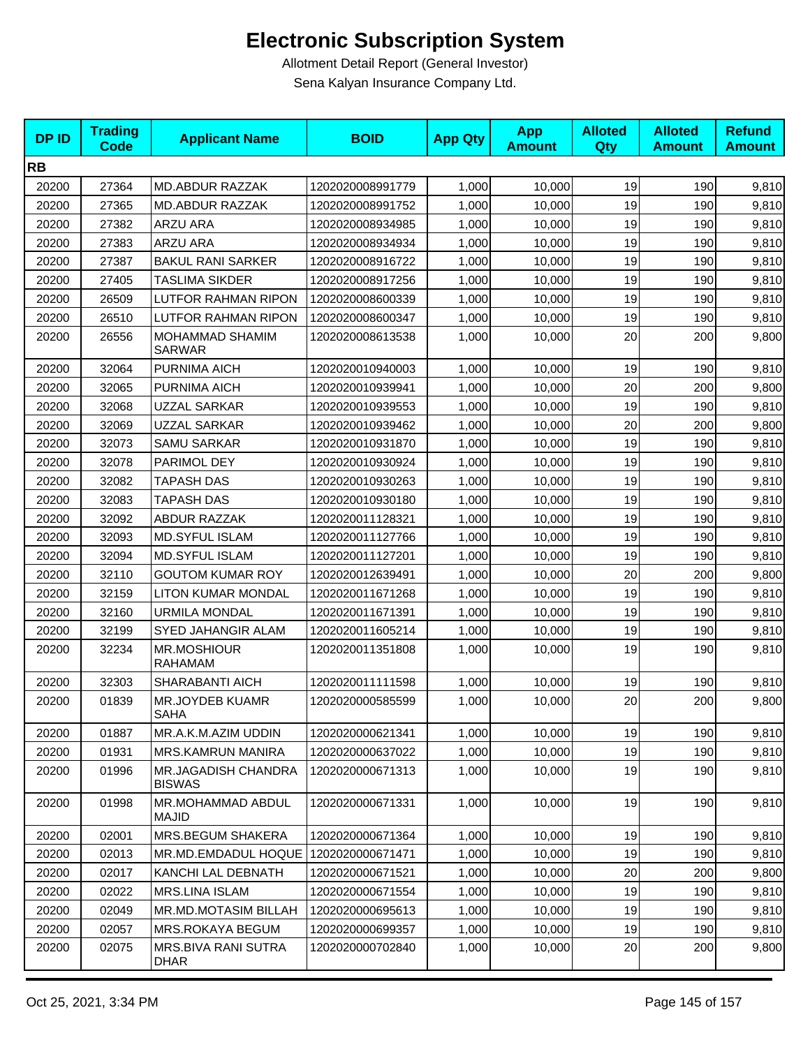# Electronic Subscription System

Allotment Detail Report (General Investor)

Sena Kalyan Insurance Company Ltd.

| DP ID | Trading Code | Applicant Name | BOID | App Qty | App Amount | Alloted Qty | Alloted Amount | Refund Amount |
|---|---|---|---|---|---|---|---|---|
| **RB** | | | | | | | | |
| 20200 | 27364 | MD.ABDUR RAZZAK | 1202020008991779 | 1,000 | 10,000 | 19 | 190 | 9,810 |
| 20200 | 27365 | MD.ABDUR RAZZAK | 1202020008991752 | 1,000 | 10,000 | 19 | 190 | 9,810 |
| 20200 | 27382 | ARZU ARA | 1202020008934985 | 1,000 | 10,000 | 19 | 190 | 9,810 |
| 20200 | 27383 | ARZU ARA | 1202020008934934 | 1,000 | 10,000 | 19 | 190 | 9,810 |
| 20200 | 27387 | BAKUL RANI SARKER | 1202020008916722 | 1,000 | 10,000 | 19 | 190 | 9,810 |
| 20200 | 27405 | TASLIMA SIKDER | 1202020008917256 | 1,000 | 10,000 | 19 | 190 | 9,810 |
| 20200 | 26509 | LUTFOR RAHMAN RIPON | 1202020008600339 | 1,000 | 10,000 | 19 | 190 | 9,810 |
| 20200 | 26510 | LUTFOR RAHMAN RIPON | 1202020008600347 | 1,000 | 10,000 | 19 | 190 | 9,810 |
| 20200 | 26556 | MOHAMMAD SHAMIM SARWAR | 1202020008613538 | 1,000 | 10,000 | 20 | 200 | 9,800 |
| 20200 | 32064 | PURNIMA AICH | 1202020010940003 | 1,000 | 10,000 | 19 | 190 | 9,810 |
| 20200 | 32065 | PURNIMA AICH | 1202020010939941 | 1,000 | 10,000 | 20 | 200 | 9,800 |
| 20200 | 32068 | UZZAL SARKAR | 1202020010939553 | 1,000 | 10,000 | 19 | 190 | 9,810 |
| 20200 | 32069 | UZZAL SARKAR | 1202020010939462 | 1,000 | 10,000 | 20 | 200 | 9,800 |
| 20200 | 32073 | SAMU SARKAR | 1202020010931870 | 1,000 | 10,000 | 19 | 190 | 9,810 |
| 20200 | 32078 | PARIMOL DEY | 1202020010930924 | 1,000 | 10,000 | 19 | 190 | 9,810 |
| 20200 | 32082 | TAPASH DAS | 1202020010930263 | 1,000 | 10,000 | 19 | 190 | 9,810 |
| 20200 | 32083 | TAPASH DAS | 1202020010930180 | 1,000 | 10,000 | 19 | 190 | 9,810 |
| 20200 | 32092 | ABDUR RAZZAK | 1202020011128321 | 1,000 | 10,000 | 19 | 190 | 9,810 |
| 20200 | 32093 | MD.SYFUL ISLAM | 1202020011127766 | 1,000 | 10,000 | 19 | 190 | 9,810 |
| 20200 | 32094 | MD.SYFUL ISLAM | 1202020011127201 | 1,000 | 10,000 | 19 | 190 | 9,810 |
| 20200 | 32110 | GOUTOM KUMAR ROY | 1202020012639491 | 1,000 | 10,000 | 20 | 200 | 9,800 |
| 20200 | 32159 | LITON KUMAR MONDAL | 1202020011671268 | 1,000 | 10,000 | 19 | 190 | 9,810 |
| 20200 | 32160 | URMILA MONDAL | 1202020011671391 | 1,000 | 10,000 | 19 | 190 | 9,810 |
| 20200 | 32199 | SYED JAHANGIR ALAM | 1202020011605214 | 1,000 | 10,000 | 19 | 190 | 9,810 |
| 20200 | 32234 | MR.MOSHIOUR RAHAMAM | 1202020011351808 | 1,000 | 10,000 | 19 | 190 | 9,810 |
| 20200 | 32303 | SHARABANTI AICH | 1202020011111598 | 1,000 | 10,000 | 19 | 190 | 9,810 |
| 20200 | 01839 | MR.JOYDEB KUAMR SAHA | 1202020000585599 | 1,000 | 10,000 | 20 | 200 | 9,800 |
| 20200 | 01887 | MR.A.K.M.AZIM UDDIN | 1202020000621341 | 1,000 | 10,000 | 19 | 190 | 9,810 |
| 20200 | 01931 | MRS.KAMRUN MANIRA | 1202020000637022 | 1,000 | 10,000 | 19 | 190 | 9,810 |
| 20200 | 01996 | MR.JAGADISH CHANDRA BISWAS | 1202020000671313 | 1,000 | 10,000 | 19 | 190 | 9,810 |
| 20200 | 01998 | MR.MOHAMMAD ABDUL MAJID | 1202020000671331 | 1,000 | 10,000 | 19 | 190 | 9,810 |
| 20200 | 02001 | MRS.BEGUM SHAKERA | 1202020000671364 | 1,000 | 10,000 | 19 | 190 | 9,810 |
| 20200 | 02013 | MR.MD.EMDADUL HOQUE | 1202020000671471 | 1,000 | 10,000 | 19 | 190 | 9,810 |
| 20200 | 02017 | KANCHI LAL DEBNATH | 1202020000671521 | 1,000 | 10,000 | 20 | 200 | 9,800 |
| 20200 | 02022 | MRS.LINA ISLAM | 1202020000671554 | 1,000 | 10,000 | 19 | 190 | 9,810 |
| 20200 | 02049 | MR.MD.MOTASIM BILLAH | 1202020000695613 | 1,000 | 10,000 | 19 | 190 | 9,810 |
| 20200 | 02057 | MRS.ROKAYA BEGUM | 1202020000699357 | 1,000 | 10,000 | 19 | 190 | 9,810 |
| 20200 | 02075 | MRS.BIVA RANI SUTRA DHAR | 1202020000702840 | 1,000 | 10,000 | 20 | 200 | 9,800 |

Oct 25, 2021, 3:34 PM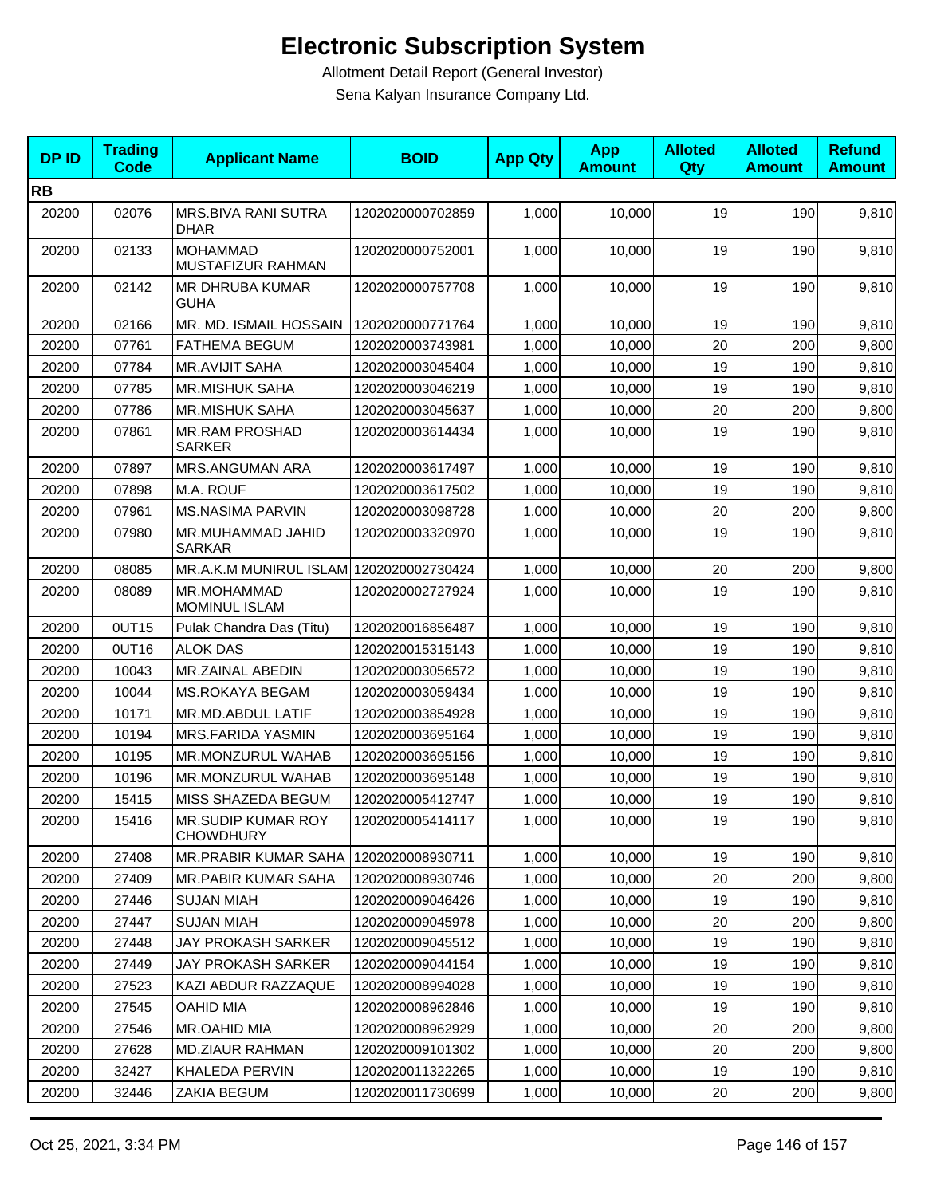# Electronic Subscription System

Allotment Detail Report (General Investor)

Sena Kalyan Insurance Company Ltd.

| DP ID | Trading Code | Applicant Name | BOID | App Qty | App Amount | Alloted Qty | Alloted Amount | Refund Amount |
|---|---|---|---|---|---|---|---|---|
| **RB** | | | | | | | | |
| 20200 | 02076 | MRS.BIVA RANI SUTRA DHAR | 1202020000702859 | 1,000 | 10,000 | 19 | 190 | 9,810 |
| 20200 | 02133 | MOHAMMAD MUSTAFIZUR RAHMAN | 1202020000752001 | 1,000 | 10,000 | 19 | 190 | 9,810 |
| 20200 | 02142 | MR DHRUBA KUMAR GUHA | 1202020000757708 | 1,000 | 10,000 | 19 | 190 | 9,810 |
| 20200 | 02166 | MR. MD. ISMAIL HOSSAIN | 1202020000771764 | 1,000 | 10,000 | 19 | 190 | 9,810 |
| 20200 | 07761 | FATHEMA BEGUM | 1202020003743981 | 1,000 | 10,000 | 20 | 200 | 9,800 |
| 20200 | 07784 | MR.AVIJIT SAHA | 1202020003045404 | 1,000 | 10,000 | 19 | 190 | 9,810 |
| 20200 | 07785 | MR.MISHUK SAHA | 1202020003046219 | 1,000 | 10,000 | 19 | 190 | 9,810 |
| 20200 | 07786 | MR.MISHUK SAHA | 1202020003045637 | 1,000 | 10,000 | 20 | 200 | 9,800 |
| 20200 | 07861 | MR.RAM PROSHAD SARKER | 1202020003614434 | 1,000 | 10,000 | 19 | 190 | 9,810 |
| 20200 | 07897 | MRS.ANGUMAN ARA | 1202020003617497 | 1,000 | 10,000 | 19 | 190 | 9,810 |
| 20200 | 07898 | M.A. ROUF | 1202020003617502 | 1,000 | 10,000 | 19 | 190 | 9,810 |
| 20200 | 07961 | MS.NASIMA PARVIN | 1202020003098728 | 1,000 | 10,000 | 20 | 200 | 9,800 |
| 20200 | 07980 | MR.MUHAMMAD JAHID SARKAR | 1202020003320970 | 1,000 | 10,000 | 19 | 190 | 9,810 |
| 20200 | 08085 | MR.A.K.M MUNIRUL ISLAM | 1202020002730424 | 1,000 | 10,000 | 20 | 200 | 9,800 |
| 20200 | 08089 | MR.MOHAMMAD MOMINUL ISLAM | 1202020002727924 | 1,000 | 10,000 | 19 | 190 | 9,810 |
| 20200 | 0UT15 | Pulak Chandra Das (Titu) | 1202020016856487 | 1,000 | 10,000 | 19 | 190 | 9,810 |
| 20200 | 0UT16 | ALOK DAS | 1202020015315143 | 1,000 | 10,000 | 19 | 190 | 9,810 |
| 20200 | 10043 | MR.ZAINAL ABEDIN | 1202020003056572 | 1,000 | 10,000 | 19 | 190 | 9,810 |
| 20200 | 10044 | MS.ROKAYA BEGAM | 1202020003059434 | 1,000 | 10,000 | 19 | 190 | 9,810 |
| 20200 | 10171 | MR.MD.ABDUL LATIF | 1202020003854928 | 1,000 | 10,000 | 19 | 190 | 9,810 |
| 20200 | 10194 | MRS.FARIDA YASMIN | 1202020003695164 | 1,000 | 10,000 | 19 | 190 | 9,810 |
| 20200 | 10195 | MR.MONZURUL WAHAB | 1202020003695156 | 1,000 | 10,000 | 19 | 190 | 9,810 |
| 20200 | 10196 | MR.MONZURUL WAHAB | 1202020003695148 | 1,000 | 10,000 | 19 | 190 | 9,810 |
| 20200 | 15415 | MISS SHAZEDA BEGUM | 1202020005412747 | 1,000 | 10,000 | 19 | 190 | 9,810 |
| 20200 | 15416 | MR.SUDIP KUMAR ROY CHOWDHURY | 1202020005414117 | 1,000 | 10,000 | 19 | 190 | 9,810 |
| 20200 | 27408 | MR.PRABIR KUMAR SAHA | 1202020008930711 | 1,000 | 10,000 | 19 | 190 | 9,810 |
| 20200 | 27409 | MR.PABIR KUMAR SAHA | 1202020008930746 | 1,000 | 10,000 | 20 | 200 | 9,800 |
| 20200 | 27446 | SUJAN MIAH | 1202020009046426 | 1,000 | 10,000 | 19 | 190 | 9,810 |
| 20200 | 27447 | SUJAN MIAH | 1202020009045978 | 1,000 | 10,000 | 20 | 200 | 9,800 |
| 20200 | 27448 | JAY PROKASH SARKER | 1202020009045512 | 1,000 | 10,000 | 19 | 190 | 9,810 |
| 20200 | 27449 | JAY PROKASH SARKER | 1202020009044154 | 1,000 | 10,000 | 19 | 190 | 9,810 |
| 20200 | 27523 | KAZI ABDUR RAZZAQUE | 1202020008994028 | 1,000 | 10,000 | 19 | 190 | 9,810 |
| 20200 | 27545 | OAHID MIA | 1202020008962846 | 1,000 | 10,000 | 19 | 190 | 9,810 |
| 20200 | 27546 | MR.OAHID MIA | 1202020008962929 | 1,000 | 10,000 | 20 | 200 | 9,800 |
| 20200 | 27628 | MD.ZIAUR RAHMAN | 1202020009101302 | 1,000 | 10,000 | 20 | 200 | 9,800 |
| 20200 | 32427 | KHALEDA PERVIN | 1202020011322265 | 1,000 | 10,000 | 19 | 190 | 9,810 |
| 20200 | 32446 | ZAKIA BEGUM | 1202020011730699 | 1,000 | 10,000 | 20 | 200 | 9,800 |

Oct 25, 2021, 3:34 PM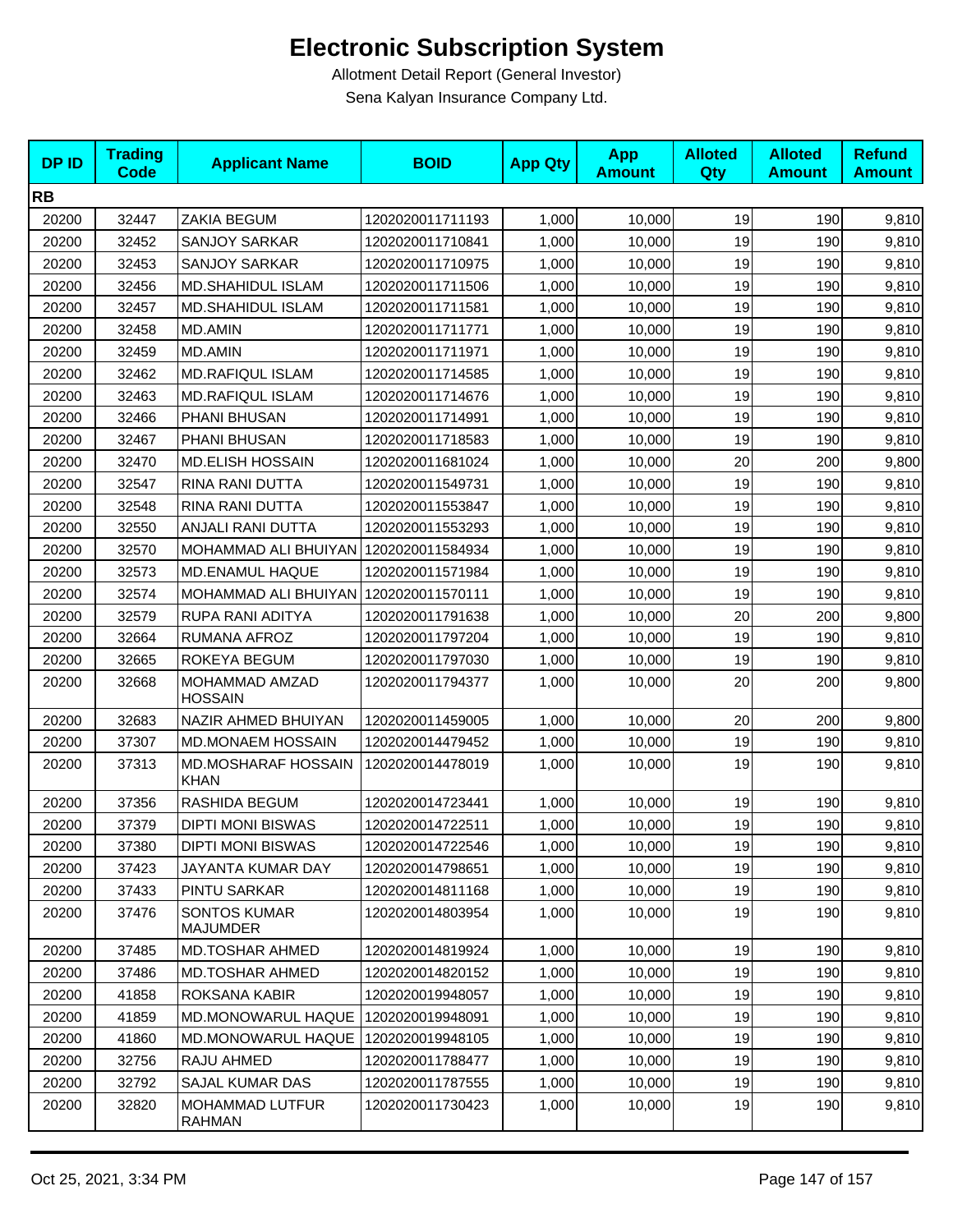# Electronic Subscription System

Allotment Detail Report (General Investor)

Sena Kalyan Insurance Company Ltd.

| DP ID | Trading Code | Applicant Name | BOID | App Qty | App Amount | Alloted Qty | Alloted Amount | Refund Amount |
|---|---|---|---|---|---|---|---|---|
| **RB** | | | | | | | | |
| 20200 | 32447 | ZAKIA BEGUM | 1202020011711193 | 1,000 | 10,000 | 19 | 190 | 9,810 |
| 20200 | 32452 | SANJOY SARKAR | 1202020011710841 | 1,000 | 10,000 | 19 | 190 | 9,810 |
| 20200 | 32453 | SANJOY SARKAR | 1202020011710975 | 1,000 | 10,000 | 19 | 190 | 9,810 |
| 20200 | 32456 | MD.SHAHIDUL ISLAM | 1202020011711506 | 1,000 | 10,000 | 19 | 190 | 9,810 |
| 20200 | 32457 | MD.SHAHIDUL ISLAM | 1202020011711581 | 1,000 | 10,000 | 19 | 190 | 9,810 |
| 20200 | 32458 | MD.AMIN | 1202020011711771 | 1,000 | 10,000 | 19 | 190 | 9,810 |
| 20200 | 32459 | MD.AMIN | 1202020011711971 | 1,000 | 10,000 | 19 | 190 | 9,810 |
| 20200 | 32462 | MD.RAFIQUL ISLAM | 1202020011714585 | 1,000 | 10,000 | 19 | 190 | 9,810 |
| 20200 | 32463 | MD.RAFIQUL ISLAM | 1202020011714676 | 1,000 | 10,000 | 19 | 190 | 9,810 |
| 20200 | 32466 | PHANI BHUSAN | 1202020011714991 | 1,000 | 10,000 | 19 | 190 | 9,810 |
| 20200 | 32467 | PHANI BHUSAN | 1202020011718583 | 1,000 | 10,000 | 19 | 190 | 9,810 |
| 20200 | 32470 | MD.ELISH HOSSAIN | 1202020011681024 | 1,000 | 10,000 | 20 | 200 | 9,800 |
| 20200 | 32547 | RINA RANI DUTTA | 1202020011549731 | 1,000 | 10,000 | 19 | 190 | 9,810 |
| 20200 | 32548 | RINA RANI DUTTA | 1202020011553847 | 1,000 | 10,000 | 19 | 190 | 9,810 |
| 20200 | 32550 | ANJALI RANI DUTTA | 1202020011553293 | 1,000 | 10,000 | 19 | 190 | 9,810 |
| 20200 | 32570 | MOHAMMAD ALI BHUIYAN | 1202020011584934 | 1,000 | 10,000 | 19 | 190 | 9,810 |
| 20200 | 32573 | MD.ENAMUL HAQUE | 1202020011571984 | 1,000 | 10,000 | 19 | 190 | 9,810 |
| 20200 | 32574 | MOHAMMAD ALI BHUIYAN | 1202020011570111 | 1,000 | 10,000 | 19 | 190 | 9,810 |
| 20200 | 32579 | RUPA RANI ADITYA | 1202020011791638 | 1,000 | 10,000 | 20 | 200 | 9,800 |
| 20200 | 32664 | RUMANA AFROZ | 1202020011797204 | 1,000 | 10,000 | 19 | 190 | 9,810 |
| 20200 | 32665 | ROKEYA BEGUM | 1202020011797030 | 1,000 | 10,000 | 19 | 190 | 9,810 |
| 20200 | 32668 | MOHAMMAD AMZAD HOSSAIN | 1202020011794377 | 1,000 | 10,000 | 20 | 200 | 9,800 |
| 20200 | 32683 | NAZIR AHMED BHUIYAN | 1202020011459005 | 1,000 | 10,000 | 20 | 200 | 9,800 |
| 20200 | 37307 | MD.MONAEM HOSSAIN | 1202020014479452 | 1,000 | 10,000 | 19 | 190 | 9,810 |
| 20200 | 37313 | MD.MOSHARAF HOSSAIN KHAN | 1202020014478019 | 1,000 | 10,000 | 19 | 190 | 9,810 |
| 20200 | 37356 | RASHIDA BEGUM | 1202020014723441 | 1,000 | 10,000 | 19 | 190 | 9,810 |
| 20200 | 37379 | DIPTI MONI BISWAS | 1202020014722511 | 1,000 | 10,000 | 19 | 190 | 9,810 |
| 20200 | 37380 | DIPTI MONI BISWAS | 1202020014722546 | 1,000 | 10,000 | 19 | 190 | 9,810 |
| 20200 | 37423 | JAYANTA KUMAR DAY | 1202020014798651 | 1,000 | 10,000 | 19 | 190 | 9,810 |
| 20200 | 37433 | PINTU SARKAR | 1202020014811168 | 1,000 | 10,000 | 19 | 190 | 9,810 |
| 20200 | 37476 | SONTOS KUMAR MAJUMDER | 1202020014803954 | 1,000 | 10,000 | 19 | 190 | 9,810 |
| 20200 | 37485 | MD.TOSHAR AHMED | 1202020014819924 | 1,000 | 10,000 | 19 | 190 | 9,810 |
| 20200 | 37486 | MD.TOSHAR AHMED | 1202020014820152 | 1,000 | 10,000 | 19 | 190 | 9,810 |
| 20200 | 41858 | ROKSANA KABIR | 1202020019948057 | 1,000 | 10,000 | 19 | 190 | 9,810 |
| 20200 | 41859 | MD.MONOWARUL HAQUE | 1202020019948091 | 1,000 | 10,000 | 19 | 190 | 9,810 |
| 20200 | 41860 | MD.MONOWARUL HAQUE | 1202020019948105 | 1,000 | 10,000 | 19 | 190 | 9,810 |
| 20200 | 32756 | RAJU AHMED | 1202020011788477 | 1,000 | 10,000 | 19 | 190 | 9,810 |
| 20200 | 32792 | SAJAL KUMAR DAS | 1202020011787555 | 1,000 | 10,000 | 19 | 190 | 9,810 |
| 20200 | 32820 | MOHAMMAD LUTFUR RAHMAN | 1202020011730423 | 1,000 | 10,000 | 19 | 190 | 9,810 |

Oct 25, 2021, 3:34 PM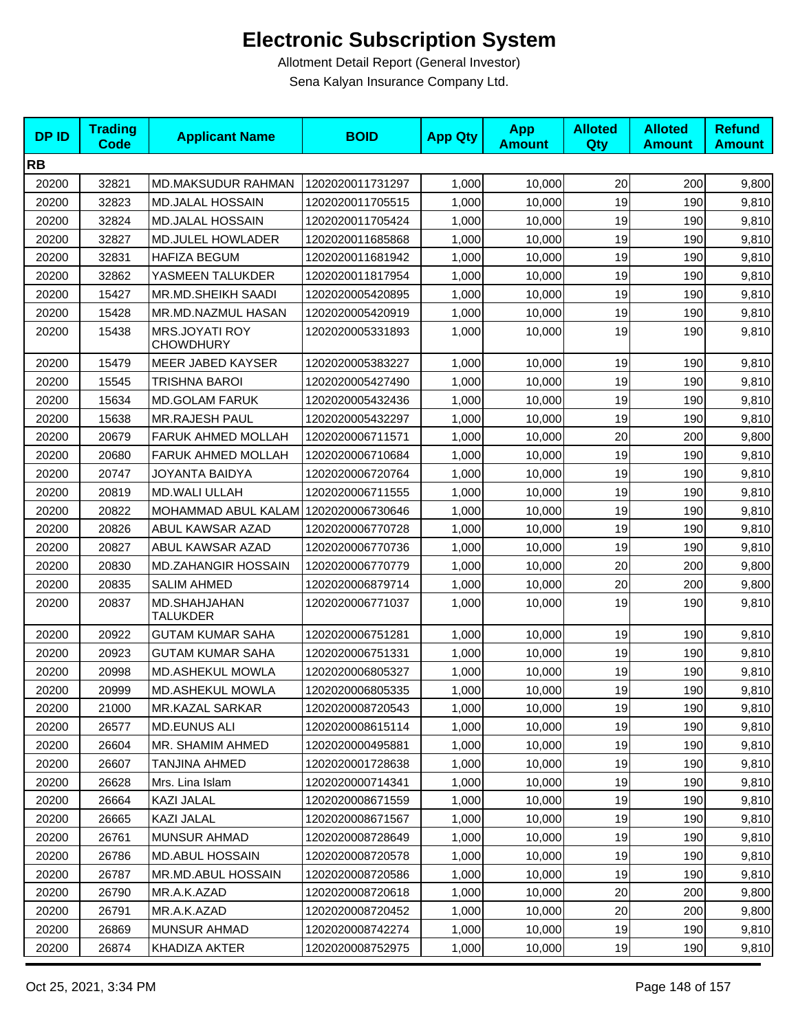# Electronic Subscription System

Allotment Detail Report (General Investor)

Sena Kalyan Insurance Company Ltd.

| DP ID | Trading Code | Applicant Name | BOID | App Qty | App Amount | Alloted Qty | Alloted Amount | Refund Amount |
|---|---|---|---|---|---|---|---|---|
| **RB** | | | | | | | | |
| 20200 | 32821 | MD.MAKSUDUR RAHMAN | 1202020011731297 | 1,000 | 10,000 | 20 | 200 | 9,800 |
| 20200 | 32823 | MD.JALAL HOSSAIN | 1202020011705515 | 1,000 | 10,000 | 19 | 190 | 9,810 |
| 20200 | 32824 | MD.JALAL HOSSAIN | 1202020011705424 | 1,000 | 10,000 | 19 | 190 | 9,810 |
| 20200 | 32827 | MD.JULEL HOWLADER | 1202020011685868 | 1,000 | 10,000 | 19 | 190 | 9,810 |
| 20200 | 32831 | HAFIZA BEGUM | 1202020011681942 | 1,000 | 10,000 | 19 | 190 | 9,810 |
| 20200 | 32862 | YASMEEN TALUKDER | 1202020011817954 | 1,000 | 10,000 | 19 | 190 | 9,810 |
| 20200 | 15427 | MR.MD.SHEIKH SAADI | 1202020005420895 | 1,000 | 10,000 | 19 | 190 | 9,810 |
| 20200 | 15428 | MR.MD.NAZMUL HASAN | 1202020005420919 | 1,000 | 10,000 | 19 | 190 | 9,810 |
| 20200 | 15438 | MRS.JOYATI ROY CHOWDHURY | 1202020005331893 | 1,000 | 10,000 | 19 | 190 | 9,810 |
| 20200 | 15479 | MEER JABED KAYSER | 1202020005383227 | 1,000 | 10,000 | 19 | 190 | 9,810 |
| 20200 | 15545 | TRISHNA BAROI | 1202020005427490 | 1,000 | 10,000 | 19 | 190 | 9,810 |
| 20200 | 15634 | MD.GOLAM FARUK | 1202020005432436 | 1,000 | 10,000 | 19 | 190 | 9,810 |
| 20200 | 15638 | MR.RAJESH PAUL | 1202020005432297 | 1,000 | 10,000 | 19 | 190 | 9,810 |
| 20200 | 20679 | FARUK AHMED MOLLAH | 1202020006711571 | 1,000 | 10,000 | 20 | 200 | 9,800 |
| 20200 | 20680 | FARUK AHMED MOLLAH | 1202020006710684 | 1,000 | 10,000 | 19 | 190 | 9,810 |
| 20200 | 20747 | JOYANTA BAIDYA | 1202020006720764 | 1,000 | 10,000 | 19 | 190 | 9,810 |
| 20200 | 20819 | MD.WALI ULLAH | 1202020006711555 | 1,000 | 10,000 | 19 | 190 | 9,810 |
| 20200 | 20822 | MOHAMMAD ABUL KALAM | 1202020006730646 | 1,000 | 10,000 | 19 | 190 | 9,810 |
| 20200 | 20826 | ABUL KAWSAR AZAD | 1202020006770728 | 1,000 | 10,000 | 19 | 190 | 9,810 |
| 20200 | 20827 | ABUL KAWSAR AZAD | 1202020006770736 | 1,000 | 10,000 | 19 | 190 | 9,810 |
| 20200 | 20830 | MD.ZAHANGIR HOSSAIN | 1202020006770779 | 1,000 | 10,000 | 20 | 200 | 9,800 |
| 20200 | 20835 | SALIM AHMED | 1202020006879714 | 1,000 | 10,000 | 20 | 200 | 9,800 |
| 20200 | 20837 | MD.SHAHJAHAN TALUKDER | 1202020006771037 | 1,000 | 10,000 | 19 | 190 | 9,810 |
| 20200 | 20922 | GUTAM KUMAR SAHA | 1202020006751281 | 1,000 | 10,000 | 19 | 190 | 9,810 |
| 20200 | 20923 | GUTAM KUMAR SAHA | 1202020006751331 | 1,000 | 10,000 | 19 | 190 | 9,810 |
| 20200 | 20998 | MD.ASHEKUL MOWLA | 1202020006805327 | 1,000 | 10,000 | 19 | 190 | 9,810 |
| 20200 | 20999 | MD.ASHEKUL MOWLA | 1202020006805335 | 1,000 | 10,000 | 19 | 190 | 9,810 |
| 20200 | 21000 | MR.KAZAL SARKAR | 1202020008720543 | 1,000 | 10,000 | 19 | 190 | 9,810 |
| 20200 | 26577 | MD.EUNUS ALI | 1202020008615114 | 1,000 | 10,000 | 19 | 190 | 9,810 |
| 20200 | 26604 | MR. SHAMIM AHMED | 1202020000495881 | 1,000 | 10,000 | 19 | 190 | 9,810 |
| 20200 | 26607 | TANJINA AHMED | 1202020001728638 | 1,000 | 10,000 | 19 | 190 | 9,810 |
| 20200 | 26628 | Mrs. Lina Islam | 1202020000714341 | 1,000 | 10,000 | 19 | 190 | 9,810 |
| 20200 | 26664 | KAZI JALAL | 1202020008671559 | 1,000 | 10,000 | 19 | 190 | 9,810 |
| 20200 | 26665 | KAZI JALAL | 1202020008671567 | 1,000 | 10,000 | 19 | 190 | 9,810 |
| 20200 | 26761 | MUNSUR AHMAD | 1202020008728649 | 1,000 | 10,000 | 19 | 190 | 9,810 |
| 20200 | 26786 | MD.ABUL HOSSAIN | 1202020008720578 | 1,000 | 10,000 | 19 | 190 | 9,810 |
| 20200 | 26787 | MR.MD.ABUL HOSSAIN | 1202020008720586 | 1,000 | 10,000 | 19 | 190 | 9,810 |
| 20200 | 26790 | MR.A.K.AZAD | 1202020008720618 | 1,000 | 10,000 | 20 | 200 | 9,800 |
| 20200 | 26791 | MR.A.K.AZAD | 1202020008720452 | 1,000 | 10,000 | 20 | 200 | 9,800 |
| 20200 | 26869 | MUNSUR AHMAD | 1202020008742274 | 1,000 | 10,000 | 19 | 190 | 9,810 |
| 20200 | 26874 | KHADIZA AKTER | 1202020008752975 | 1,000 | 10,000 | 19 | 190 | 9,810 |

Oct 25, 2021, 3:34 PM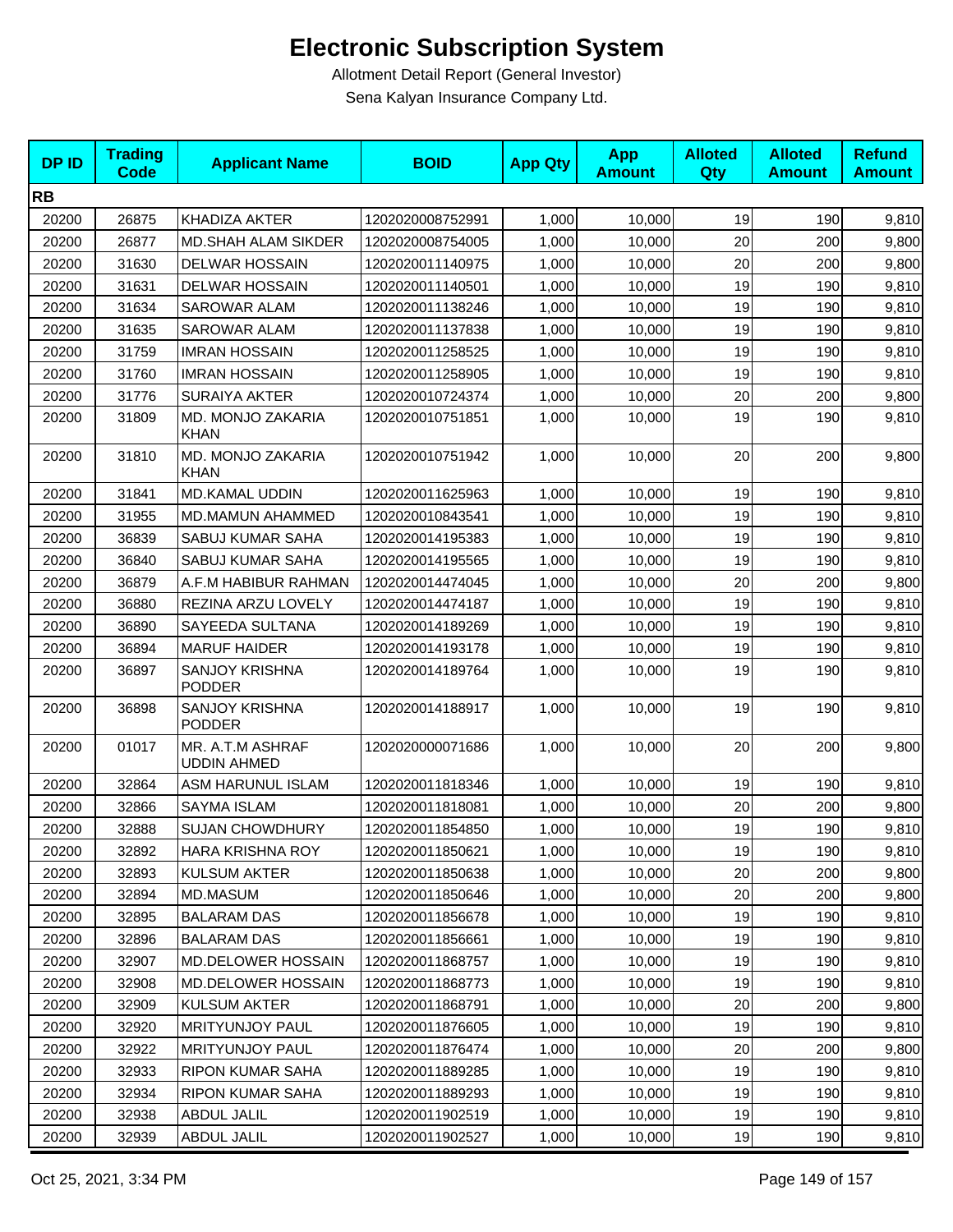# Electronic Subscription System

Allotment Detail Report (General Investor)

Sena Kalyan Insurance Company Ltd.

| DP ID | Trading Code | Applicant Name | BOID | App Qty | App Amount | Alloted Qty | Alloted Amount | Refund Amount |
|---|---|---|---|---|---|---|---|---|
| **RB** | | | | | | | | |
| 20200 | 26875 | KHADIZA AKTER | 1202020008752991 | 1,000 | 10,000 | 19 | 190 | 9,810 |
| 20200 | 26877 | MD.SHAH ALAM SIKDER | 1202020008754005 | 1,000 | 10,000 | 20 | 200 | 9,800 |
| 20200 | 31630 | DELWAR HOSSAIN | 1202020011140975 | 1,000 | 10,000 | 20 | 200 | 9,800 |
| 20200 | 31631 | DELWAR HOSSAIN | 1202020011140501 | 1,000 | 10,000 | 19 | 190 | 9,810 |
| 20200 | 31634 | SAROWAR ALAM | 1202020011138246 | 1,000 | 10,000 | 19 | 190 | 9,810 |
| 20200 | 31635 | SAROWAR ALAM | 1202020011137838 | 1,000 | 10,000 | 19 | 190 | 9,810 |
| 20200 | 31759 | IMRAN HOSSAIN | 1202020011258525 | 1,000 | 10,000 | 19 | 190 | 9,810 |
| 20200 | 31760 | IMRAN HOSSAIN | 1202020011258905 | 1,000 | 10,000 | 19 | 190 | 9,810 |
| 20200 | 31776 | SURAIYA AKTER | 1202020010724374 | 1,000 | 10,000 | 20 | 200 | 9,800 |
| 20200 | 31809 | MD. MONJO ZAKARIA KHAN | 1202020010751851 | 1,000 | 10,000 | 19 | 190 | 9,810 |
| 20200 | 31810 | MD. MONJO ZAKARIA KHAN | 1202020010751942 | 1,000 | 10,000 | 20 | 200 | 9,800 |
| 20200 | 31841 | MD.KAMAL UDDIN | 1202020011625963 | 1,000 | 10,000 | 19 | 190 | 9,810 |
| 20200 | 31955 | MD.MAMUN AHAMMED | 1202020010843541 | 1,000 | 10,000 | 19 | 190 | 9,810 |
| 20200 | 36839 | SABUJ KUMAR SAHA | 1202020014195383 | 1,000 | 10,000 | 19 | 190 | 9,810 |
| 20200 | 36840 | SABUJ KUMAR SAHA | 1202020014195565 | 1,000 | 10,000 | 19 | 190 | 9,810 |
| 20200 | 36879 | A.F.M HABIBUR RAHMAN | 1202020014474045 | 1,000 | 10,000 | 20 | 200 | 9,800 |
| 20200 | 36880 | REZINA ARZU LOVELY | 1202020014474187 | 1,000 | 10,000 | 19 | 190 | 9,810 |
| 20200 | 36890 | SAYEEDA SULTANA | 1202020014189269 | 1,000 | 10,000 | 19 | 190 | 9,810 |
| 20200 | 36894 | MARUF HAIDER | 1202020014193178 | 1,000 | 10,000 | 19 | 190 | 9,810 |
| 20200 | 36897 | SANJOY KRISHNA PODDER | 1202020014189764 | 1,000 | 10,000 | 19 | 190 | 9,810 |
| 20200 | 36898 | SANJOY KRISHNA PODDER | 1202020014188917 | 1,000 | 10,000 | 19 | 190 | 9,810 |
| 20200 | 01017 | MR. A.T.M ASHRAF UDDIN AHMED | 1202020000071686 | 1,000 | 10,000 | 20 | 200 | 9,800 |
| 20200 | 32864 | ASM HARUNUL ISLAM | 1202020011818346 | 1,000 | 10,000 | 19 | 190 | 9,810 |
| 20200 | 32866 | SAYMA ISLAM | 1202020011818081 | 1,000 | 10,000 | 20 | 200 | 9,800 |
| 20200 | 32888 | SUJAN CHOWDHURY | 1202020011854850 | 1,000 | 10,000 | 19 | 190 | 9,810 |
| 20200 | 32892 | HARA KRISHNA ROY | 1202020011850621 | 1,000 | 10,000 | 19 | 190 | 9,810 |
| 20200 | 32893 | KULSUM AKTER | 1202020011850638 | 1,000 | 10,000 | 20 | 200 | 9,800 |
| 20200 | 32894 | MD.MASUM | 1202020011850646 | 1,000 | 10,000 | 20 | 200 | 9,800 |
| 20200 | 32895 | BALARAM DAS | 1202020011856678 | 1,000 | 10,000 | 19 | 190 | 9,810 |
| 20200 | 32896 | BALARAM DAS | 1202020011856661 | 1,000 | 10,000 | 19 | 190 | 9,810 |
| 20200 | 32907 | MD.DELOWER HOSSAIN | 1202020011868757 | 1,000 | 10,000 | 19 | 190 | 9,810 |
| 20200 | 32908 | MD.DELOWER HOSSAIN | 1202020011868773 | 1,000 | 10,000 | 19 | 190 | 9,810 |
| 20200 | 32909 | KULSUM AKTER | 1202020011868791 | 1,000 | 10,000 | 20 | 200 | 9,800 |
| 20200 | 32920 | MRITYUNJOY PAUL | 1202020011876605 | 1,000 | 10,000 | 19 | 190 | 9,810 |
| 20200 | 32922 | MRITYUNJOY PAUL | 1202020011876474 | 1,000 | 10,000 | 20 | 200 | 9,800 |
| 20200 | 32933 | RIPON KUMAR SAHA | 1202020011889285 | 1,000 | 10,000 | 19 | 190 | 9,810 |
| 20200 | 32934 | RIPON KUMAR SAHA | 1202020011889293 | 1,000 | 10,000 | 19 | 190 | 9,810 |
| 20200 | 32938 | ABDUL JALIL | 1202020011902519 | 1,000 | 10,000 | 19 | 190 | 9,810 |
| 20200 | 32939 | ABDUL JALIL | 1202020011902527 | 1,000 | 10,000 | 19 | 190 | 9,810 |

Oct 25, 2021, 3:34 PM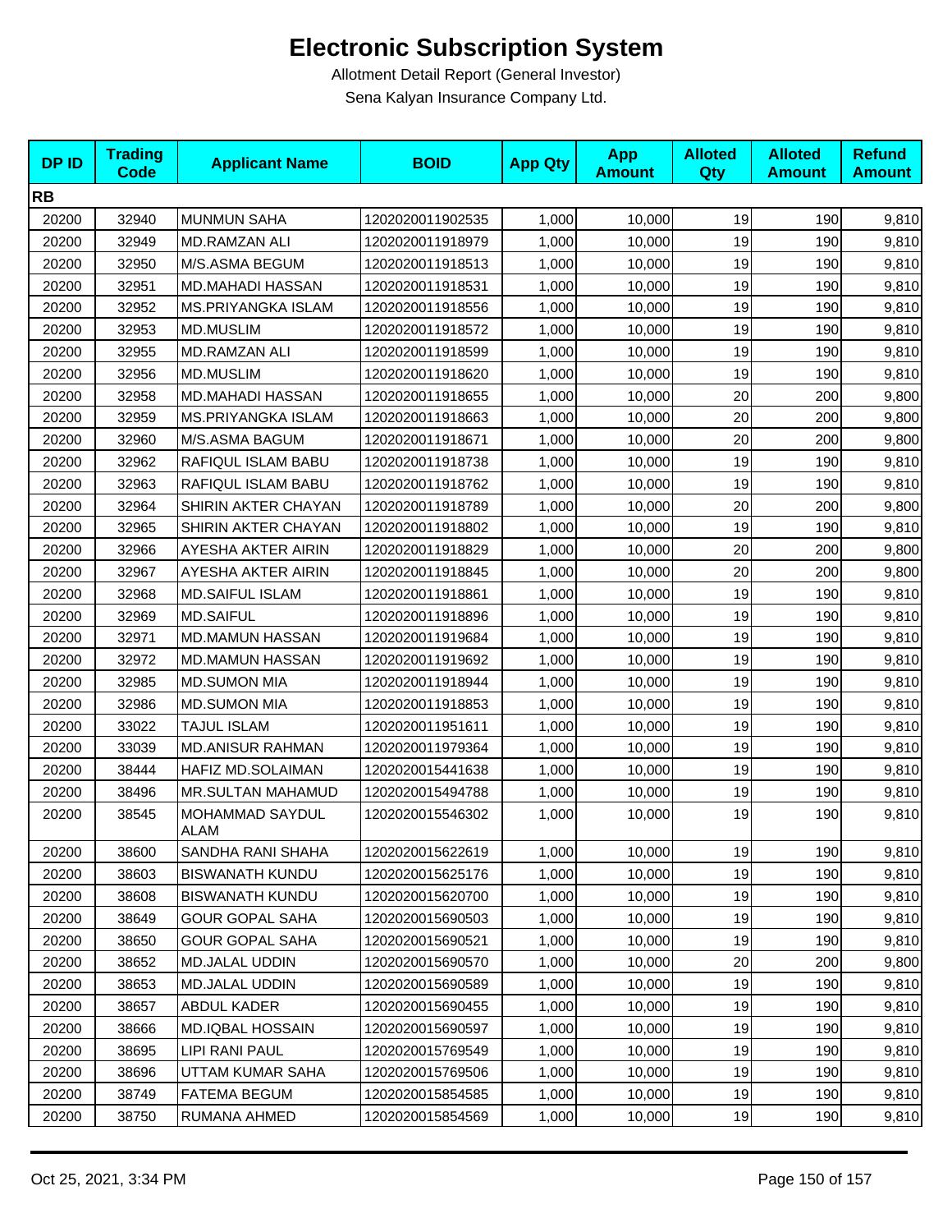# Electronic Subscription System

Allotment Detail Report (General Investor)

Sena Kalyan Insurance Company Ltd.

| DP ID | Trading Code | Applicant Name | BOID | App Qty | App Amount | Alloted Qty | Alloted Amount | Refund Amount |
|---|---|---|---|---|---|---|---|---|
| **RB** | | | | | | | | |
| 20200 | 32940 | MUNMUN SAHA | 1202020011902535 | 1,000 | 10,000 | 19 | 190 | 9,810 |
| 20200 | 32949 | MD.RAMZAN ALI | 1202020011918979 | 1,000 | 10,000 | 19 | 190 | 9,810 |
| 20200 | 32950 | M/S.ASMA BEGUM | 1202020011918513 | 1,000 | 10,000 | 19 | 190 | 9,810 |
| 20200 | 32951 | MD.MAHADI HASSAN | 1202020011918531 | 1,000 | 10,000 | 19 | 190 | 9,810 |
| 20200 | 32952 | MS.PRIYANGKA ISLAM | 1202020011918556 | 1,000 | 10,000 | 19 | 190 | 9,810 |
| 20200 | 32953 | MD.MUSLIM | 1202020011918572 | 1,000 | 10,000 | 19 | 190 | 9,810 |
| 20200 | 32955 | MD.RAMZAN ALI | 1202020011918599 | 1,000 | 10,000 | 19 | 190 | 9,810 |
| 20200 | 32956 | MD.MUSLIM | 1202020011918620 | 1,000 | 10,000 | 19 | 190 | 9,810 |
| 20200 | 32958 | MD.MAHADI HASSAN | 1202020011918655 | 1,000 | 10,000 | 20 | 200 | 9,800 |
| 20200 | 32959 | MS.PRIYANGKA ISLAM | 1202020011918663 | 1,000 | 10,000 | 20 | 200 | 9,800 |
| 20200 | 32960 | M/S.ASMA BAGUM | 1202020011918671 | 1,000 | 10,000 | 20 | 200 | 9,800 |
| 20200 | 32962 | RAFIQUL ISLAM BABU | 1202020011918738 | 1,000 | 10,000 | 19 | 190 | 9,810 |
| 20200 | 32963 | RAFIQUL ISLAM BABU | 1202020011918762 | 1,000 | 10,000 | 19 | 190 | 9,810 |
| 20200 | 32964 | SHIRIN AKTER CHAYAN | 1202020011918789 | 1,000 | 10,000 | 20 | 200 | 9,800 |
| 20200 | 32965 | SHIRIN AKTER CHAYAN | 1202020011918802 | 1,000 | 10,000 | 19 | 190 | 9,810 |
| 20200 | 32966 | AYESHA AKTER AIRIN | 1202020011918829 | 1,000 | 10,000 | 20 | 200 | 9,800 |
| 20200 | 32967 | AYESHA AKTER AIRIN | 1202020011918845 | 1,000 | 10,000 | 20 | 200 | 9,800 |
| 20200 | 32968 | MD.SAIFUL ISLAM | 1202020011918861 | 1,000 | 10,000 | 19 | 190 | 9,810 |
| 20200 | 32969 | MD.SAIFUL | 1202020011918896 | 1,000 | 10,000 | 19 | 190 | 9,810 |
| 20200 | 32971 | MD.MAMUN HASSAN | 1202020011919684 | 1,000 | 10,000 | 19 | 190 | 9,810 |
| 20200 | 32972 | MD.MAMUN HASSAN | 1202020011919692 | 1,000 | 10,000 | 19 | 190 | 9,810 |
| 20200 | 32985 | MD.SUMON MIA | 1202020011918944 | 1,000 | 10,000 | 19 | 190 | 9,810 |
| 20200 | 32986 | MD.SUMON MIA | 1202020011918853 | 1,000 | 10,000 | 19 | 190 | 9,810 |
| 20200 | 33022 | TAJUL ISLAM | 1202020011951611 | 1,000 | 10,000 | 19 | 190 | 9,810 |
| 20200 | 33039 | MD.ANISUR RAHMAN | 1202020011979364 | 1,000 | 10,000 | 19 | 190 | 9,810 |
| 20200 | 38444 | HAFIZ MD.SOLAIMAN | 1202020015441638 | 1,000 | 10,000 | 19 | 190 | 9,810 |
| 20200 | 38496 | MR.SULTAN MAHAMUD | 1202020015494788 | 1,000 | 10,000 | 19 | 190 | 9,810 |
| 20200 | 38545 | MOHAMMAD SAYDUL ALAM | 1202020015546302 | 1,000 | 10,000 | 19 | 190 | 9,810 |
| 20200 | 38600 | SANDHA RANI SHAHA | 1202020015622619 | 1,000 | 10,000 | 19 | 190 | 9,810 |
| 20200 | 38603 | BISWANATH KUNDU | 1202020015625176 | 1,000 | 10,000 | 19 | 190 | 9,810 |
| 20200 | 38608 | BISWANATH KUNDU | 1202020015620700 | 1,000 | 10,000 | 19 | 190 | 9,810 |
| 20200 | 38649 | GOUR GOPAL SAHA | 1202020015690503 | 1,000 | 10,000 | 19 | 190 | 9,810 |
| 20200 | 38650 | GOUR GOPAL SAHA | 1202020015690521 | 1,000 | 10,000 | 19 | 190 | 9,810 |
| 20200 | 38652 | MD.JALAL UDDIN | 1202020015690570 | 1,000 | 10,000 | 20 | 200 | 9,800 |
| 20200 | 38653 | MD.JALAL UDDIN | 1202020015690589 | 1,000 | 10,000 | 19 | 190 | 9,810 |
| 20200 | 38657 | ABDUL KADER | 1202020015690455 | 1,000 | 10,000 | 19 | 190 | 9,810 |
| 20200 | 38666 | MD.IQBAL HOSSAIN | 1202020015690597 | 1,000 | 10,000 | 19 | 190 | 9,810 |
| 20200 | 38695 | LIPI RANI PAUL | 1202020015769549 | 1,000 | 10,000 | 19 | 190 | 9,810 |
| 20200 | 38696 | UTTAM KUMAR SAHA | 1202020015769506 | 1,000 | 10,000 | 19 | 190 | 9,810 |
| 20200 | 38749 | FATEMA BEGUM | 1202020015854585 | 1,000 | 10,000 | 19 | 190 | 9,810 |
| 20200 | 38750 | RUMANA AHMED | 1202020015854569 | 1,000 | 10,000 | 19 | 190 | 9,810 |

Oct 25, 2021, 3:34 PM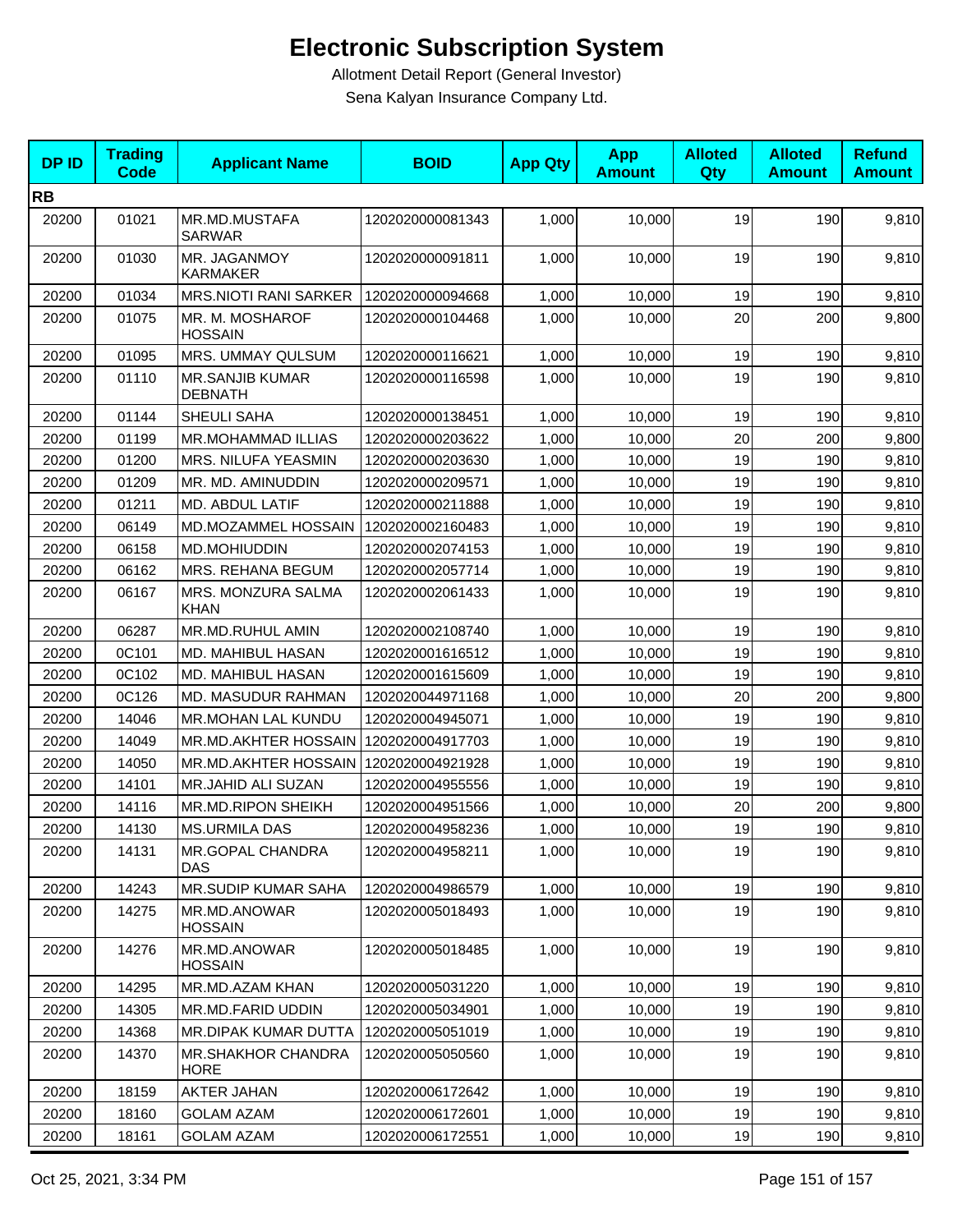# Electronic Subscription System

Allotment Detail Report (General Investor)

Sena Kalyan Insurance Company Ltd.

| DP ID | Trading Code | Applicant Name | BOID | App Qty | App Amount | Alloted Qty | Alloted Amount | Refund Amount |
|---|---|---|---|---|---|---|---|---|
| **RB** | | | | | | | | |
| 20200 | 01021 | MR.MD.MUSTAFA SARWAR | 1202020000081343 | 1,000 | 10,000 | 19 | 190 | 9,810 |
| 20200 | 01030 | MR. JAGANMOY KARMAKER | 1202020000091811 | 1,000 | 10,000 | 19 | 190 | 9,810 |
| 20200 | 01034 | MRS.NIOTI RANI SARKER | 1202020000094668 | 1,000 | 10,000 | 19 | 190 | 9,810 |
| 20200 | 01075 | MR. M. MOSHAROF HOSSAIN | 1202020000104468 | 1,000 | 10,000 | 20 | 200 | 9,800 |
| 20200 | 01095 | MRS. UMMAY QULSUM | 1202020000116621 | 1,000 | 10,000 | 19 | 190 | 9,810 |
| 20200 | 01110 | MR.SANJIB KUMAR DEBNATH | 1202020000116598 | 1,000 | 10,000 | 19 | 190 | 9,810 |
| 20200 | 01144 | SHEULI SAHA | 1202020000138451 | 1,000 | 10,000 | 19 | 190 | 9,810 |
| 20200 | 01199 | MR.MOHAMMAD ILLIAS | 1202020000203622 | 1,000 | 10,000 | 20 | 200 | 9,800 |
| 20200 | 01200 | MRS. NILUFA YEASMIN | 1202020000203630 | 1,000 | 10,000 | 19 | 190 | 9,810 |
| 20200 | 01209 | MR. MD. AMINUDDIN | 1202020000209571 | 1,000 | 10,000 | 19 | 190 | 9,810 |
| 20200 | 01211 | MD. ABDUL LATIF | 1202020000211888 | 1,000 | 10,000 | 19 | 190 | 9,810 |
| 20200 | 06149 | MD.MOZAMMEL HOSSAIN | 1202020002160483 | 1,000 | 10,000 | 19 | 190 | 9,810 |
| 20200 | 06158 | MD.MOHIUDDIN | 1202020002074153 | 1,000 | 10,000 | 19 | 190 | 9,810 |
| 20200 | 06162 | MRS. REHANA BEGUM | 1202020002057714 | 1,000 | 10,000 | 19 | 190 | 9,810 |
| 20200 | 06167 | MRS. MONZURA SALMA KHAN | 1202020002061433 | 1,000 | 10,000 | 19 | 190 | 9,810 |
| 20200 | 06287 | MR.MD.RUHUL AMIN | 1202020002108740 | 1,000 | 10,000 | 19 | 190 | 9,810 |
| 20200 | 0C101 | MD. MAHIBUL HASAN | 1202020001616512 | 1,000 | 10,000 | 19 | 190 | 9,810 |
| 20200 | 0C102 | MD. MAHIBUL HASAN | 1202020001615609 | 1,000 | 10,000 | 19 | 190 | 9,810 |
| 20200 | 0C126 | MD. MASUDUR RAHMAN | 1202020044971168 | 1,000 | 10,000 | 20 | 200 | 9,800 |
| 20200 | 14046 | MR.MOHAN LAL KUNDU | 1202020004945071 | 1,000 | 10,000 | 19 | 190 | 9,810 |
| 20200 | 14049 | MR.MD.AKHTER HOSSAIN | 1202020004917703 | 1,000 | 10,000 | 19 | 190 | 9,810 |
| 20200 | 14050 | MR.MD.AKHTER HOSSAIN | 1202020004921928 | 1,000 | 10,000 | 19 | 190 | 9,810 |
| 20200 | 14101 | MR.JAHID ALI SUZAN | 1202020004955556 | 1,000 | 10,000 | 19 | 190 | 9,810 |
| 20200 | 14116 | MR.MD.RIPON SHEIKH | 1202020004951566 | 1,000 | 10,000 | 20 | 200 | 9,800 |
| 20200 | 14130 | MS.URMILA DAS | 1202020004958236 | 1,000 | 10,000 | 19 | 190 | 9,810 |
| 20200 | 14131 | MR.GOPAL CHANDRA DAS | 1202020004958211 | 1,000 | 10,000 | 19 | 190 | 9,810 |
| 20200 | 14243 | MR.SUDIP KUMAR SAHA | 1202020004986579 | 1,000 | 10,000 | 19 | 190 | 9,810 |
| 20200 | 14275 | MR.MD.ANOWAR HOSSAIN | 1202020005018493 | 1,000 | 10,000 | 19 | 190 | 9,810 |
| 20200 | 14276 | MR.MD.ANOWAR HOSSAIN | 1202020005018485 | 1,000 | 10,000 | 19 | 190 | 9,810 |
| 20200 | 14295 | MR.MD.AZAM KHAN | 1202020005031220 | 1,000 | 10,000 | 19 | 190 | 9,810 |
| 20200 | 14305 | MR.MD.FARID UDDIN | 1202020005034901 | 1,000 | 10,000 | 19 | 190 | 9,810 |
| 20200 | 14368 | MR.DIPAK KUMAR DUTTA | 1202020005051019 | 1,000 | 10,000 | 19 | 190 | 9,810 |
| 20200 | 14370 | MR.SHAKHOR CHANDRA HORE | 1202020005050560 | 1,000 | 10,000 | 19 | 190 | 9,810 |
| 20200 | 18159 | AKTER JAHAN | 1202020006172642 | 1,000 | 10,000 | 19 | 190 | 9,810 |
| 20200 | 18160 | GOLAM AZAM | 1202020006172601 | 1,000 | 10,000 | 19 | 190 | 9,810 |
| 20200 | 18161 | GOLAM AZAM | 1202020006172551 | 1,000 | 10,000 | 19 | 190 | 9,810 |

Oct 25, 2021, 3:34 PM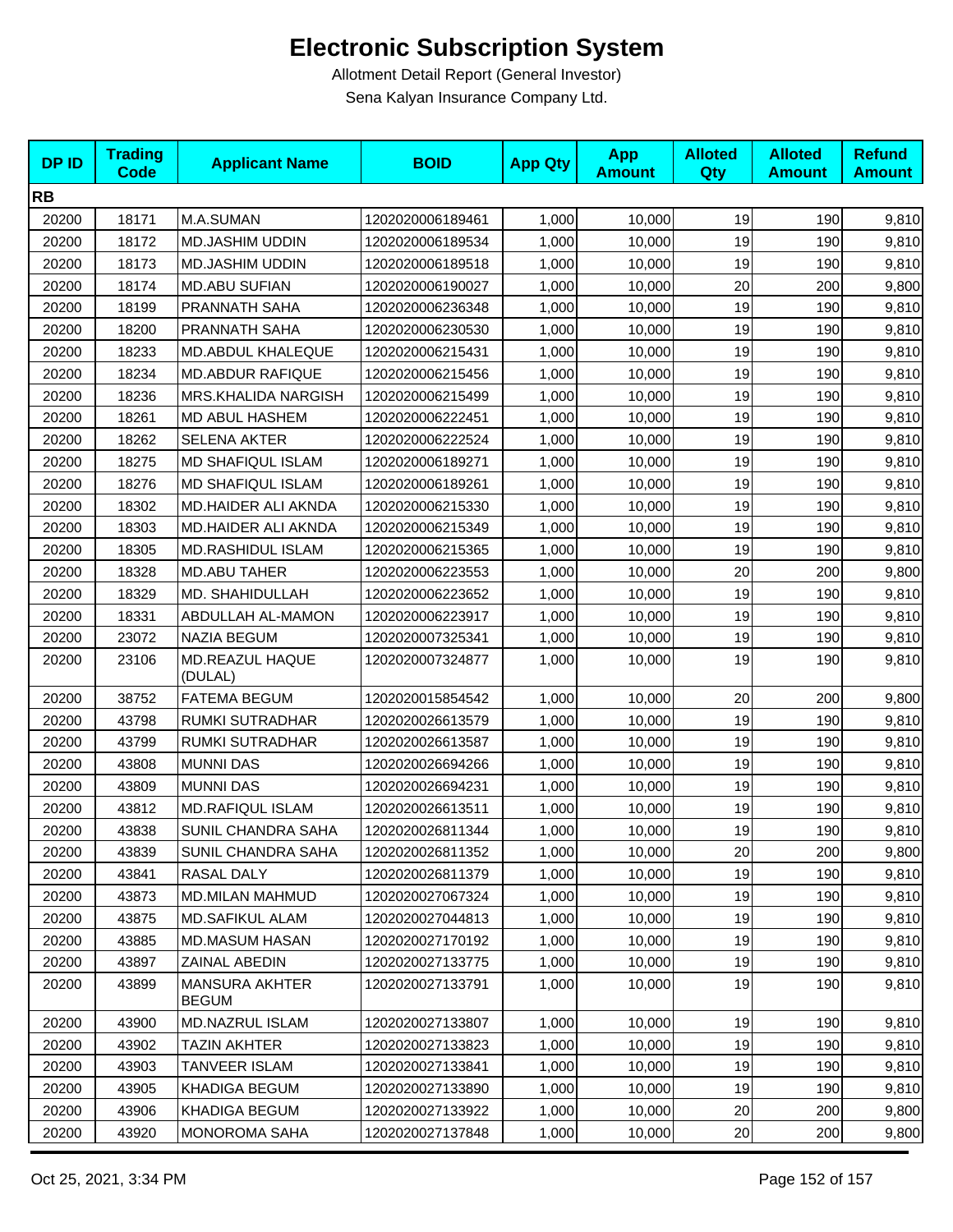# Electronic Subscription System

Allotment Detail Report (General Investor)

Sena Kalyan Insurance Company Ltd.

| DP ID | Trading Code | Applicant Name | BOID | App Qty | App Amount | Alloted Qty | Alloted Amount | Refund Amount |
|---|---|---|---|---|---|---|---|---|
| **RB** | | | | | | | | |
| 20200 | 18171 | M.A.SUMAN | 1202020006189461 | 1,000 | 10,000 | 19 | 190 | 9,810 |
| 20200 | 18172 | MD.JASHIM UDDIN | 1202020006189534 | 1,000 | 10,000 | 19 | 190 | 9,810 |
| 20200 | 18173 | MD.JASHIM UDDIN | 1202020006189518 | 1,000 | 10,000 | 19 | 190 | 9,810 |
| 20200 | 18174 | MD.ABU SUFIAN | 1202020006190027 | 1,000 | 10,000 | 20 | 200 | 9,800 |
| 20200 | 18199 | PRANNATH SAHA | 1202020006236348 | 1,000 | 10,000 | 19 | 190 | 9,810 |
| 20200 | 18200 | PRANNATH SAHA | 1202020006230530 | 1,000 | 10,000 | 19 | 190 | 9,810 |
| 20200 | 18233 | MD.ABDUL KHALEQUE | 1202020006215431 | 1,000 | 10,000 | 19 | 190 | 9,810 |
| 20200 | 18234 | MD.ABDUR RAFIQUE | 1202020006215456 | 1,000 | 10,000 | 19 | 190 | 9,810 |
| 20200 | 18236 | MRS.KHALIDA NARGISH | 1202020006215499 | 1,000 | 10,000 | 19 | 190 | 9,810 |
| 20200 | 18261 | MD ABUL HASHEM | 1202020006222451 | 1,000 | 10,000 | 19 | 190 | 9,810 |
| 20200 | 18262 | SELENA AKTER | 1202020006222524 | 1,000 | 10,000 | 19 | 190 | 9,810 |
| 20200 | 18275 | MD SHAFIQUL ISLAM | 1202020006189271 | 1,000 | 10,000 | 19 | 190 | 9,810 |
| 20200 | 18276 | MD SHAFIQUL ISLAM | 1202020006189261 | 1,000 | 10,000 | 19 | 190 | 9,810 |
| 20200 | 18302 | MD.HAIDER ALI AKNDA | 1202020006215330 | 1,000 | 10,000 | 19 | 190 | 9,810 |
| 20200 | 18303 | MD.HAIDER ALI AKNDA | 1202020006215349 | 1,000 | 10,000 | 19 | 190 | 9,810 |
| 20200 | 18305 | MD.RASHIDUL ISLAM | 1202020006215365 | 1,000 | 10,000 | 19 | 190 | 9,810 |
| 20200 | 18328 | MD.ABU TAHER | 1202020006223553 | 1,000 | 10,000 | 20 | 200 | 9,800 |
| 20200 | 18329 | MD. SHAHIDULLAH | 1202020006223652 | 1,000 | 10,000 | 19 | 190 | 9,810 |
| 20200 | 18331 | ABDULLAH AL-MAMON | 1202020006223917 | 1,000 | 10,000 | 19 | 190 | 9,810 |
| 20200 | 23072 | NAZIA BEGUM | 1202020007325341 | 1,000 | 10,000 | 19 | 190 | 9,810 |
| 20200 | 23106 | MD.REAZUL HAQUE (DULAL) | 1202020007324877 | 1,000 | 10,000 | 19 | 190 | 9,810 |
| 20200 | 38752 | FATEMA BEGUM | 1202020015854542 | 1,000 | 10,000 | 20 | 200 | 9,800 |
| 20200 | 43798 | RUMKI SUTRADHAR | 1202020026613579 | 1,000 | 10,000 | 19 | 190 | 9,810 |
| 20200 | 43799 | RUMKI SUTRADHAR | 1202020026613587 | 1,000 | 10,000 | 19 | 190 | 9,810 |
| 20200 | 43808 | MUNNI DAS | 1202020026694266 | 1,000 | 10,000 | 19 | 190 | 9,810 |
| 20200 | 43809 | MUNNI DAS | 1202020026694231 | 1,000 | 10,000 | 19 | 190 | 9,810 |
| 20200 | 43812 | MD.RAFIQUL ISLAM | 1202020026613511 | 1,000 | 10,000 | 19 | 190 | 9,810 |
| 20200 | 43838 | SUNIL CHANDRA SAHA | 1202020026811344 | 1,000 | 10,000 | 19 | 190 | 9,810 |
| 20200 | 43839 | SUNIL CHANDRA SAHA | 1202020026811352 | 1,000 | 10,000 | 20 | 200 | 9,800 |
| 20200 | 43841 | RASAL DALY | 1202020026811379 | 1,000 | 10,000 | 19 | 190 | 9,810 |
| 20200 | 43873 | MD.MILAN MAHMUD | 1202020027067324 | 1,000 | 10,000 | 19 | 190 | 9,810 |
| 20200 | 43875 | MD.SAFIKUL ALAM | 1202020027044813 | 1,000 | 10,000 | 19 | 190 | 9,810 |
| 20200 | 43885 | MD.MASUM HASAN | 1202020027170192 | 1,000 | 10,000 | 19 | 190 | 9,810 |
| 20200 | 43897 | ZAINAL ABEDIN | 1202020027133775 | 1,000 | 10,000 | 19 | 190 | 9,810 |
| 20200 | 43899 | MANSURA AKHTER BEGUM | 1202020027133791 | 1,000 | 10,000 | 19 | 190 | 9,810 |
| 20200 | 43900 | MD.NAZRUL ISLAM | 1202020027133807 | 1,000 | 10,000 | 19 | 190 | 9,810 |
| 20200 | 43902 | TAZIN AKHTER | 1202020027133823 | 1,000 | 10,000 | 19 | 190 | 9,810 |
| 20200 | 43903 | TANVEER ISLAM | 1202020027133841 | 1,000 | 10,000 | 19 | 190 | 9,810 |
| 20200 | 43905 | KHADIGA BEGUM | 1202020027133890 | 1,000 | 10,000 | 19 | 190 | 9,810 |
| 20200 | 43906 | KHADIGA BEGUM | 1202020027133922 | 1,000 | 10,000 | 20 | 200 | 9,800 |
| 20200 | 43920 | MONOROMA SAHA | 1202020027137848 | 1,000 | 10,000 | 20 | 200 | 9,800 |

Oct 25, 2021, 3:34 PM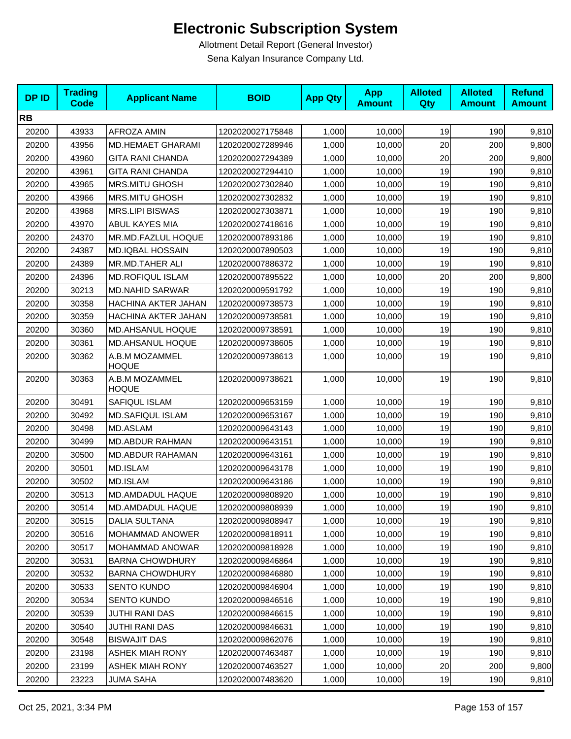# Electronic Subscription System

Allotment Detail Report (General Investor)

Sena Kalyan Insurance Company Ltd.

| DP ID | Trading Code | Applicant Name | BOID | App Qty | App Amount | Alloted Qty | Alloted Amount | Refund Amount |
|---|---|---|---|---|---|---|---|---|
| **RB** | | | | | | | | |
| 20200 | 43933 | AFROZA AMIN | 1202020027175848 | 1,000 | 10,000 | 19 | 190 | 9,810 |
| 20200 | 43956 | MD.HEMAET GHARAMI | 1202020027289946 | 1,000 | 10,000 | 20 | 200 | 9,800 |
| 20200 | 43960 | GITA RANI CHANDA | 1202020027294389 | 1,000 | 10,000 | 20 | 200 | 9,800 |
| 20200 | 43961 | GITA RANI CHANDA | 1202020027294410 | 1,000 | 10,000 | 19 | 190 | 9,810 |
| 20200 | 43965 | MRS.MITU GHOSH | 1202020027302840 | 1,000 | 10,000 | 19 | 190 | 9,810 |
| 20200 | 43966 | MRS.MITU GHOSH | 1202020027302832 | 1,000 | 10,000 | 19 | 190 | 9,810 |
| 20200 | 43968 | MRS.LIPI BISWAS | 1202020027303871 | 1,000 | 10,000 | 19 | 190 | 9,810 |
| 20200 | 43970 | ABUL KAYES MIA | 1202020027418616 | 1,000 | 10,000 | 19 | 190 | 9,810 |
| 20200 | 24370 | MR.MD.FAZLUL HOQUE | 1202020007893186 | 1,000 | 10,000 | 19 | 190 | 9,810 |
| 20200 | 24387 | MD.IQBAL HOSSAIN | 1202020007890503 | 1,000 | 10,000 | 19 | 190 | 9,810 |
| 20200 | 24389 | MR.MD.TAHER ALI | 1202020007886372 | 1,000 | 10,000 | 19 | 190 | 9,810 |
| 20200 | 24396 | MD.ROFIQUL ISLAM | 1202020007895522 | 1,000 | 10,000 | 20 | 200 | 9,800 |
| 20200 | 30213 | MD.NAHID SARWAR | 1202020009591792 | 1,000 | 10,000 | 19 | 190 | 9,810 |
| 20200 | 30358 | HACHINA AKTER JAHAN | 1202020009738573 | 1,000 | 10,000 | 19 | 190 | 9,810 |
| 20200 | 30359 | HACHINA AKTER JAHAN | 1202020009738581 | 1,000 | 10,000 | 19 | 190 | 9,810 |
| 20200 | 30360 | MD.AHSANUL HOQUE | 1202020009738591 | 1,000 | 10,000 | 19 | 190 | 9,810 |
| 20200 | 30361 | MD.AHSANUL HOQUE | 1202020009738605 | 1,000 | 10,000 | 19 | 190 | 9,810 |
| 20200 | 30362 | A.B.M MOZAMMEL HOQUE | 1202020009738613 | 1,000 | 10,000 | 19 | 190 | 9,810 |
| 20200 | 30363 | A.B.M MOZAMMEL HOQUE | 1202020009738621 | 1,000 | 10,000 | 19 | 190 | 9,810 |
| 20200 | 30491 | SAFIQUL ISLAM | 1202020009653159 | 1,000 | 10,000 | 19 | 190 | 9,810 |
| 20200 | 30492 | MD.SAFIQUL ISLAM | 1202020009653167 | 1,000 | 10,000 | 19 | 190 | 9,810 |
| 20200 | 30498 | MD.ASLAM | 1202020009643143 | 1,000 | 10,000 | 19 | 190 | 9,810 |
| 20200 | 30499 | MD.ABDUR RAHMAN | 1202020009643151 | 1,000 | 10,000 | 19 | 190 | 9,810 |
| 20200 | 30500 | MD.ABDUR RAHAMAN | 1202020009643161 | 1,000 | 10,000 | 19 | 190 | 9,810 |
| 20200 | 30501 | MD.ISLAM | 1202020009643178 | 1,000 | 10,000 | 19 | 190 | 9,810 |
| 20200 | 30502 | MD.ISLAM | 1202020009643186 | 1,000 | 10,000 | 19 | 190 | 9,810 |
| 20200 | 30513 | MD.AMDADUL HAQUE | 1202020009808920 | 1,000 | 10,000 | 19 | 190 | 9,810 |
| 20200 | 30514 | MD.AMDADUL HAQUE | 1202020009808939 | 1,000 | 10,000 | 19 | 190 | 9,810 |
| 20200 | 30515 | DALIA SULTANA | 1202020009808947 | 1,000 | 10,000 | 19 | 190 | 9,810 |
| 20200 | 30516 | MOHAMMAD ANOWER | 1202020009818911 | 1,000 | 10,000 | 19 | 190 | 9,810 |
| 20200 | 30517 | MOHAMMAD ANOWAR | 1202020009818928 | 1,000 | 10,000 | 19 | 190 | 9,810 |
| 20200 | 30531 | BARNA CHOWDHURY | 1202020009846864 | 1,000 | 10,000 | 19 | 190 | 9,810 |
| 20200 | 30532 | BARNA CHOWDHURY | 1202020009846880 | 1,000 | 10,000 | 19 | 190 | 9,810 |
| 20200 | 30533 | SENTO KUNDO | 1202020009846904 | 1,000 | 10,000 | 19 | 190 | 9,810 |
| 20200 | 30534 | SENTO KUNDO | 1202020009846516 | 1,000 | 10,000 | 19 | 190 | 9,810 |
| 20200 | 30539 | JUTHI RANI DAS | 1202020009846615 | 1,000 | 10,000 | 19 | 190 | 9,810 |
| 20200 | 30540 | JUTHI RANI DAS | 1202020009846631 | 1,000 | 10,000 | 19 | 190 | 9,810 |
| 20200 | 30548 | BISWAJIT DAS | 1202020009862076 | 1,000 | 10,000 | 19 | 190 | 9,810 |
| 20200 | 23198 | ASHEK MIAH RONY | 1202020007463487 | 1,000 | 10,000 | 19 | 190 | 9,810 |
| 20200 | 23199 | ASHEK MIAH RONY | 1202020007463527 | 1,000 | 10,000 | 20 | 200 | 9,800 |
| 20200 | 23223 | JUMA SAHA | 1202020007483620 | 1,000 | 10,000 | 19 | 190 | 9,810 |

Oct 25, 2021, 3:34 PM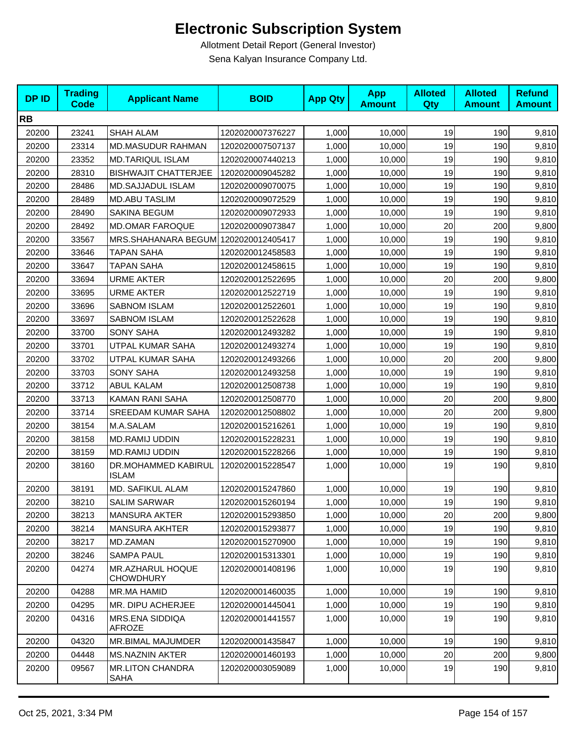# Electronic Subscription System

Allotment Detail Report (General Investor)

Sena Kalyan Insurance Company Ltd.

| DP ID | Trading Code | Applicant Name | BOID | App Qty | App Amount | Alloted Qty | Alloted Amount | Refund Amount |
|---|---|---|---|---|---|---|---|---|
| **RB** | | | | | | | | |
| 20200 | 23241 | SHAH ALAM | 1202020007376227 | 1,000 | 10,000 | 19 | 190 | 9,810 |
| 20200 | 23314 | MD.MASUDUR RAHMAN | 1202020007507137 | 1,000 | 10,000 | 19 | 190 | 9,810 |
| 20200 | 23352 | MD.TARIQUL ISLAM | 1202020007440213 | 1,000 | 10,000 | 19 | 190 | 9,810 |
| 20200 | 28310 | BISHWAJIT CHATTERJEE | 1202020009045282 | 1,000 | 10,000 | 19 | 190 | 9,810 |
| 20200 | 28486 | MD.SAJJADUL ISLAM | 1202020009070075 | 1,000 | 10,000 | 19 | 190 | 9,810 |
| 20200 | 28489 | MD.ABU TASLIM | 1202020009072529 | 1,000 | 10,000 | 19 | 190 | 9,810 |
| 20200 | 28490 | SAKINA BEGUM | 1202020009072933 | 1,000 | 10,000 | 19 | 190 | 9,810 |
| 20200 | 28492 | MD.OMAR FAROQUE | 1202020009073847 | 1,000 | 10,000 | 20 | 200 | 9,800 |
| 20200 | 33567 | MRS.SHAHANARA BEGUM | 1202020012405417 | 1,000 | 10,000 | 19 | 190 | 9,810 |
| 20200 | 33646 | TAPAN SAHA | 1202020012458583 | 1,000 | 10,000 | 19 | 190 | 9,810 |
| 20200 | 33647 | TAPAN SAHA | 1202020012458615 | 1,000 | 10,000 | 19 | 190 | 9,810 |
| 20200 | 33694 | URME AKTER | 1202020012522695 | 1,000 | 10,000 | 20 | 200 | 9,800 |
| 20200 | 33695 | URME AKTER | 1202020012522719 | 1,000 | 10,000 | 19 | 190 | 9,810 |
| 20200 | 33696 | SABNOM ISLAM | 1202020012522601 | 1,000 | 10,000 | 19 | 190 | 9,810 |
| 20200 | 33697 | SABNOM ISLAM | 1202020012522628 | 1,000 | 10,000 | 19 | 190 | 9,810 |
| 20200 | 33700 | SONY SAHA | 1202020012493282 | 1,000 | 10,000 | 19 | 190 | 9,810 |
| 20200 | 33701 | UTPAL KUMAR SAHA | 1202020012493274 | 1,000 | 10,000 | 19 | 190 | 9,810 |
| 20200 | 33702 | UTPAL KUMAR SAHA | 1202020012493266 | 1,000 | 10,000 | 20 | 200 | 9,800 |
| 20200 | 33703 | SONY SAHA | 1202020012493258 | 1,000 | 10,000 | 19 | 190 | 9,810 |
| 20200 | 33712 | ABUL KALAM | 1202020012508738 | 1,000 | 10,000 | 19 | 190 | 9,810 |
| 20200 | 33713 | KAMAN RANI SAHA | 1202020012508770 | 1,000 | 10,000 | 20 | 200 | 9,800 |
| 20200 | 33714 | SREEDAM KUMAR SAHA | 1202020012508802 | 1,000 | 10,000 | 20 | 200 | 9,800 |
| 20200 | 38154 | M.A.SALAM | 1202020015216261 | 1,000 | 10,000 | 19 | 190 | 9,810 |
| 20200 | 38158 | MD.RAMIJ UDDIN | 1202020015228231 | 1,000 | 10,000 | 19 | 190 | 9,810 |
| 20200 | 38159 | MD.RAMIJ UDDIN | 1202020015228266 | 1,000 | 10,000 | 19 | 190 | 9,810 |
| 20200 | 38160 | DR.MOHAMMED KABIRUL ISLAM | 1202020015228547 | 1,000 | 10,000 | 19 | 190 | 9,810 |
| 20200 | 38191 | MD. SAFIKUL ALAM | 1202020015247860 | 1,000 | 10,000 | 19 | 190 | 9,810 |
| 20200 | 38210 | SALIM SARWAR | 1202020015260194 | 1,000 | 10,000 | 19 | 190 | 9,810 |
| 20200 | 38213 | MANSURA AKTER | 1202020015293850 | 1,000 | 10,000 | 20 | 200 | 9,800 |
| 20200 | 38214 | MANSURA AKHTER | 1202020015293877 | 1,000 | 10,000 | 19 | 190 | 9,810 |
| 20200 | 38217 | MD.ZAMAN | 1202020015270900 | 1,000 | 10,000 | 19 | 190 | 9,810 |
| 20200 | 38246 | SAMPA PAUL | 1202020015313301 | 1,000 | 10,000 | 19 | 190 | 9,810 |
| 20200 | 04274 | MR.AZHARUL HOQUE CHOWDHURY | 1202020001408196 | 1,000 | 10,000 | 19 | 190 | 9,810 |
| 20200 | 04288 | MR.MA HAMID | 1202020001460035 | 1,000 | 10,000 | 19 | 190 | 9,810 |
| 20200 | 04295 | MR. DIPU ACHERJEE | 1202020001445041 | 1,000 | 10,000 | 19 | 190 | 9,810 |
| 20200 | 04316 | MRS.ENA SIDDIQA AFROZE | 1202020001441557 | 1,000 | 10,000 | 19 | 190 | 9,810 |
| 20200 | 04320 | MR.BIMAL MAJUMDER | 1202020001435847 | 1,000 | 10,000 | 19 | 190 | 9,810 |
| 20200 | 04448 | MS.NAZNIN AKTER | 1202020001460193 | 1,000 | 10,000 | 20 | 200 | 9,800 |
| 20200 | 09567 | MR.LITON CHANDRA SAHA | 1202020003059089 | 1,000 | 10,000 | 19 | 190 | 9,810 |

Oct 25, 2021, 3:34 PM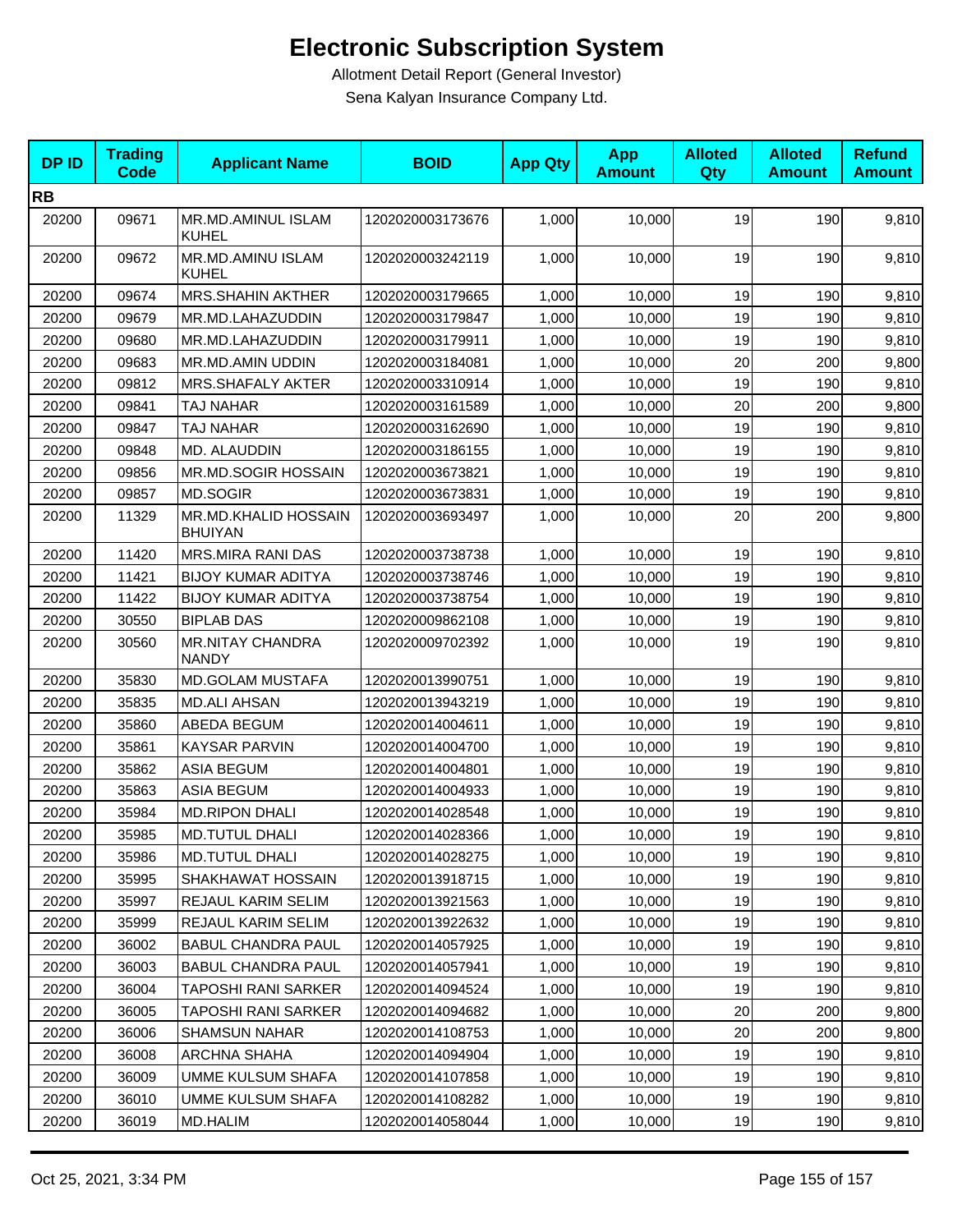# Electronic Subscription System

Allotment Detail Report (General Investor)

Sena Kalyan Insurance Company Ltd.

| DP ID | Trading Code | Applicant Name | BOID | App Qty | App Amount | Alloted Qty | Alloted Amount | Refund Amount |
|---|---|---|---|---|---|---|---|---|
| **RB** | | | | | | | | |
| 20200 | 09671 | MR.MD.AMINUL ISLAM KUHEL | 1202020003173676 | 1,000 | 10,000 | 19 | 190 | 9,810 |
| 20200 | 09672 | MR.MD.AMINU ISLAM KUHEL | 1202020003242119 | 1,000 | 10,000 | 19 | 190 | 9,810 |
| 20200 | 09674 | MRS.SHAHIN AKTHER | 1202020003179665 | 1,000 | 10,000 | 19 | 190 | 9,810 |
| 20200 | 09679 | MR.MD.LAHAZUDDIN | 1202020003179847 | 1,000 | 10,000 | 19 | 190 | 9,810 |
| 20200 | 09680 | MR.MD.LAHAZUDDIN | 1202020003179911 | 1,000 | 10,000 | 19 | 190 | 9,810 |
| 20200 | 09683 | MR.MD.AMIN UDDIN | 1202020003184081 | 1,000 | 10,000 | 20 | 200 | 9,800 |
| 20200 | 09812 | MRS.SHAFALY AKTER | 1202020003310914 | 1,000 | 10,000 | 19 | 190 | 9,810 |
| 20200 | 09841 | TAJ NAHAR | 1202020003161589 | 1,000 | 10,000 | 20 | 200 | 9,800 |
| 20200 | 09847 | TAJ NAHAR | 1202020003162690 | 1,000 | 10,000 | 19 | 190 | 9,810 |
| 20200 | 09848 | MD. ALAUDDIN | 1202020003186155 | 1,000 | 10,000 | 19 | 190 | 9,810 |
| 20200 | 09856 | MR.MD.SOGIR HOSSAIN | 1202020003673821 | 1,000 | 10,000 | 19 | 190 | 9,810 |
| 20200 | 09857 | MD.SOGIR | 1202020003673831 | 1,000 | 10,000 | 19 | 190 | 9,810 |
| 20200 | 11329 | MR.MD.KHALID HOSSAIN BHUIYAN | 1202020003693497 | 1,000 | 10,000 | 20 | 200 | 9,800 |
| 20200 | 11420 | MRS.MIRA RANI DAS | 1202020003738738 | 1,000 | 10,000 | 19 | 190 | 9,810 |
| 20200 | 11421 | BIJOY KUMAR ADITYA | 1202020003738746 | 1,000 | 10,000 | 19 | 190 | 9,810 |
| 20200 | 11422 | BIJOY KUMAR ADITYA | 1202020003738754 | 1,000 | 10,000 | 19 | 190 | 9,810 |
| 20200 | 30550 | BIPLAB DAS | 1202020009862108 | 1,000 | 10,000 | 19 | 190 | 9,810 |
| 20200 | 30560 | MR.NITAY CHANDRA NANDY | 1202020009702392 | 1,000 | 10,000 | 19 | 190 | 9,810 |
| 20200 | 35830 | MD.GOLAM MUSTAFA | 1202020013990751 | 1,000 | 10,000 | 19 | 190 | 9,810 |
| 20200 | 35835 | MD.ALI AHSAN | 1202020013943219 | 1,000 | 10,000 | 19 | 190 | 9,810 |
| 20200 | 35860 | ABEDA BEGUM | 1202020014004611 | 1,000 | 10,000 | 19 | 190 | 9,810 |
| 20200 | 35861 | KAYSAR PARVIN | 1202020014004700 | 1,000 | 10,000 | 19 | 190 | 9,810 |
| 20200 | 35862 | ASIA BEGUM | 1202020014004801 | 1,000 | 10,000 | 19 | 190 | 9,810 |
| 20200 | 35863 | ASIA BEGUM | 1202020014004933 | 1,000 | 10,000 | 19 | 190 | 9,810 |
| 20200 | 35984 | MD.RIPON DHALI | 1202020014028548 | 1,000 | 10,000 | 19 | 190 | 9,810 |
| 20200 | 35985 | MD.TUTUL DHALI | 1202020014028366 | 1,000 | 10,000 | 19 | 190 | 9,810 |
| 20200 | 35986 | MD.TUTUL DHALI | 1202020014028275 | 1,000 | 10,000 | 19 | 190 | 9,810 |
| 20200 | 35995 | SHAKHAWAT HOSSAIN | 1202020013918715 | 1,000 | 10,000 | 19 | 190 | 9,810 |
| 20200 | 35997 | REJAUL KARIM SELIM | 1202020013921563 | 1,000 | 10,000 | 19 | 190 | 9,810 |
| 20200 | 35999 | REJAUL KARIM SELIM | 1202020013922632 | 1,000 | 10,000 | 19 | 190 | 9,810 |
| 20200 | 36002 | BABUL CHANDRA PAUL | 1202020014057925 | 1,000 | 10,000 | 19 | 190 | 9,810 |
| 20200 | 36003 | BABUL CHANDRA PAUL | 1202020014057941 | 1,000 | 10,000 | 19 | 190 | 9,810 |
| 20200 | 36004 | TAPOSHI RANI SARKER | 1202020014094524 | 1,000 | 10,000 | 19 | 190 | 9,810 |
| 20200 | 36005 | TAPOSHI RANI SARKER | 1202020014094682 | 1,000 | 10,000 | 20 | 200 | 9,800 |
| 20200 | 36006 | SHAMSUN NAHAR | 1202020014108753 | 1,000 | 10,000 | 20 | 200 | 9,800 |
| 20200 | 36008 | ARCHNA SHAHA | 1202020014094904 | 1,000 | 10,000 | 19 | 190 | 9,810 |
| 20200 | 36009 | UMME KULSUM SHAFA | 1202020014107858 | 1,000 | 10,000 | 19 | 190 | 9,810 |
| 20200 | 36010 | UMME KULSUM SHAFA | 1202020014108282 | 1,000 | 10,000 | 19 | 190 | 9,810 |
| 20200 | 36019 | MD.HALIM | 1202020014058044 | 1,000 | 10,000 | 19 | 190 | 9,810 |

Oct 25, 2021, 3:34 PM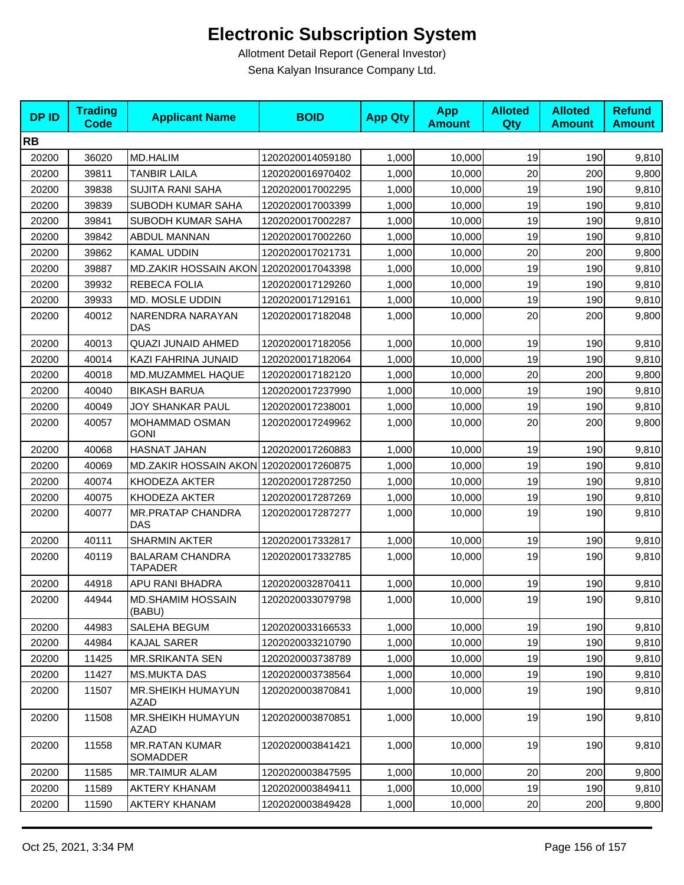# Electronic Subscription System

Allotment Detail Report (General Investor)

Sena Kalyan Insurance Company Ltd.

| DP ID | Trading Code | Applicant Name | BOID | App Qty | App Amount | Alloted Qty | Alloted Amount | Refund Amount |
|---|---|---|---|---|---|---|---|---|
| **RB** | | | | | | | | |
| 20200 | 36020 | MD.HALIM | 1202020014059180 | 1,000 | 10,000 | 19 | 190 | 9,810 |
| 20200 | 39811 | TANBIR LAILA | 1202020016970402 | 1,000 | 10,000 | 20 | 200 | 9,800 |
| 20200 | 39838 | SUJITA RANI SAHA | 1202020017002295 | 1,000 | 10,000 | 19 | 190 | 9,810 |
| 20200 | 39839 | SUBODH KUMAR SAHA | 1202020017003399 | 1,000 | 10,000 | 19 | 190 | 9,810 |
| 20200 | 39841 | SUBODH KUMAR SAHA | 1202020017002287 | 1,000 | 10,000 | 19 | 190 | 9,810 |
| 20200 | 39842 | ABDUL MANNAN | 1202020017002260 | 1,000 | 10,000 | 19 | 190 | 9,810 |
| 20200 | 39862 | KAMAL UDDIN | 1202020017021731 | 1,000 | 10,000 | 20 | 200 | 9,800 |
| 20200 | 39887 | MD.ZAKIR HOSSAIN AKON | 1202020017043398 | 1,000 | 10,000 | 19 | 190 | 9,810 |
| 20200 | 39932 | REBECA FOLIA | 1202020017129260 | 1,000 | 10,000 | 19 | 190 | 9,810 |
| 20200 | 39933 | MD. MOSLE UDDIN | 1202020017129161 | 1,000 | 10,000 | 19 | 190 | 9,810 |
| 20200 | 40012 | NARENDRA NARAYAN DAS | 1202020017182048 | 1,000 | 10,000 | 20 | 200 | 9,800 |
| 20200 | 40013 | QUAZI JUNAID AHMED | 1202020017182056 | 1,000 | 10,000 | 19 | 190 | 9,810 |
| 20200 | 40014 | KAZI FAHRINA JUNAID | 1202020017182064 | 1,000 | 10,000 | 19 | 190 | 9,810 |
| 20200 | 40018 | MD.MUZAMMEL HAQUE | 1202020017182120 | 1,000 | 10,000 | 20 | 200 | 9,800 |
| 20200 | 40040 | BIKASH BARUA | 1202020017237990 | 1,000 | 10,000 | 19 | 190 | 9,810 |
| 20200 | 40049 | JOY SHANKAR PAUL | 1202020017238001 | 1,000 | 10,000 | 19 | 190 | 9,810 |
| 20200 | 40057 | MOHAMMAD OSMAN GONI | 1202020017249962 | 1,000 | 10,000 | 20 | 200 | 9,800 |
| 20200 | 40068 | HASNAT JAHAN | 1202020017260883 | 1,000 | 10,000 | 19 | 190 | 9,810 |
| 20200 | 40069 | MD.ZAKIR HOSSAIN AKON | 1202020017260875 | 1,000 | 10,000 | 19 | 190 | 9,810 |
| 20200 | 40074 | KHODEZA AKTER | 1202020017287250 | 1,000 | 10,000 | 19 | 190 | 9,810 |
| 20200 | 40075 | KHODEZA AKTER | 1202020017287269 | 1,000 | 10,000 | 19 | 190 | 9,810 |
| 20200 | 40077 | MR.PRATAP CHANDRA DAS | 1202020017287277 | 1,000 | 10,000 | 19 | 190 | 9,810 |
| 20200 | 40111 | SHARMIN AKTER | 1202020017332817 | 1,000 | 10,000 | 19 | 190 | 9,810 |
| 20200 | 40119 | BALARAM CHANDRA TAPADER | 1202020017332785 | 1,000 | 10,000 | 19 | 190 | 9,810 |
| 20200 | 44918 | APU RANI BHADRA | 1202020032870411 | 1,000 | 10,000 | 19 | 190 | 9,810 |
| 20200 | 44944 | MD.SHAMIM HOSSAIN (BABU) | 1202020033079798 | 1,000 | 10,000 | 19 | 190 | 9,810 |
| 20200 | 44983 | SALEHA BEGUM | 1202020033166533 | 1,000 | 10,000 | 19 | 190 | 9,810 |
| 20200 | 44984 | KAJAL SARER | 1202020033210790 | 1,000 | 10,000 | 19 | 190 | 9,810 |
| 20200 | 11425 | MR.SRIKANTA SEN | 1202020003738789 | 1,000 | 10,000 | 19 | 190 | 9,810 |
| 20200 | 11427 | MS.MUKTA DAS | 1202020003738564 | 1,000 | 10,000 | 19 | 190 | 9,810 |
| 20200 | 11507 | MR.SHEIKH HUMAYUN AZAD | 1202020003870841 | 1,000 | 10,000 | 19 | 190 | 9,810 |
| 20200 | 11508 | MR.SHEIKH HUMAYUN AZAD | 1202020003870851 | 1,000 | 10,000 | 19 | 190 | 9,810 |
| 20200 | 11558 | MR.RATAN KUMAR SOMADDER | 1202020003841421 | 1,000 | 10,000 | 19 | 190 | 9,810 |
| 20200 | 11585 | MR.TAIMUR ALAM | 1202020003847595 | 1,000 | 10,000 | 20 | 200 | 9,800 |
| 20200 | 11589 | AKTERY KHANAM | 1202020003849411 | 1,000 | 10,000 | 19 | 190 | 9,810 |
| 20200 | 11590 | AKTERY KHANAM | 1202020003849428 | 1,000 | 10,000 | 20 | 200 | 9,800 |

Oct 25, 2021, 3:34 PM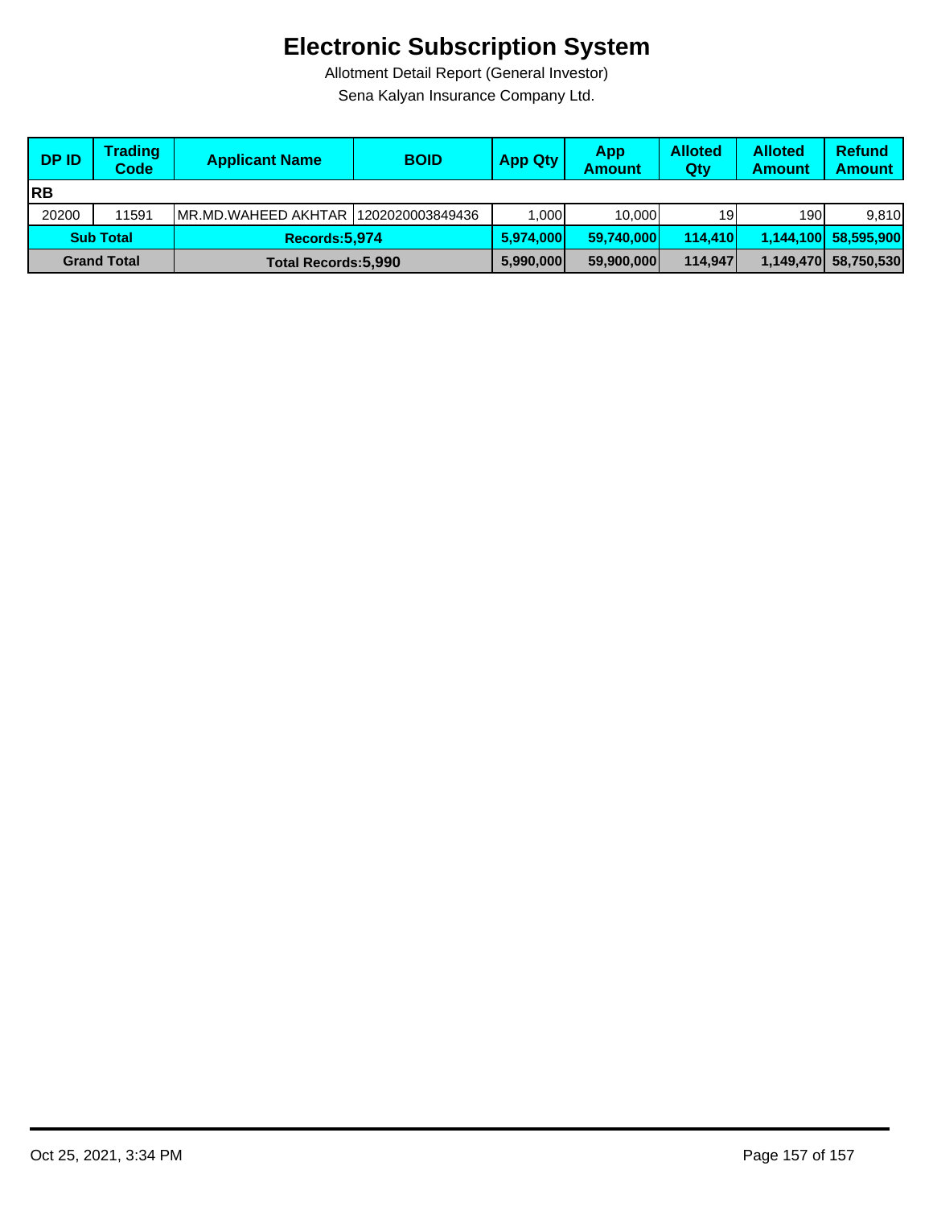# Electronic Subscription System

Allotment Detail Report (General Investor)

Sena Kalyan Insurance Company Ltd.

| DP ID | Trading Code | Applicant Name | BOID | App Qty | App Amount | Alloted Qty | Alloted Amount | Refund Amount |
|---|---|---|---|---|---|---|---|---|
| **RB** | | | | | | | | |
| 20200 | 11591 | MR.MD.WAHEED AKHTAR | 1202020003849436 | 1,000 | 10,000 | 19 | 190 | 9,810 |
| **Sub Total** | | **Records:5,974** | | **5,974,000** | **59,740,000** | **114,410** | **1,144,100** | **58,595,900** |
| **Grand Total** | | **Total Records:5,990** | | **5,990,000** | **59,900,000** | **114,947** | **1,149,470** | **58,750,530** |

Oct 25, 2021, 3:34 PM